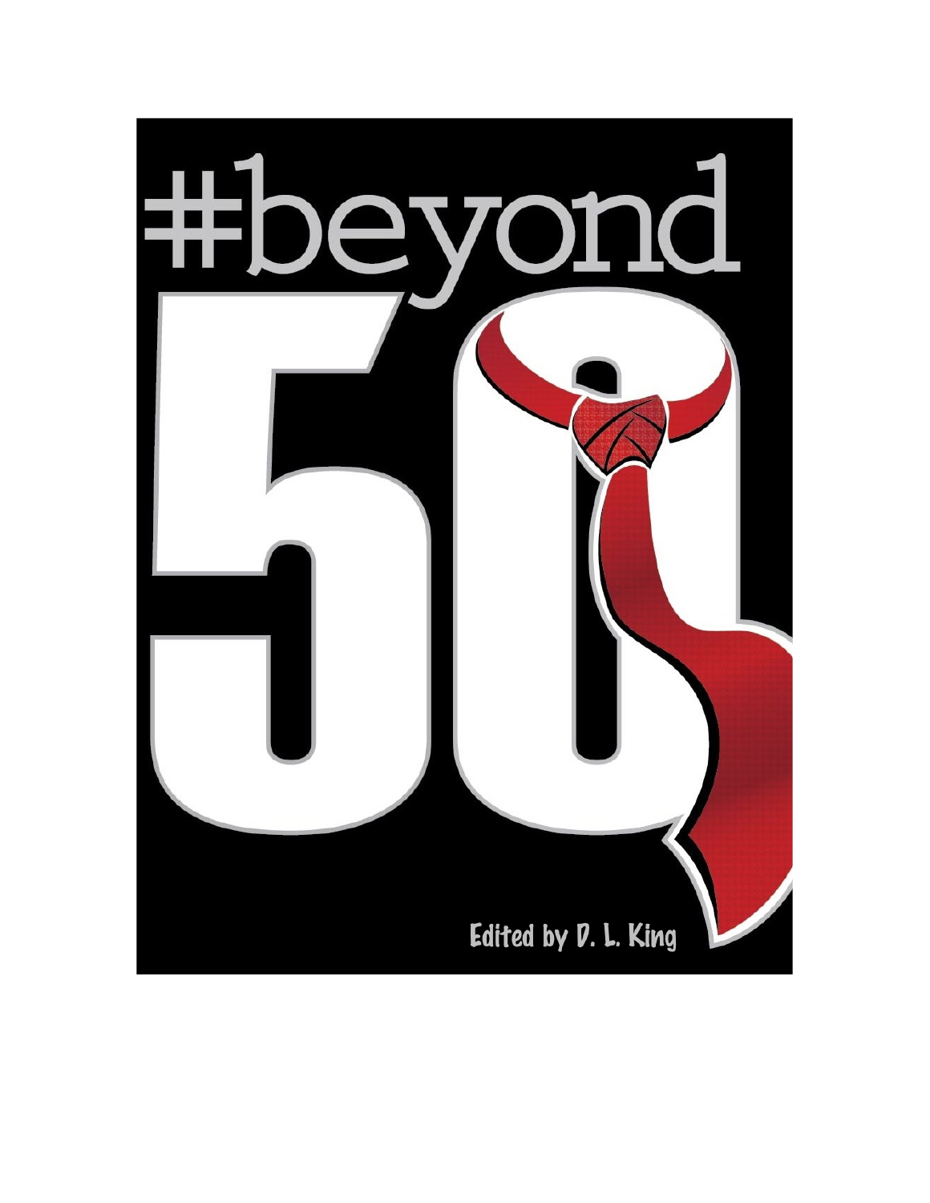# #beyond 50

Edited by D. L. King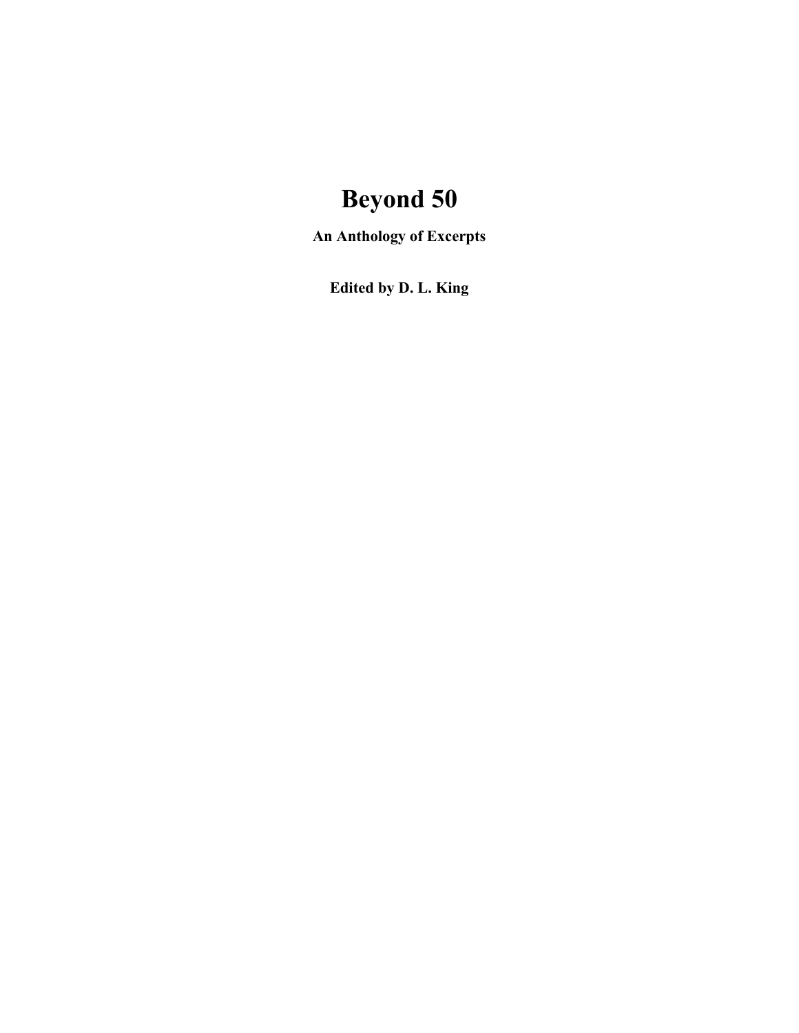# Beyond 50

**An Anthology of Excerpts**

**Edited by D. L. King**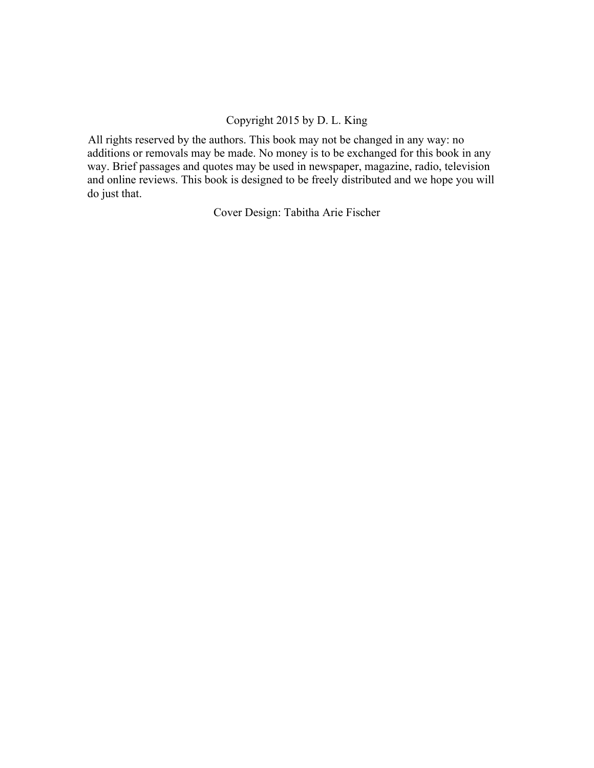Copyright 2015 by D. L. King

All rights reserved by the authors. This book may not be changed in any way: no additions or removals may be made. No money is to be exchanged for this book in any way. Brief passages and quotes may be used in newspaper, magazine, radio, television and online reviews. This book is designed to be freely distributed and we hope you will do just that.

Cover Design: Tabitha Arie Fischer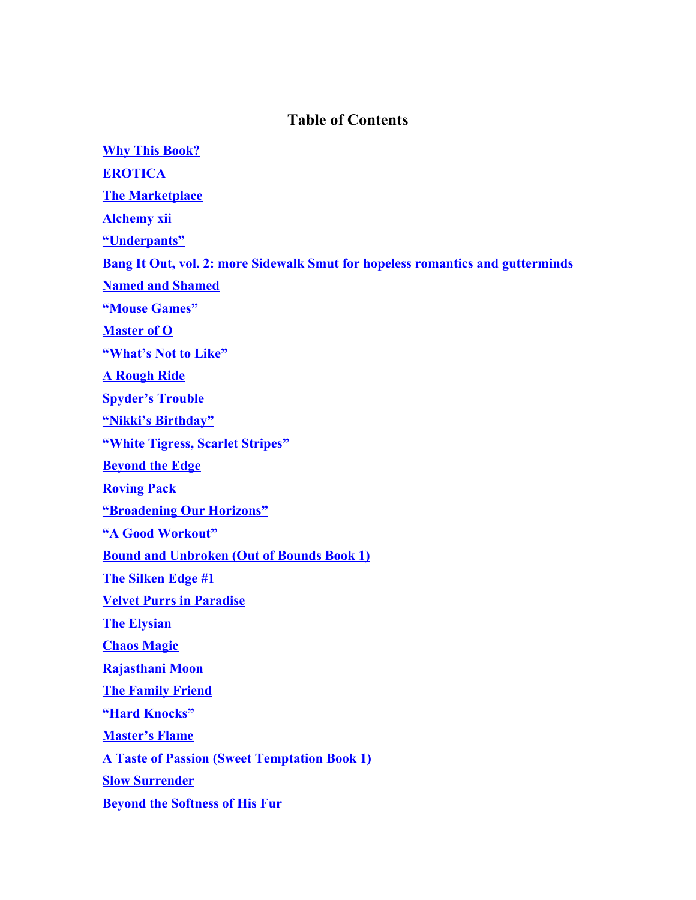# Table of Contents

**Why This Book?**

**EROTICA**

**The Marketplace**

**Alchemy xii**

**“Underpants”**

**Bang It Out, vol. 2: more Sidewalk Smut for hopeless romantics and gutterminds**

**Named and Shamed**

**“Mouse Games”**

**Master of O**

**“What’s Not to Like”**

**A Rough Ride**

**Spyder’s Trouble**

**“Nikki’s Birthday”**

**“White Tigress, Scarlet Stripes”**

**Beyond the Edge**

**Roving Pack**

**“Broadening Our Horizons”**

**“A Good Workout”**

**Bound and Unbroken (Out of Bounds Book 1)**

**The Silken Edge #1**

**Velvet Purrs in Paradise**

**The Elysian**

**Chaos Magic**

**Rajasthani Moon**

**The Family Friend**

**“Hard Knocks”**

**Master’s Flame**

**A Taste of Passion (Sweet Temptation Book 1)**

**Slow Surrender**

**Beyond the Softness of His Fur**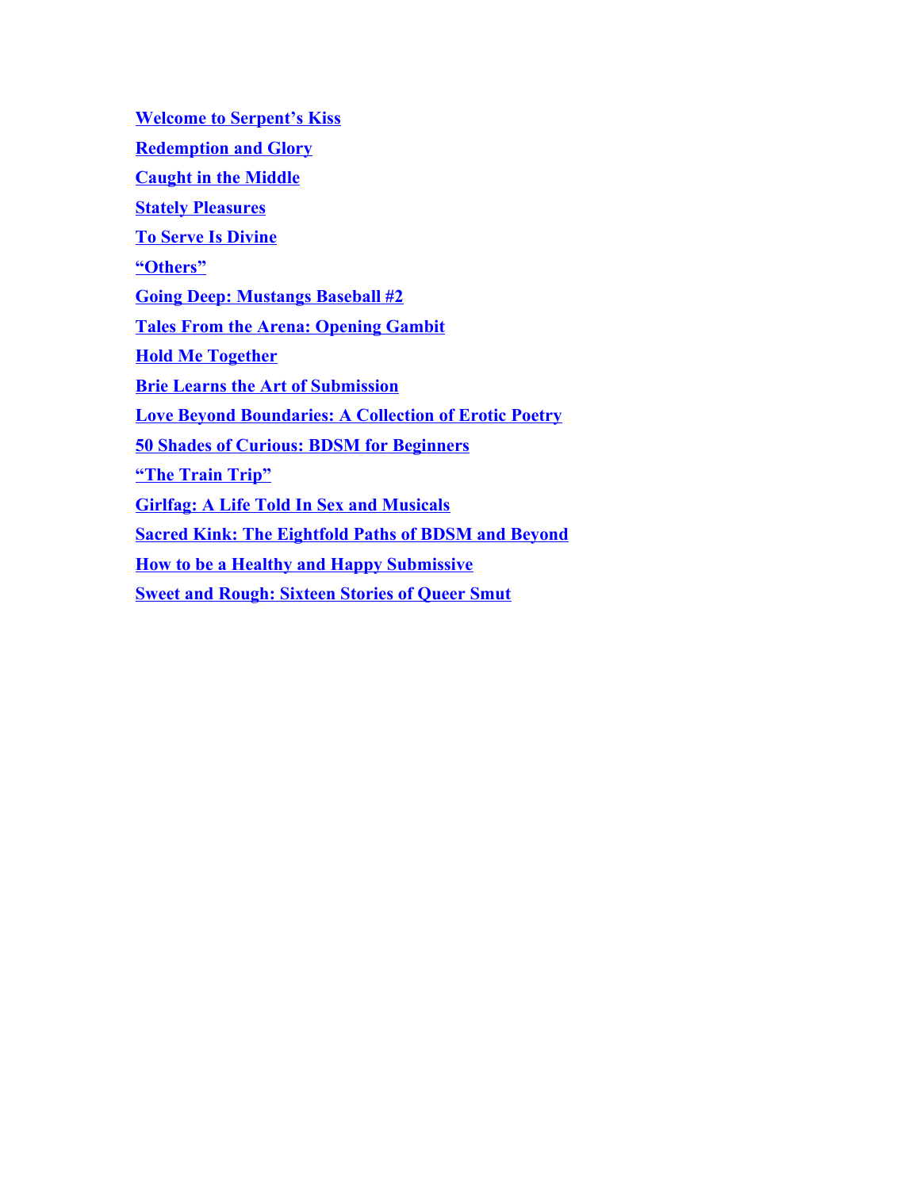**Welcome to Serpent's Kiss**

**Redemption and Glory**

**Caught in the Middle**

**Stately Pleasures**

**To Serve Is Divine**

**"Others"**

**Going Deep: Mustangs Baseball #2**

**Tales From the Arena: Opening Gambit**

**Hold Me Together**

**Brie Learns the Art of Submission**

**Love Beyond Boundaries: A Collection of Erotic Poetry**

**50 Shades of Curious: BDSM for Beginners**

**"The Train Trip"**

**Girlfag: A Life Told In Sex and Musicals**

**Sacred Kink: The Eightfold Paths of BDSM and Beyond**

**How to be a Healthy and Happy Submissive**

**Sweet and Rough: Sixteen Stories of Queer Smut**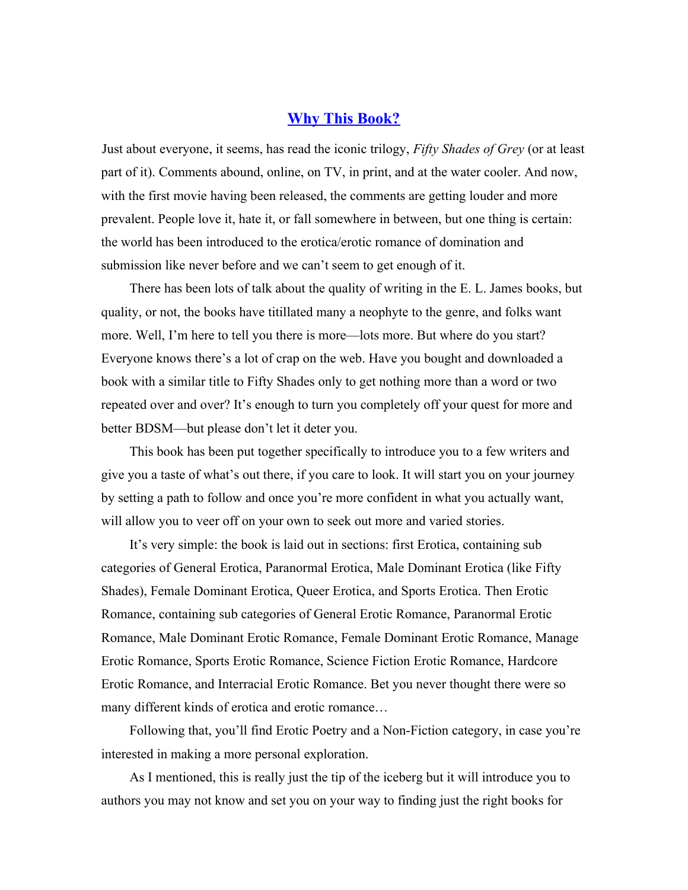# Why This Book?

Just about everyone, it seems, has read the iconic trilogy, *Fifty Shades of Grey* (or at least part of it). Comments abound, online, on TV, in print, and at the water cooler. And now, with the first movie having been released, the comments are getting louder and more prevalent. People love it, hate it, or fall somewhere in between, but one thing is certain: the world has been introduced to the erotica/erotic romance of domination and submission like never before and we can't seem to get enough of it.

There has been lots of talk about the quality of writing in the E. L. James books, but quality, or not, the books have titillated many a neophyte to the genre, and folks want more. Well, I'm here to tell you there is more—lots more. But where do you start? Everyone knows there's a lot of crap on the web. Have you bought and downloaded a book with a similar title to Fifty Shades only to get nothing more than a word or two repeated over and over? It's enough to turn you completely off your quest for more and better BDSM—but please don't let it deter you.

This book has been put together specifically to introduce you to a few writers and give you a taste of what's out there, if you care to look. It will start you on your journey by setting a path to follow and once you're more confident in what you actually want, will allow you to veer off on your own to seek out more and varied stories.

It's very simple: the book is laid out in sections: first Erotica, containing sub categories of General Erotica, Paranormal Erotica, Male Dominant Erotica (like Fifty Shades), Female Dominant Erotica, Queer Erotica, and Sports Erotica. Then Erotic Romance, containing sub categories of General Erotic Romance, Paranormal Erotic Romance, Male Dominant Erotic Romance, Female Dominant Erotic Romance, Manage Erotic Romance, Sports Erotic Romance, Science Fiction Erotic Romance, Hardcore Erotic Romance, and Interracial Erotic Romance. Bet you never thought there were so many different kinds of erotica and erotic romance…

Following that, you'll find Erotic Poetry and a Non-Fiction category, in case you're interested in making a more personal exploration.

As I mentioned, this is really just the tip of the iceberg but it will introduce you to authors you may not know and set you on your way to finding just the right books for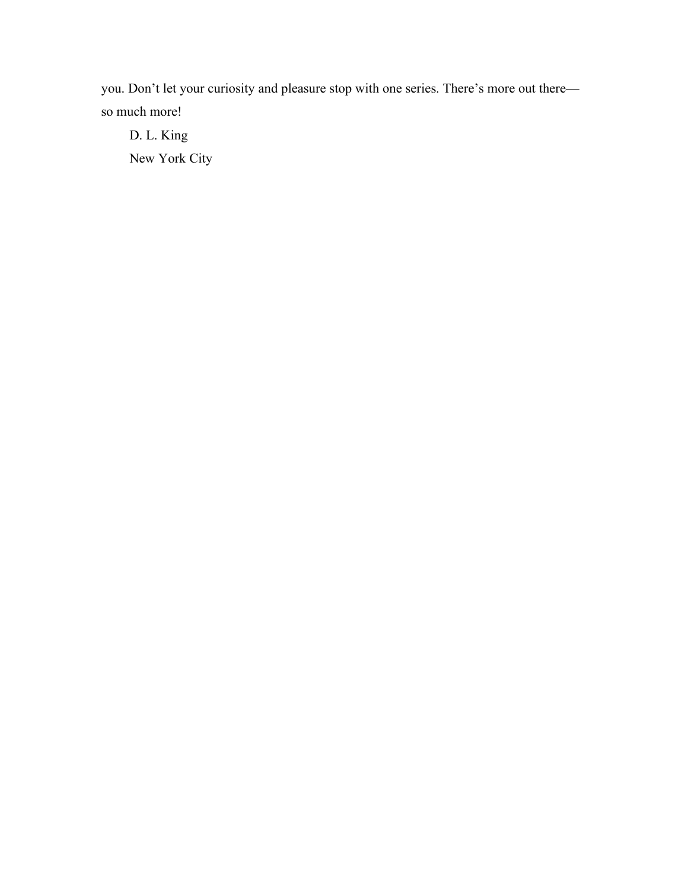you. Don’t let your curiosity and pleasure stop with one series. There’s more out there—so much more!

D. L. King

New York City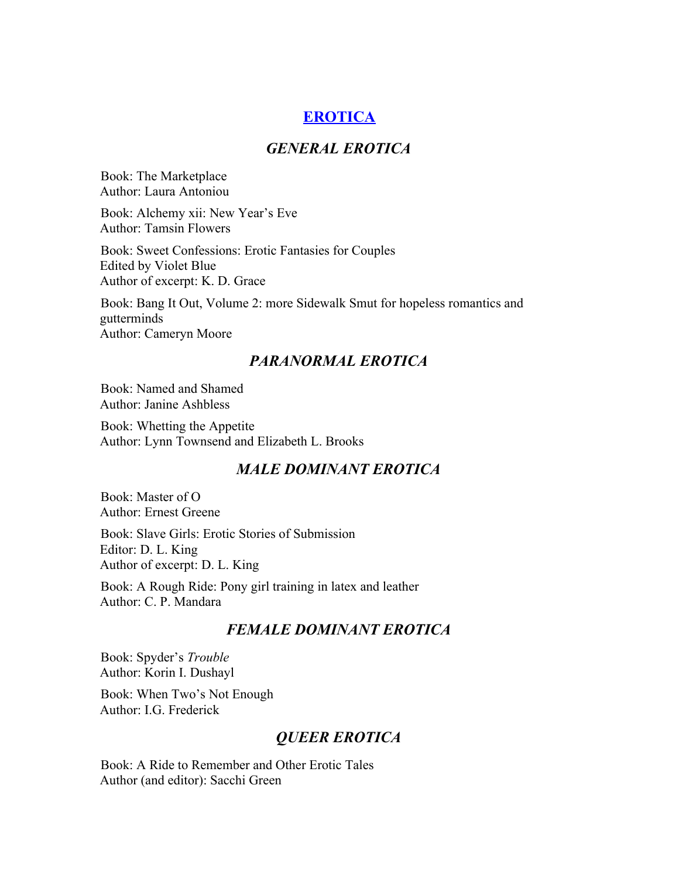## [EROTICA]

### *GENERAL EROTICA*

Book: The Marketplace
Author: Laura Antoniou

Book: Alchemy xii: New Year's Eve
Author: Tamsin Flowers

Book: Sweet Confessions: Erotic Fantasies for Couples
Edited by Violet Blue
Author of excerpt: K. D. Grace

Book: Bang It Out, Volume 2: more Sidewalk Smut for hopeless romantics and gutterminds
Author: Cameryn Moore

### *PARANORMAL EROTICA*

Book: Named and Shamed
Author: Janine Ashbless

Book: Whetting the Appetite
Author: Lynn Townsend and Elizabeth L. Brooks

### *MALE DOMINANT EROTICA*

Book: Master of O
Author: Ernest Greene

Book: Slave Girls: Erotic Stories of Submission
Editor: D. L. King
Author of excerpt: D. L. King

Book: A Rough Ride: Pony girl training in latex and leather
Author: C. P. Mandara

### *FEMALE DOMINANT EROTICA*

Book: Spyder's *Trouble*
Author: Korin I. Dushayl

Book: When Two's Not Enough
Author: I.G. Frederick

### *QUEER EROTICA*

Book: A Ride to Remember and Other Erotic Tales
Author (and editor): Sacchi Green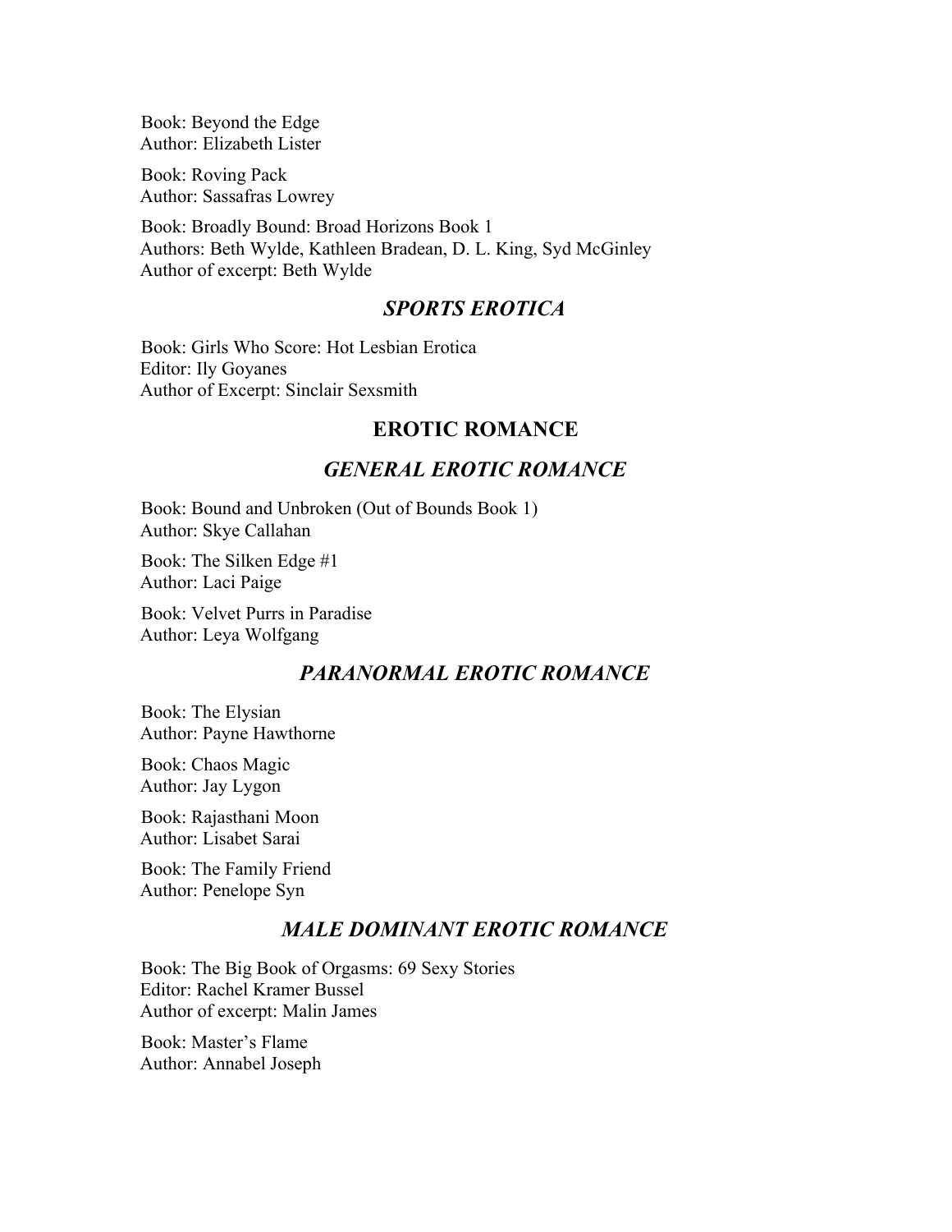Book: Beyond the Edge
Author: Elizabeth Lister

Book: Roving Pack
Author: Sassafras Lowrey

Book: Broadly Bound: Broad Horizons Book 1
Authors: Beth Wylde, Kathleen Bradean, D. L. King, Syd McGinley
Author of excerpt: Beth Wylde

### *SPORTS EROTICA*

Book: Girls Who Score: Hot Lesbian Erotica
Editor: Ily Goyanes
Author of Excerpt: Sinclair Sexsmith

## EROTIC ROMANCE

### *GENERAL EROTIC ROMANCE*

Book: Bound and Unbroken (Out of Bounds Book 1)
Author: Skye Callahan

Book: The Silken Edge #1
Author: Laci Paige

Book: Velvet Purrs in Paradise
Author: Leya Wolfgang

### *PARANORMAL EROTIC ROMANCE*

Book: The Elysian
Author: Payne Hawthorne

Book: Chaos Magic
Author: Jay Lygon

Book: Rajasthani Moon
Author: Lisabet Sarai

Book: The Family Friend
Author: Penelope Syn

### *MALE DOMINANT EROTIC ROMANCE*

Book: The Big Book of Orgasms: 69 Sexy Stories
Editor: Rachel Kramer Bussel
Author of excerpt: Malin James

Book: Master's Flame
Author: Annabel Joseph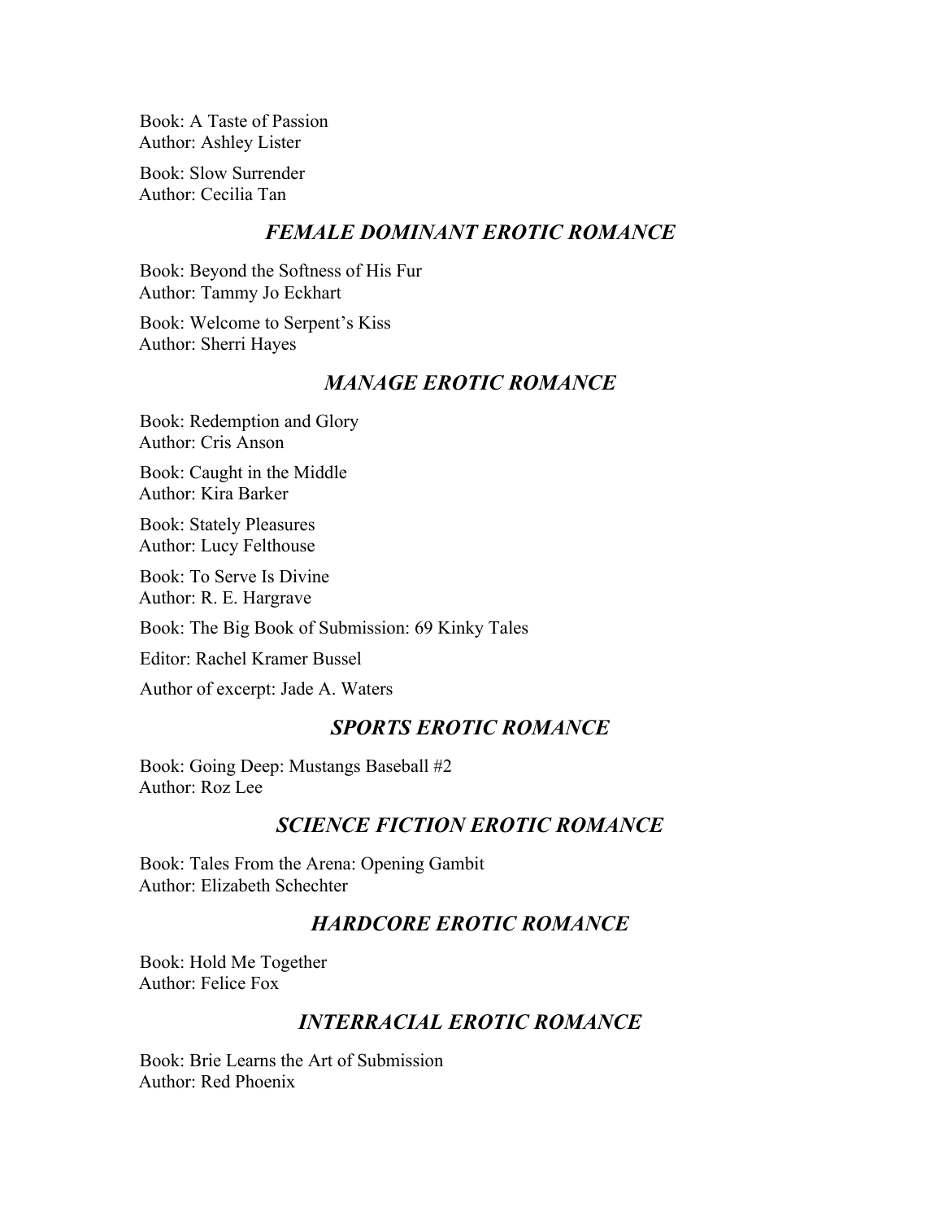Book: A Taste of Passion
Author: Ashley Lister

Book: Slow Surrender
Author: Cecilia Tan

## *FEMALE DOMINANT EROTIC ROMANCE*

Book: Beyond the Softness of His Fur
Author: Tammy Jo Eckhart

Book: Welcome to Serpent's Kiss
Author: Sherri Hayes

## *MANAGE EROTIC ROMANCE*

Book: Redemption and Glory
Author: Cris Anson

Book: Caught in the Middle
Author: Kira Barker

Book: Stately Pleasures
Author: Lucy Felthouse

Book: To Serve Is Divine
Author: R. E. Hargrave

Book: The Big Book of Submission: 69 Kinky Tales

Editor: Rachel Kramer Bussel

Author of excerpt: Jade A. Waters

## *SPORTS EROTIC ROMANCE*

Book: Going Deep: Mustangs Baseball #2
Author: Roz Lee

## *SCIENCE FICTION EROTIC ROMANCE*

Book: Tales From the Arena: Opening Gambit
Author: Elizabeth Schechter

## *HARDCORE EROTIC ROMANCE*

Book: Hold Me Together
Author: Felice Fox

## *INTERRACIAL EROTIC ROMANCE*

Book: Brie Learns the Art of Submission
Author: Red Phoenix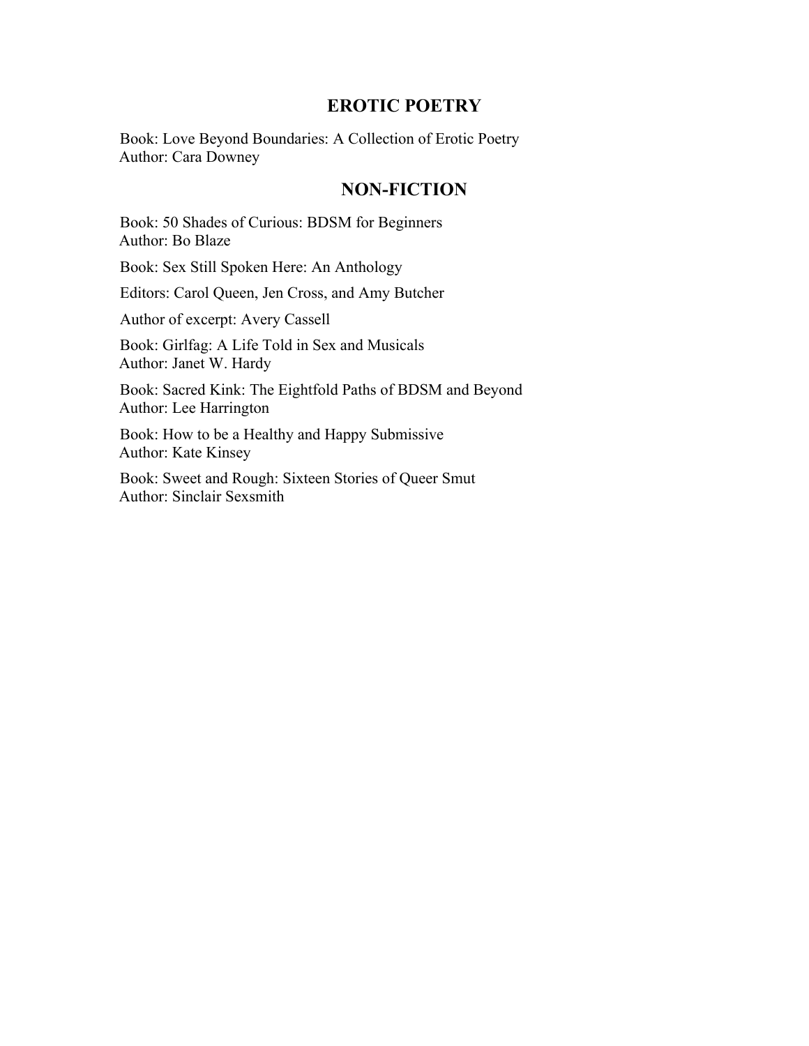## EROTIC POETRY

Book: Love Beyond Boundaries: A Collection of Erotic Poetry
Author: Cara Downey

## NON-FICTION

Book: 50 Shades of Curious: BDSM for Beginners
Author: Bo Blaze

Book: Sex Still Spoken Here: An Anthology

Editors: Carol Queen, Jen Cross, and Amy Butcher

Author of excerpt: Avery Cassell

Book: Girlfag: A Life Told in Sex and Musicals
Author: Janet W. Hardy

Book: Sacred Kink: The Eightfold Paths of BDSM and Beyond
Author: Lee Harrington

Book: How to be a Healthy and Happy Submissive
Author: Kate Kinsey

Book: Sweet and Rough: Sixteen Stories of Queer Smut
Author: Sinclair Sexsmith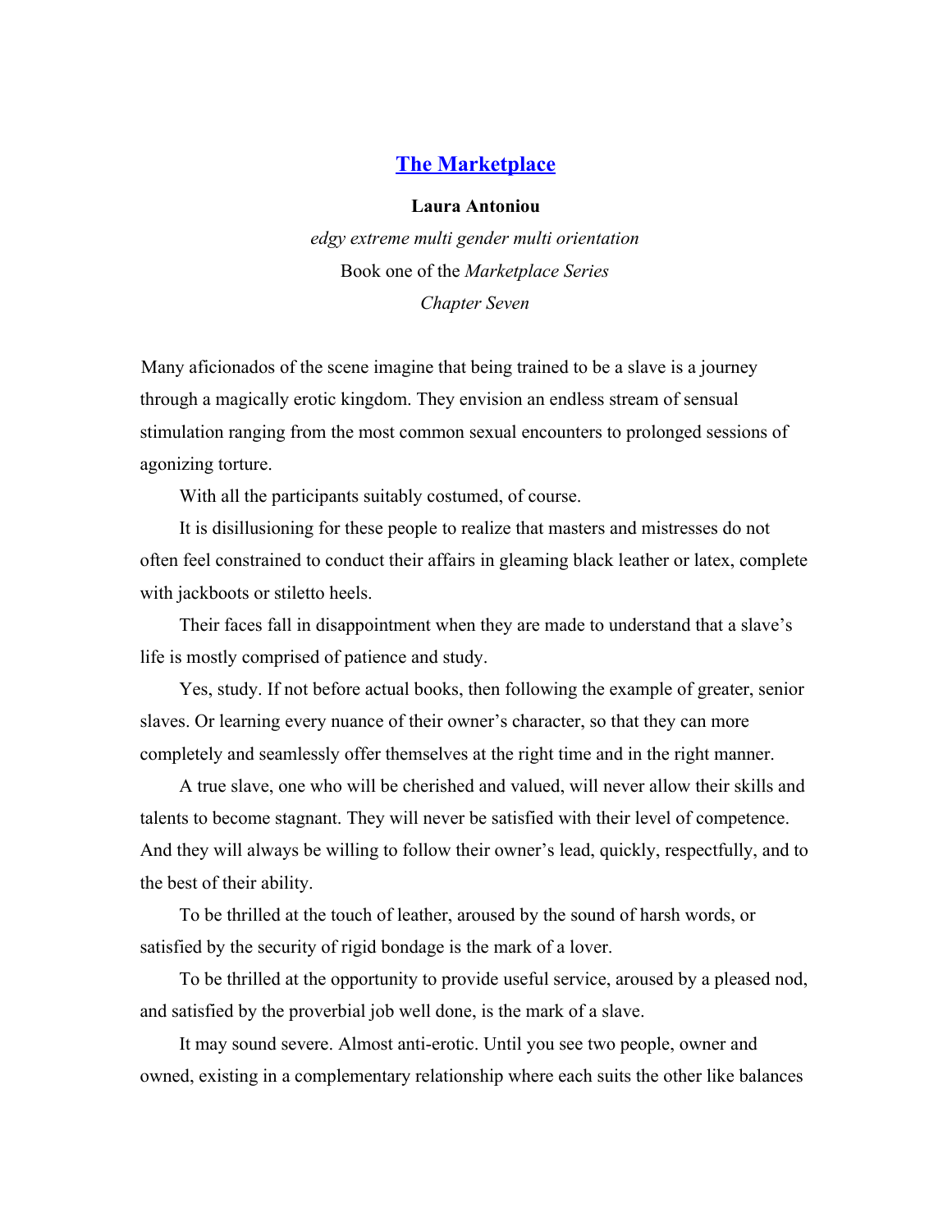# [The Marketplace](#)

**Laura Antoniou**

*edgy extreme multi gender multi orientation*

Book one of the *Marketplace Series*

*Chapter Seven*

Many aficionados of the scene imagine that being trained to be a slave is a journey through a magically erotic kingdom. They envision an endless stream of sensual stimulation ranging from the most common sexual encounters to prolonged sessions of agonizing torture.

With all the participants suitably costumed, of course.

It is disillusioning for these people to realize that masters and mistresses do not often feel constrained to conduct their affairs in gleaming black leather or latex, complete with jackboots or stiletto heels.

Their faces fall in disappointment when they are made to understand that a slave's life is mostly comprised of patience and study.

Yes, study. If not before actual books, then following the example of greater, senior slaves. Or learning every nuance of their owner's character, so that they can more completely and seamlessly offer themselves at the right time and in the right manner.

A true slave, one who will be cherished and valued, will never allow their skills and talents to become stagnant. They will never be satisfied with their level of competence. And they will always be willing to follow their owner's lead, quickly, respectfully, and to the best of their ability.

To be thrilled at the touch of leather, aroused by the sound of harsh words, or satisfied by the security of rigid bondage is the mark of a lover.

To be thrilled at the opportunity to provide useful service, aroused by a pleased nod, and satisfied by the proverbial job well done, is the mark of a slave.

It may sound severe. Almost anti-erotic. Until you see two people, owner and owned, existing in a complementary relationship where each suits the other like balances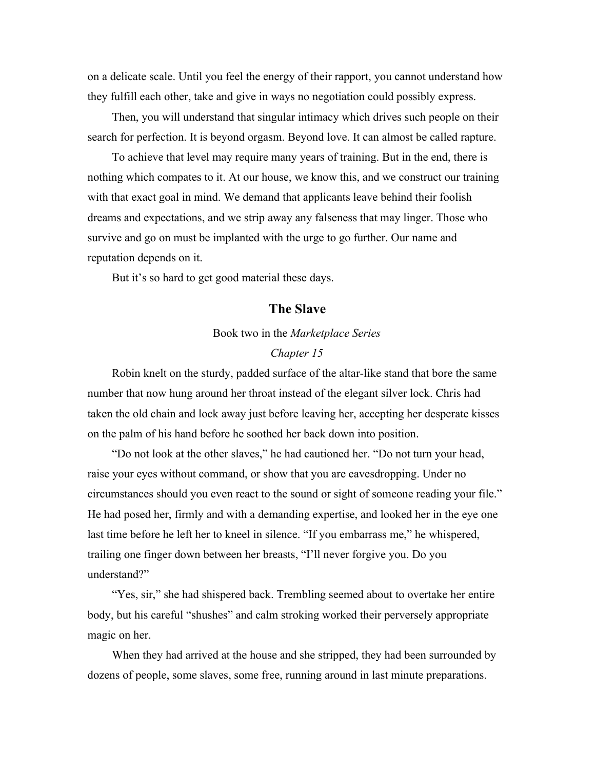on a delicate scale. Until you feel the energy of their rapport, you cannot understand how they fulfill each other, take and give in ways no negotiation could possibly express.

Then, you will understand that singular intimacy which drives such people on their search for perfection. It is beyond orgasm. Beyond love. It can almost be called rapture.

To achieve that level may require many years of training. But in the end, there is nothing which compates to it. At our house, we know this, and we construct our training with that exact goal in mind. We demand that applicants leave behind their foolish dreams and expectations, and we strip away any falseness that may linger. Those who survive and go on must be implanted with the urge to go further. Our name and reputation depends on it.

But it's so hard to get good material these days.

## The Slave

Book two in the *Marketplace Series*

*Chapter 15*

Robin knelt on the sturdy, padded surface of the altar-like stand that bore the same number that now hung around her throat instead of the elegant silver lock. Chris had taken the old chain and lock away just before leaving her, accepting her desperate kisses on the palm of his hand before he soothed her back down into position.

"Do not look at the other slaves," he had cautioned her. "Do not turn your head, raise your eyes without command, or show that you are eavesdropping. Under no circumstances should you even react to the sound or sight of someone reading your file." He had posed her, firmly and with a demanding expertise, and looked her in the eye one last time before he left her to kneel in silence. "If you embarrass me," he whispered, trailing one finger down between her breasts, "I'll never forgive you. Do you understand?"

"Yes, sir," she had shispered back. Trembling seemed about to overtake her entire body, but his careful "shushes" and calm stroking worked their perversely appropriate magic on her.

When they had arrived at the house and she stripped, they had been surrounded by dozens of people, some slaves, some free, running around in last minute preparations.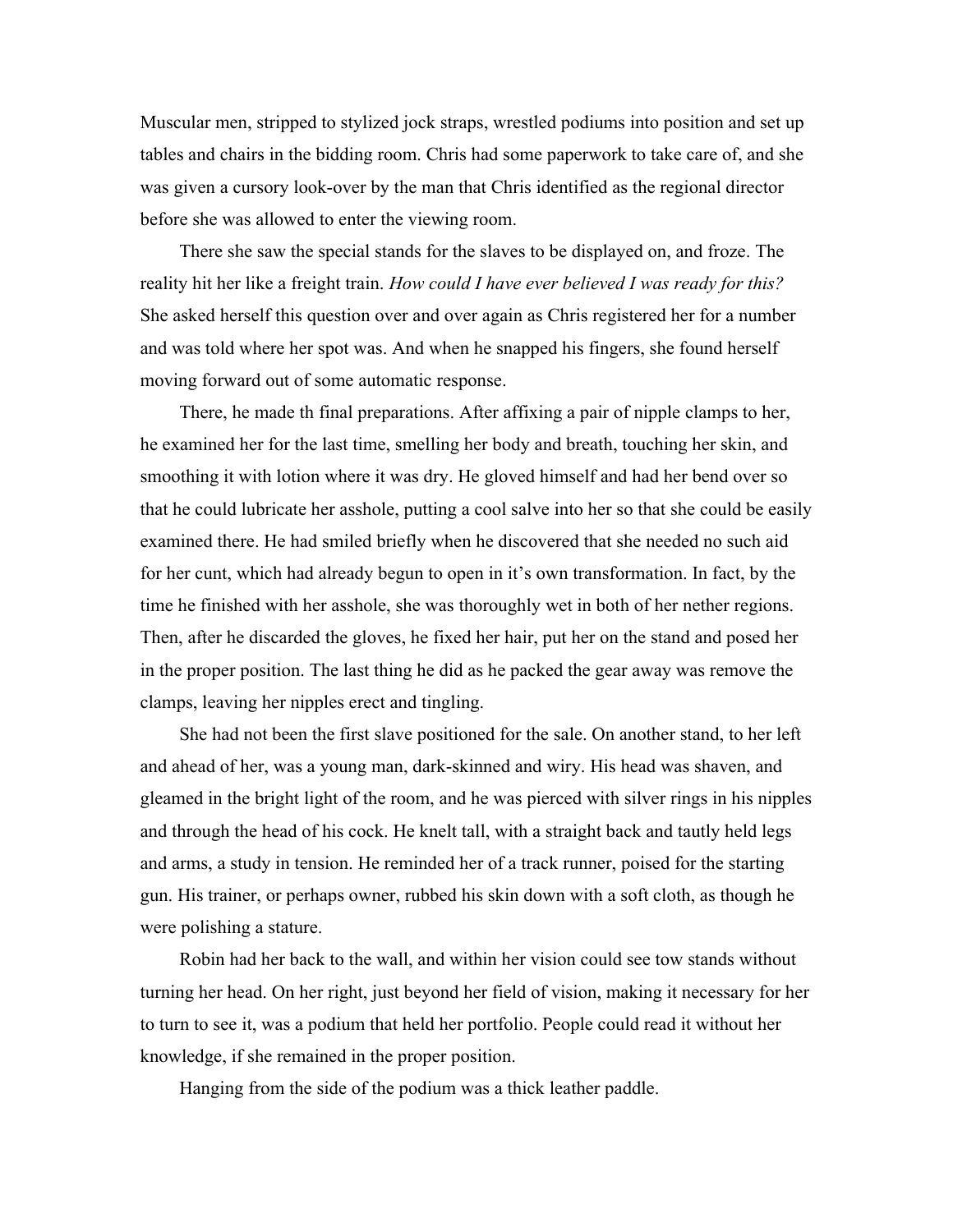Muscular men, stripped to stylized jock straps, wrestled podiums into position and set up tables and chairs in the bidding room. Chris had some paperwork to take care of, and she was given a cursory look-over by the man that Chris identified as the regional director before she was allowed to enter the viewing room.

There she saw the special stands for the slaves to be displayed on, and froze. The reality hit her like a freight train. *How could I have ever believed I was ready for this?* She asked herself this question over and over again as Chris registered her for a number and was told where her spot was. And when he snapped his fingers, she found herself moving forward out of some automatic response.

There, he made th final preparations. After affixing a pair of nipple clamps to her, he examined her for the last time, smelling her body and breath, touching her skin, and smoothing it with lotion where it was dry. He gloved himself and had her bend over so that he could lubricate her asshole, putting a cool salve into her so that she could be easily examined there. He had smiled briefly when he discovered that she needed no such aid for her cunt, which had already begun to open in it's own transformation. In fact, by the time he finished with her asshole, she was thoroughly wet in both of her nether regions. Then, after he discarded the gloves, he fixed her hair, put her on the stand and posed her in the proper position. The last thing he did as he packed the gear away was remove the clamps, leaving her nipples erect and tingling.

She had not been the first slave positioned for the sale. On another stand, to her left and ahead of her, was a young man, dark-skinned and wiry. His head was shaven, and gleamed in the bright light of the room, and he was pierced with silver rings in his nipples and through the head of his cock. He knelt tall, with a straight back and tautly held legs and arms, a study in tension. He reminded her of a track runner, poised for the starting gun. His trainer, or perhaps owner, rubbed his skin down with a soft cloth, as though he were polishing a stature.

Robin had her back to the wall, and within her vision could see tow stands without turning her head. On her right, just beyond her field of vision, making it necessary for her to turn to see it, was a podium that held her portfolio. People could read it without her knowledge, if she remained in the proper position.

Hanging from the side of the podium was a thick leather paddle.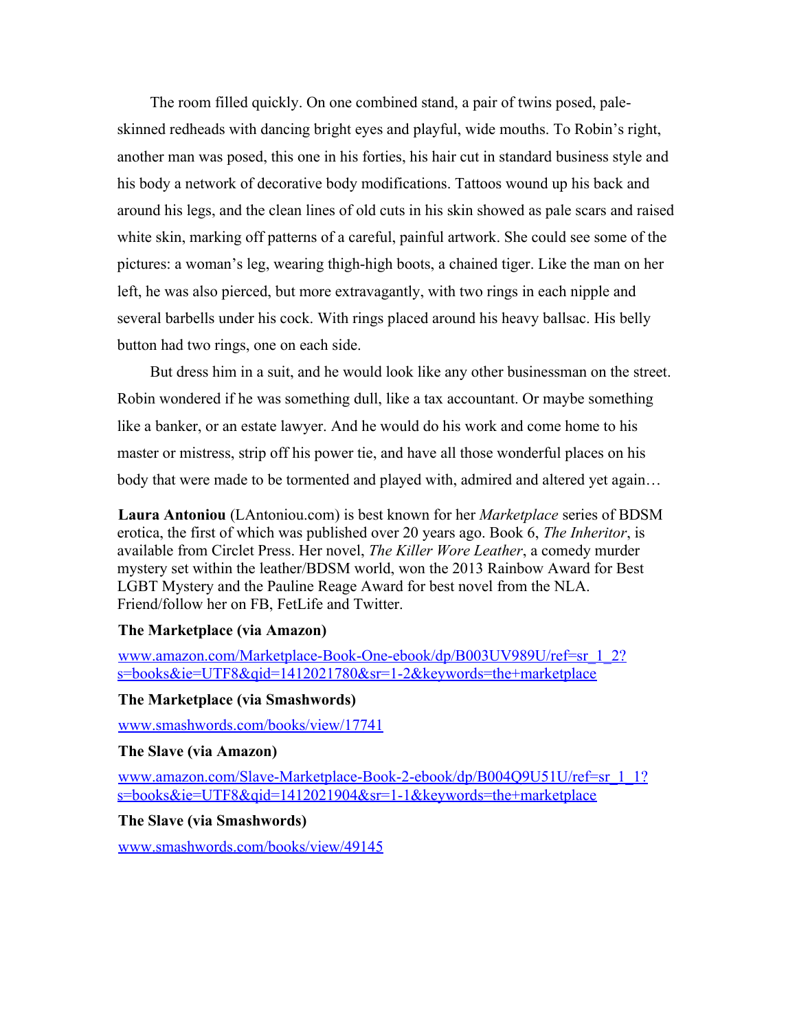The room filled quickly. On one combined stand, a pair of twins posed, pale-skinned redheads with dancing bright eyes and playful, wide mouths. To Robin's right, another man was posed, this one in his forties, his hair cut in standard business style and his body a network of decorative body modifications. Tattoos wound up his back and around his legs, and the clean lines of old cuts in his skin showed as pale scars and raised white skin, marking off patterns of a careful, painful artwork. She could see some of the pictures: a woman's leg, wearing thigh-high boots, a chained tiger. Like the man on her left, he was also pierced, but more extravagantly, with two rings in each nipple and several barbells under his cock. With rings placed around his heavy ballsac. His belly button had two rings, one on each side.

But dress him in a suit, and he would look like any other businessman on the street. Robin wondered if he was something dull, like a tax accountant. Or maybe something like a banker, or an estate lawyer. And he would do his work and come home to his master or mistress, strip off his power tie, and have all those wonderful places on his body that were made to be tormented and played with, admired and altered yet again…

**Laura Antoniou** (LAntoniou.com) is best known for her *Marketplace* series of BDSM erotica, the first of which was published over 20 years ago. Book 6, *The Inheritor*, is available from Circlet Press. Her novel, *The Killer Wore Leather*, a comedy murder mystery set within the leather/BDSM world, won the 2013 Rainbow Award for Best LGBT Mystery and the Pauline Reage Award for best novel from the NLA. Friend/follow her on FB, FetLife and Twitter.

**The Marketplace (via Amazon)**

www.amazon.com/Marketplace-Book-One-ebook/dp/B003UV989U/ref=sr_1_2?s=books&ie=UTF8&qid=1412021780&sr=1-2&keywords=the+marketplace

**The Marketplace (via Smashwords)**

www.smashwords.com/books/view/17741

**The Slave (via Amazon)**

www.amazon.com/Slave-Marketplace-Book-2-ebook/dp/B004Q9U51U/ref=sr_1_1?s=books&ie=UTF8&qid=1412021904&sr=1-1&keywords=the+marketplace

**The Slave (via Smashwords)**

www.smashwords.com/books/view/49145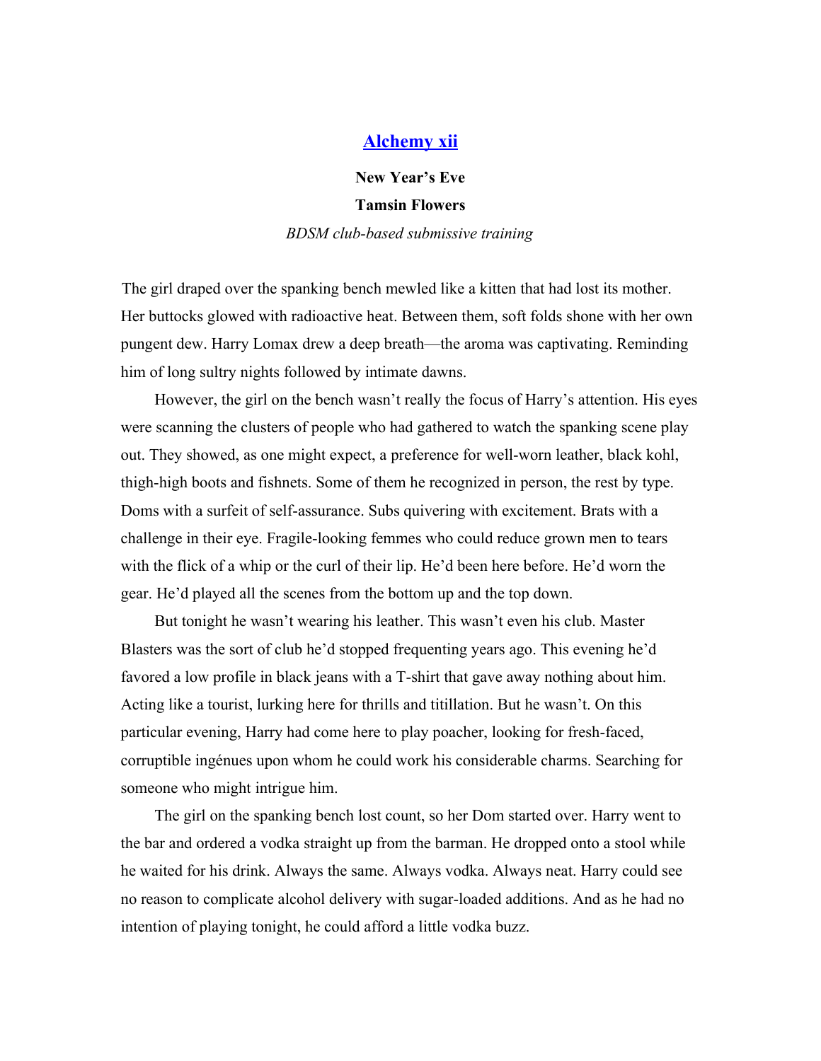## [Alchemy xii]()

**New Year's Eve**

**Tamsin Flowers**

*BDSM club-based submissive training*

The girl draped over the spanking bench mewled like a kitten that had lost its mother. Her buttocks glowed with radioactive heat. Between them, soft folds shone with her own pungent dew. Harry Lomax drew a deep breath—the aroma was captivating. Reminding him of long sultry nights followed by intimate dawns.

However, the girl on the bench wasn't really the focus of Harry's attention. His eyes were scanning the clusters of people who had gathered to watch the spanking scene play out. They showed, as one might expect, a preference for well-worn leather, black kohl, thigh-high boots and fishnets. Some of them he recognized in person, the rest by type. Doms with a surfeit of self-assurance. Subs quivering with excitement. Brats with a challenge in their eye. Fragile-looking femmes who could reduce grown men to tears with the flick of a whip or the curl of their lip. He'd been here before. He'd worn the gear. He'd played all the scenes from the bottom up and the top down.

But tonight he wasn't wearing his leather. This wasn't even his club. Master Blasters was the sort of club he'd stopped frequenting years ago. This evening he'd favored a low profile in black jeans with a T-shirt that gave away nothing about him. Acting like a tourist, lurking here for thrills and titillation. But he wasn't. On this particular evening, Harry had come here to play poacher, looking for fresh-faced, corruptible ingénues upon whom he could work his considerable charms. Searching for someone who might intrigue him.

The girl on the spanking bench lost count, so her Dom started over. Harry went to the bar and ordered a vodka straight up from the barman. He dropped onto a stool while he waited for his drink. Always the same. Always vodka. Always neat. Harry could see no reason to complicate alcohol delivery with sugar-loaded additions. And as he had no intention of playing tonight, he could afford a little vodka buzz.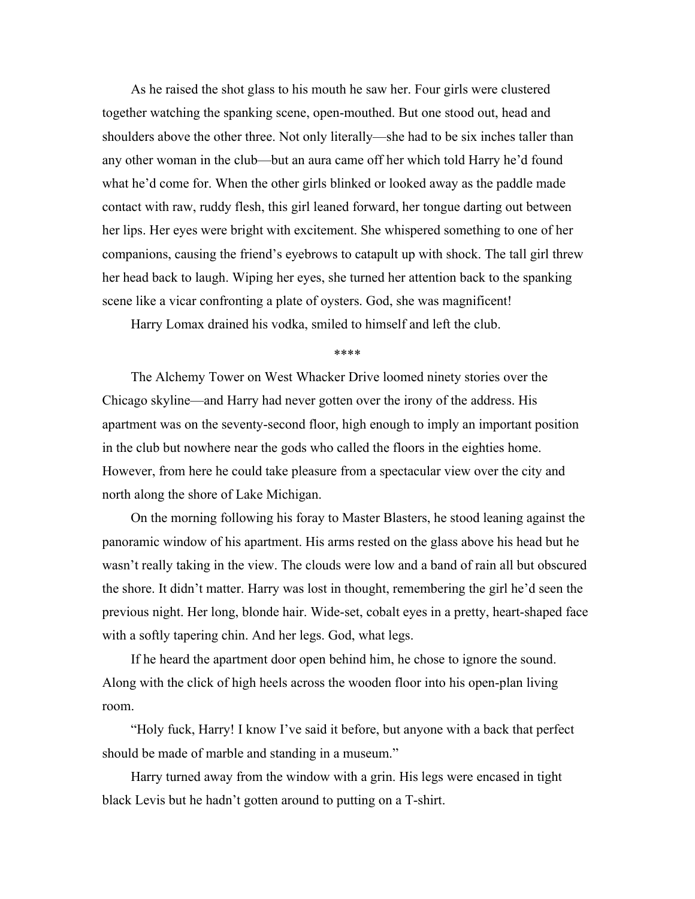As he raised the shot glass to his mouth he saw her. Four girls were clustered together watching the spanking scene, open-mouthed. But one stood out, head and shoulders above the other three. Not only literally—she had to be six inches taller than any other woman in the club—but an aura came off her which told Harry he'd found what he'd come for. When the other girls blinked or looked away as the paddle made contact with raw, ruddy flesh, this girl leaned forward, her tongue darting out between her lips. Her eyes were bright with excitement. She whispered something to one of her companions, causing the friend's eyebrows to catapult up with shock. The tall girl threw her head back to laugh. Wiping her eyes, she turned her attention back to the spanking scene like a vicar confronting a plate of oysters. God, she was magnificent!

Harry Lomax drained his vodka, smiled to himself and left the club.

****

The Alchemy Tower on West Whacker Drive loomed ninety stories over the Chicago skyline—and Harry had never gotten over the irony of the address. His apartment was on the seventy-second floor, high enough to imply an important position in the club but nowhere near the gods who called the floors in the eighties home. However, from here he could take pleasure from a spectacular view over the city and north along the shore of Lake Michigan.

On the morning following his foray to Master Blasters, he stood leaning against the panoramic window of his apartment. His arms rested on the glass above his head but he wasn't really taking in the view. The clouds were low and a band of rain all but obscured the shore. It didn't matter. Harry was lost in thought, remembering the girl he'd seen the previous night. Her long, blonde hair. Wide-set, cobalt eyes in a pretty, heart-shaped face with a softly tapering chin. And her legs. God, what legs.

If he heard the apartment door open behind him, he chose to ignore the sound. Along with the click of high heels across the wooden floor into his open-plan living room.

"Holy fuck, Harry! I know I've said it before, but anyone with a back that perfect should be made of marble and standing in a museum."

Harry turned away from the window with a grin. His legs were encased in tight black Levis but he hadn't gotten around to putting on a T-shirt.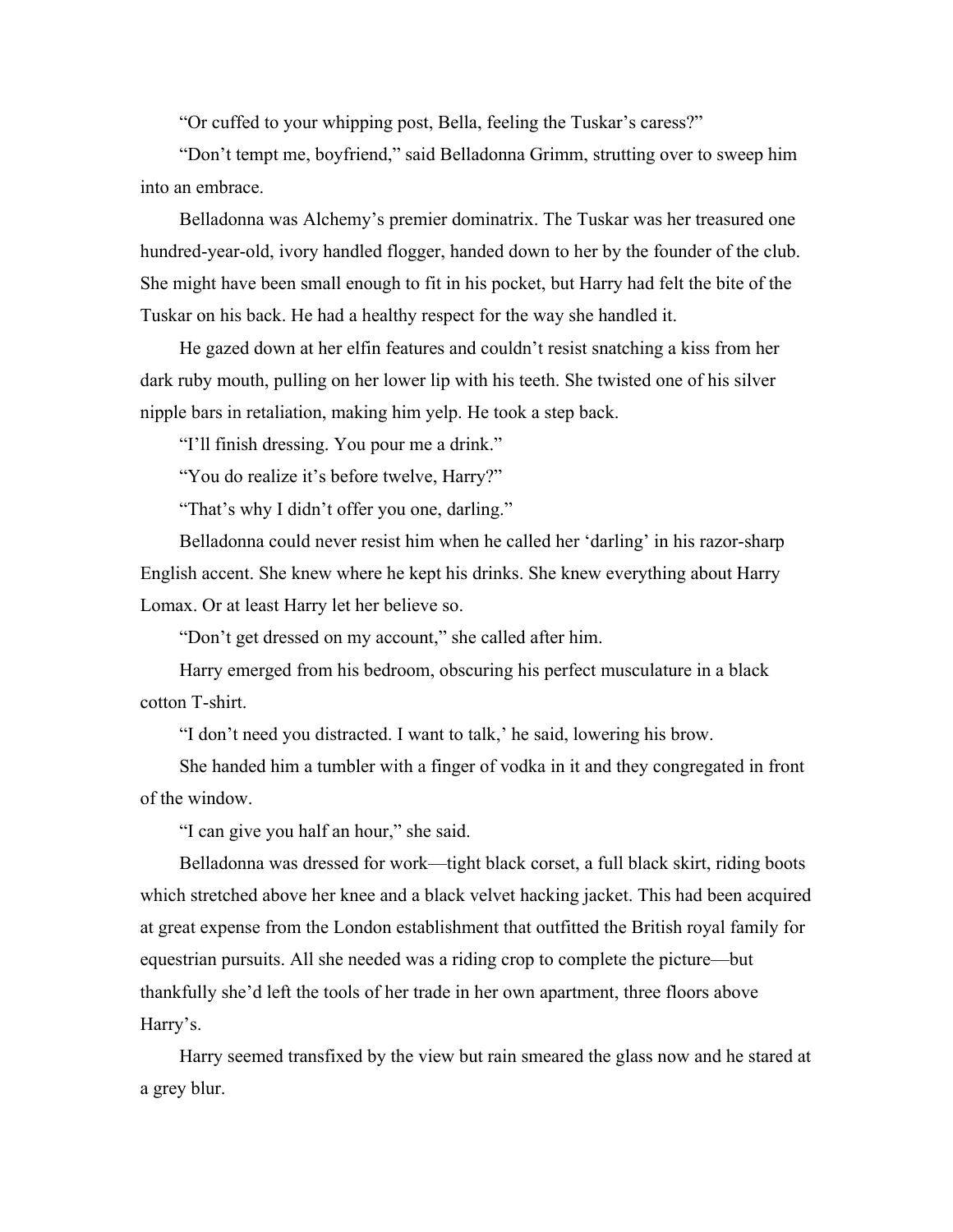"Or cuffed to your whipping post, Bella, feeling the Tuskar's caress?"

"Don't tempt me, boyfriend," said Belladonna Grimm, strutting over to sweep him into an embrace.

Belladonna was Alchemy's premier dominatrix. The Tuskar was her treasured one hundred-year-old, ivory handled flogger, handed down to her by the founder of the club. She might have been small enough to fit in his pocket, but Harry had felt the bite of the Tuskar on his back. He had a healthy respect for the way she handled it.

He gazed down at her elfin features and couldn't resist snatching a kiss from her dark ruby mouth, pulling on her lower lip with his teeth. She twisted one of his silver nipple bars in retaliation, making him yelp. He took a step back.

"I'll finish dressing. You pour me a drink."

"You do realize it's before twelve, Harry?"

"That's why I didn't offer you one, darling."

Belladonna could never resist him when he called her 'darling' in his razor-sharp English accent. She knew where he kept his drinks. She knew everything about Harry Lomax. Or at least Harry let her believe so.

"Don't get dressed on my account," she called after him.

Harry emerged from his bedroom, obscuring his perfect musculature in a black cotton T-shirt.

"I don't need you distracted. I want to talk,' he said, lowering his brow.

She handed him a tumbler with a finger of vodka in it and they congregated in front of the window.

"I can give you half an hour," she said.

Belladonna was dressed for work—tight black corset, a full black skirt, riding boots which stretched above her knee and a black velvet hacking jacket. This had been acquired at great expense from the London establishment that outfitted the British royal family for equestrian pursuits. All she needed was a riding crop to complete the picture—but thankfully she'd left the tools of her trade in her own apartment, three floors above Harry's.

Harry seemed transfixed by the view but rain smeared the glass now and he stared at a grey blur.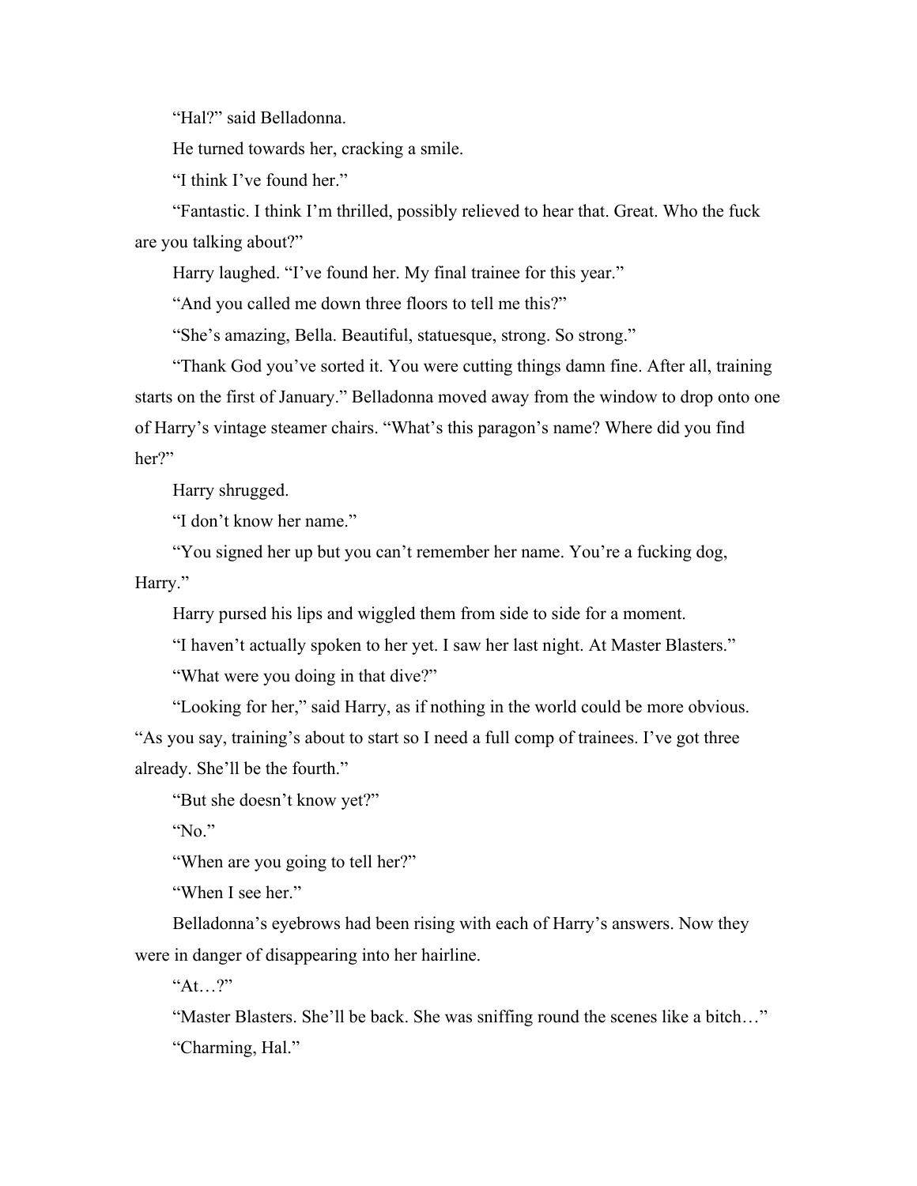"Hal?" said Belladonna.

He turned towards her, cracking a smile.

"I think I've found her."

"Fantastic. I think I'm thrilled, possibly relieved to hear that. Great. Who the fuck are you talking about?"

Harry laughed. "I've found her. My final trainee for this year."

"And you called me down three floors to tell me this?"

"She's amazing, Bella. Beautiful, statuesque, strong. So strong."

"Thank God you've sorted it. You were cutting things damn fine. After all, training starts on the first of January." Belladonna moved away from the window to drop onto one of Harry's vintage steamer chairs. "What's this paragon's name? Where did you find her?"

Harry shrugged.

"I don't know her name."

"You signed her up but you can't remember her name. You're a fucking dog, Harry."

Harry pursed his lips and wiggled them from side to side for a moment.

"I haven't actually spoken to her yet. I saw her last night. At Master Blasters."

"What were you doing in that dive?"

"Looking for her," said Harry, as if nothing in the world could be more obvious. "As you say, training's about to start so I need a full comp of trainees. I've got three already. She'll be the fourth."

"But she doesn't know yet?"

"No."

"When are you going to tell her?"

"When I see her."

Belladonna's eyebrows had been rising with each of Harry's answers. Now they were in danger of disappearing into her hairline.

"At…?"

"Master Blasters. She'll be back. She was sniffing round the scenes like a bitch…"

"Charming, Hal."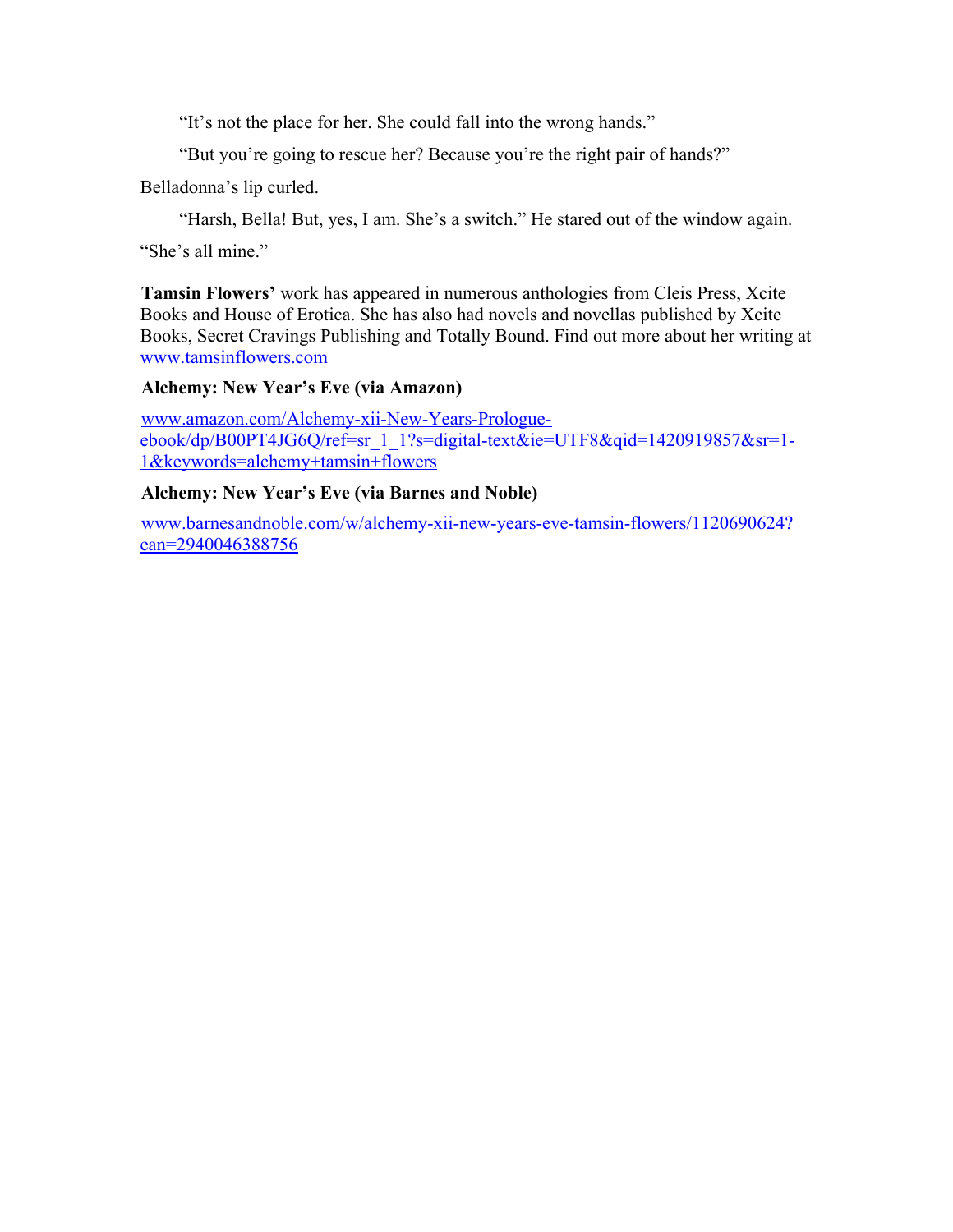"It's not the place for her. She could fall into the wrong hands."

"But you're going to rescue her? Because you're the right pair of hands?" Belladonna's lip curled.

"Harsh, Bella! But, yes, I am. She's a switch." He stared out of the window again. "She's all mine."

**Tamsin Flowers'** work has appeared in numerous anthologies from Cleis Press, Xcite Books and House of Erotica. She has also had novels and novellas published by Xcite Books, Secret Cravings Publishing and Totally Bound. Find out more about her writing at www.tamsinflowers.com

**Alchemy: New Year's Eve (via Amazon)**

www.amazon.com/Alchemy-xii-New-Years-Prologue-ebook/dp/B00PT4JG6Q/ref=sr_1_1?s=digital-text&ie=UTF8&qid=1420919857&sr=1-1&keywords=alchemy+tamsin+flowers

**Alchemy: New Year's Eve (via Barnes and Noble)**

www.barnesandnoble.com/w/alchemy-xii-new-years-eve-tamsin-flowers/1120690624?ean=2940046388756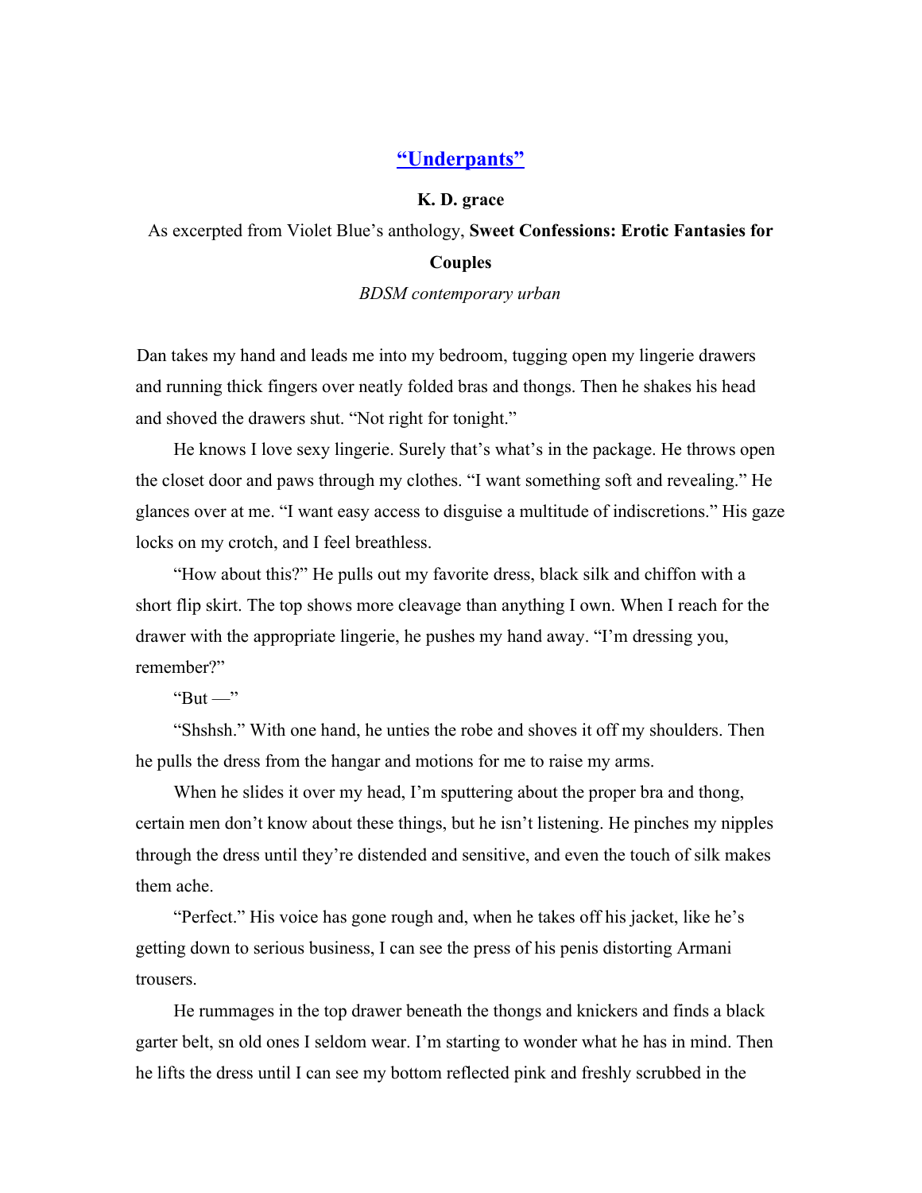## "Underpants"

**K. D. grace**

As excerpted from Violet Blue's anthology, **Sweet Confessions: Erotic Fantasies for Couples**

*BDSM contemporary urban*

Dan takes my hand and leads me into my bedroom, tugging open my lingerie drawers and running thick fingers over neatly folded bras and thongs. Then he shakes his head and shoved the drawers shut. "Not right for tonight."

He knows I love sexy lingerie. Surely that's what's in the package. He throws open the closet door and paws through my clothes. "I want something soft and revealing." He glances over at me. "I want easy access to disguise a multitude of indiscretions." His gaze locks on my crotch, and I feel breathless.

"How about this?" He pulls out my favorite dress, black silk and chiffon with a short flip skirt. The top shows more cleavage than anything I own. When I reach for the drawer with the appropriate lingerie, he pushes my hand away. "I'm dressing you, remember?"

"But —"

"Shshsh." With one hand, he unties the robe and shoves it off my shoulders. Then he pulls the dress from the hangar and motions for me to raise my arms.

When he slides it over my head, I'm sputtering about the proper bra and thong, certain men don't know about these things, but he isn't listening. He pinches my nipples through the dress until they're distended and sensitive, and even the touch of silk makes them ache.

"Perfect." His voice has gone rough and, when he takes off his jacket, like he's getting down to serious business, I can see the press of his penis distorting Armani trousers.

He rummages in the top drawer beneath the thongs and knickers and finds a black garter belt, sn old ones I seldom wear. I'm starting to wonder what he has in mind. Then he lifts the dress until I can see my bottom reflected pink and freshly scrubbed in the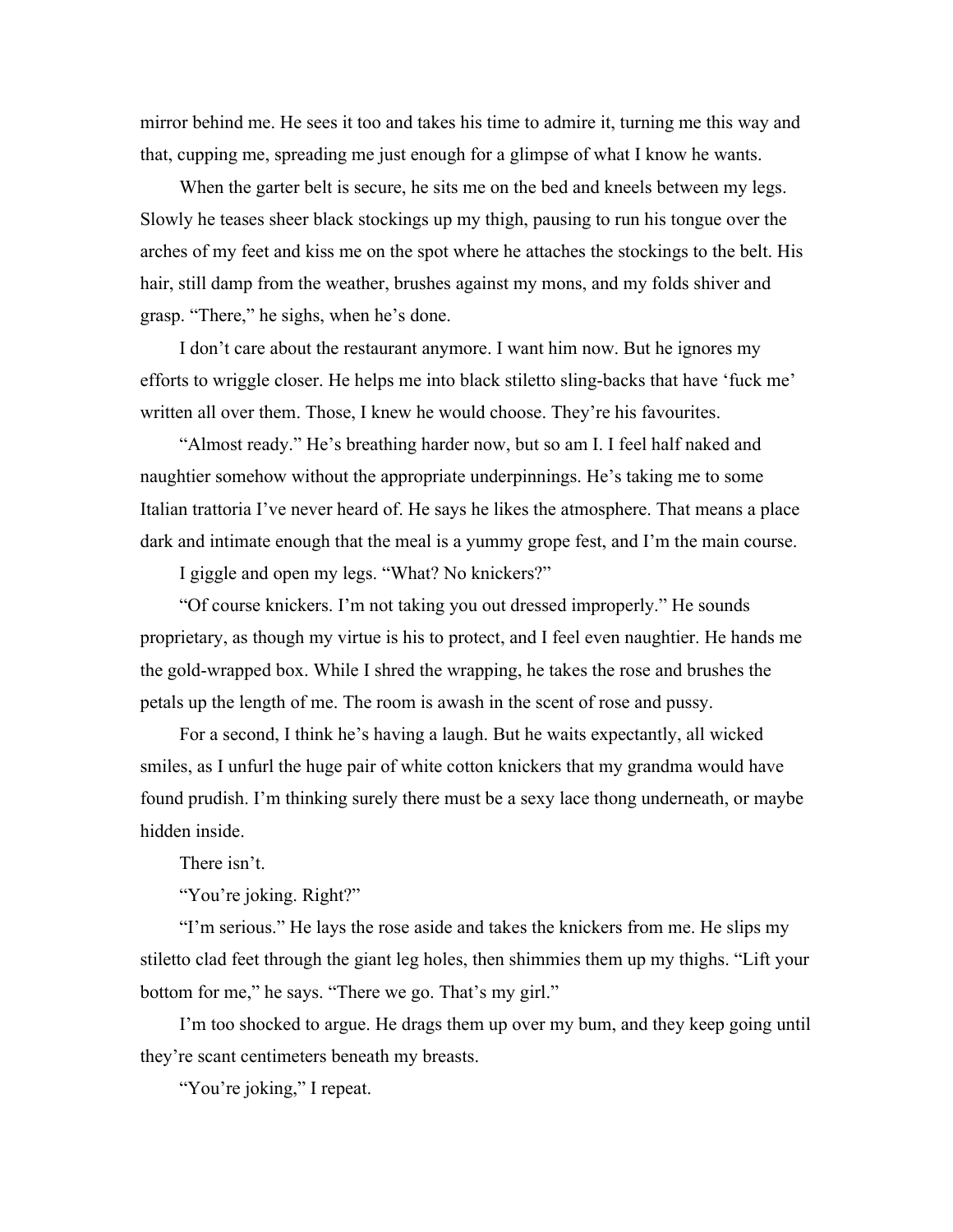mirror behind me. He sees it too and takes his time to admire it, turning me this way and that, cupping me, spreading me just enough for a glimpse of what I know he wants.

When the garter belt is secure, he sits me on the bed and kneels between my legs. Slowly he teases sheer black stockings up my thigh, pausing to run his tongue over the arches of my feet and kiss me on the spot where he attaches the stockings to the belt. His hair, still damp from the weather, brushes against my mons, and my folds shiver and grasp. "There," he sighs, when he's done.

I don't care about the restaurant anymore. I want him now. But he ignores my efforts to wriggle closer. He helps me into black stiletto sling-backs that have 'fuck me' written all over them. Those, I knew he would choose. They're his favourites.

"Almost ready." He's breathing harder now, but so am I. I feel half naked and naughtier somehow without the appropriate underpinnings. He's taking me to some Italian trattoria I've never heard of. He says he likes the atmosphere. That means a place dark and intimate enough that the meal is a yummy grope fest, and I'm the main course.

I giggle and open my legs. "What? No knickers?"

"Of course knickers. I'm not taking you out dressed improperly." He sounds proprietary, as though my virtue is his to protect, and I feel even naughtier. He hands me the gold-wrapped box. While I shred the wrapping, he takes the rose and brushes the petals up the length of me. The room is awash in the scent of rose and pussy.

For a second, I think he's having a laugh. But he waits expectantly, all wicked smiles, as I unfurl the huge pair of white cotton knickers that my grandma would have found prudish. I'm thinking surely there must be a sexy lace thong underneath, or maybe hidden inside.

There isn't.

"You're joking. Right?"

"I'm serious." He lays the rose aside and takes the knickers from me. He slips my stiletto clad feet through the giant leg holes, then shimmies them up my thighs. "Lift your bottom for me," he says. "There we go. That's my girl."

I'm too shocked to argue. He drags them up over my bum, and they keep going until they're scant centimeters beneath my breasts.

"You're joking," I repeat.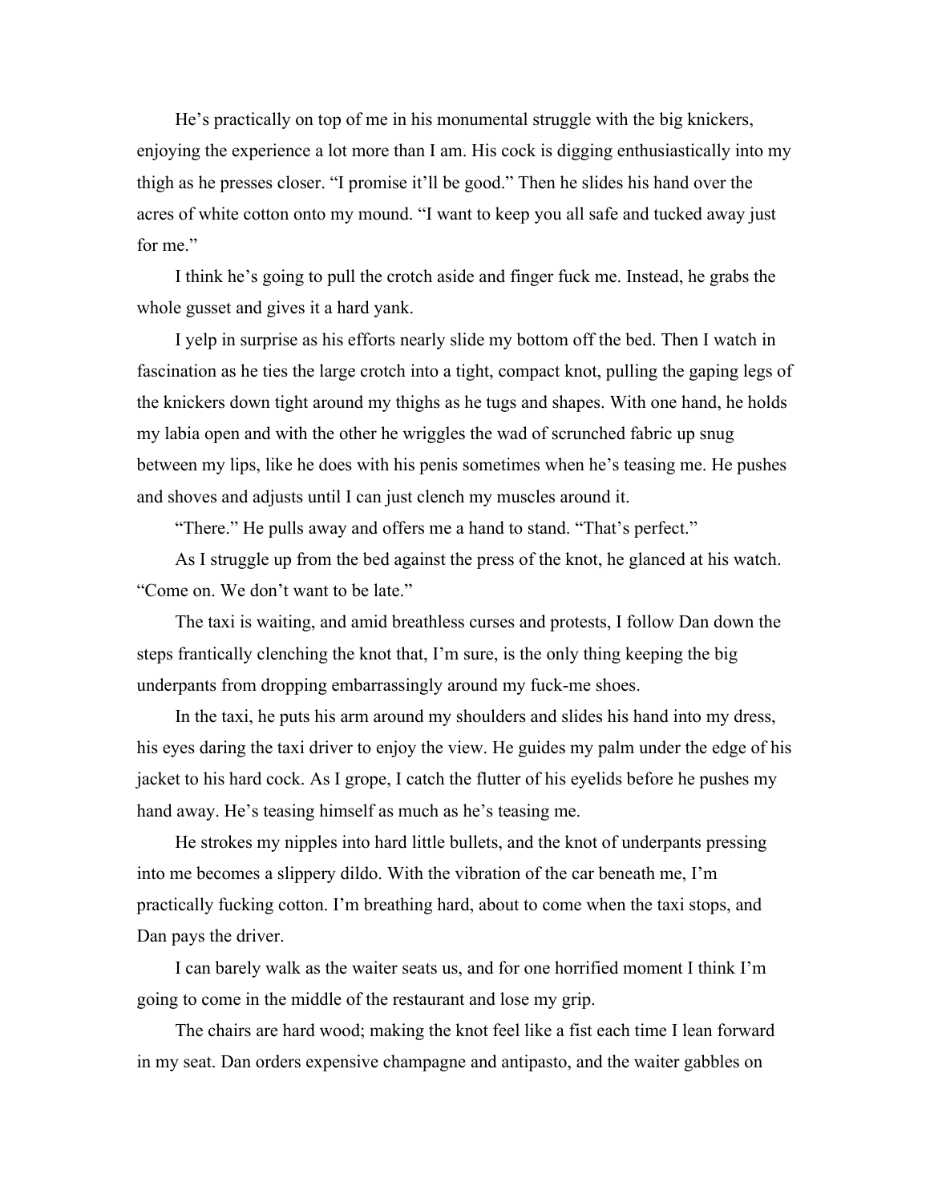He's practically on top of me in his monumental struggle with the big knickers, enjoying the experience a lot more than I am. His cock is digging enthusiastically into my thigh as he presses closer. "I promise it'll be good." Then he slides his hand over the acres of white cotton onto my mound. "I want to keep you all safe and tucked away just for me."

I think he's going to pull the crotch aside and finger fuck me. Instead, he grabs the whole gusset and gives it a hard yank.

I yelp in surprise as his efforts nearly slide my bottom off the bed. Then I watch in fascination as he ties the large crotch into a tight, compact knot, pulling the gaping legs of the knickers down tight around my thighs as he tugs and shapes. With one hand, he holds my labia open and with the other he wriggles the wad of scrunched fabric up snug between my lips, like he does with his penis sometimes when he's teasing me. He pushes and shoves and adjusts until I can just clench my muscles around it.

"There." He pulls away and offers me a hand to stand. "That's perfect."

As I struggle up from the bed against the press of the knot, he glanced at his watch. "Come on. We don't want to be late."

The taxi is waiting, and amid breathless curses and protests, I follow Dan down the steps frantically clenching the knot that, I'm sure, is the only thing keeping the big underpants from dropping embarrassingly around my fuck-me shoes.

In the taxi, he puts his arm around my shoulders and slides his hand into my dress, his eyes daring the taxi driver to enjoy the view. He guides my palm under the edge of his jacket to his hard cock. As I grope, I catch the flutter of his eyelids before he pushes my hand away. He's teasing himself as much as he's teasing me.

He strokes my nipples into hard little bullets, and the knot of underpants pressing into me becomes a slippery dildo. With the vibration of the car beneath me, I'm practically fucking cotton. I'm breathing hard, about to come when the taxi stops, and Dan pays the driver.

I can barely walk as the waiter seats us, and for one horrified moment I think I'm going to come in the middle of the restaurant and lose my grip.

The chairs are hard wood; making the knot feel like a fist each time I lean forward in my seat. Dan orders expensive champagne and antipasto, and the waiter gabbles on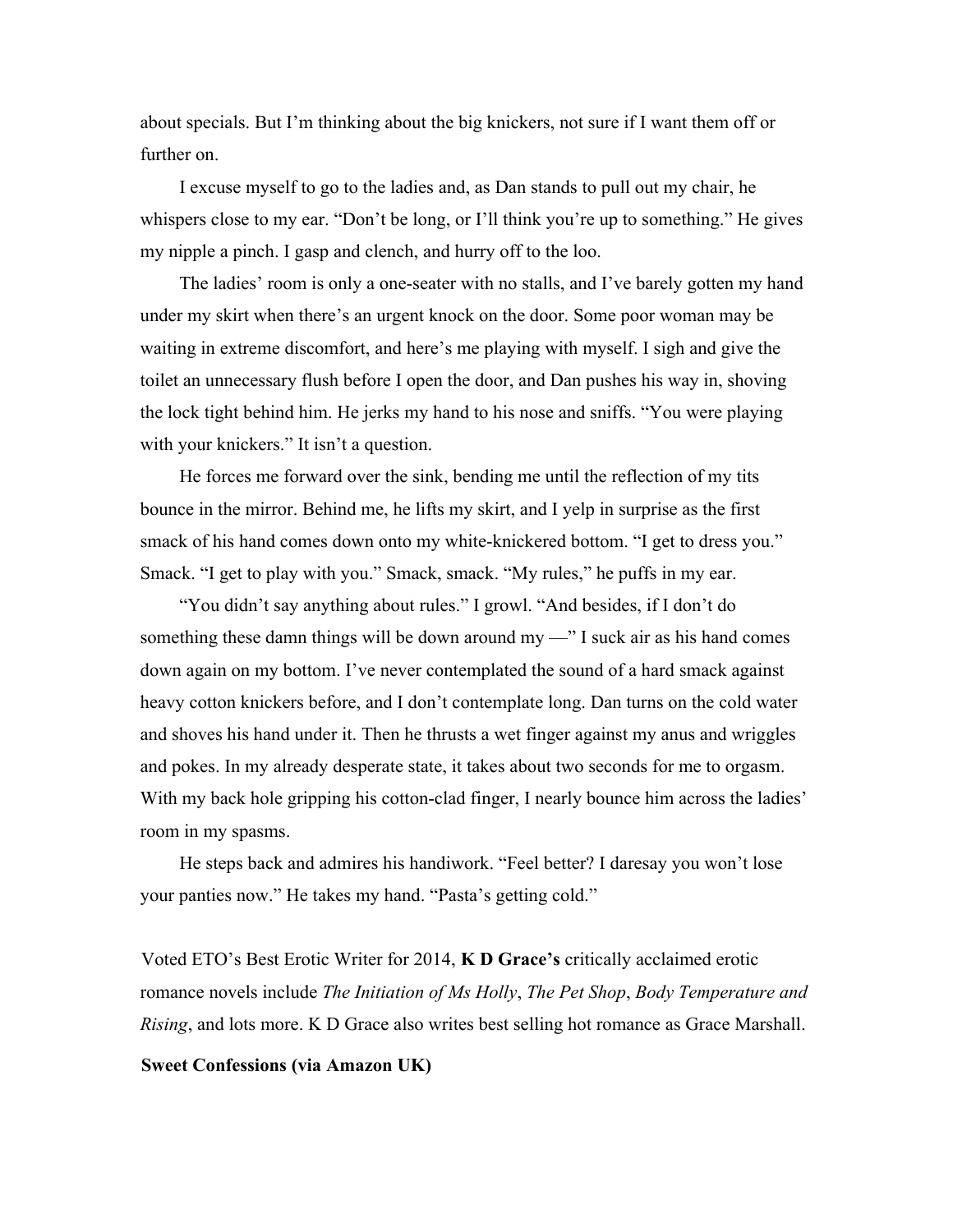about specials. But I'm thinking about the big knickers, not sure if I want them off or further on.

I excuse myself to go to the ladies and, as Dan stands to pull out my chair, he whispers close to my ear. "Don't be long, or I'll think you're up to something." He gives my nipple a pinch. I gasp and clench, and hurry off to the loo.

The ladies' room is only a one-seater with no stalls, and I've barely gotten my hand under my skirt when there's an urgent knock on the door. Some poor woman may be waiting in extreme discomfort, and here's me playing with myself. I sigh and give the toilet an unnecessary flush before I open the door, and Dan pushes his way in, shoving the lock tight behind him. He jerks my hand to his nose and sniffs. "You were playing with your knickers." It isn't a question.

He forces me forward over the sink, bending me until the reflection of my tits bounce in the mirror. Behind me, he lifts my skirt, and I yelp in surprise as the first smack of his hand comes down onto my white-knickered bottom. "I get to dress you." Smack. "I get to play with you." Smack, smack. "My rules," he puffs in my ear.

"You didn't say anything about rules." I growl. "And besides, if I don't do something these damn things will be down around my —" I suck air as his hand comes down again on my bottom. I've never contemplated the sound of a hard smack against heavy cotton knickers before, and I don't contemplate long. Dan turns on the cold water and shoves his hand under it. Then he thrusts a wet finger against my anus and wriggles and pokes. In my already desperate state, it takes about two seconds for me to orgasm. With my back hole gripping his cotton-clad finger, I nearly bounce him across the ladies' room in my spasms.

He steps back and admires his handiwork. "Feel better? I daresay you won't lose your panties now." He takes my hand. "Pasta's getting cold."

Voted ETO's Best Erotic Writer for 2014, **K D Grace's** critically acclaimed erotic romance novels include *The Initiation of Ms Holly*, *The Pet Shop*, *Body Temperature and Rising*, and lots more. K D Grace also writes best selling hot romance as Grace Marshall.

**Sweet Confessions (via Amazon UK)**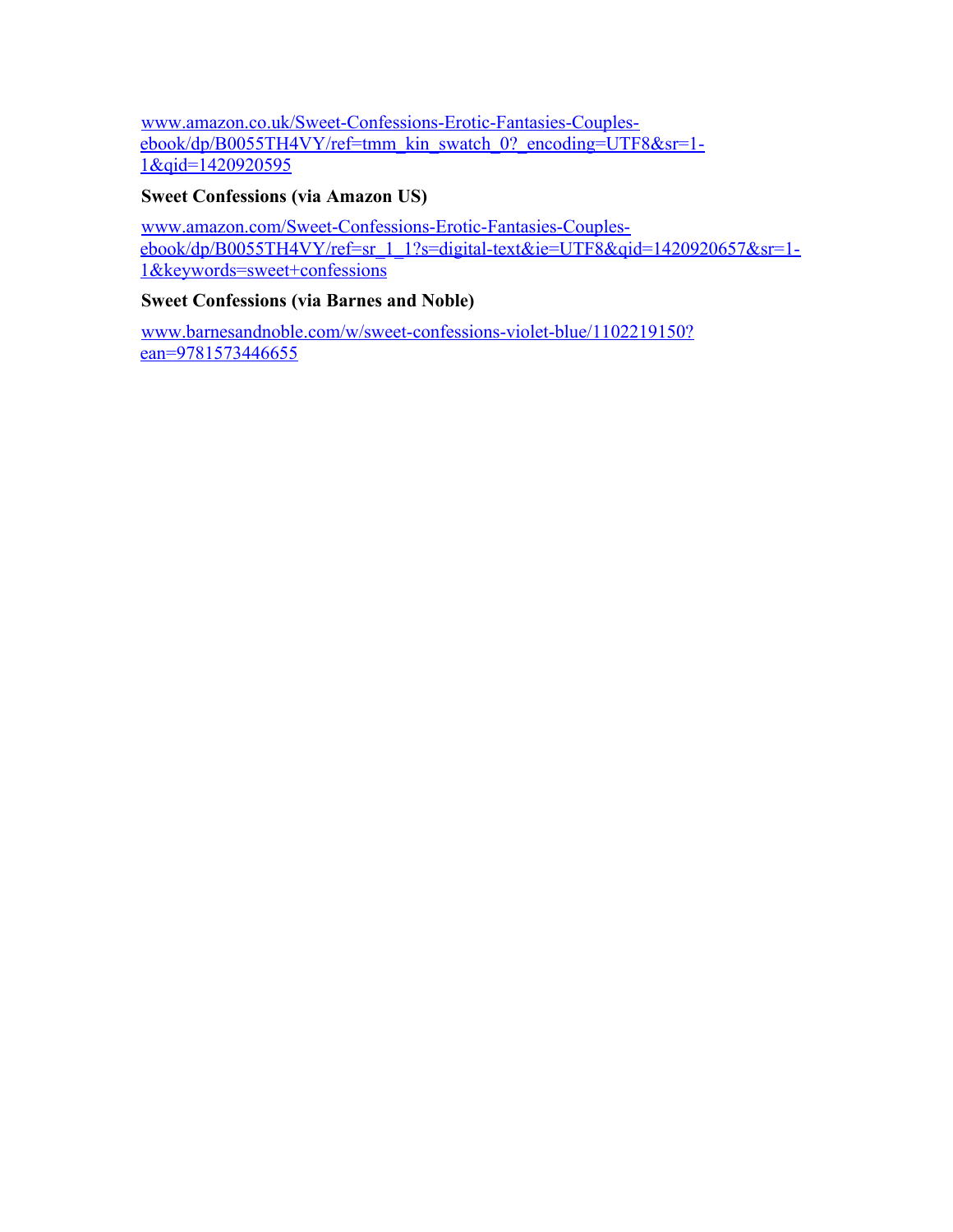www.amazon.co.uk/Sweet-Confessions-Erotic-Fantasies-Couples-ebook/dp/B0055TH4VY/ref=tmm_kin_swatch_0?_encoding=UTF8&sr=1-1&qid=1420920595

**Sweet Confessions (via Amazon US)**

www.amazon.com/Sweet-Confessions-Erotic-Fantasies-Couples-ebook/dp/B0055TH4VY/ref=sr_1_1?s=digital-text&ie=UTF8&qid=1420920657&sr=1-1&keywords=sweet+confessions

**Sweet Confessions (via Barnes and Noble)**

www.barnesandnoble.com/w/sweet-confessions-violet-blue/1102219150?ean=9781573446655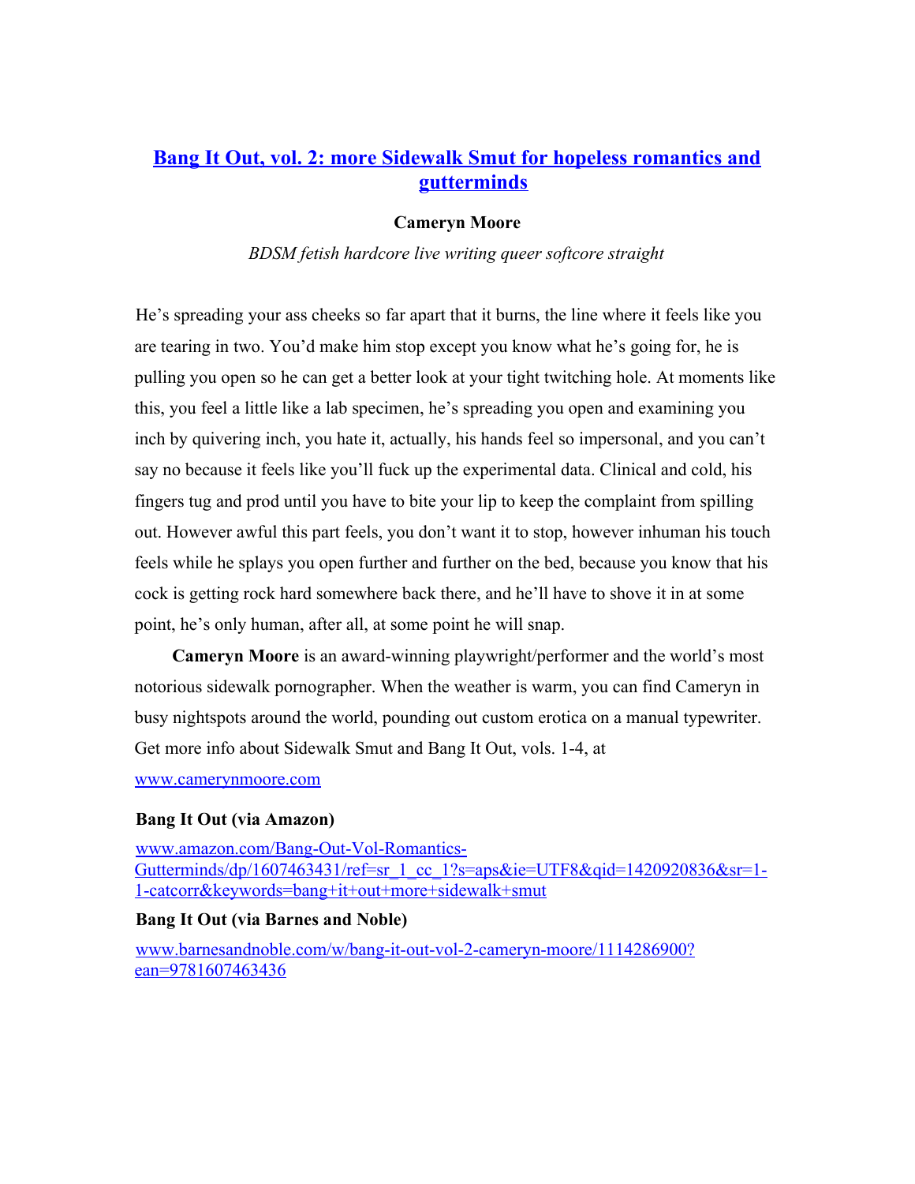## [Bang It Out, vol. 2: more Sidewalk Smut for hopeless romantics and gutterminds]

**Cameryn Moore**

*BDSM fetish hardcore live writing queer softcore straight*

He's spreading your ass cheeks so far apart that it burns, the line where it feels like you are tearing in two. You'd make him stop except you know what he's going for, he is pulling you open so he can get a better look at your tight twitching hole. At moments like this, you feel a little like a lab specimen, he's spreading you open and examining you inch by quivering inch, you hate it, actually, his hands feel so impersonal, and you can't say no because it feels like you'll fuck up the experimental data. Clinical and cold, his fingers tug and prod until you have to bite your lip to keep the complaint from spilling out. However awful this part feels, you don't want it to stop, however inhuman his touch feels while he splays you open further and further on the bed, because you know that his cock is getting rock hard somewhere back there, and he'll have to shove it in at some point, he's only human, after all, at some point he will snap.

**Cameryn Moore** is an award-winning playwright/performer and the world's most notorious sidewalk pornographer. When the weather is warm, you can find Cameryn in busy nightspots around the world, pounding out custom erotica on a manual typewriter. Get more info about Sidewalk Smut and Bang It Out, vols. 1-4, at www.camerynmoore.com

**Bang It Out (via Amazon)**

www.amazon.com/Bang-Out-Vol-Romantics-Gutterminds/dp/1607463431/ref=sr_1_cc_1?s=aps&ie=UTF8&qid=1420920836&sr=1-1-catcorr&keywords=bang+it+out+more+sidewalk+smut

**Bang It Out (via Barnes and Noble)**

www.barnesandnoble.com/w/bang-it-out-vol-2-cameryn-moore/1114286900?ean=9781607463436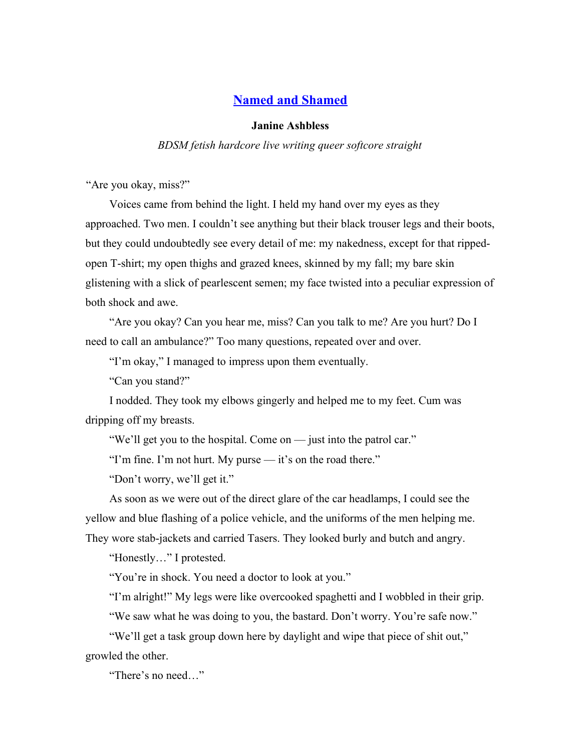## [Named and Shamed]()

**Janine Ashbless**

*BDSM fetish hardcore live writing queer softcore straight*

"Are you okay, miss?"

Voices came from behind the light. I held my hand over my eyes as they approached. Two men. I couldn't see anything but their black trouser legs and their boots, but they could undoubtedly see every detail of me: my nakedness, except for that ripped-open T-shirt; my open thighs and grazed knees, skinned by my fall; my bare skin glistening with a slick of pearlescent semen; my face twisted into a peculiar expression of both shock and awe.

"Are you okay? Can you hear me, miss? Can you talk to me? Are you hurt? Do I need to call an ambulance?" Too many questions, repeated over and over.

"I'm okay," I managed to impress upon them eventually.

"Can you stand?"

I nodded. They took my elbows gingerly and helped me to my feet. Cum was dripping off my breasts.

"We'll get you to the hospital. Come on — just into the patrol car."

"I'm fine. I'm not hurt. My purse — it's on the road there."

"Don't worry, we'll get it."

As soon as we were out of the direct glare of the car headlamps, I could see the yellow and blue flashing of a police vehicle, and the uniforms of the men helping me. They wore stab-jackets and carried Tasers. They looked burly and butch and angry.

"Honestly…" I protested.

"You're in shock. You need a doctor to look at you."

"I'm alright!" My legs were like overcooked spaghetti and I wobbled in their grip.

"We saw what he was doing to you, the bastard. Don't worry. You're safe now."

"We'll get a task group down here by daylight and wipe that piece of shit out," growled the other.

"There's no need…"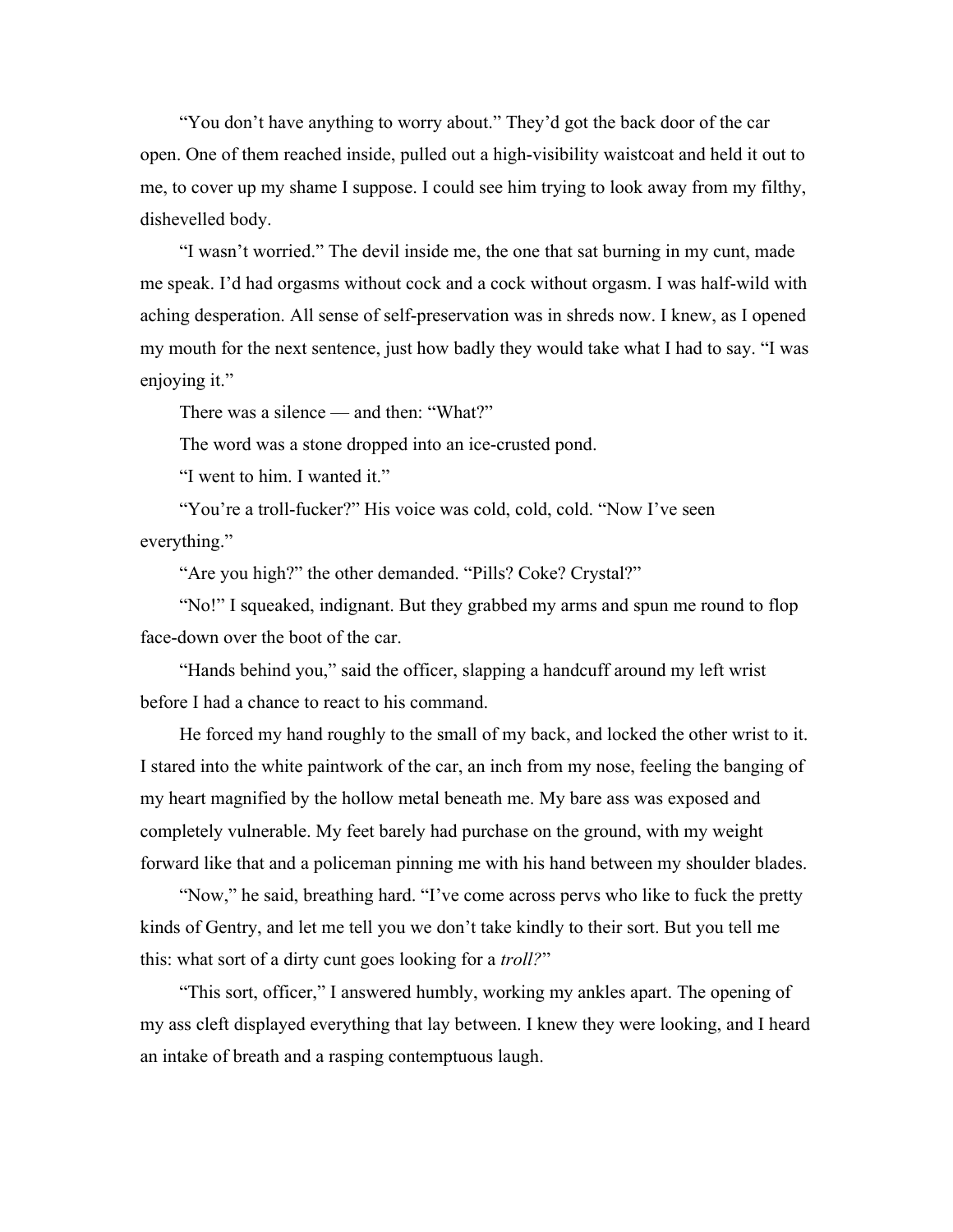"You don't have anything to worry about." They'd got the back door of the car open. One of them reached inside, pulled out a high-visibility waistcoat and held it out to me, to cover up my shame I suppose. I could see him trying to look away from my filthy, dishevelled body.

"I wasn't worried." The devil inside me, the one that sat burning in my cunt, made me speak. I'd had orgasms without cock and a cock without orgasm. I was half-wild with aching desperation. All sense of self-preservation was in shreds now. I knew, as I opened my mouth for the next sentence, just how badly they would take what I had to say. "I was enjoying it."

There was a silence — and then: "What?"

The word was a stone dropped into an ice-crusted pond.

"I went to him. I wanted it."

"You're a troll-fucker?" His voice was cold, cold, cold. "Now I've seen everything."

"Are you high?" the other demanded. "Pills? Coke? Crystal?"

"No!" I squeaked, indignant. But they grabbed my arms and spun me round to flop face-down over the boot of the car.

"Hands behind you," said the officer, slapping a handcuff around my left wrist before I had a chance to react to his command.

He forced my hand roughly to the small of my back, and locked the other wrist to it. I stared into the white paintwork of the car, an inch from my nose, feeling the banging of my heart magnified by the hollow metal beneath me. My bare ass was exposed and completely vulnerable. My feet barely had purchase on the ground, with my weight forward like that and a policeman pinning me with his hand between my shoulder blades.

"Now," he said, breathing hard. "I've come across pervs who like to fuck the pretty kinds of Gentry, and let me tell you we don't take kindly to their sort. But you tell me this: what sort of a dirty cunt goes looking for a *troll?*"

"This sort, officer," I answered humbly, working my ankles apart. The opening of my ass cleft displayed everything that lay between. I knew they were looking, and I heard an intake of breath and a rasping contemptuous laugh.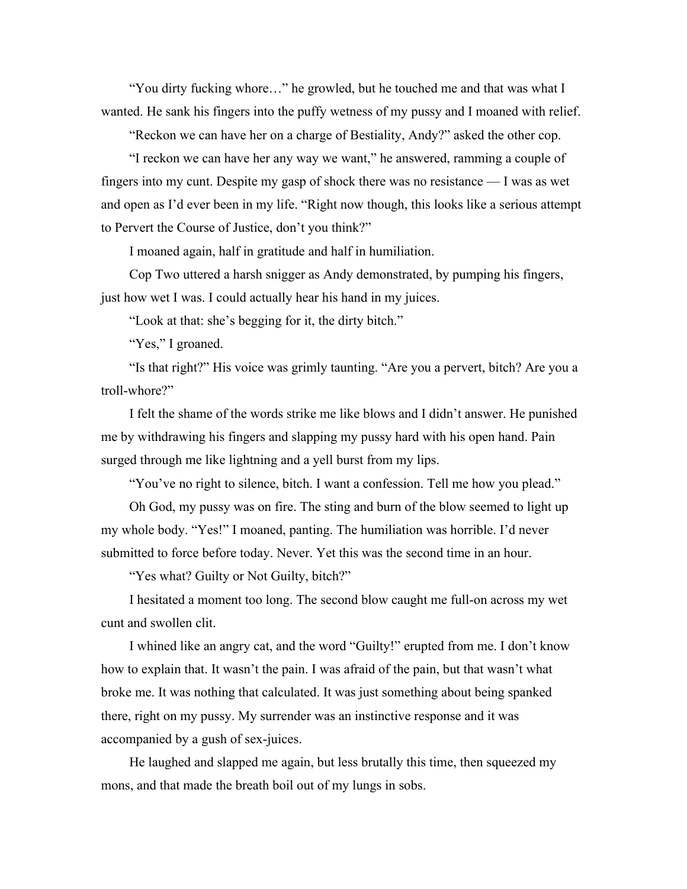"You dirty fucking whore…" he growled, but he touched me and that was what I wanted. He sank his fingers into the puffy wetness of my pussy and I moaned with relief.

"Reckon we can have her on a charge of Bestiality, Andy?" asked the other cop.

"I reckon we can have her any way we want," he answered, ramming a couple of fingers into my cunt. Despite my gasp of shock there was no resistance — I was as wet and open as I'd ever been in my life. "Right now though, this looks like a serious attempt to Pervert the Course of Justice, don't you think?"

I moaned again, half in gratitude and half in humiliation.

Cop Two uttered a harsh snigger as Andy demonstrated, by pumping his fingers, just how wet I was. I could actually hear his hand in my juices.

"Look at that: she's begging for it, the dirty bitch."

"Yes," I groaned.

"Is that right?" His voice was grimly taunting. "Are you a pervert, bitch? Are you a troll-whore?"

I felt the shame of the words strike me like blows and I didn't answer. He punished me by withdrawing his fingers and slapping my pussy hard with his open hand. Pain surged through me like lightning and a yell burst from my lips.

"You've no right to silence, bitch. I want a confession. Tell me how you plead."

Oh God, my pussy was on fire. The sting and burn of the blow seemed to light up my whole body. "Yes!" I moaned, panting. The humiliation was horrible. I'd never submitted to force before today. Never. Yet this was the second time in an hour.

"Yes what? Guilty or Not Guilty, bitch?"

I hesitated a moment too long. The second blow caught me full-on across my wet cunt and swollen clit.

I whined like an angry cat, and the word "Guilty!" erupted from me. I don't know how to explain that. It wasn't the pain. I was afraid of the pain, but that wasn't what broke me. It was nothing that calculated. It was just something about being spanked there, right on my pussy. My surrender was an instinctive response and it was accompanied by a gush of sex-juices.

He laughed and slapped me again, but less brutally this time, then squeezed my mons, and that made the breath boil out of my lungs in sobs.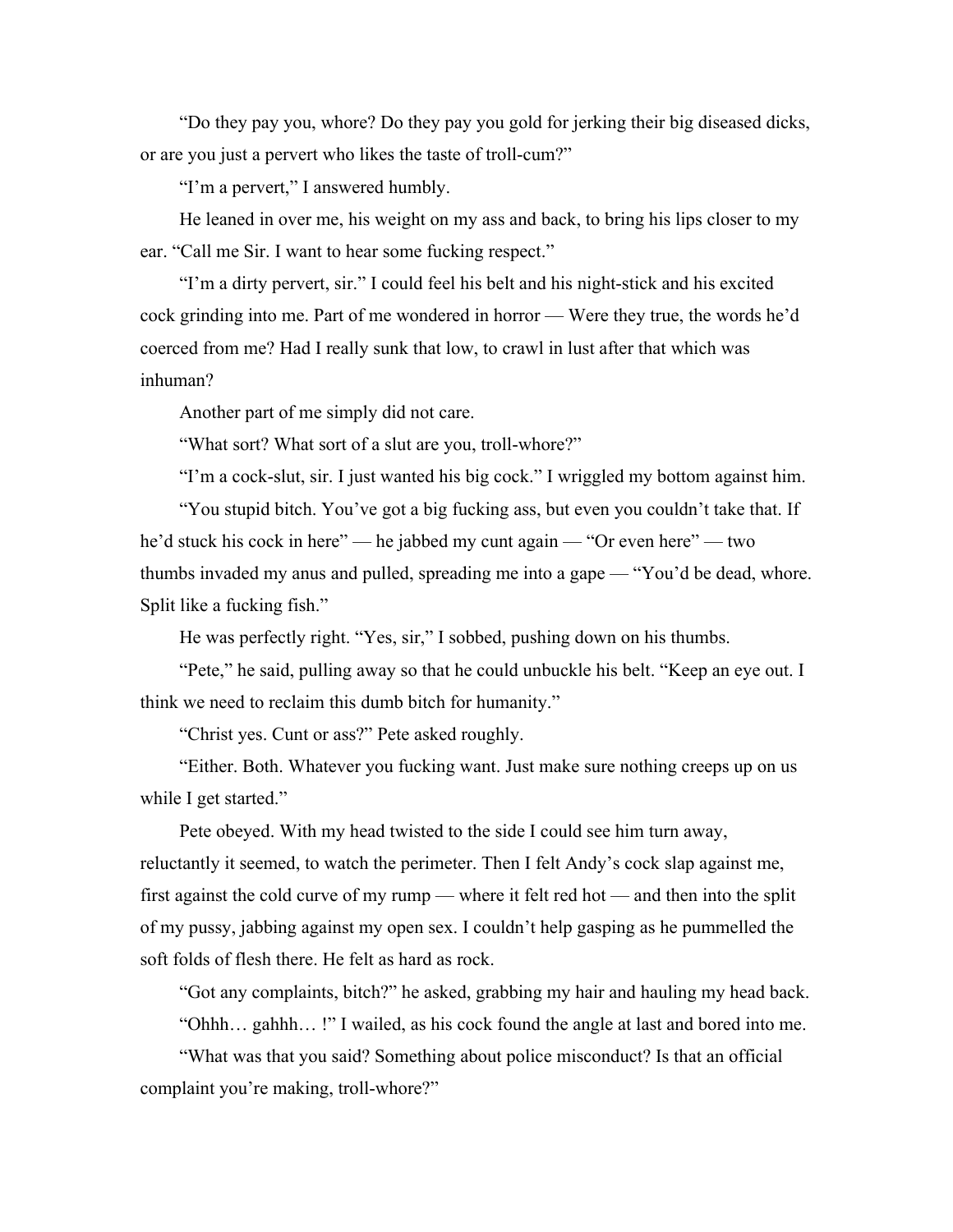"Do they pay you, whore? Do they pay you gold for jerking their big diseased dicks, or are you just a pervert who likes the taste of troll-cum?"

"I'm a pervert," I answered humbly.

He leaned in over me, his weight on my ass and back, to bring his lips closer to my ear. "Call me Sir. I want to hear some fucking respect."

"I'm a dirty pervert, sir." I could feel his belt and his night-stick and his excited cock grinding into me. Part of me wondered in horror — Were they true, the words he'd coerced from me? Had I really sunk that low, to crawl in lust after that which was inhuman?

Another part of me simply did not care.

"What sort? What sort of a slut are you, troll-whore?"

"I'm a cock-slut, sir. I just wanted his big cock." I wriggled my bottom against him.

"You stupid bitch. You've got a big fucking ass, but even you couldn't take that. If he'd stuck his cock in here" — he jabbed my cunt again — "Or even here" — two thumbs invaded my anus and pulled, spreading me into a gape — "You'd be dead, whore. Split like a fucking fish."

He was perfectly right. "Yes, sir," I sobbed, pushing down on his thumbs.

"Pete," he said, pulling away so that he could unbuckle his belt. "Keep an eye out. I think we need to reclaim this dumb bitch for humanity."

"Christ yes. Cunt or ass?" Pete asked roughly.

"Either. Both. Whatever you fucking want. Just make sure nothing creeps up on us while I get started."

Pete obeyed. With my head twisted to the side I could see him turn away, reluctantly it seemed, to watch the perimeter. Then I felt Andy's cock slap against me, first against the cold curve of my rump — where it felt red hot — and then into the split of my pussy, jabbing against my open sex. I couldn't help gasping as he pummelled the soft folds of flesh there. He felt as hard as rock.

"Got any complaints, bitch?" he asked, grabbing my hair and hauling my head back.

"Ohhh… gahhh… !" I wailed, as his cock found the angle at last and bored into me.

"What was that you said? Something about police misconduct? Is that an official complaint you're making, troll-whore?"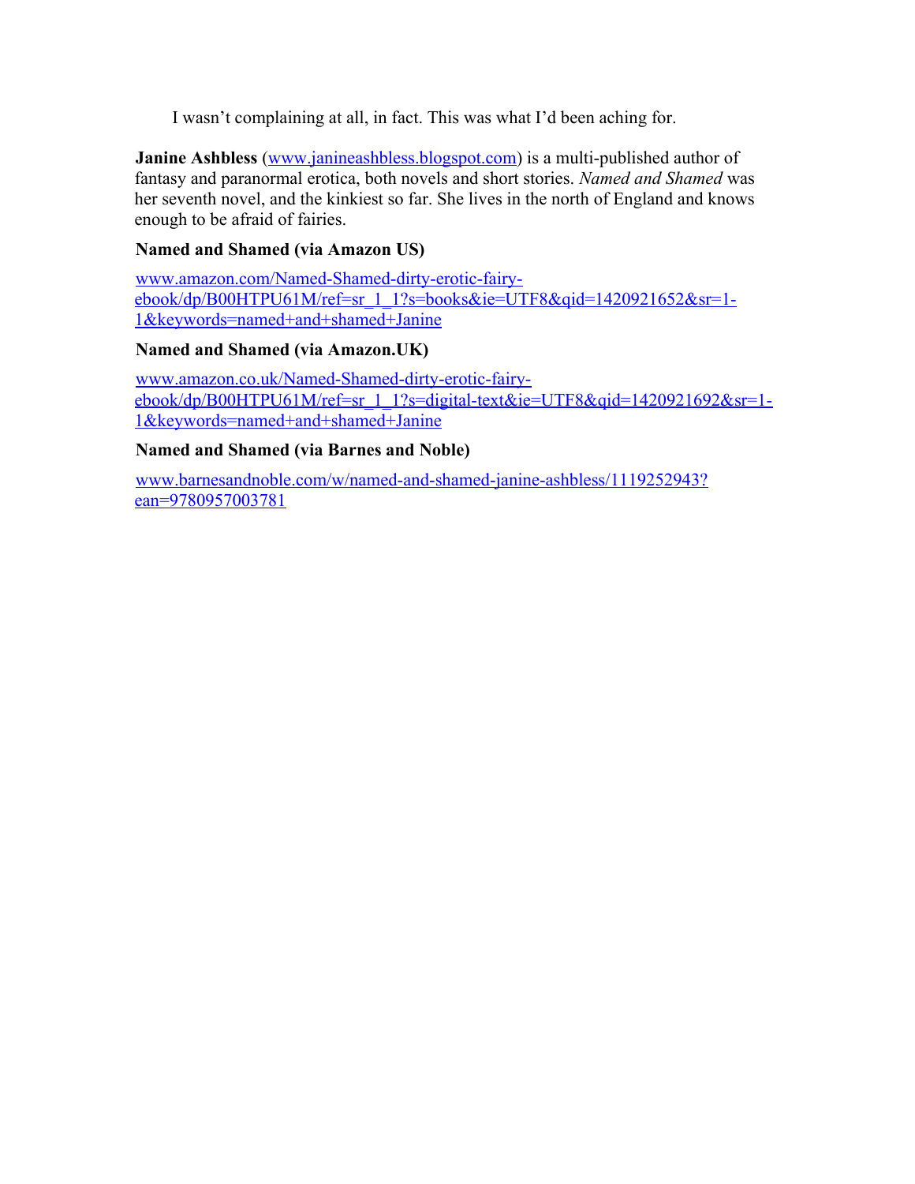I wasn't complaining at all, in fact. This was what I'd been aching for.

**Janine Ashbless** ([www.janineashbless.blogspot.com](http://www.janineashbless.blogspot.com)) is a multi-published author of fantasy and paranormal erotica, both novels and short stories. *Named and Shamed* was her seventh novel, and the kinkiest so far. She lives in the north of England and knows enough to be afraid of fairies.

**Named and Shamed (via Amazon US)**

[www.amazon.com/Named-Shamed-dirty-erotic-fairy-ebook/dp/B00HTPU61M/ref=sr_1_1?s=books&ie=UTF8&qid=1420921652&sr=1-1&keywords=named+and+shamed+Janine](http://www.amazon.com/Named-Shamed-dirty-erotic-fairy-ebook/dp/B00HTPU61M/ref=sr_1_1?s=books&ie=UTF8&qid=1420921652&sr=1-1&keywords=named+and+shamed+Janine)

**Named and Shamed (via Amazon.UK)**

[www.amazon.co.uk/Named-Shamed-dirty-erotic-fairy-ebook/dp/B00HTPU61M/ref=sr_1_1?s=digital-text&ie=UTF8&qid=1420921692&sr=1-1&keywords=named+and+shamed+Janine](http://www.amazon.co.uk/Named-Shamed-dirty-erotic-fairy-ebook/dp/B00HTPU61M/ref=sr_1_1?s=digital-text&ie=UTF8&qid=1420921692&sr=1-1&keywords=named+and+shamed+Janine)

**Named and Shamed (via Barnes and Noble)**

[www.barnesandnoble.com/w/named-and-shamed-janine-ashbless/1119252943?ean=9780957003781](http://www.barnesandnoble.com/w/named-and-shamed-janine-ashbless/1119252943?ean=9780957003781)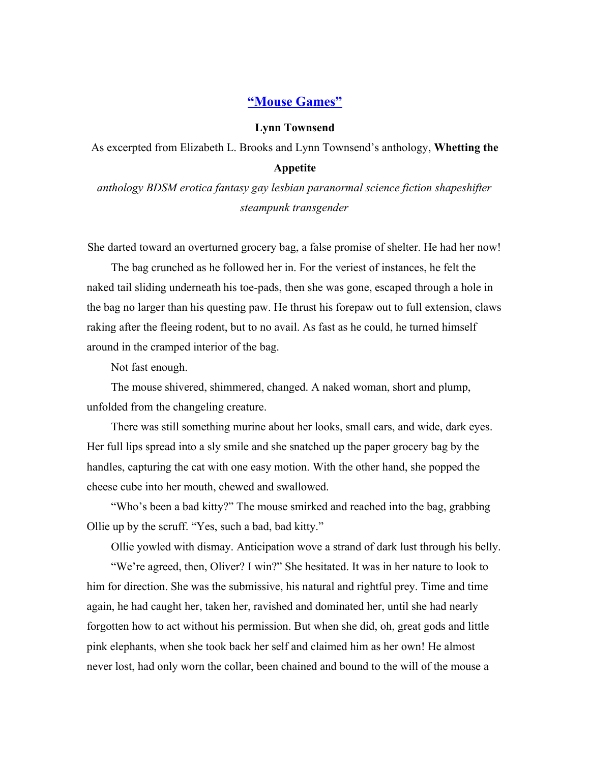## [“Mouse Games”]()

**Lynn Townsend**

As excerpted from Elizabeth L. Brooks and Lynn Townsend’s anthology, **Whetting the Appetite**

*anthology BDSM erotica fantasy gay lesbian paranormal science fiction shapeshifter steampunk transgender*

She darted toward an overturned grocery bag, a false promise of shelter. He had her now!

The bag crunched as he followed her in. For the veriest of instances, he felt the naked tail sliding underneath his toe-pads, then she was gone, escaped through a hole in the bag no larger than his questing paw. He thrust his forepaw out to full extension, claws raking after the fleeing rodent, but to no avail. As fast as he could, he turned himself around in the cramped interior of the bag.

Not fast enough.

The mouse shivered, shimmered, changed. A naked woman, short and plump, unfolded from the changeling creature.

There was still something murine about her looks, small ears, and wide, dark eyes. Her full lips spread into a sly smile and she snatched up the paper grocery bag by the handles, capturing the cat with one easy motion. With the other hand, she popped the cheese cube into her mouth, chewed and swallowed.

“Who’s been a bad kitty?” The mouse smirked and reached into the bag, grabbing Ollie up by the scruff. “Yes, such a bad, bad kitty.”

Ollie yowled with dismay. Anticipation wove a strand of dark lust through his belly.

“We’re agreed, then, Oliver? I win?” She hesitated. It was in her nature to look to him for direction. She was the submissive, his natural and rightful prey. Time and time again, he had caught her, taken her, ravished and dominated her, until she had nearly forgotten how to act without his permission. But when she did, oh, great gods and little pink elephants, when she took back her self and claimed him as her own! He almost never lost, had only worn the collar, been chained and bound to the will of the mouse a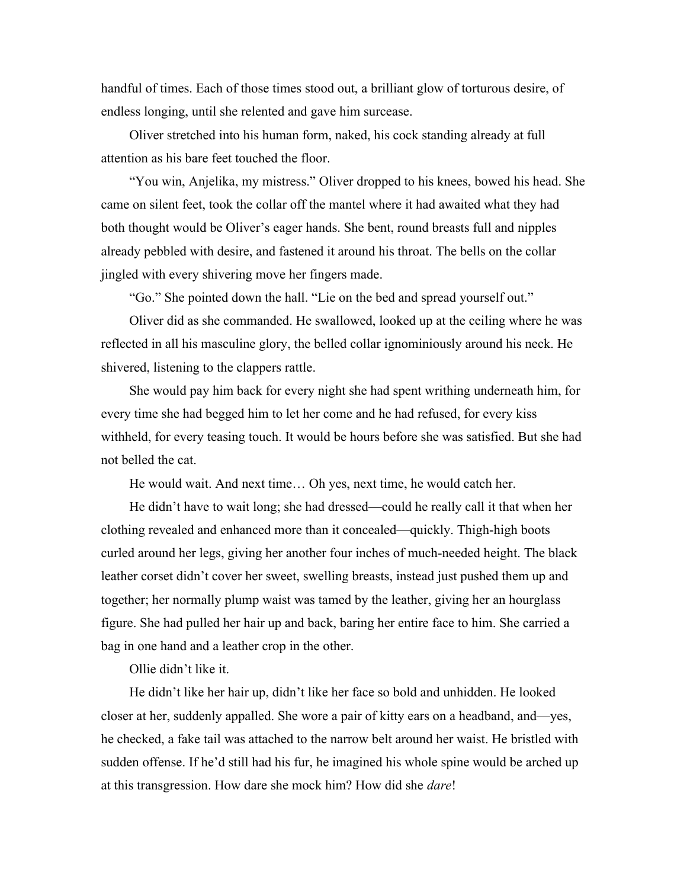handful of times. Each of those times stood out, a brilliant glow of torturous desire, of endless longing, until she relented and gave him surcease.

Oliver stretched into his human form, naked, his cock standing already at full attention as his bare feet touched the floor.

"You win, Anjelika, my mistress." Oliver dropped to his knees, bowed his head. She came on silent feet, took the collar off the mantel where it had awaited what they had both thought would be Oliver's eager hands. She bent, round breasts full and nipples already pebbled with desire, and fastened it around his throat. The bells on the collar jingled with every shivering move her fingers made.

"Go." She pointed down the hall. "Lie on the bed and spread yourself out."

Oliver did as she commanded. He swallowed, looked up at the ceiling where he was reflected in all his masculine glory, the belled collar ignominiously around his neck. He shivered, listening to the clappers rattle.

She would pay him back for every night she had spent writhing underneath him, for every time she had begged him to let her come and he had refused, for every kiss withheld, for every teasing touch. It would be hours before she was satisfied. But she had not belled the cat.

He would wait. And next time… Oh yes, next time, he would catch her.

He didn't have to wait long; she had dressed—could he really call it that when her clothing revealed and enhanced more than it concealed—quickly. Thigh-high boots curled around her legs, giving her another four inches of much-needed height. The black leather corset didn't cover her sweet, swelling breasts, instead just pushed them up and together; her normally plump waist was tamed by the leather, giving her an hourglass figure. She had pulled her hair up and back, baring her entire face to him. She carried a bag in one hand and a leather crop in the other.

Ollie didn't like it.

He didn't like her hair up, didn't like her face so bold and unhidden. He looked closer at her, suddenly appalled. She wore a pair of kitty ears on a headband, and—yes, he checked, a fake tail was attached to the narrow belt around her waist. He bristled with sudden offense. If he'd still had his fur, he imagined his whole spine would be arched up at this transgression. How dare she mock him? How did she *dare*!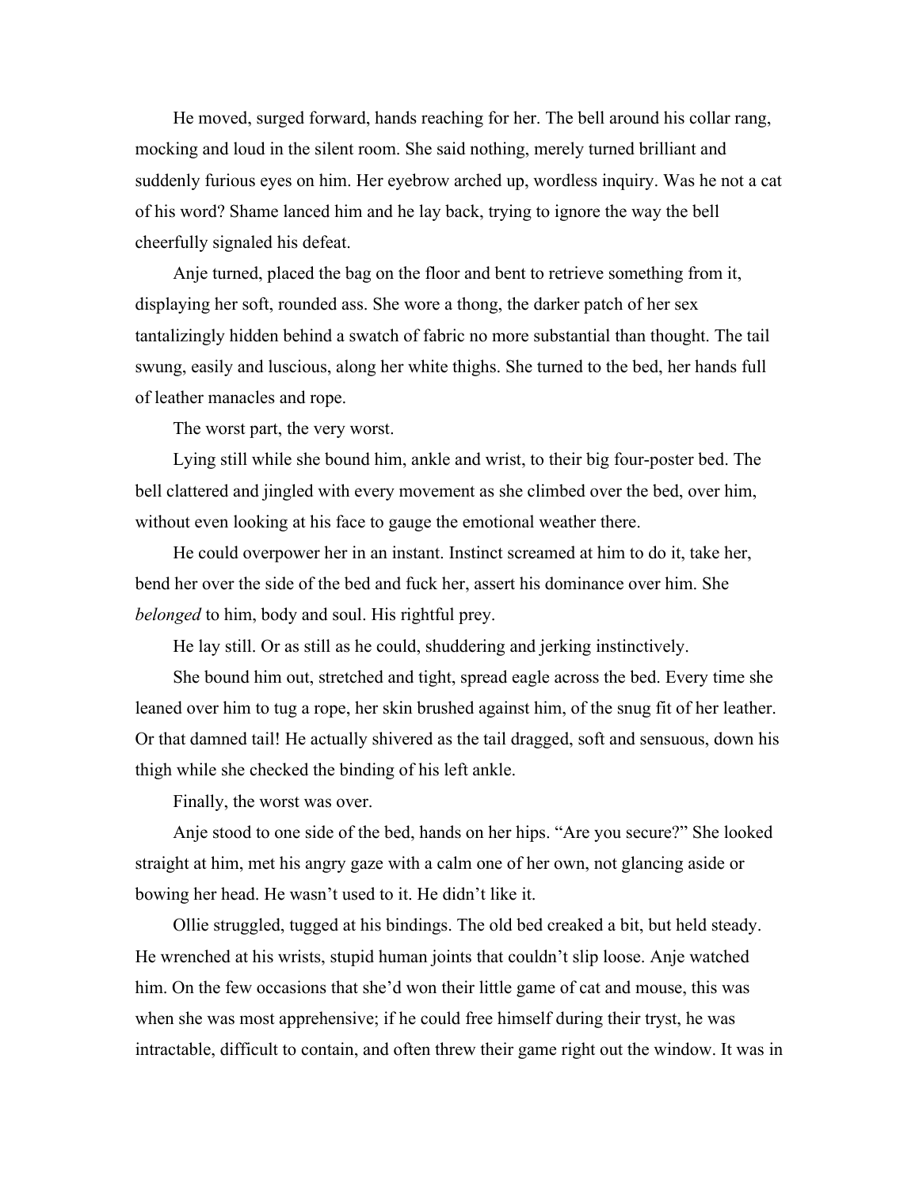He moved, surged forward, hands reaching for her. The bell around his collar rang, mocking and loud in the silent room. She said nothing, merely turned brilliant and suddenly furious eyes on him. Her eyebrow arched up, wordless inquiry. Was he not a cat of his word? Shame lanced him and he lay back, trying to ignore the way the bell cheerfully signaled his defeat.

Anje turned, placed the bag on the floor and bent to retrieve something from it, displaying her soft, rounded ass. She wore a thong, the darker patch of her sex tantalizingly hidden behind a swatch of fabric no more substantial than thought. The tail swung, easily and luscious, along her white thighs. She turned to the bed, her hands full of leather manacles and rope.

The worst part, the very worst.

Lying still while she bound him, ankle and wrist, to their big four-poster bed. The bell clattered and jingled with every movement as she climbed over the bed, over him, without even looking at his face to gauge the emotional weather there.

He could overpower her in an instant. Instinct screamed at him to do it, take her, bend her over the side of the bed and fuck her, assert his dominance over him. She *belonged* to him, body and soul. His rightful prey.

He lay still. Or as still as he could, shuddering and jerking instinctively.

She bound him out, stretched and tight, spread eagle across the bed. Every time she leaned over him to tug a rope, her skin brushed against him, of the snug fit of her leather. Or that damned tail! He actually shivered as the tail dragged, soft and sensuous, down his thigh while she checked the binding of his left ankle.

Finally, the worst was over.

Anje stood to one side of the bed, hands on her hips. "Are you secure?" She looked straight at him, met his angry gaze with a calm one of her own, not glancing aside or bowing her head. He wasn't used to it. He didn't like it.

Ollie struggled, tugged at his bindings. The old bed creaked a bit, but held steady. He wrenched at his wrists, stupid human joints that couldn't slip loose. Anje watched him. On the few occasions that she'd won their little game of cat and mouse, this was when she was most apprehensive; if he could free himself during their tryst, he was intractable, difficult to contain, and often threw their game right out the window. It was in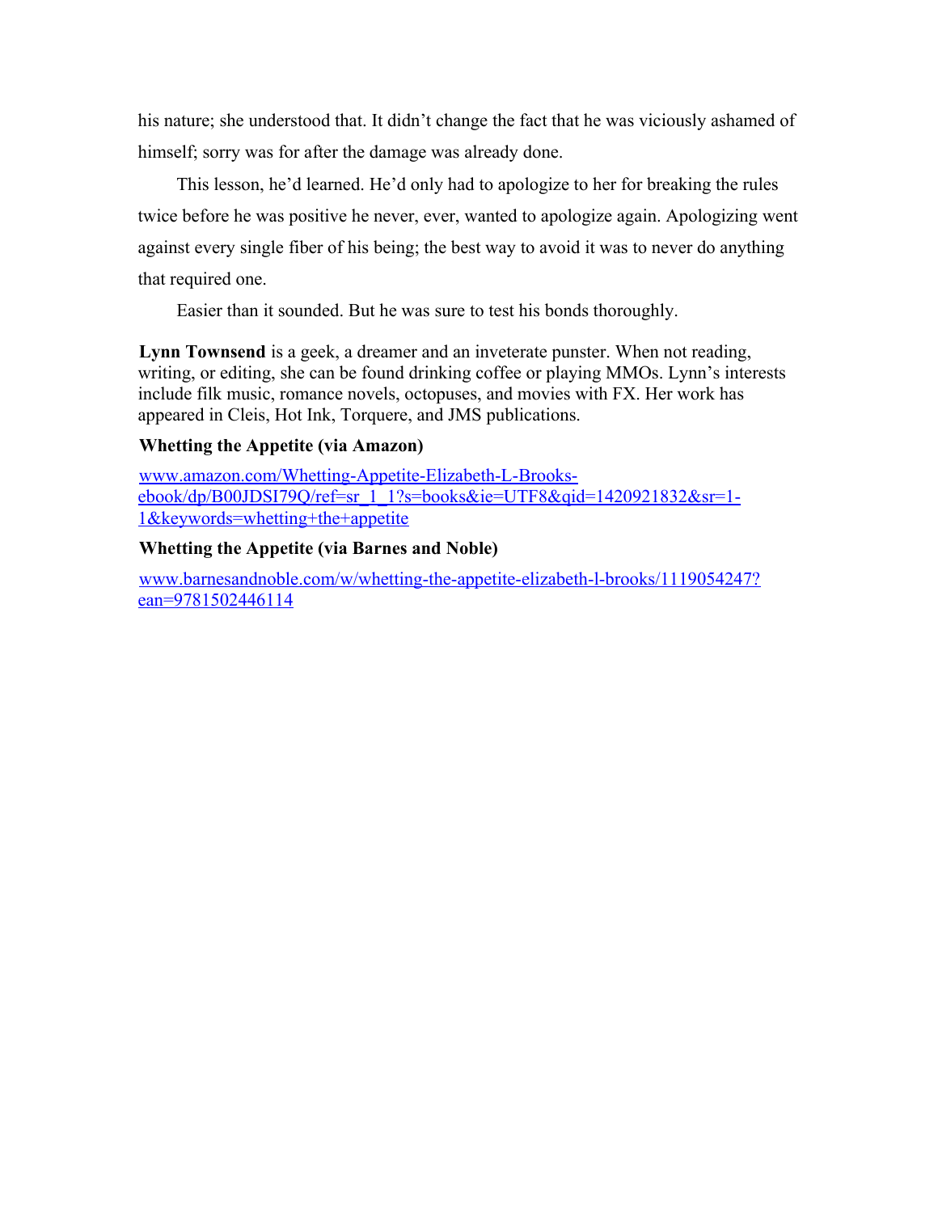his nature; she understood that. It didn't change the fact that he was viciously ashamed of himself; sorry was for after the damage was already done.

This lesson, he'd learned. He'd only had to apologize to her for breaking the rules twice before he was positive he never, ever, wanted to apologize again. Apologizing went against every single fiber of his being; the best way to avoid it was to never do anything that required one.

Easier than it sounded. But he was sure to test his bonds thoroughly.

**Lynn Townsend** is a geek, a dreamer and an inveterate punster. When not reading, writing, or editing, she can be found drinking coffee or playing MMOs. Lynn's interests include filk music, romance novels, octopuses, and movies with FX. Her work has appeared in Cleis, Hot Ink, Torquere, and JMS publications.

**Whetting the Appetite (via Amazon)**

www.amazon.com/Whetting-Appetite-Elizabeth-L-Brooks-ebook/dp/B00JDSI79Q/ref=sr_1_1?s=books&ie=UTF8&qid=1420921832&sr=1-1&keywords=whetting+the+appetite

**Whetting the Appetite (via Barnes and Noble)**

www.barnesandnoble.com/w/whetting-the-appetite-elizabeth-l-brooks/1119054247?ean=9781502446114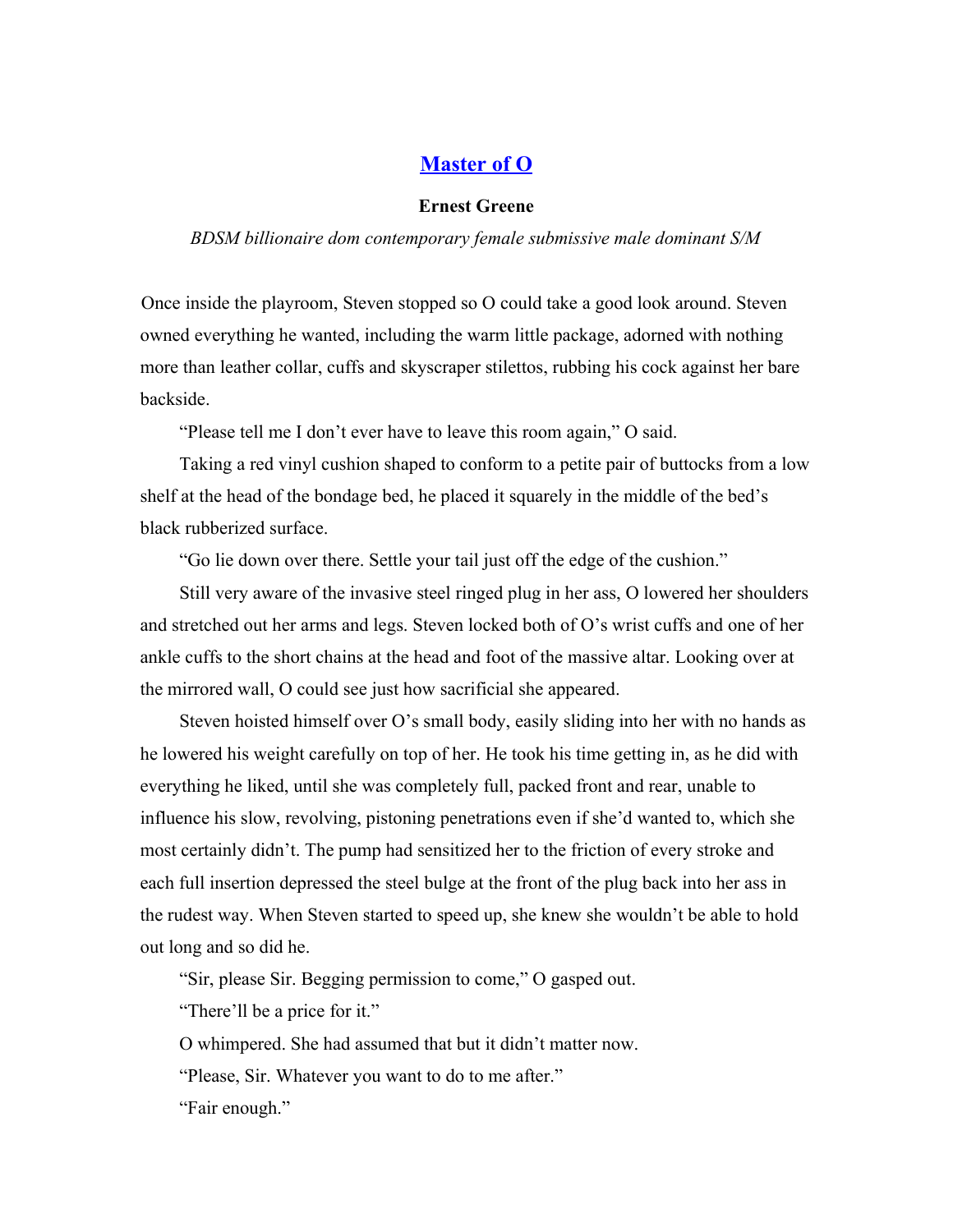# [Master of O]()

**Ernest Greene**

*BDSM billionaire dom contemporary female submissive male dominant S/M*

Once inside the playroom, Steven stopped so O could take a good look around. Steven owned everything he wanted, including the warm little package, adorned with nothing more than leather collar, cuffs and skyscraper stilettos, rubbing his cock against her bare backside.

"Please tell me I don't ever have to leave this room again," O said.

Taking a red vinyl cushion shaped to conform to a petite pair of buttocks from a low shelf at the head of the bondage bed, he placed it squarely in the middle of the bed's black rubberized surface.

"Go lie down over there. Settle your tail just off the edge of the cushion."

Still very aware of the invasive steel ringed plug in her ass, O lowered her shoulders and stretched out her arms and legs. Steven locked both of O's wrist cuffs and one of her ankle cuffs to the short chains at the head and foot of the massive altar. Looking over at the mirrored wall, O could see just how sacrificial she appeared.

Steven hoisted himself over O's small body, easily sliding into her with no hands as he lowered his weight carefully on top of her. He took his time getting in, as he did with everything he liked, until she was completely full, packed front and rear, unable to influence his slow, revolving, pistoning penetrations even if she'd wanted to, which she most certainly didn't. The pump had sensitized her to the friction of every stroke and each full insertion depressed the steel bulge at the front of the plug back into her ass in the rudest way. When Steven started to speed up, she knew she wouldn't be able to hold out long and so did he.

"Sir, please Sir. Begging permission to come," O gasped out.

"There'll be a price for it."

O whimpered. She had assumed that but it didn't matter now.

"Please, Sir. Whatever you want to do to me after."

"Fair enough."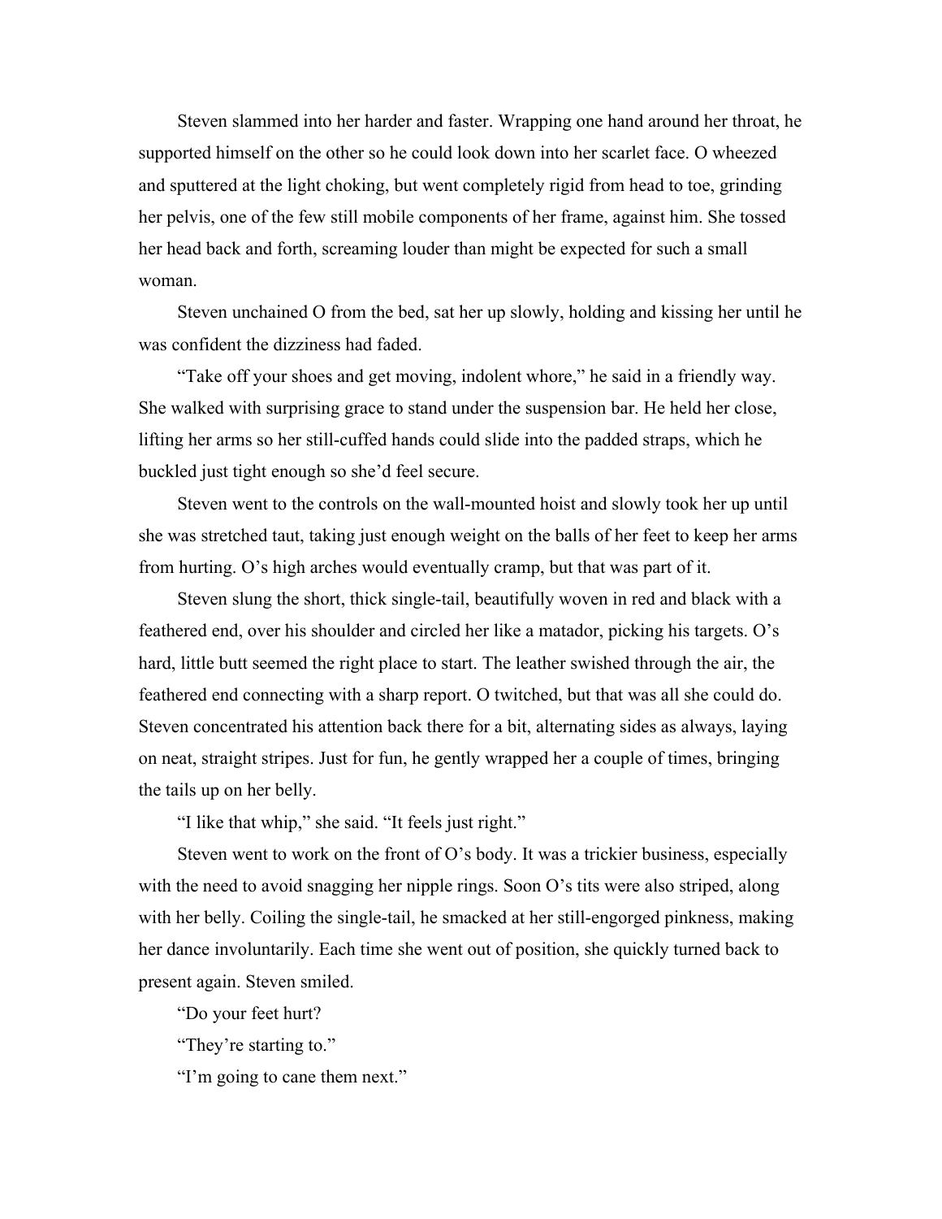Steven slammed into her harder and faster. Wrapping one hand around her throat, he supported himself on the other so he could look down into her scarlet face. O wheezed and sputtered at the light choking, but went completely rigid from head to toe, grinding her pelvis, one of the few still mobile components of her frame, against him. She tossed her head back and forth, screaming louder than might be expected for such a small woman.

Steven unchained O from the bed, sat her up slowly, holding and kissing her until he was confident the dizziness had faded.

"Take off your shoes and get moving, indolent whore," he said in a friendly way. She walked with surprising grace to stand under the suspension bar. He held her close, lifting her arms so her still-cuffed hands could slide into the padded straps, which he buckled just tight enough so she'd feel secure.

Steven went to the controls on the wall-mounted hoist and slowly took her up until she was stretched taut, taking just enough weight on the balls of her feet to keep her arms from hurting. O's high arches would eventually cramp, but that was part of it.

Steven slung the short, thick single-tail, beautifully woven in red and black with a feathered end, over his shoulder and circled her like a matador, picking his targets. O's hard, little butt seemed the right place to start. The leather swished through the air, the feathered end connecting with a sharp report. O twitched, but that was all she could do. Steven concentrated his attention back there for a bit, alternating sides as always, laying on neat, straight stripes. Just for fun, he gently wrapped her a couple of times, bringing the tails up on her belly.

"I like that whip," she said. "It feels just right."

Steven went to work on the front of O's body. It was a trickier business, especially with the need to avoid snagging her nipple rings. Soon O's tits were also striped, along with her belly. Coiling the single-tail, he smacked at her still-engorged pinkness, making her dance involuntarily. Each time she went out of position, she quickly turned back to present again. Steven smiled.

"Do your feet hurt?

"They're starting to."

"I'm going to cane them next."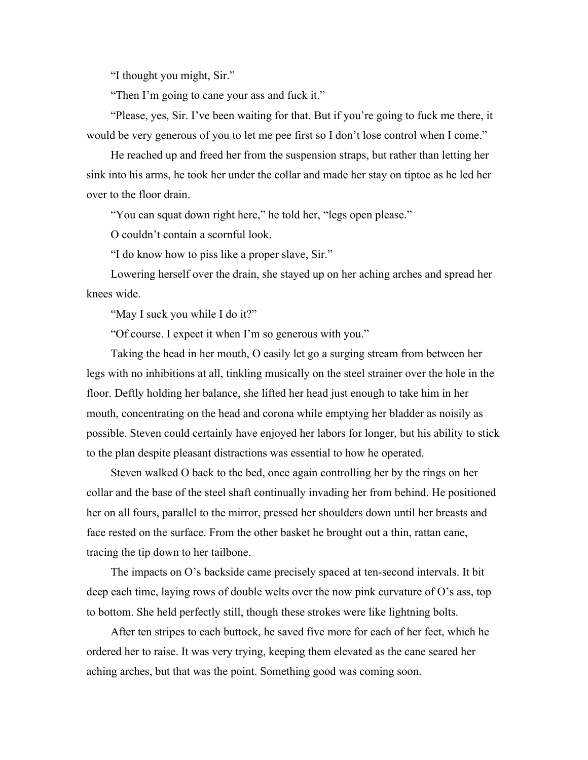"I thought you might, Sir."

"Then I'm going to cane your ass and fuck it."

"Please, yes, Sir. I've been waiting for that. But if you're going to fuck me there, it would be very generous of you to let me pee first so I don't lose control when I come."

He reached up and freed her from the suspension straps, but rather than letting her sink into his arms, he took her under the collar and made her stay on tiptoe as he led her over to the floor drain.

"You can squat down right here," he told her, "legs open please."

O couldn't contain a scornful look.

"I do know how to piss like a proper slave, Sir."

Lowering herself over the drain, she stayed up on her aching arches and spread her knees wide.

"May I suck you while I do it?"

"Of course. I expect it when I'm so generous with you."

Taking the head in her mouth, O easily let go a surging stream from between her legs with no inhibitions at all, tinkling musically on the steel strainer over the hole in the floor. Deftly holding her balance, she lifted her head just enough to take him in her mouth, concentrating on the head and corona while emptying her bladder as noisily as possible. Steven could certainly have enjoyed her labors for longer, but his ability to stick to the plan despite pleasant distractions was essential to how he operated.

Steven walked O back to the bed, once again controlling her by the rings on her collar and the base of the steel shaft continually invading her from behind. He positioned her on all fours, parallel to the mirror, pressed her shoulders down until her breasts and face rested on the surface. From the other basket he brought out a thin, rattan cane, tracing the tip down to her tailbone.

The impacts on O's backside came precisely spaced at ten-second intervals. It bit deep each time, laying rows of double welts over the now pink curvature of O's ass, top to bottom. She held perfectly still, though these strokes were like lightning bolts.

After ten stripes to each buttock, he saved five more for each of her feet, which he ordered her to raise. It was very trying, keeping them elevated as the cane seared her aching arches, but that was the point. Something good was coming soon.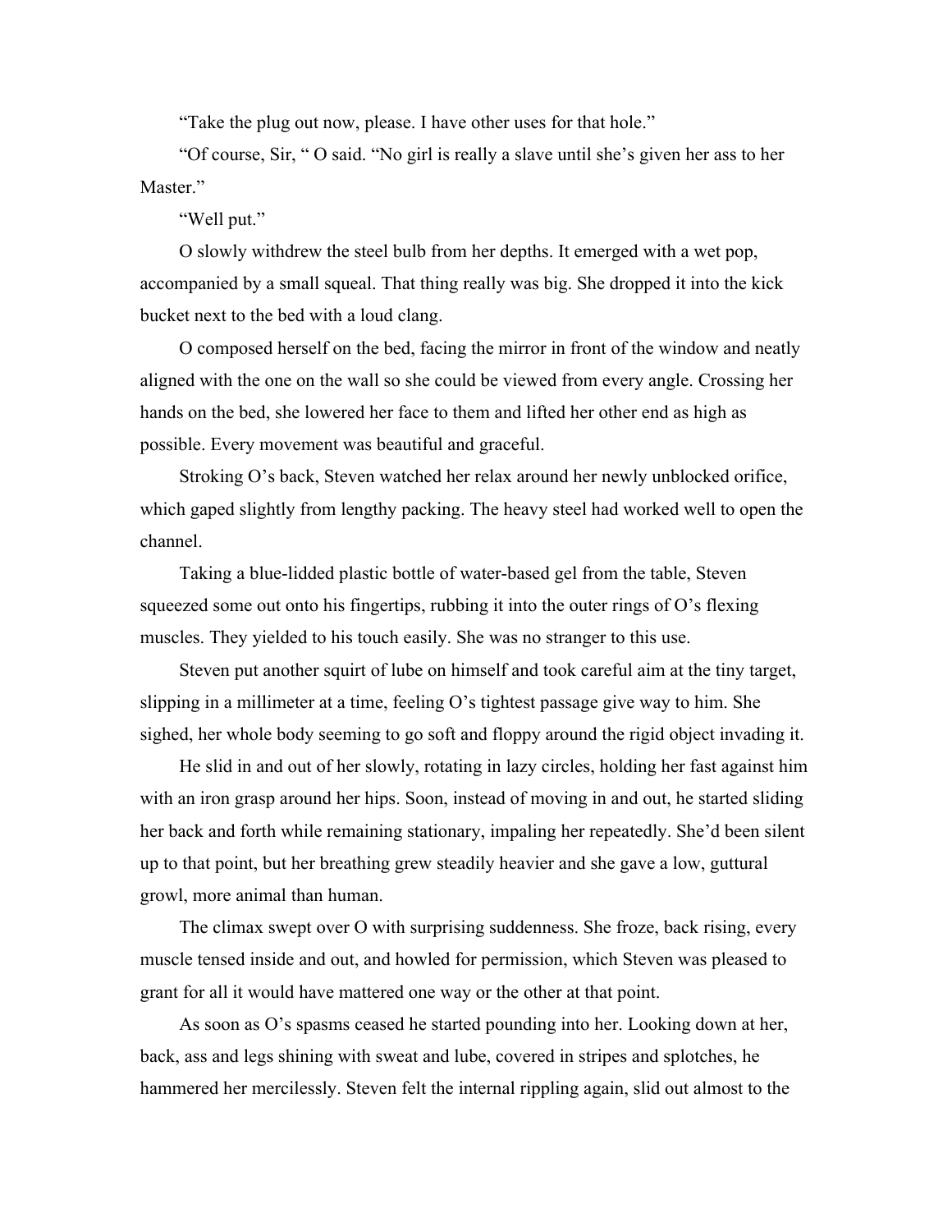"Take the plug out now, please. I have other uses for that hole."

"Of course, Sir, " O said. "No girl is really a slave until she's given her ass to her Master."

"Well put."

O slowly withdrew the steel bulb from her depths. It emerged with a wet pop, accompanied by a small squeal. That thing really was big. She dropped it into the kick bucket next to the bed with a loud clang.

O composed herself on the bed, facing the mirror in front of the window and neatly aligned with the one on the wall so she could be viewed from every angle. Crossing her hands on the bed, she lowered her face to them and lifted her other end as high as possible. Every movement was beautiful and graceful.

Stroking O's back, Steven watched her relax around her newly unblocked orifice, which gaped slightly from lengthy packing. The heavy steel had worked well to open the channel.

Taking a blue-lidded plastic bottle of water-based gel from the table, Steven squeezed some out onto his fingertips, rubbing it into the outer rings of O's flexing muscles. They yielded to his touch easily. She was no stranger to this use.

Steven put another squirt of lube on himself and took careful aim at the tiny target, slipping in a millimeter at a time, feeling O's tightest passage give way to him. She sighed, her whole body seeming to go soft and floppy around the rigid object invading it.

He slid in and out of her slowly, rotating in lazy circles, holding her fast against him with an iron grasp around her hips. Soon, instead of moving in and out, he started sliding her back and forth while remaining stationary, impaling her repeatedly. She'd been silent up to that point, but her breathing grew steadily heavier and she gave a low, guttural growl, more animal than human.

The climax swept over O with surprising suddenness. She froze, back rising, every muscle tensed inside and out, and howled for permission, which Steven was pleased to grant for all it would have mattered one way or the other at that point.

As soon as O's spasms ceased he started pounding into her. Looking down at her, back, ass and legs shining with sweat and lube, covered in stripes and splotches, he hammered her mercilessly. Steven felt the internal rippling again, slid out almost to the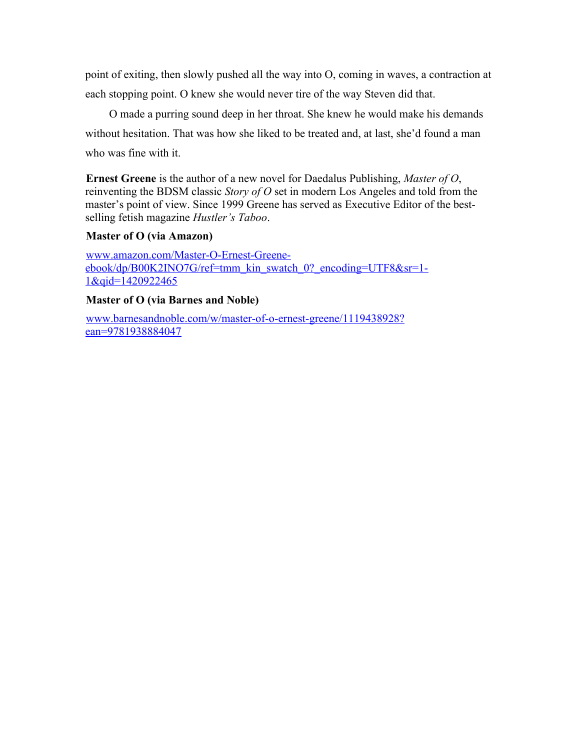point of exiting, then slowly pushed all the way into O, coming in waves, a contraction at each stopping point. O knew she would never tire of the way Steven did that.

O made a purring sound deep in her throat. She knew he would make his demands without hesitation. That was how she liked to be treated and, at last, she'd found a man who was fine with it.

**Ernest Greene** is the author of a new novel for Daedalus Publishing, *Master of O*, reinventing the BDSM classic *Story of O* set in modern Los Angeles and told from the master's point of view. Since 1999 Greene has served as Executive Editor of the best-selling fetish magazine *Hustler's Taboo*.

**Master of O (via Amazon)**

[www.amazon.com/Master-O-Ernest-Greene-ebook/dp/B00K2INO7G/ref=tmm_kin_swatch_0?_encoding=UTF8&sr=1-1&qid=1420922465](www.amazon.com/Master-O-Ernest-Greene-ebook/dp/B00K2INO7G/ref=tmm_kin_swatch_0?_encoding=UTF8&sr=1-1&qid=1420922465)

**Master of O (via Barnes and Noble)**

[www.barnesandnoble.com/w/master-of-o-ernest-greene/1119438928?ean=9781938884047](www.barnesandnoble.com/w/master-of-o-ernest-greene/1119438928?ean=9781938884047)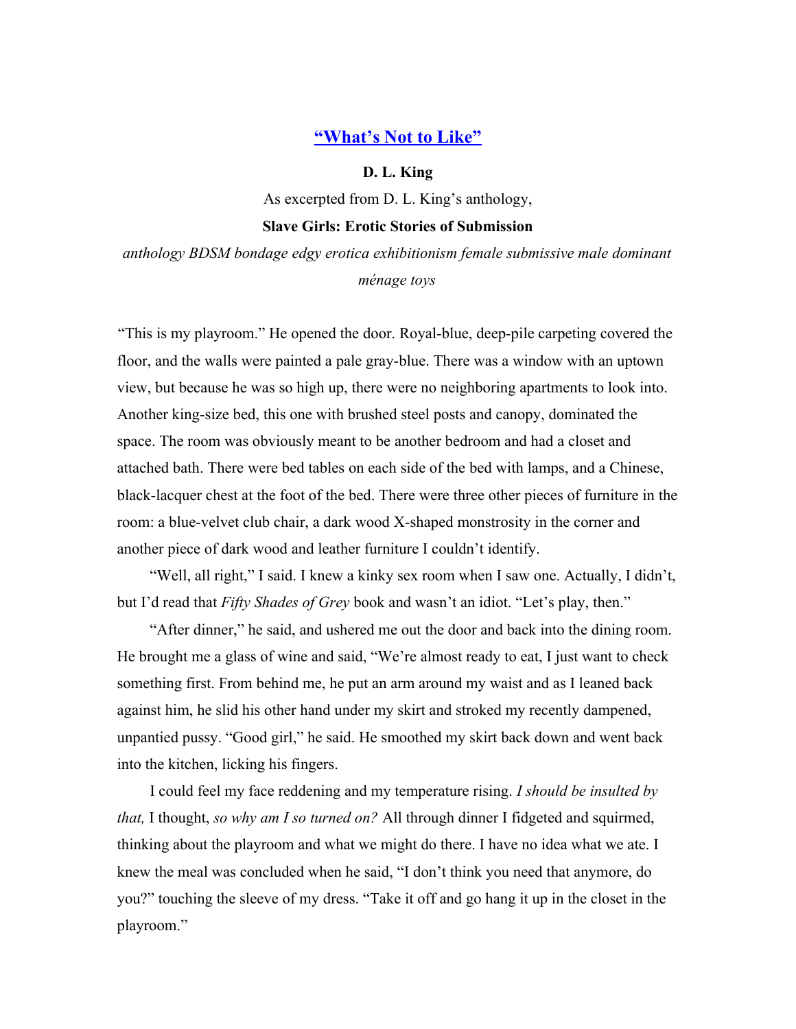## "What's Not to Like"

**D. L. King**

As excerpted from D. L. King's anthology,

**Slave Girls: Erotic Stories of Submission**

*anthology BDSM bondage edgy erotica exhibitionism female submissive male dominant ménage toys*

"This is my playroom." He opened the door. Royal-blue, deep-pile carpeting covered the floor, and the walls were painted a pale gray-blue. There was a window with an uptown view, but because he was so high up, there were no neighboring apartments to look into. Another king-size bed, this one with brushed steel posts and canopy, dominated the space. The room was obviously meant to be another bedroom and had a closet and attached bath. There were bed tables on each side of the bed with lamps, and a Chinese, black-lacquer chest at the foot of the bed. There were three other pieces of furniture in the room: a blue-velvet club chair, a dark wood X-shaped monstrosity in the corner and another piece of dark wood and leather furniture I couldn't identify.

"Well, all right," I said. I knew a kinky sex room when I saw one. Actually, I didn't, but I'd read that *Fifty Shades of Grey* book and wasn't an idiot. "Let's play, then."

"After dinner," he said, and ushered me out the door and back into the dining room. He brought me a glass of wine and said, "We're almost ready to eat, I just want to check something first. From behind me, he put an arm around my waist and as I leaned back against him, he slid his other hand under my skirt and stroked my recently dampened, unpantied pussy. "Good girl," he said. He smoothed my skirt back down and went back into the kitchen, licking his fingers.

I could feel my face reddening and my temperature rising. *I should be insulted by that,* I thought, *so why am I so turned on?* All through dinner I fidgeted and squirmed, thinking about the playroom and what we might do there. I have no idea what we ate. I knew the meal was concluded when he said, "I don't think you need that anymore, do you?" touching the sleeve of my dress. "Take it off and go hang it up in the closet in the playroom."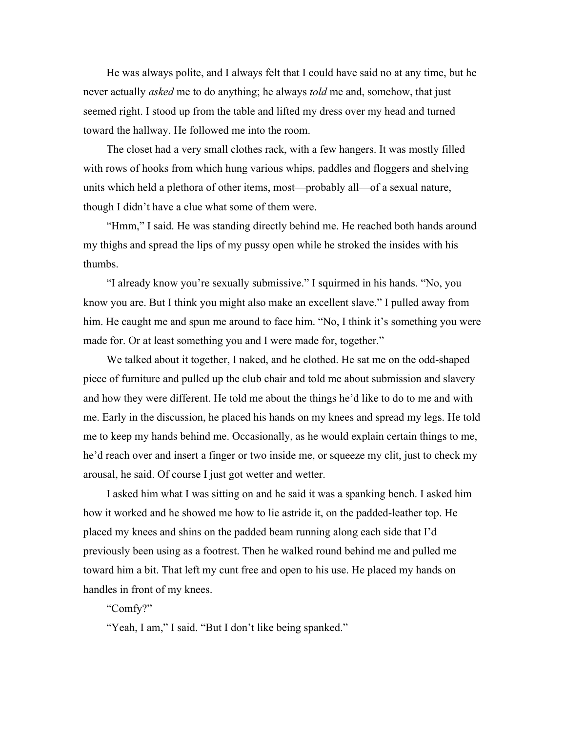He was always polite, and I always felt that I could have said no at any time, but he never actually *asked* me to do anything; he always *told* me and, somehow, that just seemed right. I stood up from the table and lifted my dress over my head and turned toward the hallway. He followed me into the room.

The closet had a very small clothes rack, with a few hangers. It was mostly filled with rows of hooks from which hung various whips, paddles and floggers and shelving units which held a plethora of other items, most—probably all—of a sexual nature, though I didn't have a clue what some of them were.

"Hmm," I said. He was standing directly behind me. He reached both hands around my thighs and spread the lips of my pussy open while he stroked the insides with his thumbs.

"I already know you're sexually submissive." I squirmed in his hands. "No, you know you are. But I think you might also make an excellent slave." I pulled away from him. He caught me and spun me around to face him. "No, I think it's something you were made for. Or at least something you and I were made for, together."

We talked about it together, I naked, and he clothed. He sat me on the odd-shaped piece of furniture and pulled up the club chair and told me about submission and slavery and how they were different. He told me about the things he'd like to do to me and with me. Early in the discussion, he placed his hands on my knees and spread my legs. He told me to keep my hands behind me. Occasionally, as he would explain certain things to me, he'd reach over and insert a finger or two inside me, or squeeze my clit, just to check my arousal, he said. Of course I just got wetter and wetter.

I asked him what I was sitting on and he said it was a spanking bench. I asked him how it worked and he showed me how to lie astride it, on the padded-leather top. He placed my knees and shins on the padded beam running along each side that I'd previously been using as a footrest. Then he walked round behind me and pulled me toward him a bit. That left my cunt free and open to his use. He placed my hands on handles in front of my knees.

"Comfy?"

"Yeah, I am," I said. "But I don't like being spanked."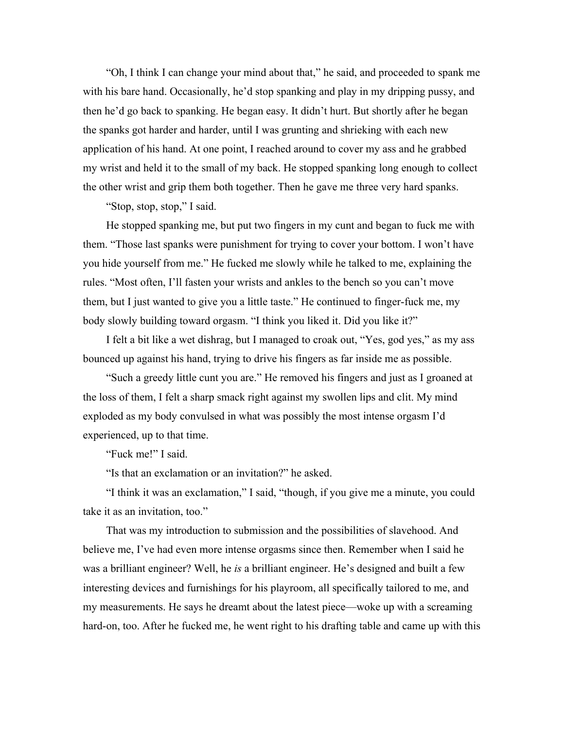"Oh, I think I can change your mind about that," he said, and proceeded to spank me with his bare hand. Occasionally, he'd stop spanking and play in my dripping pussy, and then he'd go back to spanking. He began easy. It didn't hurt. But shortly after he began the spanks got harder and harder, until I was grunting and shrieking with each new application of his hand. At one point, I reached around to cover my ass and he grabbed my wrist and held it to the small of my back. He stopped spanking long enough to collect the other wrist and grip them both together. Then he gave me three very hard spanks.

"Stop, stop, stop," I said.

He stopped spanking me, but put two fingers in my cunt and began to fuck me with them. "Those last spanks were punishment for trying to cover your bottom. I won't have you hide yourself from me." He fucked me slowly while he talked to me, explaining the rules. "Most often, I'll fasten your wrists and ankles to the bench so you can't move them, but I just wanted to give you a little taste." He continued to finger-fuck me, my body slowly building toward orgasm. "I think you liked it. Did you like it?"

I felt a bit like a wet dishrag, but I managed to croak out, "Yes, god yes," as my ass bounced up against his hand, trying to drive his fingers as far inside me as possible.

"Such a greedy little cunt you are." He removed his fingers and just as I groaned at the loss of them, I felt a sharp smack right against my swollen lips and clit. My mind exploded as my body convulsed in what was possibly the most intense orgasm I'd experienced, up to that time.

"Fuck me!" I said.

"Is that an exclamation or an invitation?" he asked.

"I think it was an exclamation," I said, "though, if you give me a minute, you could take it as an invitation, too."

That was my introduction to submission and the possibilities of slavehood. And believe me, I've had even more intense orgasms since then. Remember when I said he was a brilliant engineer? Well, he *is* a brilliant engineer. He's designed and built a few interesting devices and furnishings for his playroom, all specifically tailored to me, and my measurements. He says he dreamt about the latest piece—woke up with a screaming hard-on, too. After he fucked me, he went right to his drafting table and came up with this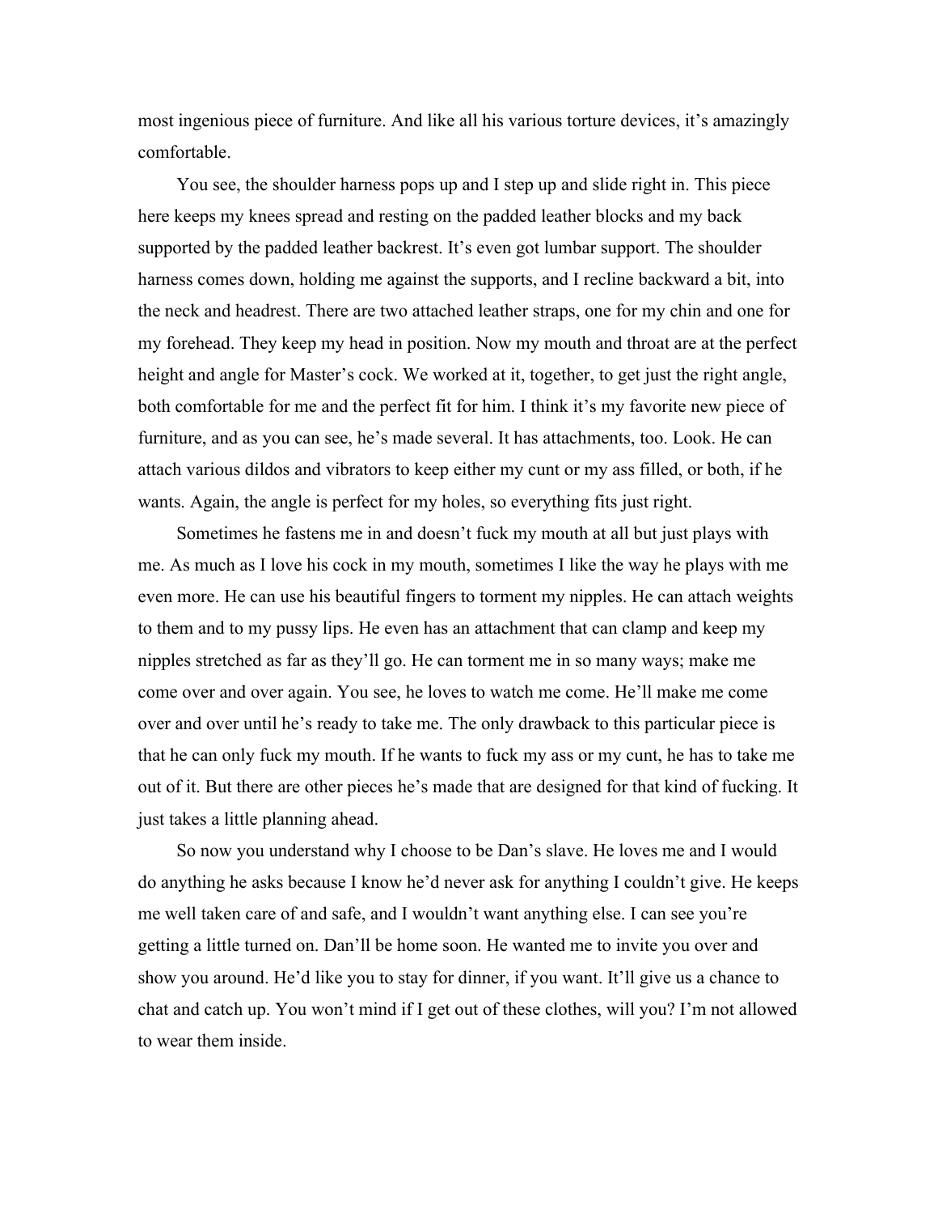most ingenious piece of furniture. And like all his various torture devices, it's amazingly comfortable.

You see, the shoulder harness pops up and I step up and slide right in. This piece here keeps my knees spread and resting on the padded leather blocks and my back supported by the padded leather backrest. It's even got lumbar support. The shoulder harness comes down, holding me against the supports, and I recline backward a bit, into the neck and headrest. There are two attached leather straps, one for my chin and one for my forehead. They keep my head in position. Now my mouth and throat are at the perfect height and angle for Master's cock. We worked at it, together, to get just the right angle, both comfortable for me and the perfect fit for him. I think it's my favorite new piece of furniture, and as you can see, he's made several. It has attachments, too. Look. He can attach various dildos and vibrators to keep either my cunt or my ass filled, or both, if he wants. Again, the angle is perfect for my holes, so everything fits just right.

Sometimes he fastens me in and doesn't fuck my mouth at all but just plays with me. As much as I love his cock in my mouth, sometimes I like the way he plays with me even more. He can use his beautiful fingers to torment my nipples. He can attach weights to them and to my pussy lips. He even has an attachment that can clamp and keep my nipples stretched as far as they'll go. He can torment me in so many ways; make me come over and over again. You see, he loves to watch me come. He'll make me come over and over until he's ready to take me. The only drawback to this particular piece is that he can only fuck my mouth. If he wants to fuck my ass or my cunt, he has to take me out of it. But there are other pieces he's made that are designed for that kind of fucking. It just takes a little planning ahead.

So now you understand why I choose to be Dan's slave. He loves me and I would do anything he asks because I know he'd never ask for anything I couldn't give. He keeps me well taken care of and safe, and I wouldn't want anything else. I can see you're getting a little turned on. Dan'll be home soon. He wanted me to invite you over and show you around. He'd like you to stay for dinner, if you want. It'll give us a chance to chat and catch up. You won't mind if I get out of these clothes, will you? I'm not allowed to wear them inside.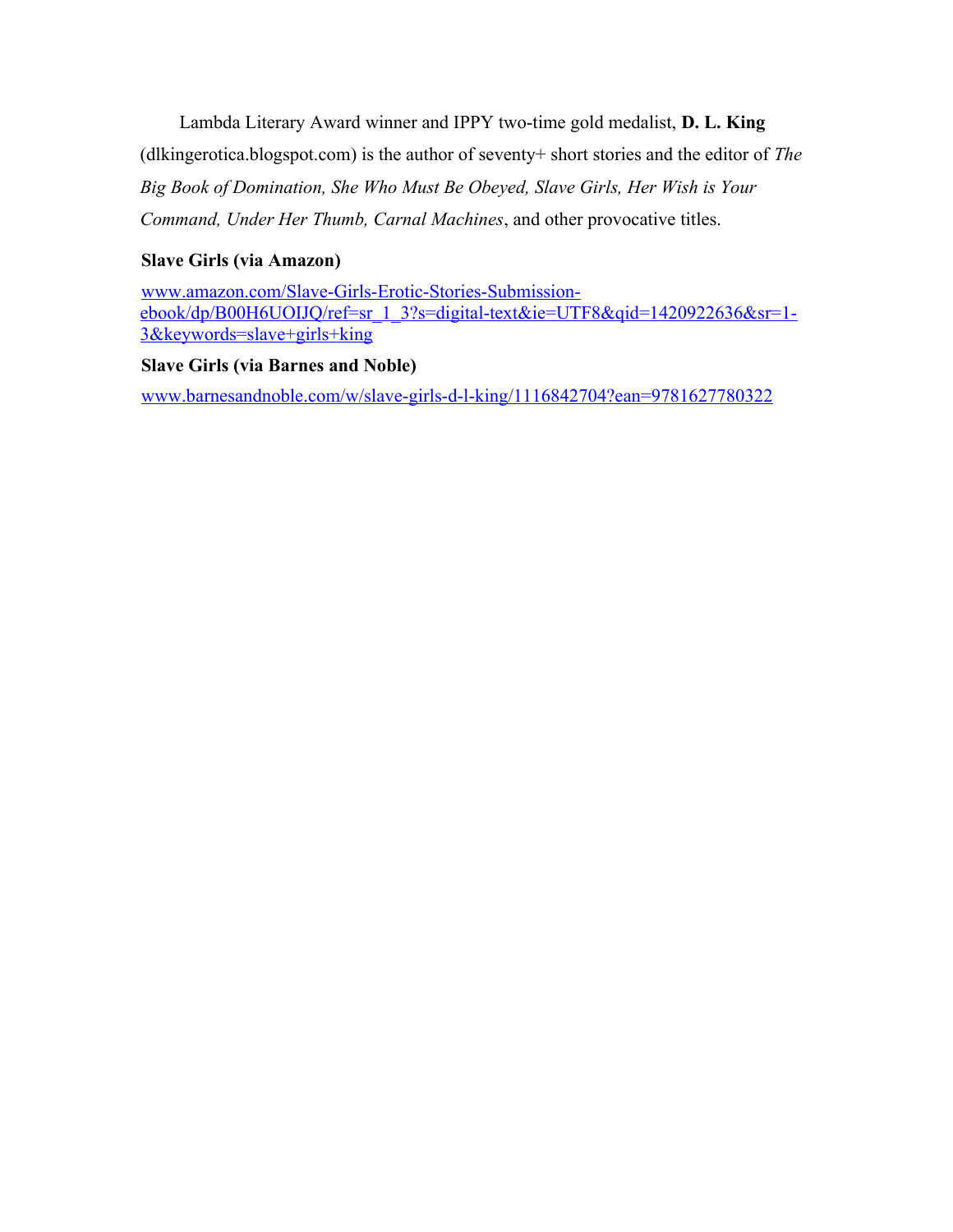Lambda Literary Award winner and IPPY two-time gold medalist, **D. L. King** (dlkingerotica.blogspot.com) is the author of seventy+ short stories and the editor of *The Big Book of Domination, She Who Must Be Obeyed, Slave Girls, Her Wish is Your Command, Under Her Thumb, Carnal Machines*, and other provocative titles.

**Slave Girls (via Amazon)**

www.amazon.com/Slave-Girls-Erotic-Stories-Submission-ebook/dp/B00H6UOIJQ/ref=sr_1_3?s=digital-text&ie=UTF8&qid=1420922636&sr=1-3&keywords=slave+girls+king

**Slave Girls (via Barnes and Noble)**

www.barnesandnoble.com/w/slave-girls-d-l-king/1116842704?ean=9781627780322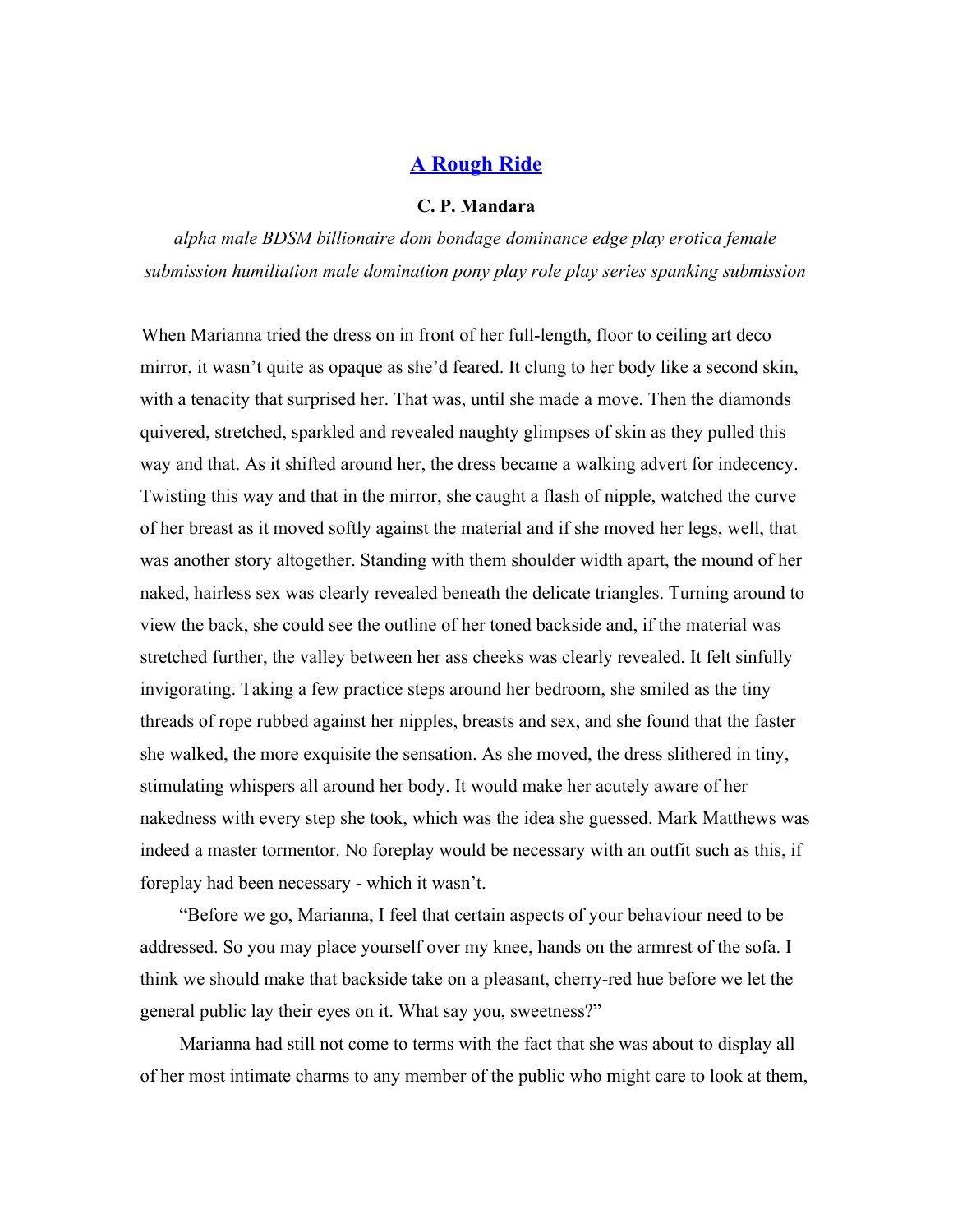## [A Rough Ride]()

**C. P. Mandara**

*alpha male BDSM billionaire dom bondage dominance edge play erotica female submission humiliation male domination pony play role play series spanking submission*

When Marianna tried the dress on in front of her full-length, floor to ceiling art deco mirror, it wasn't quite as opaque as she'd feared. It clung to her body like a second skin, with a tenacity that surprised her. That was, until she made a move. Then the diamonds quivered, stretched, sparkled and revealed naughty glimpses of skin as they pulled this way and that. As it shifted around her, the dress became a walking advert for indecency. Twisting this way and that in the mirror, she caught a flash of nipple, watched the curve of her breast as it moved softly against the material and if she moved her legs, well, that was another story altogether. Standing with them shoulder width apart, the mound of her naked, hairless sex was clearly revealed beneath the delicate triangles. Turning around to view the back, she could see the outline of her toned backside and, if the material was stretched further, the valley between her ass cheeks was clearly revealed. It felt sinfully invigorating. Taking a few practice steps around her bedroom, she smiled as the tiny threads of rope rubbed against her nipples, breasts and sex, and she found that the faster she walked, the more exquisite the sensation. As she moved, the dress slithered in tiny, stimulating whispers all around her body. It would make her acutely aware of her nakedness with every step she took, which was the idea she guessed. Mark Matthews was indeed a master tormentor. No foreplay would be necessary with an outfit such as this, if foreplay had been necessary - which it wasn't.

"Before we go, Marianna, I feel that certain aspects of your behaviour need to be addressed. So you may place yourself over my knee, hands on the armrest of the sofa. I think we should make that backside take on a pleasant, cherry-red hue before we let the general public lay their eyes on it. What say you, sweetness?"

Marianna had still not come to terms with the fact that she was about to display all of her most intimate charms to any member of the public who might care to look at them,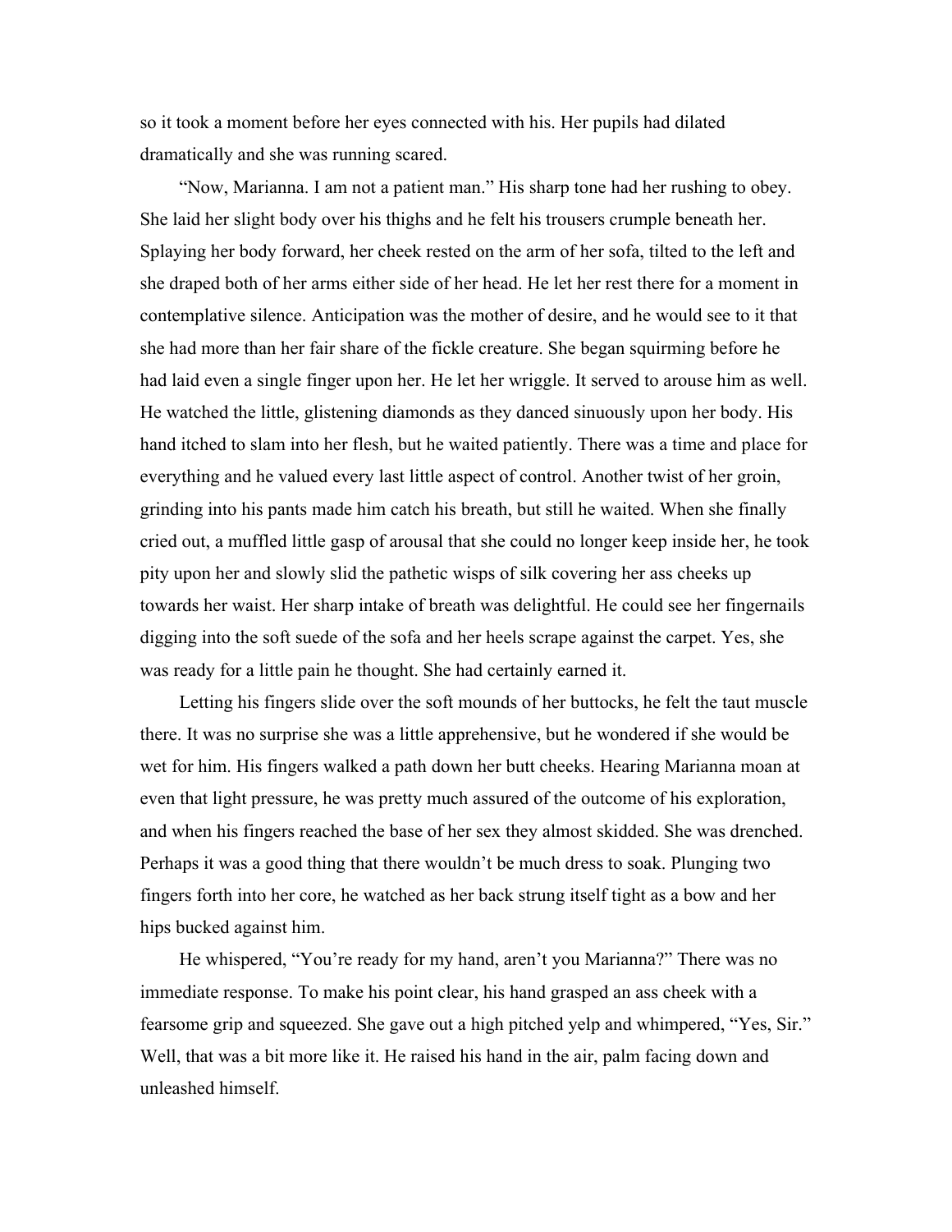so it took a moment before her eyes connected with his. Her pupils had dilated dramatically and she was running scared.

"Now, Marianna. I am not a patient man." His sharp tone had her rushing to obey. She laid her slight body over his thighs and he felt his trousers crumple beneath her. Splaying her body forward, her cheek rested on the arm of her sofa, tilted to the left and she draped both of her arms either side of her head. He let her rest there for a moment in contemplative silence. Anticipation was the mother of desire, and he would see to it that she had more than her fair share of the fickle creature. She began squirming before he had laid even a single finger upon her. He let her wriggle. It served to arouse him as well. He watched the little, glistening diamonds as they danced sinuously upon her body. His hand itched to slam into her flesh, but he waited patiently. There was a time and place for everything and he valued every last little aspect of control. Another twist of her groin, grinding into his pants made him catch his breath, but still he waited. When she finally cried out, a muffled little gasp of arousal that she could no longer keep inside her, he took pity upon her and slowly slid the pathetic wisps of silk covering her ass cheeks up towards her waist. Her sharp intake of breath was delightful. He could see her fingernails digging into the soft suede of the sofa and her heels scrape against the carpet. Yes, she was ready for a little pain he thought. She had certainly earned it.

Letting his fingers slide over the soft mounds of her buttocks, he felt the taut muscle there. It was no surprise she was a little apprehensive, but he wondered if she would be wet for him. His fingers walked a path down her butt cheeks. Hearing Marianna moan at even that light pressure, he was pretty much assured of the outcome of his exploration, and when his fingers reached the base of her sex they almost skidded. She was drenched. Perhaps it was a good thing that there wouldn't be much dress to soak. Plunging two fingers forth into her core, he watched as her back strung itself tight as a bow and her hips bucked against him.

He whispered, "You're ready for my hand, aren't you Marianna?" There was no immediate response. To make his point clear, his hand grasped an ass cheek with a fearsome grip and squeezed. She gave out a high pitched yelp and whimpered, "Yes, Sir." Well, that was a bit more like it. He raised his hand in the air, palm facing down and unleashed himself.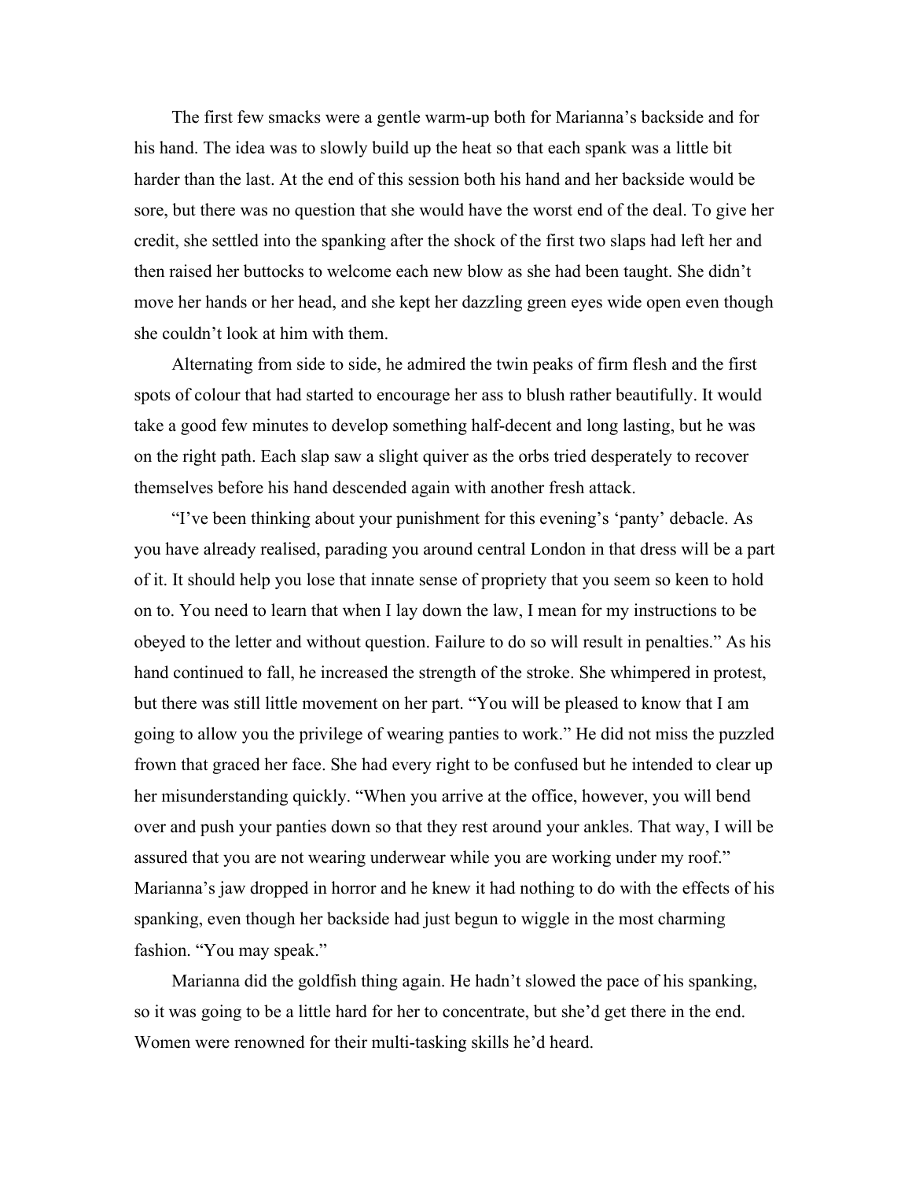The first few smacks were a gentle warm-up both for Marianna's backside and for his hand. The idea was to slowly build up the heat so that each spank was a little bit harder than the last. At the end of this session both his hand and her backside would be sore, but there was no question that she would have the worst end of the deal. To give her credit, she settled into the spanking after the shock of the first two slaps had left her and then raised her buttocks to welcome each new blow as she had been taught. She didn't move her hands or her head, and she kept her dazzling green eyes wide open even though she couldn't look at him with them.

Alternating from side to side, he admired the twin peaks of firm flesh and the first spots of colour that had started to encourage her ass to blush rather beautifully. It would take a good few minutes to develop something half-decent and long lasting, but he was on the right path. Each slap saw a slight quiver as the orbs tried desperately to recover themselves before his hand descended again with another fresh attack.

"I've been thinking about your punishment for this evening's 'panty' debacle. As you have already realised, parading you around central London in that dress will be a part of it. It should help you lose that innate sense of propriety that you seem so keen to hold on to. You need to learn that when I lay down the law, I mean for my instructions to be obeyed to the letter and without question. Failure to do so will result in penalties." As his hand continued to fall, he increased the strength of the stroke. She whimpered in protest, but there was still little movement on her part. "You will be pleased to know that I am going to allow you the privilege of wearing panties to work." He did not miss the puzzled frown that graced her face. She had every right to be confused but he intended to clear up her misunderstanding quickly. "When you arrive at the office, however, you will bend over and push your panties down so that they rest around your ankles. That way, I will be assured that you are not wearing underwear while you are working under my roof." Marianna's jaw dropped in horror and he knew it had nothing to do with the effects of his spanking, even though her backside had just begun to wiggle in the most charming fashion. "You may speak."

Marianna did the goldfish thing again. He hadn't slowed the pace of his spanking, so it was going to be a little hard for her to concentrate, but she'd get there in the end. Women were renowned for their multi-tasking skills he'd heard.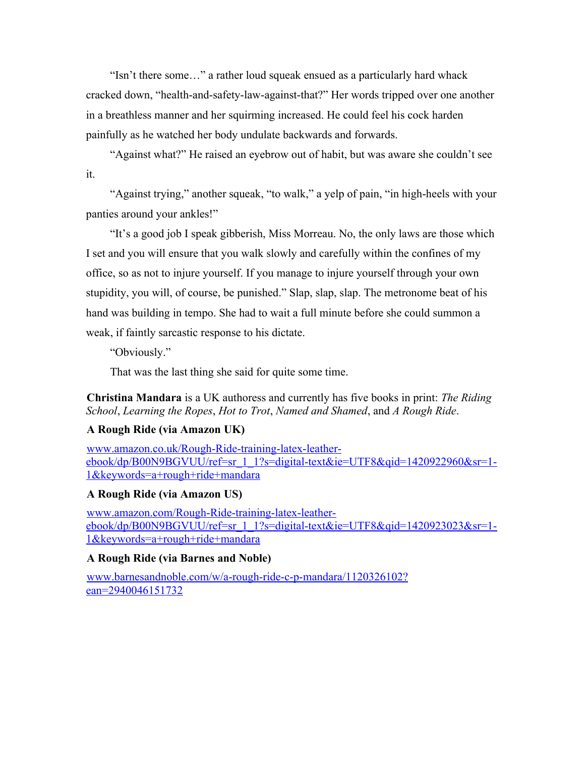"Isn't there some…" a rather loud squeak ensued as a particularly hard whack cracked down, "health-and-safety-law-against-that?" Her words tripped over one another in a breathless manner and her squirming increased. He could feel his cock harden painfully as he watched her body undulate backwards and forwards.

"Against what?" He raised an eyebrow out of habit, but was aware she couldn't see it.

"Against trying," another squeak, "to walk," a yelp of pain, "in high-heels with your panties around your ankles!"

"It's a good job I speak gibberish, Miss Morreau. No, the only laws are those which I set and you will ensure that you walk slowly and carefully within the confines of my office, so as not to injure yourself. If you manage to injure yourself through your own stupidity, you will, of course, be punished." Slap, slap, slap. The metronome beat of his hand was building in tempo. She had to wait a full minute before she could summon a weak, if faintly sarcastic response to his dictate.

"Obviously."

That was the last thing she said for quite some time.

**Christina Mandara** is a UK authoress and currently has five books in print: *The Riding School*, *Learning the Ropes*, *Hot to Trot*, *Named and Shamed*, and *A Rough Ride*.

**A Rough Ride (via Amazon UK)**

[www.amazon.co.uk/Rough-Ride-training-latex-leather-ebook/dp/B00N9BGVUU/ref=sr_1_1?s=digital-text&ie=UTF8&qid=1420922960&sr=1-1&keywords=a+rough+ride+mandara](www.amazon.co.uk/Rough-Ride-training-latex-leather-ebook/dp/B00N9BGVUU/ref=sr_1_1?s=digital-text&ie=UTF8&qid=1420922960&sr=1-1&keywords=a+rough+ride+mandara)

**A Rough Ride (via Amazon US)**

[www.amazon.com/Rough-Ride-training-latex-leather-ebook/dp/B00N9BGVUU/ref=sr_1_1?s=digital-text&ie=UTF8&qid=1420923023&sr=1-1&keywords=a+rough+ride+mandara](www.amazon.com/Rough-Ride-training-latex-leather-ebook/dp/B00N9BGVUU/ref=sr_1_1?s=digital-text&ie=UTF8&qid=1420923023&sr=1-1&keywords=a+rough+ride+mandara)

**A Rough Ride (via Barnes and Noble)**

[www.barnesandnoble.com/w/a-rough-ride-c-p-mandara/1120326102?ean=2940046151732](www.barnesandnoble.com/w/a-rough-ride-c-p-mandara/1120326102?ean=2940046151732)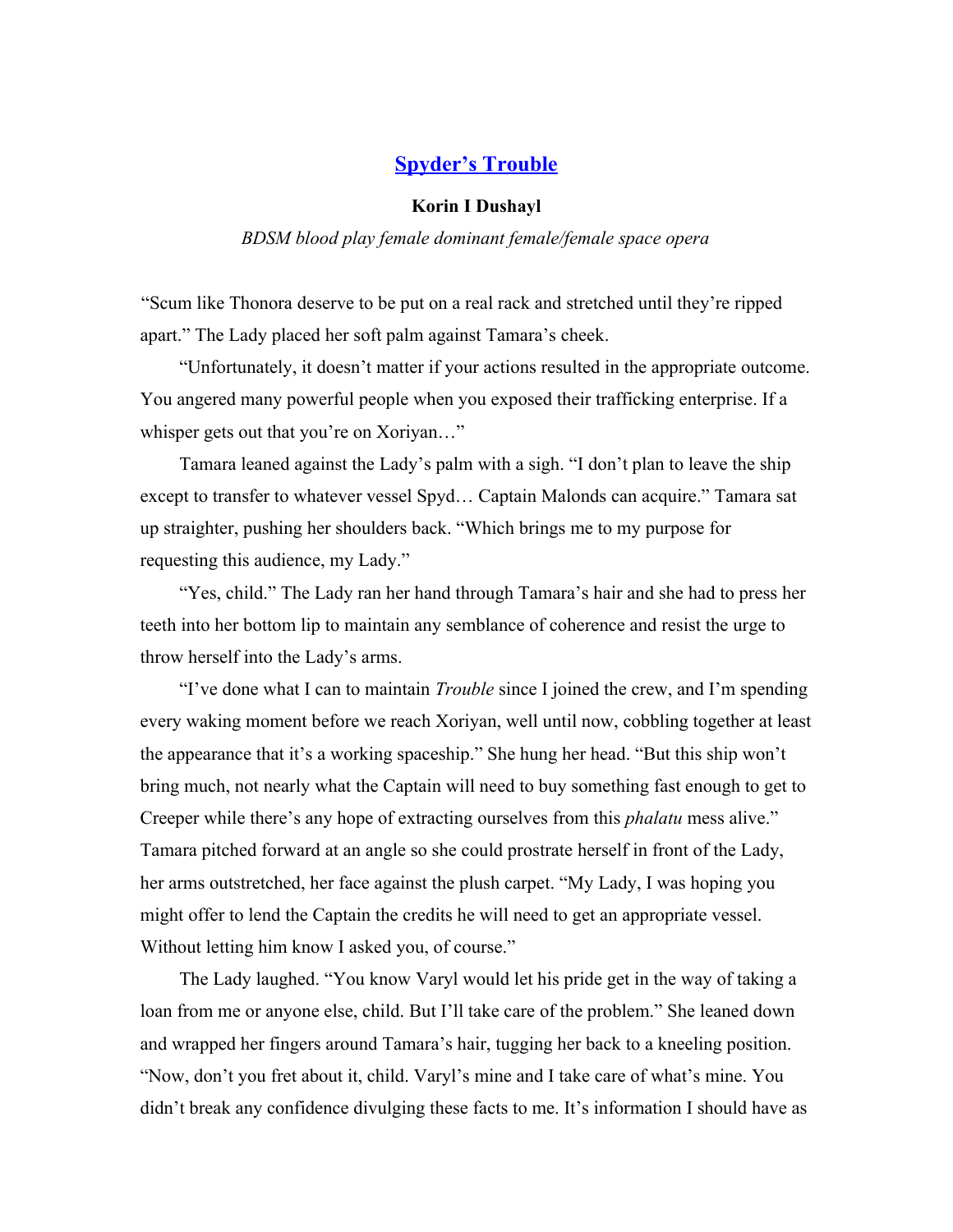## [Spyder's Trouble]

**Korin I Dushayl**

*BDSM blood play female dominant female/female space opera*

"Scum like Thonora deserve to be put on a real rack and stretched until they're ripped apart." The Lady placed her soft palm against Tamara's cheek.

"Unfortunately, it doesn't matter if your actions resulted in the appropriate outcome. You angered many powerful people when you exposed their trafficking enterprise. If a whisper gets out that you're on Xoriyan…"

Tamara leaned against the Lady's palm with a sigh. "I don't plan to leave the ship except to transfer to whatever vessel Spyd… Captain Malonds can acquire." Tamara sat up straighter, pushing her shoulders back. "Which brings me to my purpose for requesting this audience, my Lady."

"Yes, child." The Lady ran her hand through Tamara's hair and she had to press her teeth into her bottom lip to maintain any semblance of coherence and resist the urge to throw herself into the Lady's arms.

"I've done what I can to maintain *Trouble* since I joined the crew, and I'm spending every waking moment before we reach Xoriyan, well until now, cobbling together at least the appearance that it's a working spaceship." She hung her head. "But this ship won't bring much, not nearly what the Captain will need to buy something fast enough to get to Creeper while there's any hope of extracting ourselves from this *phalatu* mess alive." Tamara pitched forward at an angle so she could prostrate herself in front of the Lady, her arms outstretched, her face against the plush carpet. "My Lady, I was hoping you might offer to lend the Captain the credits he will need to get an appropriate vessel. Without letting him know I asked you, of course."

The Lady laughed. "You know Varyl would let his pride get in the way of taking a loan from me or anyone else, child. But I'll take care of the problem." She leaned down and wrapped her fingers around Tamara's hair, tugging her back to a kneeling position. "Now, don't you fret about it, child. Varyl's mine and I take care of what's mine. You didn't break any confidence divulging these facts to me. It's information I should have as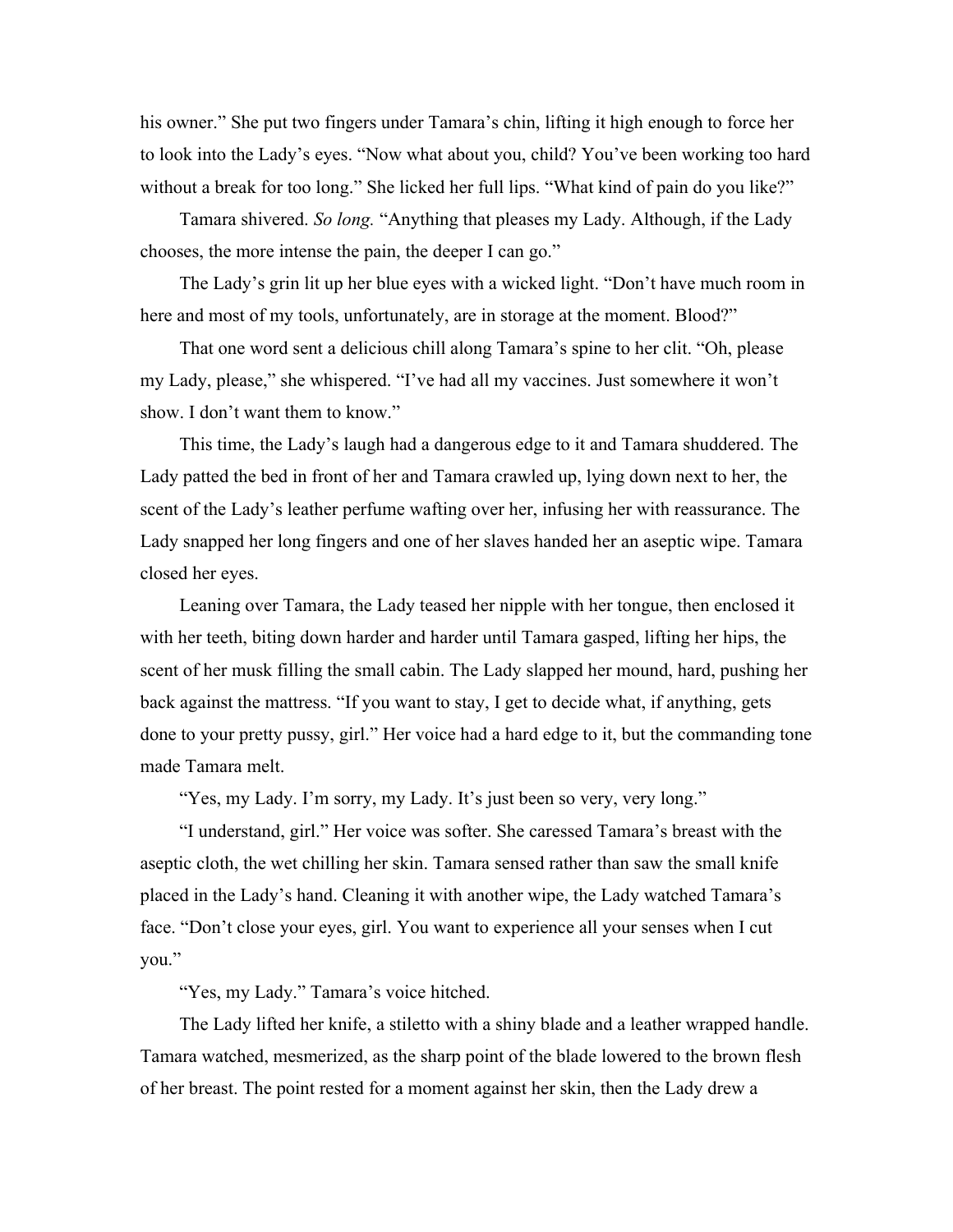his owner." She put two fingers under Tamara's chin, lifting it high enough to force her to look into the Lady's eyes. "Now what about you, child? You've been working too hard without a break for too long." She licked her full lips. "What kind of pain do you like?"

Tamara shivered. *So long.* "Anything that pleases my Lady. Although, if the Lady chooses, the more intense the pain, the deeper I can go."

The Lady's grin lit up her blue eyes with a wicked light. "Don't have much room in here and most of my tools, unfortunately, are in storage at the moment. Blood?"

That one word sent a delicious chill along Tamara's spine to her clit. "Oh, please my Lady, please," she whispered. "I've had all my vaccines. Just somewhere it won't show. I don't want them to know."

This time, the Lady's laugh had a dangerous edge to it and Tamara shuddered. The Lady patted the bed in front of her and Tamara crawled up, lying down next to her, the scent of the Lady's leather perfume wafting over her, infusing her with reassurance. The Lady snapped her long fingers and one of her slaves handed her an aseptic wipe. Tamara closed her eyes.

Leaning over Tamara, the Lady teased her nipple with her tongue, then enclosed it with her teeth, biting down harder and harder until Tamara gasped, lifting her hips, the scent of her musk filling the small cabin. The Lady slapped her mound, hard, pushing her back against the mattress. "If you want to stay, I get to decide what, if anything, gets done to your pretty pussy, girl." Her voice had a hard edge to it, but the commanding tone made Tamara melt.

"Yes, my Lady. I'm sorry, my Lady. It's just been so very, very long."

"I understand, girl." Her voice was softer. She caressed Tamara's breast with the aseptic cloth, the wet chilling her skin. Tamara sensed rather than saw the small knife placed in the Lady's hand. Cleaning it with another wipe, the Lady watched Tamara's face. "Don't close your eyes, girl. You want to experience all your senses when I cut you."

"Yes, my Lady." Tamara's voice hitched.

The Lady lifted her knife, a stiletto with a shiny blade and a leather wrapped handle. Tamara watched, mesmerized, as the sharp point of the blade lowered to the brown flesh of her breast. The point rested for a moment against her skin, then the Lady drew a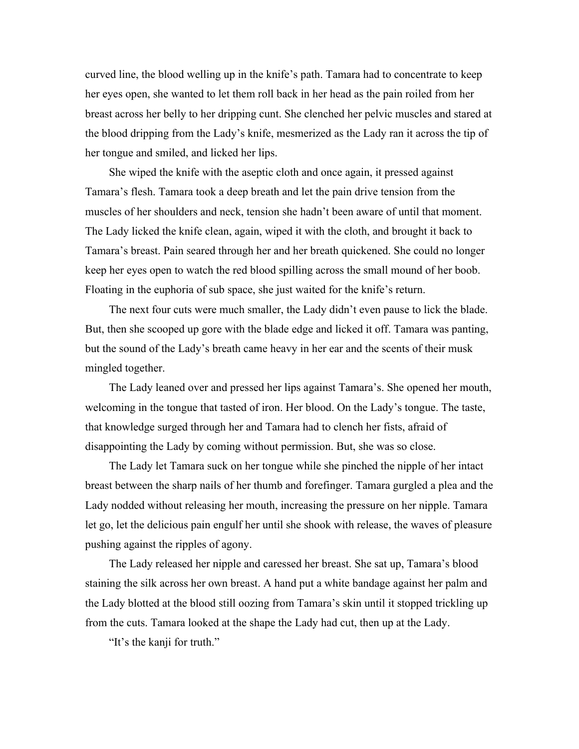curved line, the blood welling up in the knife's path. Tamara had to concentrate to keep her eyes open, she wanted to let them roll back in her head as the pain roiled from her breast across her belly to her dripping cunt. She clenched her pelvic muscles and stared at the blood dripping from the Lady's knife, mesmerized as the Lady ran it across the tip of her tongue and smiled, and licked her lips.

She wiped the knife with the aseptic cloth and once again, it pressed against Tamara's flesh. Tamara took a deep breath and let the pain drive tension from the muscles of her shoulders and neck, tension she hadn't been aware of until that moment. The Lady licked the knife clean, again, wiped it with the cloth, and brought it back to Tamara's breast. Pain seared through her and her breath quickened. She could no longer keep her eyes open to watch the red blood spilling across the small mound of her boob. Floating in the euphoria of sub space, she just waited for the knife's return.

The next four cuts were much smaller, the Lady didn't even pause to lick the blade. But, then she scooped up gore with the blade edge and licked it off. Tamara was panting, but the sound of the Lady's breath came heavy in her ear and the scents of their musk mingled together.

The Lady leaned over and pressed her lips against Tamara's. She opened her mouth, welcoming in the tongue that tasted of iron. Her blood. On the Lady's tongue. The taste, that knowledge surged through her and Tamara had to clench her fists, afraid of disappointing the Lady by coming without permission. But, she was so close.

The Lady let Tamara suck on her tongue while she pinched the nipple of her intact breast between the sharp nails of her thumb and forefinger. Tamara gurgled a plea and the Lady nodded without releasing her mouth, increasing the pressure on her nipple. Tamara let go, let the delicious pain engulf her until she shook with release, the waves of pleasure pushing against the ripples of agony.

The Lady released her nipple and caressed her breast. She sat up, Tamara's blood staining the silk across her own breast. A hand put a white bandage against her palm and the Lady blotted at the blood still oozing from Tamara's skin until it stopped trickling up from the cuts. Tamara looked at the shape the Lady had cut, then up at the Lady.

"It's the kanji for truth."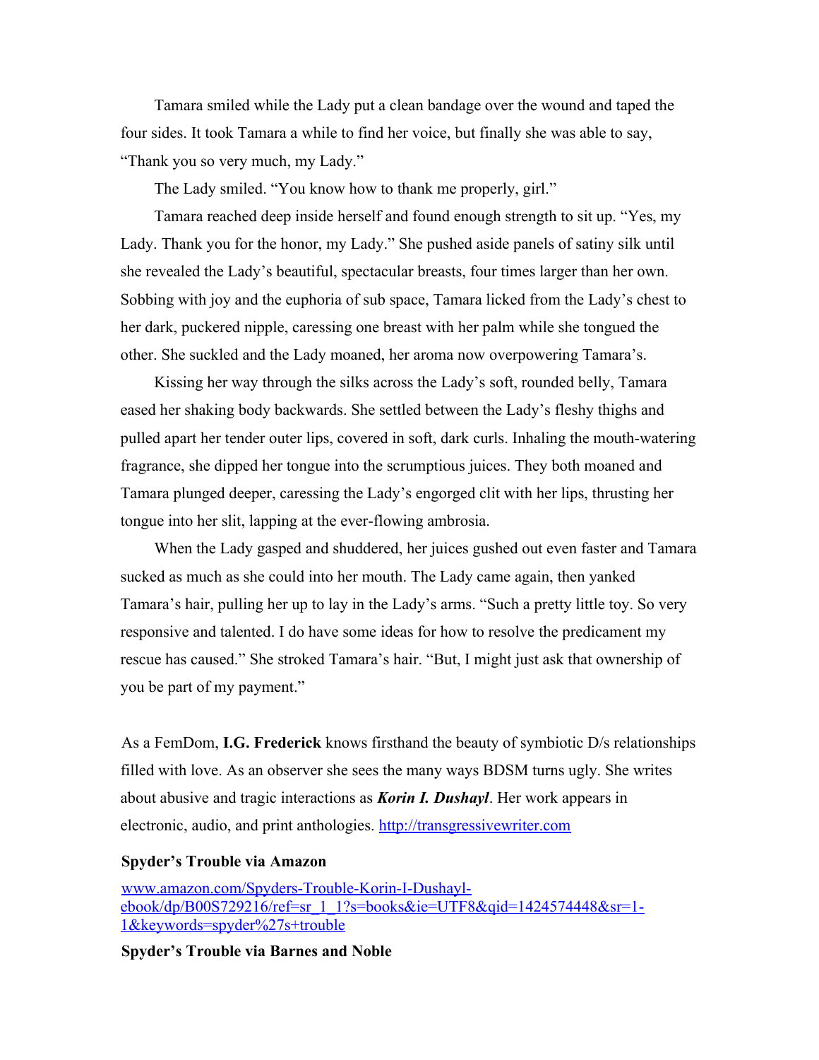Tamara smiled while the Lady put a clean bandage over the wound and taped the four sides. It took Tamara a while to find her voice, but finally she was able to say, "Thank you so very much, my Lady."

The Lady smiled. "You know how to thank me properly, girl."

Tamara reached deep inside herself and found enough strength to sit up. "Yes, my Lady. Thank you for the honor, my Lady." She pushed aside panels of satiny silk until she revealed the Lady's beautiful, spectacular breasts, four times larger than her own. Sobbing with joy and the euphoria of sub space, Tamara licked from the Lady's chest to her dark, puckered nipple, caressing one breast with her palm while she tongued the other. She suckled and the Lady moaned, her aroma now overpowering Tamara's.

Kissing her way through the silks across the Lady's soft, rounded belly, Tamara eased her shaking body backwards. She settled between the Lady's fleshy thighs and pulled apart her tender outer lips, covered in soft, dark curls. Inhaling the mouth-watering fragrance, she dipped her tongue into the scrumptious juices. They both moaned and Tamara plunged deeper, caressing the Lady's engorged clit with her lips, thrusting her tongue into her slit, lapping at the ever-flowing ambrosia.

When the Lady gasped and shuddered, her juices gushed out even faster and Tamara sucked as much as she could into her mouth. The Lady came again, then yanked Tamara's hair, pulling her up to lay in the Lady's arms. "Such a pretty little toy. So very responsive and talented. I do have some ideas for how to resolve the predicament my rescue has caused." She stroked Tamara's hair. "But, I might just ask that ownership of you be part of my payment."

As a FemDom, **I.G. Frederick** knows firsthand the beauty of symbiotic D/s relationships filled with love. As an observer she sees the many ways BDSM turns ugly. She writes about abusive and tragic interactions as ***Korin I. Dushayl***. Her work appears in electronic, audio, and print anthologies. [http://transgressivewriter.com](http://transgressivewriter.com)

**Spyder's Trouble via Amazon**

[www.amazon.com/Spyders-Trouble-Korin-I-Dushayl-ebook/dp/B00S729216/ref=sr_1_1?s=books&ie=UTF8&qid=1424574448&sr=1-1&keywords=spyder%27s+trouble](www.amazon.com/Spyders-Trouble-Korin-I-Dushayl-ebook/dp/B00S729216/ref=sr_1_1?s=books&ie=UTF8&qid=1424574448&sr=1-1&keywords=spyder%27s+trouble)

**Spyder's Trouble via Barnes and Noble**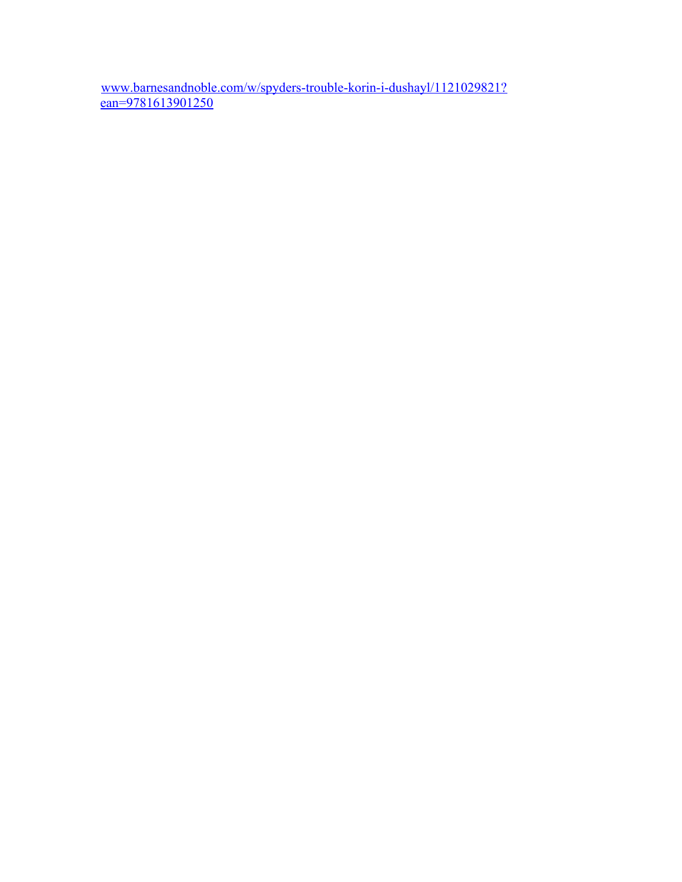[www.barnesandnoble.com/w/spyders-trouble-korin-i-dushayl/1121029821?ean=9781613901250](www.barnesandnoble.com/w/spyders-trouble-korin-i-dushayl/1121029821?ean=9781613901250)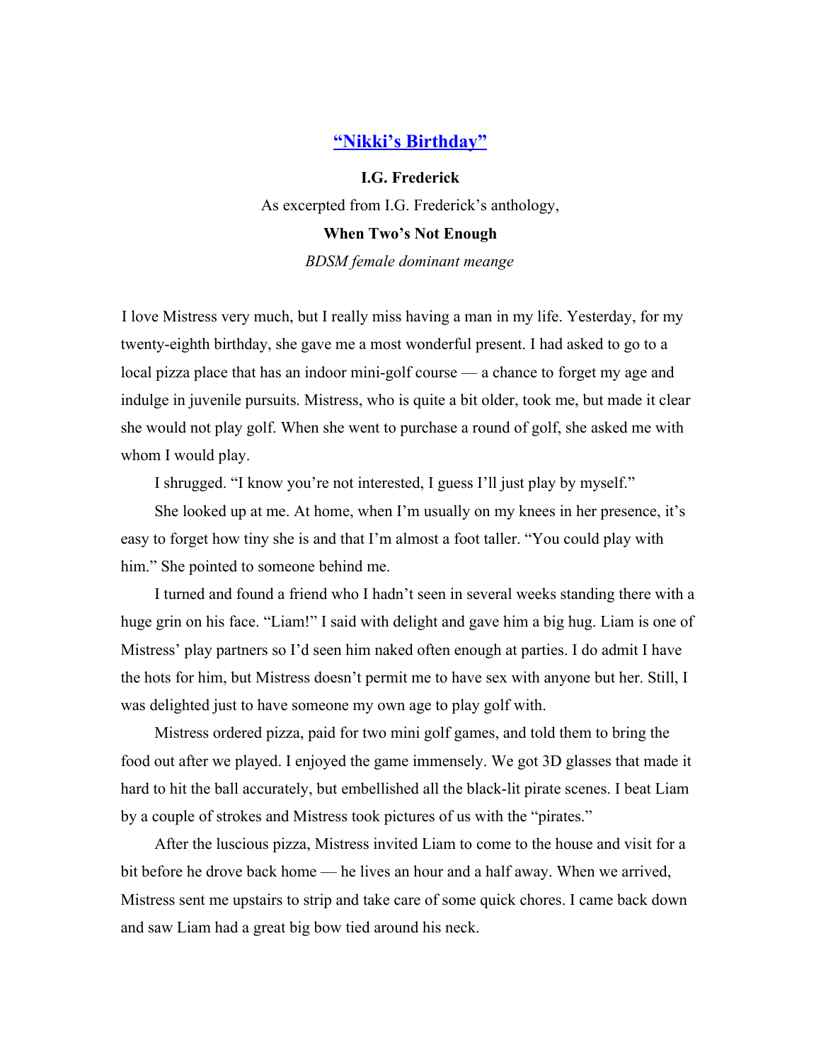## [“Nikki’s Birthday”]

**I.G. Frederick**

As excerpted from I.G. Frederick’s anthology,

**When Two’s Not Enough**

*BDSM female dominant meange*

I love Mistress very much, but I really miss having a man in my life. Yesterday, for my twenty-eighth birthday, she gave me a most wonderful present. I had asked to go to a local pizza place that has an indoor mini-golf course — a chance to forget my age and indulge in juvenile pursuits. Mistress, who is quite a bit older, took me, but made it clear she would not play golf. When she went to purchase a round of golf, she asked me with whom I would play.

I shrugged. “I know you’re not interested, I guess I’ll just play by myself.”

She looked up at me. At home, when I’m usually on my knees in her presence, it’s easy to forget how tiny she is and that I’m almost a foot taller. “You could play with him.” She pointed to someone behind me.

I turned and found a friend who I hadn’t seen in several weeks standing there with a huge grin on his face. “Liam!” I said with delight and gave him a big hug. Liam is one of Mistress’ play partners so I’d seen him naked often enough at parties. I do admit I have the hots for him, but Mistress doesn’t permit me to have sex with anyone but her. Still, I was delighted just to have someone my own age to play golf with.

Mistress ordered pizza, paid for two mini golf games, and told them to bring the food out after we played. I enjoyed the game immensely. We got 3D glasses that made it hard to hit the ball accurately, but embellished all the black-lit pirate scenes. I beat Liam by a couple of strokes and Mistress took pictures of us with the “pirates.”

After the luscious pizza, Mistress invited Liam to come to the house and visit for a bit before he drove back home — he lives an hour and a half away. When we arrived, Mistress sent me upstairs to strip and take care of some quick chores. I came back down and saw Liam had a great big bow tied around his neck.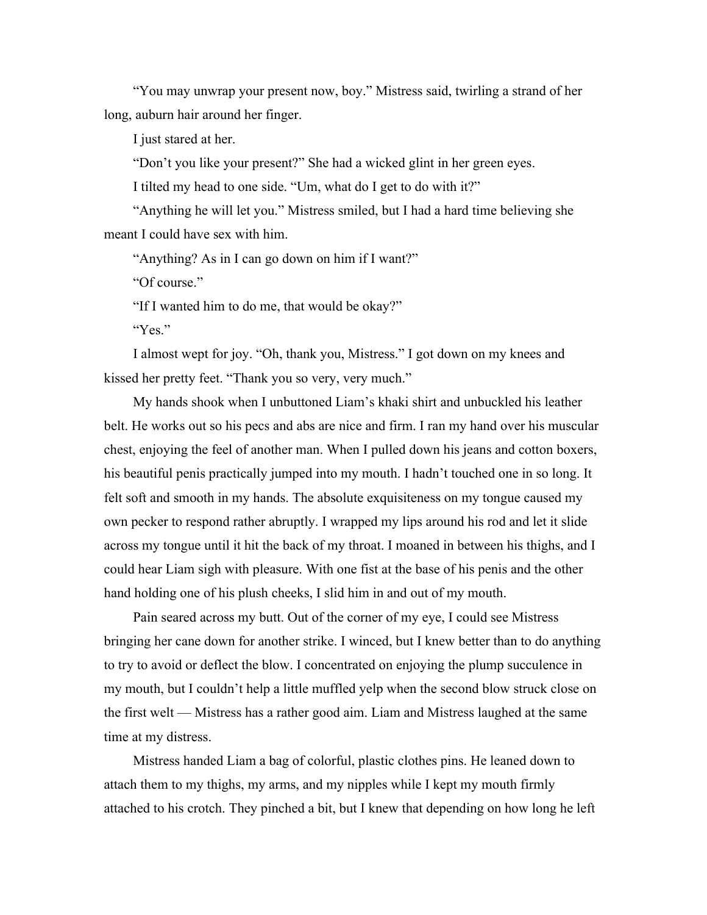"You may unwrap your present now, boy." Mistress said, twirling a strand of her long, auburn hair around her finger.

I just stared at her.

"Don't you like your present?" She had a wicked glint in her green eyes.

I tilted my head to one side. "Um, what do I get to do with it?"

"Anything he will let you." Mistress smiled, but I had a hard time believing she meant I could have sex with him.

"Anything? As in I can go down on him if I want?"

"Of course."

"If I wanted him to do me, that would be okay?"

"Yes."

I almost wept for joy. "Oh, thank you, Mistress." I got down on my knees and kissed her pretty feet. "Thank you so very, very much."

My hands shook when I unbuttoned Liam's khaki shirt and unbuckled his leather belt. He works out so his pecs and abs are nice and firm. I ran my hand over his muscular chest, enjoying the feel of another man. When I pulled down his jeans and cotton boxers, his beautiful penis practically jumped into my mouth. I hadn't touched one in so long. It felt soft and smooth in my hands. The absolute exquisiteness on my tongue caused my own pecker to respond rather abruptly. I wrapped my lips around his rod and let it slide across my tongue until it hit the back of my throat. I moaned in between his thighs, and I could hear Liam sigh with pleasure. With one fist at the base of his penis and the other hand holding one of his plush cheeks, I slid him in and out of my mouth.

Pain seared across my butt. Out of the corner of my eye, I could see Mistress bringing her cane down for another strike. I winced, but I knew better than to do anything to try to avoid or deflect the blow. I concentrated on enjoying the plump succulence in my mouth, but I couldn't help a little muffled yelp when the second blow struck close on the first welt — Mistress has a rather good aim. Liam and Mistress laughed at the same time at my distress.

Mistress handed Liam a bag of colorful, plastic clothes pins. He leaned down to attach them to my thighs, my arms, and my nipples while I kept my mouth firmly attached to his crotch. They pinched a bit, but I knew that depending on how long he left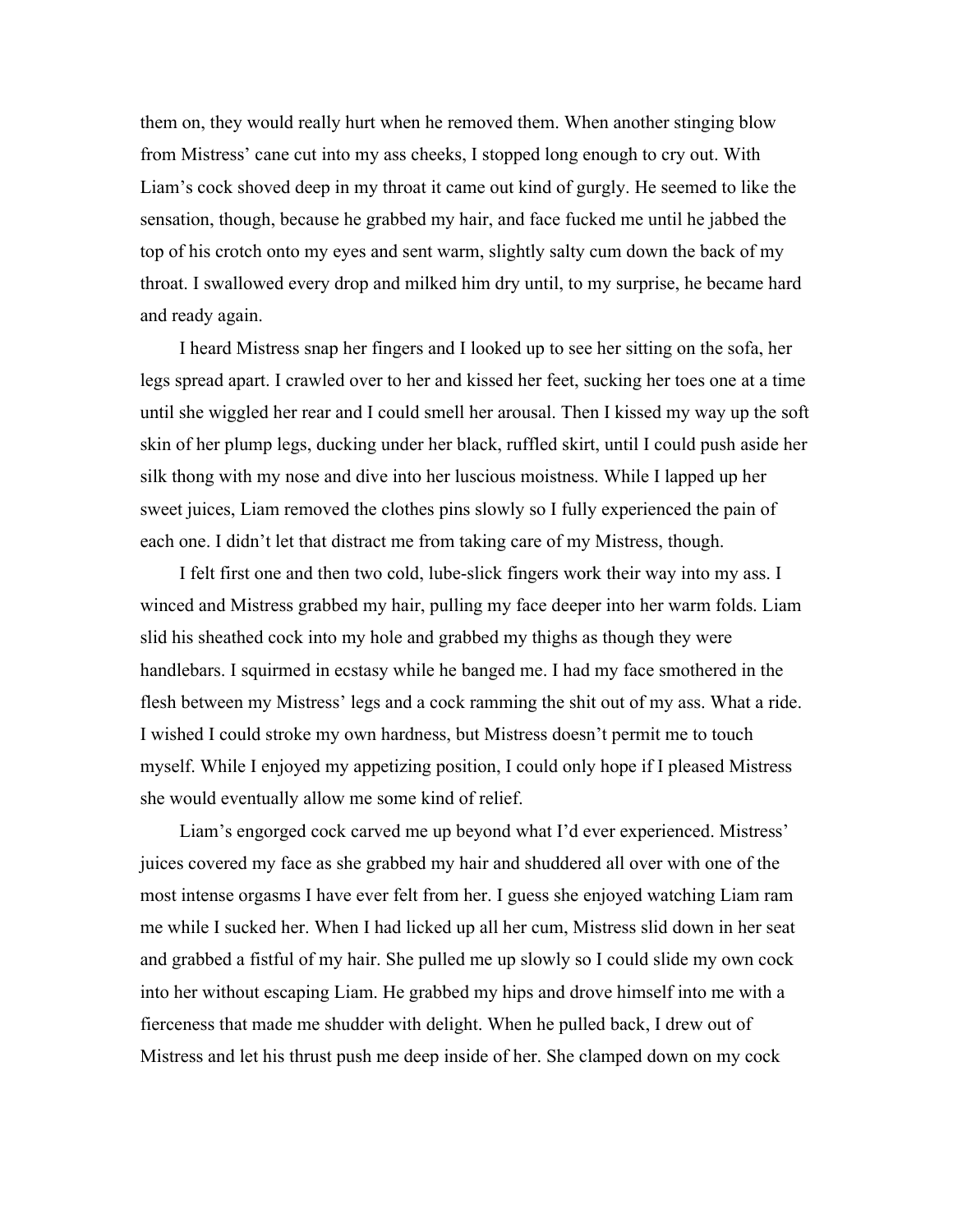them on, they would really hurt when he removed them. When another stinging blow from Mistress' cane cut into my ass cheeks, I stopped long enough to cry out. With Liam's cock shoved deep in my throat it came out kind of gurgly. He seemed to like the sensation, though, because he grabbed my hair, and face fucked me until he jabbed the top of his crotch onto my eyes and sent warm, slightly salty cum down the back of my throat. I swallowed every drop and milked him dry until, to my surprise, he became hard and ready again.

I heard Mistress snap her fingers and I looked up to see her sitting on the sofa, her legs spread apart. I crawled over to her and kissed her feet, sucking her toes one at a time until she wiggled her rear and I could smell her arousal. Then I kissed my way up the soft skin of her plump legs, ducking under her black, ruffled skirt, until I could push aside her silk thong with my nose and dive into her luscious moistness. While I lapped up her sweet juices, Liam removed the clothes pins slowly so I fully experienced the pain of each one. I didn't let that distract me from taking care of my Mistress, though.

I felt first one and then two cold, lube-slick fingers work their way into my ass. I winced and Mistress grabbed my hair, pulling my face deeper into her warm folds. Liam slid his sheathed cock into my hole and grabbed my thighs as though they were handlebars. I squirmed in ecstasy while he banged me. I had my face smothered in the flesh between my Mistress' legs and a cock ramming the shit out of my ass. What a ride. I wished I could stroke my own hardness, but Mistress doesn't permit me to touch myself. While I enjoyed my appetizing position, I could only hope if I pleased Mistress she would eventually allow me some kind of relief.

Liam's engorged cock carved me up beyond what I'd ever experienced. Mistress' juices covered my face as she grabbed my hair and shuddered all over with one of the most intense orgasms I have ever felt from her. I guess she enjoyed watching Liam ram me while I sucked her. When I had licked up all her cum, Mistress slid down in her seat and grabbed a fistful of my hair. She pulled me up slowly so I could slide my own cock into her without escaping Liam. He grabbed my hips and drove himself into me with a fierceness that made me shudder with delight. When he pulled back, I drew out of Mistress and let his thrust push me deep inside of her. She clamped down on my cock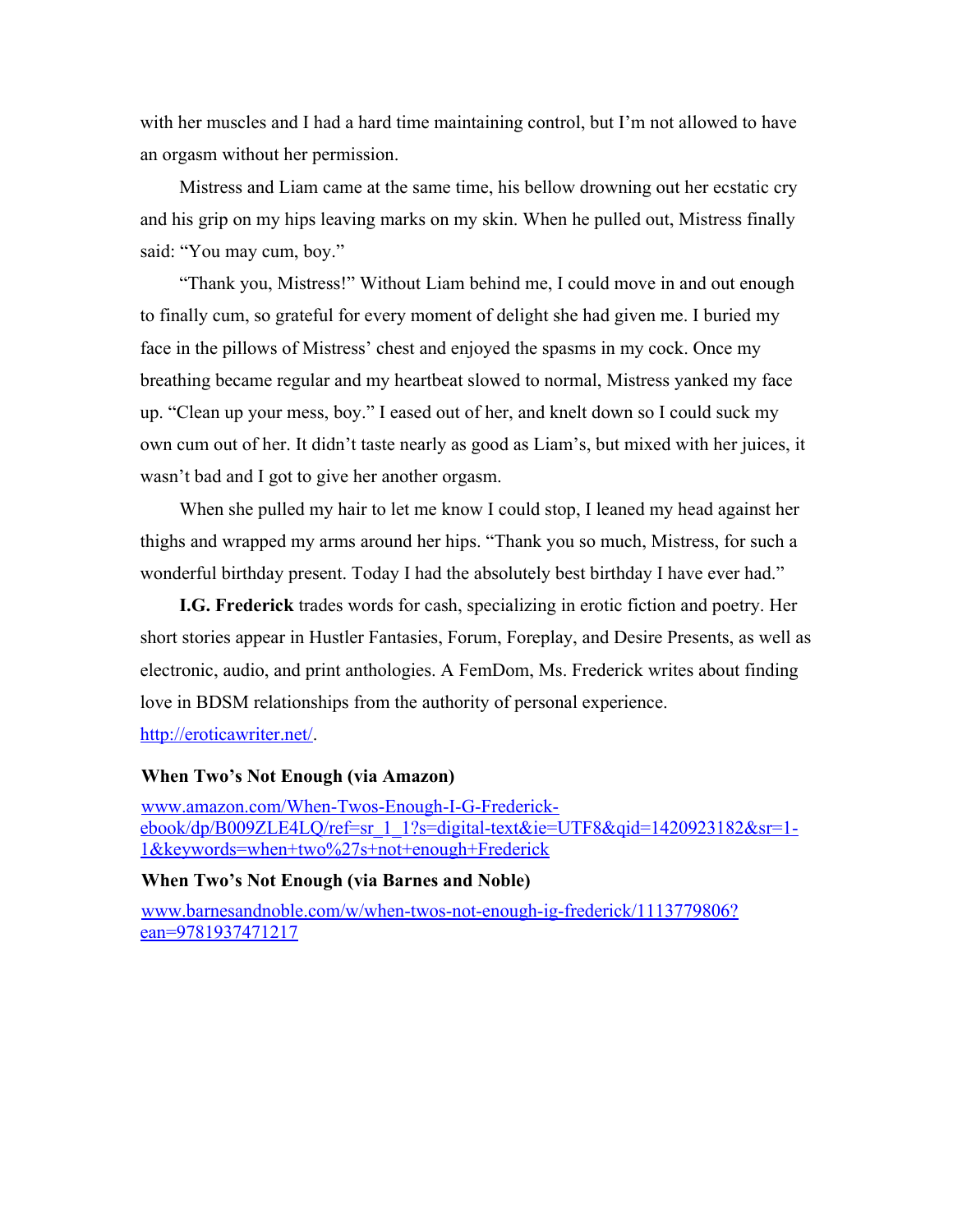with her muscles and I had a hard time maintaining control, but I'm not allowed to have an orgasm without her permission.

Mistress and Liam came at the same time, his bellow drowning out her ecstatic cry and his grip on my hips leaving marks on my skin. When he pulled out, Mistress finally said: "You may cum, boy."

"Thank you, Mistress!" Without Liam behind me, I could move in and out enough to finally cum, so grateful for every moment of delight she had given me. I buried my face in the pillows of Mistress' chest and enjoyed the spasms in my cock. Once my breathing became regular and my heartbeat slowed to normal, Mistress yanked my face up. "Clean up your mess, boy." I eased out of her, and knelt down so I could suck my own cum out of her. It didn't taste nearly as good as Liam's, but mixed with her juices, it wasn't bad and I got to give her another orgasm.

When she pulled my hair to let me know I could stop, I leaned my head against her thighs and wrapped my arms around her hips. "Thank you so much, Mistress, for such a wonderful birthday present. Today I had the absolutely best birthday I have ever had."

**I.G. Frederick** trades words for cash, specializing in erotic fiction and poetry. Her short stories appear in Hustler Fantasies, Forum, Foreplay, and Desire Presents, as well as electronic, audio, and print anthologies. A FemDom, Ms. Frederick writes about finding love in BDSM relationships from the authority of personal experience. [http://eroticawriter.net/](http://eroticawriter.net/).

**When Two's Not Enough (via Amazon)**

[www.amazon.com/When-Twos-Enough-I-G-Frederick-ebook/dp/B009ZLE4LQ/ref=sr_1_1?s=digital-text&ie=UTF8&qid=1420923182&sr=1-1&keywords=when+two%27s+not+enough+Frederick](www.amazon.com/When-Twos-Enough-I-G-Frederick-ebook/dp/B009ZLE4LQ/ref=sr_1_1?s=digital-text&ie=UTF8&qid=1420923182&sr=1-1&keywords=when+two%27s+not+enough+Frederick)

**When Two's Not Enough (via Barnes and Noble)**

[www.barnesandnoble.com/w/when-twos-not-enough-ig-frederick/1113779806?ean=9781937471217](www.barnesandnoble.com/w/when-twos-not-enough-ig-frederick/1113779806?ean=9781937471217)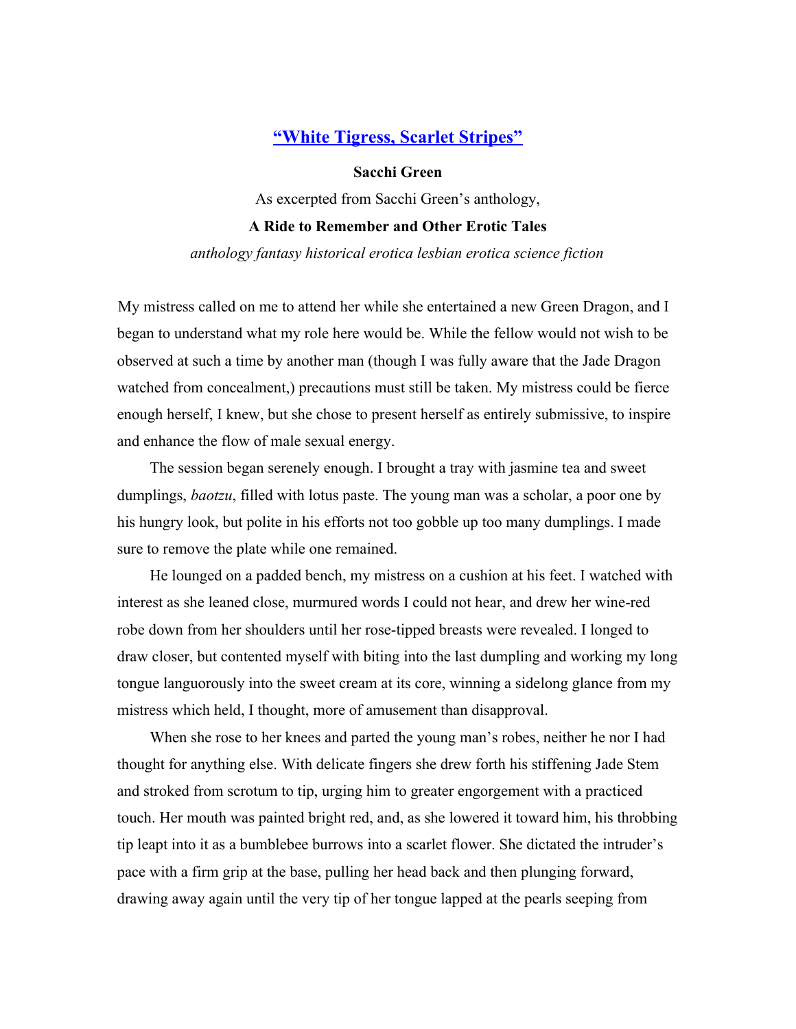## [“White Tigress, Scarlet Stripes”]()

**Sacchi Green**

As excerpted from Sacchi Green’s anthology,

**A Ride to Remember and Other Erotic Tales**

*anthology fantasy historical erotica lesbian erotica science fiction*

My mistress called on me to attend her while she entertained a new Green Dragon, and I began to understand what my role here would be. While the fellow would not wish to be observed at such a time by another man (though I was fully aware that the Jade Dragon watched from concealment,) precautions must still be taken. My mistress could be fierce enough herself, I knew, but she chose to present herself as entirely submissive, to inspire and enhance the flow of male sexual energy.

The session began serenely enough. I brought a tray with jasmine tea and sweet dumplings, *baotzu*, filled with lotus paste. The young man was a scholar, a poor one by his hungry look, but polite in his efforts not too gobble up too many dumplings. I made sure to remove the plate while one remained.

He lounged on a padded bench, my mistress on a cushion at his feet. I watched with interest as she leaned close, murmured words I could not hear, and drew her wine-red robe down from her shoulders until her rose-tipped breasts were revealed. I longed to draw closer, but contented myself with biting into the last dumpling and working my long tongue languorously into the sweet cream at its core, winning a sidelong glance from my mistress which held, I thought, more of amusement than disapproval.

When she rose to her knees and parted the young man’s robes, neither he nor I had thought for anything else. With delicate fingers she drew forth his stiffening Jade Stem and stroked from scrotum to tip, urging him to greater engorgement with a practiced touch. Her mouth was painted bright red, and, as she lowered it toward him, his throbbing tip leapt into it as a bumblebee burrows into a scarlet flower. She dictated the intruder’s pace with a firm grip at the base, pulling her head back and then plunging forward, drawing away again until the very tip of her tongue lapped at the pearls seeping from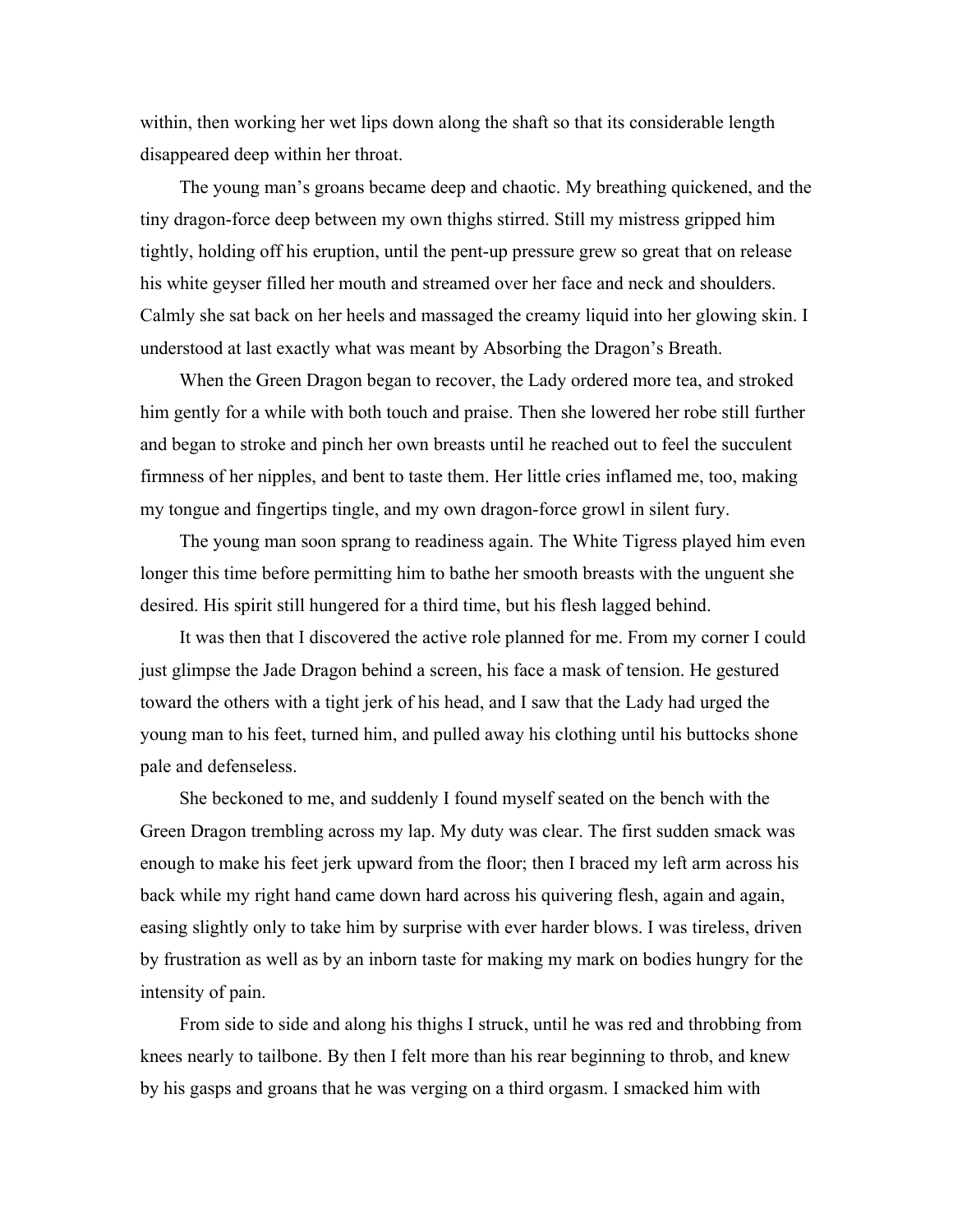within, then working her wet lips down along the shaft so that its considerable length disappeared deep within her throat.

The young man's groans became deep and chaotic. My breathing quickened, and the tiny dragon-force deep between my own thighs stirred. Still my mistress gripped him tightly, holding off his eruption, until the pent-up pressure grew so great that on release his white geyser filled her mouth and streamed over her face and neck and shoulders. Calmly she sat back on her heels and massaged the creamy liquid into her glowing skin. I understood at last exactly what was meant by Absorbing the Dragon's Breath.

When the Green Dragon began to recover, the Lady ordered more tea, and stroked him gently for a while with both touch and praise. Then she lowered her robe still further and began to stroke and pinch her own breasts until he reached out to feel the succulent firmness of her nipples, and bent to taste them. Her little cries inflamed me, too, making my tongue and fingertips tingle, and my own dragon-force growl in silent fury.

The young man soon sprang to readiness again. The White Tigress played him even longer this time before permitting him to bathe her smooth breasts with the unguent she desired. His spirit still hungered for a third time, but his flesh lagged behind.

It was then that I discovered the active role planned for me. From my corner I could just glimpse the Jade Dragon behind a screen, his face a mask of tension. He gestured toward the others with a tight jerk of his head, and I saw that the Lady had urged the young man to his feet, turned him, and pulled away his clothing until his buttocks shone pale and defenseless.

She beckoned to me, and suddenly I found myself seated on the bench with the Green Dragon trembling across my lap. My duty was clear. The first sudden smack was enough to make his feet jerk upward from the floor; then I braced my left arm across his back while my right hand came down hard across his quivering flesh, again and again, easing slightly only to take him by surprise with ever harder blows. I was tireless, driven by frustration as well as by an inborn taste for making my mark on bodies hungry for the intensity of pain.

From side to side and along his thighs I struck, until he was red and throbbing from knees nearly to tailbone. By then I felt more than his rear beginning to throb, and knew by his gasps and groans that he was verging on a third orgasm. I smacked him with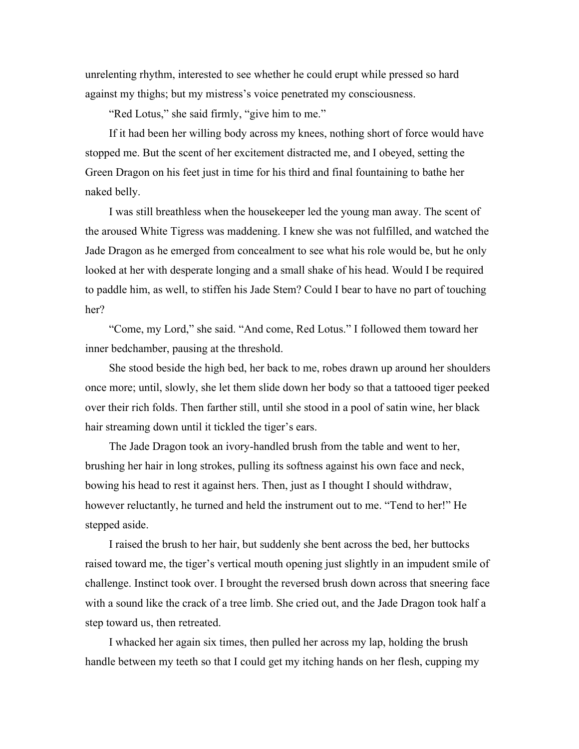unrelenting rhythm, interested to see whether he could erupt while pressed so hard against my thighs; but my mistress's voice penetrated my consciousness.

"Red Lotus," she said firmly, "give him to me."

If it had been her willing body across my knees, nothing short of force would have stopped me. But the scent of her excitement distracted me, and I obeyed, setting the Green Dragon on his feet just in time for his third and final fountaining to bathe her naked belly.

I was still breathless when the housekeeper led the young man away. The scent of the aroused White Tigress was maddening. I knew she was not fulfilled, and watched the Jade Dragon as he emerged from concealment to see what his role would be, but he only looked at her with desperate longing and a small shake of his head. Would I be required to paddle him, as well, to stiffen his Jade Stem? Could I bear to have no part of touching her?

"Come, my Lord," she said. "And come, Red Lotus." I followed them toward her inner bedchamber, pausing at the threshold.

She stood beside the high bed, her back to me, robes drawn up around her shoulders once more; until, slowly, she let them slide down her body so that a tattooed tiger peeked over their rich folds. Then farther still, until she stood in a pool of satin wine, her black hair streaming down until it tickled the tiger's ears.

The Jade Dragon took an ivory-handled brush from the table and went to her, brushing her hair in long strokes, pulling its softness against his own face and neck, bowing his head to rest it against hers. Then, just as I thought I should withdraw, however reluctantly, he turned and held the instrument out to me. "Tend to her!" He stepped aside.

I raised the brush to her hair, but suddenly she bent across the bed, her buttocks raised toward me, the tiger's vertical mouth opening just slightly in an impudent smile of challenge. Instinct took over. I brought the reversed brush down across that sneering face with a sound like the crack of a tree limb. She cried out, and the Jade Dragon took half a step toward us, then retreated.

I whacked her again six times, then pulled her across my lap, holding the brush handle between my teeth so that I could get my itching hands on her flesh, cupping my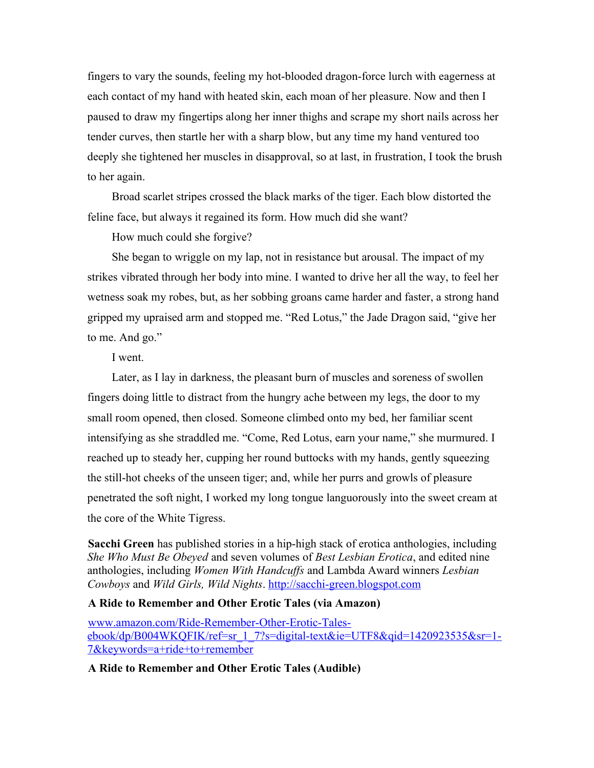fingers to vary the sounds, feeling my hot-blooded dragon-force lurch with eagerness at each contact of my hand with heated skin, each moan of her pleasure. Now and then I paused to draw my fingertips along her inner thighs and scrape my short nails across her tender curves, then startle her with a sharp blow, but any time my hand ventured too deeply she tightened her muscles in disapproval, so at last, in frustration, I took the brush to her again.

Broad scarlet stripes crossed the black marks of the tiger. Each blow distorted the feline face, but always it regained its form. How much did she want?

How much could she forgive?

She began to wriggle on my lap, not in resistance but arousal. The impact of my strikes vibrated through her body into mine. I wanted to drive her all the way, to feel her wetness soak my robes, but, as her sobbing groans came harder and faster, a strong hand gripped my upraised arm and stopped me. "Red Lotus," the Jade Dragon said, "give her to me. And go."

I went.

Later, as I lay in darkness, the pleasant burn of muscles and soreness of swollen fingers doing little to distract from the hungry ache between my legs, the door to my small room opened, then closed. Someone climbed onto my bed, her familiar scent intensifying as she straddled me. "Come, Red Lotus, earn your name," she murmured. I reached up to steady her, cupping her round buttocks with my hands, gently squeezing the still-hot cheeks of the unseen tiger; and, while her purrs and growls of pleasure penetrated the soft night, I worked my long tongue languorously into the sweet cream at the core of the White Tigress.

**Sacchi Green** has published stories in a hip-high stack of erotica anthologies, including *She Who Must Be Obeyed* and seven volumes of *Best Lesbian Erotica*, and edited nine anthologies, including *Women With Handcuffs* and Lambda Award winners *Lesbian Cowboys* and *Wild Girls, Wild Nights*. http://sacchi-green.blogspot.com

**A Ride to Remember and Other Erotic Tales (via Amazon)**

www.amazon.com/Ride-Remember-Other-Erotic-Tales-ebook/dp/B004WKQFIK/ref=sr_1_7?s=digital-text&ie=UTF8&qid=1420923535&sr=1-7&keywords=a+ride+to+remember

**A Ride to Remember and Other Erotic Tales (Audible)**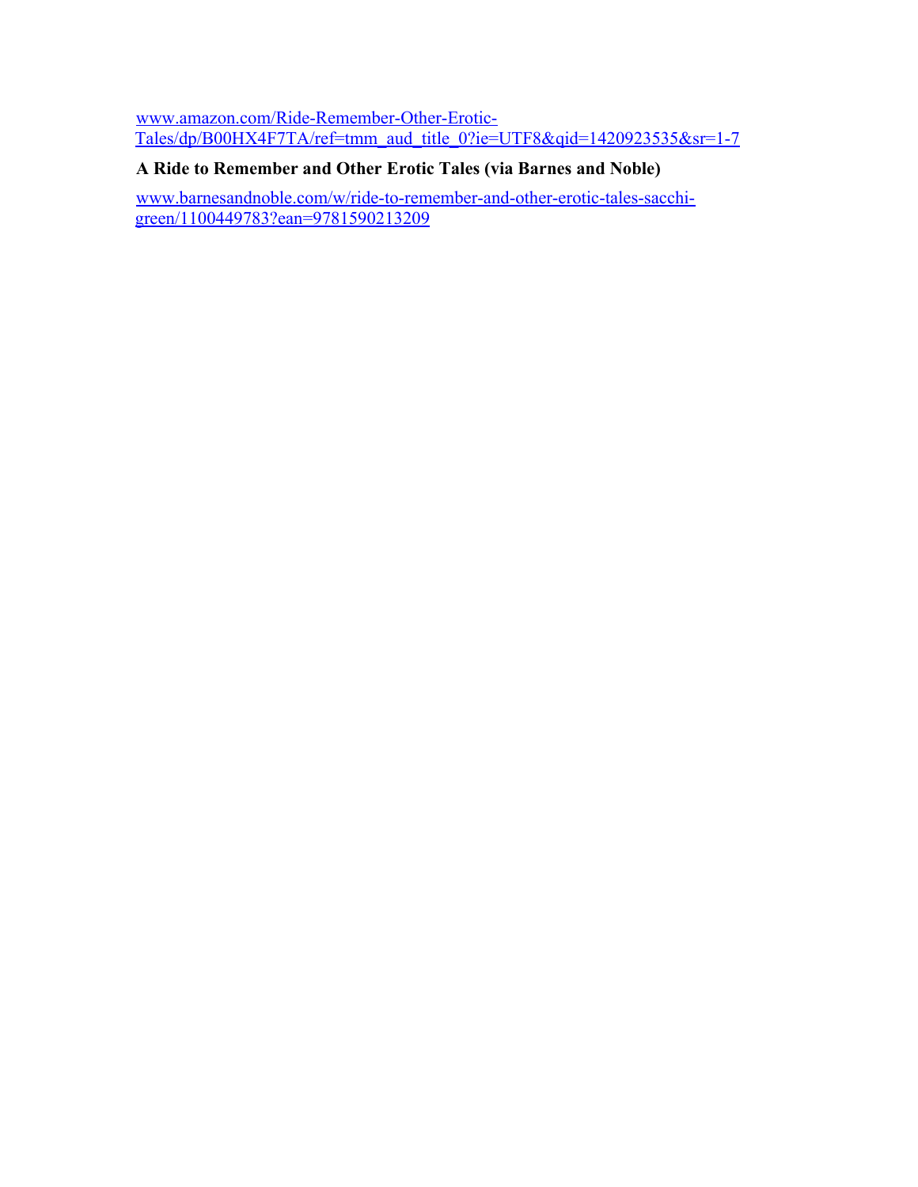[www.amazon.com/Ride-Remember-Other-Erotic-Tales/dp/B00HX4F7TA/ref=tmm_aud_title_0?ie=UTF8&qid=1420923535&sr=1-7](www.amazon.com/Ride-Remember-Other-Erotic-Tales/dp/B00HX4F7TA/ref=tmm_aud_title_0?ie=UTF8&qid=1420923535&sr=1-7)

**A Ride to Remember and Other Erotic Tales (via Barnes and Noble)**

[www.barnesandnoble.com/w/ride-to-remember-and-other-erotic-tales-sacchi-green/1100449783?ean=9781590213209](www.barnesandnoble.com/w/ride-to-remember-and-other-erotic-tales-sacchi-green/1100449783?ean=9781590213209)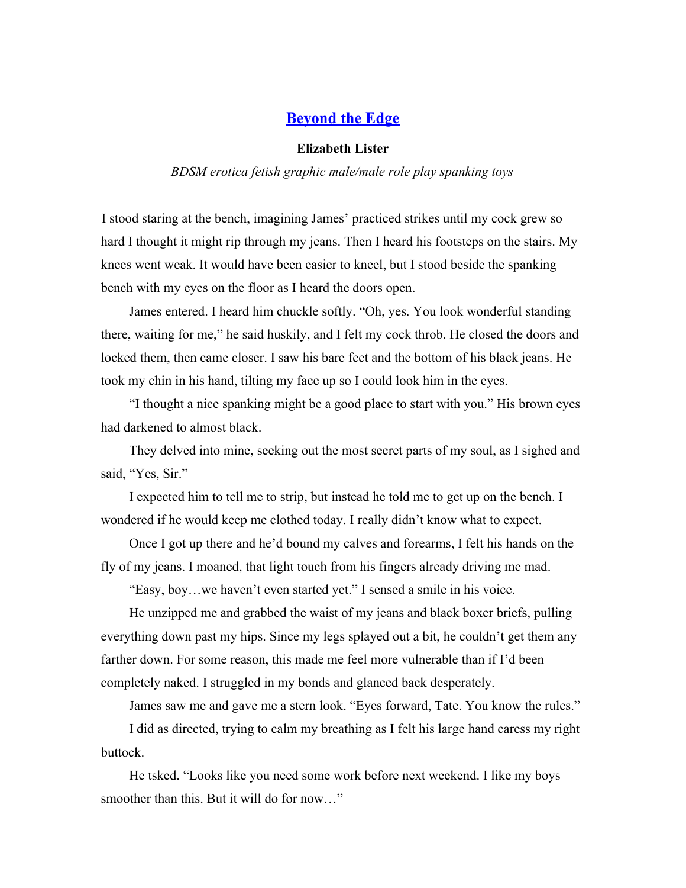# [Beyond the Edge]()

**Elizabeth Lister**

*BDSM erotica fetish graphic male/male role play spanking toys*

I stood staring at the bench, imagining James' practiced strikes until my cock grew so hard I thought it might rip through my jeans. Then I heard his footsteps on the stairs. My knees went weak. It would have been easier to kneel, but I stood beside the spanking bench with my eyes on the floor as I heard the doors open.

James entered. I heard him chuckle softly. "Oh, yes. You look wonderful standing there, waiting for me," he said huskily, and I felt my cock throb. He closed the doors and locked them, then came closer. I saw his bare feet and the bottom of his black jeans. He took my chin in his hand, tilting my face up so I could look him in the eyes.

"I thought a nice spanking might be a good place to start with you." His brown eyes had darkened to almost black.

They delved into mine, seeking out the most secret parts of my soul, as I sighed and said, "Yes, Sir."

I expected him to tell me to strip, but instead he told me to get up on the bench. I wondered if he would keep me clothed today. I really didn't know what to expect.

Once I got up there and he'd bound my calves and forearms, I felt his hands on the fly of my jeans. I moaned, that light touch from his fingers already driving me mad.

"Easy, boy…we haven't even started yet." I sensed a smile in his voice.

He unzipped me and grabbed the waist of my jeans and black boxer briefs, pulling everything down past my hips. Since my legs splayed out a bit, he couldn't get them any farther down. For some reason, this made me feel more vulnerable than if I'd been completely naked. I struggled in my bonds and glanced back desperately.

James saw me and gave me a stern look. "Eyes forward, Tate. You know the rules."

I did as directed, trying to calm my breathing as I felt his large hand caress my right buttock.

He tsked. "Looks like you need some work before next weekend. I like my boys smoother than this. But it will do for now…"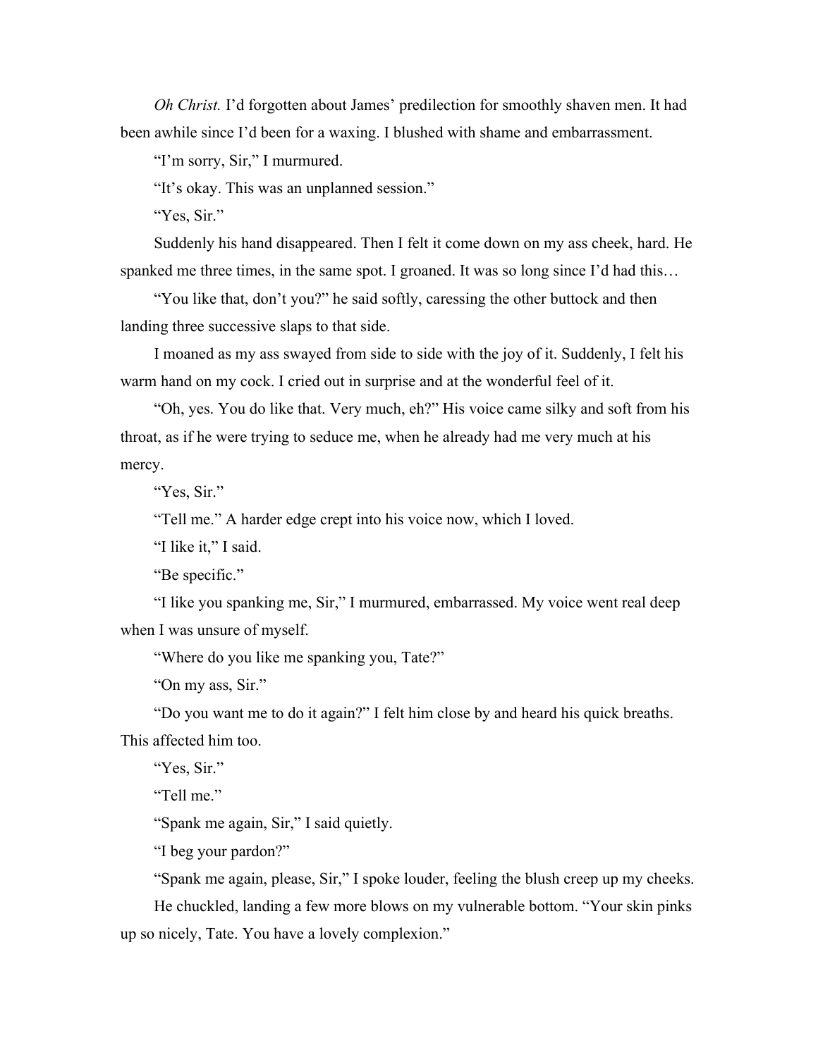*Oh Christ.* I'd forgotten about James' predilection for smoothly shaven men. It had been awhile since I'd been for a waxing. I blushed with shame and embarrassment.

"I'm sorry, Sir," I murmured.

"It's okay. This was an unplanned session."

"Yes, Sir."

Suddenly his hand disappeared. Then I felt it come down on my ass cheek, hard. He spanked me three times, in the same spot. I groaned. It was so long since I'd had this…

"You like that, don't you?" he said softly, caressing the other buttock and then landing three successive slaps to that side.

I moaned as my ass swayed from side to side with the joy of it. Suddenly, I felt his warm hand on my cock. I cried out in surprise and at the wonderful feel of it.

"Oh, yes. You do like that. Very much, eh?" His voice came silky and soft from his throat, as if he were trying to seduce me, when he already had me very much at his mercy.

"Yes, Sir."

"Tell me." A harder edge crept into his voice now, which I loved.

"I like it," I said.

"Be specific."

"I like you spanking me, Sir," I murmured, embarrassed. My voice went real deep when I was unsure of myself.

"Where do you like me spanking you, Tate?"

"On my ass, Sir."

"Do you want me to do it again?" I felt him close by and heard his quick breaths. This affected him too.

"Yes, Sir."

"Tell me."

"Spank me again, Sir," I said quietly.

"I beg your pardon?"

"Spank me again, please, Sir," I spoke louder, feeling the blush creep up my cheeks.

He chuckled, landing a few more blows on my vulnerable bottom. "Your skin pinks up so nicely, Tate. You have a lovely complexion."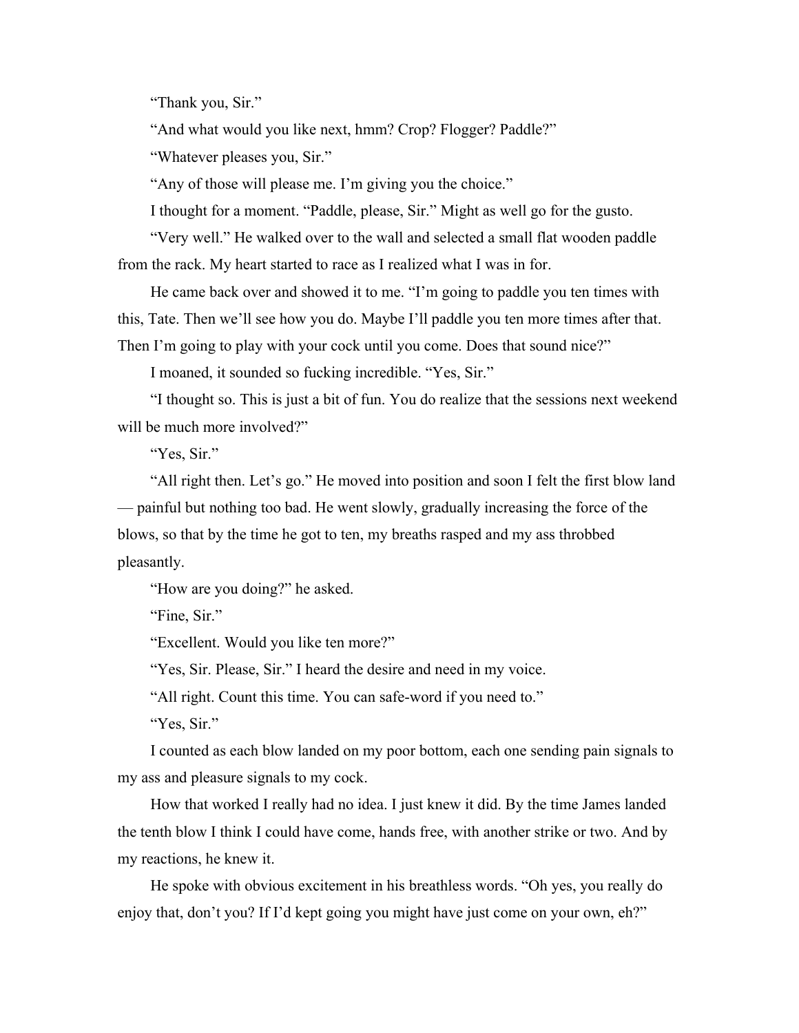"Thank you, Sir."

"And what would you like next, hmm? Crop? Flogger? Paddle?"

"Whatever pleases you, Sir."

"Any of those will please me. I'm giving you the choice."

I thought for a moment. "Paddle, please, Sir." Might as well go for the gusto.

"Very well." He walked over to the wall and selected a small flat wooden paddle from the rack. My heart started to race as I realized what I was in for.

He came back over and showed it to me. "I'm going to paddle you ten times with this, Tate. Then we'll see how you do. Maybe I'll paddle you ten more times after that. Then I'm going to play with your cock until you come. Does that sound nice?"

I moaned, it sounded so fucking incredible. "Yes, Sir."

"I thought so. This is just a bit of fun. You do realize that the sessions next weekend will be much more involved?"

"Yes, Sir."

"All right then. Let's go." He moved into position and soon I felt the first blow land — painful but nothing too bad. He went slowly, gradually increasing the force of the blows, so that by the time he got to ten, my breaths rasped and my ass throbbed pleasantly.

"How are you doing?" he asked.

"Fine, Sir."

"Excellent. Would you like ten more?"

"Yes, Sir. Please, Sir." I heard the desire and need in my voice.

"All right. Count this time. You can safe-word if you need to."

"Yes, Sir."

I counted as each blow landed on my poor bottom, each one sending pain signals to my ass and pleasure signals to my cock.

How that worked I really had no idea. I just knew it did. By the time James landed the tenth blow I think I could have come, hands free, with another strike or two. And by my reactions, he knew it.

He spoke with obvious excitement in his breathless words. "Oh yes, you really do enjoy that, don't you? If I'd kept going you might have just come on your own, eh?"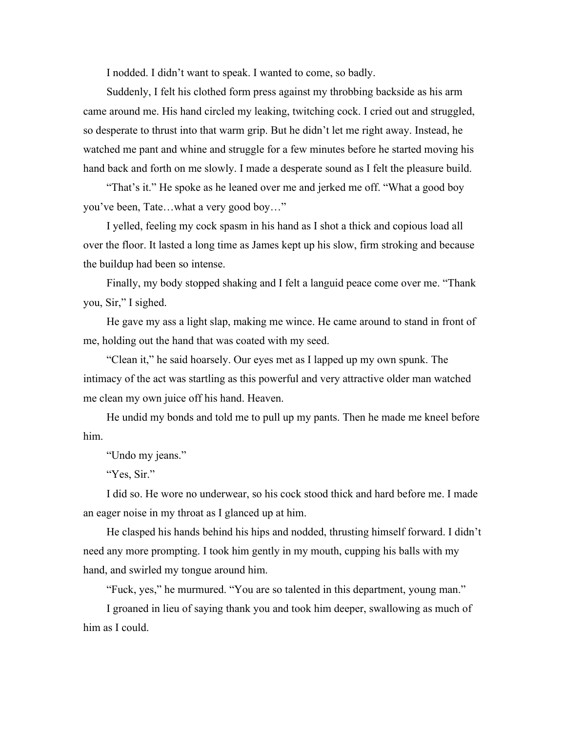I nodded. I didn't want to speak. I wanted to come, so badly.

Suddenly, I felt his clothed form press against my throbbing backside as his arm came around me. His hand circled my leaking, twitching cock. I cried out and struggled, so desperate to thrust into that warm grip. But he didn't let me right away. Instead, he watched me pant and whine and struggle for a few minutes before he started moving his hand back and forth on me slowly. I made a desperate sound as I felt the pleasure build.

"That's it." He spoke as he leaned over me and jerked me off. "What a good boy you've been, Tate…what a very good boy…"

I yelled, feeling my cock spasm in his hand as I shot a thick and copious load all over the floor. It lasted a long time as James kept up his slow, firm stroking and because the buildup had been so intense.

Finally, my body stopped shaking and I felt a languid peace come over me. "Thank you, Sir," I sighed.

He gave my ass a light slap, making me wince. He came around to stand in front of me, holding out the hand that was coated with my seed.

"Clean it," he said hoarsely. Our eyes met as I lapped up my own spunk. The intimacy of the act was startling as this powerful and very attractive older man watched me clean my own juice off his hand. Heaven.

He undid my bonds and told me to pull up my pants. Then he made me kneel before him.

"Undo my jeans."

"Yes, Sir."

I did so. He wore no underwear, so his cock stood thick and hard before me. I made an eager noise in my throat as I glanced up at him.

He clasped his hands behind his hips and nodded, thrusting himself forward. I didn't need any more prompting. I took him gently in my mouth, cupping his balls with my hand, and swirled my tongue around him.

"Fuck, yes," he murmured. "You are so talented in this department, young man."

I groaned in lieu of saying thank you and took him deeper, swallowing as much of him as I could.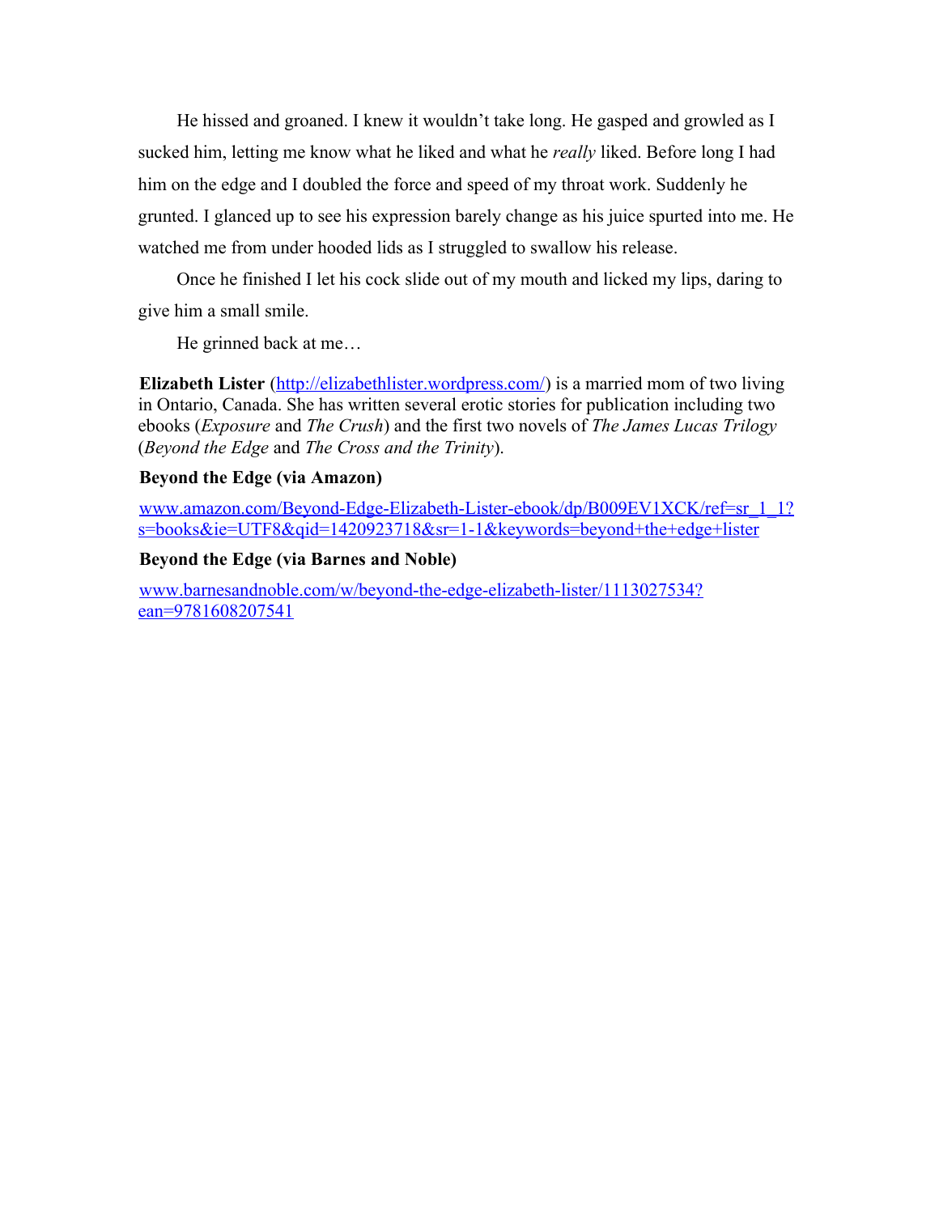He hissed and groaned. I knew it wouldn't take long. He gasped and growled as I sucked him, letting me know what he liked and what he *really* liked. Before long I had him on the edge and I doubled the force and speed of my throat work. Suddenly he grunted. I glanced up to see his expression barely change as his juice spurted into me. He watched me from under hooded lids as I struggled to swallow his release.

Once he finished I let his cock slide out of my mouth and licked my lips, daring to give him a small smile.

He grinned back at me…

**Elizabeth Lister** ([http://elizabethlister.wordpress.com/](http://elizabethlister.wordpress.com/)) is a married mom of two living in Ontario, Canada. She has written several erotic stories for publication including two ebooks (*Exposure* and *The Crush*) and the first two novels of *The James Lucas Trilogy* (*Beyond the Edge* and *The Cross and the Trinity*).

**Beyond the Edge (via Amazon)**

[www.amazon.com/Beyond-Edge-Elizabeth-Lister-ebook/dp/B009EV1XCK/ref=sr_1_1?s=books&ie=UTF8&qid=1420923718&sr=1-1&keywords=beyond+the+edge+lister](www.amazon.com/Beyond-Edge-Elizabeth-Lister-ebook/dp/B009EV1XCK/ref=sr_1_1?s=books&ie=UTF8&qid=1420923718&sr=1-1&keywords=beyond+the+edge+lister)

**Beyond the Edge (via Barnes and Noble)**

[www.barnesandnoble.com/w/beyond-the-edge-elizabeth-lister/1113027534?ean=9781608207541](www.barnesandnoble.com/w/beyond-the-edge-elizabeth-lister/1113027534?ean=9781608207541)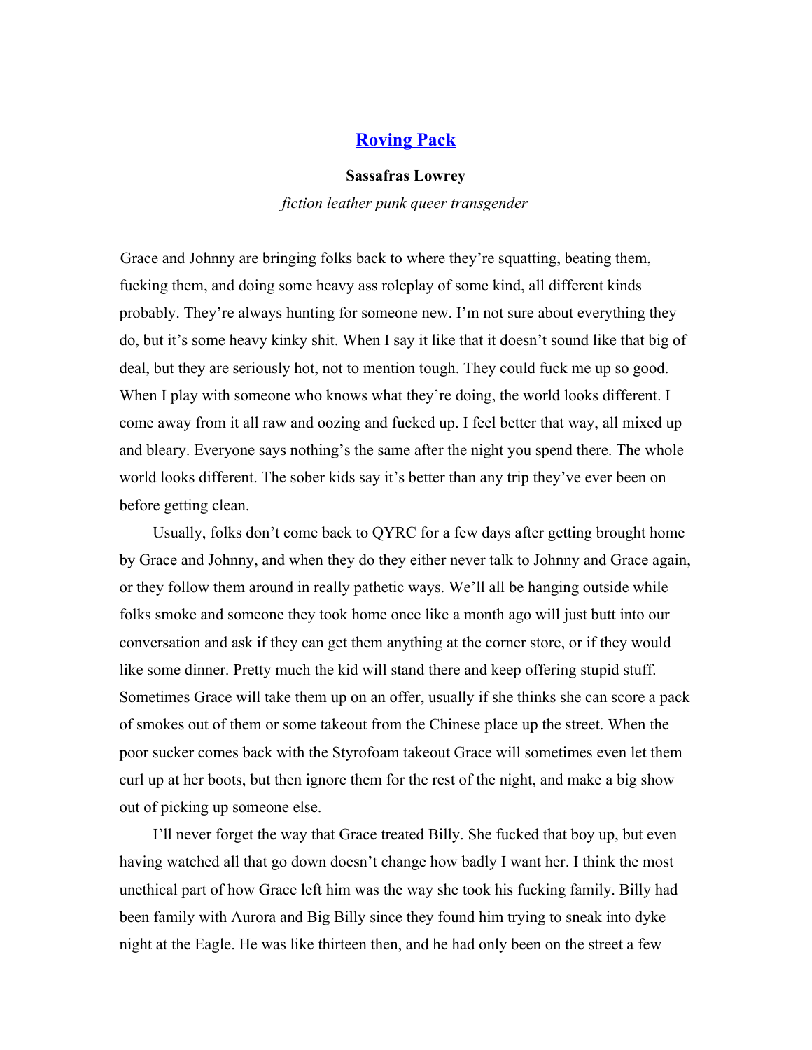## [Roving Pack]()

**Sassafras Lowrey**

*fiction leather punk queer transgender*

Grace and Johnny are bringing folks back to where they're squatting, beating them, fucking them, and doing some heavy ass roleplay of some kind, all different kinds probably. They're always hunting for someone new. I'm not sure about everything they do, but it's some heavy kinky shit. When I say it like that it doesn't sound like that big of deal, but they are seriously hot, not to mention tough. They could fuck me up so good. When I play with someone who knows what they're doing, the world looks different. I come away from it all raw and oozing and fucked up. I feel better that way, all mixed up and bleary. Everyone says nothing's the same after the night you spend there. The whole world looks different. The sober kids say it's better than any trip they've ever been on before getting clean.

Usually, folks don't come back to QYRC for a few days after getting brought home by Grace and Johnny, and when they do they either never talk to Johnny and Grace again, or they follow them around in really pathetic ways. We'll all be hanging outside while folks smoke and someone they took home once like a month ago will just butt into our conversation and ask if they can get them anything at the corner store, or if they would like some dinner. Pretty much the kid will stand there and keep offering stupid stuff. Sometimes Grace will take them up on an offer, usually if she thinks she can score a pack of smokes out of them or some takeout from the Chinese place up the street. When the poor sucker comes back with the Styrofoam takeout Grace will sometimes even let them curl up at her boots, but then ignore them for the rest of the night, and make a big show out of picking up someone else.

I'll never forget the way that Grace treated Billy. She fucked that boy up, but even having watched all that go down doesn't change how badly I want her. I think the most unethical part of how Grace left him was the way she took his fucking family. Billy had been family with Aurora and Big Billy since they found him trying to sneak into dyke night at the Eagle. He was like thirteen then, and he had only been on the street a few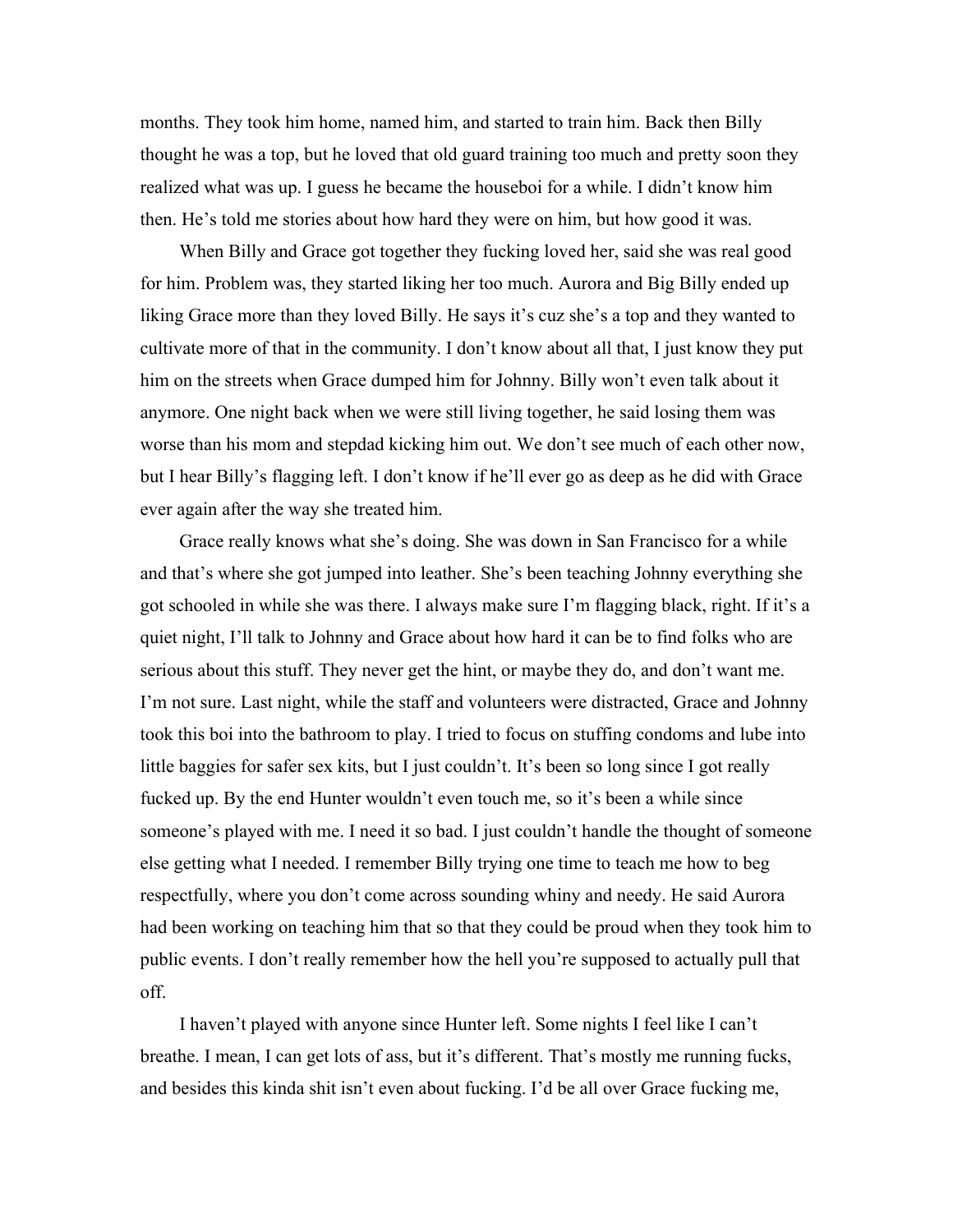months. They took him home, named him, and started to train him. Back then Billy thought he was a top, but he loved that old guard training too much and pretty soon they realized what was up. I guess he became the houseboi for a while. I didn't know him then. He's told me stories about how hard they were on him, but how good it was.

When Billy and Grace got together they fucking loved her, said she was real good for him. Problem was, they started liking her too much. Aurora and Big Billy ended up liking Grace more than they loved Billy. He says it's cuz she's a top and they wanted to cultivate more of that in the community. I don't know about all that, I just know they put him on the streets when Grace dumped him for Johnny. Billy won't even talk about it anymore. One night back when we were still living together, he said losing them was worse than his mom and stepdad kicking him out. We don't see much of each other now, but I hear Billy's flagging left. I don't know if he'll ever go as deep as he did with Grace ever again after the way she treated him.

Grace really knows what she's doing. She was down in San Francisco for a while and that's where she got jumped into leather. She's been teaching Johnny everything she got schooled in while she was there. I always make sure I'm flagging black, right. If it's a quiet night, I'll talk to Johnny and Grace about how hard it can be to find folks who are serious about this stuff. They never get the hint, or maybe they do, and don't want me. I'm not sure. Last night, while the staff and volunteers were distracted, Grace and Johnny took this boi into the bathroom to play. I tried to focus on stuffing condoms and lube into little baggies for safer sex kits, but I just couldn't. It's been so long since I got really fucked up. By the end Hunter wouldn't even touch me, so it's been a while since someone's played with me. I need it so bad. I just couldn't handle the thought of someone else getting what I needed. I remember Billy trying one time to teach me how to beg respectfully, where you don't come across sounding whiny and needy. He said Aurora had been working on teaching him that so that they could be proud when they took him to public events. I don't really remember how the hell you're supposed to actually pull that off.

I haven't played with anyone since Hunter left. Some nights I feel like I can't breathe. I mean, I can get lots of ass, but it's different. That's mostly me running fucks, and besides this kinda shit isn't even about fucking. I'd be all over Grace fucking me,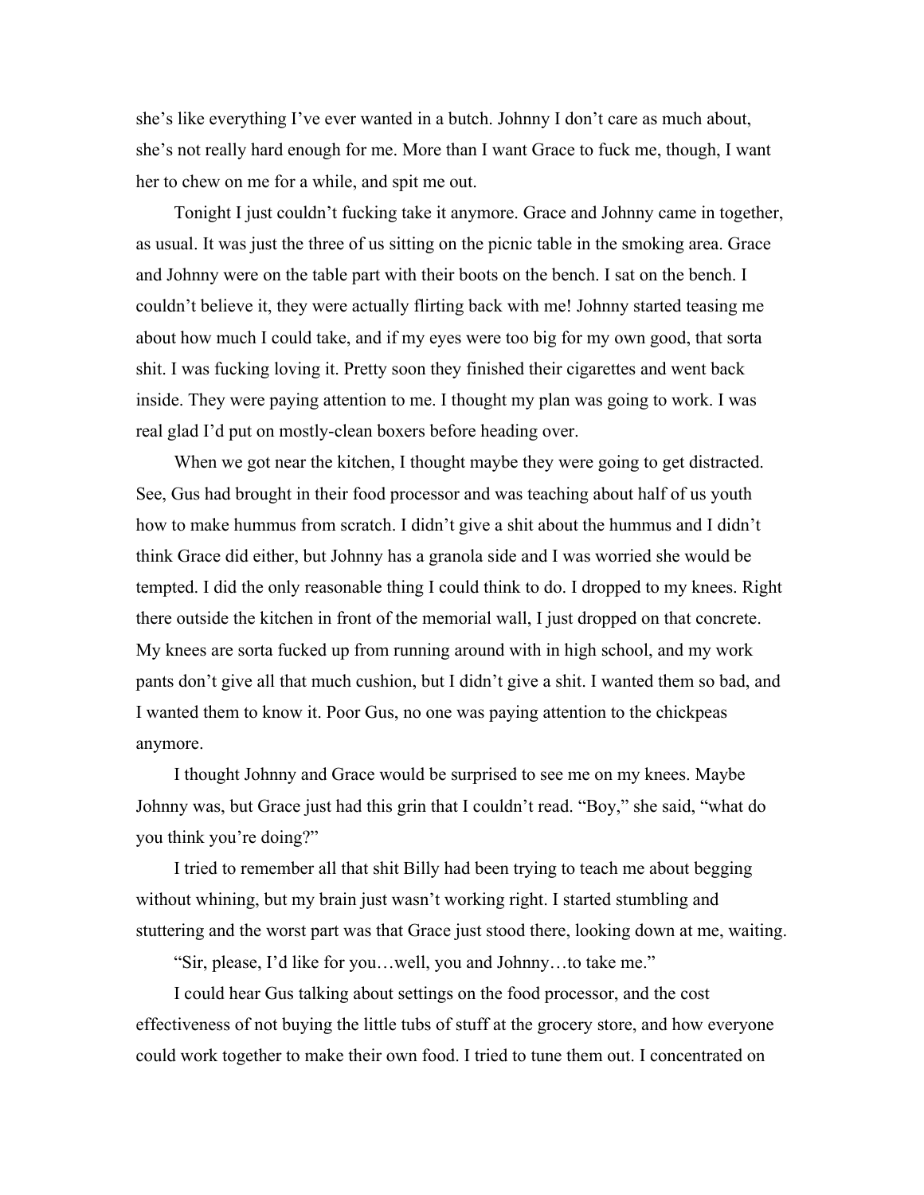she's like everything I've ever wanted in a butch. Johnny I don't care as much about, she's not really hard enough for me. More than I want Grace to fuck me, though, I want her to chew on me for a while, and spit me out.

Tonight I just couldn't fucking take it anymore. Grace and Johnny came in together, as usual. It was just the three of us sitting on the picnic table in the smoking area. Grace and Johnny were on the table part with their boots on the bench. I sat on the bench. I couldn't believe it, they were actually flirting back with me! Johnny started teasing me about how much I could take, and if my eyes were too big for my own good, that sorta shit. I was fucking loving it. Pretty soon they finished their cigarettes and went back inside. They were paying attention to me. I thought my plan was going to work. I was real glad I'd put on mostly-clean boxers before heading over.

When we got near the kitchen, I thought maybe they were going to get distracted. See, Gus had brought in their food processor and was teaching about half of us youth how to make hummus from scratch. I didn't give a shit about the hummus and I didn't think Grace did either, but Johnny has a granola side and I was worried she would be tempted. I did the only reasonable thing I could think to do. I dropped to my knees. Right there outside the kitchen in front of the memorial wall, I just dropped on that concrete. My knees are sorta fucked up from running around with in high school, and my work pants don't give all that much cushion, but I didn't give a shit. I wanted them so bad, and I wanted them to know it. Poor Gus, no one was paying attention to the chickpeas anymore.

I thought Johnny and Grace would be surprised to see me on my knees. Maybe Johnny was, but Grace just had this grin that I couldn't read. "Boy," she said, "what do you think you're doing?"

I tried to remember all that shit Billy had been trying to teach me about begging without whining, but my brain just wasn't working right. I started stumbling and stuttering and the worst part was that Grace just stood there, looking down at me, waiting.

"Sir, please, I'd like for you…well, you and Johnny…to take me."

I could hear Gus talking about settings on the food processor, and the cost effectiveness of not buying the little tubs of stuff at the grocery store, and how everyone could work together to make their own food. I tried to tune them out. I concentrated on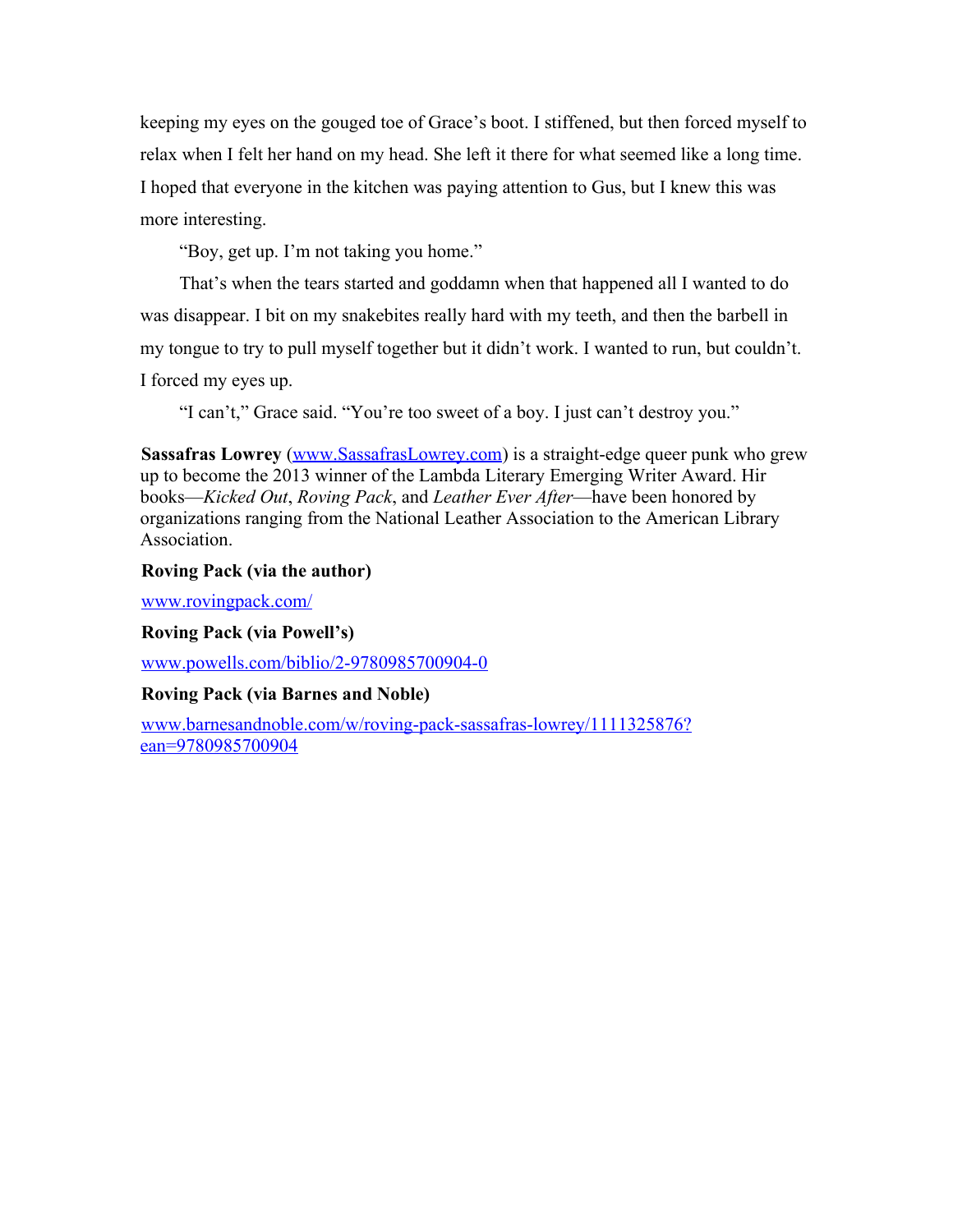keeping my eyes on the gouged toe of Grace's boot. I stiffened, but then forced myself to relax when I felt her hand on my head. She left it there for what seemed like a long time. I hoped that everyone in the kitchen was paying attention to Gus, but I knew this was more interesting.

"Boy, get up. I'm not taking you home."

That's when the tears started and goddamn when that happened all I wanted to do was disappear. I bit on my snakebites really hard with my teeth, and then the barbell in my tongue to try to pull myself together but it didn't work. I wanted to run, but couldn't. I forced my eyes up.

"I can't," Grace said. "You're too sweet of a boy. I just can't destroy you."

**Sassafras Lowrey** ([www.SassafrasLowrey.com](http://www.SassafrasLowrey.com)) is a straight-edge queer punk who grew up to become the 2013 winner of the Lambda Literary Emerging Writer Award. Hir books—*Kicked Out*, *Roving Pack*, and *Leather Ever After*—have been honored by organizations ranging from the National Leather Association to the American Library Association.

**Roving Pack (via the author)**

[www.rovingpack.com/](http://www.rovingpack.com/)

**Roving Pack (via Powell's)**

[www.powells.com/biblio/2-9780985700904-0](http://www.powells.com/biblio/2-9780985700904-0)

**Roving Pack (via Barnes and Noble)**

[www.barnesandnoble.com/w/roving-pack-sassafras-lowrey/1111325876?ean=9780985700904](http://www.barnesandnoble.com/w/roving-pack-sassafras-lowrey/1111325876?ean=9780985700904)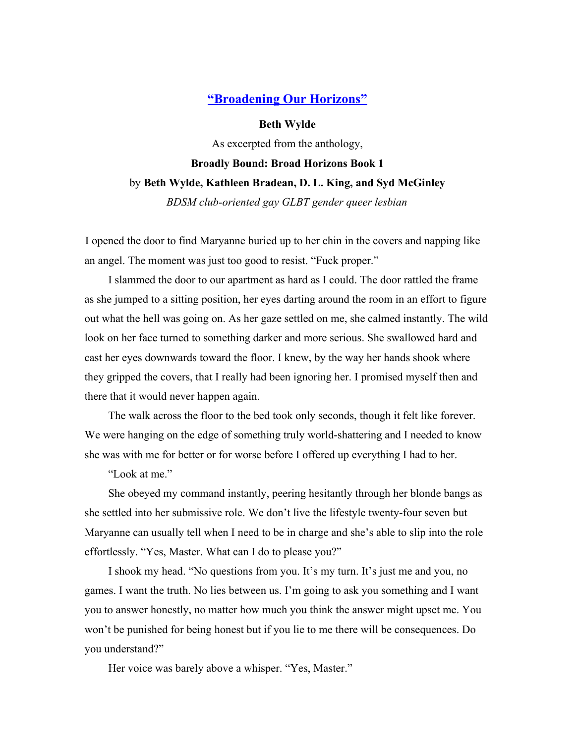## [“Broadening Our Horizons”]

**Beth Wylde**

As excerpted from the anthology,

**Broadly Bound: Broad Horizons Book 1**

by **Beth Wylde, Kathleen Bradean, D. L. King, and Syd McGinley**

*BDSM club-oriented gay GLBT gender queer lesbian*

I opened the door to find Maryanne buried up to her chin in the covers and napping like an angel. The moment was just too good to resist. “Fuck proper.”

I slammed the door to our apartment as hard as I could. The door rattled the frame as she jumped to a sitting position, her eyes darting around the room in an effort to figure out what the hell was going on. As her gaze settled on me, she calmed instantly. The wild look on her face turned to something darker and more serious. She swallowed hard and cast her eyes downwards toward the floor. I knew, by the way her hands shook where they gripped the covers, that I really had been ignoring her. I promised myself then and there that it would never happen again.

The walk across the floor to the bed took only seconds, though it felt like forever. We were hanging on the edge of something truly world-shattering and I needed to know she was with me for better or for worse before I offered up everything I had to her.

“Look at me.”

She obeyed my command instantly, peering hesitantly through her blonde bangs as she settled into her submissive role. We don’t live the lifestyle twenty-four seven but Maryanne can usually tell when I need to be in charge and she’s able to slip into the role effortlessly. “Yes, Master. What can I do to please you?”

I shook my head. “No questions from you. It’s my turn. It’s just me and you, no games. I want the truth. No lies between us. I’m going to ask you something and I want you to answer honestly, no matter how much you think the answer might upset me. You won’t be punished for being honest but if you lie to me there will be consequences. Do you understand?”

Her voice was barely above a whisper. “Yes, Master.”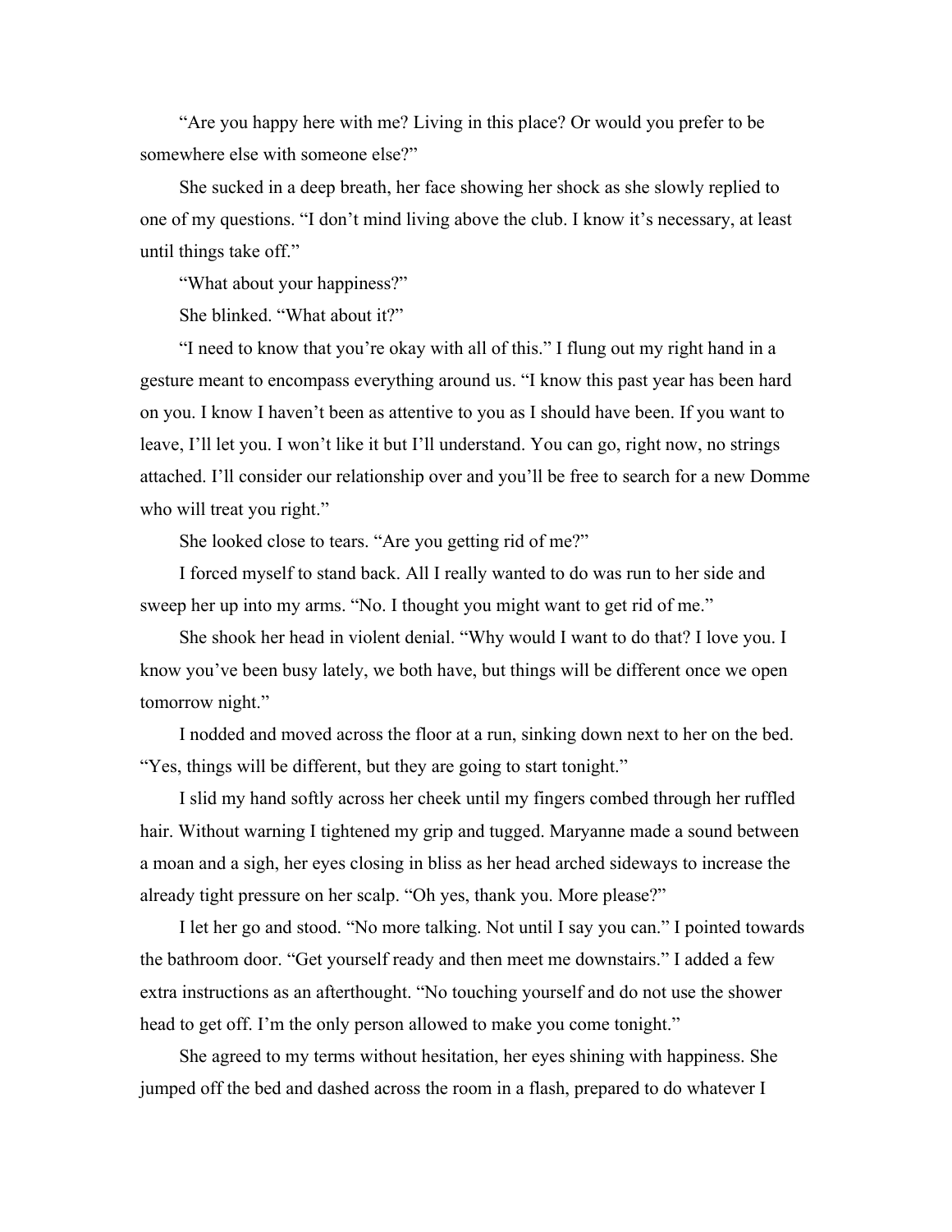"Are you happy here with me? Living in this place? Or would you prefer to be somewhere else with someone else?"

She sucked in a deep breath, her face showing her shock as she slowly replied to one of my questions. "I don't mind living above the club. I know it's necessary, at least until things take off."

"What about your happiness?"

She blinked. "What about it?"

"I need to know that you're okay with all of this." I flung out my right hand in a gesture meant to encompass everything around us. "I know this past year has been hard on you. I know I haven't been as attentive to you as I should have been. If you want to leave, I'll let you. I won't like it but I'll understand. You can go, right now, no strings attached. I'll consider our relationship over and you'll be free to search for a new Domme who will treat you right."

She looked close to tears. "Are you getting rid of me?"

I forced myself to stand back. All I really wanted to do was run to her side and sweep her up into my arms. "No. I thought you might want to get rid of me."

She shook her head in violent denial. "Why would I want to do that? I love you. I know you've been busy lately, we both have, but things will be different once we open tomorrow night."

I nodded and moved across the floor at a run, sinking down next to her on the bed. "Yes, things will be different, but they are going to start tonight."

I slid my hand softly across her cheek until my fingers combed through her ruffled hair. Without warning I tightened my grip and tugged. Maryanne made a sound between a moan and a sigh, her eyes closing in bliss as her head arched sideways to increase the already tight pressure on her scalp. "Oh yes, thank you. More please?"

I let her go and stood. "No more talking. Not until I say you can." I pointed towards the bathroom door. "Get yourself ready and then meet me downstairs." I added a few extra instructions as an afterthought. "No touching yourself and do not use the shower head to get off. I'm the only person allowed to make you come tonight."

She agreed to my terms without hesitation, her eyes shining with happiness. She jumped off the bed and dashed across the room in a flash, prepared to do whatever I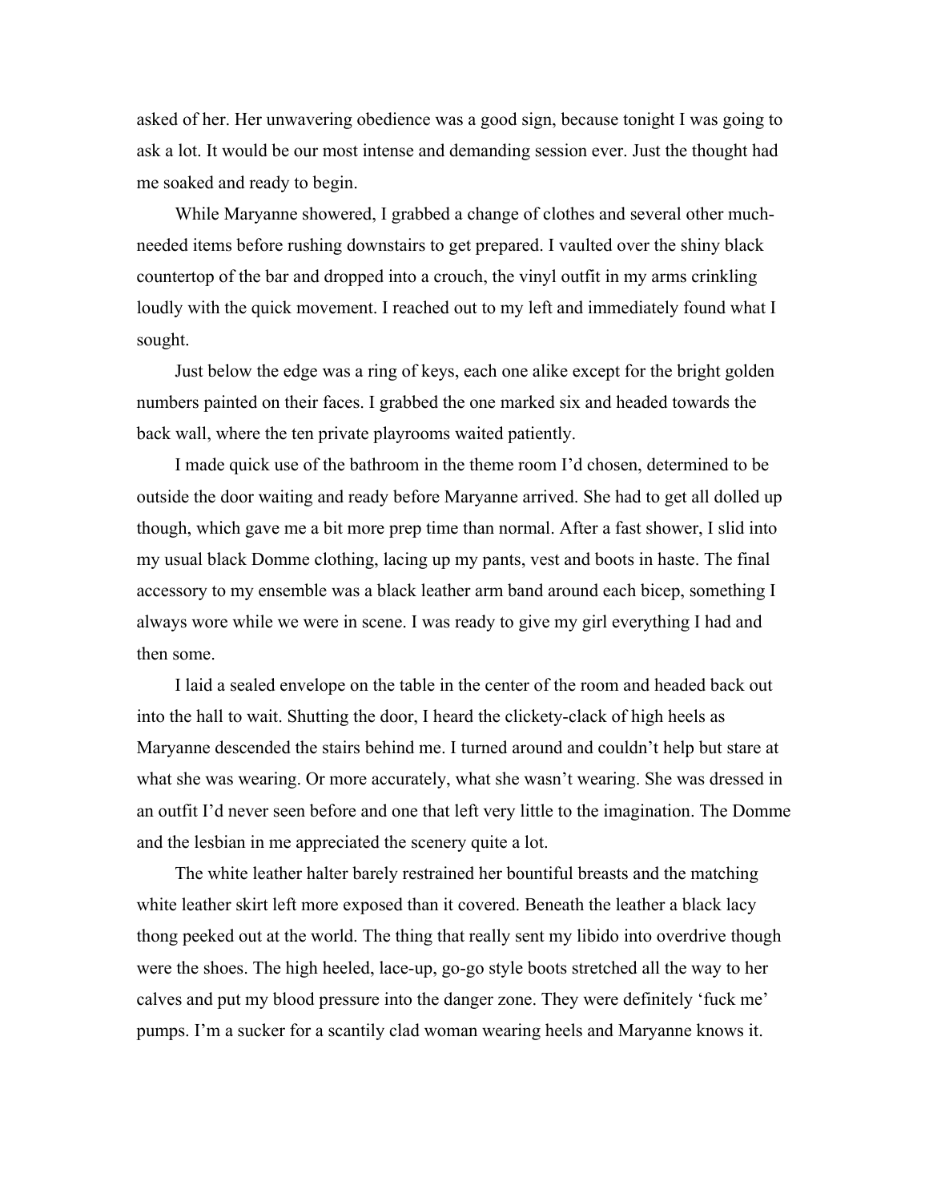asked of her. Her unwavering obedience was a good sign, because tonight I was going to ask a lot. It would be our most intense and demanding session ever. Just the thought had me soaked and ready to begin.

While Maryanne showered, I grabbed a change of clothes and several other much-needed items before rushing downstairs to get prepared. I vaulted over the shiny black countertop of the bar and dropped into a crouch, the vinyl outfit in my arms crinkling loudly with the quick movement. I reached out to my left and immediately found what I sought.

Just below the edge was a ring of keys, each one alike except for the bright golden numbers painted on their faces. I grabbed the one marked six and headed towards the back wall, where the ten private playrooms waited patiently.

I made quick use of the bathroom in the theme room I'd chosen, determined to be outside the door waiting and ready before Maryanne arrived. She had to get all dolled up though, which gave me a bit more prep time than normal. After a fast shower, I slid into my usual black Domme clothing, lacing up my pants, vest and boots in haste. The final accessory to my ensemble was a black leather arm band around each bicep, something I always wore while we were in scene. I was ready to give my girl everything I had and then some.

I laid a sealed envelope on the table in the center of the room and headed back out into the hall to wait. Shutting the door, I heard the clickety-clack of high heels as Maryanne descended the stairs behind me. I turned around and couldn't help but stare at what she was wearing. Or more accurately, what she wasn't wearing. She was dressed in an outfit I'd never seen before and one that left very little to the imagination. The Domme and the lesbian in me appreciated the scenery quite a lot.

The white leather halter barely restrained her bountiful breasts and the matching white leather skirt left more exposed than it covered. Beneath the leather a black lacy thong peeked out at the world. The thing that really sent my libido into overdrive though were the shoes. The high heeled, lace-up, go-go style boots stretched all the way to her calves and put my blood pressure into the danger zone. They were definitely 'fuck me' pumps. I'm a sucker for a scantily clad woman wearing heels and Maryanne knows it.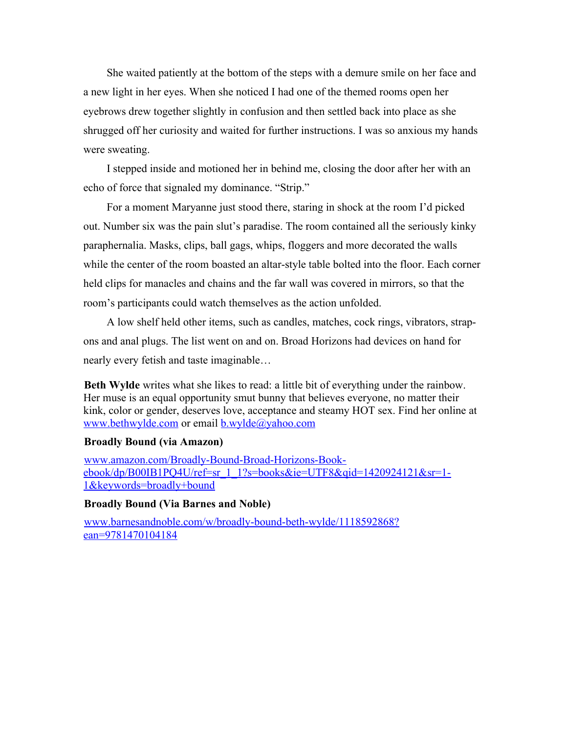She waited patiently at the bottom of the steps with a demure smile on her face and a new light in her eyes. When she noticed I had one of the themed rooms open her eyebrows drew together slightly in confusion and then settled back into place as she shrugged off her curiosity and waited for further instructions. I was so anxious my hands were sweating.

I stepped inside and motioned her in behind me, closing the door after her with an echo of force that signaled my dominance. "Strip."

For a moment Maryanne just stood there, staring in shock at the room I'd picked out. Number six was the pain slut's paradise. The room contained all the seriously kinky paraphernalia. Masks, clips, ball gags, whips, floggers and more decorated the walls while the center of the room boasted an altar-style table bolted into the floor. Each corner held clips for manacles and chains and the far wall was covered in mirrors, so that the room's participants could watch themselves as the action unfolded.

A low shelf held other items, such as candles, matches, cock rings, vibrators, strap-ons and anal plugs. The list went on and on. Broad Horizons had devices on hand for nearly every fetish and taste imaginable…

**Beth Wylde** writes what she likes to read: a little bit of everything under the rainbow. Her muse is an equal opportunity smut bunny that believes everyone, no matter their kink, color or gender, deserves love, acceptance and steamy HOT sex. Find her online at [www.bethwylde.com](http://www.bethwylde.com) or email [b.wylde@yahoo.com](mailto:b.wylde@yahoo.com)

**Broadly Bound (via Amazon)**

[www.amazon.com/Broadly-Bound-Broad-Horizons-Book-ebook/dp/B00IB1PQ4U/ref=sr_1_1?s=books&ie=UTF8&qid=1420924121&sr=1-1&keywords=broadly+bound](http://www.amazon.com/Broadly-Bound-Broad-Horizons-Book-ebook/dp/B00IB1PQ4U/ref=sr_1_1?s=books&ie=UTF8&qid=1420924121&sr=1-1&keywords=broadly+bound)

**Broadly Bound (Via Barnes and Noble)**

[www.barnesandnoble.com/w/broadly-bound-beth-wylde/1118592868?ean=9781470104184](http://www.barnesandnoble.com/w/broadly-bound-beth-wylde/1118592868?ean=9781470104184)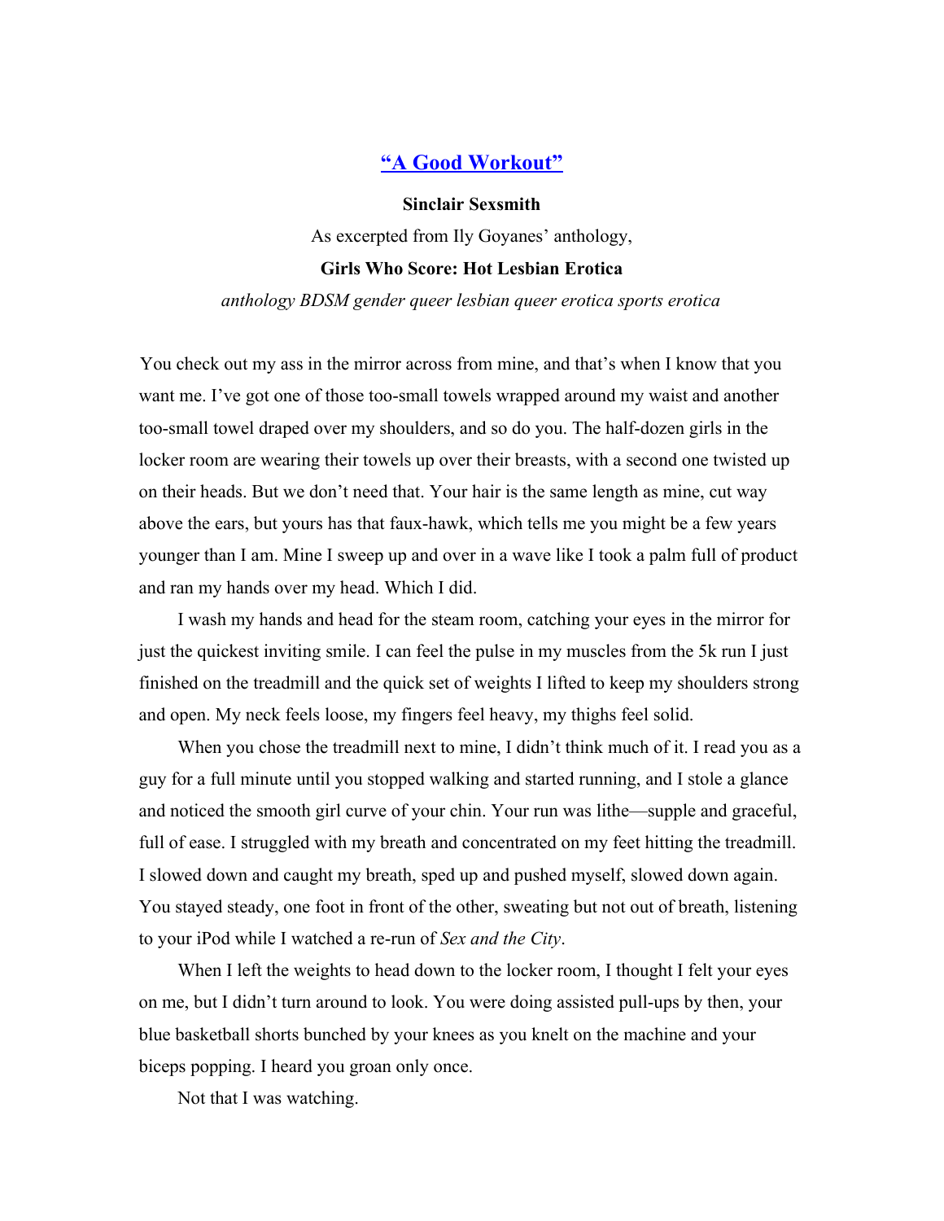## [“A Good Workout”]

**Sinclair Sexsmith**

As excerpted from Ily Goyanes’ anthology,

**Girls Who Score: Hot Lesbian Erotica**

*anthology BDSM gender queer lesbian queer erotica sports erotica*

You check out my ass in the mirror across from mine, and that’s when I know that you want me. I’ve got one of those too-small towels wrapped around my waist and another too-small towel draped over my shoulders, and so do you. The half-dozen girls in the locker room are wearing their towels up over their breasts, with a second one twisted up on their heads. But we don’t need that. Your hair is the same length as mine, cut way above the ears, but yours has that faux-hawk, which tells me you might be a few years younger than I am. Mine I sweep up and over in a wave like I took a palm full of product and ran my hands over my head. Which I did.

I wash my hands and head for the steam room, catching your eyes in the mirror for just the quickest inviting smile. I can feel the pulse in my muscles from the 5k run I just finished on the treadmill and the quick set of weights I lifted to keep my shoulders strong and open. My neck feels loose, my fingers feel heavy, my thighs feel solid.

When you chose the treadmill next to mine, I didn’t think much of it. I read you as a guy for a full minute until you stopped walking and started running, and I stole a glance and noticed the smooth girl curve of your chin. Your run was lithe—supple and graceful, full of ease. I struggled with my breath and concentrated on my feet hitting the treadmill. I slowed down and caught my breath, sped up and pushed myself, slowed down again. You stayed steady, one foot in front of the other, sweating but not out of breath, listening to your iPod while I watched a re-run of *Sex and the City*.

When I left the weights to head down to the locker room, I thought I felt your eyes on me, but I didn’t turn around to look. You were doing assisted pull-ups by then, your blue basketball shorts bunched by your knees as you knelt on the machine and your biceps popping. I heard you groan only once.

Not that I was watching.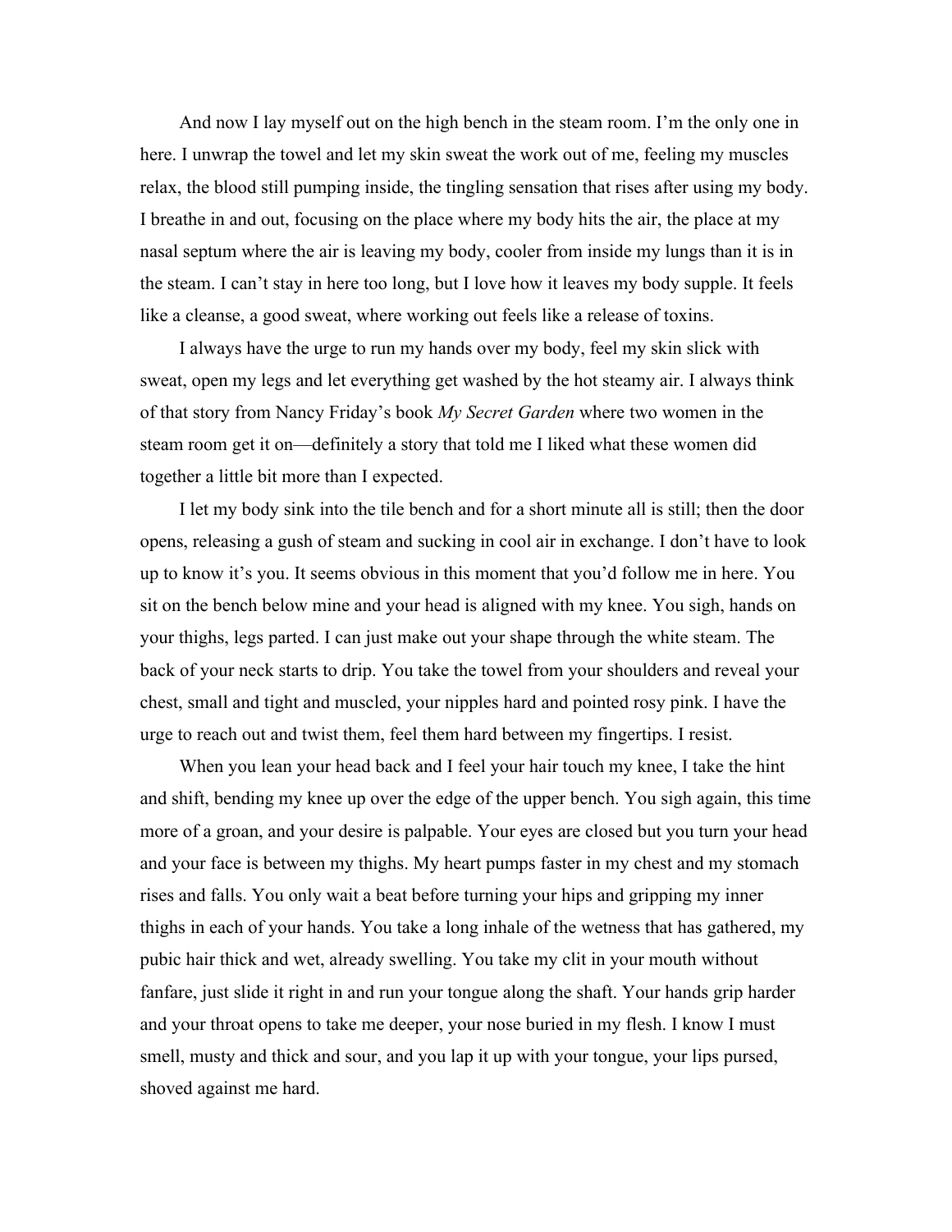And now I lay myself out on the high bench in the steam room. I'm the only one in here. I unwrap the towel and let my skin sweat the work out of me, feeling my muscles relax, the blood still pumping inside, the tingling sensation that rises after using my body. I breathe in and out, focusing on the place where my body hits the air, the place at my nasal septum where the air is leaving my body, cooler from inside my lungs than it is in the steam. I can't stay in here too long, but I love how it leaves my body supple. It feels like a cleanse, a good sweat, where working out feels like a release of toxins.

I always have the urge to run my hands over my body, feel my skin slick with sweat, open my legs and let everything get washed by the hot steamy air. I always think of that story from Nancy Friday's book *My Secret Garden* where two women in the steam room get it on—definitely a story that told me I liked what these women did together a little bit more than I expected.

I let my body sink into the tile bench and for a short minute all is still; then the door opens, releasing a gush of steam and sucking in cool air in exchange. I don't have to look up to know it's you. It seems obvious in this moment that you'd follow me in here. You sit on the bench below mine and your head is aligned with my knee. You sigh, hands on your thighs, legs parted. I can just make out your shape through the white steam. The back of your neck starts to drip. You take the towel from your shoulders and reveal your chest, small and tight and muscled, your nipples hard and pointed rosy pink. I have the urge to reach out and twist them, feel them hard between my fingertips. I resist.

When you lean your head back and I feel your hair touch my knee, I take the hint and shift, bending my knee up over the edge of the upper bench. You sigh again, this time more of a groan, and your desire is palpable. Your eyes are closed but you turn your head and your face is between my thighs. My heart pumps faster in my chest and my stomach rises and falls. You only wait a beat before turning your hips and gripping my inner thighs in each of your hands. You take a long inhale of the wetness that has gathered, my pubic hair thick and wet, already swelling. You take my clit in your mouth without fanfare, just slide it right in and run your tongue along the shaft. Your hands grip harder and your throat opens to take me deeper, your nose buried in my flesh. I know I must smell, musty and thick and sour, and you lap it up with your tongue, your lips pursed, shoved against me hard.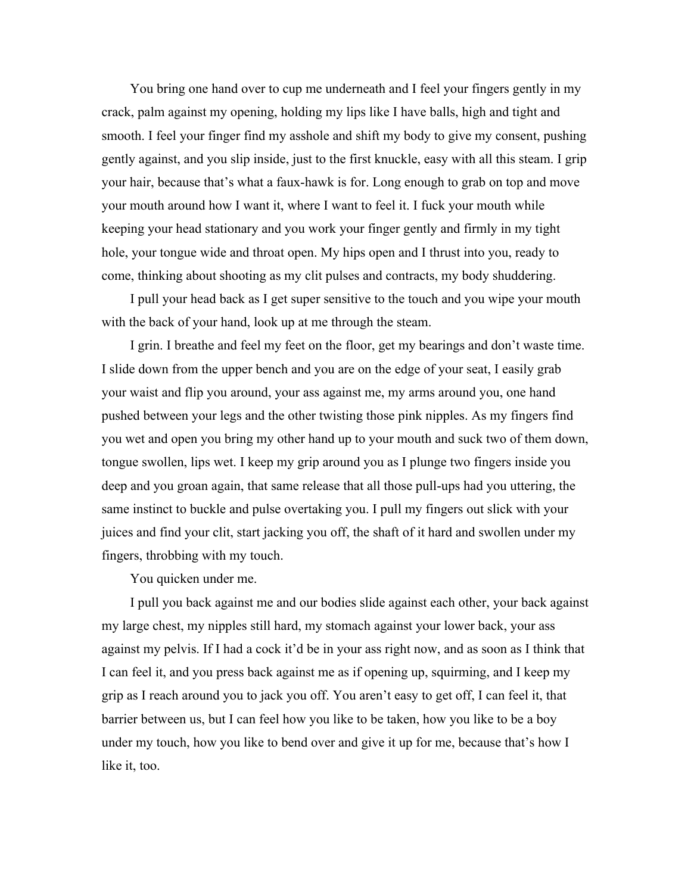You bring one hand over to cup me underneath and I feel your fingers gently in my crack, palm against my opening, holding my lips like I have balls, high and tight and smooth. I feel your finger find my asshole and shift my body to give my consent, pushing gently against, and you slip inside, just to the first knuckle, easy with all this steam. I grip your hair, because that's what a faux-hawk is for. Long enough to grab on top and move your mouth around how I want it, where I want to feel it. I fuck your mouth while keeping your head stationary and you work your finger gently and firmly in my tight hole, your tongue wide and throat open. My hips open and I thrust into you, ready to come, thinking about shooting as my clit pulses and contracts, my body shuddering.

I pull your head back as I get super sensitive to the touch and you wipe your mouth with the back of your hand, look up at me through the steam.

I grin. I breathe and feel my feet on the floor, get my bearings and don't waste time. I slide down from the upper bench and you are on the edge of your seat, I easily grab your waist and flip you around, your ass against me, my arms around you, one hand pushed between your legs and the other twisting those pink nipples. As my fingers find you wet and open you bring my other hand up to your mouth and suck two of them down, tongue swollen, lips wet. I keep my grip around you as I plunge two fingers inside you deep and you groan again, that same release that all those pull-ups had you uttering, the same instinct to buckle and pulse overtaking you. I pull my fingers out slick with your juices and find your clit, start jacking you off, the shaft of it hard and swollen under my fingers, throbbing with my touch.

You quicken under me.

I pull you back against me and our bodies slide against each other, your back against my large chest, my nipples still hard, my stomach against your lower back, your ass against my pelvis. If I had a cock it'd be in your ass right now, and as soon as I think that I can feel it, and you press back against me as if opening up, squirming, and I keep my grip as I reach around you to jack you off. You aren't easy to get off, I can feel it, that barrier between us, but I can feel how you like to be taken, how you like to be a boy under my touch, how you like to bend over and give it up for me, because that's how I like it, too.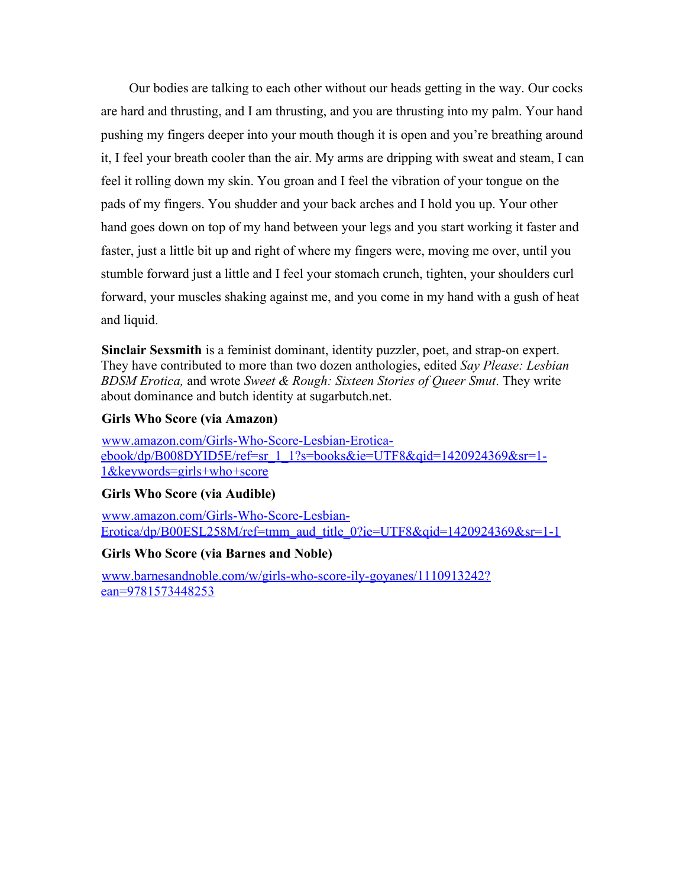Our bodies are talking to each other without our heads getting in the way. Our cocks are hard and thrusting, and I am thrusting, and you are thrusting into my palm. Your hand pushing my fingers deeper into your mouth though it is open and you're breathing around it, I feel your breath cooler than the air. My arms are dripping with sweat and steam, I can feel it rolling down my skin. You groan and I feel the vibration of your tongue on the pads of my fingers. You shudder and your back arches and I hold you up. Your other hand goes down on top of my hand between your legs and you start working it faster and faster, just a little bit up and right of where my fingers were, moving me over, until you stumble forward just a little and I feel your stomach crunch, tighten, your shoulders curl forward, your muscles shaking against me, and you come in my hand with a gush of heat and liquid.

**Sinclair Sexsmith** is a feminist dominant, identity puzzler, poet, and strap-on expert. They have contributed to more than two dozen anthologies, edited *Say Please: Lesbian BDSM Erotica,* and wrote *Sweet & Rough: Sixteen Stories of Queer Smut*. They write about dominance and butch identity at sugarbutch.net.

**Girls Who Score (via Amazon)**

www.amazon.com/Girls-Who-Score-Lesbian-Erotica-ebook/dp/B008DYID5E/ref=sr_1_1?s=books&ie=UTF8&qid=1420924369&sr=1-1&keywords=girls+who+score

**Girls Who Score (via Audible)**

www.amazon.com/Girls-Who-Score-Lesbian-Erotica/dp/B00ESL258M/ref=tmm_aud_title_0?ie=UTF8&qid=1420924369&sr=1-1

**Girls Who Score (via Barnes and Noble)**

www.barnesandnoble.com/w/girls-who-score-ily-goyanes/1110913242?ean=9781573448253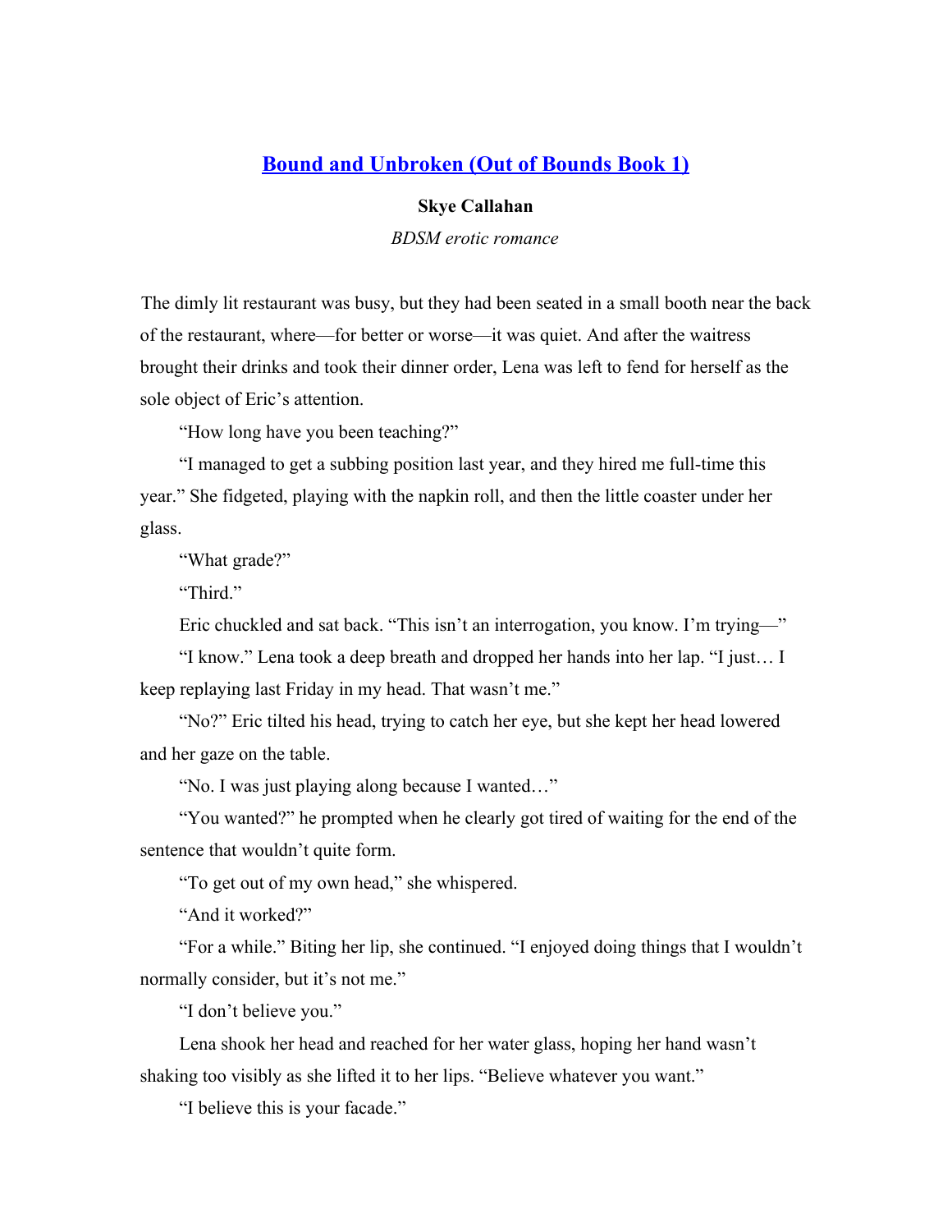## [Bound and Unbroken (Out of Bounds Book 1)]

**Skye Callahan**

*BDSM erotic romance*

The dimly lit restaurant was busy, but they had been seated in a small booth near the back of the restaurant, where—for better or worse—it was quiet. And after the waitress brought their drinks and took their dinner order, Lena was left to fend for herself as the sole object of Eric's attention.

"How long have you been teaching?"

"I managed to get a subbing position last year, and they hired me full-time this year." She fidgeted, playing with the napkin roll, and then the little coaster under her glass.

"What grade?"

"Third."

Eric chuckled and sat back. "This isn't an interrogation, you know. I'm trying—"

"I know." Lena took a deep breath and dropped her hands into her lap. "I just… I keep replaying last Friday in my head. That wasn't me."

"No?" Eric tilted his head, trying to catch her eye, but she kept her head lowered and her gaze on the table.

"No. I was just playing along because I wanted…"

"You wanted?" he prompted when he clearly got tired of waiting for the end of the sentence that wouldn't quite form.

"To get out of my own head," she whispered.

"And it worked?"

"For a while." Biting her lip, she continued. "I enjoyed doing things that I wouldn't normally consider, but it's not me."

"I don't believe you."

Lena shook her head and reached for her water glass, hoping her hand wasn't shaking too visibly as she lifted it to her lips. "Believe whatever you want."

"I believe this is your facade."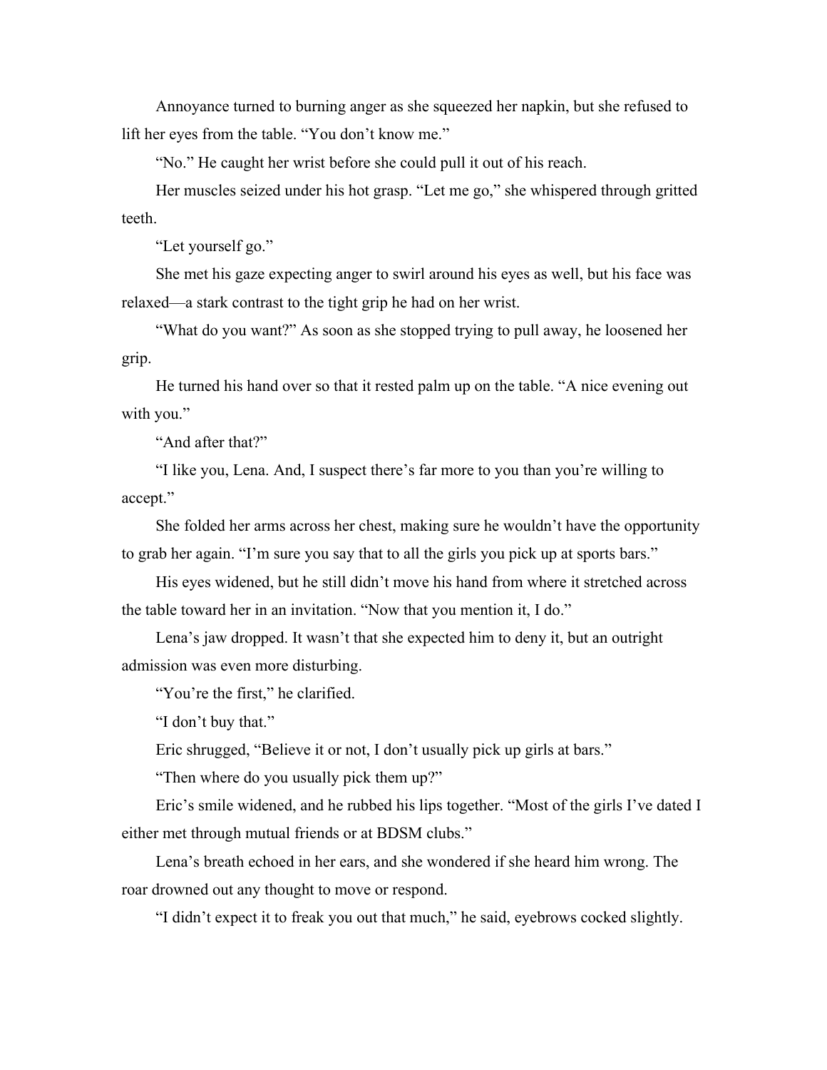Annoyance turned to burning anger as she squeezed her napkin, but she refused to lift her eyes from the table. "You don't know me."

"No." He caught her wrist before she could pull it out of his reach.

Her muscles seized under his hot grasp. "Let me go," she whispered through gritted teeth.

"Let yourself go."

She met his gaze expecting anger to swirl around his eyes as well, but his face was relaxed—a stark contrast to the tight grip he had on her wrist.

"What do you want?" As soon as she stopped trying to pull away, he loosened her grip.

He turned his hand over so that it rested palm up on the table. "A nice evening out with you."

"And after that?"

"I like you, Lena. And, I suspect there's far more to you than you're willing to accept."

She folded her arms across her chest, making sure he wouldn't have the opportunity to grab her again. "I'm sure you say that to all the girls you pick up at sports bars."

His eyes widened, but he still didn't move his hand from where it stretched across the table toward her in an invitation. "Now that you mention it, I do."

Lena's jaw dropped. It wasn't that she expected him to deny it, but an outright admission was even more disturbing.

"You're the first," he clarified.

"I don't buy that."

Eric shrugged, "Believe it or not, I don't usually pick up girls at bars."

"Then where do you usually pick them up?"

Eric's smile widened, and he rubbed his lips together. "Most of the girls I've dated I either met through mutual friends or at BDSM clubs."

Lena's breath echoed in her ears, and she wondered if she heard him wrong. The roar drowned out any thought to move or respond.

"I didn't expect it to freak you out that much," he said, eyebrows cocked slightly.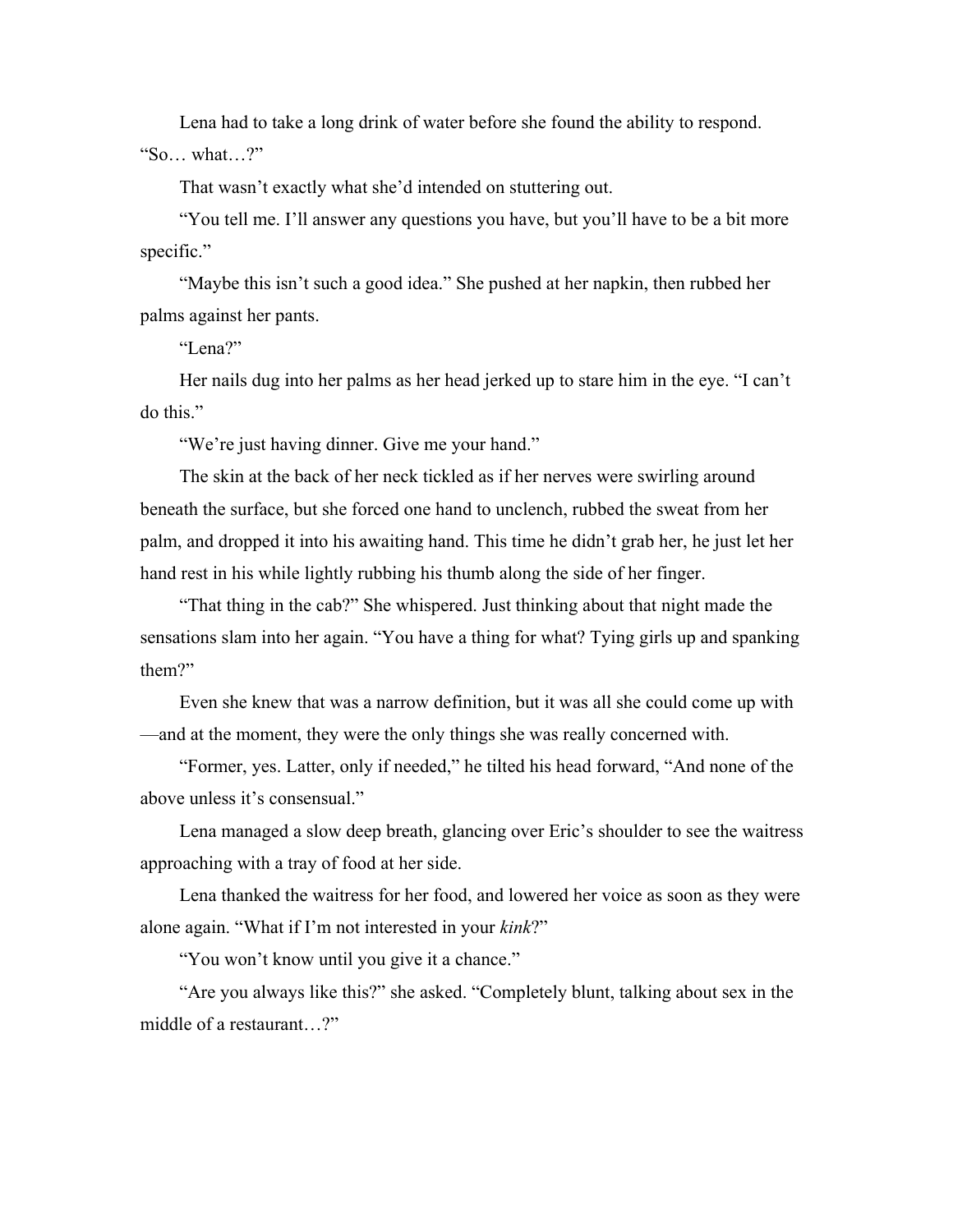Lena had to take a long drink of water before she found the ability to respond. "So… what…?"

That wasn't exactly what she'd intended on stuttering out.

"You tell me. I'll answer any questions you have, but you'll have to be a bit more specific."

"Maybe this isn't such a good idea." She pushed at her napkin, then rubbed her palms against her pants.

"Lena?"

Her nails dug into her palms as her head jerked up to stare him in the eye. "I can't do this."

"We're just having dinner. Give me your hand."

The skin at the back of her neck tickled as if her nerves were swirling around beneath the surface, but she forced one hand to unclench, rubbed the sweat from her palm, and dropped it into his awaiting hand. This time he didn't grab her, he just let her hand rest in his while lightly rubbing his thumb along the side of her finger.

"That thing in the cab?" She whispered. Just thinking about that night made the sensations slam into her again. "You have a thing for what? Tying girls up and spanking them?"

Even she knew that was a narrow definition, but it was all she could come up with—and at the moment, they were the only things she was really concerned with.

"Former, yes. Latter, only if needed," he tilted his head forward, "And none of the above unless it's consensual."

Lena managed a slow deep breath, glancing over Eric's shoulder to see the waitress approaching with a tray of food at her side.

Lena thanked the waitress for her food, and lowered her voice as soon as they were alone again. "What if I'm not interested in your *kink*?"

"You won't know until you give it a chance."

"Are you always like this?" she asked. "Completely blunt, talking about sex in the middle of a restaurant…?"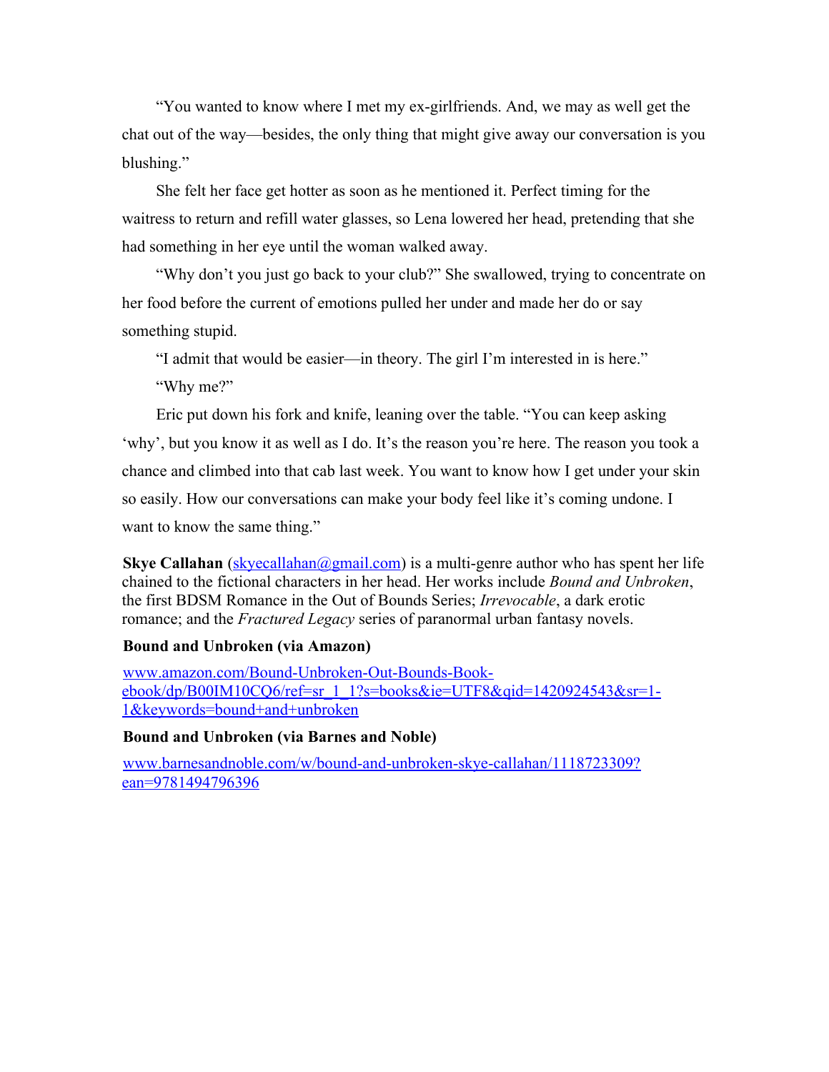"You wanted to know where I met my ex-girlfriends. And, we may as well get the chat out of the way—besides, the only thing that might give away our conversation is you blushing."

She felt her face get hotter as soon as he mentioned it. Perfect timing for the waitress to return and refill water glasses, so Lena lowered her head, pretending that she had something in her eye until the woman walked away.

"Why don't you just go back to your club?" She swallowed, trying to concentrate on her food before the current of emotions pulled her under and made her do or say something stupid.

"I admit that would be easier—in theory. The girl I'm interested in is here."

"Why me?"

Eric put down his fork and knife, leaning over the table. "You can keep asking 'why', but you know it as well as I do. It's the reason you're here. The reason you took a chance and climbed into that cab last week. You want to know how I get under your skin so easily. How our conversations can make your body feel like it's coming undone. I want to know the same thing."

**Skye Callahan** ([skyecallahan@gmail.com](mailto:skyecallahan@gmail.com)) is a multi-genre author who has spent her life chained to the fictional characters in her head. Her works include *Bound and Unbroken*, the first BDSM Romance in the Out of Bounds Series; *Irrevocable*, a dark erotic romance; and the *Fractured Legacy* series of paranormal urban fantasy novels.

**Bound and Unbroken (via Amazon)**

[www.amazon.com/Bound-Unbroken-Out-Bounds-Book-ebook/dp/B00IM10CQ6/ref=sr_1_1?s=books&ie=UTF8&qid=1420924543&sr=1-1&keywords=bound+and+unbroken](http://www.amazon.com/Bound-Unbroken-Out-Bounds-Book-ebook/dp/B00IM10CQ6/ref=sr_1_1?s=books&ie=UTF8&qid=1420924543&sr=1-1&keywords=bound+and+unbroken)

**Bound and Unbroken (via Barnes and Noble)**

[www.barnesandnoble.com/w/bound-and-unbroken-skye-callahan/1118723309?ean=9781494796396](http://www.barnesandnoble.com/w/bound-and-unbroken-skye-callahan/1118723309?ean=9781494796396)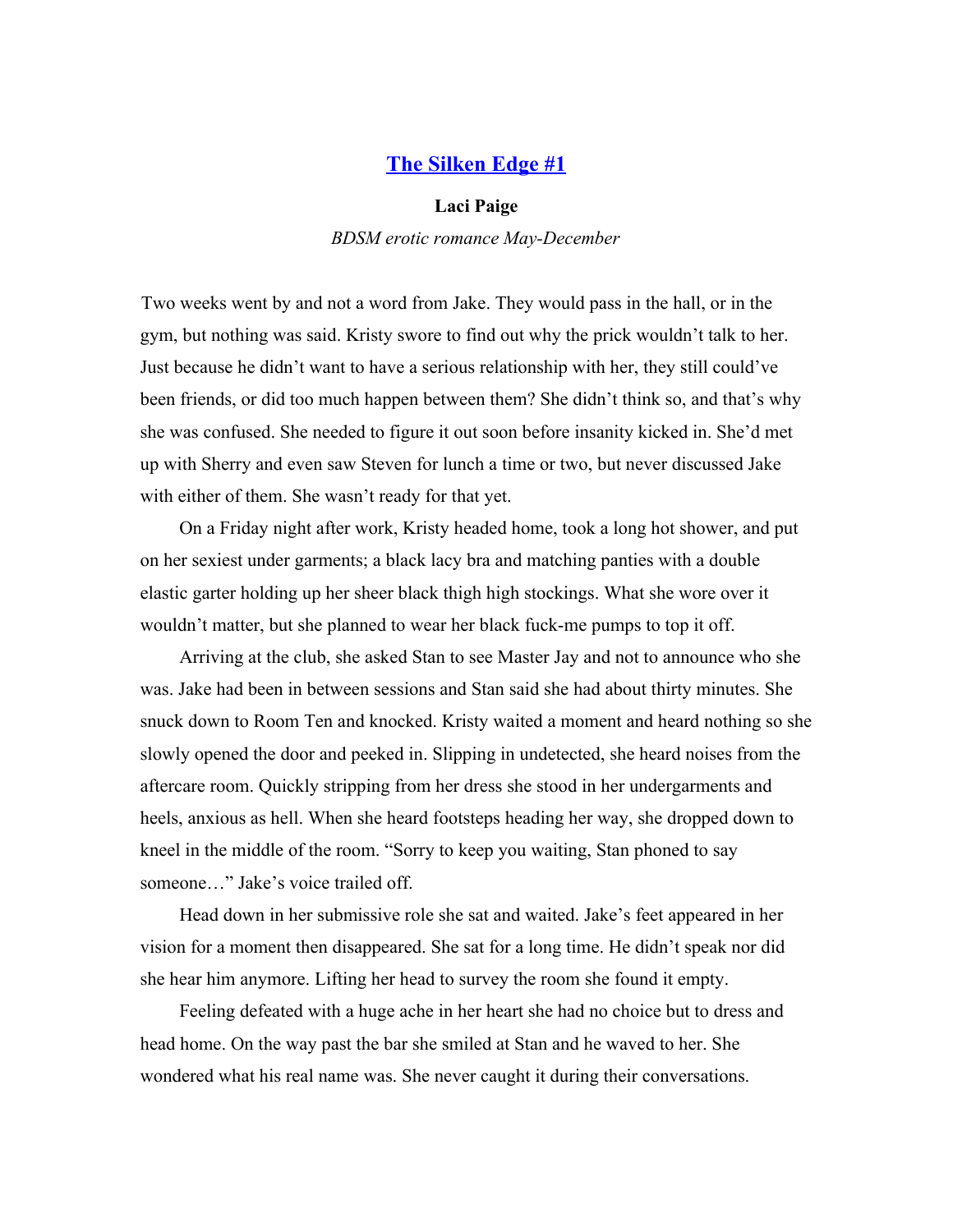## [The Silken Edge #1]

**Laci Paige**

*BDSM erotic romance May-December*

Two weeks went by and not a word from Jake. They would pass in the hall, or in the gym, but nothing was said. Kristy swore to find out why the prick wouldn't talk to her. Just because he didn't want to have a serious relationship with her, they still could've been friends, or did too much happen between them? She didn't think so, and that's why she was confused. She needed to figure it out soon before insanity kicked in. She'd met up with Sherry and even saw Steven for lunch a time or two, but never discussed Jake with either of them. She wasn't ready for that yet.

On a Friday night after work, Kristy headed home, took a long hot shower, and put on her sexiest under garments; a black lacy bra and matching panties with a double elastic garter holding up her sheer black thigh high stockings. What she wore over it wouldn't matter, but she planned to wear her black fuck-me pumps to top it off.

Arriving at the club, she asked Stan to see Master Jay and not to announce who she was. Jake had been in between sessions and Stan said she had about thirty minutes. She snuck down to Room Ten and knocked. Kristy waited a moment and heard nothing so she slowly opened the door and peeked in. Slipping in undetected, she heard noises from the aftercare room. Quickly stripping from her dress she stood in her undergarments and heels, anxious as hell. When she heard footsteps heading her way, she dropped down to kneel in the middle of the room. "Sorry to keep you waiting, Stan phoned to say someone…" Jake's voice trailed off.

Head down in her submissive role she sat and waited. Jake's feet appeared in her vision for a moment then disappeared. She sat for a long time. He didn't speak nor did she hear him anymore. Lifting her head to survey the room she found it empty.

Feeling defeated with a huge ache in her heart she had no choice but to dress and head home. On the way past the bar she smiled at Stan and he waved to her. She wondered what his real name was. She never caught it during their conversations.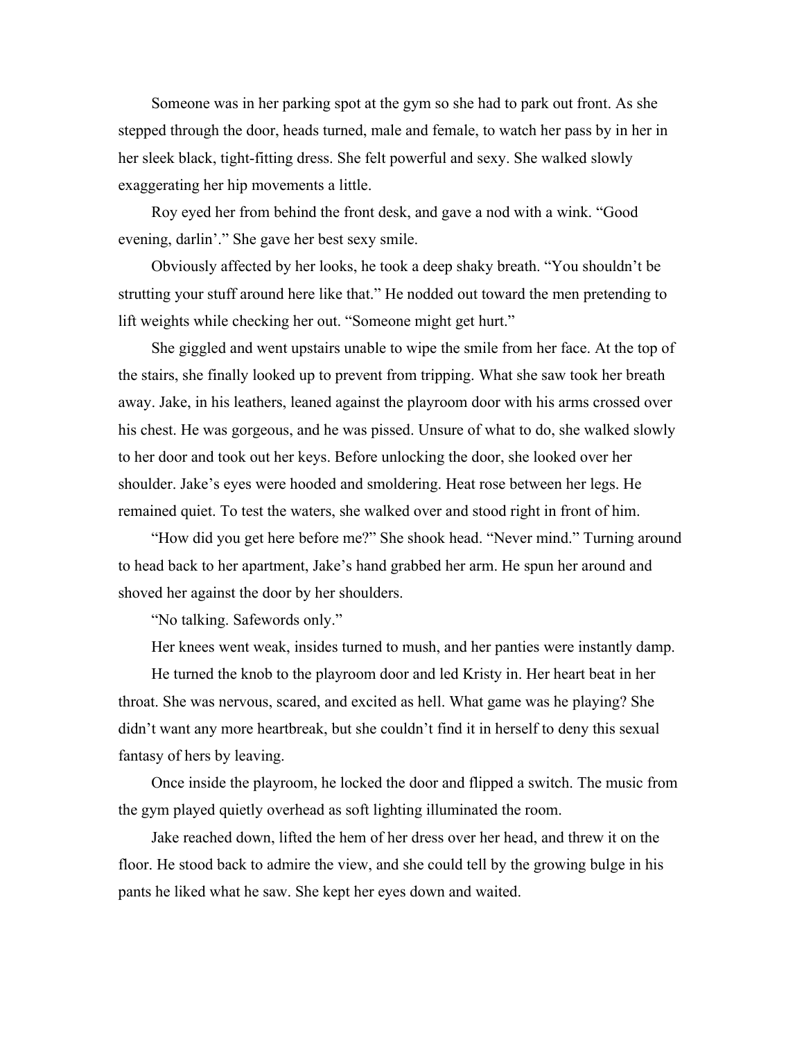Someone was in her parking spot at the gym so she had to park out front. As she stepped through the door, heads turned, male and female, to watch her pass by in her in her sleek black, tight-fitting dress. She felt powerful and sexy. She walked slowly exaggerating her hip movements a little.

Roy eyed her from behind the front desk, and gave a nod with a wink. "Good evening, darlin'." She gave her best sexy smile.

Obviously affected by her looks, he took a deep shaky breath. "You shouldn't be strutting your stuff around here like that." He nodded out toward the men pretending to lift weights while checking her out. "Someone might get hurt."

She giggled and went upstairs unable to wipe the smile from her face. At the top of the stairs, she finally looked up to prevent from tripping. What she saw took her breath away. Jake, in his leathers, leaned against the playroom door with his arms crossed over his chest. He was gorgeous, and he was pissed. Unsure of what to do, she walked slowly to her door and took out her keys. Before unlocking the door, she looked over her shoulder. Jake's eyes were hooded and smoldering. Heat rose between her legs. He remained quiet. To test the waters, she walked over and stood right in front of him.

"How did you get here before me?" She shook head. "Never mind." Turning around to head back to her apartment, Jake's hand grabbed her arm. He spun her around and shoved her against the door by her shoulders.

"No talking. Safewords only."

Her knees went weak, insides turned to mush, and her panties were instantly damp.

He turned the knob to the playroom door and led Kristy in. Her heart beat in her throat. She was nervous, scared, and excited as hell. What game was he playing? She didn't want any more heartbreak, but she couldn't find it in herself to deny this sexual fantasy of hers by leaving.

Once inside the playroom, he locked the door and flipped a switch. The music from the gym played quietly overhead as soft lighting illuminated the room.

Jake reached down, lifted the hem of her dress over her head, and threw it on the floor. He stood back to admire the view, and she could tell by the growing bulge in his pants he liked what he saw. She kept her eyes down and waited.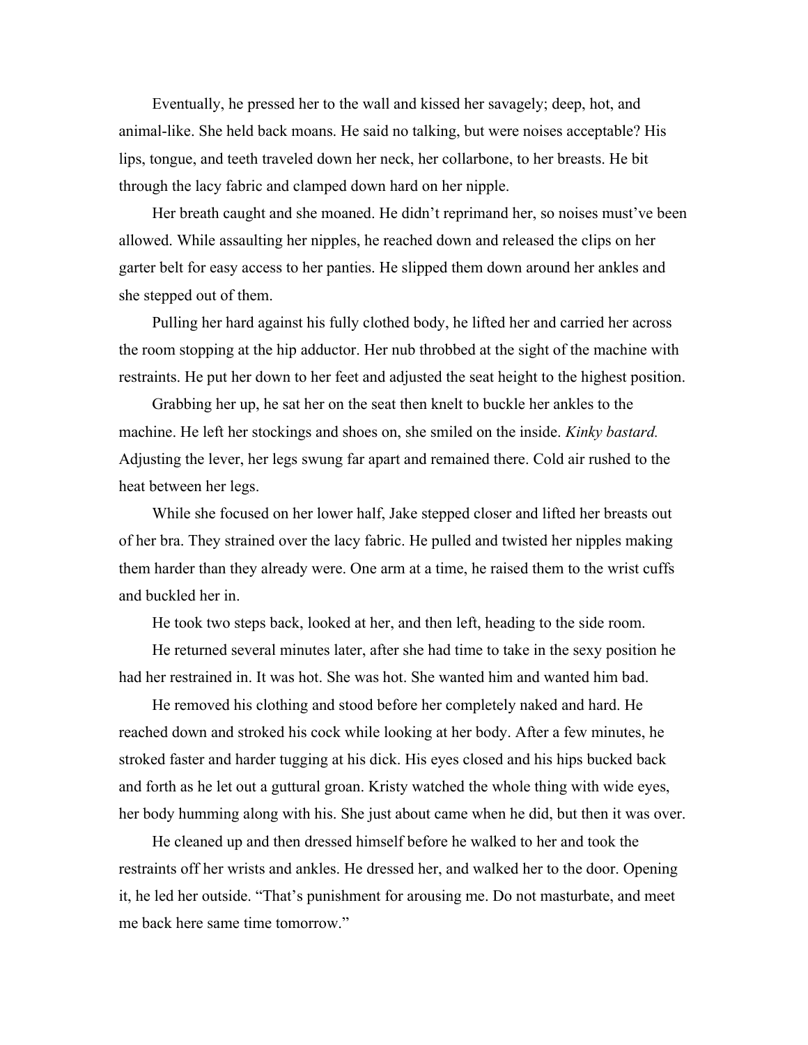Eventually, he pressed her to the wall and kissed her savagely; deep, hot, and animal-like. She held back moans. He said no talking, but were noises acceptable? His lips, tongue, and teeth traveled down her neck, her collarbone, to her breasts. He bit through the lacy fabric and clamped down hard on her nipple.

Her breath caught and she moaned. He didn't reprimand her, so noises must've been allowed. While assaulting her nipples, he reached down and released the clips on her garter belt for easy access to her panties. He slipped them down around her ankles and she stepped out of them.

Pulling her hard against his fully clothed body, he lifted her and carried her across the room stopping at the hip adductor. Her nub throbbed at the sight of the machine with restraints. He put her down to her feet and adjusted the seat height to the highest position.

Grabbing her up, he sat her on the seat then knelt to buckle her ankles to the machine. He left her stockings and shoes on, she smiled on the inside. *Kinky bastard.* Adjusting the lever, her legs swung far apart and remained there. Cold air rushed to the heat between her legs.

While she focused on her lower half, Jake stepped closer and lifted her breasts out of her bra. They strained over the lacy fabric. He pulled and twisted her nipples making them harder than they already were. One arm at a time, he raised them to the wrist cuffs and buckled her in.

He took two steps back, looked at her, and then left, heading to the side room.

He returned several minutes later, after she had time to take in the sexy position he had her restrained in. It was hot. She was hot. She wanted him and wanted him bad.

He removed his clothing and stood before her completely naked and hard. He reached down and stroked his cock while looking at her body. After a few minutes, he stroked faster and harder tugging at his dick. His eyes closed and his hips bucked back and forth as he let out a guttural groan. Kristy watched the whole thing with wide eyes, her body humming along with his. She just about came when he did, but then it was over.

He cleaned up and then dressed himself before he walked to her and took the restraints off her wrists and ankles. He dressed her, and walked her to the door. Opening it, he led her outside. "That's punishment for arousing me. Do not masturbate, and meet me back here same time tomorrow."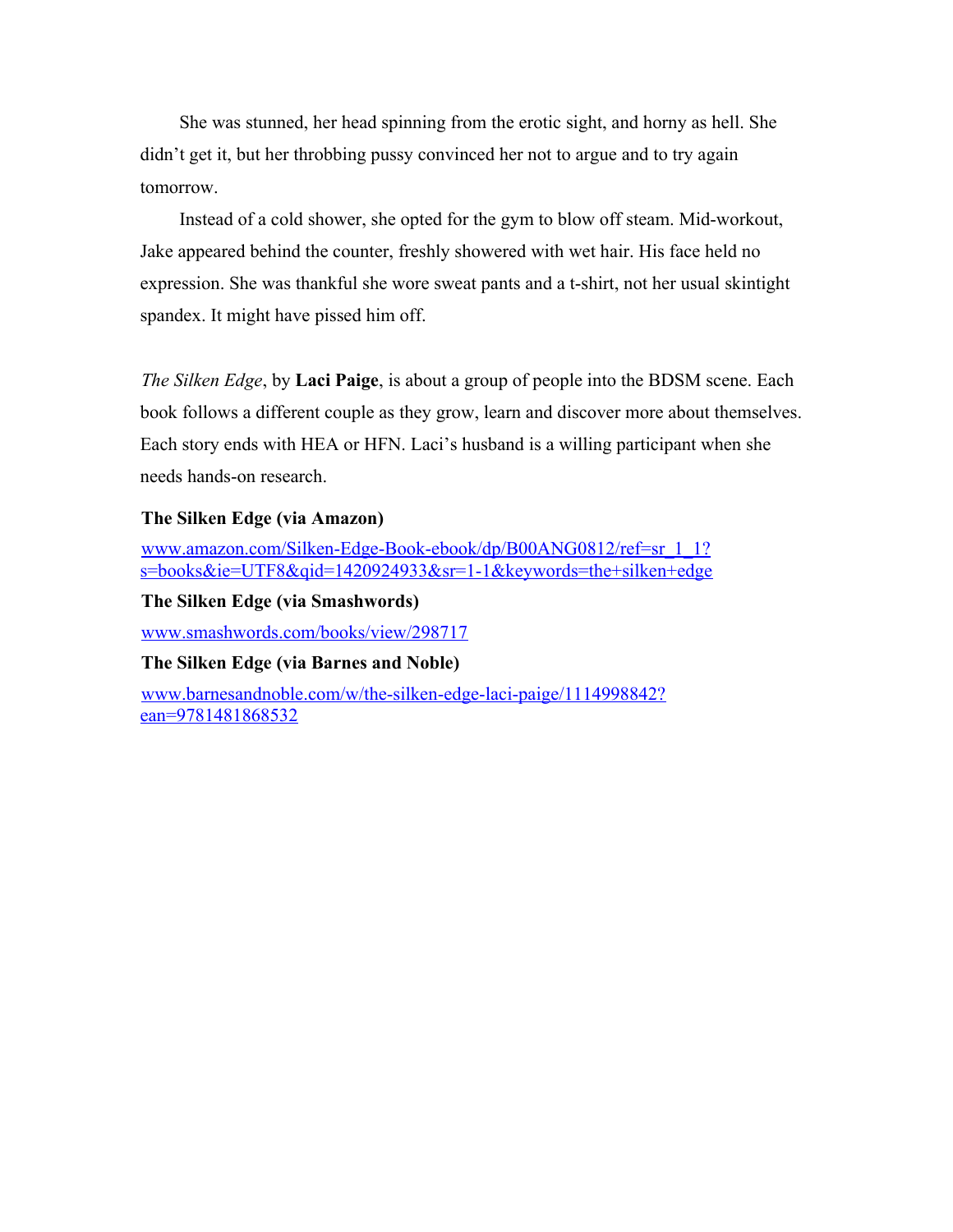She was stunned, her head spinning from the erotic sight, and horny as hell. She didn't get it, but her throbbing pussy convinced her not to argue and to try again tomorrow.

Instead of a cold shower, she opted for the gym to blow off steam. Mid-workout, Jake appeared behind the counter, freshly showered with wet hair. His face held no expression. She was thankful she wore sweat pants and a t-shirt, not her usual skintight spandex. It might have pissed him off.

*The Silken Edge*, by **Laci Paige**, is about a group of people into the BDSM scene. Each book follows a different couple as they grow, learn and discover more about themselves. Each story ends with HEA or HFN. Laci's husband is a willing participant when she needs hands-on research.

**The Silken Edge (via Amazon)**

www.amazon.com/Silken-Edge-Book-ebook/dp/B00ANG0812/ref=sr_1_1?s=books&ie=UTF8&qid=1420924933&sr=1-1&keywords=the+silken+edge

**The Silken Edge (via Smashwords)**

www.smashwords.com/books/view/298717

**The Silken Edge (via Barnes and Noble)**

www.barnesandnoble.com/w/the-silken-edge-laci-paige/1114998842?ean=9781481868532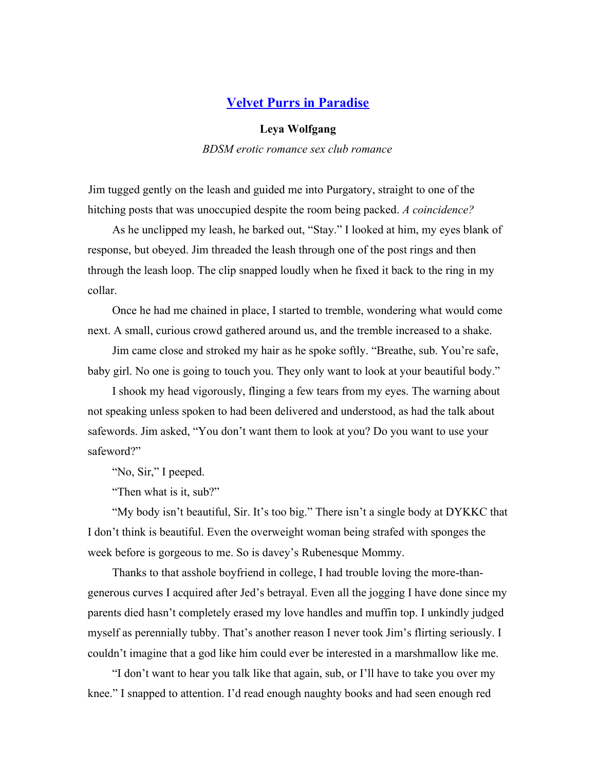## [Velvet Purrs in Paradise]

**Leya Wolfgang**

*BDSM erotic romance sex club romance*

Jim tugged gently on the leash and guided me into Purgatory, straight to one of the hitching posts that was unoccupied despite the room being packed. *A coincidence?*

As he unclipped my leash, he barked out, “Stay.” I looked at him, my eyes blank of response, but obeyed. Jim threaded the leash through one of the post rings and then through the leash loop. The clip snapped loudly when he fixed it back to the ring in my collar.

Once he had me chained in place, I started to tremble, wondering what would come next. A small, curious crowd gathered around us, and the tremble increased to a shake.

Jim came close and stroked my hair as he spoke softly. “Breathe, sub. You’re safe, baby girl. No one is going to touch you. They only want to look at your beautiful body.”

I shook my head vigorously, flinging a few tears from my eyes. The warning about not speaking unless spoken to had been delivered and understood, as had the talk about safewords. Jim asked, “You don’t want them to look at you? Do you want to use your safeword?”

“No, Sir,” I peeped.

“Then what is it, sub?”

“My body isn’t beautiful, Sir. It’s too big.” There isn’t a single body at DYKKC that I don’t think is beautiful. Even the overweight woman being strafed with sponges the week before is gorgeous to me. So is davey’s Rubenesque Mommy.

Thanks to that asshole boyfriend in college, I had trouble loving the more-than-generous curves I acquired after Jed’s betrayal. Even all the jogging I have done since my parents died hasn’t completely erased my love handles and muffin top. I unkindly judged myself as perennially tubby. That’s another reason I never took Jim’s flirting seriously. I couldn’t imagine that a god like him could ever be interested in a marshmallow like me.

“I don’t want to hear you talk like that again, sub, or I’ll have to take you over my knee.” I snapped to attention. I’d read enough naughty books and had seen enough red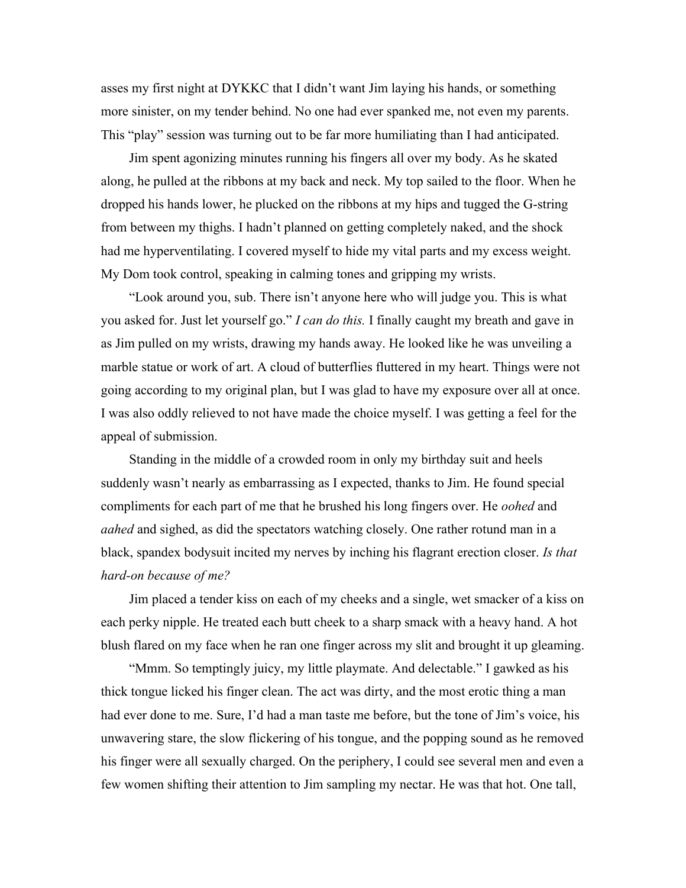asses my first night at DYKKC that I didn't want Jim laying his hands, or something more sinister, on my tender behind. No one had ever spanked me, not even my parents. This "play" session was turning out to be far more humiliating than I had anticipated.

Jim spent agonizing minutes running his fingers all over my body. As he skated along, he pulled at the ribbons at my back and neck. My top sailed to the floor. When he dropped his hands lower, he plucked on the ribbons at my hips and tugged the G-string from between my thighs. I hadn't planned on getting completely naked, and the shock had me hyperventilating. I covered myself to hide my vital parts and my excess weight. My Dom took control, speaking in calming tones and gripping my wrists.

"Look around you, sub. There isn't anyone here who will judge you. This is what you asked for. Just let yourself go." *I can do this.* I finally caught my breath and gave in as Jim pulled on my wrists, drawing my hands away. He looked like he was unveiling a marble statue or work of art. A cloud of butterflies fluttered in my heart. Things were not going according to my original plan, but I was glad to have my exposure over all at once. I was also oddly relieved to not have made the choice myself. I was getting a feel for the appeal of submission.

Standing in the middle of a crowded room in only my birthday suit and heels suddenly wasn't nearly as embarrassing as I expected, thanks to Jim. He found special compliments for each part of me that he brushed his long fingers over. He *oohed* and *aahed* and sighed, as did the spectators watching closely. One rather rotund man in a black, spandex bodysuit incited my nerves by inching his flagrant erection closer. *Is that hard-on because of me?*

Jim placed a tender kiss on each of my cheeks and a single, wet smacker of a kiss on each perky nipple. He treated each butt cheek to a sharp smack with a heavy hand. A hot blush flared on my face when he ran one finger across my slit and brought it up gleaming.

"Mmm. So temptingly juicy, my little playmate. And delectable." I gawked as his thick tongue licked his finger clean. The act was dirty, and the most erotic thing a man had ever done to me. Sure, I'd had a man taste me before, but the tone of Jim's voice, his unwavering stare, the slow flickering of his tongue, and the popping sound as he removed his finger were all sexually charged. On the periphery, I could see several men and even a few women shifting their attention to Jim sampling my nectar. He was that hot. One tall,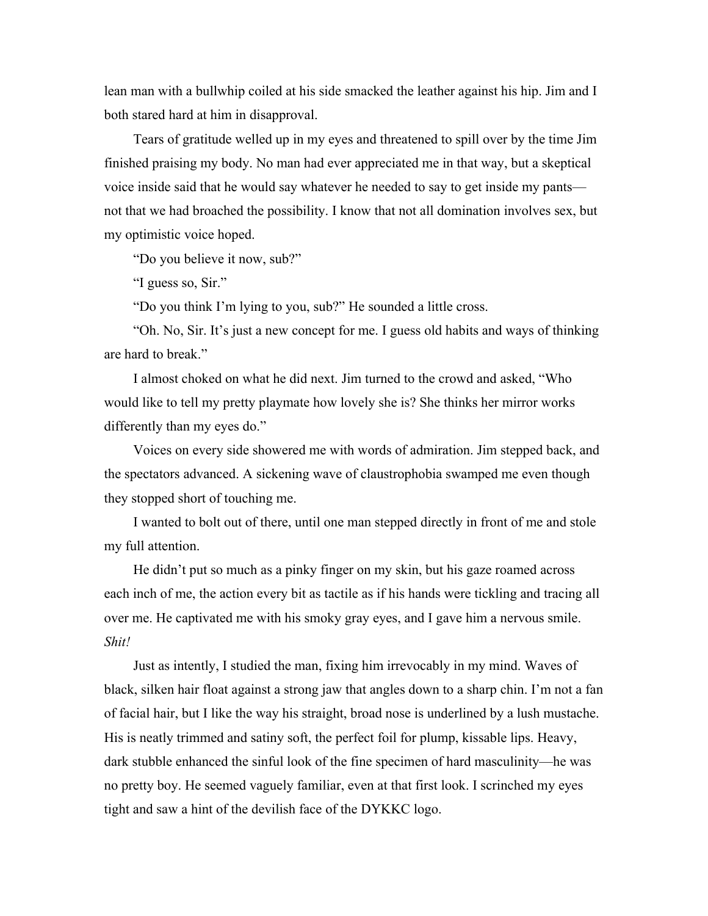lean man with a bullwhip coiled at his side smacked the leather against his hip. Jim and I both stared hard at him in disapproval.

Tears of gratitude welled up in my eyes and threatened to spill over by the time Jim finished praising my body. No man had ever appreciated me in that way, but a skeptical voice inside said that he would say whatever he needed to say to get inside my pants—not that we had broached the possibility. I know that not all domination involves sex, but my optimistic voice hoped.

"Do you believe it now, sub?"

"I guess so, Sir."

"Do you think I'm lying to you, sub?" He sounded a little cross.

"Oh. No, Sir. It's just a new concept for me. I guess old habits and ways of thinking are hard to break."

I almost choked on what he did next. Jim turned to the crowd and asked, "Who would like to tell my pretty playmate how lovely she is? She thinks her mirror works differently than my eyes do."

Voices on every side showered me with words of admiration. Jim stepped back, and the spectators advanced. A sickening wave of claustrophobia swamped me even though they stopped short of touching me.

I wanted to bolt out of there, until one man stepped directly in front of me and stole my full attention.

He didn't put so much as a pinky finger on my skin, but his gaze roamed across each inch of me, the action every bit as tactile as if his hands were tickling and tracing all over me. He captivated me with his smoky gray eyes, and I gave him a nervous smile. *Shit!*

Just as intently, I studied the man, fixing him irrevocably in my mind. Waves of black, silken hair float against a strong jaw that angles down to a sharp chin. I'm not a fan of facial hair, but I like the way his straight, broad nose is underlined by a lush mustache. His is neatly trimmed and satiny soft, the perfect foil for plump, kissable lips. Heavy, dark stubble enhanced the sinful look of the fine specimen of hard masculinity—he was no pretty boy. He seemed vaguely familiar, even at that first look. I scrinched my eyes tight and saw a hint of the devilish face of the DYKKC logo.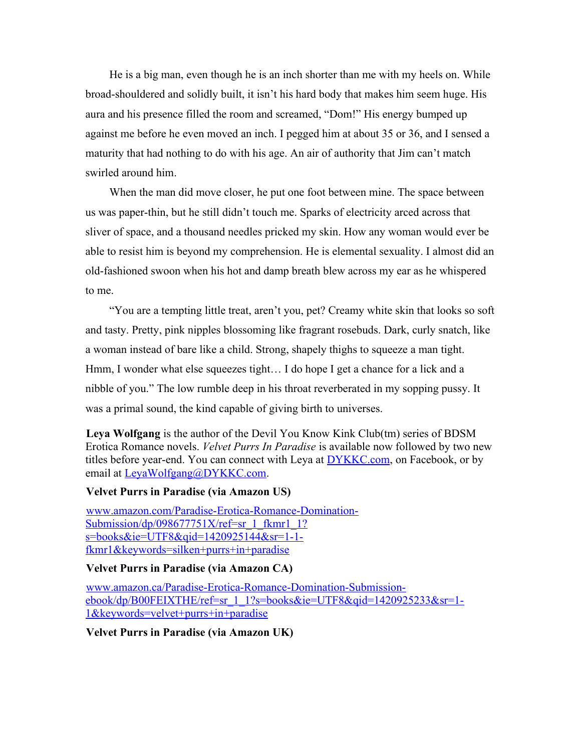He is a big man, even though he is an inch shorter than me with my heels on. While broad-shouldered and solidly built, it isn't his hard body that makes him seem huge. His aura and his presence filled the room and screamed, "Dom!" His energy bumped up against me before he even moved an inch. I pegged him at about 35 or 36, and I sensed a maturity that had nothing to do with his age. An air of authority that Jim can't match swirled around him.

When the man did move closer, he put one foot between mine. The space between us was paper-thin, but he still didn't touch me. Sparks of electricity arced across that sliver of space, and a thousand needles pricked my skin. How any woman would ever be able to resist him is beyond my comprehension. He is elemental sexuality. I almost did an old-fashioned swoon when his hot and damp breath blew across my ear as he whispered to me.

"You are a tempting little treat, aren't you, pet? Creamy white skin that looks so soft and tasty. Pretty, pink nipples blossoming like fragrant rosebuds. Dark, curly snatch, like a woman instead of bare like a child. Strong, shapely thighs to squeeze a man tight. Hmm, I wonder what else squeezes tight… I do hope I get a chance for a lick and a nibble of you." The low rumble deep in his throat reverberated in my sopping pussy. It was a primal sound, the kind capable of giving birth to universes.

**Leya Wolfgang** is the author of the Devil You Know Kink Club(tm) series of BDSM Erotica Romance novels. *Velvet Purrs In Paradise* is available now followed by two new titles before year-end. You can connect with Leya at [DYKKC.com](http://DYKKC.com), on Facebook, or by email at [LeyaWolfgang@DYKKC.com](mailto:LeyaWolfgang@DYKKC.com).

**Velvet Purrs in Paradise (via Amazon US)**

[www.amazon.com/Paradise-Erotica-Romance-Domination-Submission/dp/098677751X/ref=sr_1_fkmr1_1?s=books&ie=UTF8&qid=1420925144&sr=1-1-fkmr1&keywords=silken+purrs+in+paradise](http://www.amazon.com/Paradise-Erotica-Romance-Domination-Submission/dp/098677751X/ref=sr_1_fkmr1_1?s=books&ie=UTF8&qid=1420925144&sr=1-1-fkmr1&keywords=silken+purrs+in+paradise)

**Velvet Purrs in Paradise (via Amazon CA)**

[www.amazon.ca/Paradise-Erotica-Romance-Domination-Submission-ebook/dp/B00FEIXTHE/ref=sr_1_1?s=books&ie=UTF8&qid=1420925233&sr=1-1&keywords=velvet+purrs+in+paradise](http://www.amazon.ca/Paradise-Erotica-Romance-Domination-Submission-ebook/dp/B00FEIXTHE/ref=sr_1_1?s=books&ie=UTF8&qid=1420925233&sr=1-1&keywords=velvet+purrs+in+paradise)

**Velvet Purrs in Paradise (via Amazon UK)**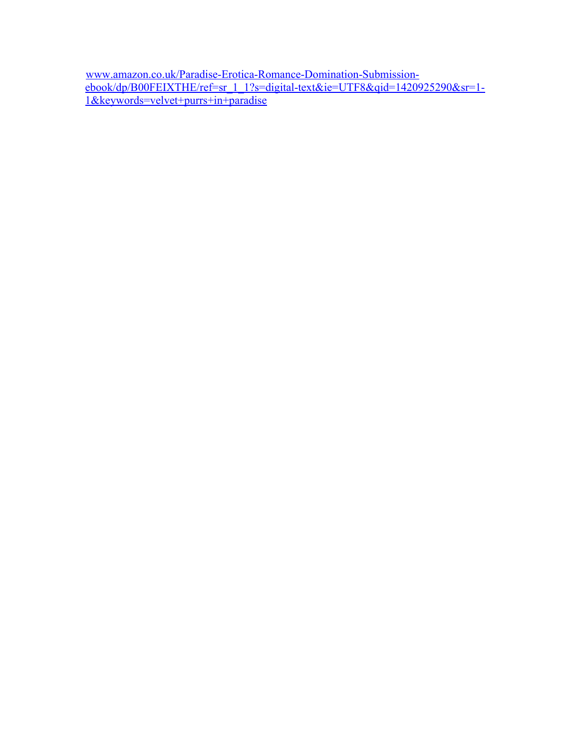www.amazon.co.uk/Paradise-Erotica-Romance-Domination-Submission-ebook/dp/B00FEIXTHE/ref=sr_1_1?s=digital-text&ie=UTF8&qid=1420925290&sr=1-1&keywords=velvet+purrs+in+paradise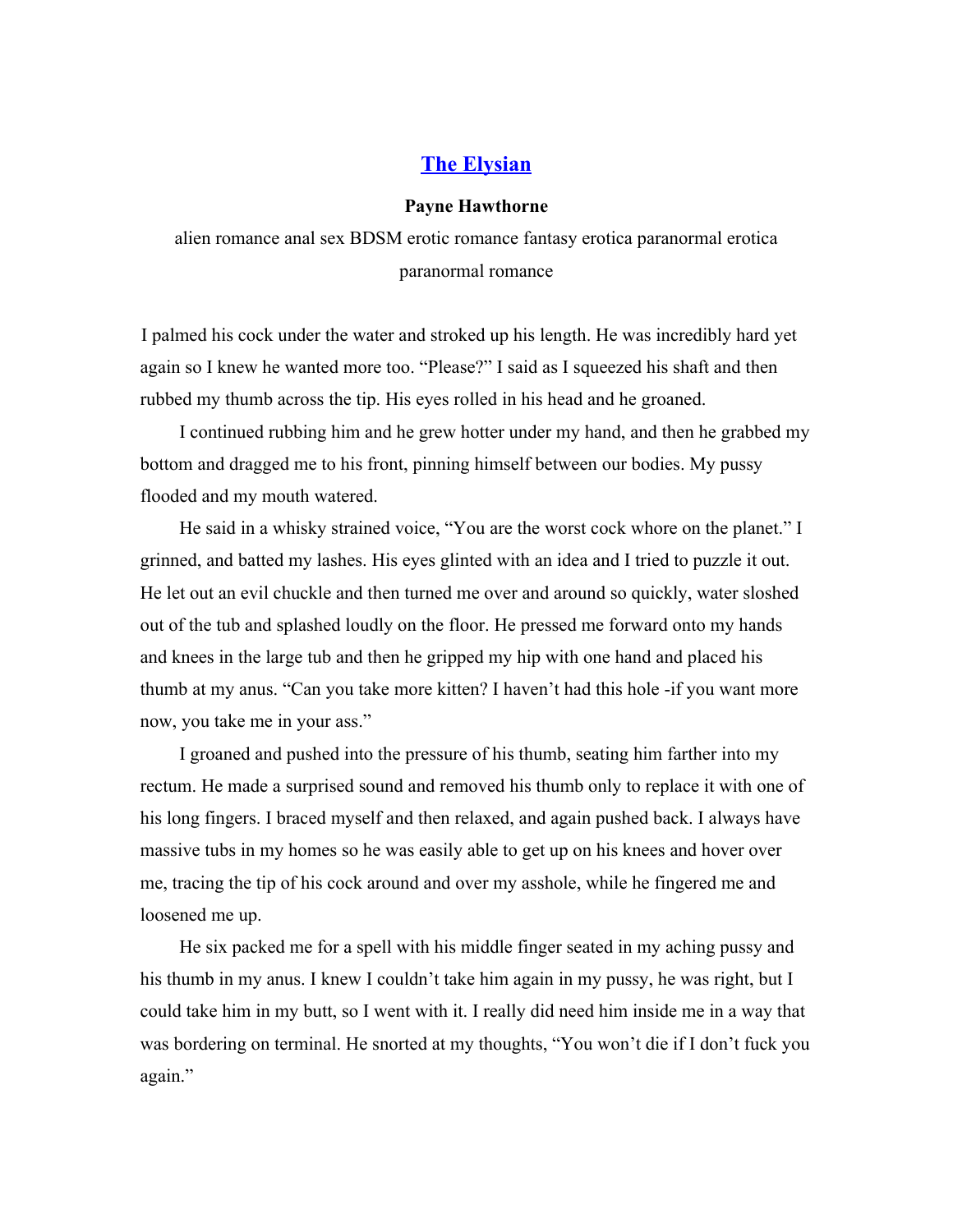## [The Elysian](#)

**Payne Hawthorne**

alien romance anal sex BDSM erotic romance fantasy erotica paranormal erotica paranormal romance

I palmed his cock under the water and stroked up his length. He was incredibly hard yet again so I knew he wanted more too. "Please?" I said as I squeezed his shaft and then rubbed my thumb across the tip. His eyes rolled in his head and he groaned.

I continued rubbing him and he grew hotter under my hand, and then he grabbed my bottom and dragged me to his front, pinning himself between our bodies. My pussy flooded and my mouth watered.

He said in a whisky strained voice, "You are the worst cock whore on the planet." I grinned, and batted my lashes. His eyes glinted with an idea and I tried to puzzle it out. He let out an evil chuckle and then turned me over and around so quickly, water sloshed out of the tub and splashed loudly on the floor. He pressed me forward onto my hands and knees in the large tub and then he gripped my hip with one hand and placed his thumb at my anus. "Can you take more kitten? I haven't had this hole -if you want more now, you take me in your ass."

I groaned and pushed into the pressure of his thumb, seating him farther into my rectum. He made a surprised sound and removed his thumb only to replace it with one of his long fingers. I braced myself and then relaxed, and again pushed back. I always have massive tubs in my homes so he was easily able to get up on his knees and hover over me, tracing the tip of his cock around and over my asshole, while he fingered me and loosened me up.

He six packed me for a spell with his middle finger seated in my aching pussy and his thumb in my anus. I knew I couldn't take him again in my pussy, he was right, but I could take him in my butt, so I went with it. I really did need him inside me in a way that was bordering on terminal. He snorted at my thoughts, "You won't die if I don't fuck you again."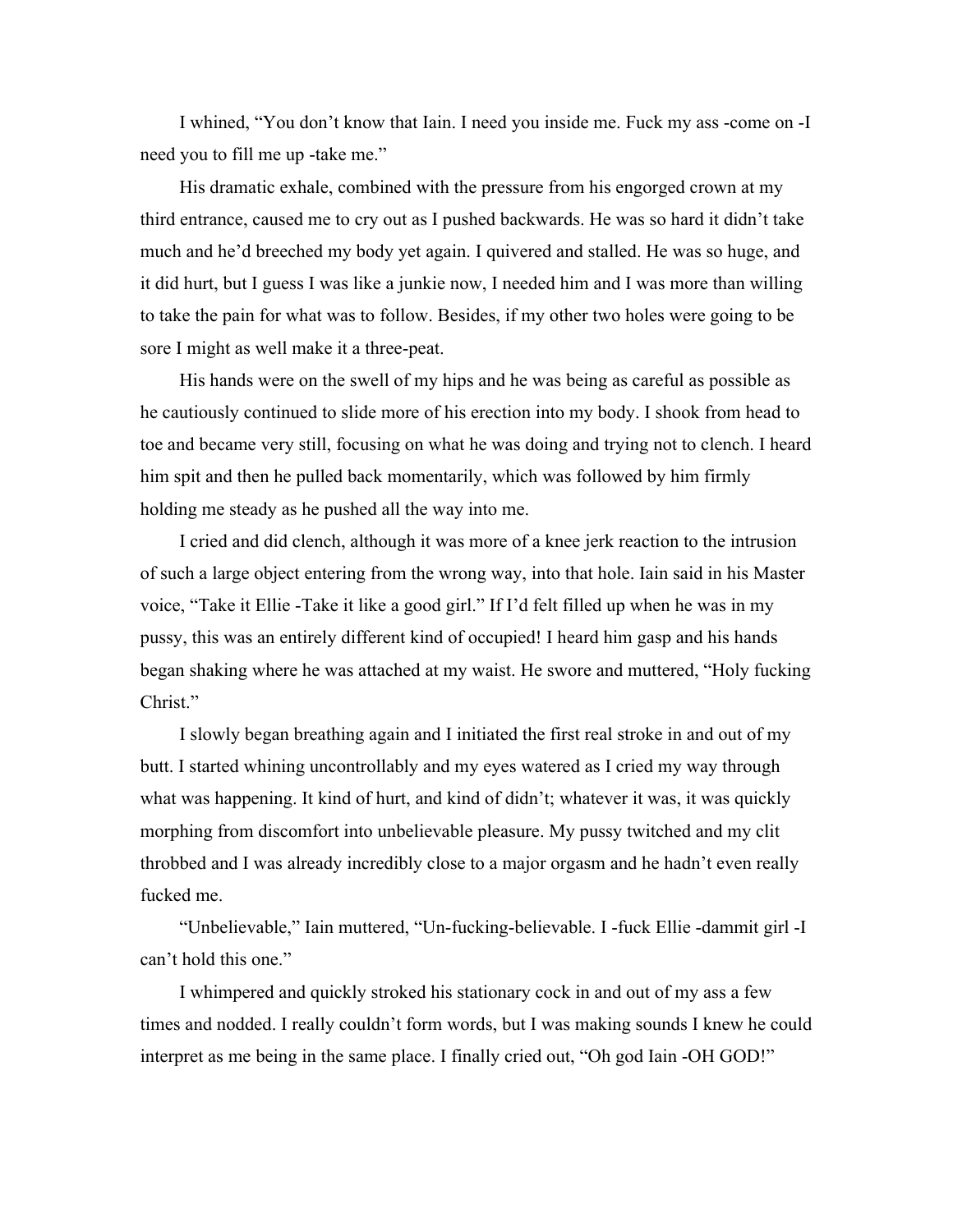I whined, "You don't know that Iain. I need you inside me. Fuck my ass -come on -I need you to fill me up -take me."

His dramatic exhale, combined with the pressure from his engorged crown at my third entrance, caused me to cry out as I pushed backwards. He was so hard it didn't take much and he'd breeched my body yet again. I quivered and stalled. He was so huge, and it did hurt, but I guess I was like a junkie now, I needed him and I was more than willing to take the pain for what was to follow. Besides, if my other two holes were going to be sore I might as well make it a three-peat.

His hands were on the swell of my hips and he was being as careful as possible as he cautiously continued to slide more of his erection into my body. I shook from head to toe and became very still, focusing on what he was doing and trying not to clench. I heard him spit and then he pulled back momentarily, which was followed by him firmly holding me steady as he pushed all the way into me.

I cried and did clench, although it was more of a knee jerk reaction to the intrusion of such a large object entering from the wrong way, into that hole. Iain said in his Master voice, "Take it Ellie -Take it like a good girl." If I'd felt filled up when he was in my pussy, this was an entirely different kind of occupied! I heard him gasp and his hands began shaking where he was attached at my waist. He swore and muttered, "Holy fucking Christ."

I slowly began breathing again and I initiated the first real stroke in and out of my butt. I started whining uncontrollably and my eyes watered as I cried my way through what was happening. It kind of hurt, and kind of didn't; whatever it was, it was quickly morphing from discomfort into unbelievable pleasure. My pussy twitched and my clit throbbed and I was already incredibly close to a major orgasm and he hadn't even really fucked me.

"Unbelievable," Iain muttered, "Un-fucking-believable. I -fuck Ellie -dammit girl -I can't hold this one."

I whimpered and quickly stroked his stationary cock in and out of my ass a few times and nodded. I really couldn't form words, but I was making sounds I knew he could interpret as me being in the same place. I finally cried out, "Oh god Iain -OH GOD!"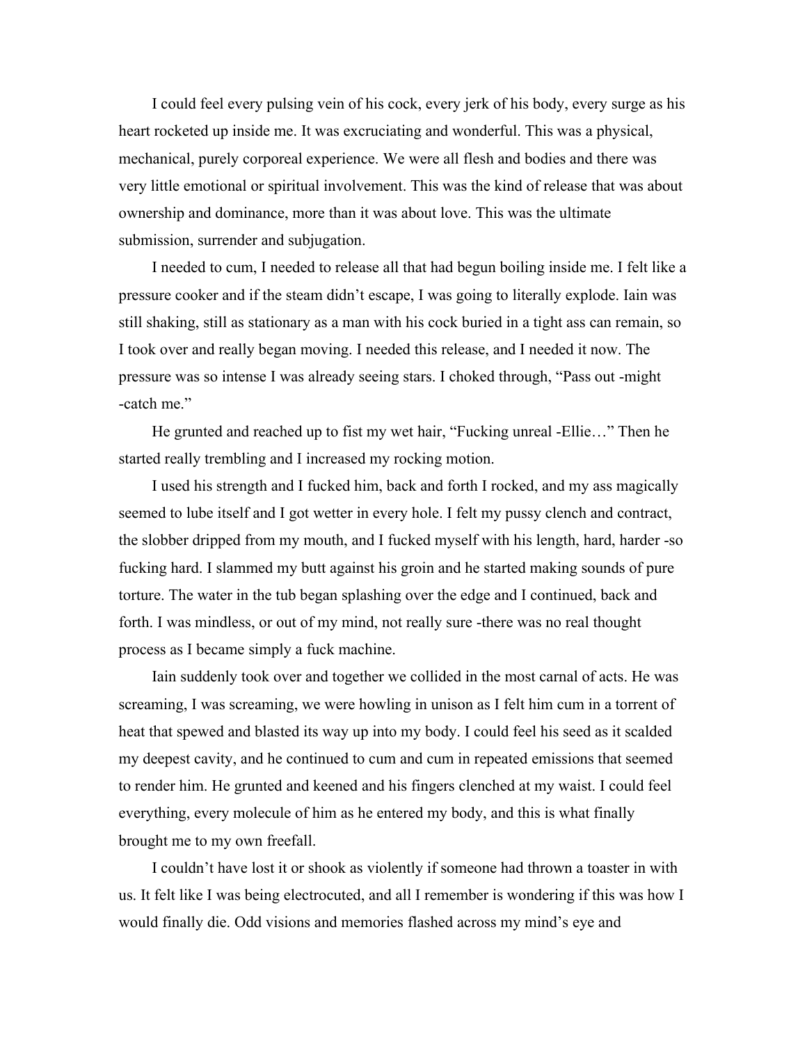I could feel every pulsing vein of his cock, every jerk of his body, every surge as his heart rocketed up inside me. It was excruciating and wonderful. This was a physical, mechanical, purely corporeal experience. We were all flesh and bodies and there was very little emotional or spiritual involvement. This was the kind of release that was about ownership and dominance, more than it was about love. This was the ultimate submission, surrender and subjugation.

I needed to cum, I needed to release all that had begun boiling inside me. I felt like a pressure cooker and if the steam didn't escape, I was going to literally explode. Iain was still shaking, still as stationary as a man with his cock buried in a tight ass can remain, so I took over and really began moving. I needed this release, and I needed it now. The pressure was so intense I was already seeing stars. I choked through, "Pass out -might -catch me."

He grunted and reached up to fist my wet hair, "Fucking unreal -Ellie…" Then he started really trembling and I increased my rocking motion.

I used his strength and I fucked him, back and forth I rocked, and my ass magically seemed to lube itself and I got wetter in every hole. I felt my pussy clench and contract, the slobber dripped from my mouth, and I fucked myself with his length, hard, harder -so fucking hard. I slammed my butt against his groin and he started making sounds of pure torture. The water in the tub began splashing over the edge and I continued, back and forth. I was mindless, or out of my mind, not really sure -there was no real thought process as I became simply a fuck machine.

Iain suddenly took over and together we collided in the most carnal of acts. He was screaming, I was screaming, we were howling in unison as I felt him cum in a torrent of heat that spewed and blasted its way up into my body. I could feel his seed as it scalded my deepest cavity, and he continued to cum and cum in repeated emissions that seemed to render him. He grunted and keened and his fingers clenched at my waist. I could feel everything, every molecule of him as he entered my body, and this is what finally brought me to my own freefall.

I couldn't have lost it or shook as violently if someone had thrown a toaster in with us. It felt like I was being electrocuted, and all I remember is wondering if this was how I would finally die. Odd visions and memories flashed across my mind's eye and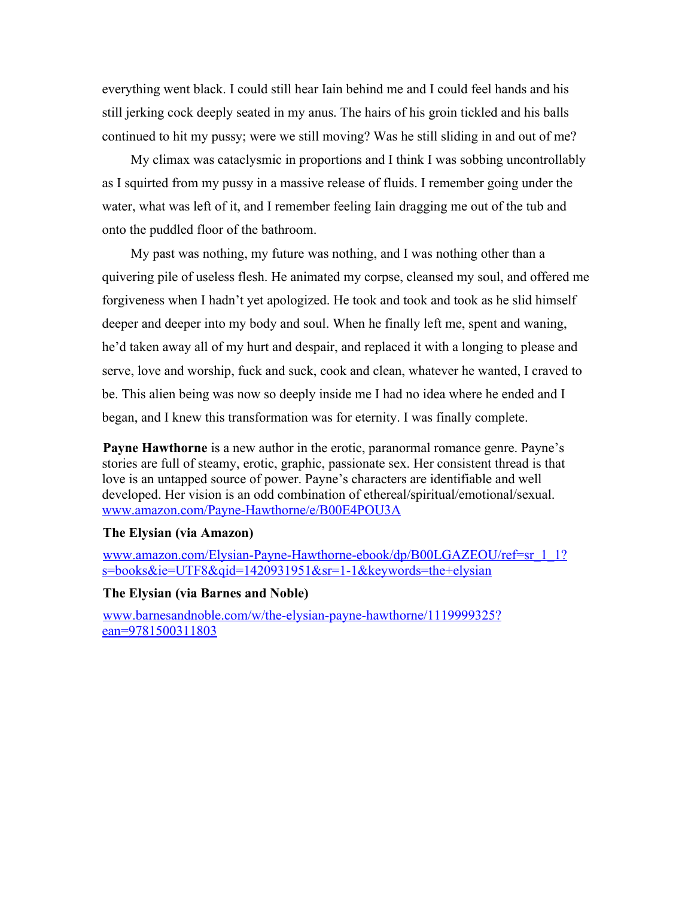everything went black. I could still hear Iain behind me and I could feel hands and his still jerking cock deeply seated in my anus. The hairs of his groin tickled and his balls continued to hit my pussy; were we still moving? Was he still sliding in and out of me?

My climax was cataclysmic in proportions and I think I was sobbing uncontrollably as I squirted from my pussy in a massive release of fluids. I remember going under the water, what was left of it, and I remember feeling Iain dragging me out of the tub and onto the puddled floor of the bathroom.

My past was nothing, my future was nothing, and I was nothing other than a quivering pile of useless flesh. He animated my corpse, cleansed my soul, and offered me forgiveness when I hadn't yet apologized. He took and took and took as he slid himself deeper and deeper into my body and soul. When he finally left me, spent and waning, he'd taken away all of my hurt and despair, and replaced it with a longing to please and serve, love and worship, fuck and suck, cook and clean, whatever he wanted, I craved to be. This alien being was now so deeply inside me I had no idea where he ended and I began, and I knew this transformation was for eternity. I was finally complete.

**Payne Hawthorne** is a new author in the erotic, paranormal romance genre. Payne's stories are full of steamy, erotic, graphic, passionate sex. Her consistent thread is that love is an untapped source of power. Payne's characters are identifiable and well developed. Her vision is an odd combination of ethereal/spiritual/emotional/sexual.
www.amazon.com/Payne-Hawthorne/e/B00E4POU3A

**The Elysian (via Amazon)**

www.amazon.com/Elysian-Payne-Hawthorne-ebook/dp/B00LGAZEOU/ref=sr_1_1?s=books&ie=UTF8&qid=1420931951&sr=1-1&keywords=the+elysian

**The Elysian (via Barnes and Noble)**

www.barnesandnoble.com/w/the-elysian-payne-hawthorne/1119999325?ean=9781500311803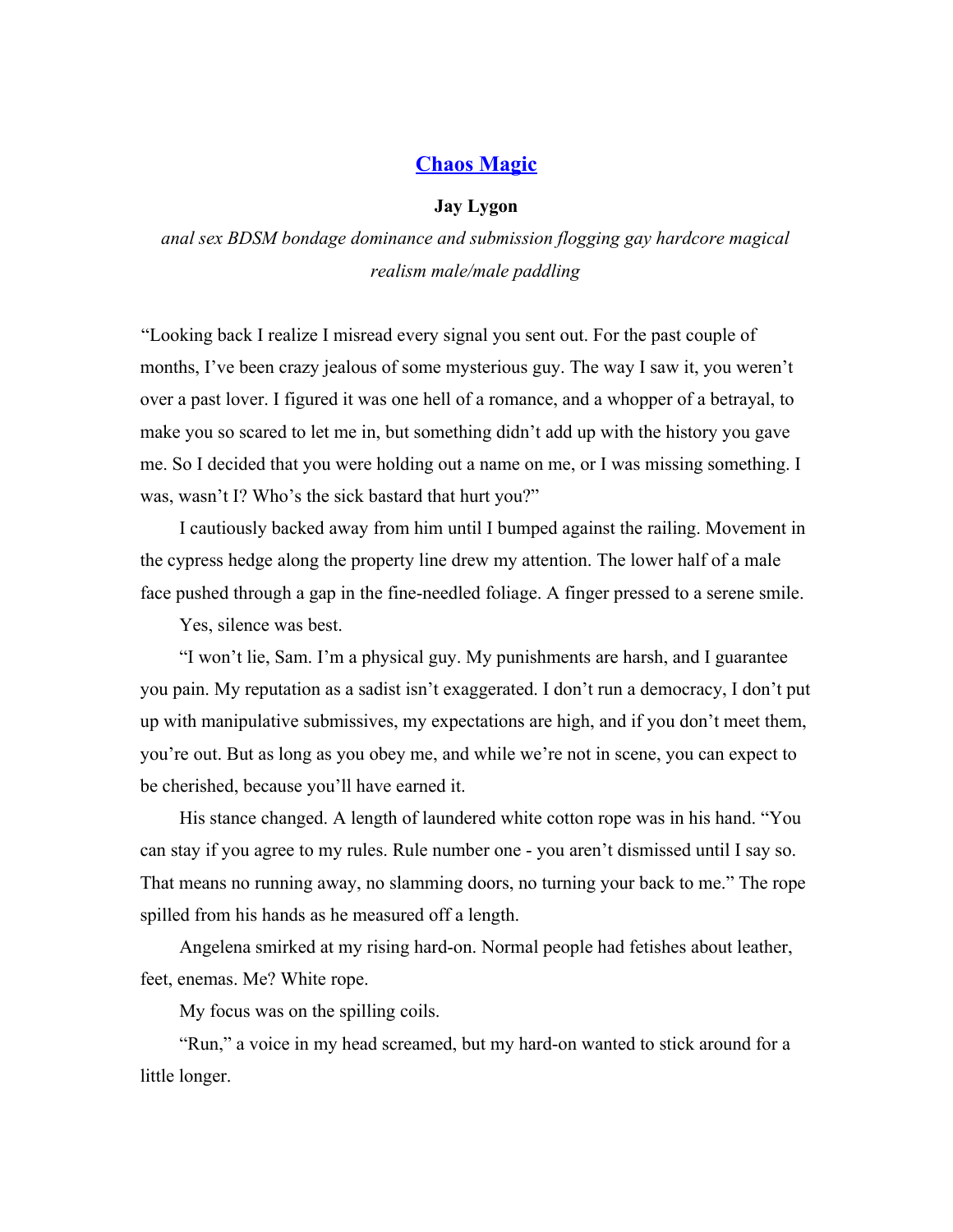## [Chaos Magic]

**Jay Lygon**

*anal sex BDSM bondage dominance and submission flogging gay hardcore magical realism male/male paddling*

"Looking back I realize I misread every signal you sent out. For the past couple of months, I've been crazy jealous of some mysterious guy. The way I saw it, you weren't over a past lover. I figured it was one hell of a romance, and a whopper of a betrayal, to make you so scared to let me in, but something didn't add up with the history you gave me. So I decided that you were holding out a name on me, or I was missing something. I was, wasn't I? Who's the sick bastard that hurt you?"

I cautiously backed away from him until I bumped against the railing. Movement in the cypress hedge along the property line drew my attention. The lower half of a male face pushed through a gap in the fine-needled foliage. A finger pressed to a serene smile.

Yes, silence was best.

"I won't lie, Sam. I'm a physical guy. My punishments are harsh, and I guarantee you pain. My reputation as a sadist isn't exaggerated. I don't run a democracy, I don't put up with manipulative submissives, my expectations are high, and if you don't meet them, you're out. But as long as you obey me, and while we're not in scene, you can expect to be cherished, because you'll have earned it.

His stance changed. A length of laundered white cotton rope was in his hand. "You can stay if you agree to my rules. Rule number one - you aren't dismissed until I say so. That means no running away, no slamming doors, no turning your back to me." The rope spilled from his hands as he measured off a length.

Angelena smirked at my rising hard-on. Normal people had fetishes about leather, feet, enemas. Me? White rope.

My focus was on the spilling coils.

"Run," a voice in my head screamed, but my hard-on wanted to stick around for a little longer.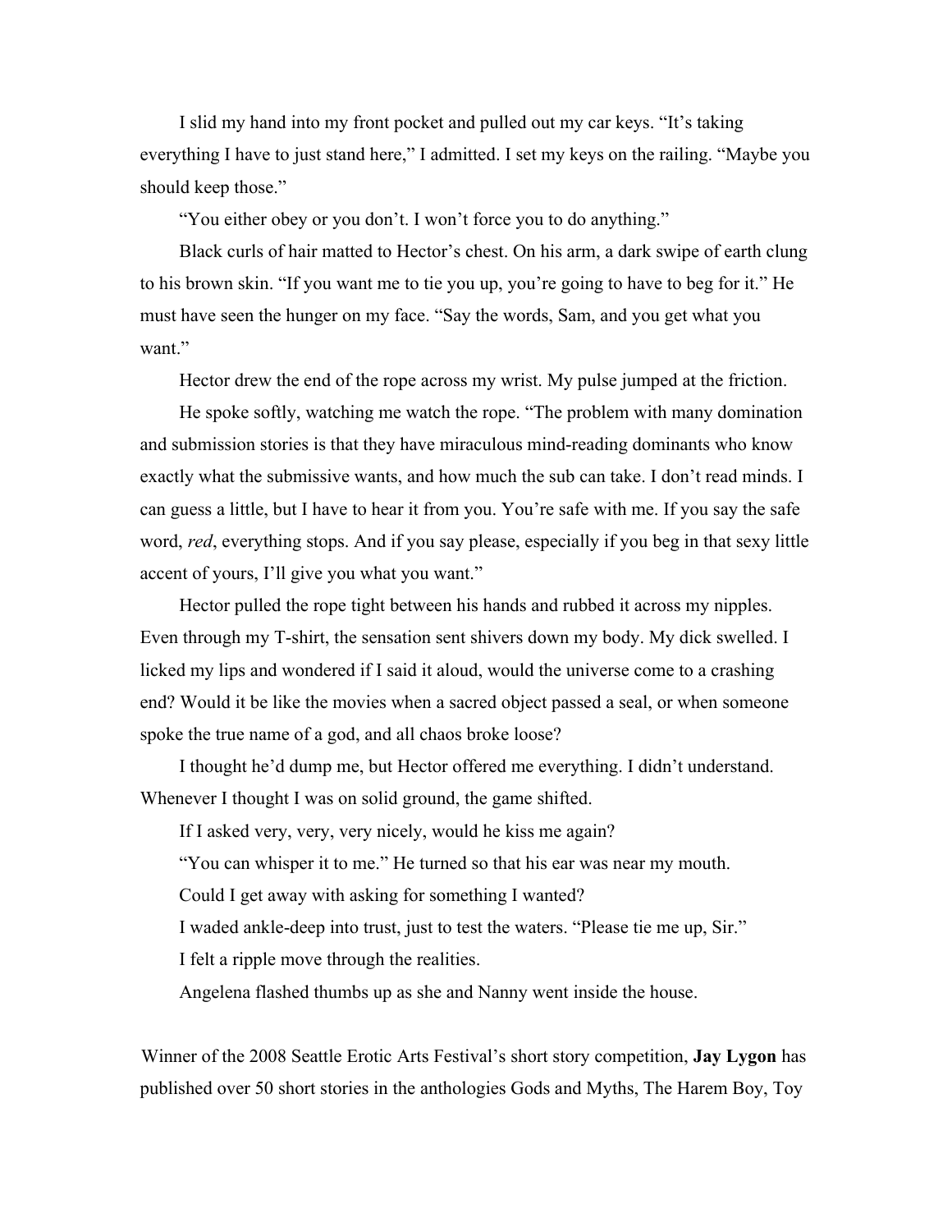I slid my hand into my front pocket and pulled out my car keys. "It's taking everything I have to just stand here," I admitted. I set my keys on the railing. "Maybe you should keep those."

"You either obey or you don't. I won't force you to do anything."

Black curls of hair matted to Hector's chest. On his arm, a dark swipe of earth clung to his brown skin. "If you want me to tie you up, you're going to have to beg for it." He must have seen the hunger on my face. "Say the words, Sam, and you get what you want."

Hector drew the end of the rope across my wrist. My pulse jumped at the friction.

He spoke softly, watching me watch the rope. "The problem with many domination and submission stories is that they have miraculous mind-reading dominants who know exactly what the submissive wants, and how much the sub can take. I don't read minds. I can guess a little, but I have to hear it from you. You're safe with me. If you say the safe word, *red*, everything stops. And if you say please, especially if you beg in that sexy little accent of yours, I'll give you what you want."

Hector pulled the rope tight between his hands and rubbed it across my nipples. Even through my T-shirt, the sensation sent shivers down my body. My dick swelled. I licked my lips and wondered if I said it aloud, would the universe come to a crashing end? Would it be like the movies when a sacred object passed a seal, or when someone spoke the true name of a god, and all chaos broke loose?

I thought he'd dump me, but Hector offered me everything. I didn't understand. Whenever I thought I was on solid ground, the game shifted.

If I asked very, very, very nicely, would he kiss me again?

"You can whisper it to me." He turned so that his ear was near my mouth.

Could I get away with asking for something I wanted?

I waded ankle-deep into trust, just to test the waters. "Please tie me up, Sir."

I felt a ripple move through the realities.

Angelena flashed thumbs up as she and Nanny went inside the house.

Winner of the 2008 Seattle Erotic Arts Festival's short story competition, **Jay Lygon** has published over 50 short stories in the anthologies Gods and Myths, The Harem Boy, Toy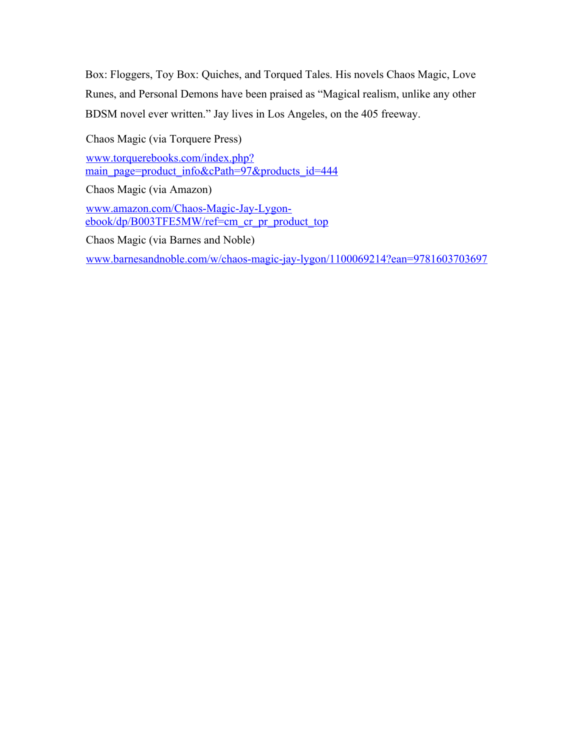Box: Floggers, Toy Box: Quiches, and Torqued Tales. His novels Chaos Magic, Love Runes, and Personal Demons have been praised as "Magical realism, unlike any other BDSM novel ever written." Jay lives in Los Angeles, on the 405 freeway.

Chaos Magic (via Torquere Press)

www.torquerebooks.com/index.php?main_page=product_info&cPath=97&products_id=444

Chaos Magic (via Amazon)

www.amazon.com/Chaos-Magic-Jay-Lygon-ebook/dp/B003TFE5MW/ref=cm_cr_pr_product_top

Chaos Magic (via Barnes and Noble)

www.barnesandnoble.com/w/chaos-magic-jay-lygon/1100069214?ean=9781603703697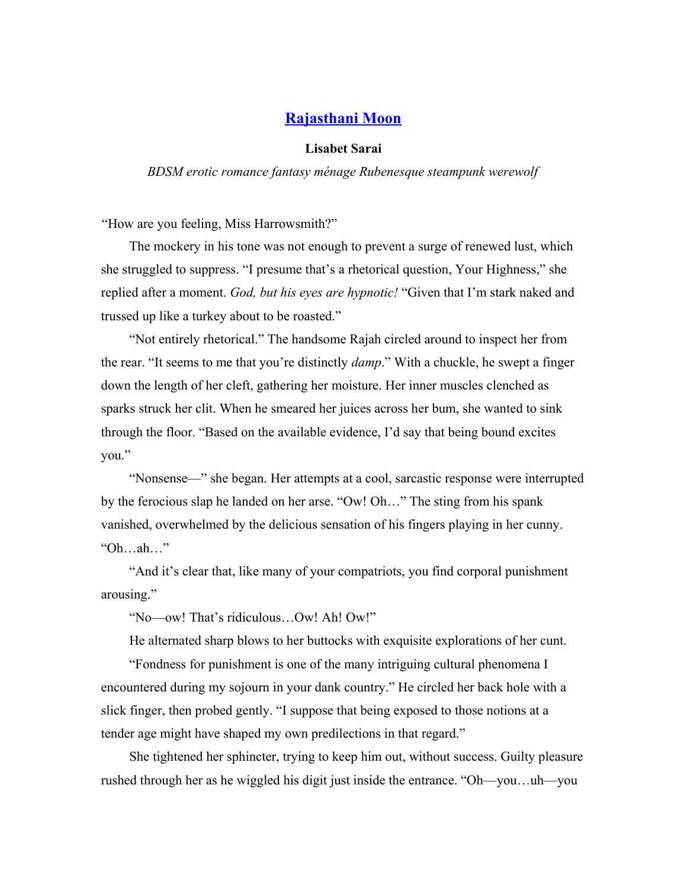## [Rajasthani Moon](Rajasthani Moon)

**Lisabet Sarai**

*BDSM erotic romance fantasy ménage Rubenesque steampunk werewolf*

"How are you feeling, Miss Harrowsmith?"

The mockery in his tone was not enough to prevent a surge of renewed lust, which she struggled to suppress. "I presume that's a rhetorical question, Your Highness," she replied after a moment. *God, but his eyes are hypnotic!* "Given that I'm stark naked and trussed up like a turkey about to be roasted."

"Not entirely rhetorical." The handsome Rajah circled around to inspect her from the rear. "It seems to me that you're distinctly *damp*." With a chuckle, he swept a finger down the length of her cleft, gathering her moisture. Her inner muscles clenched as sparks struck her clit. When he smeared her juices across her bum, she wanted to sink through the floor. "Based on the available evidence, I'd say that being bound excites you."

"Nonsense—" she began. Her attempts at a cool, sarcastic response were interrupted by the ferocious slap he landed on her arse. "Ow! Oh…" The sting from his spank vanished, overwhelmed by the delicious sensation of his fingers playing in her cunny. "Oh…ah…"

"And it's clear that, like many of your compatriots, you find corporal punishment arousing."

"No—ow! That's ridiculous…Ow! Ah! Ow!"

He alternated sharp blows to her buttocks with exquisite explorations of her cunt.

"Fondness for punishment is one of the many intriguing cultural phenomena I encountered during my sojourn in your dank country." He circled her back hole with a slick finger, then probed gently. "I suppose that being exposed to those notions at a tender age might have shaped my own predilections in that regard."

She tightened her sphincter, trying to keep him out, without success. Guilty pleasure rushed through her as he wiggled his digit just inside the entrance. "Oh—you…uh—you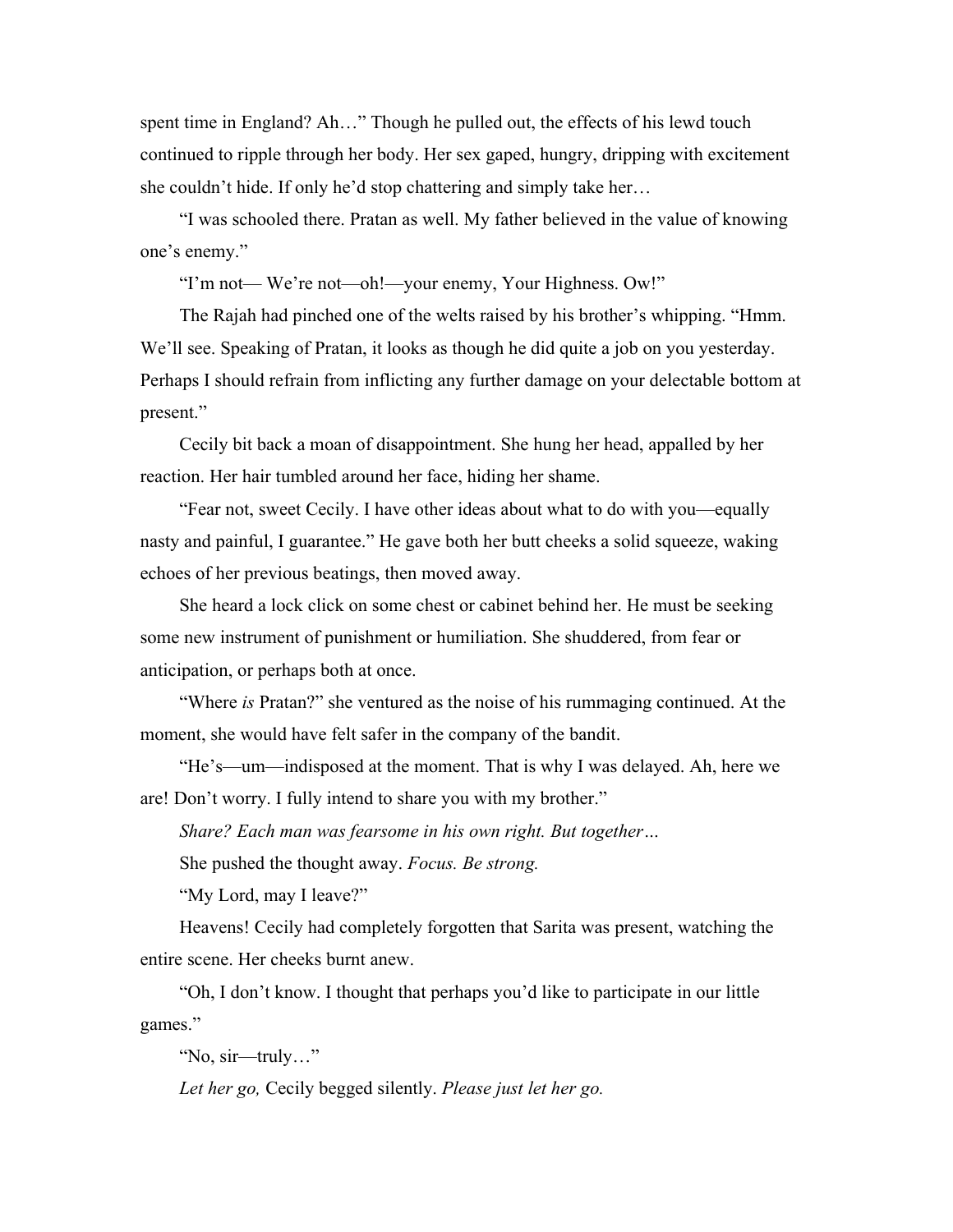spent time in England? Ah…" Though he pulled out, the effects of his lewd touch continued to ripple through her body. Her sex gaped, hungry, dripping with excitement she couldn't hide. If only he'd stop chattering and simply take her…

"I was schooled there. Pratan as well. My father believed in the value of knowing one's enemy."

"I'm not— We're not—oh!—your enemy, Your Highness. Ow!"

The Rajah had pinched one of the welts raised by his brother's whipping. "Hmm. We'll see. Speaking of Pratan, it looks as though he did quite a job on you yesterday. Perhaps I should refrain from inflicting any further damage on your delectable bottom at present."

Cecily bit back a moan of disappointment. She hung her head, appalled by her reaction. Her hair tumbled around her face, hiding her shame.

"Fear not, sweet Cecily. I have other ideas about what to do with you—equally nasty and painful, I guarantee." He gave both her butt cheeks a solid squeeze, waking echoes of her previous beatings, then moved away.

She heard a lock click on some chest or cabinet behind her. He must be seeking some new instrument of punishment or humiliation. She shuddered, from fear or anticipation, or perhaps both at once.

"Where *is* Pratan?" she ventured as the noise of his rummaging continued. At the moment, she would have felt safer in the company of the bandit.

"He's—um—indisposed at the moment. That is why I was delayed. Ah, here we are! Don't worry. I fully intend to share you with my brother."

*Share? Each man was fearsome in his own right. But together…*

She pushed the thought away. *Focus. Be strong.*

"My Lord, may I leave?"

Heavens! Cecily had completely forgotten that Sarita was present, watching the entire scene. Her cheeks burnt anew.

"Oh, I don't know. I thought that perhaps you'd like to participate in our little games."

"No, sir—truly…"

*Let her go,* Cecily begged silently. *Please just let her go.*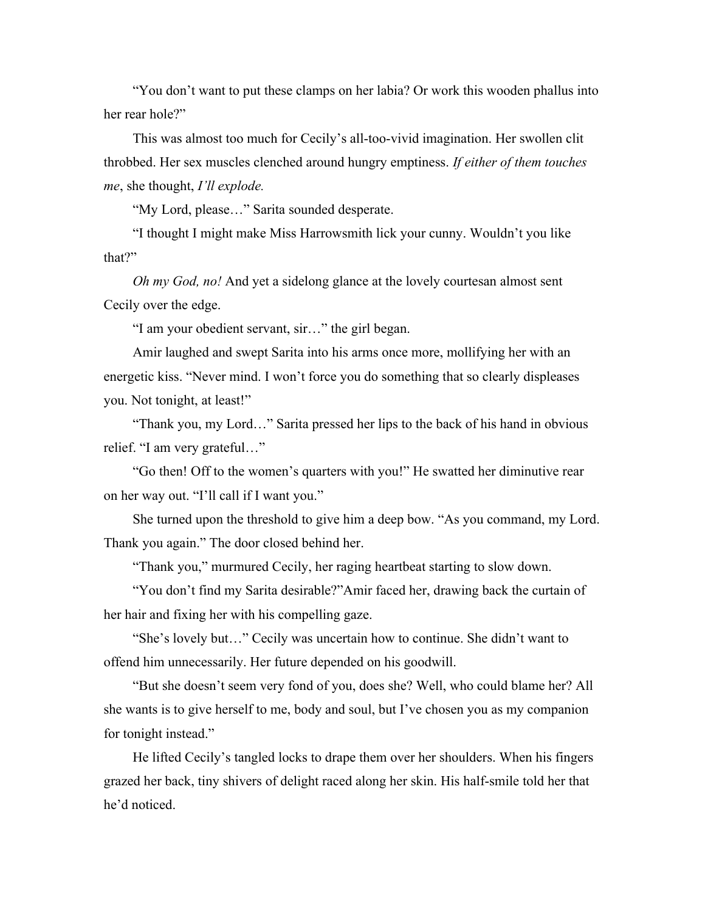"You don't want to put these clamps on her labia? Or work this wooden phallus into her rear hole?"

This was almost too much for Cecily's all-too-vivid imagination. Her swollen clit throbbed. Her sex muscles clenched around hungry emptiness. *If either of them touches me*, she thought, *I'll explode.*

"My Lord, please…" Sarita sounded desperate.

"I thought I might make Miss Harrowsmith lick your cunny. Wouldn't you like that?"

*Oh my God, no!* And yet a sidelong glance at the lovely courtesan almost sent Cecily over the edge.

"I am your obedient servant, sir…" the girl began.

Amir laughed and swept Sarita into his arms once more, mollifying her with an energetic kiss. "Never mind. I won't force you do something that so clearly displeases you. Not tonight, at least!"

"Thank you, my Lord…" Sarita pressed her lips to the back of his hand in obvious relief. "I am very grateful…"

"Go then! Off to the women's quarters with you!" He swatted her diminutive rear on her way out. "I'll call if I want you."

She turned upon the threshold to give him a deep bow. "As you command, my Lord. Thank you again." The door closed behind her.

"Thank you," murmured Cecily, her raging heartbeat starting to slow down.

"You don't find my Sarita desirable?"Amir faced her, drawing back the curtain of her hair and fixing her with his compelling gaze.

"She's lovely but…" Cecily was uncertain how to continue. She didn't want to offend him unnecessarily. Her future depended on his goodwill.

"But she doesn't seem very fond of you, does she? Well, who could blame her? All she wants is to give herself to me, body and soul, but I've chosen you as my companion for tonight instead."

He lifted Cecily's tangled locks to drape them over her shoulders. When his fingers grazed her back, tiny shivers of delight raced along her skin. His half-smile told her that he'd noticed.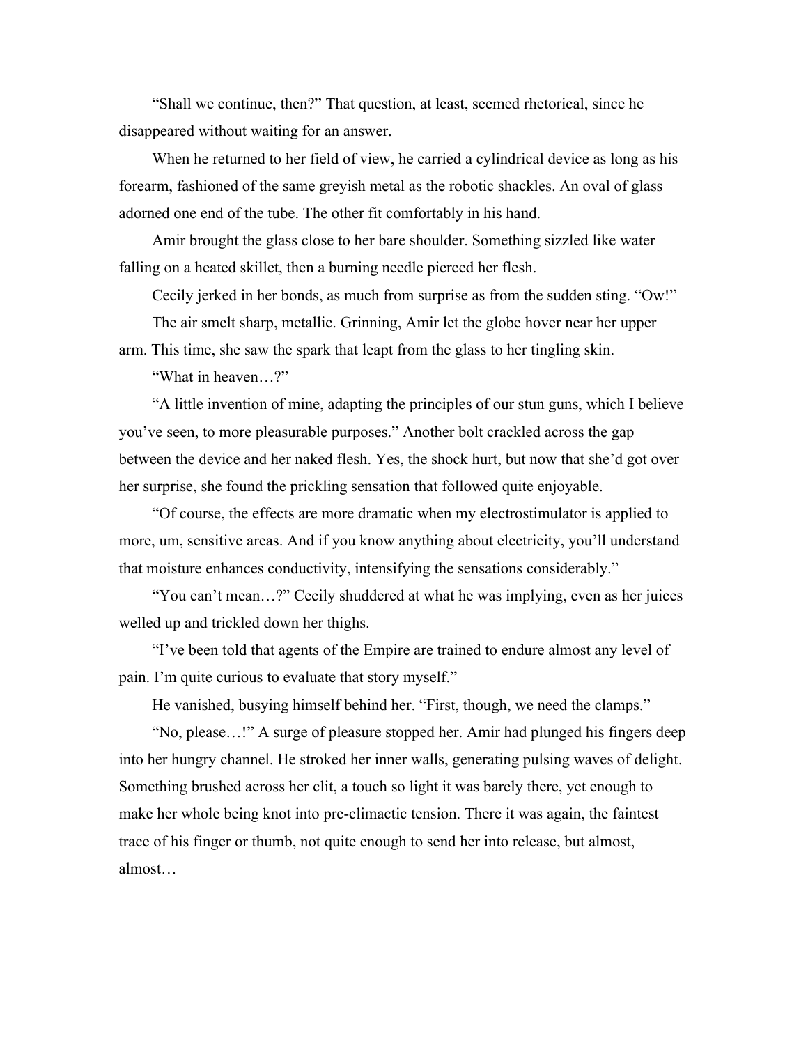"Shall we continue, then?" That question, at least, seemed rhetorical, since he disappeared without waiting for an answer.

When he returned to her field of view, he carried a cylindrical device as long as his forearm, fashioned of the same greyish metal as the robotic shackles. An oval of glass adorned one end of the tube. The other fit comfortably in his hand.

Amir brought the glass close to her bare shoulder. Something sizzled like water falling on a heated skillet, then a burning needle pierced her flesh.

Cecily jerked in her bonds, as much from surprise as from the sudden sting. "Ow!"

The air smelt sharp, metallic. Grinning, Amir let the globe hover near her upper arm. This time, she saw the spark that leapt from the glass to her tingling skin.

"What in heaven…?"

"A little invention of mine, adapting the principles of our stun guns, which I believe you've seen, to more pleasurable purposes." Another bolt crackled across the gap between the device and her naked flesh. Yes, the shock hurt, but now that she'd got over her surprise, she found the prickling sensation that followed quite enjoyable.

"Of course, the effects are more dramatic when my electrostimulator is applied to more, um, sensitive areas. And if you know anything about electricity, you'll understand that moisture enhances conductivity, intensifying the sensations considerably."

"You can't mean…?" Cecily shuddered at what he was implying, even as her juices welled up and trickled down her thighs.

"I've been told that agents of the Empire are trained to endure almost any level of pain. I'm quite curious to evaluate that story myself."

He vanished, busying himself behind her. "First, though, we need the clamps."

"No, please…!" A surge of pleasure stopped her. Amir had plunged his fingers deep into her hungry channel. He stroked her inner walls, generating pulsing waves of delight. Something brushed across her clit, a touch so light it was barely there, yet enough to make her whole being knot into pre-climactic tension. There it was again, the faintest trace of his finger or thumb, not quite enough to send her into release, but almost, almost…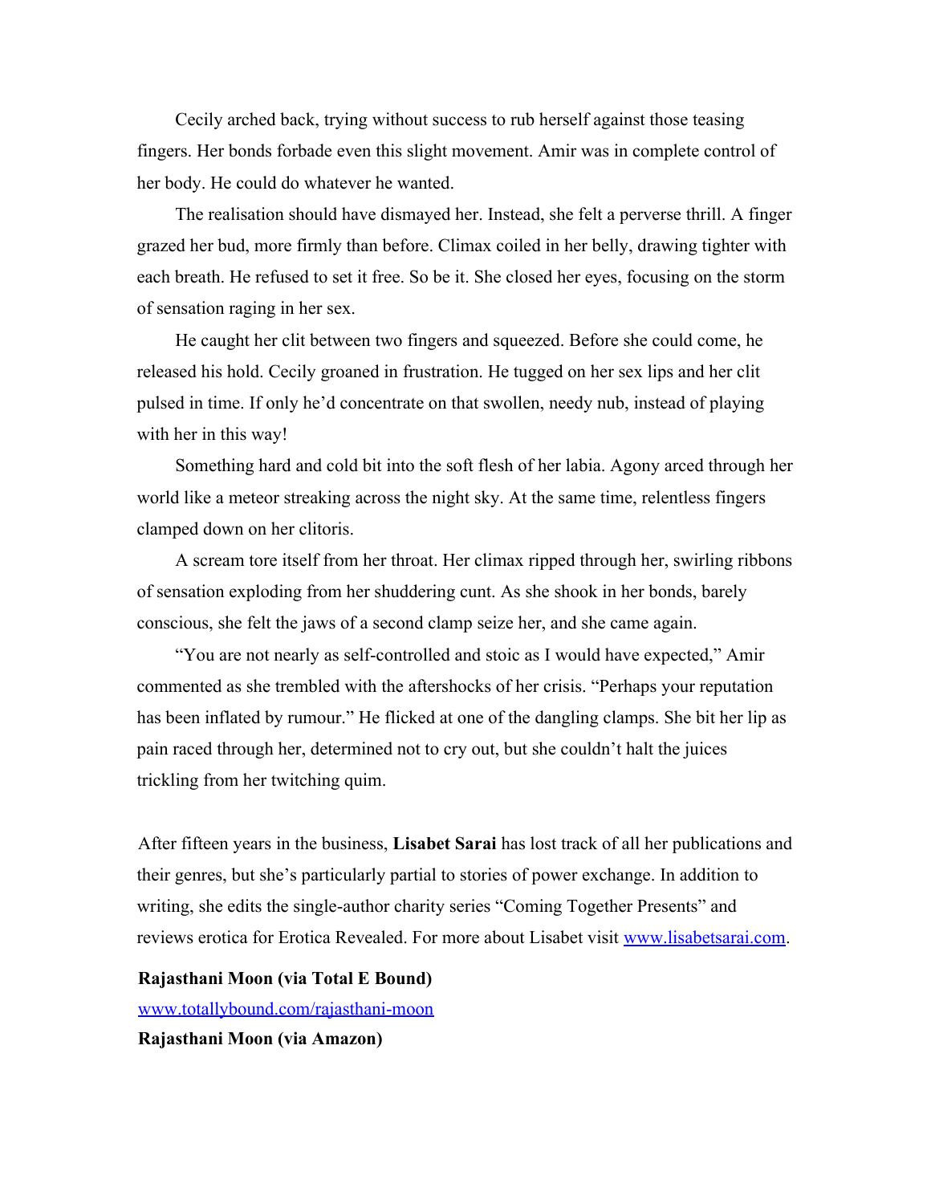Cecily arched back, trying without success to rub herself against those teasing fingers. Her bonds forbade even this slight movement. Amir was in complete control of her body. He could do whatever he wanted.

The realisation should have dismayed her. Instead, she felt a perverse thrill. A finger grazed her bud, more firmly than before. Climax coiled in her belly, drawing tighter with each breath. He refused to set it free. So be it. She closed her eyes, focusing on the storm of sensation raging in her sex.

He caught her clit between two fingers and squeezed. Before she could come, he released his hold. Cecily groaned in frustration. He tugged on her sex lips and her clit pulsed in time. If only he'd concentrate on that swollen, needy nub, instead of playing with her in this way!

Something hard and cold bit into the soft flesh of her labia. Agony arced through her world like a meteor streaking across the night sky. At the same time, relentless fingers clamped down on her clitoris.

A scream tore itself from her throat. Her climax ripped through her, swirling ribbons of sensation exploding from her shuddering cunt. As she shook in her bonds, barely conscious, she felt the jaws of a second clamp seize her, and she came again.

"You are not nearly as self-controlled and stoic as I would have expected," Amir commented as she trembled with the aftershocks of her crisis. "Perhaps your reputation has been inflated by rumour." He flicked at one of the dangling clamps. She bit her lip as pain raced through her, determined not to cry out, but she couldn't halt the juices trickling from her twitching quim.

After fifteen years in the business, **Lisabet Sarai** has lost track of all her publications and their genres, but she's particularly partial to stories of power exchange. In addition to writing, she edits the single-author charity series "Coming Together Presents" and reviews erotica for Erotica Revealed. For more about Lisabet visit [www.lisabetsarai.com](http://www.lisabetsarai.com).

**Rajasthani Moon (via Total E Bound)**
[www.totallybound.com/rajasthani-moon](http://www.totallybound.com/rajasthani-moon)
**Rajasthani Moon (via Amazon)**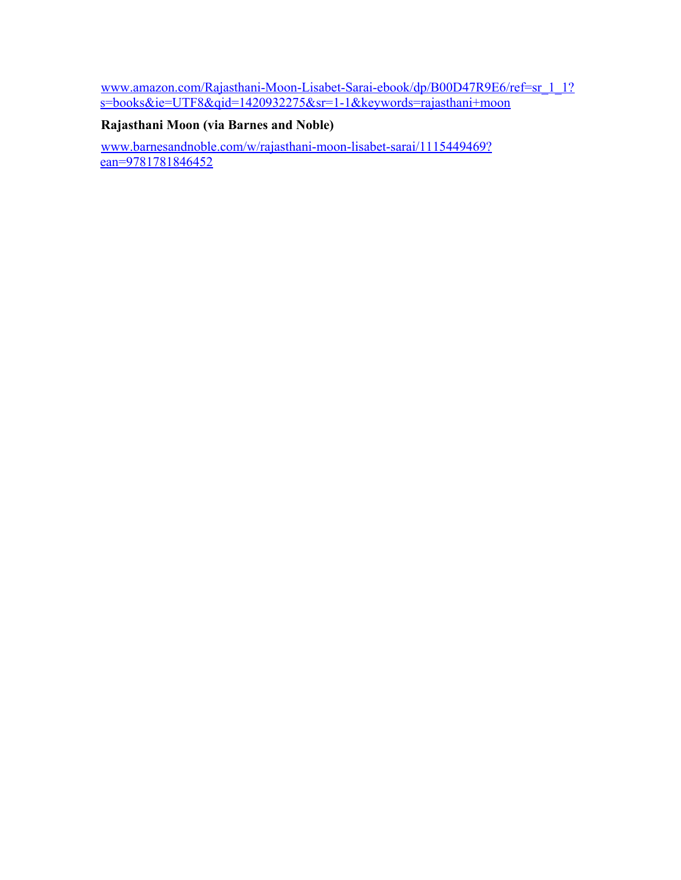www.amazon.com/Rajasthani-Moon-Lisabet-Sarai-ebook/dp/B00D47R9E6/ref=sr_1_1?s=books&ie=UTF8&qid=1420932275&sr=1-1&keywords=rajasthani+moon

**Rajasthani Moon (via Barnes and Noble)**

www.barnesandnoble.com/w/rajasthani-moon-lisabet-sarai/1115449469?ean=9781781846452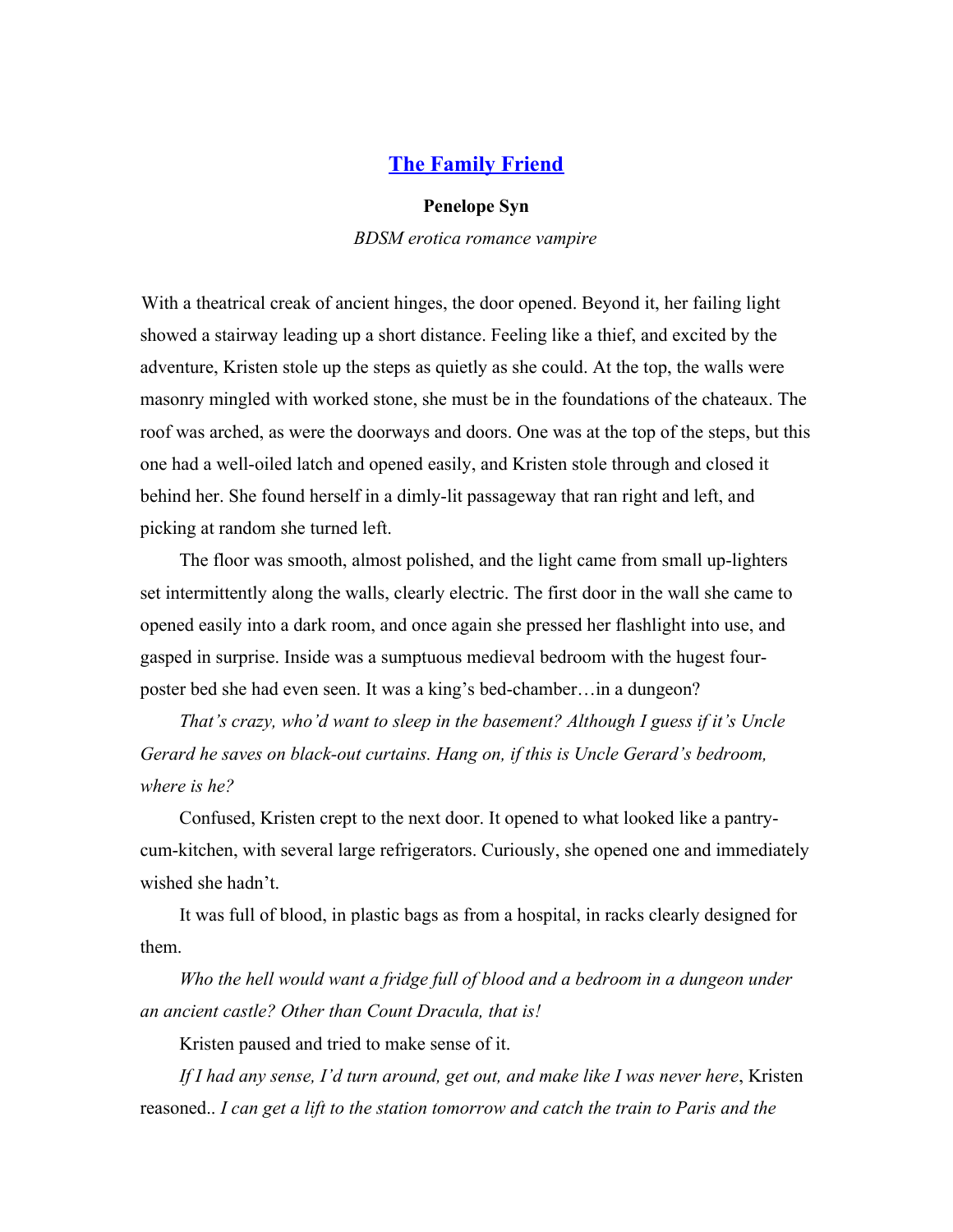## [The Family Friend]()

**Penelope Syn**

*BDSM erotica romance vampire*

With a theatrical creak of ancient hinges, the door opened. Beyond it, her failing light showed a stairway leading up a short distance. Feeling like a thief, and excited by the adventure, Kristen stole up the steps as quietly as she could. At the top, the walls were masonry mingled with worked stone, she must be in the foundations of the chateaux. The roof was arched, as were the doorways and doors. One was at the top of the steps, but this one had a well-oiled latch and opened easily, and Kristen stole through and closed it behind her. She found herself in a dimly-lit passageway that ran right and left, and picking at random she turned left.

The floor was smooth, almost polished, and the light came from small up-lighters set intermittently along the walls, clearly electric. The first door in the wall she came to opened easily into a dark room, and once again she pressed her flashlight into use, and gasped in surprise. Inside was a sumptuous medieval bedroom with the hugest four-poster bed she had even seen. It was a king's bed-chamber…in a dungeon?

*That's crazy, who'd want to sleep in the basement? Although I guess if it's Uncle Gerard he saves on black-out curtains. Hang on, if this is Uncle Gerard's bedroom, where is he?*

Confused, Kristen crept to the next door. It opened to what looked like a pantry-cum-kitchen, with several large refrigerators. Curiously, she opened one and immediately wished she hadn't.

It was full of blood, in plastic bags as from a hospital, in racks clearly designed for them.

*Who the hell would want a fridge full of blood and a bedroom in a dungeon under an ancient castle? Other than Count Dracula, that is!*

Kristen paused and tried to make sense of it.

*If I had any sense, I'd turn around, get out, and make like I was never here*, Kristen reasoned.. *I can get a lift to the station tomorrow and catch the train to Paris and the*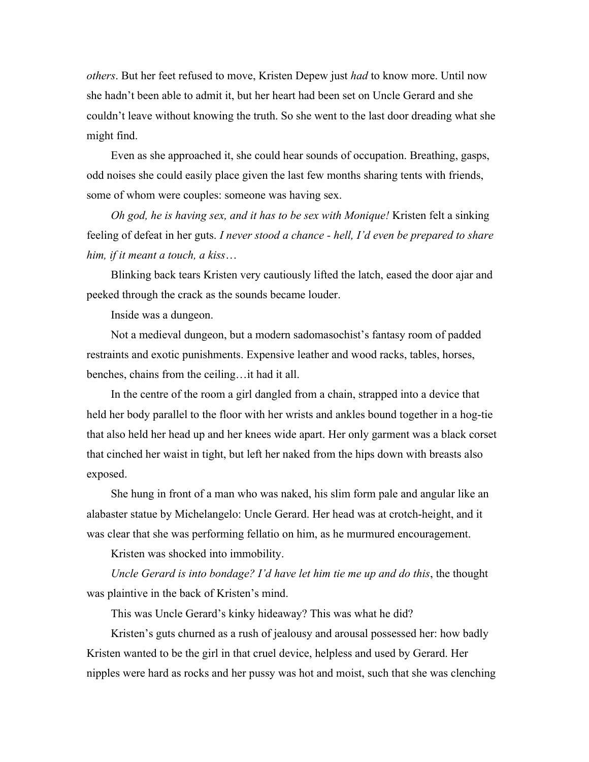*others*. But her feet refused to move, Kristen Depew just *had* to know more. Until now she hadn't been able to admit it, but her heart had been set on Uncle Gerard and she couldn't leave without knowing the truth. So she went to the last door dreading what she might find.

Even as she approached it, she could hear sounds of occupation. Breathing, gasps, odd noises she could easily place given the last few months sharing tents with friends, some of whom were couples: someone was having sex.

*Oh god, he is having sex, and it has to be sex with Monique!* Kristen felt a sinking feeling of defeat in her guts. *I never stood a chance - hell, I'd even be prepared to share him, if it meant a touch, a kiss…*

Blinking back tears Kristen very cautiously lifted the latch, eased the door ajar and peeked through the crack as the sounds became louder.

Inside was a dungeon.

Not a medieval dungeon, but a modern sadomasochist's fantasy room of padded restraints and exotic punishments. Expensive leather and wood racks, tables, horses, benches, chains from the ceiling…it had it all.

In the centre of the room a girl dangled from a chain, strapped into a device that held her body parallel to the floor with her wrists and ankles bound together in a hog-tie that also held her head up and her knees wide apart. Her only garment was a black corset that cinched her waist in tight, but left her naked from the hips down with breasts also exposed.

She hung in front of a man who was naked, his slim form pale and angular like an alabaster statue by Michelangelo: Uncle Gerard. Her head was at crotch-height, and it was clear that she was performing fellatio on him, as he murmured encouragement.

Kristen was shocked into immobility.

*Uncle Gerard is into bondage? I'd have let him tie me up and do this*, the thought was plaintive in the back of Kristen's mind.

This was Uncle Gerard's kinky hideaway? This was what he did?

Kristen's guts churned as a rush of jealousy and arousal possessed her: how badly Kristen wanted to be the girl in that cruel device, helpless and used by Gerard. Her nipples were hard as rocks and her pussy was hot and moist, such that she was clenching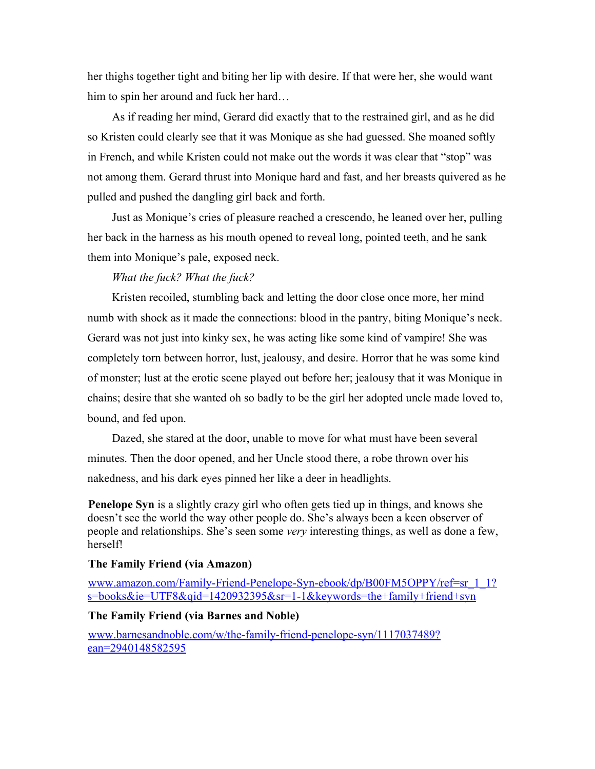her thighs together tight and biting her lip with desire. If that were her, she would want him to spin her around and fuck her hard…

As if reading her mind, Gerard did exactly that to the restrained girl, and as he did so Kristen could clearly see that it was Monique as she had guessed. She moaned softly in French, and while Kristen could not make out the words it was clear that "stop" was not among them. Gerard thrust into Monique hard and fast, and her breasts quivered as he pulled and pushed the dangling girl back and forth.

Just as Monique's cries of pleasure reached a crescendo, he leaned over her, pulling her back in the harness as his mouth opened to reveal long, pointed teeth, and he sank them into Monique's pale, exposed neck.

*What the fuck? What the fuck?*

Kristen recoiled, stumbling back and letting the door close once more, her mind numb with shock as it made the connections: blood in the pantry, biting Monique's neck. Gerard was not just into kinky sex, he was acting like some kind of vampire! She was completely torn between horror, lust, jealousy, and desire. Horror that he was some kind of monster; lust at the erotic scene played out before her; jealousy that it was Monique in chains; desire that she wanted oh so badly to be the girl her adopted uncle made loved to, bound, and fed upon.

Dazed, she stared at the door, unable to move for what must have been several minutes. Then the door opened, and her Uncle stood there, a robe thrown over his nakedness, and his dark eyes pinned her like a deer in headlights.

**Penelope Syn** is a slightly crazy girl who often gets tied up in things, and knows she doesn't see the world the way other people do. She's always been a keen observer of people and relationships. She's seen some *very* interesting things, as well as done a few, herself!

**The Family Friend (via Amazon)**

[www.amazon.com/Family-Friend-Penelope-Syn-ebook/dp/B00FM5OPPY/ref=sr_1_1?s=books&ie=UTF8&qid=1420932395&sr=1-1&keywords=the+family+friend+syn](www.amazon.com/Family-Friend-Penelope-Syn-ebook/dp/B00FM5OPPY/ref=sr_1_1?s=books&ie=UTF8&qid=1420932395&sr=1-1&keywords=the+family+friend+syn)

**The Family Friend (via Barnes and Noble)**

[www.barnesandnoble.com/w/the-family-friend-penelope-syn/1117037489?ean=2940148582595](www.barnesandnoble.com/w/the-family-friend-penelope-syn/1117037489?ean=2940148582595)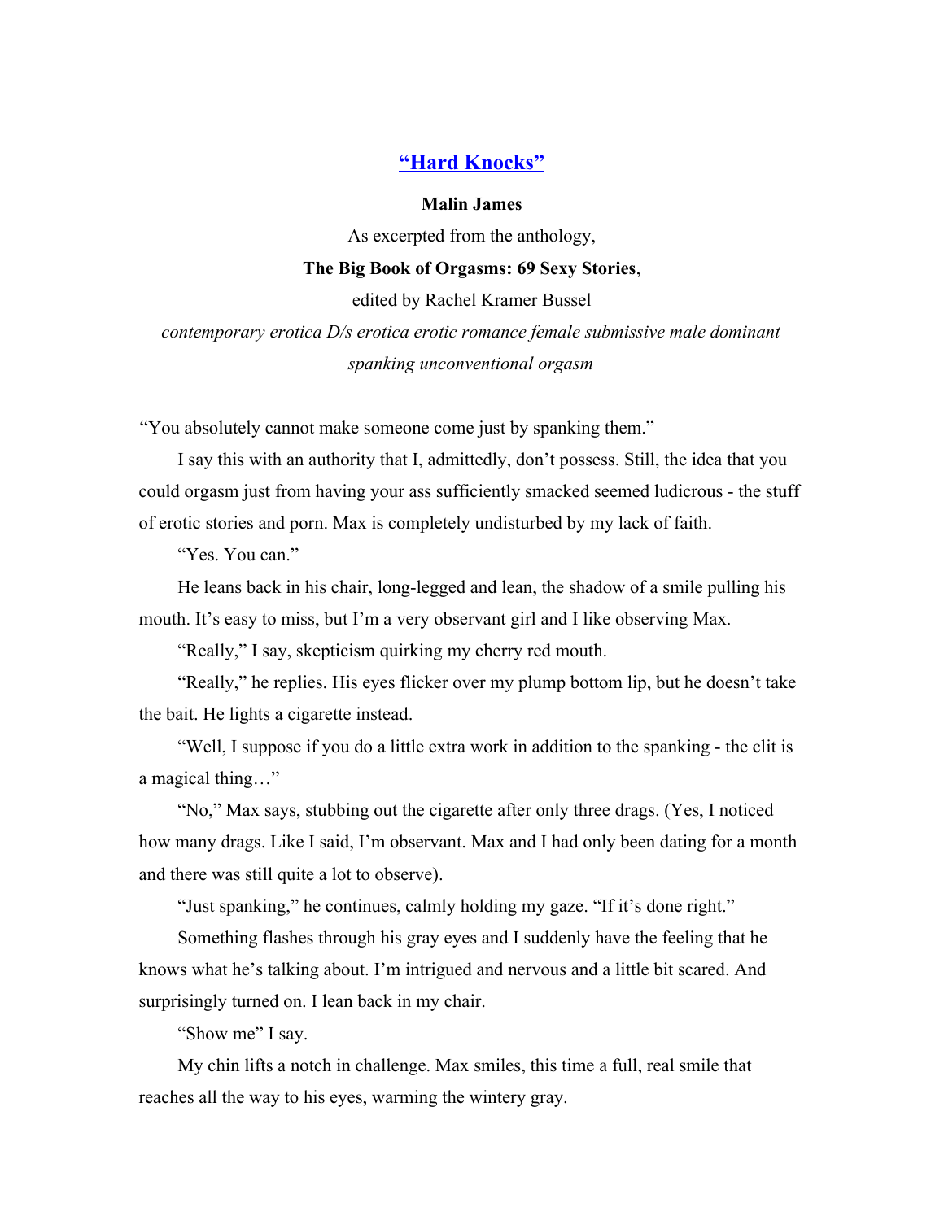## [“Hard Knocks”]()

**Malin James**

As excerpted from the anthology,

**The Big Book of Orgasms: 69 Sexy Stories**,

edited by Rachel Kramer Bussel

*contemporary erotica D/s erotica erotic romance female submissive male dominant spanking unconventional orgasm*

“You absolutely cannot make someone come just by spanking them.”

I say this with an authority that I, admittedly, don’t possess. Still, the idea that you could orgasm just from having your ass sufficiently smacked seemed ludicrous - the stuff of erotic stories and porn. Max is completely undisturbed by my lack of faith.

“Yes. You can.”

He leans back in his chair, long-legged and lean, the shadow of a smile pulling his mouth. It’s easy to miss, but I’m a very observant girl and I like observing Max.

“Really,” I say, skepticism quirking my cherry red mouth.

“Really,” he replies. His eyes flicker over my plump bottom lip, but he doesn’t take the bait. He lights a cigarette instead.

“Well, I suppose if you do a little extra work in addition to the spanking - the clit is a magical thing…”

“No,” Max says, stubbing out the cigarette after only three drags. (Yes, I noticed how many drags. Like I said, I’m observant. Max and I had only been dating for a month and there was still quite a lot to observe).

“Just spanking,” he continues, calmly holding my gaze. “If it’s done right.”

Something flashes through his gray eyes and I suddenly have the feeling that he knows what he’s talking about. I’m intrigued and nervous and a little bit scared. And surprisingly turned on. I lean back in my chair.

“Show me” I say.

My chin lifts a notch in challenge. Max smiles, this time a full, real smile that reaches all the way to his eyes, warming the wintery gray.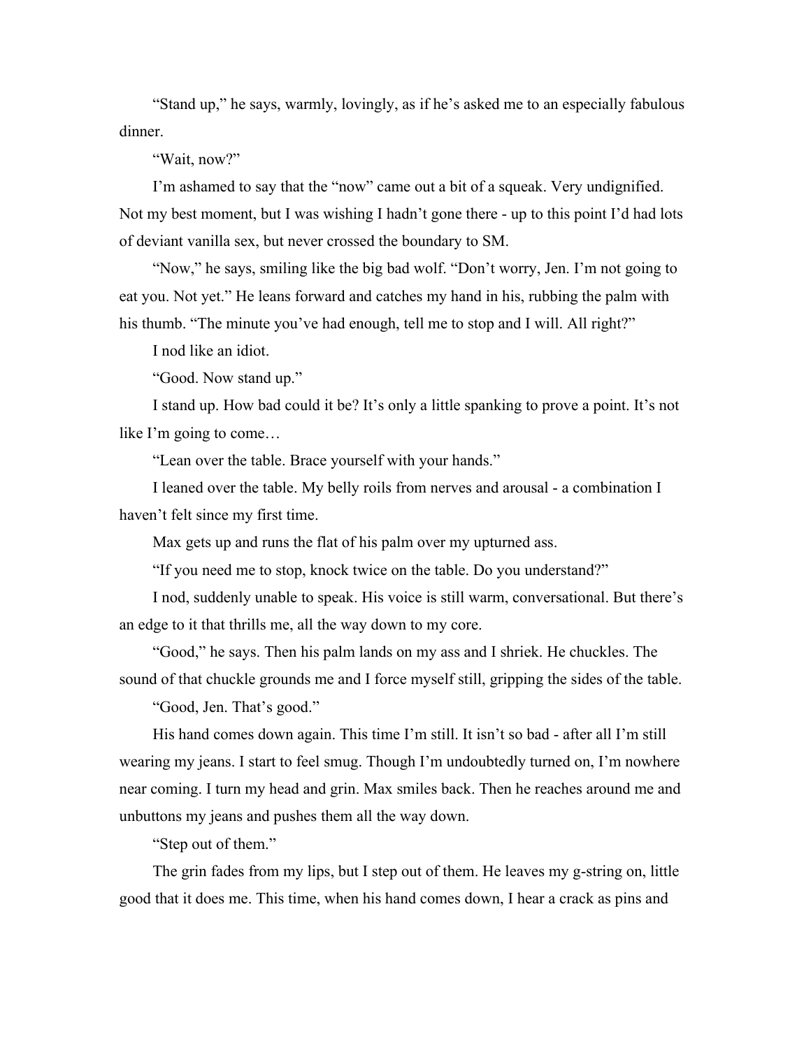"Stand up," he says, warmly, lovingly, as if he's asked me to an especially fabulous dinner.

"Wait, now?"

I'm ashamed to say that the "now" came out a bit of a squeak. Very undignified. Not my best moment, but I was wishing I hadn't gone there - up to this point I'd had lots of deviant vanilla sex, but never crossed the boundary to SM.

"Now," he says, smiling like the big bad wolf. "Don't worry, Jen. I'm not going to eat you. Not yet." He leans forward and catches my hand in his, rubbing the palm with his thumb. "The minute you've had enough, tell me to stop and I will. All right?"

I nod like an idiot.

"Good. Now stand up."

I stand up. How bad could it be? It's only a little spanking to prove a point. It's not like I'm going to come…

"Lean over the table. Brace yourself with your hands."

I leaned over the table. My belly roils from nerves and arousal - a combination I haven't felt since my first time.

Max gets up and runs the flat of his palm over my upturned ass.

"If you need me to stop, knock twice on the table. Do you understand?"

I nod, suddenly unable to speak. His voice is still warm, conversational. But there's an edge to it that thrills me, all the way down to my core.

"Good," he says. Then his palm lands on my ass and I shriek. He chuckles. The sound of that chuckle grounds me and I force myself still, gripping the sides of the table.

"Good, Jen. That's good."

His hand comes down again. This time I'm still. It isn't so bad - after all I'm still wearing my jeans. I start to feel smug. Though I'm undoubtedly turned on, I'm nowhere near coming. I turn my head and grin. Max smiles back. Then he reaches around me and unbuttons my jeans and pushes them all the way down.

"Step out of them."

The grin fades from my lips, but I step out of them. He leaves my g-string on, little good that it does me. This time, when his hand comes down, I hear a crack as pins and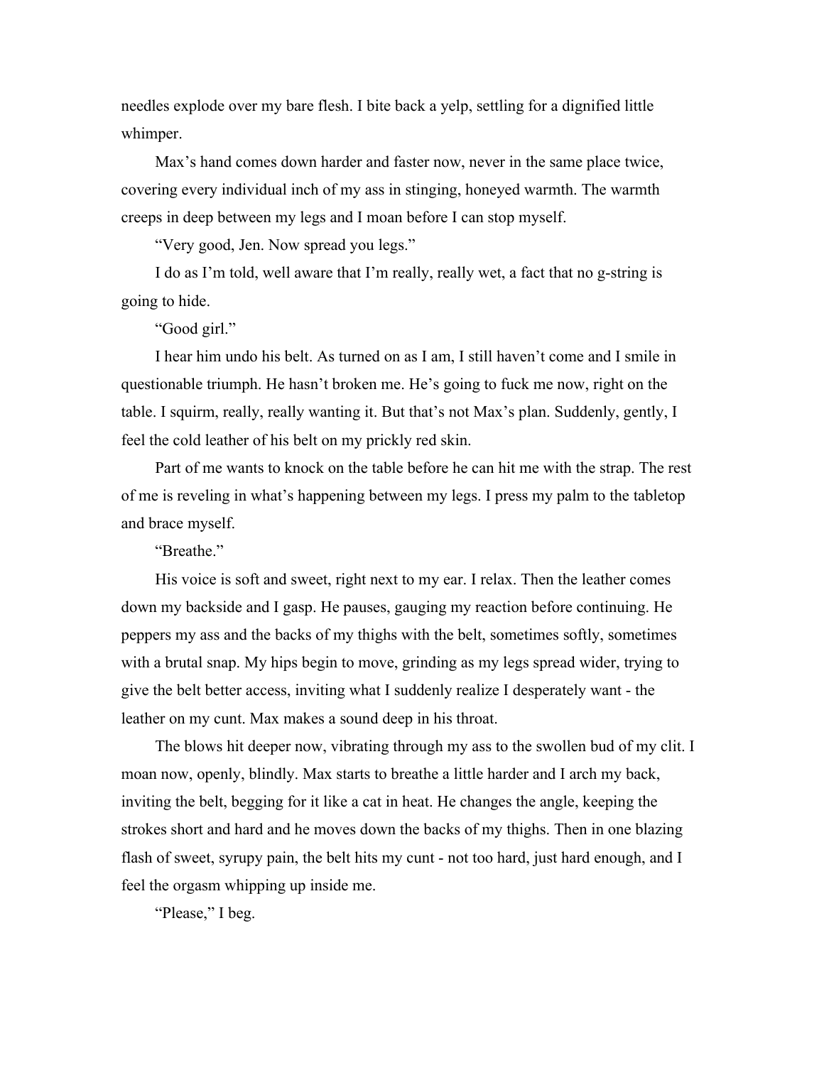needles explode over my bare flesh. I bite back a yelp, settling for a dignified little whimper.

Max's hand comes down harder and faster now, never in the same place twice, covering every individual inch of my ass in stinging, honeyed warmth. The warmth creeps in deep between my legs and I moan before I can stop myself.

"Very good, Jen. Now spread you legs."

I do as I'm told, well aware that I'm really, really wet, a fact that no g-string is going to hide.

"Good girl."

I hear him undo his belt. As turned on as I am, I still haven't come and I smile in questionable triumph. He hasn't broken me. He's going to fuck me now, right on the table. I squirm, really, really wanting it. But that's not Max's plan. Suddenly, gently, I feel the cold leather of his belt on my prickly red skin.

Part of me wants to knock on the table before he can hit me with the strap. The rest of me is reveling in what's happening between my legs. I press my palm to the tabletop and brace myself.

"Breathe."

His voice is soft and sweet, right next to my ear. I relax. Then the leather comes down my backside and I gasp. He pauses, gauging my reaction before continuing. He peppers my ass and the backs of my thighs with the belt, sometimes softly, sometimes with a brutal snap. My hips begin to move, grinding as my legs spread wider, trying to give the belt better access, inviting what I suddenly realize I desperately want - the leather on my cunt. Max makes a sound deep in his throat.

The blows hit deeper now, vibrating through my ass to the swollen bud of my clit. I moan now, openly, blindly. Max starts to breathe a little harder and I arch my back, inviting the belt, begging for it like a cat in heat. He changes the angle, keeping the strokes short and hard and he moves down the backs of my thighs. Then in one blazing flash of sweet, syrupy pain, the belt hits my cunt - not too hard, just hard enough, and I feel the orgasm whipping up inside me.

"Please," I beg.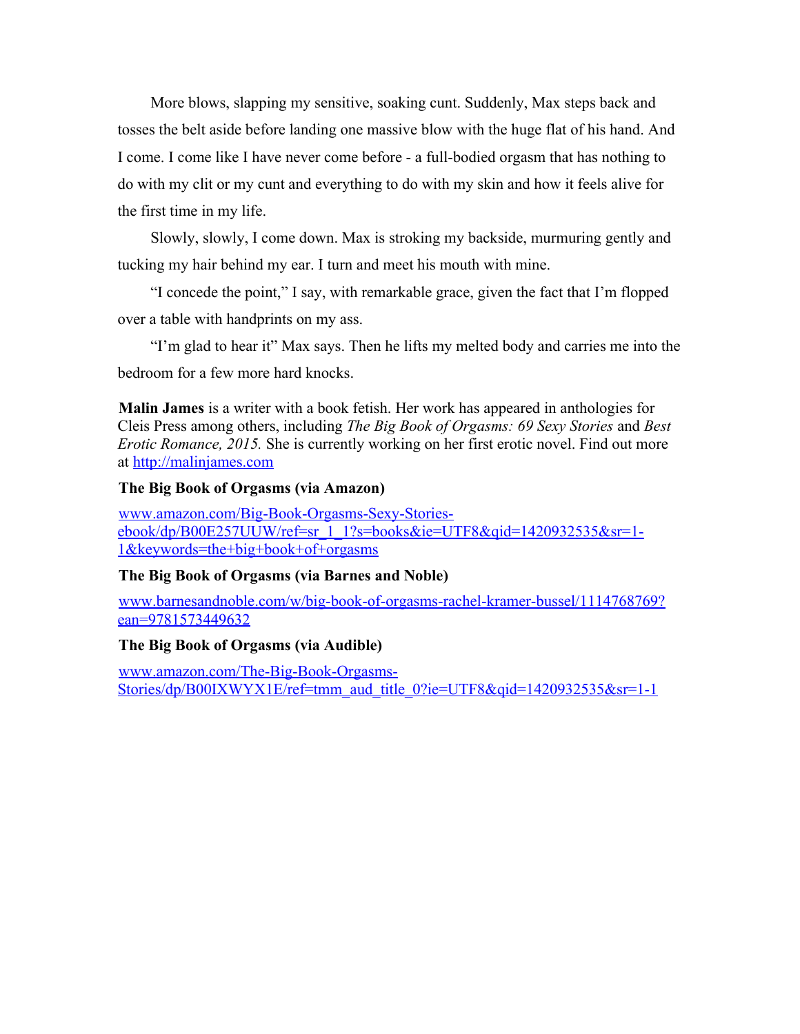More blows, slapping my sensitive, soaking cunt. Suddenly, Max steps back and tosses the belt aside before landing one massive blow with the huge flat of his hand. And I come. I come like I have never come before - a full-bodied orgasm that has nothing to do with my clit or my cunt and everything to do with my skin and how it feels alive for the first time in my life.

Slowly, slowly, I come down. Max is stroking my backside, murmuring gently and tucking my hair behind my ear. I turn and meet his mouth with mine.

"I concede the point," I say, with remarkable grace, given the fact that I'm flopped over a table with handprints on my ass.

"I'm glad to hear it" Max says. Then he lifts my melted body and carries me into the bedroom for a few more hard knocks.

**Malin James** is a writer with a book fetish. Her work has appeared in anthologies for Cleis Press among others, including *The Big Book of Orgasms: 69 Sexy Stories* and *Best Erotic Romance, 2015.* She is currently working on her first erotic novel. Find out more at http://malinjames.com

**The Big Book of Orgasms (via Amazon)**

www.amazon.com/Big-Book-Orgasms-Sexy-Stories-ebook/dp/B00E257UUW/ref=sr_1_1?s=books&ie=UTF8&qid=1420932535&sr=1-1&keywords=the+big+book+of+orgasms

**The Big Book of Orgasms (via Barnes and Noble)**

www.barnesandnoble.com/w/big-book-of-orgasms-rachel-kramer-bussel/1114768769?ean=9781573449632

**The Big Book of Orgasms (via Audible)**

www.amazon.com/The-Big-Book-Orgasms-Stories/dp/B00IXWYX1E/ref=tmm_aud_title_0?ie=UTF8&qid=1420932535&sr=1-1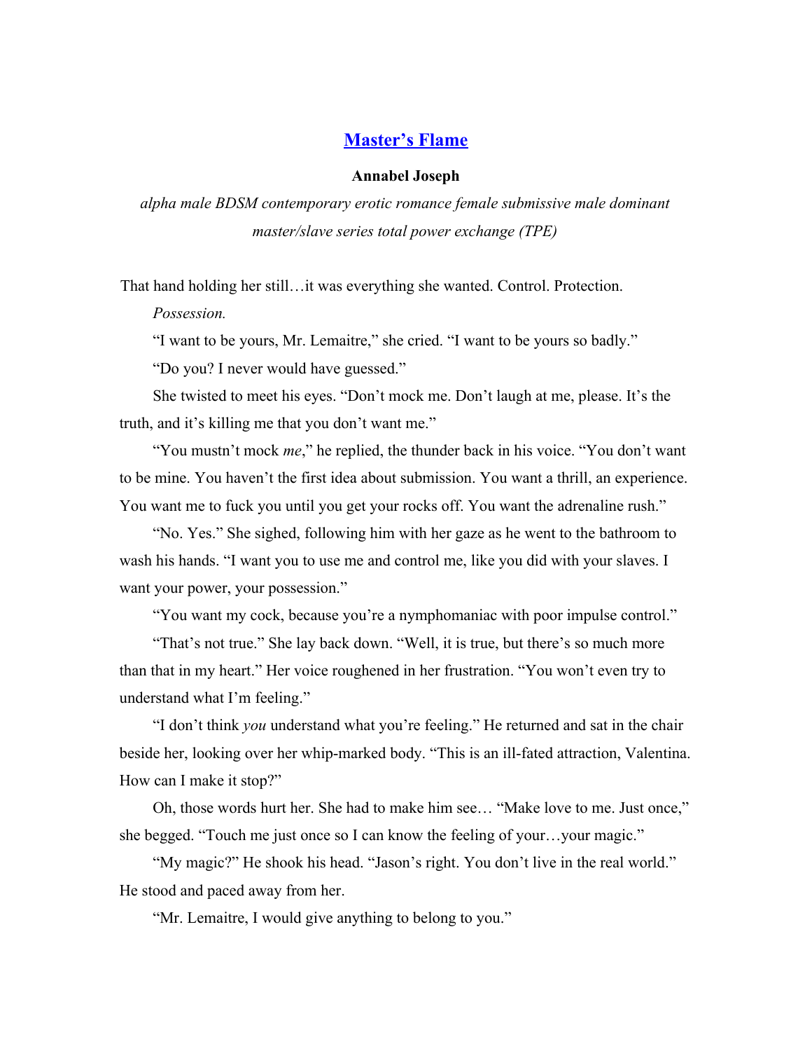## [Master's Flame]()

**Annabel Joseph**

*alpha male BDSM contemporary erotic romance female submissive male dominant master/slave series total power exchange (TPE)*

That hand holding her still…it was everything she wanted. Control. Protection.

*Possession.*

"I want to be yours, Mr. Lemaitre," she cried. "I want to be yours so badly."

"Do you? I never would have guessed."

She twisted to meet his eyes. "Don't mock me. Don't laugh at me, please. It's the truth, and it's killing me that you don't want me."

"You mustn't mock *me*," he replied, the thunder back in his voice. "You don't want to be mine. You haven't the first idea about submission. You want a thrill, an experience. You want me to fuck you until you get your rocks off. You want the adrenaline rush."

"No. Yes." She sighed, following him with her gaze as he went to the bathroom to wash his hands. "I want you to use me and control me, like you did with your slaves. I want your power, your possession."

"You want my cock, because you're a nymphomaniac with poor impulse control."

"That's not true." She lay back down. "Well, it is true, but there's so much more than that in my heart." Her voice roughened in her frustration. "You won't even try to understand what I'm feeling."

"I don't think *you* understand what you're feeling." He returned and sat in the chair beside her, looking over her whip-marked body. "This is an ill-fated attraction, Valentina. How can I make it stop?"

Oh, those words hurt her. She had to make him see… "Make love to me. Just once," she begged. "Touch me just once so I can know the feeling of your…your magic."

"My magic?" He shook his head. "Jason's right. You don't live in the real world." He stood and paced away from her.

"Mr. Lemaitre, I would give anything to belong to you."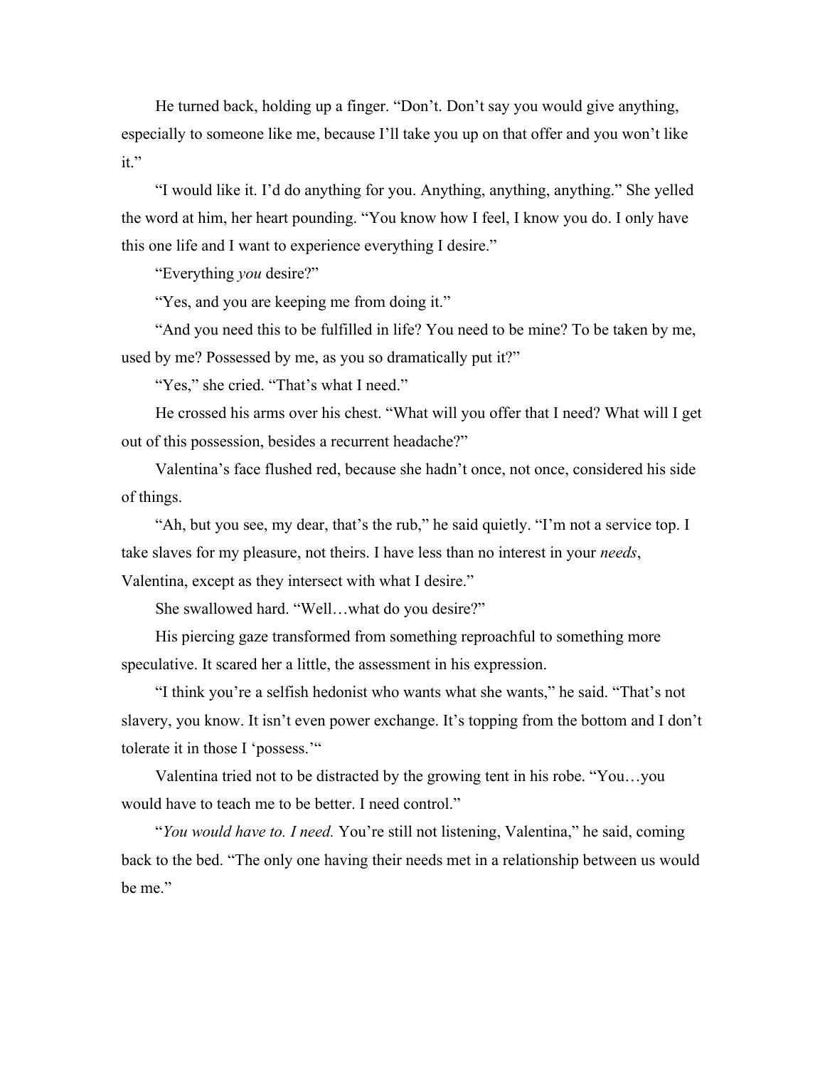He turned back, holding up a finger. "Don't. Don't say you would give anything, especially to someone like me, because I'll take you up on that offer and you won't like it."

"I would like it. I'd do anything for you. Anything, anything, anything." She yelled the word at him, her heart pounding. "You know how I feel, I know you do. I only have this one life and I want to experience everything I desire."

"Everything *you* desire?"

"Yes, and you are keeping me from doing it."

"And you need this to be fulfilled in life? You need to be mine? To be taken by me, used by me? Possessed by me, as you so dramatically put it?"

"Yes," she cried. "That's what I need."

He crossed his arms over his chest. "What will you offer that I need? What will I get out of this possession, besides a recurrent headache?"

Valentina's face flushed red, because she hadn't once, not once, considered his side of things.

"Ah, but you see, my dear, that's the rub," he said quietly. "I'm not a service top. I take slaves for my pleasure, not theirs. I have less than no interest in your *needs*, Valentina, except as they intersect with what I desire."

She swallowed hard. "Well…what do you desire?"

His piercing gaze transformed from something reproachful to something more speculative. It scared her a little, the assessment in his expression.

"I think you're a selfish hedonist who wants what she wants," he said. "That's not slavery, you know. It isn't even power exchange. It's topping from the bottom and I don't tolerate it in those I 'possess.'"

Valentina tried not to be distracted by the growing tent in his robe. "You…you would have to teach me to be better. I need control."

"*You would have to. I need.* You're still not listening, Valentina," he said, coming back to the bed. "The only one having their needs met in a relationship between us would be me."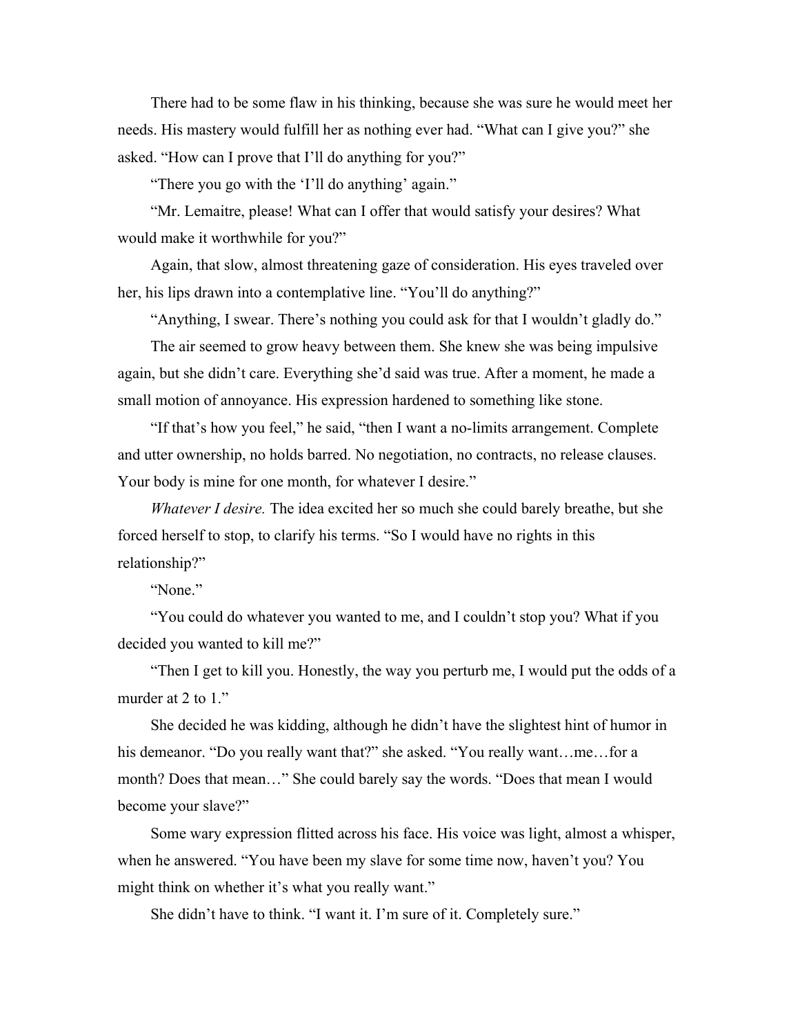There had to be some flaw in his thinking, because she was sure he would meet her needs. His mastery would fulfill her as nothing ever had. "What can I give you?" she asked. "How can I prove that I'll do anything for you?"

"There you go with the 'I'll do anything' again."

"Mr. Lemaitre, please! What can I offer that would satisfy your desires? What would make it worthwhile for you?"

Again, that slow, almost threatening gaze of consideration. His eyes traveled over her, his lips drawn into a contemplative line. "You'll do anything?"

"Anything, I swear. There's nothing you could ask for that I wouldn't gladly do."

The air seemed to grow heavy between them. She knew she was being impulsive again, but she didn't care. Everything she'd said was true. After a moment, he made a small motion of annoyance. His expression hardened to something like stone.

"If that's how you feel," he said, "then I want a no-limits arrangement. Complete and utter ownership, no holds barred. No negotiation, no contracts, no release clauses. Your body is mine for one month, for whatever I desire."

*Whatever I desire.* The idea excited her so much she could barely breathe, but she forced herself to stop, to clarify his terms. "So I would have no rights in this relationship?"

"None."

"You could do whatever you wanted to me, and I couldn't stop you? What if you decided you wanted to kill me?"

"Then I get to kill you. Honestly, the way you perturb me, I would put the odds of a murder at 2 to 1."

She decided he was kidding, although he didn't have the slightest hint of humor in his demeanor. "Do you really want that?" she asked. "You really want…me…for a month? Does that mean…" She could barely say the words. "Does that mean I would become your slave?"

Some wary expression flitted across his face. His voice was light, almost a whisper, when he answered. "You have been my slave for some time now, haven't you? You might think on whether it's what you really want."

She didn't have to think. "I want it. I'm sure of it. Completely sure."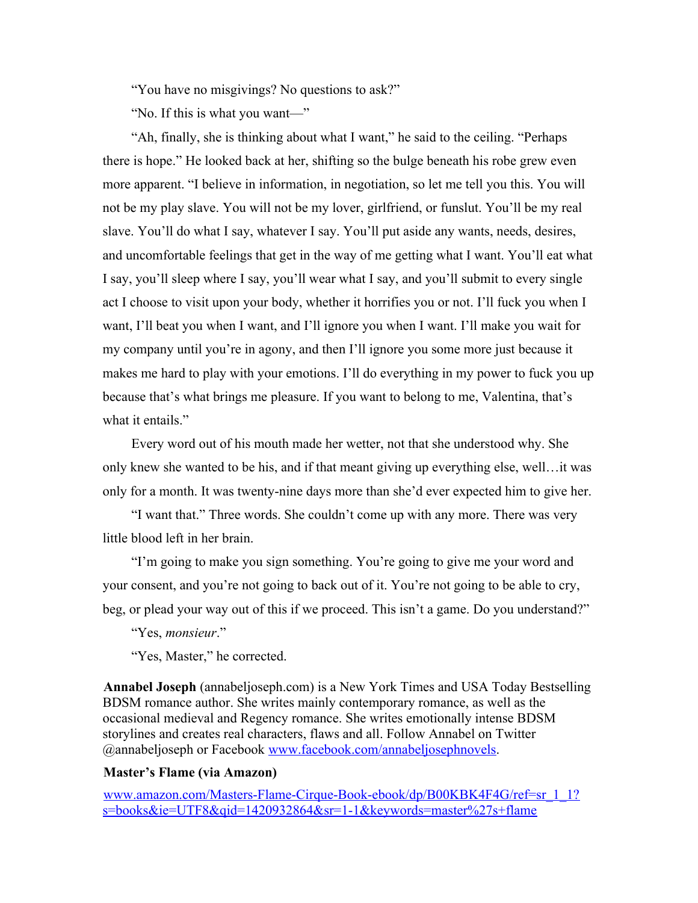"You have no misgivings? No questions to ask?"

"No. If this is what you want—"

"Ah, finally, she is thinking about what I want," he said to the ceiling. "Perhaps there is hope." He looked back at her, shifting so the bulge beneath his robe grew even more apparent. "I believe in information, in negotiation, so let me tell you this. You will not be my play slave. You will not be my lover, girlfriend, or funslut. You'll be my real slave. You'll do what I say, whatever I say. You'll put aside any wants, needs, desires, and uncomfortable feelings that get in the way of me getting what I want. You'll eat what I say, you'll sleep where I say, you'll wear what I say, and you'll submit to every single act I choose to visit upon your body, whether it horrifies you or not. I'll fuck you when I want, I'll beat you when I want, and I'll ignore you when I want. I'll make you wait for my company until you're in agony, and then I'll ignore you some more just because it makes me hard to play with your emotions. I'll do everything in my power to fuck you up because that's what brings me pleasure. If you want to belong to me, Valentina, that's what it entails."

Every word out of his mouth made her wetter, not that she understood why. She only knew she wanted to be his, and if that meant giving up everything else, well…it was only for a month. It was twenty-nine days more than she'd ever expected him to give her.

"I want that." Three words. She couldn't come up with any more. There was very little blood left in her brain.

"I'm going to make you sign something. You're going to give me your word and your consent, and you're not going to back out of it. You're not going to be able to cry, beg, or plead your way out of this if we proceed. This isn't a game. Do you understand?"

"Yes, *monsieur*."

"Yes, Master," he corrected.

**Annabel Joseph** (annabeljoseph.com) is a New York Times and USA Today Bestselling BDSM romance author. She writes mainly contemporary romance, as well as the occasional medieval and Regency romance. She writes emotionally intense BDSM storylines and creates real characters, flaws and all. Follow Annabel on Twitter @annabeljoseph or Facebook [www.facebook.com/annabeljosephnovels](http://www.facebook.com/annabeljosephnovels).

**Master's Flame (via Amazon)**

[www.amazon.com/Masters-Flame-Cirque-Book-ebook/dp/B00KBK4F4G/ref=sr_1_1?s=books&ie=UTF8&qid=1420932864&sr=1-1&keywords=master%27s+flame](http://www.amazon.com/Masters-Flame-Cirque-Book-ebook/dp/B00KBK4F4G/ref=sr_1_1?s=books&ie=UTF8&qid=1420932864&sr=1-1&keywords=master%27s+flame)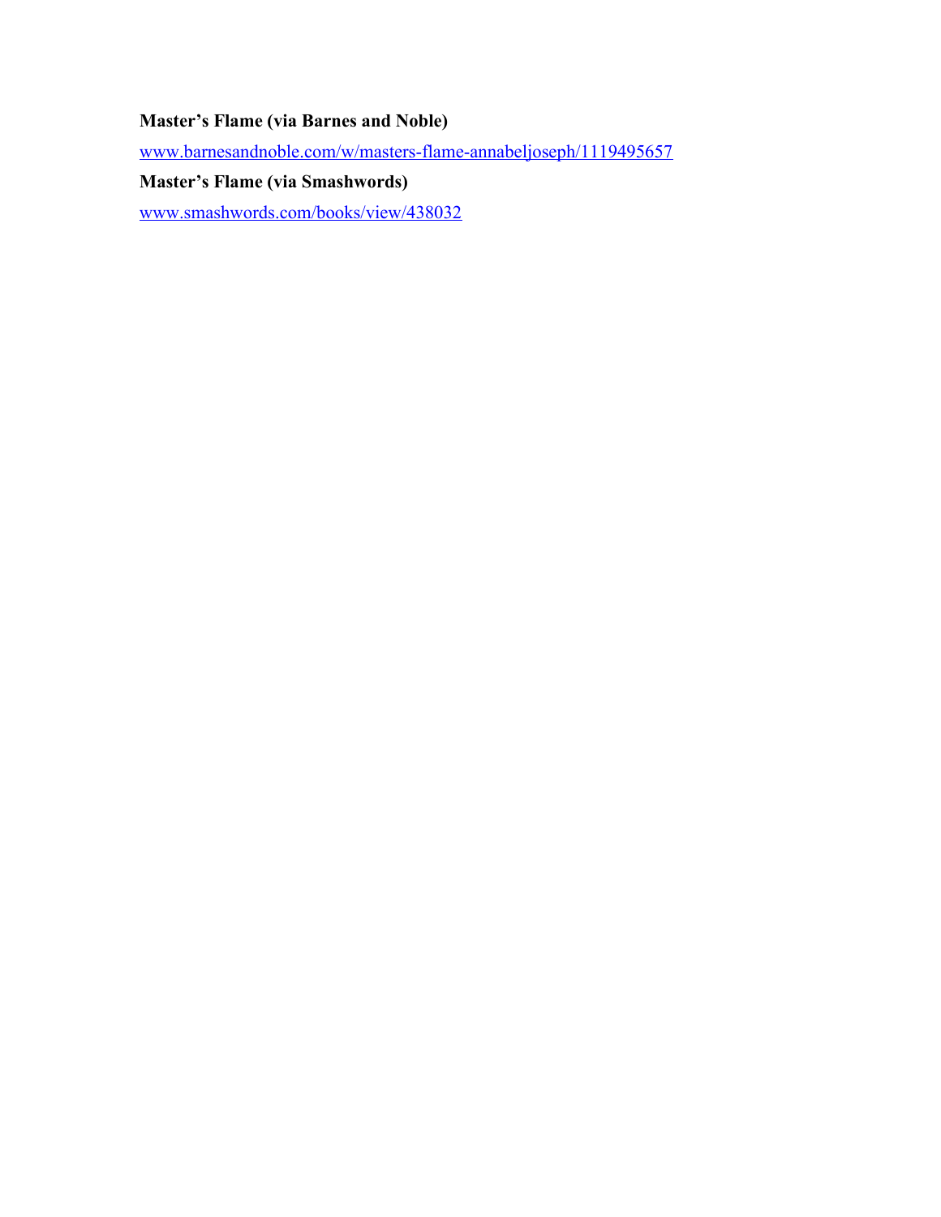**Master's Flame (via Barnes and Noble)**

www.barnesandnoble.com/w/masters-flame-annabeljoseph/1119495657

**Master's Flame (via Smashwords)**

www.smashwords.com/books/view/438032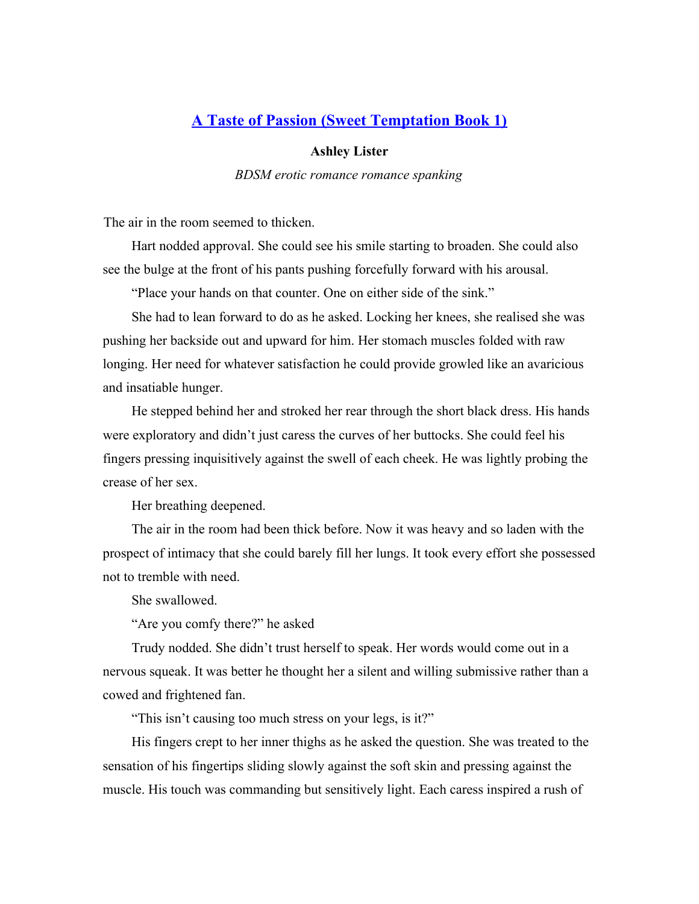## [A Taste of Passion (Sweet Temptation Book 1)]()

**Ashley Lister**

*BDSM erotic romance romance spanking*

The air in the room seemed to thicken.

Hart nodded approval. She could see his smile starting to broaden. She could also see the bulge at the front of his pants pushing forcefully forward with his arousal.

"Place your hands on that counter. One on either side of the sink."

She had to lean forward to do as he asked. Locking her knees, she realised she was pushing her backside out and upward for him. Her stomach muscles folded with raw longing. Her need for whatever satisfaction he could provide growled like an avaricious and insatiable hunger.

He stepped behind her and stroked her rear through the short black dress. His hands were exploratory and didn't just caress the curves of her buttocks. She could feel his fingers pressing inquisitively against the swell of each cheek. He was lightly probing the crease of her sex.

Her breathing deepened.

The air in the room had been thick before. Now it was heavy and so laden with the prospect of intimacy that she could barely fill her lungs. It took every effort she possessed not to tremble with need.

She swallowed.

"Are you comfy there?" he asked

Trudy nodded. She didn't trust herself to speak. Her words would come out in a nervous squeak. It was better he thought her a silent and willing submissive rather than a cowed and frightened fan.

"This isn't causing too much stress on your legs, is it?"

His fingers crept to her inner thighs as he asked the question. She was treated to the sensation of his fingertips sliding slowly against the soft skin and pressing against the muscle. His touch was commanding but sensitively light. Each caress inspired a rush of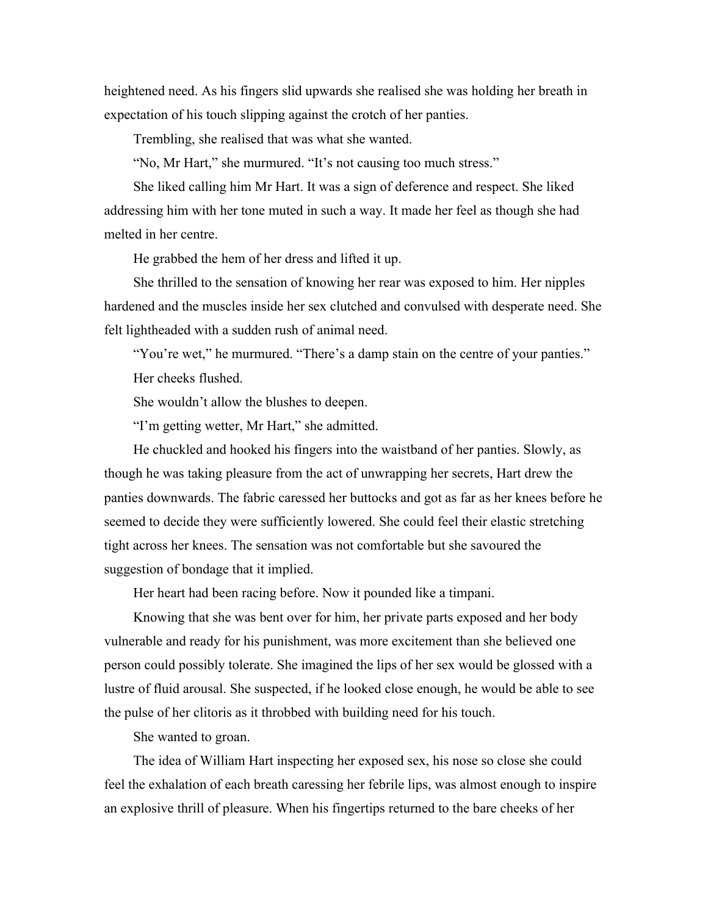heightened need. As his fingers slid upwards she realised she was holding her breath in expectation of his touch slipping against the crotch of her panties.

Trembling, she realised that was what she wanted.

"No, Mr Hart," she murmured. "It's not causing too much stress."

She liked calling him Mr Hart. It was a sign of deference and respect. She liked addressing him with her tone muted in such a way. It made her feel as though she had melted in her centre.

He grabbed the hem of her dress and lifted it up.

She thrilled to the sensation of knowing her rear was exposed to him. Her nipples hardened and the muscles inside her sex clutched and convulsed with desperate need. She felt lightheaded with a sudden rush of animal need.

"You're wet," he murmured. "There's a damp stain on the centre of your panties."

Her cheeks flushed.

She wouldn't allow the blushes to deepen.

"I'm getting wetter, Mr Hart," she admitted.

He chuckled and hooked his fingers into the waistband of her panties. Slowly, as though he was taking pleasure from the act of unwrapping her secrets, Hart drew the panties downwards. The fabric caressed her buttocks and got as far as her knees before he seemed to decide they were sufficiently lowered. She could feel their elastic stretching tight across her knees. The sensation was not comfortable but she savoured the suggestion of bondage that it implied.

Her heart had been racing before. Now it pounded like a timpani.

Knowing that she was bent over for him, her private parts exposed and her body vulnerable and ready for his punishment, was more excitement than she believed one person could possibly tolerate. She imagined the lips of her sex would be glossed with a lustre of fluid arousal. She suspected, if he looked close enough, he would be able to see the pulse of her clitoris as it throbbed with building need for his touch.

She wanted to groan.

The idea of William Hart inspecting her exposed sex, his nose so close she could feel the exhalation of each breath caressing her febrile lips, was almost enough to inspire an explosive thrill of pleasure. When his fingertips returned to the bare cheeks of her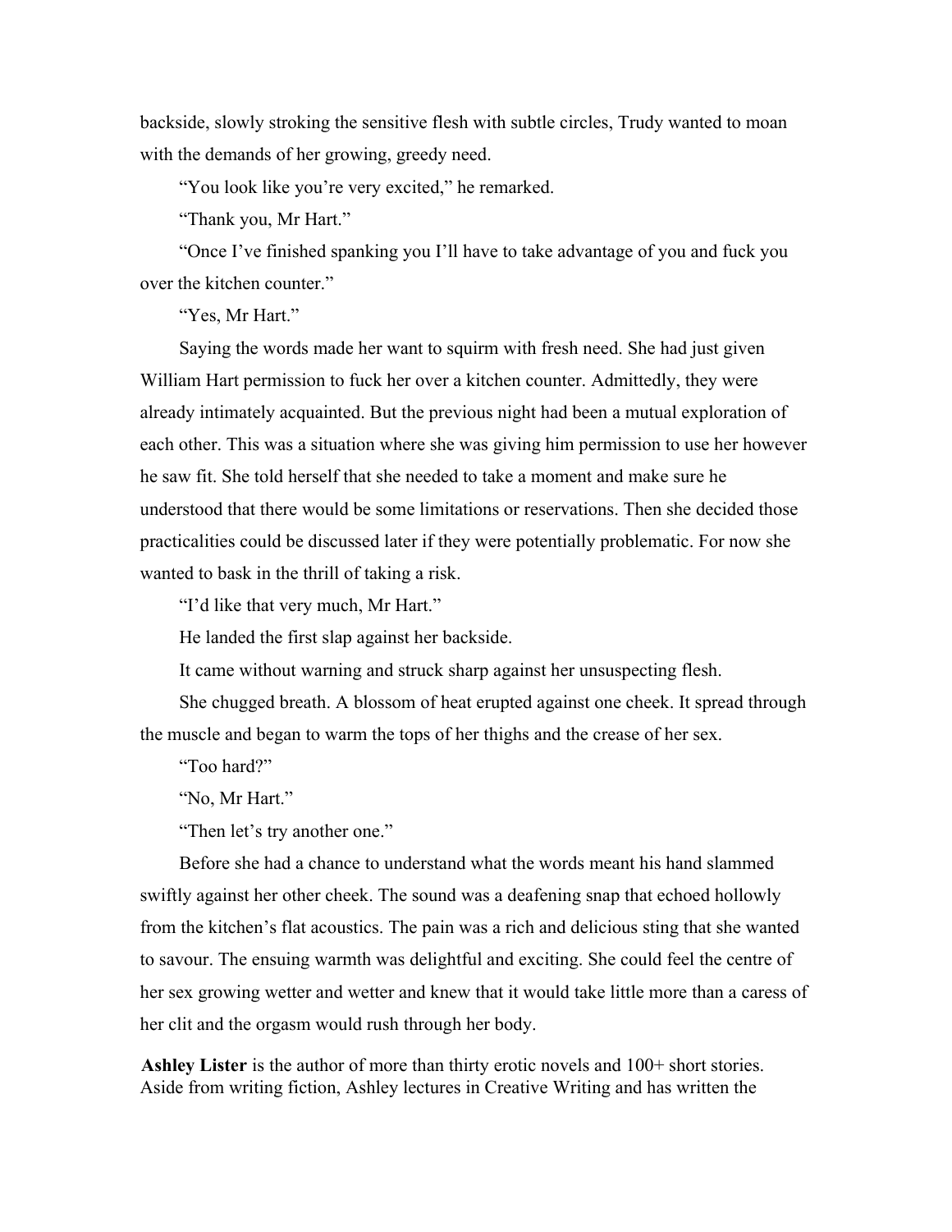backside, slowly stroking the sensitive flesh with subtle circles, Trudy wanted to moan with the demands of her growing, greedy need.

"You look like you're very excited," he remarked.

"Thank you, Mr Hart."

"Once I've finished spanking you I'll have to take advantage of you and fuck you over the kitchen counter."

"Yes, Mr Hart."

Saying the words made her want to squirm with fresh need. She had just given William Hart permission to fuck her over a kitchen counter. Admittedly, they were already intimately acquainted. But the previous night had been a mutual exploration of each other. This was a situation where she was giving him permission to use her however he saw fit. She told herself that she needed to take a moment and make sure he understood that there would be some limitations or reservations. Then she decided those practicalities could be discussed later if they were potentially problematic. For now she wanted to bask in the thrill of taking a risk.

"I'd like that very much, Mr Hart."

He landed the first slap against her backside.

It came without warning and struck sharp against her unsuspecting flesh.

She chugged breath. A blossom of heat erupted against one cheek. It spread through the muscle and began to warm the tops of her thighs and the crease of her sex.

"Too hard?"

"No, Mr Hart."

"Then let's try another one."

Before she had a chance to understand what the words meant his hand slammed swiftly against her other cheek. The sound was a deafening snap that echoed hollowly from the kitchen's flat acoustics. The pain was a rich and delicious sting that she wanted to savour. The ensuing warmth was delightful and exciting. She could feel the centre of her sex growing wetter and wetter and knew that it would take little more than a caress of her clit and the orgasm would rush through her body.

**Ashley Lister** is the author of more than thirty erotic novels and 100+ short stories. Aside from writing fiction, Ashley lectures in Creative Writing and has written the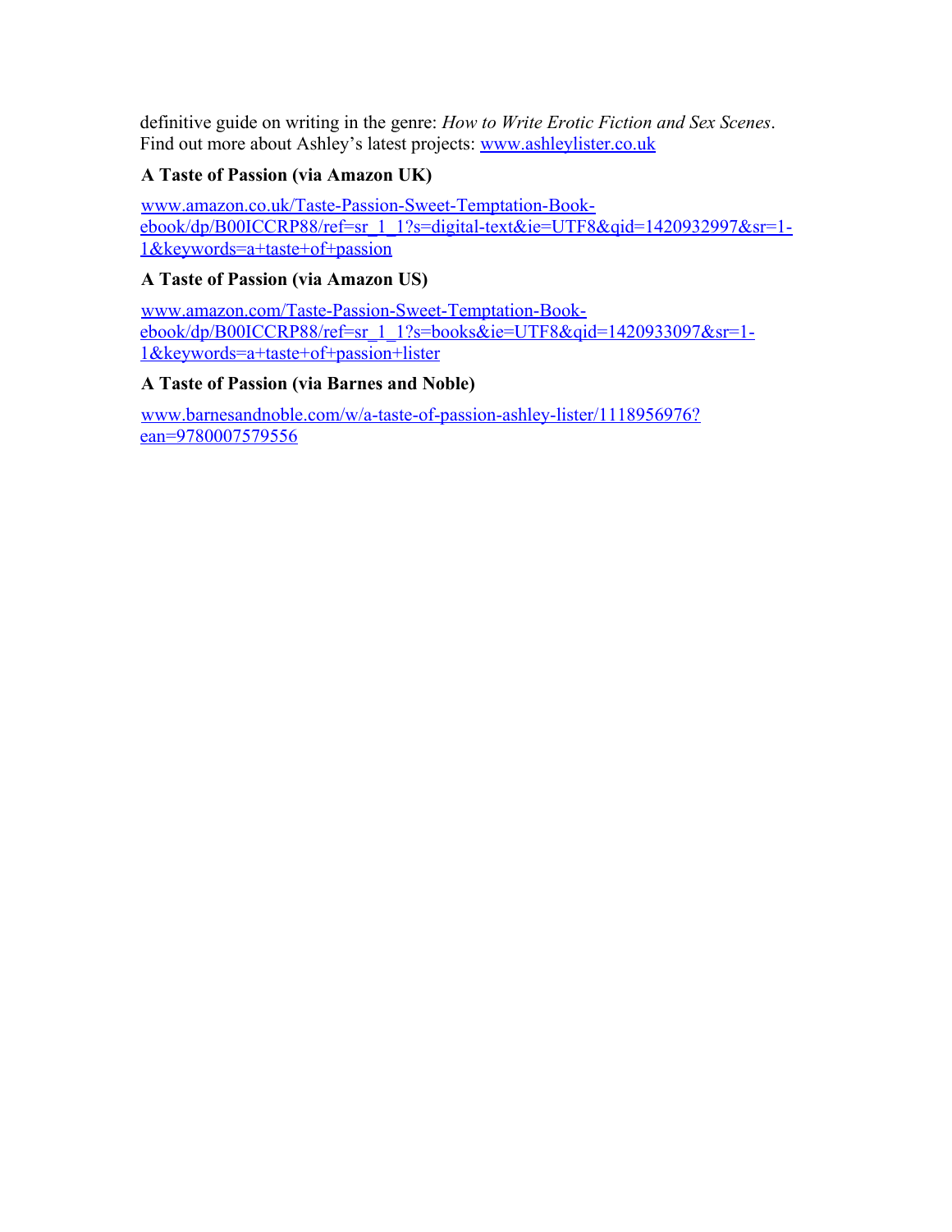definitive guide on writing in the genre: *How to Write Erotic Fiction and Sex Scenes*. Find out more about Ashley's latest projects: [www.ashleylister.co.uk](http://www.ashleylister.co.uk)

**A Taste of Passion (via Amazon UK)**

[www.amazon.co.uk/Taste-Passion-Sweet-Temptation-Book-ebook/dp/B00ICCRP88/ref=sr_1_1?s=digital-text&ie=UTF8&qid=1420932997&sr=1-1&keywords=a+taste+of+passion](http://www.amazon.co.uk/Taste-Passion-Sweet-Temptation-Book-ebook/dp/B00ICCRP88/ref=sr_1_1?s=digital-text&ie=UTF8&qid=1420932997&sr=1-1&keywords=a+taste+of+passion)

**A Taste of Passion (via Amazon US)**

[www.amazon.com/Taste-Passion-Sweet-Temptation-Book-ebook/dp/B00ICCRP88/ref=sr_1_1?s=books&ie=UTF8&qid=1420933097&sr=1-1&keywords=a+taste+of+passion+lister](http://www.amazon.com/Taste-Passion-Sweet-Temptation-Book-ebook/dp/B00ICCRP88/ref=sr_1_1?s=books&ie=UTF8&qid=1420933097&sr=1-1&keywords=a+taste+of+passion+lister)

**A Taste of Passion (via Barnes and Noble)**

[www.barnesandnoble.com/w/a-taste-of-passion-ashley-lister/1118956976?ean=9780007579556](http://www.barnesandnoble.com/w/a-taste-of-passion-ashley-lister/1118956976?ean=9780007579556)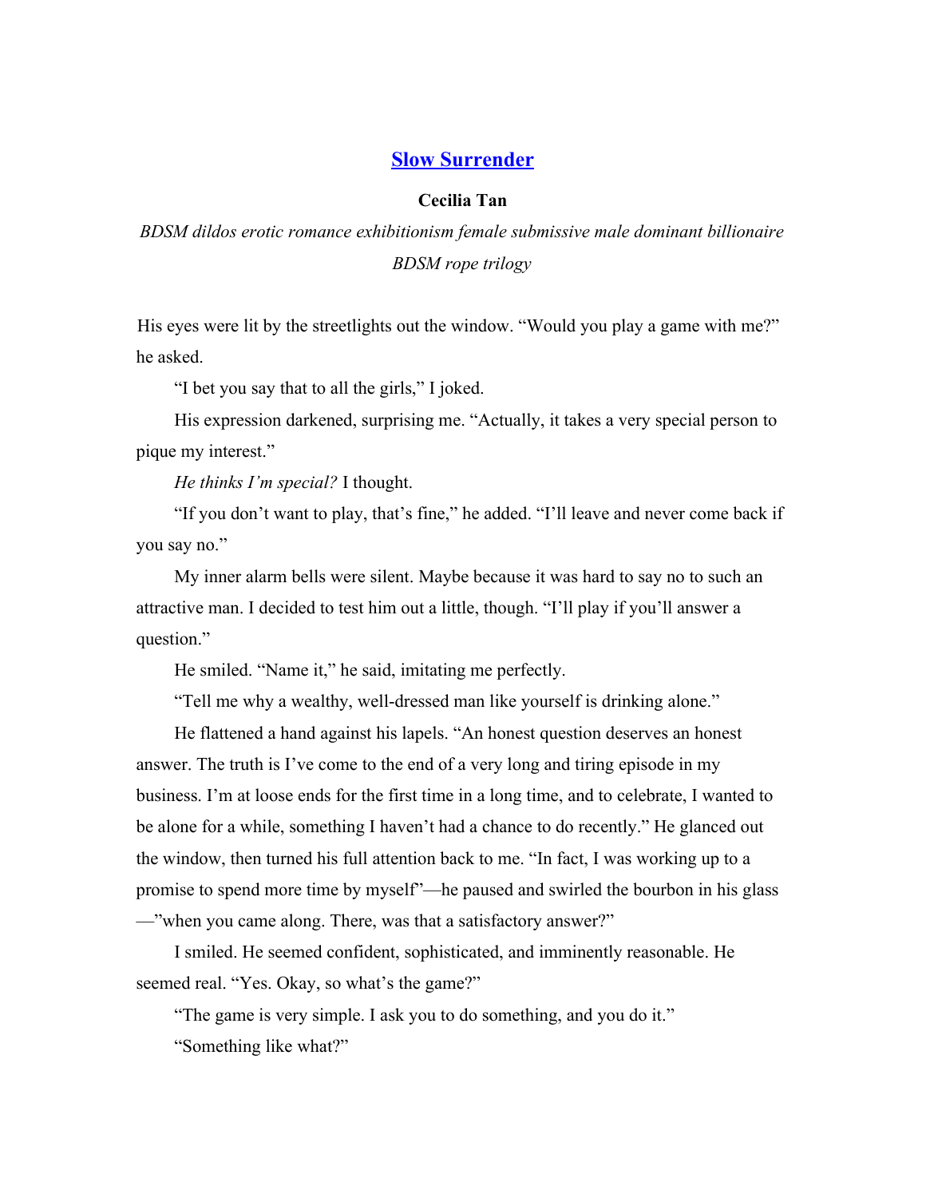## [Slow Surrender](#)

**Cecilia Tan**

*BDSM dildos erotic romance exhibitionism female submissive male dominant billionaire BDSM rope trilogy*

His eyes were lit by the streetlights out the window. "Would you play a game with me?" he asked.

"I bet you say that to all the girls," I joked.

His expression darkened, surprising me. "Actually, it takes a very special person to pique my interest."

*He thinks I'm special?* I thought.

"If you don't want to play, that's fine," he added. "I'll leave and never come back if you say no."

My inner alarm bells were silent. Maybe because it was hard to say no to such an attractive man. I decided to test him out a little, though. "I'll play if you'll answer a question."

He smiled. "Name it," he said, imitating me perfectly.

"Tell me why a wealthy, well-dressed man like yourself is drinking alone."

He flattened a hand against his lapels. "An honest question deserves an honest answer. The truth is I've come to the end of a very long and tiring episode in my business. I'm at loose ends for the first time in a long time, and to celebrate, I wanted to be alone for a while, something I haven't had a chance to do recently." He glanced out the window, then turned his full attention back to me. "In fact, I was working up to a promise to spend more time by myself"—he paused and swirled the bourbon in his glass—"when you came along. There, was that a satisfactory answer?"

I smiled. He seemed confident, sophisticated, and imminently reasonable. He seemed real. "Yes. Okay, so what's the game?"

"The game is very simple. I ask you to do something, and you do it."

"Something like what?"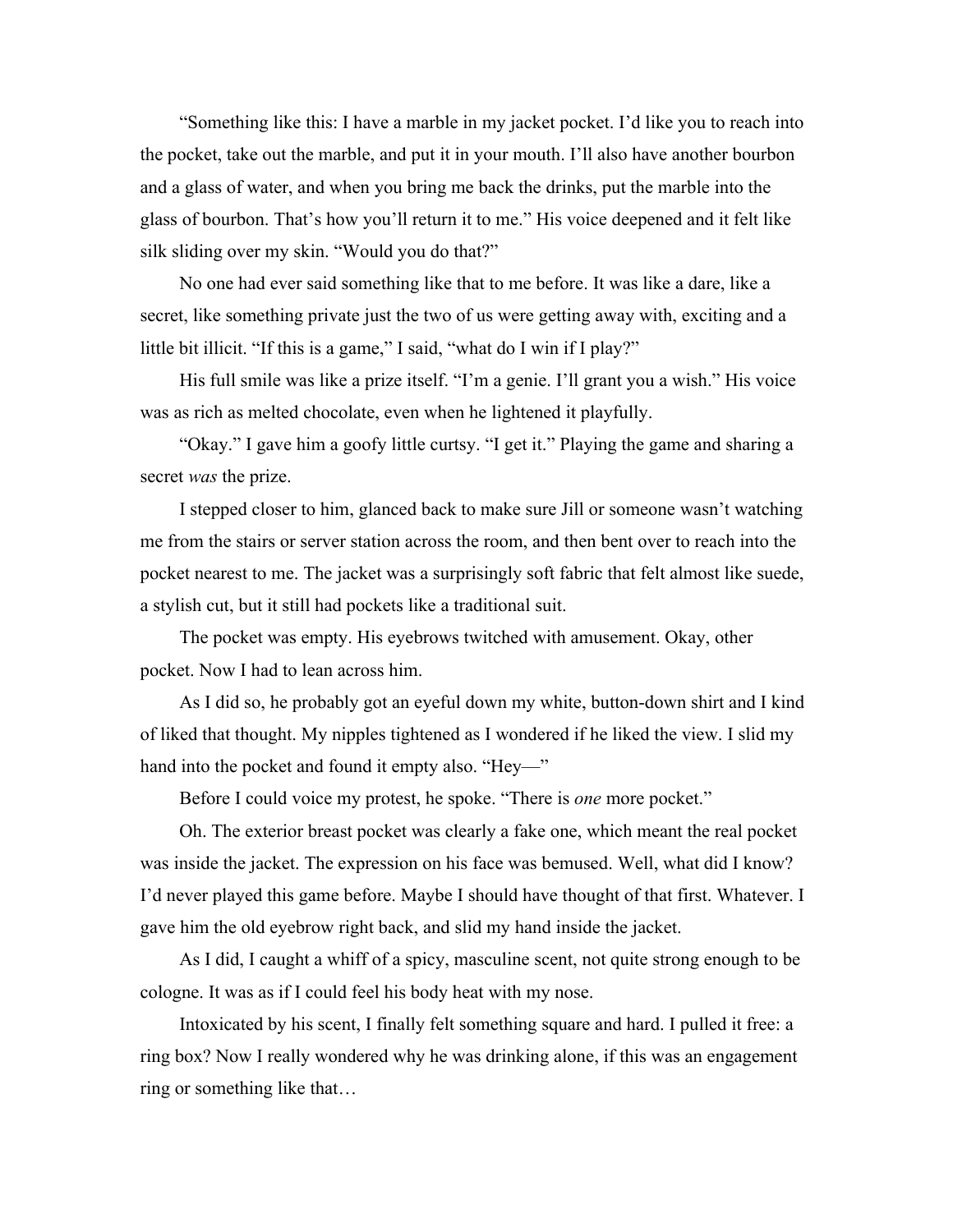"Something like this: I have a marble in my jacket pocket. I'd like you to reach into the pocket, take out the marble, and put it in your mouth. I'll also have another bourbon and a glass of water, and when you bring me back the drinks, put the marble into the glass of bourbon. That's how you'll return it to me." His voice deepened and it felt like silk sliding over my skin. "Would you do that?"

No one had ever said something like that to me before. It was like a dare, like a secret, like something private just the two of us were getting away with, exciting and a little bit illicit. "If this is a game," I said, "what do I win if I play?"

His full smile was like a prize itself. "I'm a genie. I'll grant you a wish." His voice was as rich as melted chocolate, even when he lightened it playfully.

"Okay." I gave him a goofy little curtsy. "I get it." Playing the game and sharing a secret *was* the prize.

I stepped closer to him, glanced back to make sure Jill or someone wasn't watching me from the stairs or server station across the room, and then bent over to reach into the pocket nearest to me. The jacket was a surprisingly soft fabric that felt almost like suede, a stylish cut, but it still had pockets like a traditional suit.

The pocket was empty. His eyebrows twitched with amusement. Okay, other pocket. Now I had to lean across him.

As I did so, he probably got an eyeful down my white, button-down shirt and I kind of liked that thought. My nipples tightened as I wondered if he liked the view. I slid my hand into the pocket and found it empty also. "Hey—"

Before I could voice my protest, he spoke. "There is *one* more pocket."

Oh. The exterior breast pocket was clearly a fake one, which meant the real pocket was inside the jacket. The expression on his face was bemused. Well, what did I know? I'd never played this game before. Maybe I should have thought of that first. Whatever. I gave him the old eyebrow right back, and slid my hand inside the jacket.

As I did, I caught a whiff of a spicy, masculine scent, not quite strong enough to be cologne. It was as if I could feel his body heat with my nose.

Intoxicated by his scent, I finally felt something square and hard. I pulled it free: a ring box? Now I really wondered why he was drinking alone, if this was an engagement ring or something like that…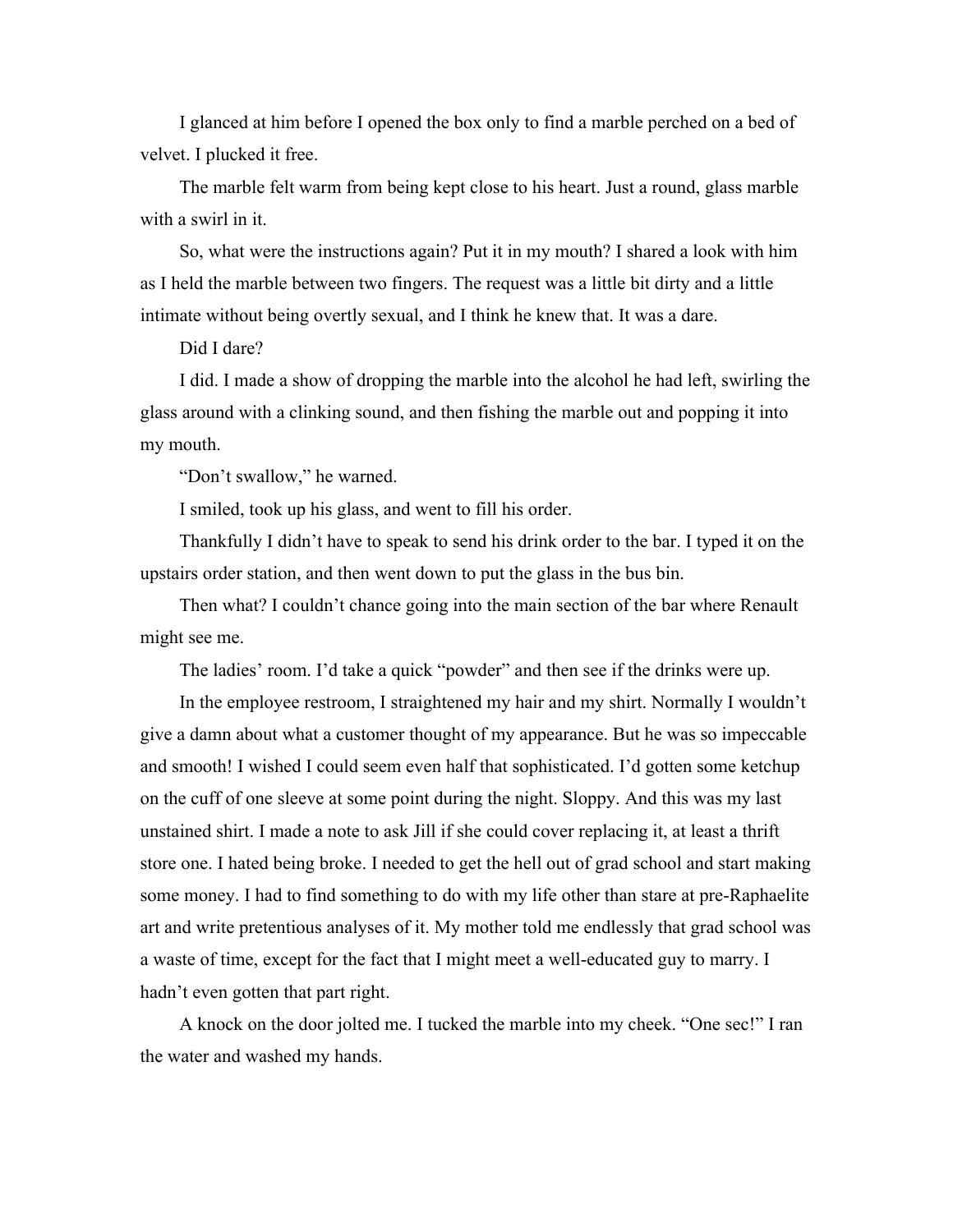I glanced at him before I opened the box only to find a marble perched on a bed of velvet. I plucked it free.

The marble felt warm from being kept close to his heart. Just a round, glass marble with a swirl in it.

So, what were the instructions again? Put it in my mouth? I shared a look with him as I held the marble between two fingers. The request was a little bit dirty and a little intimate without being overtly sexual, and I think he knew that. It was a dare.

Did I dare?

I did. I made a show of dropping the marble into the alcohol he had left, swirling the glass around with a clinking sound, and then fishing the marble out and popping it into my mouth.

"Don't swallow," he warned.

I smiled, took up his glass, and went to fill his order.

Thankfully I didn't have to speak to send his drink order to the bar. I typed it on the upstairs order station, and then went down to put the glass in the bus bin.

Then what? I couldn't chance going into the main section of the bar where Renault might see me.

The ladies' room. I'd take a quick "powder" and then see if the drinks were up.

In the employee restroom, I straightened my hair and my shirt. Normally I wouldn't give a damn about what a customer thought of my appearance. But he was so impeccable and smooth! I wished I could seem even half that sophisticated. I'd gotten some ketchup on the cuff of one sleeve at some point during the night. Sloppy. And this was my last unstained shirt. I made a note to ask Jill if she could cover replacing it, at least a thrift store one. I hated being broke. I needed to get the hell out of grad school and start making some money. I had to find something to do with my life other than stare at pre-Raphaelite art and write pretentious analyses of it. My mother told me endlessly that grad school was a waste of time, except for the fact that I might meet a well-educated guy to marry. I hadn't even gotten that part right.

A knock on the door jolted me. I tucked the marble into my cheek. "One sec!" I ran the water and washed my hands.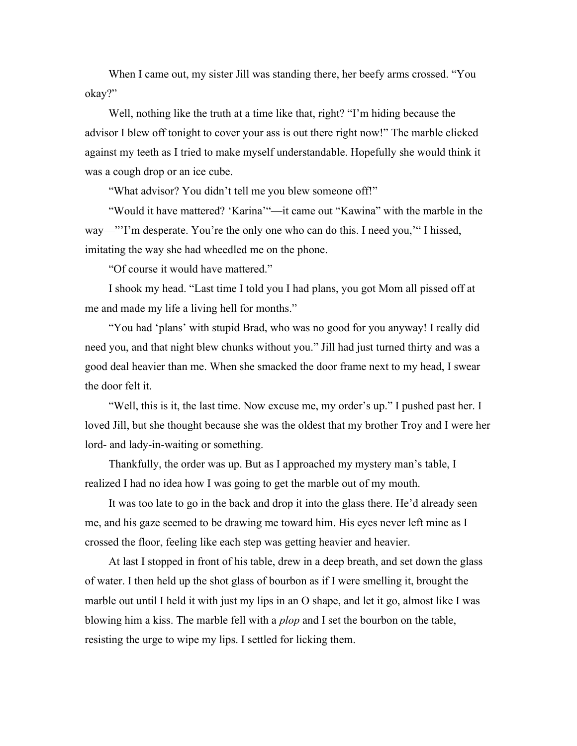When I came out, my sister Jill was standing there, her beefy arms crossed. "You okay?"

Well, nothing like the truth at a time like that, right? "I'm hiding because the advisor I blew off tonight to cover your ass is out there right now!" The marble clicked against my teeth as I tried to make myself understandable. Hopefully she would think it was a cough drop or an ice cube.

"What advisor? You didn't tell me you blew someone off!"

"Would it have mattered? 'Karina'"—it came out "Kawina" with the marble in the way—"'I'm desperate. You're the only one who can do this. I need you,'" I hissed, imitating the way she had wheedled me on the phone.

"Of course it would have mattered."

I shook my head. "Last time I told you I had plans, you got Mom all pissed off at me and made my life a living hell for months."

"You had 'plans' with stupid Brad, who was no good for you anyway! I really did need you, and that night blew chunks without you." Jill had just turned thirty and was a good deal heavier than me. When she smacked the door frame next to my head, I swear the door felt it.

"Well, this is it, the last time. Now excuse me, my order's up." I pushed past her. I loved Jill, but she thought because she was the oldest that my brother Troy and I were her lord- and lady-in-waiting or something.

Thankfully, the order was up. But as I approached my mystery man's table, I realized I had no idea how I was going to get the marble out of my mouth.

It was too late to go in the back and drop it into the glass there. He'd already seen me, and his gaze seemed to be drawing me toward him. His eyes never left mine as I crossed the floor, feeling like each step was getting heavier and heavier.

At last I stopped in front of his table, drew in a deep breath, and set down the glass of water. I then held up the shot glass of bourbon as if I were smelling it, brought the marble out until I held it with just my lips in an O shape, and let it go, almost like I was blowing him a kiss. The marble fell with a *plop* and I set the bourbon on the table, resisting the urge to wipe my lips. I settled for licking them.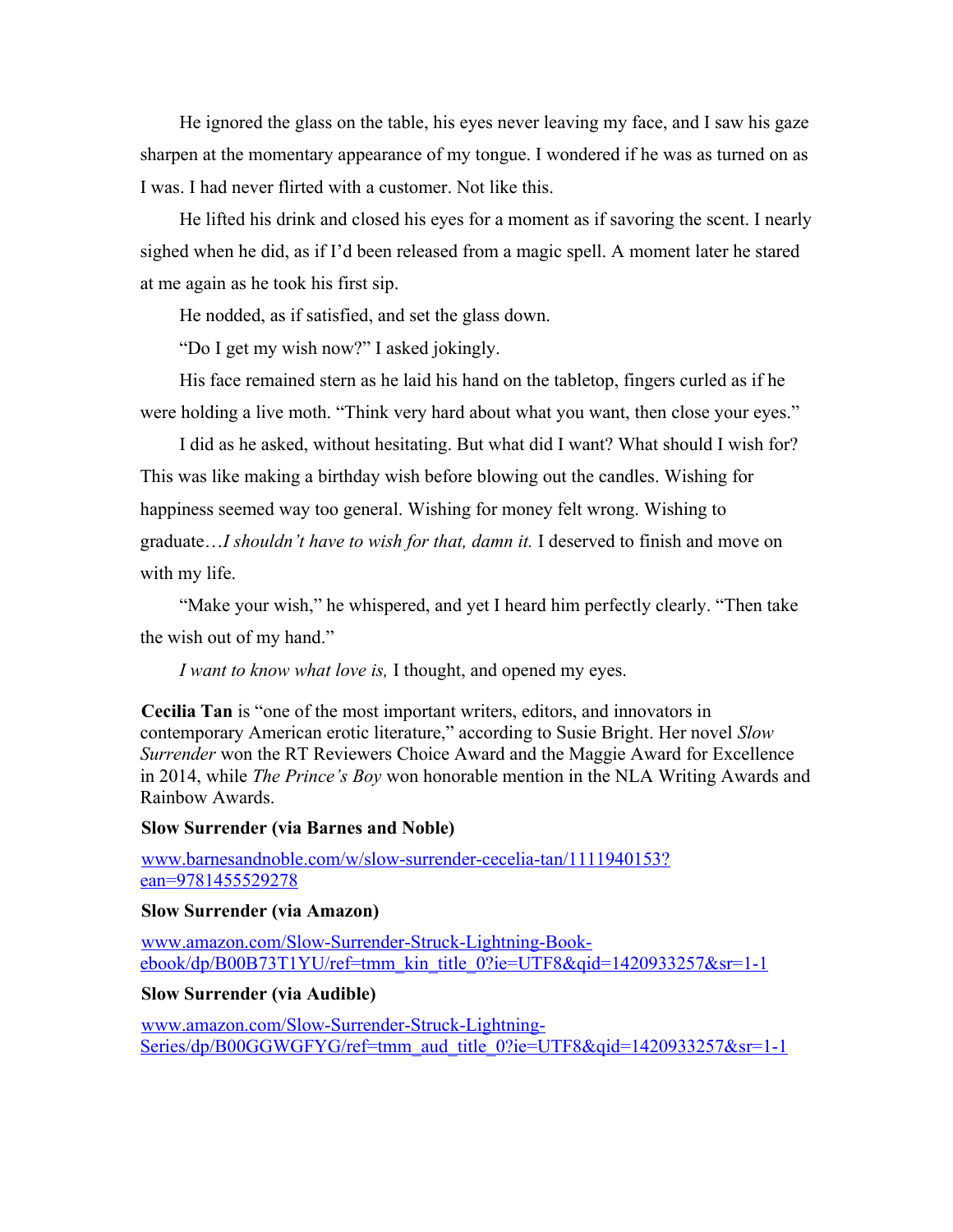He ignored the glass on the table, his eyes never leaving my face, and I saw his gaze sharpen at the momentary appearance of my tongue. I wondered if he was as turned on as I was. I had never flirted with a customer. Not like this.

He lifted his drink and closed his eyes for a moment as if savoring the scent. I nearly sighed when he did, as if I'd been released from a magic spell. A moment later he stared at me again as he took his first sip.

He nodded, as if satisfied, and set the glass down.

"Do I get my wish now?" I asked jokingly.

His face remained stern as he laid his hand on the tabletop, fingers curled as if he were holding a live moth. "Think very hard about what you want, then close your eyes."

I did as he asked, without hesitating. But what did I want? What should I wish for? This was like making a birthday wish before blowing out the candles. Wishing for happiness seemed way too general. Wishing for money felt wrong. Wishing to graduate…*I shouldn't have to wish for that, damn it.* I deserved to finish and move on with my life.

"Make your wish," he whispered, and yet I heard him perfectly clearly. "Then take the wish out of my hand."

*I want to know what love is,* I thought, and opened my eyes.

**Cecilia Tan** is "one of the most important writers, editors, and innovators in contemporary American erotic literature," according to Susie Bright. Her novel *Slow Surrender* won the RT Reviewers Choice Award and the Maggie Award for Excellence in 2014, while *The Prince's Boy* won honorable mention in the NLA Writing Awards and Rainbow Awards.

**Slow Surrender (via Barnes and Noble)**

www.barnesandnoble.com/w/slow-surrender-cecelia-tan/1111940153?ean=9781455529278

**Slow Surrender (via Amazon)**

www.amazon.com/Slow-Surrender-Struck-Lightning-Book-ebook/dp/B00B73T1YU/ref=tmm_kin_title_0?ie=UTF8&qid=1420933257&sr=1-1

**Slow Surrender (via Audible)**

www.amazon.com/Slow-Surrender-Struck-Lightning-Series/dp/B00GGWGFYG/ref=tmm_aud_title_0?ie=UTF8&qid=1420933257&sr=1-1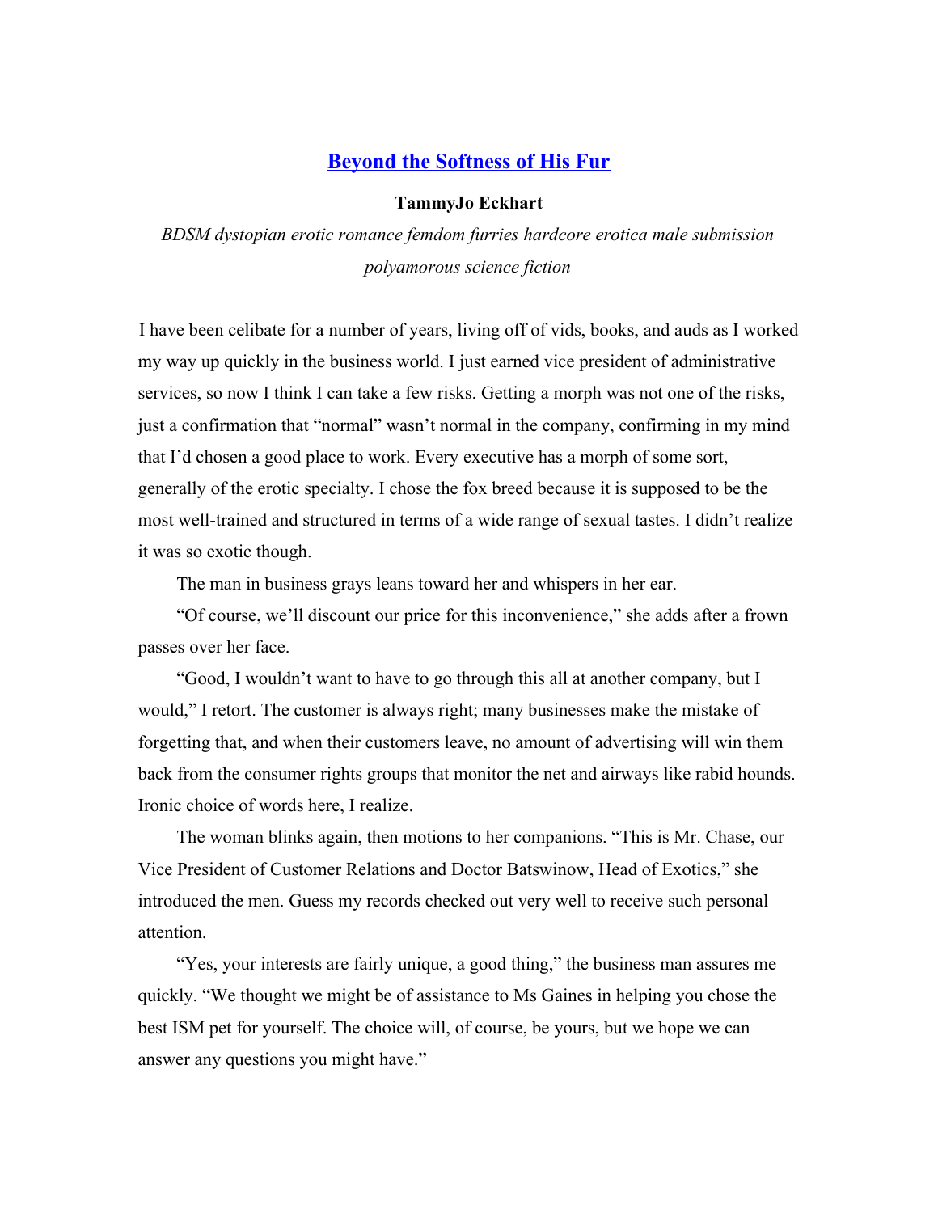## [Beyond the Softness of His Fur]()

**TammyJo Eckhart**

*BDSM dystopian erotic romance femdom furries hardcore erotica male submission polyamorous science fiction*

I have been celibate for a number of years, living off of vids, books, and auds as I worked my way up quickly in the business world. I just earned vice president of administrative services, so now I think I can take a few risks. Getting a morph was not one of the risks, just a confirmation that "normal" wasn't normal in the company, confirming in my mind that I'd chosen a good place to work. Every executive has a morph of some sort, generally of the erotic specialty. I chose the fox breed because it is supposed to be the most well-trained and structured in terms of a wide range of sexual tastes. I didn't realize it was so exotic though.

The man in business grays leans toward her and whispers in her ear.

"Of course, we'll discount our price for this inconvenience," she adds after a frown passes over her face.

"Good, I wouldn't want to have to go through this all at another company, but I would," I retort. The customer is always right; many businesses make the mistake of forgetting that, and when their customers leave, no amount of advertising will win them back from the consumer rights groups that monitor the net and airways like rabid hounds. Ironic choice of words here, I realize.

The woman blinks again, then motions to her companions. "This is Mr. Chase, our Vice President of Customer Relations and Doctor Batswinow, Head of Exotics," she introduced the men. Guess my records checked out very well to receive such personal attention.

"Yes, your interests are fairly unique, a good thing," the business man assures me quickly. "We thought we might be of assistance to Ms Gaines in helping you chose the best ISM pet for yourself. The choice will, of course, be yours, but we hope we can answer any questions you might have."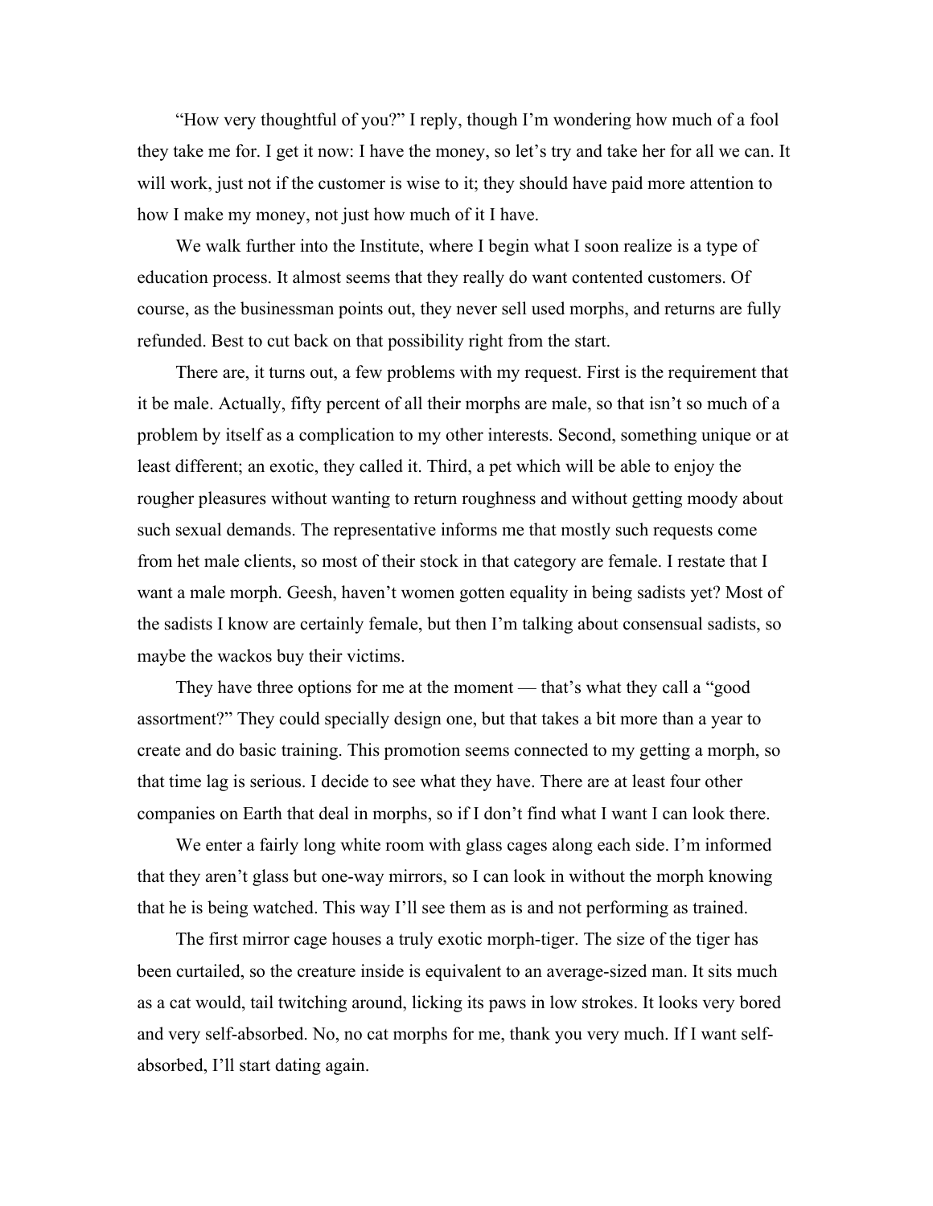"How very thoughtful of you?" I reply, though I'm wondering how much of a fool they take me for. I get it now: I have the money, so let's try and take her for all we can. It will work, just not if the customer is wise to it; they should have paid more attention to how I make my money, not just how much of it I have.

We walk further into the Institute, where I begin what I soon realize is a type of education process. It almost seems that they really do want contented customers. Of course, as the businessman points out, they never sell used morphs, and returns are fully refunded. Best to cut back on that possibility right from the start.

There are, it turns out, a few problems with my request. First is the requirement that it be male. Actually, fifty percent of all their morphs are male, so that isn't so much of a problem by itself as a complication to my other interests. Second, something unique or at least different; an exotic, they called it. Third, a pet which will be able to enjoy the rougher pleasures without wanting to return roughness and without getting moody about such sexual demands. The representative informs me that mostly such requests come from het male clients, so most of their stock in that category are female. I restate that I want a male morph. Geesh, haven't women gotten equality in being sadists yet? Most of the sadists I know are certainly female, but then I'm talking about consensual sadists, so maybe the wackos buy their victims.

They have three options for me at the moment — that's what they call a "good assortment?" They could specially design one, but that takes a bit more than a year to create and do basic training. This promotion seems connected to my getting a morph, so that time lag is serious. I decide to see what they have. There are at least four other companies on Earth that deal in morphs, so if I don't find what I want I can look there.

We enter a fairly long white room with glass cages along each side. I'm informed that they aren't glass but one-way mirrors, so I can look in without the morph knowing that he is being watched. This way I'll see them as is and not performing as trained.

The first mirror cage houses a truly exotic morph-tiger. The size of the tiger has been curtailed, so the creature inside is equivalent to an average-sized man. It sits much as a cat would, tail twitching around, licking its paws in low strokes. It looks very bored and very self-absorbed. No, no cat morphs for me, thank you very much. If I want self-absorbed, I'll start dating again.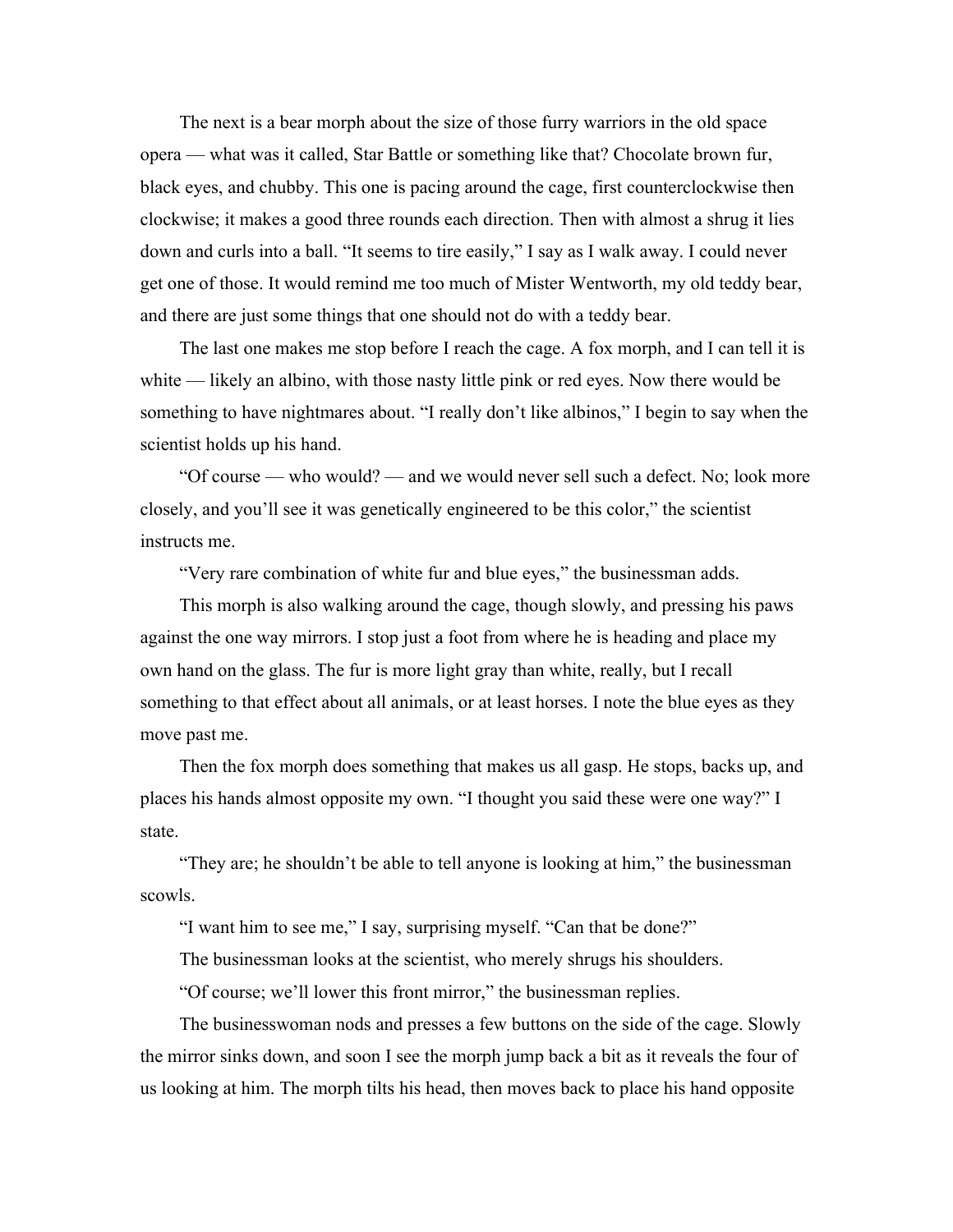The next is a bear morph about the size of those furry warriors in the old space opera — what was it called, Star Battle or something like that? Chocolate brown fur, black eyes, and chubby. This one is pacing around the cage, first counterclockwise then clockwise; it makes a good three rounds each direction. Then with almost a shrug it lies down and curls into a ball. "It seems to tire easily," I say as I walk away. I could never get one of those. It would remind me too much of Mister Wentworth, my old teddy bear, and there are just some things that one should not do with a teddy bear.

The last one makes me stop before I reach the cage. A fox morph, and I can tell it is white — likely an albino, with those nasty little pink or red eyes. Now there would be something to have nightmares about. "I really don't like albinos," I begin to say when the scientist holds up his hand.

"Of course — who would? — and we would never sell such a defect. No; look more closely, and you'll see it was genetically engineered to be this color," the scientist instructs me.

"Very rare combination of white fur and blue eyes," the businessman adds.

This morph is also walking around the cage, though slowly, and pressing his paws against the one way mirrors. I stop just a foot from where he is heading and place my own hand on the glass. The fur is more light gray than white, really, but I recall something to that effect about all animals, or at least horses. I note the blue eyes as they move past me.

Then the fox morph does something that makes us all gasp. He stops, backs up, and places his hands almost opposite my own. "I thought you said these were one way?" I state.

"They are; he shouldn't be able to tell anyone is looking at him," the businessman scowls.

"I want him to see me," I say, surprising myself. "Can that be done?"

The businessman looks at the scientist, who merely shrugs his shoulders.

"Of course; we'll lower this front mirror," the businessman replies.

The businesswoman nods and presses a few buttons on the side of the cage. Slowly the mirror sinks down, and soon I see the morph jump back a bit as it reveals the four of us looking at him. The morph tilts his head, then moves back to place his hand opposite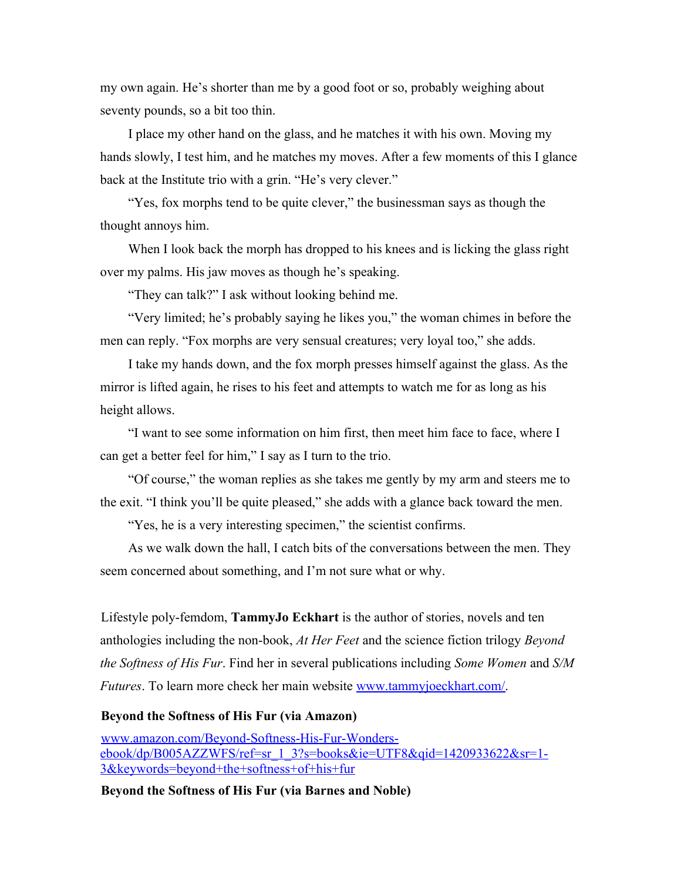my own again. He's shorter than me by a good foot or so, probably weighing about seventy pounds, so a bit too thin.

I place my other hand on the glass, and he matches it with his own. Moving my hands slowly, I test him, and he matches my moves. After a few moments of this I glance back at the Institute trio with a grin. "He's very clever."

"Yes, fox morphs tend to be quite clever," the businessman says as though the thought annoys him.

When I look back the morph has dropped to his knees and is licking the glass right over my palms. His jaw moves as though he's speaking.

"They can talk?" I ask without looking behind me.

"Very limited; he's probably saying he likes you," the woman chimes in before the men can reply. "Fox morphs are very sensual creatures; very loyal too," she adds.

I take my hands down, and the fox morph presses himself against the glass. As the mirror is lifted again, he rises to his feet and attempts to watch me for as long as his height allows.

"I want to see some information on him first, then meet him face to face, where I can get a better feel for him," I say as I turn to the trio.

"Of course," the woman replies as she takes me gently by my arm and steers me to the exit. "I think you'll be quite pleased," she adds with a glance back toward the men.

"Yes, he is a very interesting specimen," the scientist confirms.

As we walk down the hall, I catch bits of the conversations between the men. They seem concerned about something, and I'm not sure what or why.

Lifestyle poly-femdom, **TammyJo Eckhart** is the author of stories, novels and ten anthologies including the non-book, *At Her Feet* and the science fiction trilogy *Beyond the Softness of His Fur*. Find her in several publications including *Some Women* and *S/M Futures*. To learn more check her main website [www.tammyjoeckhart.com/](www.tammyjoeckhart.com/).

**Beyond the Softness of His Fur (via Amazon)**

[www.amazon.com/Beyond-Softness-His-Fur-Wonders-ebook/dp/B005AZZWFS/ref=sr_1_3?s=books&ie=UTF8&qid=1420933622&sr=1-3&keywords=beyond+the+softness+of+his+fur](www.amazon.com/Beyond-Softness-His-Fur-Wonders-ebook/dp/B005AZZWFS/ref=sr_1_3?s=books&ie=UTF8&qid=1420933622&sr=1-3&keywords=beyond+the+softness+of+his+fur)

**Beyond the Softness of His Fur (via Barnes and Noble)**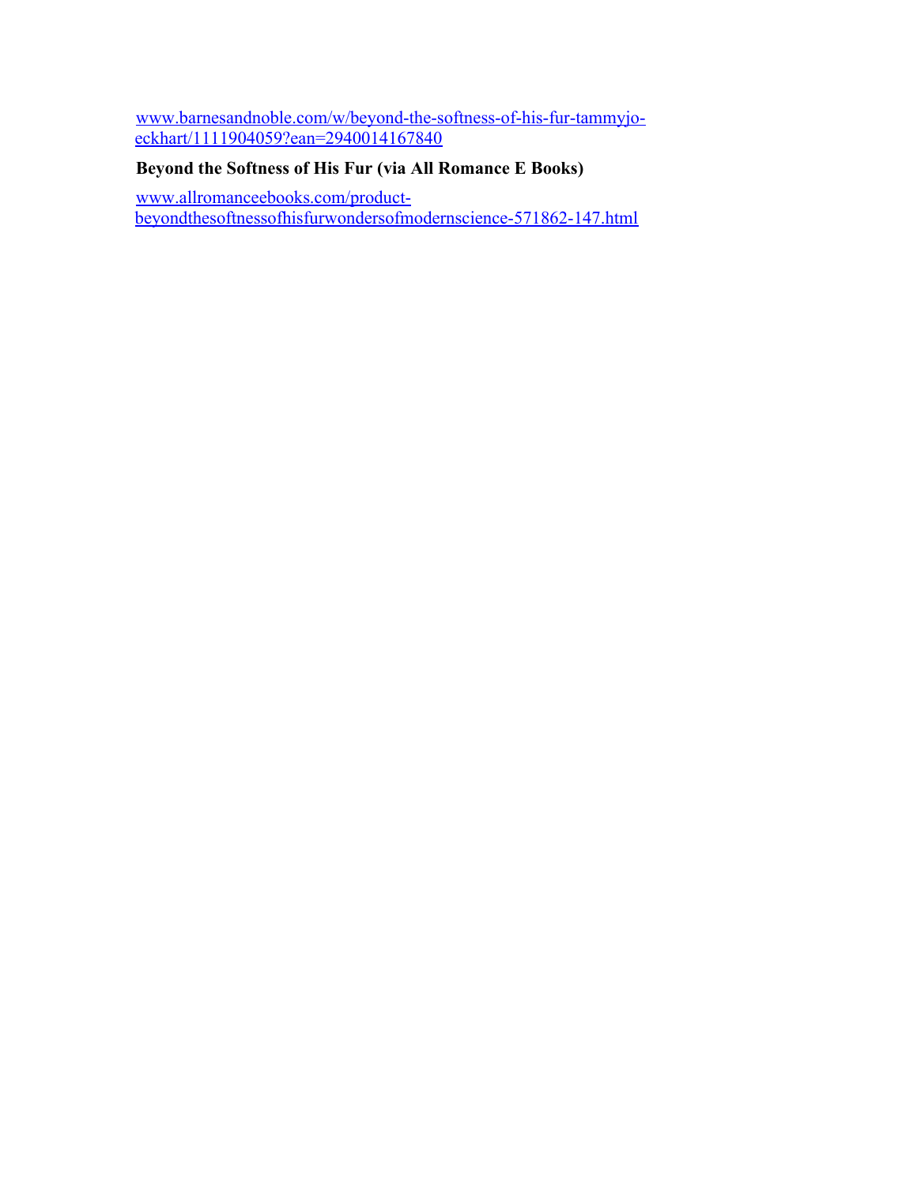[www.barnesandnoble.com/w/beyond-the-softness-of-his-fur-tammyjo-eckhart/1111904059?ean=2940014167840](www.barnesandnoble.com/w/beyond-the-softness-of-his-fur-tammyjo-eckhart/1111904059?ean=2940014167840)

**Beyond the Softness of His Fur (via All Romance E Books)**

[www.allromanceebooks.com/product-beyondthesoftnessofhisfurwondersofmodernscience-571862-147.html](www.allromanceebooks.com/product-beyondthesoftnessofhisfurwondersofmodernscience-571862-147.html)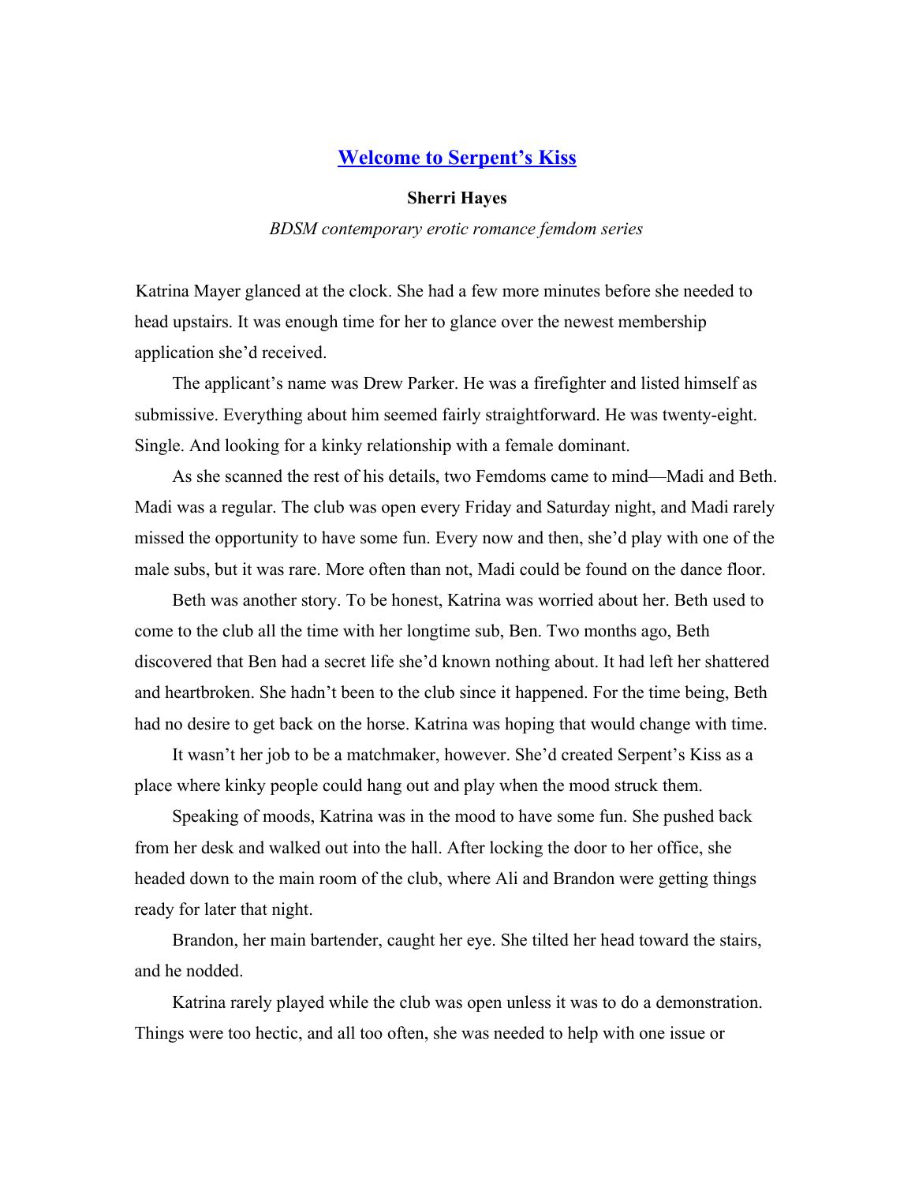## [Welcome to Serpent's Kiss]

**Sherri Hayes**

*BDSM contemporary erotic romance femdom series*

Katrina Mayer glanced at the clock. She had a few more minutes before she needed to head upstairs. It was enough time for her to glance over the newest membership application she'd received.

The applicant's name was Drew Parker. He was a firefighter and listed himself as submissive. Everything about him seemed fairly straightforward. He was twenty-eight. Single. And looking for a kinky relationship with a female dominant.

As she scanned the rest of his details, two Femdoms came to mind—Madi and Beth. Madi was a regular. The club was open every Friday and Saturday night, and Madi rarely missed the opportunity to have some fun. Every now and then, she'd play with one of the male subs, but it was rare. More often than not, Madi could be found on the dance floor.

Beth was another story. To be honest, Katrina was worried about her. Beth used to come to the club all the time with her longtime sub, Ben. Two months ago, Beth discovered that Ben had a secret life she'd known nothing about. It had left her shattered and heartbroken. She hadn't been to the club since it happened. For the time being, Beth had no desire to get back on the horse. Katrina was hoping that would change with time.

It wasn't her job to be a matchmaker, however. She'd created Serpent's Kiss as a place where kinky people could hang out and play when the mood struck them.

Speaking of moods, Katrina was in the mood to have some fun. She pushed back from her desk and walked out into the hall. After locking the door to her office, she headed down to the main room of the club, where Ali and Brandon were getting things ready for later that night.

Brandon, her main bartender, caught her eye. She tilted her head toward the stairs, and he nodded.

Katrina rarely played while the club was open unless it was to do a demonstration. Things were too hectic, and all too often, she was needed to help with one issue or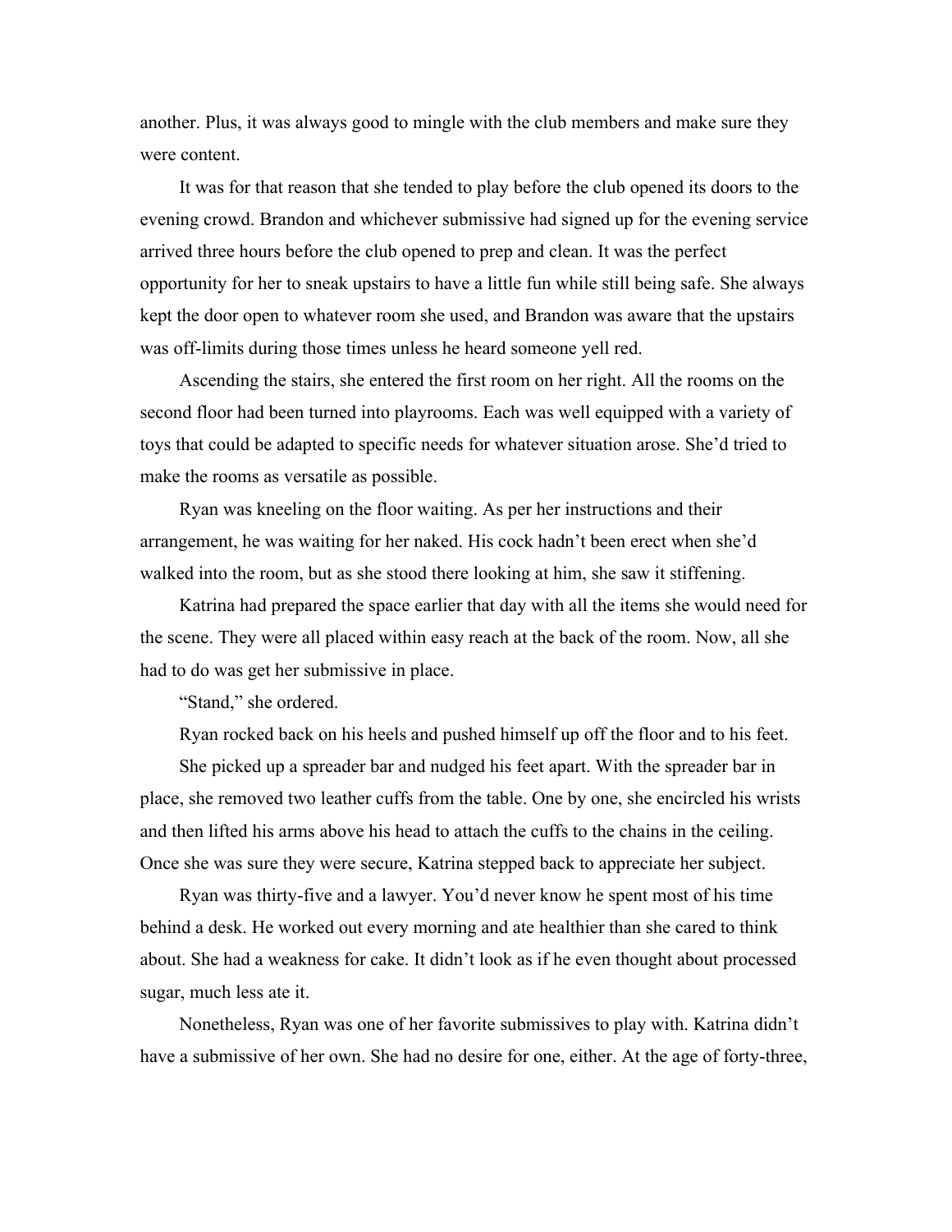another. Plus, it was always good to mingle with the club members and make sure they were content.

It was for that reason that she tended to play before the club opened its doors to the evening crowd. Brandon and whichever submissive had signed up for the evening service arrived three hours before the club opened to prep and clean. It was the perfect opportunity for her to sneak upstairs to have a little fun while still being safe. She always kept the door open to whatever room she used, and Brandon was aware that the upstairs was off-limits during those times unless he heard someone yell red.

Ascending the stairs, she entered the first room on her right. All the rooms on the second floor had been turned into playrooms. Each was well equipped with a variety of toys that could be adapted to specific needs for whatever situation arose. She'd tried to make the rooms as versatile as possible.

Ryan was kneeling on the floor waiting. As per her instructions and their arrangement, he was waiting for her naked. His cock hadn't been erect when she'd walked into the room, but as she stood there looking at him, she saw it stiffening.

Katrina had prepared the space earlier that day with all the items she would need for the scene. They were all placed within easy reach at the back of the room. Now, all she had to do was get her submissive in place.

"Stand," she ordered.

Ryan rocked back on his heels and pushed himself up off the floor and to his feet.

She picked up a spreader bar and nudged his feet apart. With the spreader bar in place, she removed two leather cuffs from the table. One by one, she encircled his wrists and then lifted his arms above his head to attach the cuffs to the chains in the ceiling. Once she was sure they were secure, Katrina stepped back to appreciate her subject.

Ryan was thirty-five and a lawyer. You'd never know he spent most of his time behind a desk. He worked out every morning and ate healthier than she cared to think about. She had a weakness for cake. It didn't look as if he even thought about processed sugar, much less ate it.

Nonetheless, Ryan was one of her favorite submissives to play with. Katrina didn't have a submissive of her own. She had no desire for one, either. At the age of forty-three,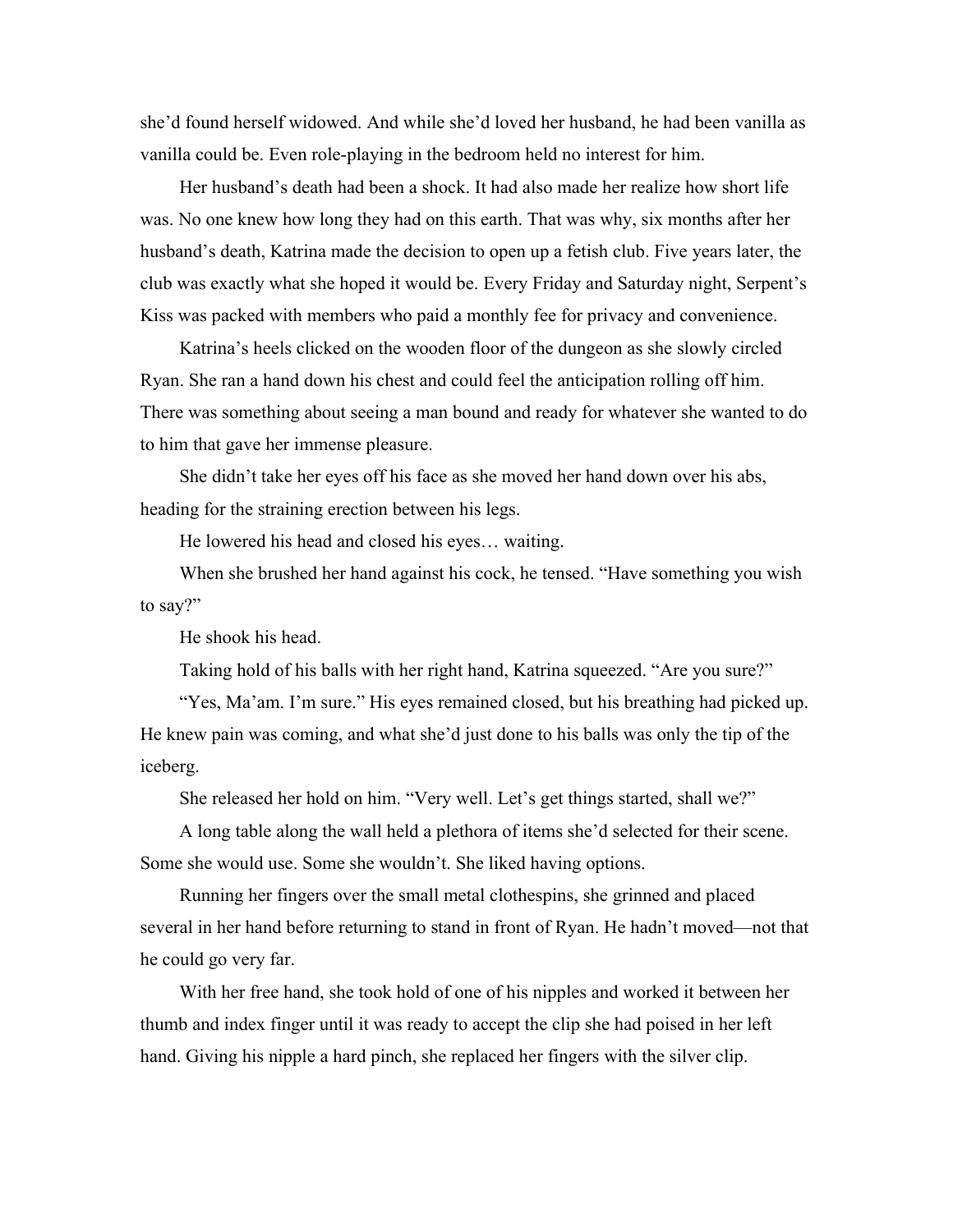she'd found herself widowed. And while she'd loved her husband, he had been vanilla as vanilla could be. Even role-playing in the bedroom held no interest for him.

Her husband's death had been a shock. It had also made her realize how short life was. No one knew how long they had on this earth. That was why, six months after her husband's death, Katrina made the decision to open up a fetish club. Five years later, the club was exactly what she hoped it would be. Every Friday and Saturday night, Serpent's Kiss was packed with members who paid a monthly fee for privacy and convenience.

Katrina's heels clicked on the wooden floor of the dungeon as she slowly circled Ryan. She ran a hand down his chest and could feel the anticipation rolling off him. There was something about seeing a man bound and ready for whatever she wanted to do to him that gave her immense pleasure.

She didn't take her eyes off his face as she moved her hand down over his abs, heading for the straining erection between his legs.

He lowered his head and closed his eyes… waiting.

When she brushed her hand against his cock, he tensed. "Have something you wish to say?"

He shook his head.

Taking hold of his balls with her right hand, Katrina squeezed. "Are you sure?"

"Yes, Ma'am. I'm sure." His eyes remained closed, but his breathing had picked up. He knew pain was coming, and what she'd just done to his balls was only the tip of the iceberg.

She released her hold on him. "Very well. Let's get things started, shall we?"

A long table along the wall held a plethora of items she'd selected for their scene. Some she would use. Some she wouldn't. She liked having options.

Running her fingers over the small metal clothespins, she grinned and placed several in her hand before returning to stand in front of Ryan. He hadn't moved—not that he could go very far.

With her free hand, she took hold of one of his nipples and worked it between her thumb and index finger until it was ready to accept the clip she had poised in her left hand. Giving his nipple a hard pinch, she replaced her fingers with the silver clip.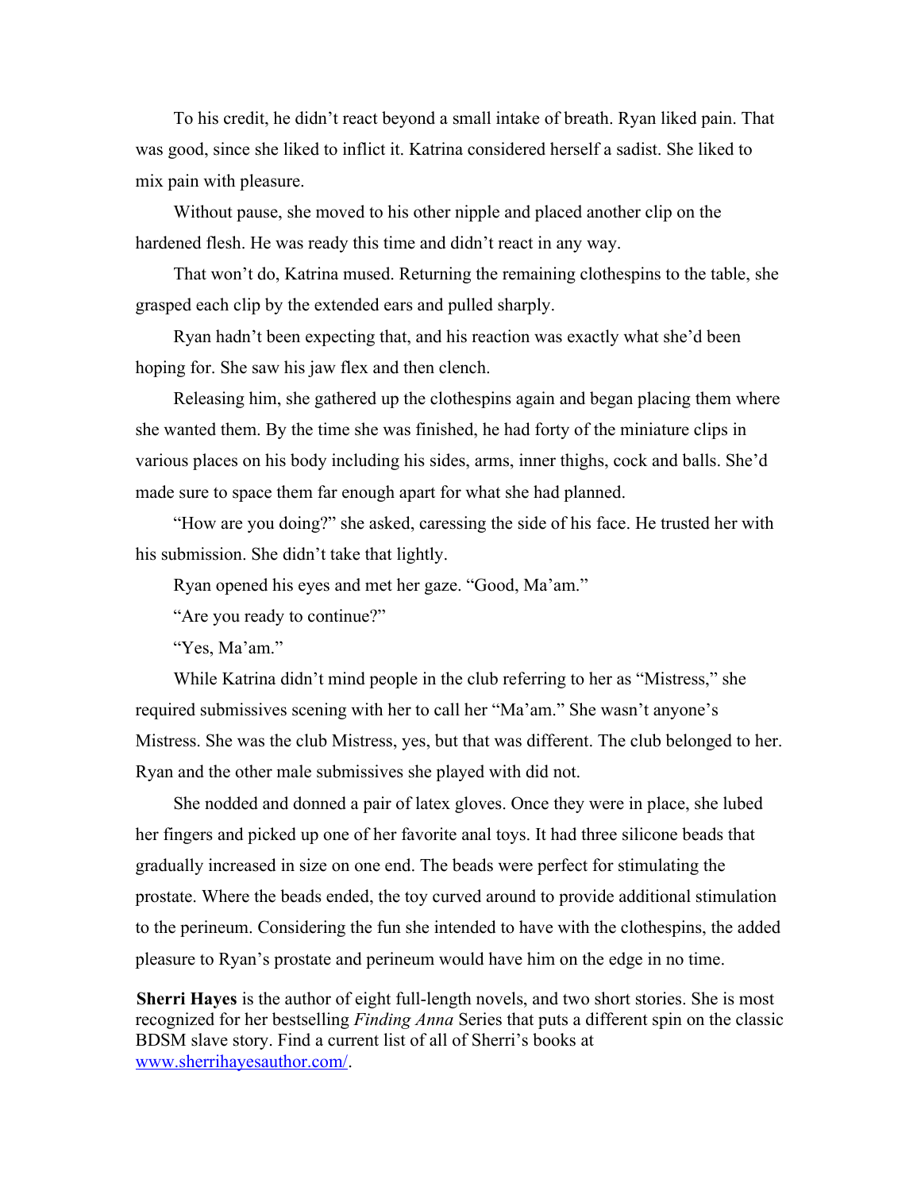To his credit, he didn't react beyond a small intake of breath. Ryan liked pain. That was good, since she liked to inflict it. Katrina considered herself a sadist. She liked to mix pain with pleasure.

Without pause, she moved to his other nipple and placed another clip on the hardened flesh. He was ready this time and didn't react in any way.

That won't do, Katrina mused. Returning the remaining clothespins to the table, she grasped each clip by the extended ears and pulled sharply.

Ryan hadn't been expecting that, and his reaction was exactly what she'd been hoping for. She saw his jaw flex and then clench.

Releasing him, she gathered up the clothespins again and began placing them where she wanted them. By the time she was finished, he had forty of the miniature clips in various places on his body including his sides, arms, inner thighs, cock and balls. She'd made sure to space them far enough apart for what she had planned.

"How are you doing?" she asked, caressing the side of his face. He trusted her with his submission. She didn't take that lightly.

Ryan opened his eyes and met her gaze. "Good, Ma'am."

"Are you ready to continue?"

"Yes, Ma'am."

While Katrina didn't mind people in the club referring to her as "Mistress," she required submissives scening with her to call her "Ma'am." She wasn't anyone's Mistress. She was the club Mistress, yes, but that was different. The club belonged to her. Ryan and the other male submissives she played with did not.

She nodded and donned a pair of latex gloves. Once they were in place, she lubed her fingers and picked up one of her favorite anal toys. It had three silicone beads that gradually increased in size on one end. The beads were perfect for stimulating the prostate. Where the beads ended, the toy curved around to provide additional stimulation to the perineum. Considering the fun she intended to have with the clothespins, the added pleasure to Ryan's prostate and perineum would have him on the edge in no time.

**Sherri Hayes** is the author of eight full-length novels, and two short stories. She is most recognized for her bestselling *Finding Anna* Series that puts a different spin on the classic BDSM slave story. Find a current list of all of Sherri's books at [www.sherrihayesauthor.com/](www.sherrihayesauthor.com/).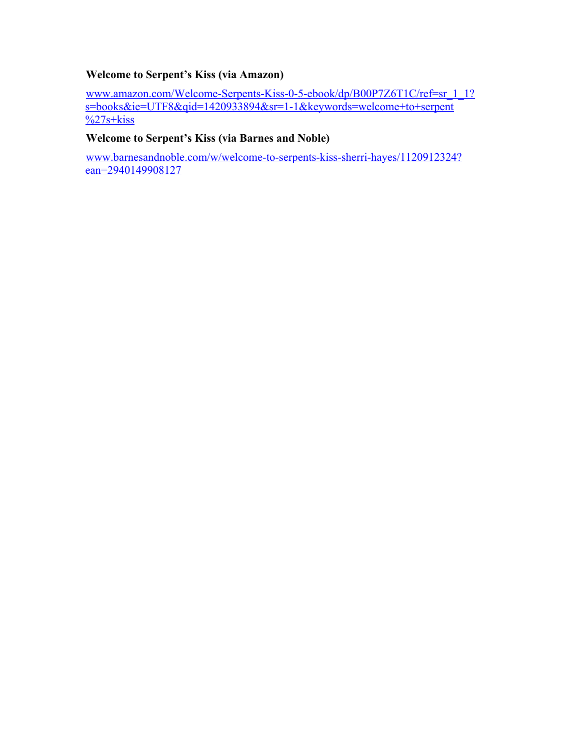**Welcome to Serpent’s Kiss (via Amazon)**

[www.amazon.com/Welcome-Serpents-Kiss-0-5-ebook/dp/B00P7Z6T1C/ref=sr_1_1?s=books&ie=UTF8&qid=1420933894&sr=1-1&keywords=welcome+to+serpent%27s+kiss](http://www.amazon.com/Welcome-Serpents-Kiss-0-5-ebook/dp/B00P7Z6T1C/ref=sr_1_1?s=books&ie=UTF8&qid=1420933894&sr=1-1&keywords=welcome+to+serpent%27s+kiss)

**Welcome to Serpent’s Kiss (via Barnes and Noble)**

[www.barnesandnoble.com/w/welcome-to-serpents-kiss-sherri-hayes/1120912324?ean=2940149908127](http://www.barnesandnoble.com/w/welcome-to-serpents-kiss-sherri-hayes/1120912324?ean=2940149908127)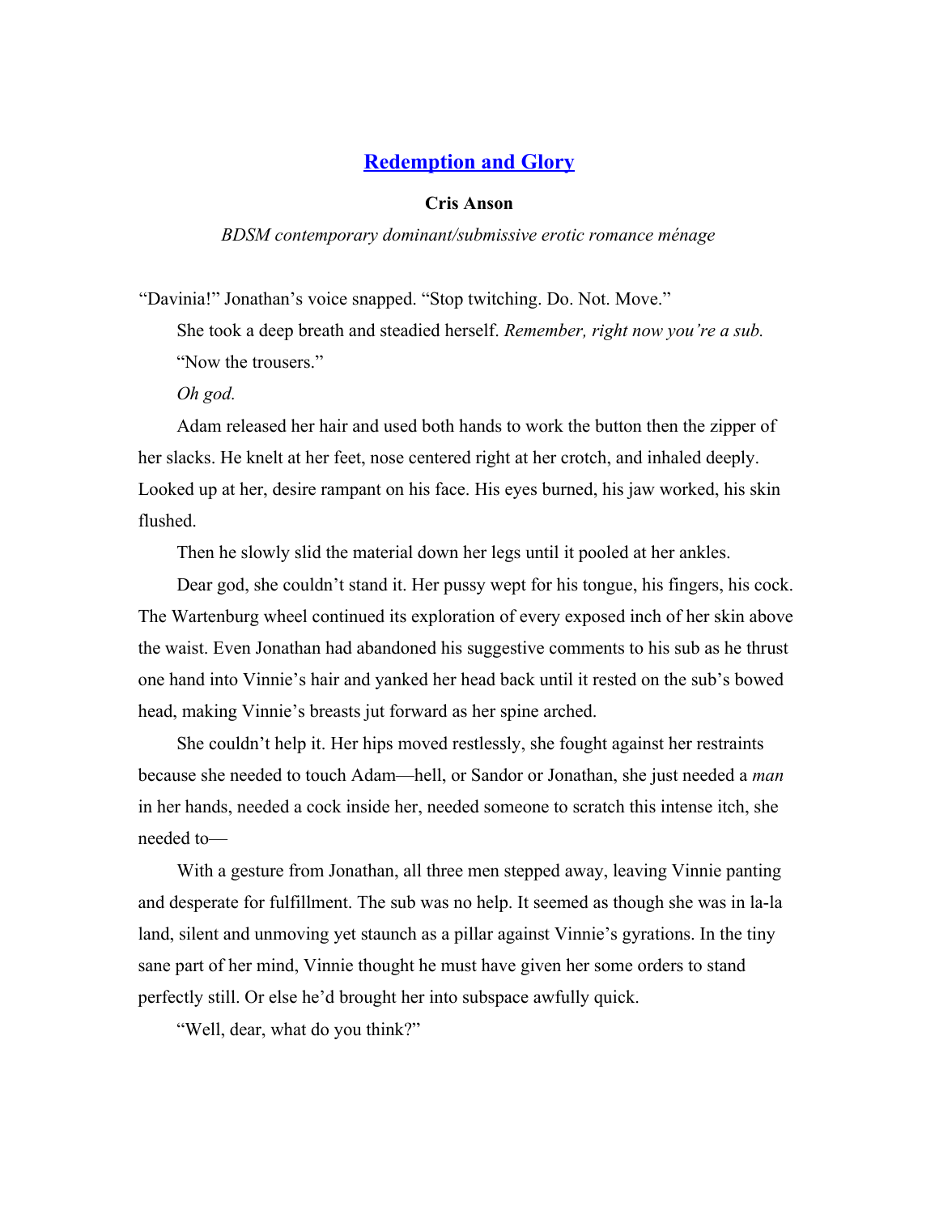## [Redemption and Glory](#)

**Cris Anson**

*BDSM contemporary dominant/submissive erotic romance ménage*

"Davinia!" Jonathan's voice snapped. "Stop twitching. Do. Not. Move."

She took a deep breath and steadied herself. *Remember, right now you're a sub.*

"Now the trousers."

*Oh god.*

Adam released her hair and used both hands to work the button then the zipper of her slacks. He knelt at her feet, nose centered right at her crotch, and inhaled deeply. Looked up at her, desire rampant on his face. His eyes burned, his jaw worked, his skin flushed.

Then he slowly slid the material down her legs until it pooled at her ankles.

Dear god, she couldn't stand it. Her pussy wept for his tongue, his fingers, his cock. The Wartenburg wheel continued its exploration of every exposed inch of her skin above the waist. Even Jonathan had abandoned his suggestive comments to his sub as he thrust one hand into Vinnie's hair and yanked her head back until it rested on the sub's bowed head, making Vinnie's breasts jut forward as her spine arched.

She couldn't help it. Her hips moved restlessly, she fought against her restraints because she needed to touch Adam—hell, or Sandor or Jonathan, she just needed a *man* in her hands, needed a cock inside her, needed someone to scratch this intense itch, she needed to—

With a gesture from Jonathan, all three men stepped away, leaving Vinnie panting and desperate for fulfillment. The sub was no help. It seemed as though she was in la-la land, silent and unmoving yet staunch as a pillar against Vinnie's gyrations. In the tiny sane part of her mind, Vinnie thought he must have given her some orders to stand perfectly still. Or else he'd brought her into subspace awfully quick.

"Well, dear, what do you think?"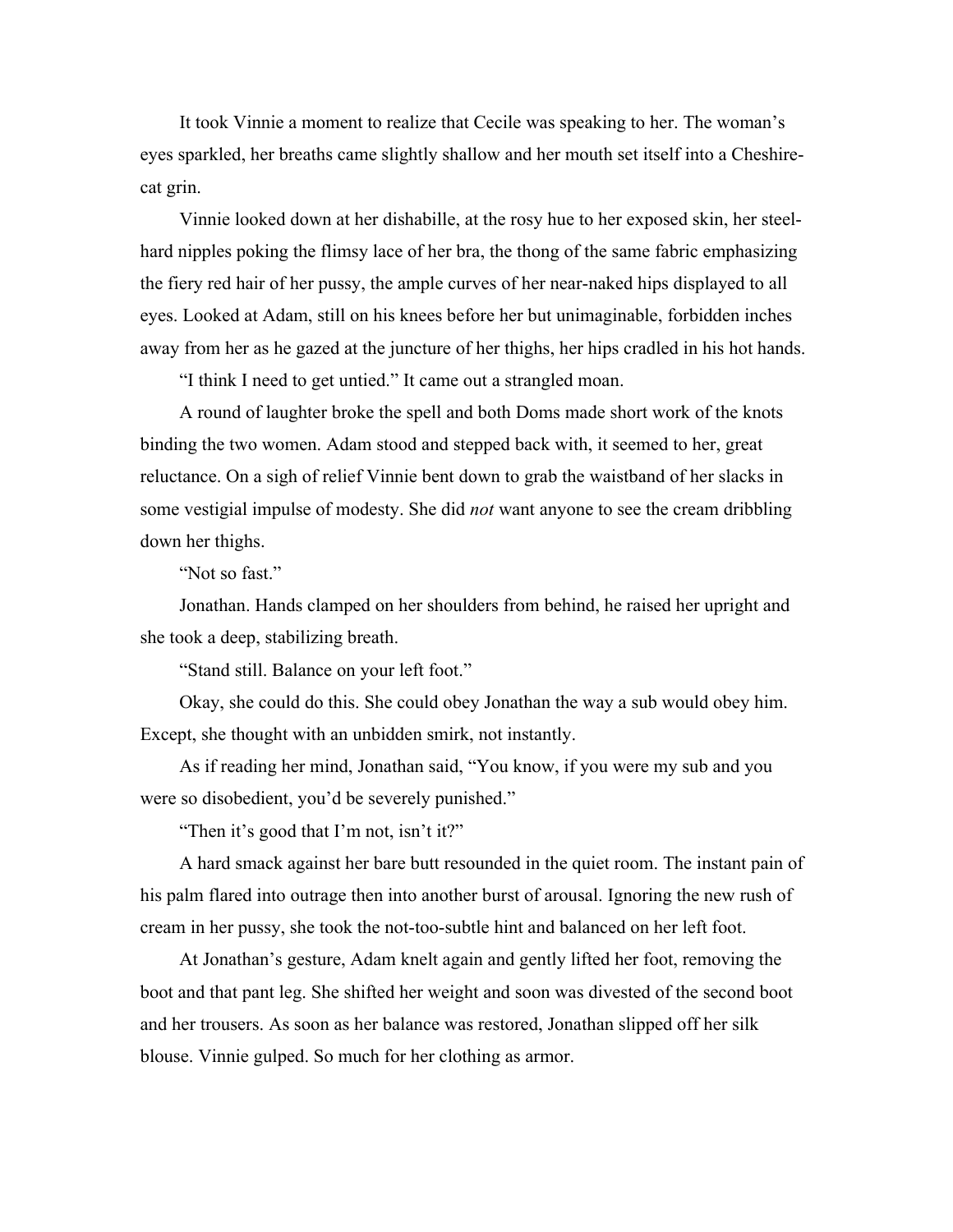It took Vinnie a moment to realize that Cecile was speaking to her. The woman's eyes sparkled, her breaths came slightly shallow and her mouth set itself into a Cheshire-cat grin.

Vinnie looked down at her dishabille, at the rosy hue to her exposed skin, her steel-hard nipples poking the flimsy lace of her bra, the thong of the same fabric emphasizing the fiery red hair of her pussy, the ample curves of her near-naked hips displayed to all eyes. Looked at Adam, still on his knees before her but unimaginable, forbidden inches away from her as he gazed at the juncture of her thighs, her hips cradled in his hot hands.

"I think I need to get untied." It came out a strangled moan.

A round of laughter broke the spell and both Doms made short work of the knots binding the two women. Adam stood and stepped back with, it seemed to her, great reluctance. On a sigh of relief Vinnie bent down to grab the waistband of her slacks in some vestigial impulse of modesty. She did *not* want anyone to see the cream dribbling down her thighs.

"Not so fast."

Jonathan. Hands clamped on her shoulders from behind, he raised her upright and she took a deep, stabilizing breath.

"Stand still. Balance on your left foot."

Okay, she could do this. She could obey Jonathan the way a sub would obey him. Except, she thought with an unbidden smirk, not instantly.

As if reading her mind, Jonathan said, "You know, if you were my sub and you were so disobedient, you'd be severely punished."

"Then it's good that I'm not, isn't it?"

A hard smack against her bare butt resounded in the quiet room. The instant pain of his palm flared into outrage then into another burst of arousal. Ignoring the new rush of cream in her pussy, she took the not-too-subtle hint and balanced on her left foot.

At Jonathan's gesture, Adam knelt again and gently lifted her foot, removing the boot and that pant leg. She shifted her weight and soon was divested of the second boot and her trousers. As soon as her balance was restored, Jonathan slipped off her silk blouse. Vinnie gulped. So much for her clothing as armor.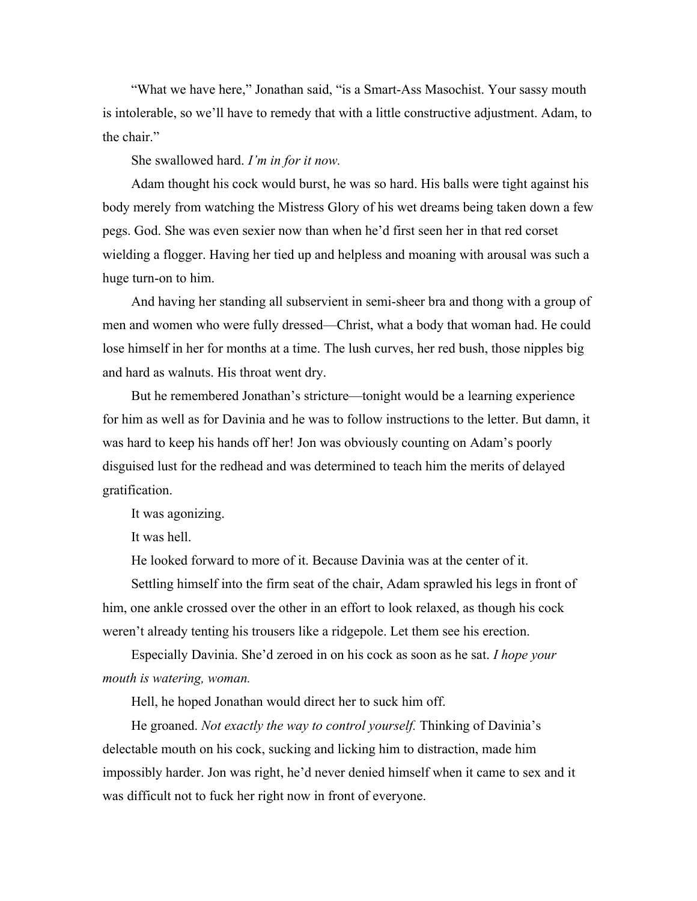"What we have here," Jonathan said, "is a Smart-Ass Masochist. Your sassy mouth is intolerable, so we'll have to remedy that with a little constructive adjustment. Adam, to the chair."

She swallowed hard. *I'm in for it now.*

Adam thought his cock would burst, he was so hard. His balls were tight against his body merely from watching the Mistress Glory of his wet dreams being taken down a few pegs. God. She was even sexier now than when he'd first seen her in that red corset wielding a flogger. Having her tied up and helpless and moaning with arousal was such a huge turn-on to him.

And having her standing all subservient in semi-sheer bra and thong with a group of men and women who were fully dressed—Christ, what a body that woman had. He could lose himself in her for months at a time. The lush curves, her red bush, those nipples big and hard as walnuts. His throat went dry.

But he remembered Jonathan's stricture—tonight would be a learning experience for him as well as for Davinia and he was to follow instructions to the letter. But damn, it was hard to keep his hands off her! Jon was obviously counting on Adam's poorly disguised lust for the redhead and was determined to teach him the merits of delayed gratification.

It was agonizing.

It was hell.

He looked forward to more of it. Because Davinia was at the center of it.

Settling himself into the firm seat of the chair, Adam sprawled his legs in front of him, one ankle crossed over the other in an effort to look relaxed, as though his cock weren't already tenting his trousers like a ridgepole. Let them see his erection.

Especially Davinia. She'd zeroed in on his cock as soon as he sat. *I hope your mouth is watering, woman.*

Hell, he hoped Jonathan would direct her to suck him off.

He groaned. *Not exactly the way to control yourself.* Thinking of Davinia's delectable mouth on his cock, sucking and licking him to distraction, made him impossibly harder. Jon was right, he'd never denied himself when it came to sex and it was difficult not to fuck her right now in front of everyone.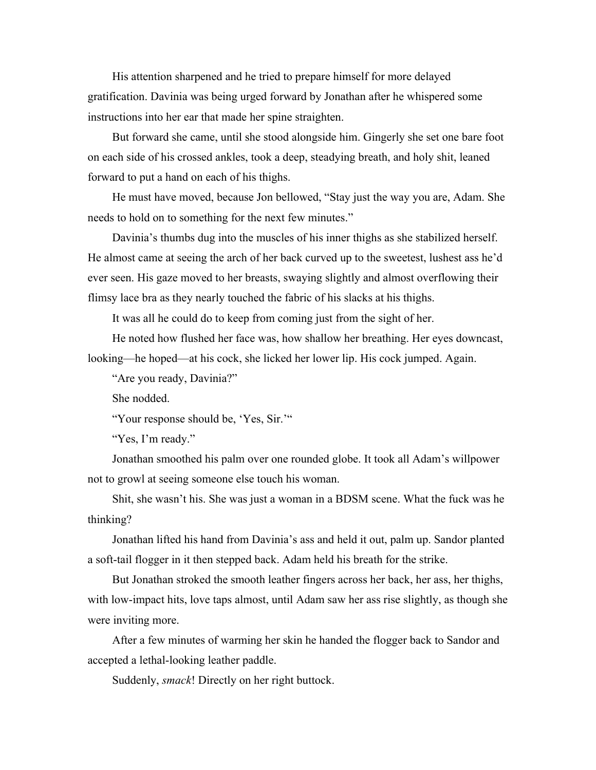His attention sharpened and he tried to prepare himself for more delayed gratification. Davinia was being urged forward by Jonathan after he whispered some instructions into her ear that made her spine straighten.

But forward she came, until she stood alongside him. Gingerly she set one bare foot on each side of his crossed ankles, took a deep, steadying breath, and holy shit, leaned forward to put a hand on each of his thighs.

He must have moved, because Jon bellowed, "Stay just the way you are, Adam. She needs to hold on to something for the next few minutes."

Davinia's thumbs dug into the muscles of his inner thighs as she stabilized herself. He almost came at seeing the arch of her back curved up to the sweetest, lushest ass he'd ever seen. His gaze moved to her breasts, swaying slightly and almost overflowing their flimsy lace bra as they nearly touched the fabric of his slacks at his thighs.

It was all he could do to keep from coming just from the sight of her.

He noted how flushed her face was, how shallow her breathing. Her eyes downcast, looking—he hoped—at his cock, she licked her lower lip. His cock jumped. Again.

"Are you ready, Davinia?"

She nodded.

"Your response should be, 'Yes, Sir.'"

"Yes, I'm ready."

Jonathan smoothed his palm over one rounded globe. It took all Adam's willpower not to growl at seeing someone else touch his woman.

Shit, she wasn't his. She was just a woman in a BDSM scene. What the fuck was he thinking?

Jonathan lifted his hand from Davinia's ass and held it out, palm up. Sandor planted a soft-tail flogger in it then stepped back. Adam held his breath for the strike.

But Jonathan stroked the smooth leather fingers across her back, her ass, her thighs, with low-impact hits, love taps almost, until Adam saw her ass rise slightly, as though she were inviting more.

After a few minutes of warming her skin he handed the flogger back to Sandor and accepted a lethal-looking leather paddle.

Suddenly, *smack*! Directly on her right buttock.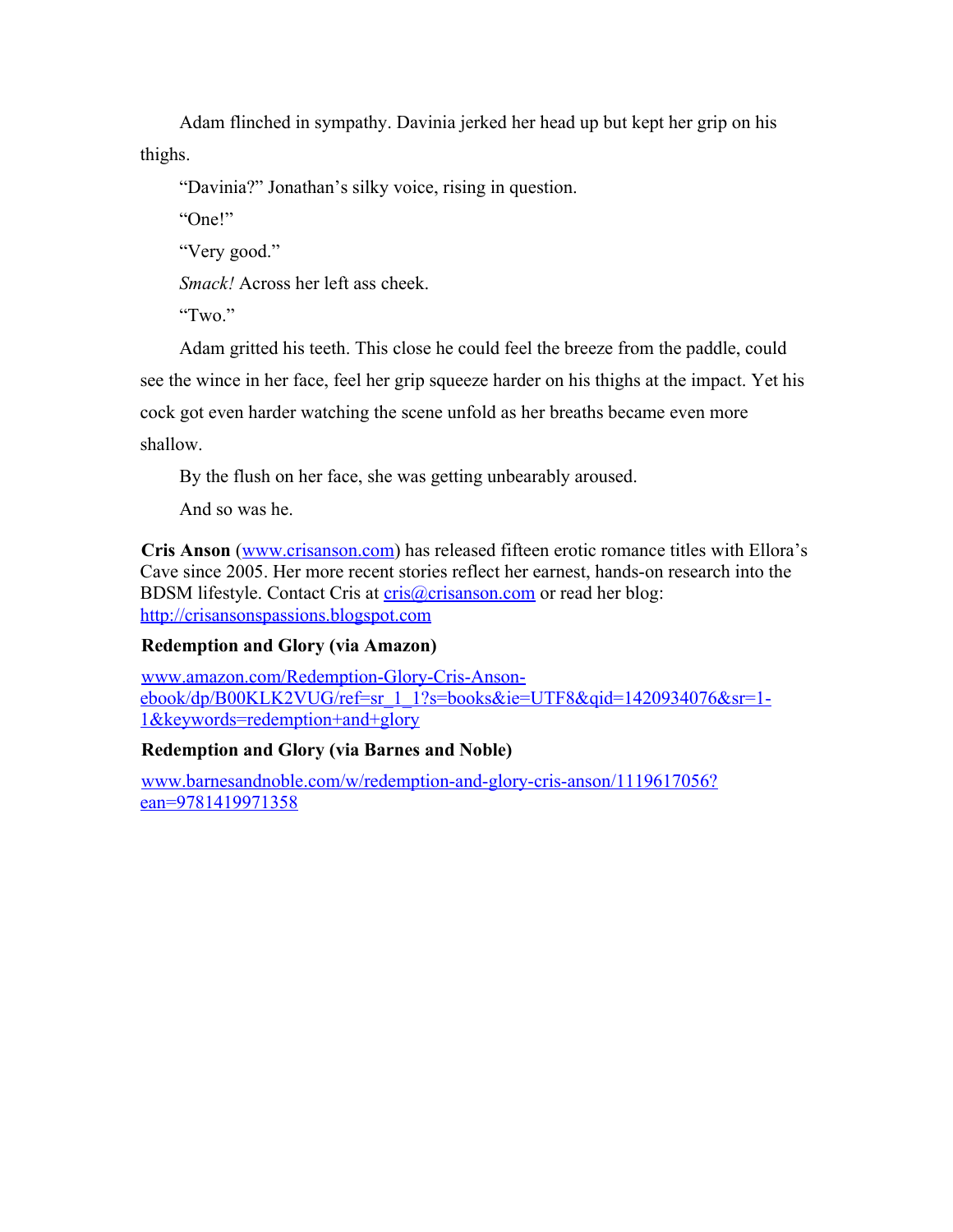Adam flinched in sympathy. Davinia jerked her head up but kept her grip on his thighs.

"Davinia?" Jonathan's silky voice, rising in question.

"One!"

"Very good."

*Smack!* Across her left ass cheek.

"Two."

Adam gritted his teeth. This close he could feel the breeze from the paddle, could see the wince in her face, feel her grip squeeze harder on his thighs at the impact. Yet his cock got even harder watching the scene unfold as her breaths became even more shallow.

By the flush on her face, she was getting unbearably aroused.

And so was he.

**Cris Anson** ([www.crisanson.com](http://www.crisanson.com)) has released fifteen erotic romance titles with Ellora's Cave since 2005. Her more recent stories reflect her earnest, hands-on research into the BDSM lifestyle. Contact Cris at [cris@crisanson.com](mailto:cris@crisanson.com) or read her blog: [http://crisansonspassions.blogspot.com](http://crisansonspassions.blogspot.com)

**Redemption and Glory (via Amazon)**

[www.amazon.com/Redemption-Glory-Cris-Anson-ebook/dp/B00KLK2VUG/ref=sr_1_1?s=books&ie=UTF8&qid=1420934076&sr=1-1&keywords=redemption+and+glory](http://www.amazon.com/Redemption-Glory-Cris-Anson-ebook/dp/B00KLK2VUG/ref=sr_1_1?s=books&ie=UTF8&qid=1420934076&sr=1-1&keywords=redemption+and+glory)

**Redemption and Glory (via Barnes and Noble)**

[www.barnesandnoble.com/w/redemption-and-glory-cris-anson/1119617056?ean=9781419971358](http://www.barnesandnoble.com/w/redemption-and-glory-cris-anson/1119617056?ean=9781419971358)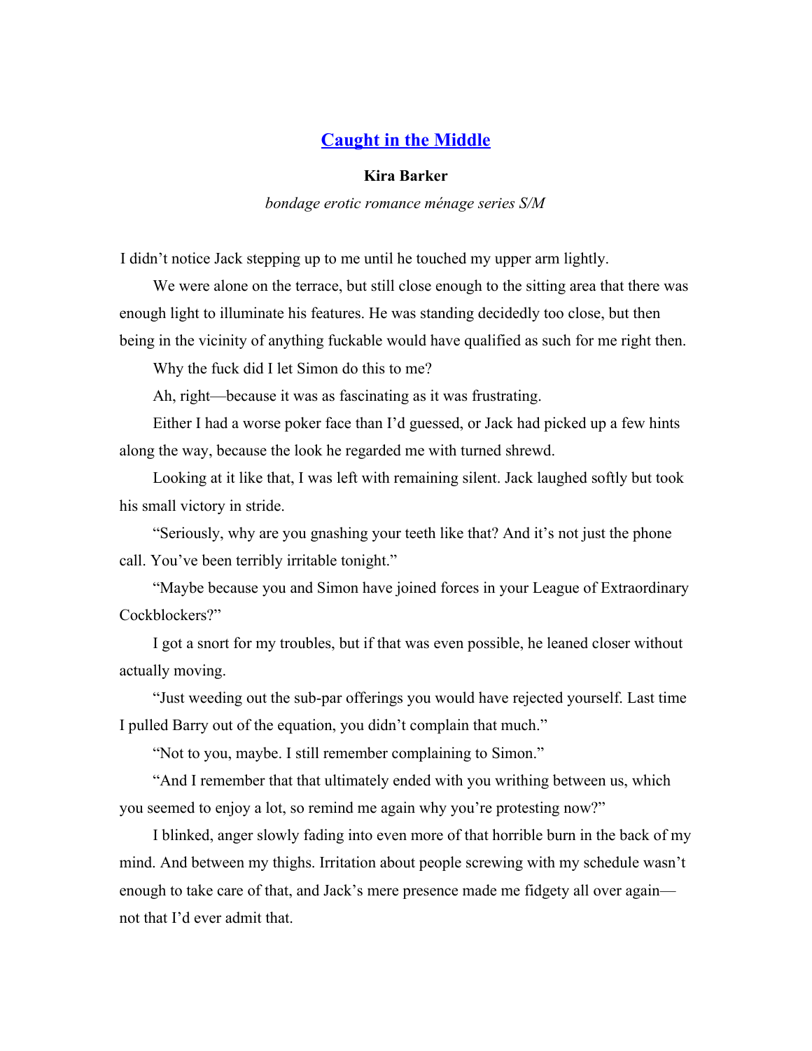## [Caught in the Middle]()

**Kira Barker**

*bondage erotic romance ménage series S/M*

I didn't notice Jack stepping up to me until he touched my upper arm lightly.

We were alone on the terrace, but still close enough to the sitting area that there was enough light to illuminate his features. He was standing decidedly too close, but then being in the vicinity of anything fuckable would have qualified as such for me right then.

Why the fuck did I let Simon do this to me?

Ah, right—because it was as fascinating as it was frustrating.

Either I had a worse poker face than I'd guessed, or Jack had picked up a few hints along the way, because the look he regarded me with turned shrewd.

Looking at it like that, I was left with remaining silent. Jack laughed softly but took his small victory in stride.

"Seriously, why are you gnashing your teeth like that? And it's not just the phone call. You've been terribly irritable tonight."

"Maybe because you and Simon have joined forces in your League of Extraordinary Cockblockers?"

I got a snort for my troubles, but if that was even possible, he leaned closer without actually moving.

"Just weeding out the sub-par offerings you would have rejected yourself. Last time I pulled Barry out of the equation, you didn't complain that much."

"Not to you, maybe. I still remember complaining to Simon."

"And I remember that that ultimately ended with you writhing between us, which you seemed to enjoy a lot, so remind me again why you're protesting now?"

I blinked, anger slowly fading into even more of that horrible burn in the back of my mind. And between my thighs. Irritation about people screwing with my schedule wasn't enough to take care of that, and Jack's mere presence made me fidgety all over again—not that I'd ever admit that.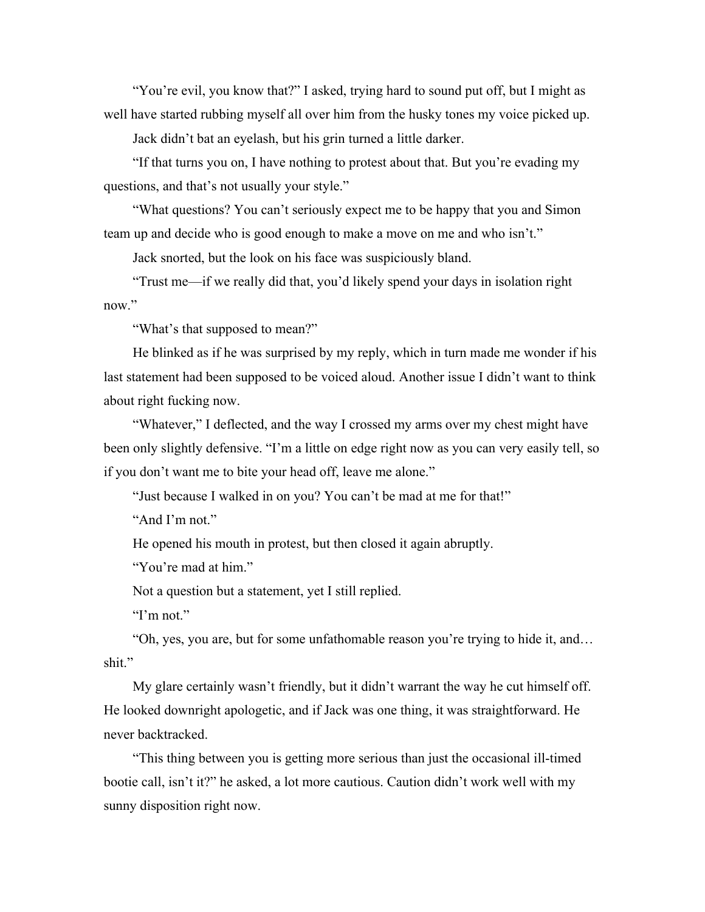"You're evil, you know that?" I asked, trying hard to sound put off, but I might as well have started rubbing myself all over him from the husky tones my voice picked up.

Jack didn't bat an eyelash, but his grin turned a little darker.

"If that turns you on, I have nothing to protest about that. But you're evading my questions, and that's not usually your style."

"What questions? You can't seriously expect me to be happy that you and Simon team up and decide who is good enough to make a move on me and who isn't."

Jack snorted, but the look on his face was suspiciously bland.

"Trust me—if we really did that, you'd likely spend your days in isolation right now."

"What's that supposed to mean?"

He blinked as if he was surprised by my reply, which in turn made me wonder if his last statement had been supposed to be voiced aloud. Another issue I didn't want to think about right fucking now.

"Whatever," I deflected, and the way I crossed my arms over my chest might have been only slightly defensive. "I'm a little on edge right now as you can very easily tell, so if you don't want me to bite your head off, leave me alone."

"Just because I walked in on you? You can't be mad at me for that!"

"And I'm not."

He opened his mouth in protest, but then closed it again abruptly.

"You're mad at him."

Not a question but a statement, yet I still replied.

"I'm not."

"Oh, yes, you are, but for some unfathomable reason you're trying to hide it, and… shit."

My glare certainly wasn't friendly, but it didn't warrant the way he cut himself off. He looked downright apologetic, and if Jack was one thing, it was straightforward. He never backtracked.

"This thing between you is getting more serious than just the occasional ill-timed bootie call, isn't it?" he asked, a lot more cautious. Caution didn't work well with my sunny disposition right now.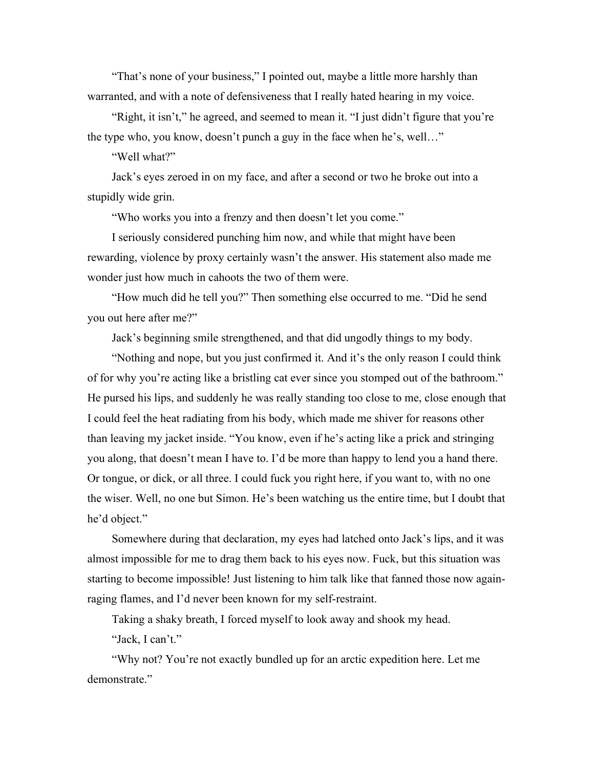"That's none of your business," I pointed out, maybe a little more harshly than warranted, and with a note of defensiveness that I really hated hearing in my voice.

"Right, it isn't," he agreed, and seemed to mean it. "I just didn't figure that you're the type who, you know, doesn't punch a guy in the face when he's, well…"

"Well what?"

Jack's eyes zeroed in on my face, and after a second or two he broke out into a stupidly wide grin.

"Who works you into a frenzy and then doesn't let you come."

I seriously considered punching him now, and while that might have been rewarding, violence by proxy certainly wasn't the answer. His statement also made me wonder just how much in cahoots the two of them were.

"How much did he tell you?" Then something else occurred to me. "Did he send you out here after me?"

Jack's beginning smile strengthened, and that did ungodly things to my body.

"Nothing and nope, but you just confirmed it. And it's the only reason I could think of for why you're acting like a bristling cat ever since you stomped out of the bathroom." He pursed his lips, and suddenly he was really standing too close to me, close enough that I could feel the heat radiating from his body, which made me shiver for reasons other than leaving my jacket inside. "You know, even if he's acting like a prick and stringing you along, that doesn't mean I have to. I'd be more than happy to lend you a hand there. Or tongue, or dick, or all three. I could fuck you right here, if you want to, with no one the wiser. Well, no one but Simon. He's been watching us the entire time, but I doubt that he'd object."

Somewhere during that declaration, my eyes had latched onto Jack's lips, and it was almost impossible for me to drag them back to his eyes now. Fuck, but this situation was starting to become impossible! Just listening to him talk like that fanned those now again-raging flames, and I'd never been known for my self-restraint.

Taking a shaky breath, I forced myself to look away and shook my head.

"Jack, I can't."

"Why not? You're not exactly bundled up for an arctic expedition here. Let me demonstrate."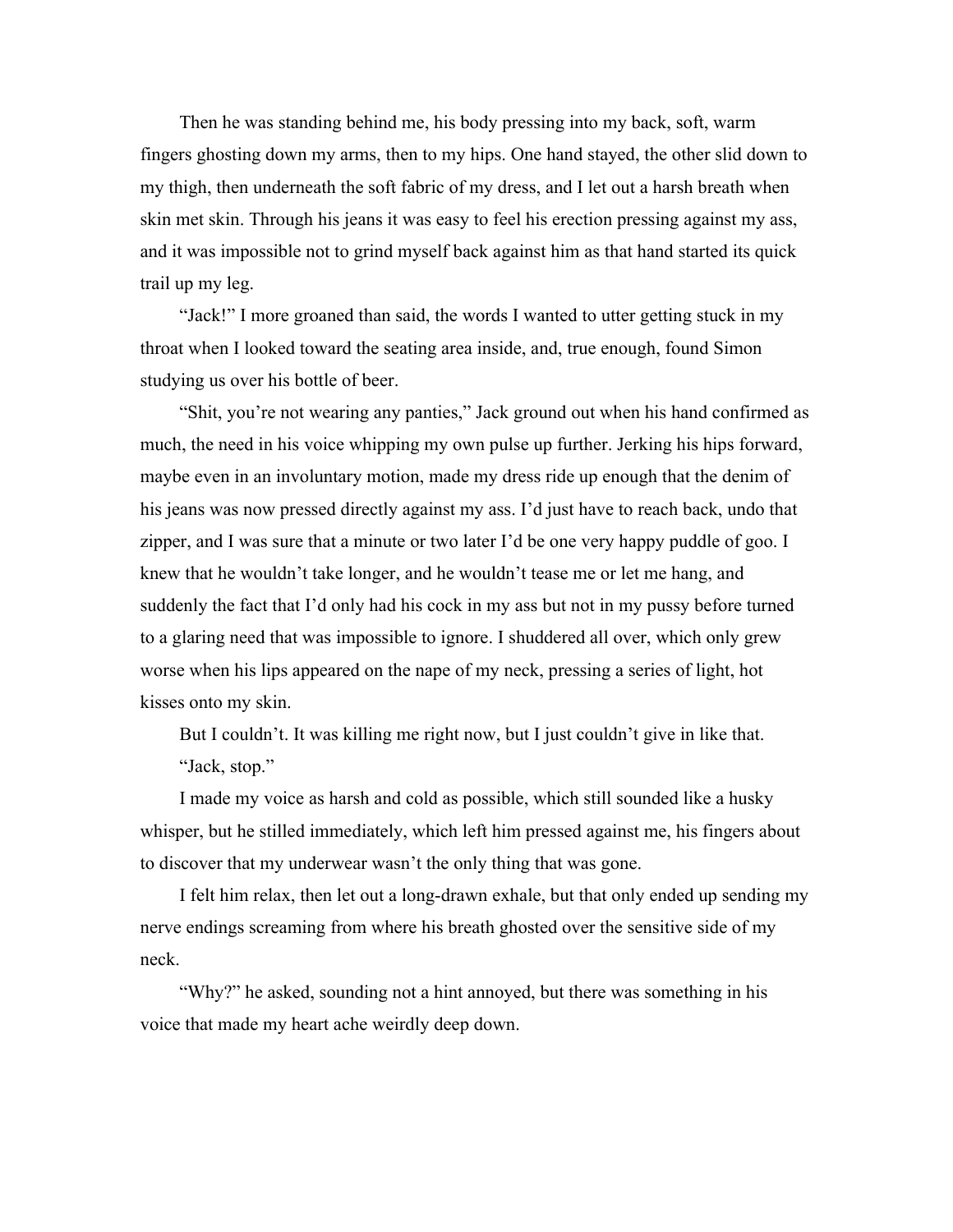Then he was standing behind me, his body pressing into my back, soft, warm fingers ghosting down my arms, then to my hips. One hand stayed, the other slid down to my thigh, then underneath the soft fabric of my dress, and I let out a harsh breath when skin met skin. Through his jeans it was easy to feel his erection pressing against my ass, and it was impossible not to grind myself back against him as that hand started its quick trail up my leg.

"Jack!" I more groaned than said, the words I wanted to utter getting stuck in my throat when I looked toward the seating area inside, and, true enough, found Simon studying us over his bottle of beer.

"Shit, you're not wearing any panties," Jack ground out when his hand confirmed as much, the need in his voice whipping my own pulse up further. Jerking his hips forward, maybe even in an involuntary motion, made my dress ride up enough that the denim of his jeans was now pressed directly against my ass. I'd just have to reach back, undo that zipper, and I was sure that a minute or two later I'd be one very happy puddle of goo. I knew that he wouldn't take longer, and he wouldn't tease me or let me hang, and suddenly the fact that I'd only had his cock in my ass but not in my pussy before turned to a glaring need that was impossible to ignore. I shuddered all over, which only grew worse when his lips appeared on the nape of my neck, pressing a series of light, hot kisses onto my skin.

But I couldn't. It was killing me right now, but I just couldn't give in like that.

"Jack, stop."

I made my voice as harsh and cold as possible, which still sounded like a husky whisper, but he stilled immediately, which left him pressed against me, his fingers about to discover that my underwear wasn't the only thing that was gone.

I felt him relax, then let out a long-drawn exhale, but that only ended up sending my nerve endings screaming from where his breath ghosted over the sensitive side of my neck.

"Why?" he asked, sounding not a hint annoyed, but there was something in his voice that made my heart ache weirdly deep down.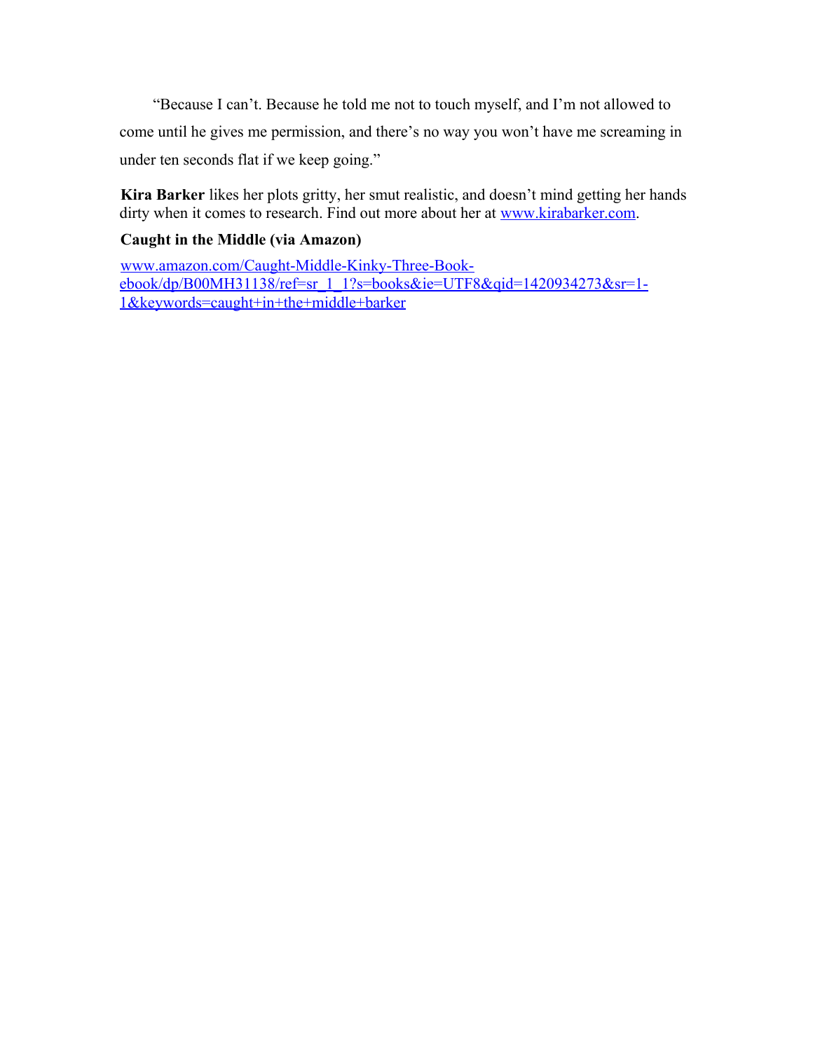"Because I can't. Because he told me not to touch myself, and I'm not allowed to come until he gives me permission, and there's no way you won't have me screaming in under ten seconds flat if we keep going."

**Kira Barker** likes her plots gritty, her smut realistic, and doesn't mind getting her hands dirty when it comes to research. Find out more about her at [www.kirabarker.com](http://www.kirabarker.com).

**Caught in the Middle (via Amazon)**

[www.amazon.com/Caught-Middle-Kinky-Three-Book-ebook/dp/B00MH31138/ref=sr_1_1?s=books&ie=UTF8&qid=1420934273&sr=1-1&keywords=caught+in+the+middle+barker](http://www.amazon.com/Caught-Middle-Kinky-Three-Book-ebook/dp/B00MH31138/ref=sr_1_1?s=books&ie=UTF8&qid=1420934273&sr=1-1&keywords=caught+in+the+middle+barker)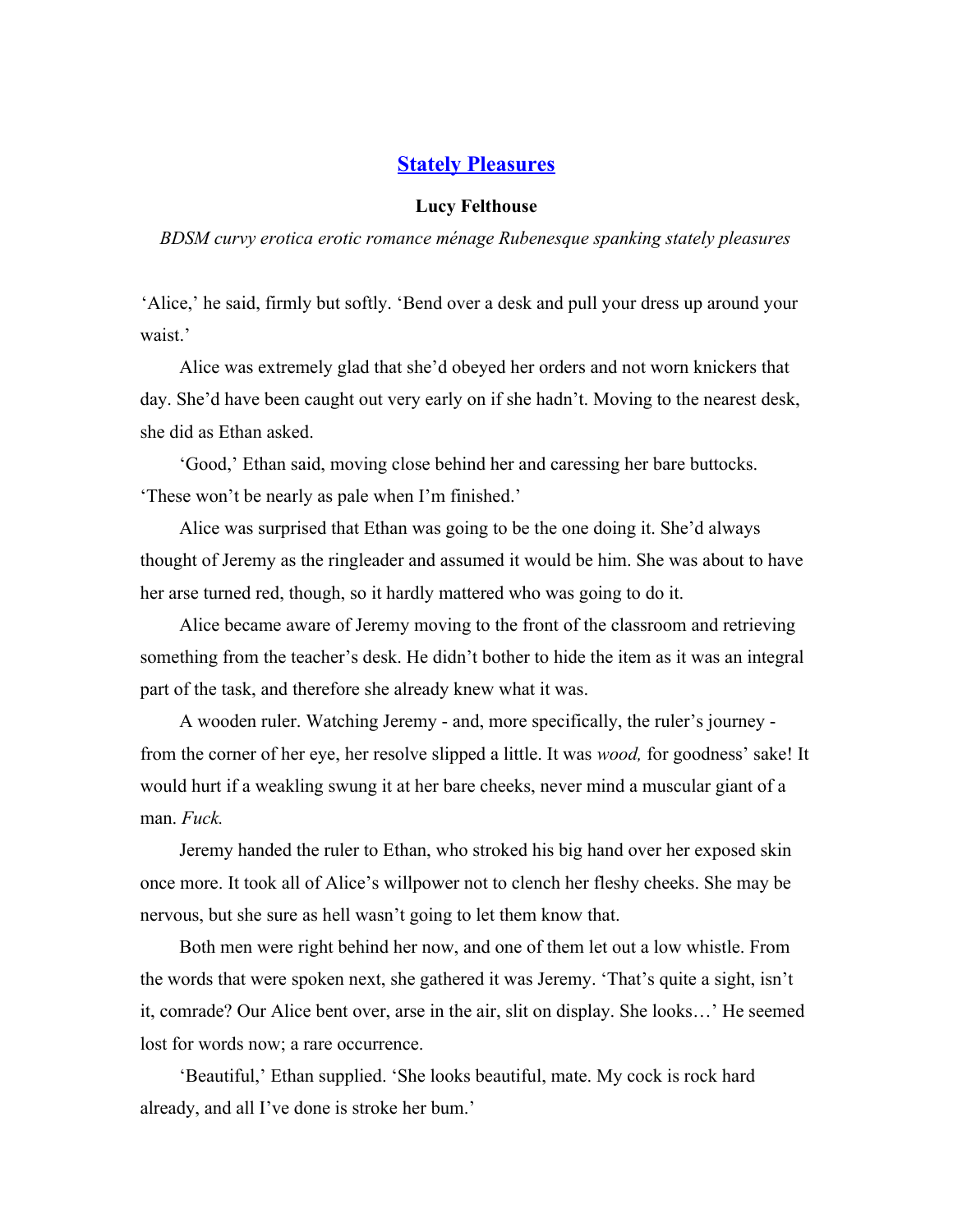# [Stately Pleasures](#)

**Lucy Felthouse**

*BDSM curvy erotica erotic romance ménage Rubenesque spanking stately pleasures*

'Alice,' he said, firmly but softly. 'Bend over a desk and pull your dress up around your waist.'

Alice was extremely glad that she'd obeyed her orders and not worn knickers that day. She'd have been caught out very early on if she hadn't. Moving to the nearest desk, she did as Ethan asked.

'Good,' Ethan said, moving close behind her and caressing her bare buttocks. 'These won't be nearly as pale when I'm finished.'

Alice was surprised that Ethan was going to be the one doing it. She'd always thought of Jeremy as the ringleader and assumed it would be him. She was about to have her arse turned red, though, so it hardly mattered who was going to do it.

Alice became aware of Jeremy moving to the front of the classroom and retrieving something from the teacher's desk. He didn't bother to hide the item as it was an integral part of the task, and therefore she already knew what it was.

A wooden ruler. Watching Jeremy - and, more specifically, the ruler's journey - from the corner of her eye, her resolve slipped a little. It was *wood,* for goodness' sake! It would hurt if a weakling swung it at her bare cheeks, never mind a muscular giant of a man. *Fuck.*

Jeremy handed the ruler to Ethan, who stroked his big hand over her exposed skin once more. It took all of Alice's willpower not to clench her fleshy cheeks. She may be nervous, but she sure as hell wasn't going to let them know that.

Both men were right behind her now, and one of them let out a low whistle. From the words that were spoken next, she gathered it was Jeremy. 'That's quite a sight, isn't it, comrade? Our Alice bent over, arse in the air, slit on display. She looks…' He seemed lost for words now; a rare occurrence.

'Beautiful,' Ethan supplied. 'She looks beautiful, mate. My cock is rock hard already, and all I've done is stroke her bum.'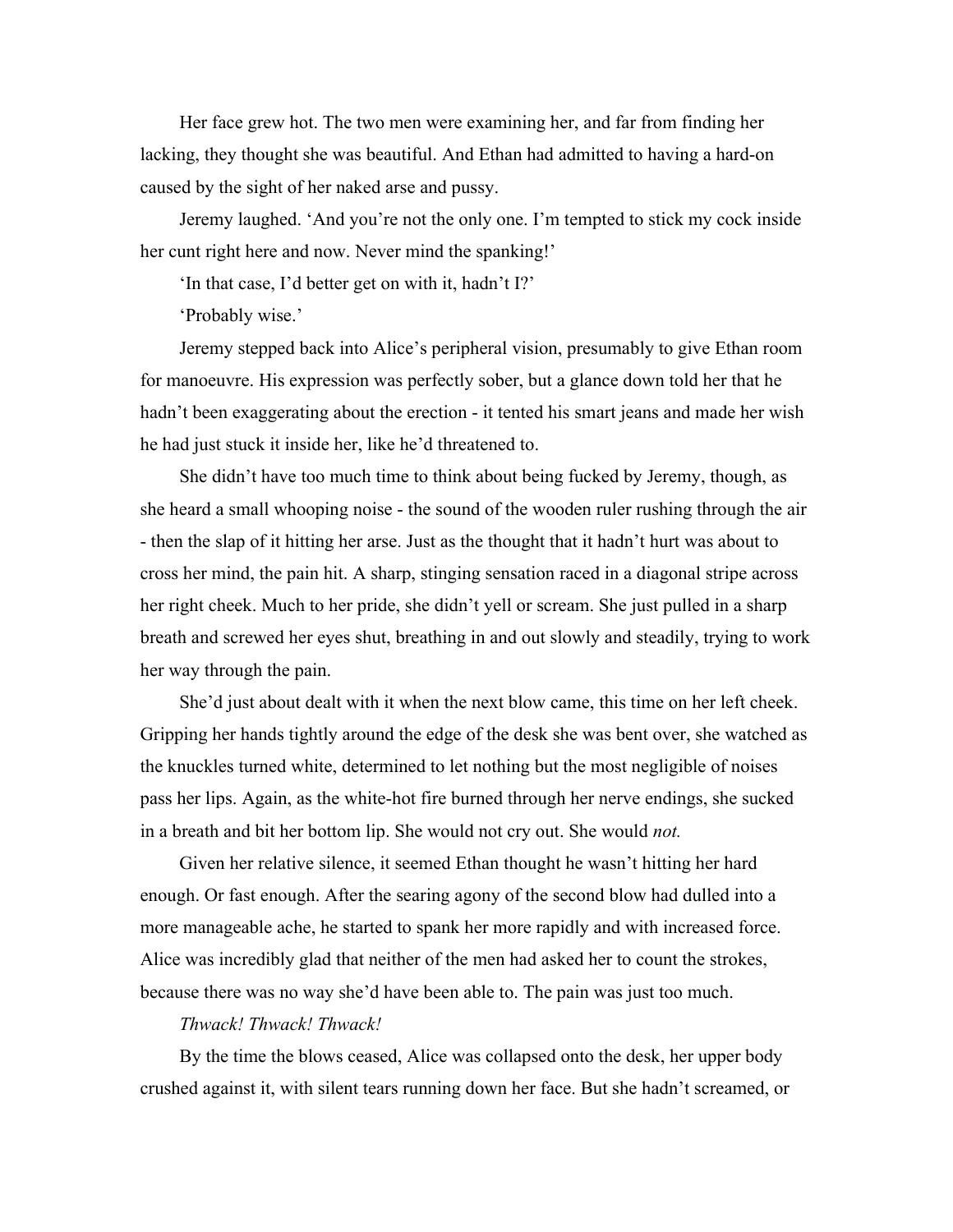Her face grew hot. The two men were examining her, and far from finding her lacking, they thought she was beautiful. And Ethan had admitted to having a hard-on caused by the sight of her naked arse and pussy.

Jeremy laughed. 'And you're not the only one. I'm tempted to stick my cock inside her cunt right here and now. Never mind the spanking!'

'In that case, I'd better get on with it, hadn't I?'

'Probably wise.'

Jeremy stepped back into Alice's peripheral vision, presumably to give Ethan room for manoeuvre. His expression was perfectly sober, but a glance down told her that he hadn't been exaggerating about the erection - it tented his smart jeans and made her wish he had just stuck it inside her, like he'd threatened to.

She didn't have too much time to think about being fucked by Jeremy, though, as she heard a small whooping noise - the sound of the wooden ruler rushing through the air - then the slap of it hitting her arse. Just as the thought that it hadn't hurt was about to cross her mind, the pain hit. A sharp, stinging sensation raced in a diagonal stripe across her right cheek. Much to her pride, she didn't yell or scream. She just pulled in a sharp breath and screwed her eyes shut, breathing in and out slowly and steadily, trying to work her way through the pain.

She'd just about dealt with it when the next blow came, this time on her left cheek. Gripping her hands tightly around the edge of the desk she was bent over, she watched as the knuckles turned white, determined to let nothing but the most negligible of noises pass her lips. Again, as the white-hot fire burned through her nerve endings, she sucked in a breath and bit her bottom lip. She would not cry out. She would *not.*

Given her relative silence, it seemed Ethan thought he wasn't hitting her hard enough. Or fast enough. After the searing agony of the second blow had dulled into a more manageable ache, he started to spank her more rapidly and with increased force. Alice was incredibly glad that neither of the men had asked her to count the strokes, because there was no way she'd have been able to. The pain was just too much.

*Thwack! Thwack! Thwack!*

By the time the blows ceased, Alice was collapsed onto the desk, her upper body crushed against it, with silent tears running down her face. But she hadn't screamed, or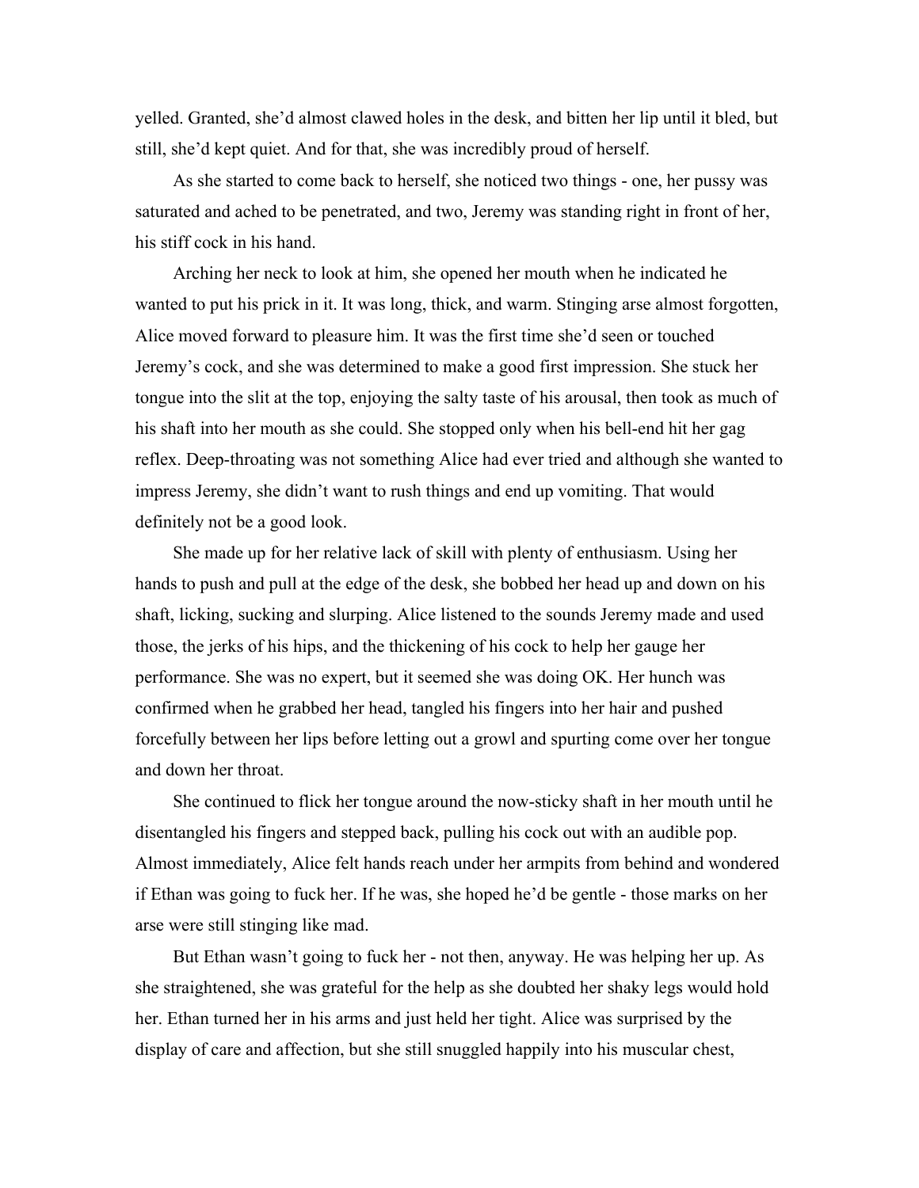yelled. Granted, she'd almost clawed holes in the desk, and bitten her lip until it bled, but still, she'd kept quiet. And for that, she was incredibly proud of herself.

As she started to come back to herself, she noticed two things - one, her pussy was saturated and ached to be penetrated, and two, Jeremy was standing right in front of her, his stiff cock in his hand.

Arching her neck to look at him, she opened her mouth when he indicated he wanted to put his prick in it. It was long, thick, and warm. Stinging arse almost forgotten, Alice moved forward to pleasure him. It was the first time she'd seen or touched Jeremy's cock, and she was determined to make a good first impression. She stuck her tongue into the slit at the top, enjoying the salty taste of his arousal, then took as much of his shaft into her mouth as she could. She stopped only when his bell-end hit her gag reflex. Deep-throating was not something Alice had ever tried and although she wanted to impress Jeremy, she didn't want to rush things and end up vomiting. That would definitely not be a good look.

She made up for her relative lack of skill with plenty of enthusiasm. Using her hands to push and pull at the edge of the desk, she bobbed her head up and down on his shaft, licking, sucking and slurping. Alice listened to the sounds Jeremy made and used those, the jerks of his hips, and the thickening of his cock to help her gauge her performance. She was no expert, but it seemed she was doing OK. Her hunch was confirmed when he grabbed her head, tangled his fingers into her hair and pushed forcefully between her lips before letting out a growl and spurting come over her tongue and down her throat.

She continued to flick her tongue around the now-sticky shaft in her mouth until he disentangled his fingers and stepped back, pulling his cock out with an audible pop. Almost immediately, Alice felt hands reach under her armpits from behind and wondered if Ethan was going to fuck her. If he was, she hoped he'd be gentle - those marks on her arse were still stinging like mad.

But Ethan wasn't going to fuck her - not then, anyway. He was helping her up. As she straightened, she was grateful for the help as she doubted her shaky legs would hold her. Ethan turned her in his arms and just held her tight. Alice was surprised by the display of care and affection, but she still snuggled happily into his muscular chest,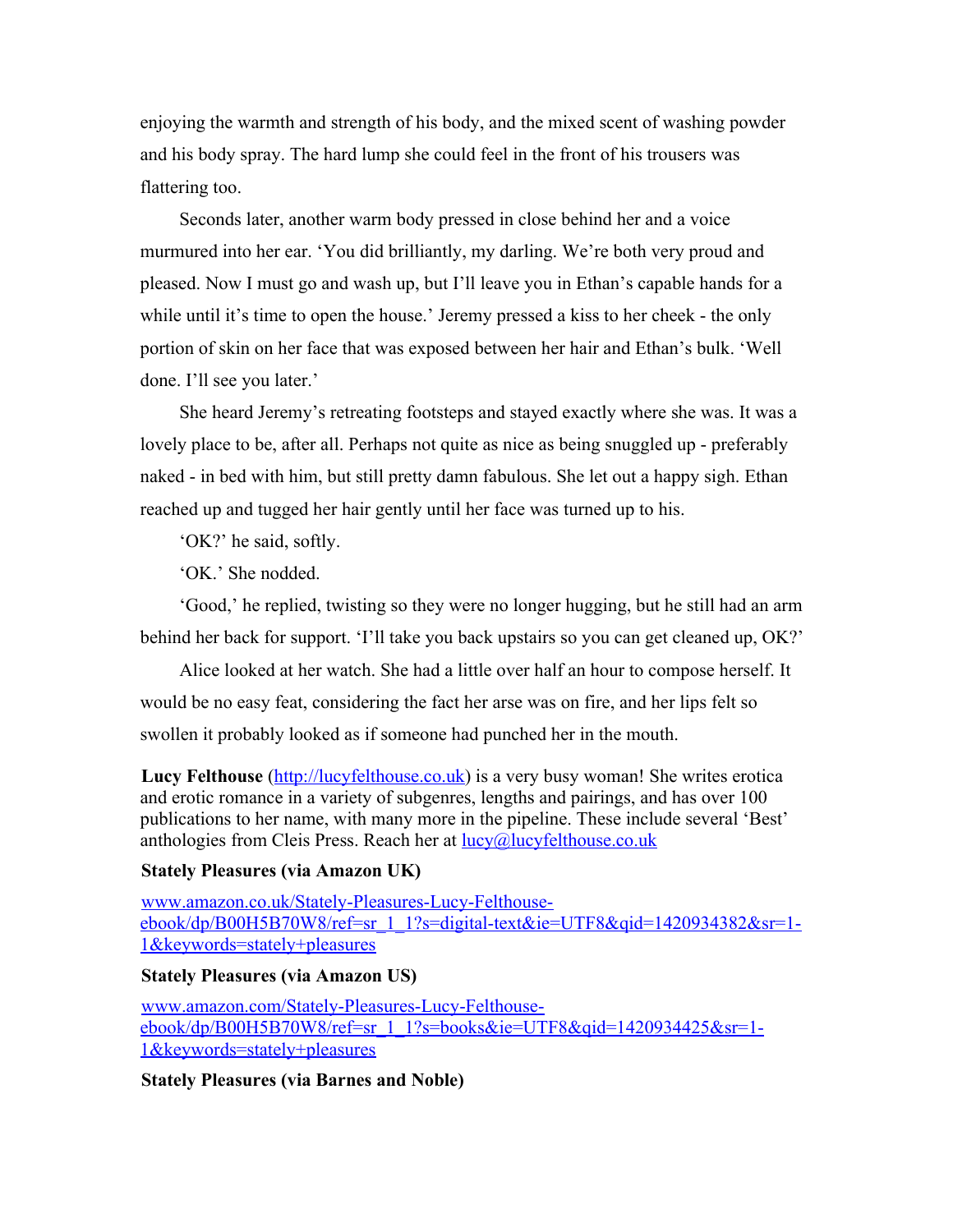enjoying the warmth and strength of his body, and the mixed scent of washing powder and his body spray. The hard lump she could feel in the front of his trousers was flattering too.

Seconds later, another warm body pressed in close behind her and a voice murmured into her ear. 'You did brilliantly, my darling. We're both very proud and pleased. Now I must go and wash up, but I'll leave you in Ethan's capable hands for a while until it's time to open the house.' Jeremy pressed a kiss to her cheek - the only portion of skin on her face that was exposed between her hair and Ethan's bulk. 'Well done. I'll see you later.'

She heard Jeremy's retreating footsteps and stayed exactly where she was. It was a lovely place to be, after all. Perhaps not quite as nice as being snuggled up - preferably naked - in bed with him, but still pretty damn fabulous. She let out a happy sigh. Ethan reached up and tugged her hair gently until her face was turned up to his.

'OK?' he said, softly.

'OK.' She nodded.

'Good,' he replied, twisting so they were no longer hugging, but he still had an arm behind her back for support. 'I'll take you back upstairs so you can get cleaned up, OK?'

Alice looked at her watch. She had a little over half an hour to compose herself. It would be no easy feat, considering the fact her arse was on fire, and her lips felt so swollen it probably looked as if someone had punched her in the mouth.

**Lucy Felthouse** (http://lucyfelthouse.co.uk) is a very busy woman! She writes erotica and erotic romance in a variety of subgenres, lengths and pairings, and has over 100 publications to her name, with many more in the pipeline. These include several 'Best' anthologies from Cleis Press. Reach her at lucy@lucyfelthouse.co.uk

**Stately Pleasures (via Amazon UK)**

www.amazon.co.uk/Stately-Pleasures-Lucy-Felthouse-ebook/dp/B00H5B70W8/ref=sr_1_1?s=digital-text&ie=UTF8&qid=1420934382&sr=1-1&keywords=stately+pleasures

**Stately Pleasures (via Amazon US)**

www.amazon.com/Stately-Pleasures-Lucy-Felthouse-ebook/dp/B00H5B70W8/ref=sr_1_1?s=books&ie=UTF8&qid=1420934425&sr=1-1&keywords=stately+pleasures

**Stately Pleasures (via Barnes and Noble)**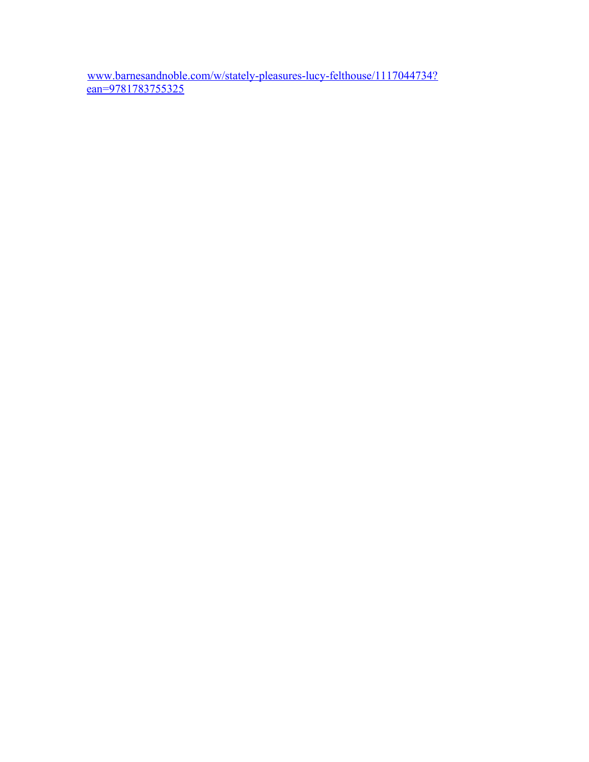www.barnesandnoble.com/w/stately-pleasures-lucy-felthouse/1117044734?ean=9781783755325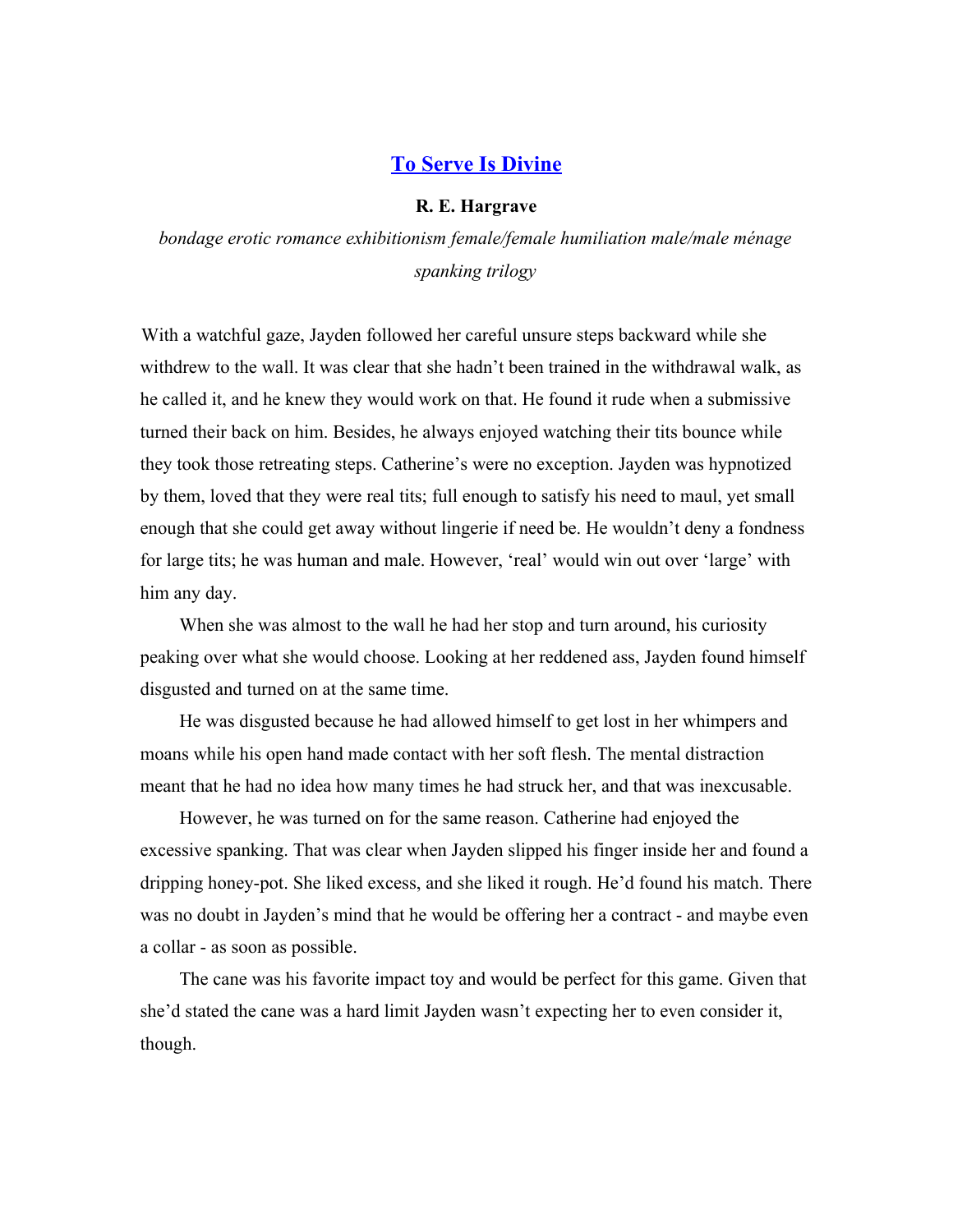## [To Serve Is Divine]

**R. E. Hargrave**

*bondage erotic romance exhibitionism female/female humiliation male/male ménage spanking trilogy*

With a watchful gaze, Jayden followed her careful unsure steps backward while she withdrew to the wall. It was clear that she hadn't been trained in the withdrawal walk, as he called it, and he knew they would work on that. He found it rude when a submissive turned their back on him. Besides, he always enjoyed watching their tits bounce while they took those retreating steps. Catherine's were no exception. Jayden was hypnotized by them, loved that they were real tits; full enough to satisfy his need to maul, yet small enough that she could get away without lingerie if need be. He wouldn't deny a fondness for large tits; he was human and male. However, 'real' would win out over 'large' with him any day.

When she was almost to the wall he had her stop and turn around, his curiosity peaking over what she would choose. Looking at her reddened ass, Jayden found himself disgusted and turned on at the same time.

He was disgusted because he had allowed himself to get lost in her whimpers and moans while his open hand made contact with her soft flesh. The mental distraction meant that he had no idea how many times he had struck her, and that was inexcusable.

However, he was turned on for the same reason. Catherine had enjoyed the excessive spanking. That was clear when Jayden slipped his finger inside her and found a dripping honey-pot. She liked excess, and she liked it rough. He'd found his match. There was no doubt in Jayden's mind that he would be offering her a contract - and maybe even a collar - as soon as possible.

The cane was his favorite impact toy and would be perfect for this game. Given that she'd stated the cane was a hard limit Jayden wasn't expecting her to even consider it, though.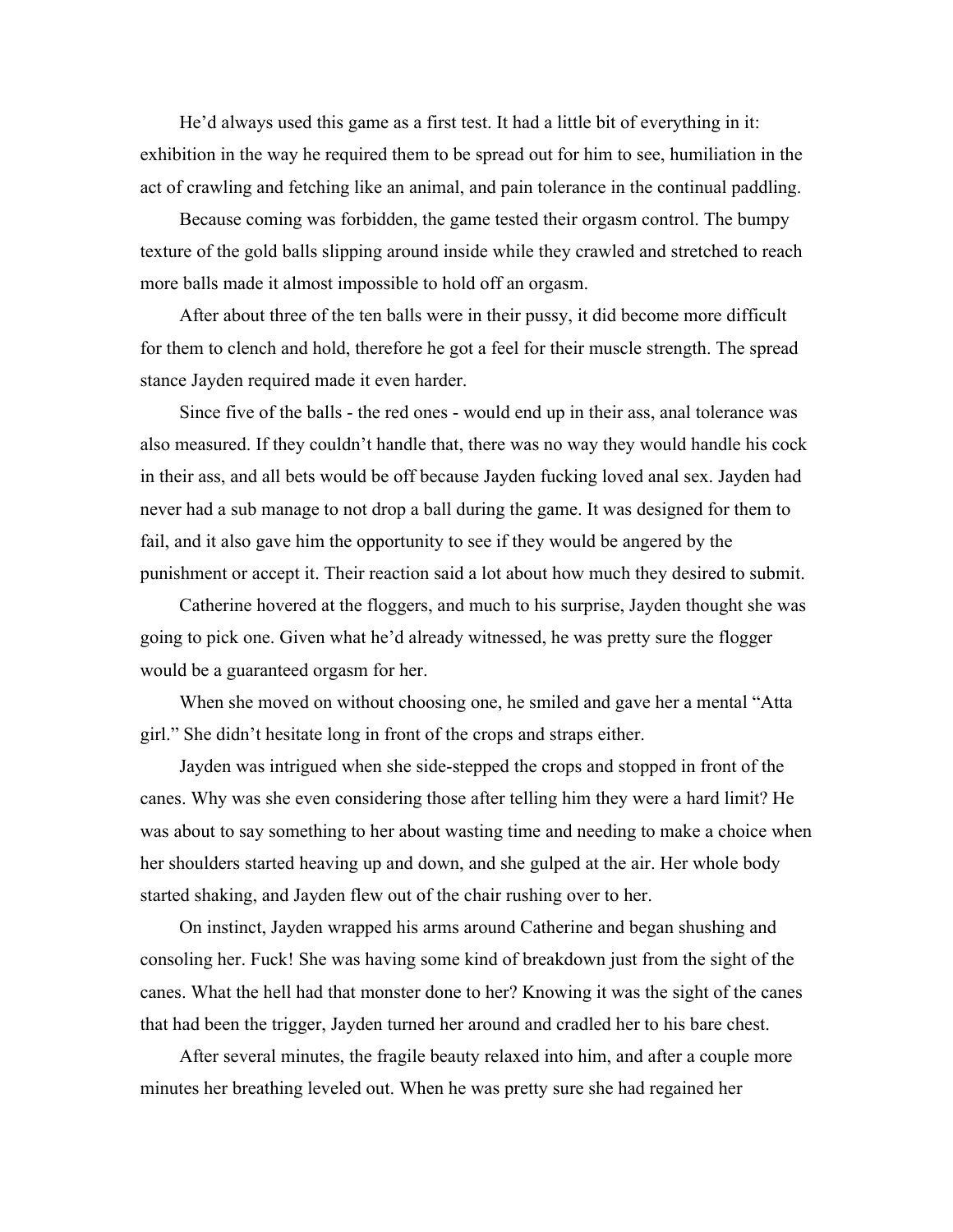He'd always used this game as a first test. It had a little bit of everything in it: exhibition in the way he required them to be spread out for him to see, humiliation in the act of crawling and fetching like an animal, and pain tolerance in the continual paddling.

Because coming was forbidden, the game tested their orgasm control. The bumpy texture of the gold balls slipping around inside while they crawled and stretched to reach more balls made it almost impossible to hold off an orgasm.

After about three of the ten balls were in their pussy, it did become more difficult for them to clench and hold, therefore he got a feel for their muscle strength. The spread stance Jayden required made it even harder.

Since five of the balls - the red ones - would end up in their ass, anal tolerance was also measured. If they couldn't handle that, there was no way they would handle his cock in their ass, and all bets would be off because Jayden fucking loved anal sex. Jayden had never had a sub manage to not drop a ball during the game. It was designed for them to fail, and it also gave him the opportunity to see if they would be angered by the punishment or accept it. Their reaction said a lot about how much they desired to submit.

Catherine hovered at the floggers, and much to his surprise, Jayden thought she was going to pick one. Given what he'd already witnessed, he was pretty sure the flogger would be a guaranteed orgasm for her.

When she moved on without choosing one, he smiled and gave her a mental "Atta girl." She didn't hesitate long in front of the crops and straps either.

Jayden was intrigued when she side-stepped the crops and stopped in front of the canes. Why was she even considering those after telling him they were a hard limit? He was about to say something to her about wasting time and needing to make a choice when her shoulders started heaving up and down, and she gulped at the air. Her whole body started shaking, and Jayden flew out of the chair rushing over to her.

On instinct, Jayden wrapped his arms around Catherine and began shushing and consoling her. Fuck! She was having some kind of breakdown just from the sight of the canes. What the hell had that monster done to her? Knowing it was the sight of the canes that had been the trigger, Jayden turned her around and cradled her to his bare chest.

After several minutes, the fragile beauty relaxed into him, and after a couple more minutes her breathing leveled out. When he was pretty sure she had regained her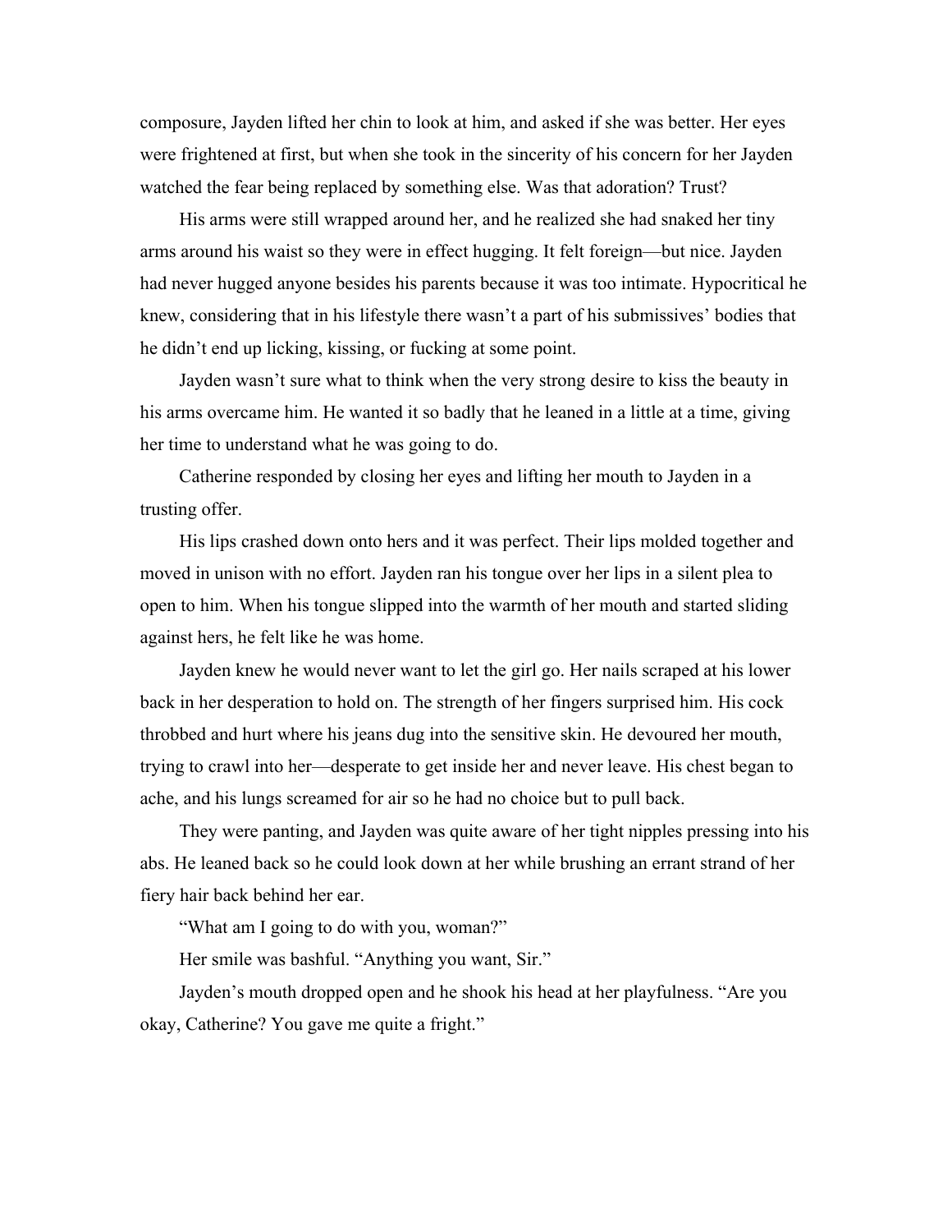composure, Jayden lifted her chin to look at him, and asked if she was better. Her eyes were frightened at first, but when she took in the sincerity of his concern for her Jayden watched the fear being replaced by something else. Was that adoration? Trust?

His arms were still wrapped around her, and he realized she had snaked her tiny arms around his waist so they were in effect hugging. It felt foreign—but nice. Jayden had never hugged anyone besides his parents because it was too intimate. Hypocritical he knew, considering that in his lifestyle there wasn't a part of his submissives' bodies that he didn't end up licking, kissing, or fucking at some point.

Jayden wasn't sure what to think when the very strong desire to kiss the beauty in his arms overcame him. He wanted it so badly that he leaned in a little at a time, giving her time to understand what he was going to do.

Catherine responded by closing her eyes and lifting her mouth to Jayden in a trusting offer.

His lips crashed down onto hers and it was perfect. Their lips molded together and moved in unison with no effort. Jayden ran his tongue over her lips in a silent plea to open to him. When his tongue slipped into the warmth of her mouth and started sliding against hers, he felt like he was home.

Jayden knew he would never want to let the girl go. Her nails scraped at his lower back in her desperation to hold on. The strength of her fingers surprised him. His cock throbbed and hurt where his jeans dug into the sensitive skin. He devoured her mouth, trying to crawl into her—desperate to get inside her and never leave. His chest began to ache, and his lungs screamed for air so he had no choice but to pull back.

They were panting, and Jayden was quite aware of her tight nipples pressing into his abs. He leaned back so he could look down at her while brushing an errant strand of her fiery hair back behind her ear.

"What am I going to do with you, woman?"

Her smile was bashful. "Anything you want, Sir."

Jayden's mouth dropped open and he shook his head at her playfulness. "Are you okay, Catherine? You gave me quite a fright."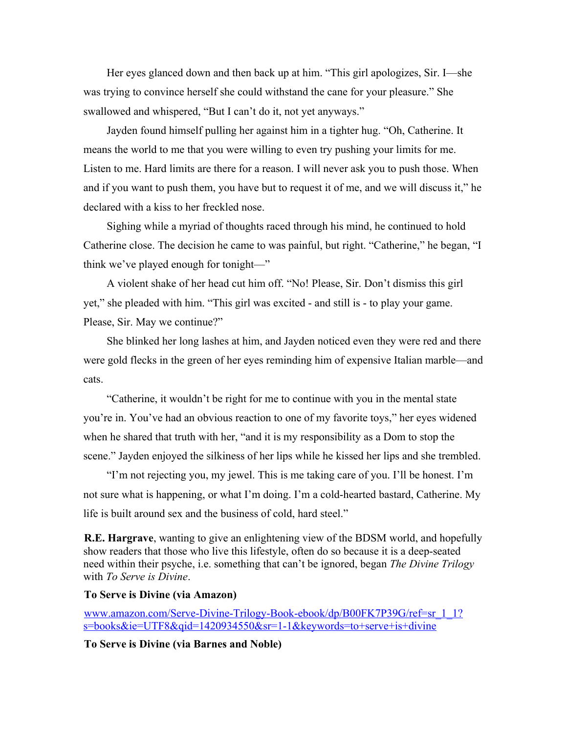Her eyes glanced down and then back up at him. “This girl apologizes, Sir. I—she was trying to convince herself she could withstand the cane for your pleasure.” She swallowed and whispered, “But I can’t do it, not yet anyways.”

Jayden found himself pulling her against him in a tighter hug. “Oh, Catherine. It means the world to me that you were willing to even try pushing your limits for me. Listen to me. Hard limits are there for a reason. I will never ask you to push those. When and if you want to push them, you have but to request it of me, and we will discuss it,” he declared with a kiss to her freckled nose.

Sighing while a myriad of thoughts raced through his mind, he continued to hold Catherine close. The decision he came to was painful, but right. “Catherine,” he began, “I think we’ve played enough for tonight—”

A violent shake of her head cut him off. “No! Please, Sir. Don’t dismiss this girl yet,” she pleaded with him. “This girl was excited - and still is - to play your game. Please, Sir. May we continue?”

She blinked her long lashes at him, and Jayden noticed even they were red and there were gold flecks in the green of her eyes reminding him of expensive Italian marble—and cats.

“Catherine, it wouldn’t be right for me to continue with you in the mental state you’re in. You’ve had an obvious reaction to one of my favorite toys,” her eyes widened when he shared that truth with her, “and it is my responsibility as a Dom to stop the scene.” Jayden enjoyed the silkiness of her lips while he kissed her lips and she trembled.

“I’m not rejecting you, my jewel. This is me taking care of you. I’ll be honest. I’m not sure what is happening, or what I’m doing. I’m a cold-hearted bastard, Catherine. My life is built around sex and the business of cold, hard steel.”

**R.E. Hargrave**, wanting to give an enlightening view of the BDSM world, and hopefully show readers that those who live this lifestyle, often do so because it is a deep-seated need within their psyche, i.e. something that can’t be ignored, began *The Divine Trilogy* with *To Serve is Divine*.

**To Serve is Divine (via Amazon)**

www.amazon.com/Serve-Divine-Trilogy-Book-ebook/dp/B00FK7P39G/ref=sr_1_1?s=books&ie=UTF8&qid=1420934550&sr=1-1&keywords=to+serve+is+divine

**To Serve is Divine (via Barnes and Noble)**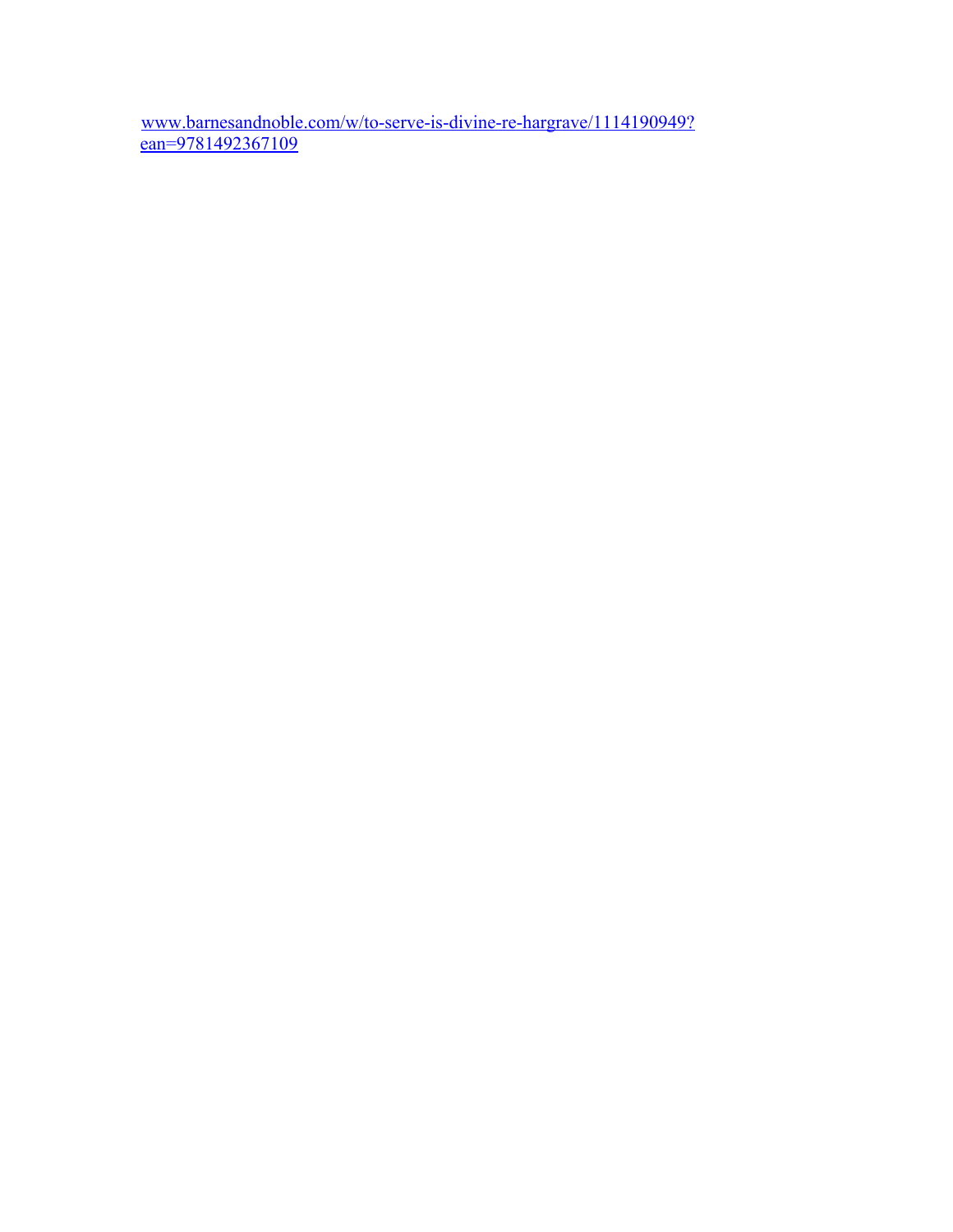[www.barnesandnoble.com/w/to-serve-is-divine-re-hargrave/1114190949?ean=9781492367109](www.barnesandnoble.com/w/to-serve-is-divine-re-hargrave/1114190949?ean=9781492367109)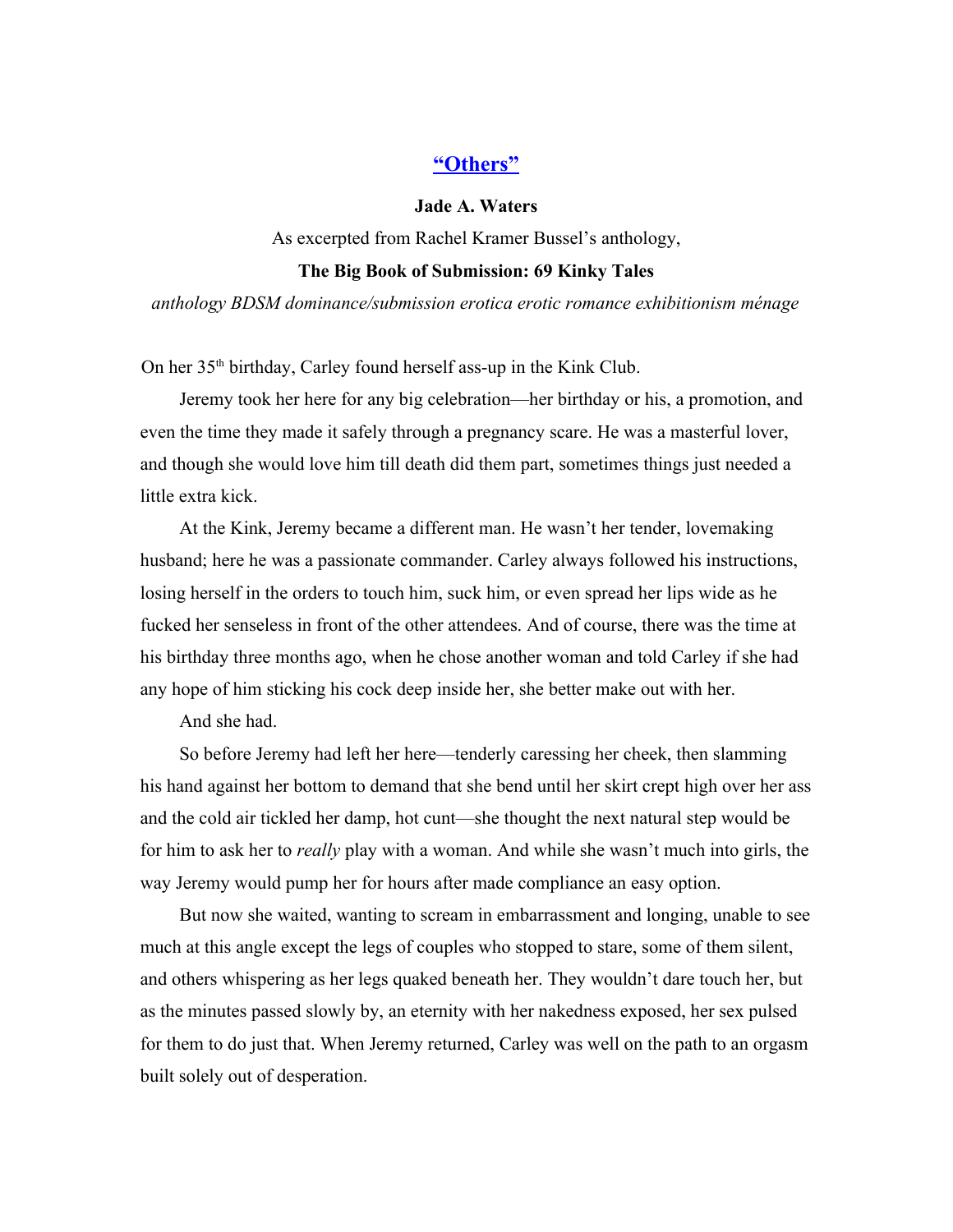## [“Others”]

**Jade A. Waters**

As excerpted from Rachel Kramer Bussel’s anthology,

**The Big Book of Submission: 69 Kinky Tales**

*anthology BDSM dominance/submission erotica erotic romance exhibitionism ménage*

On her 35th birthday, Carley found herself ass-up in the Kink Club.

Jeremy took her here for any big celebration—her birthday or his, a promotion, and even the time they made it safely through a pregnancy scare. He was a masterful lover, and though she would love him till death did them part, sometimes things just needed a little extra kick.

At the Kink, Jeremy became a different man. He wasn’t her tender, lovemaking husband; here he was a passionate commander. Carley always followed his instructions, losing herself in the orders to touch him, suck him, or even spread her lips wide as he fucked her senseless in front of the other attendees. And of course, there was the time at his birthday three months ago, when he chose another woman and told Carley if she had any hope of him sticking his cock deep inside her, she better make out with her.

And she had.

So before Jeremy had left her here—tenderly caressing her cheek, then slamming his hand against her bottom to demand that she bend until her skirt crept high over her ass and the cold air tickled her damp, hot cunt—she thought the next natural step would be for him to ask her to *really* play with a woman. And while she wasn’t much into girls, the way Jeremy would pump her for hours after made compliance an easy option.

But now she waited, wanting to scream in embarrassment and longing, unable to see much at this angle except the legs of couples who stopped to stare, some of them silent, and others whispering as her legs quaked beneath her. They wouldn’t dare touch her, but as the minutes passed slowly by, an eternity with her nakedness exposed, her sex pulsed for them to do just that. When Jeremy returned, Carley was well on the path to an orgasm built solely out of desperation.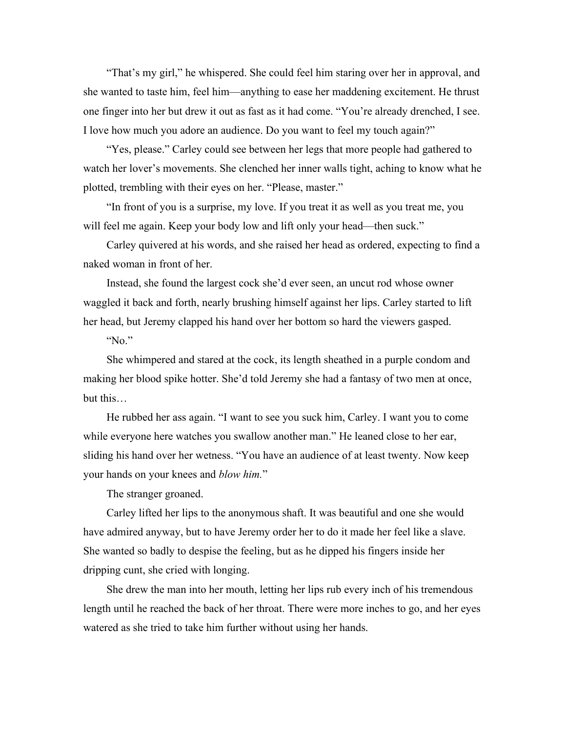"That's my girl," he whispered. She could feel him staring over her in approval, and she wanted to taste him, feel him—anything to ease her maddening excitement. He thrust one finger into her but drew it out as fast as it had come. "You're already drenched, I see. I love how much you adore an audience. Do you want to feel my touch again?"

"Yes, please." Carley could see between her legs that more people had gathered to watch her lover's movements. She clenched her inner walls tight, aching to know what he plotted, trembling with their eyes on her. "Please, master."

"In front of you is a surprise, my love. If you treat it as well as you treat me, you will feel me again. Keep your body low and lift only your head—then suck."

Carley quivered at his words, and she raised her head as ordered, expecting to find a naked woman in front of her.

Instead, she found the largest cock she'd ever seen, an uncut rod whose owner waggled it back and forth, nearly brushing himself against her lips. Carley started to lift her head, but Jeremy clapped his hand over her bottom so hard the viewers gasped.

"No."

She whimpered and stared at the cock, its length sheathed in a purple condom and making her blood spike hotter. She'd told Jeremy she had a fantasy of two men at once, but this…

He rubbed her ass again. "I want to see you suck him, Carley. I want you to come while everyone here watches you swallow another man." He leaned close to her ear, sliding his hand over her wetness. "You have an audience of at least twenty. Now keep your hands on your knees and *blow him.*"

The stranger groaned.

Carley lifted her lips to the anonymous shaft. It was beautiful and one she would have admired anyway, but to have Jeremy order her to do it made her feel like a slave. She wanted so badly to despise the feeling, but as he dipped his fingers inside her dripping cunt, she cried with longing.

She drew the man into her mouth, letting her lips rub every inch of his tremendous length until he reached the back of her throat. There were more inches to go, and her eyes watered as she tried to take him further without using her hands.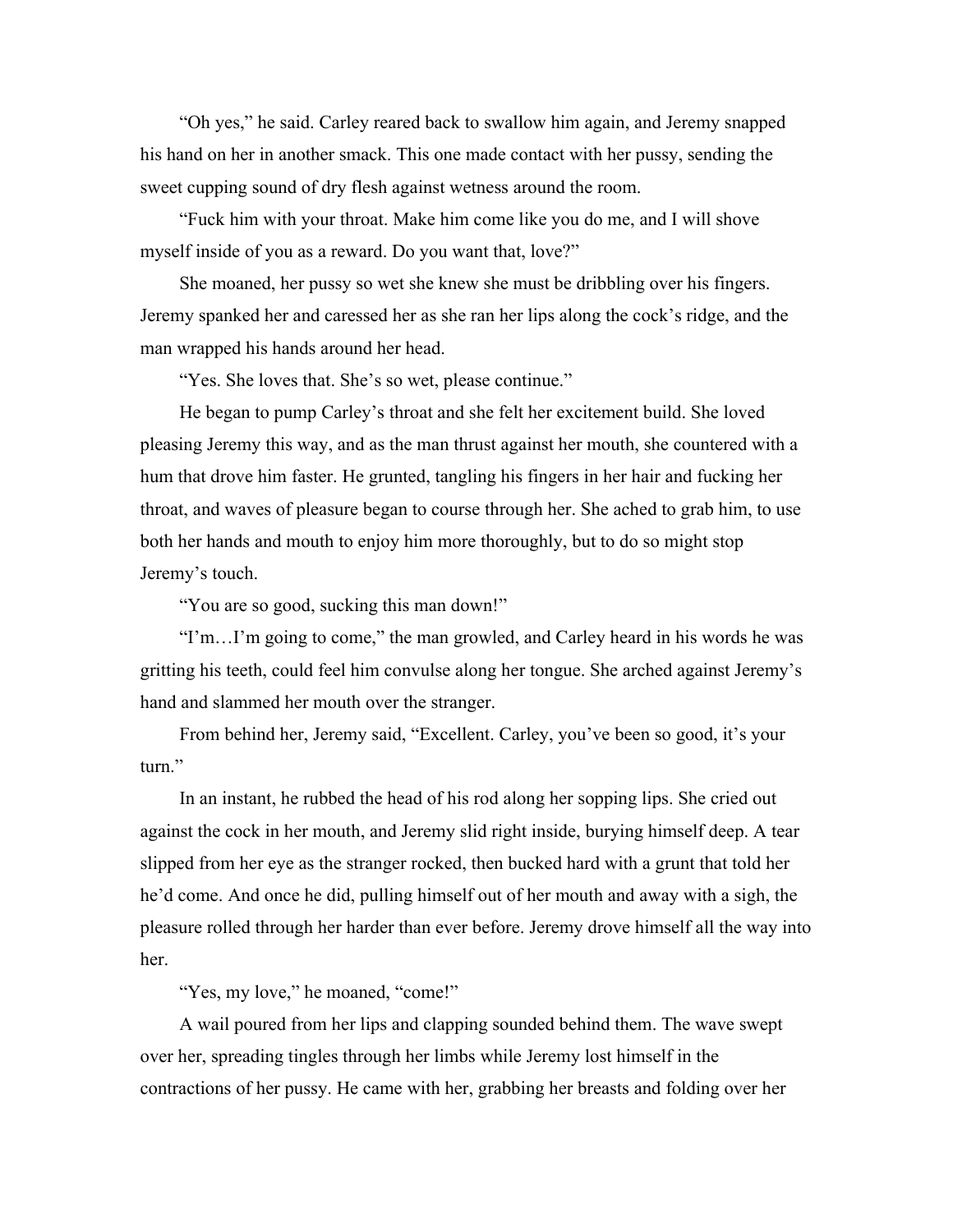"Oh yes," he said. Carley reared back to swallow him again, and Jeremy snapped his hand on her in another smack. This one made contact with her pussy, sending the sweet cupping sound of dry flesh against wetness around the room.

"Fuck him with your throat. Make him come like you do me, and I will shove myself inside of you as a reward. Do you want that, love?"

She moaned, her pussy so wet she knew she must be dribbling over his fingers. Jeremy spanked her and caressed her as she ran her lips along the cock's ridge, and the man wrapped his hands around her head.

"Yes. She loves that. She's so wet, please continue."

He began to pump Carley's throat and she felt her excitement build. She loved pleasing Jeremy this way, and as the man thrust against her mouth, she countered with a hum that drove him faster. He grunted, tangling his fingers in her hair and fucking her throat, and waves of pleasure began to course through her. She ached to grab him, to use both her hands and mouth to enjoy him more thoroughly, but to do so might stop Jeremy's touch.

"You are so good, sucking this man down!"

"I'm…I'm going to come," the man growled, and Carley heard in his words he was gritting his teeth, could feel him convulse along her tongue. She arched against Jeremy's hand and slammed her mouth over the stranger.

From behind her, Jeremy said, "Excellent. Carley, you've been so good, it's your turn."

In an instant, he rubbed the head of his rod along her sopping lips. She cried out against the cock in her mouth, and Jeremy slid right inside, burying himself deep. A tear slipped from her eye as the stranger rocked, then bucked hard with a grunt that told her he'd come. And once he did, pulling himself out of her mouth and away with a sigh, the pleasure rolled through her harder than ever before. Jeremy drove himself all the way into her.

"Yes, my love," he moaned, "come!"

A wail poured from her lips and clapping sounded behind them. The wave swept over her, spreading tingles through her limbs while Jeremy lost himself in the contractions of her pussy. He came with her, grabbing her breasts and folding over her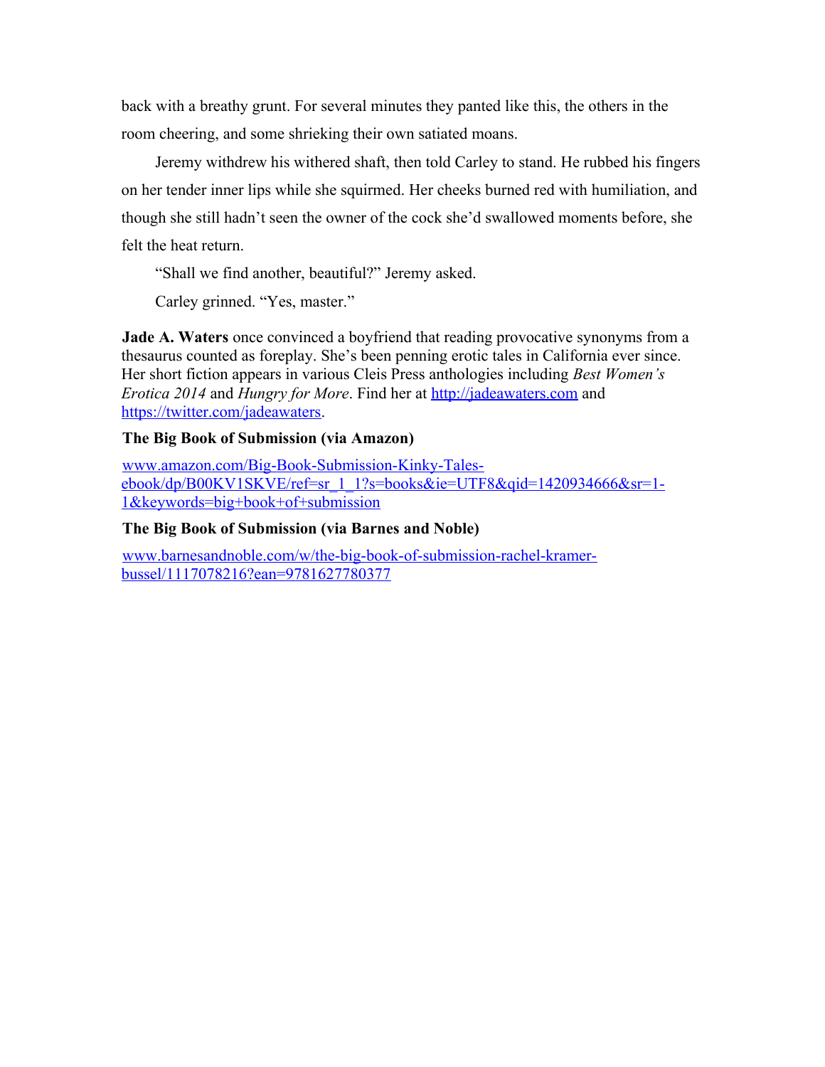back with a breathy grunt. For several minutes they panted like this, the others in the room cheering, and some shrieking their own satiated moans.

Jeremy withdrew his withered shaft, then told Carley to stand. He rubbed his fingers on her tender inner lips while she squirmed. Her cheeks burned red with humiliation, and though she still hadn't seen the owner of the cock she'd swallowed moments before, she felt the heat return.

"Shall we find another, beautiful?" Jeremy asked.

Carley grinned. "Yes, master."

**Jade A. Waters** once convinced a boyfriend that reading provocative synonyms from a thesaurus counted as foreplay. She's been penning erotic tales in California ever since. Her short fiction appears in various Cleis Press anthologies including *Best Women's Erotica 2014* and *Hungry for More*. Find her at [http://jadeawaters.com](http://jadeawaters.com) and [https://twitter.com/jadeawaters](https://twitter.com/jadeawaters).

**The Big Book of Submission (via Amazon)**

[www.amazon.com/Big-Book-Submission-Kinky-Tales-ebook/dp/B00KV1SKVE/ref=sr_1_1?s=books&ie=UTF8&qid=1420934666&sr=1-1&keywords=big+book+of+submission](www.amazon.com/Big-Book-Submission-Kinky-Tales-ebook/dp/B00KV1SKVE/ref=sr_1_1?s=books&ie=UTF8&qid=1420934666&sr=1-1&keywords=big+book+of+submission)

**The Big Book of Submission (via Barnes and Noble)**

[www.barnesandnoble.com/w/the-big-book-of-submission-rachel-kramer-bussel/1117078216?ean=9781627780377](www.barnesandnoble.com/w/the-big-book-of-submission-rachel-kramer-bussel/1117078216?ean=9781627780377)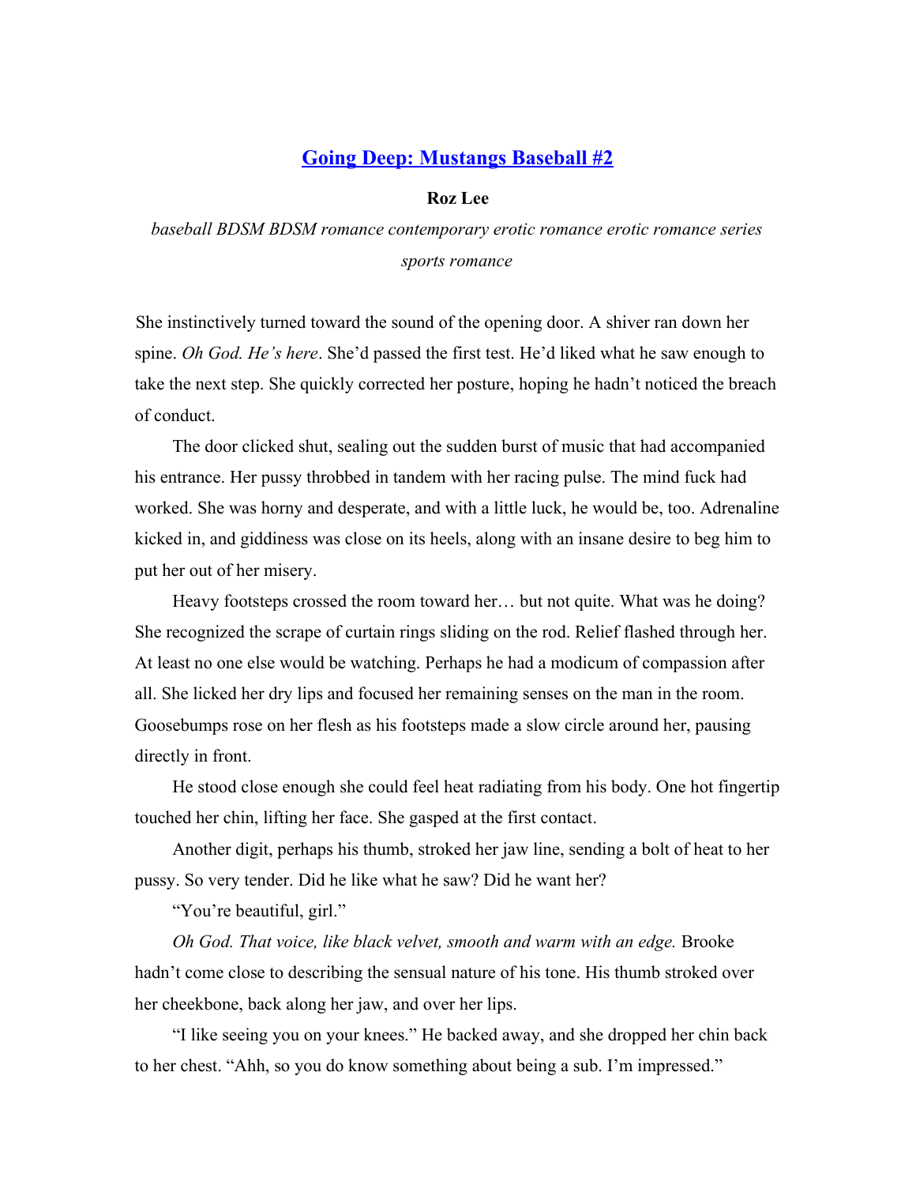## [Going Deep: Mustangs Baseball #2](#)

**Roz Lee**

*baseball BDSM BDSM romance contemporary erotic romance erotic romance series sports romance*

She instinctively turned toward the sound of the opening door. A shiver ran down her spine. *Oh God. He's here*. She'd passed the first test. He'd liked what he saw enough to take the next step. She quickly corrected her posture, hoping he hadn't noticed the breach of conduct.

The door clicked shut, sealing out the sudden burst of music that had accompanied his entrance. Her pussy throbbed in tandem with her racing pulse. The mind fuck had worked. She was horny and desperate, and with a little luck, he would be, too. Adrenaline kicked in, and giddiness was close on its heels, along with an insane desire to beg him to put her out of her misery.

Heavy footsteps crossed the room toward her… but not quite. What was he doing? She recognized the scrape of curtain rings sliding on the rod. Relief flashed through her. At least no one else would be watching. Perhaps he had a modicum of compassion after all. She licked her dry lips and focused her remaining senses on the man in the room. Goosebumps rose on her flesh as his footsteps made a slow circle around her, pausing directly in front.

He stood close enough she could feel heat radiating from his body. One hot fingertip touched her chin, lifting her face. She gasped at the first contact.

Another digit, perhaps his thumb, stroked her jaw line, sending a bolt of heat to her pussy. So very tender. Did he like what he saw? Did he want her?

"You're beautiful, girl."

*Oh God. That voice, like black velvet, smooth and warm with an edge.* Brooke hadn't come close to describing the sensual nature of his tone. His thumb stroked over her cheekbone, back along her jaw, and over her lips.

"I like seeing you on your knees." He backed away, and she dropped her chin back to her chest. "Ahh, so you do know something about being a sub. I'm impressed."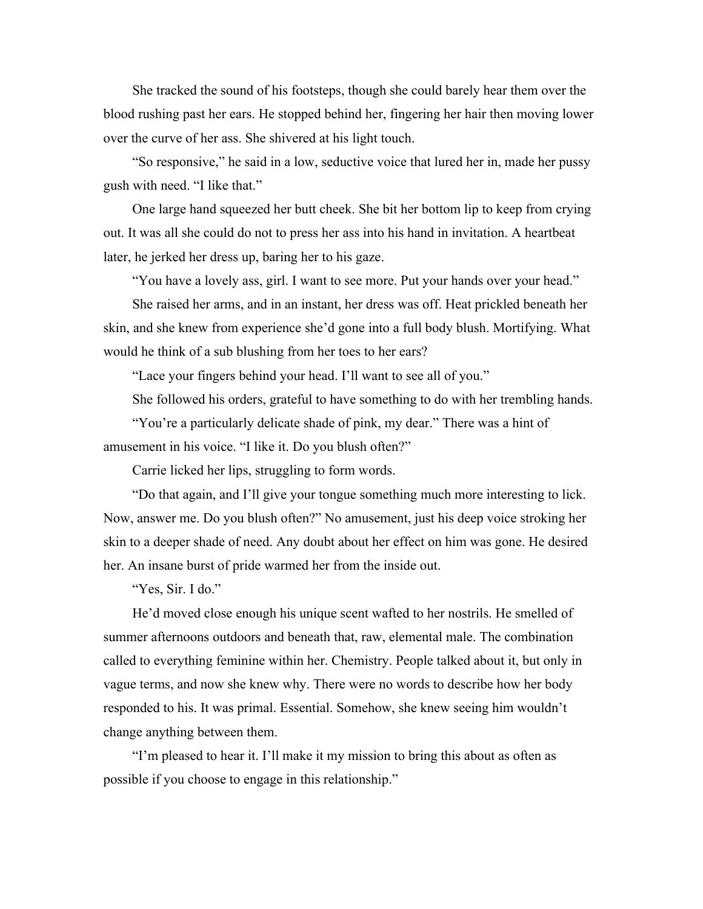She tracked the sound of his footsteps, though she could barely hear them over the blood rushing past her ears. He stopped behind her, fingering her hair then moving lower over the curve of her ass. She shivered at his light touch.

"So responsive," he said in a low, seductive voice that lured her in, made her pussy gush with need. "I like that."

One large hand squeezed her butt cheek. She bit her bottom lip to keep from crying out. It was all she could do not to press her ass into his hand in invitation. A heartbeat later, he jerked her dress up, baring her to his gaze.

"You have a lovely ass, girl. I want to see more. Put your hands over your head."

She raised her arms, and in an instant, her dress was off. Heat prickled beneath her skin, and she knew from experience she'd gone into a full body blush. Mortifying. What would he think of a sub blushing from her toes to her ears?

"Lace your fingers behind your head. I'll want to see all of you."

She followed his orders, grateful to have something to do with her trembling hands.

"You're a particularly delicate shade of pink, my dear." There was a hint of amusement in his voice. "I like it. Do you blush often?"

Carrie licked her lips, struggling to form words.

"Do that again, and I'll give your tongue something much more interesting to lick. Now, answer me. Do you blush often?" No amusement, just his deep voice stroking her skin to a deeper shade of need. Any doubt about her effect on him was gone. He desired her. An insane burst of pride warmed her from the inside out.

"Yes, Sir. I do."

He'd moved close enough his unique scent wafted to her nostrils. He smelled of summer afternoons outdoors and beneath that, raw, elemental male. The combination called to everything feminine within her. Chemistry. People talked about it, but only in vague terms, and now she knew why. There were no words to describe how her body responded to his. It was primal. Essential. Somehow, she knew seeing him wouldn't change anything between them.

"I'm pleased to hear it. I'll make it my mission to bring this about as often as possible if you choose to engage in this relationship."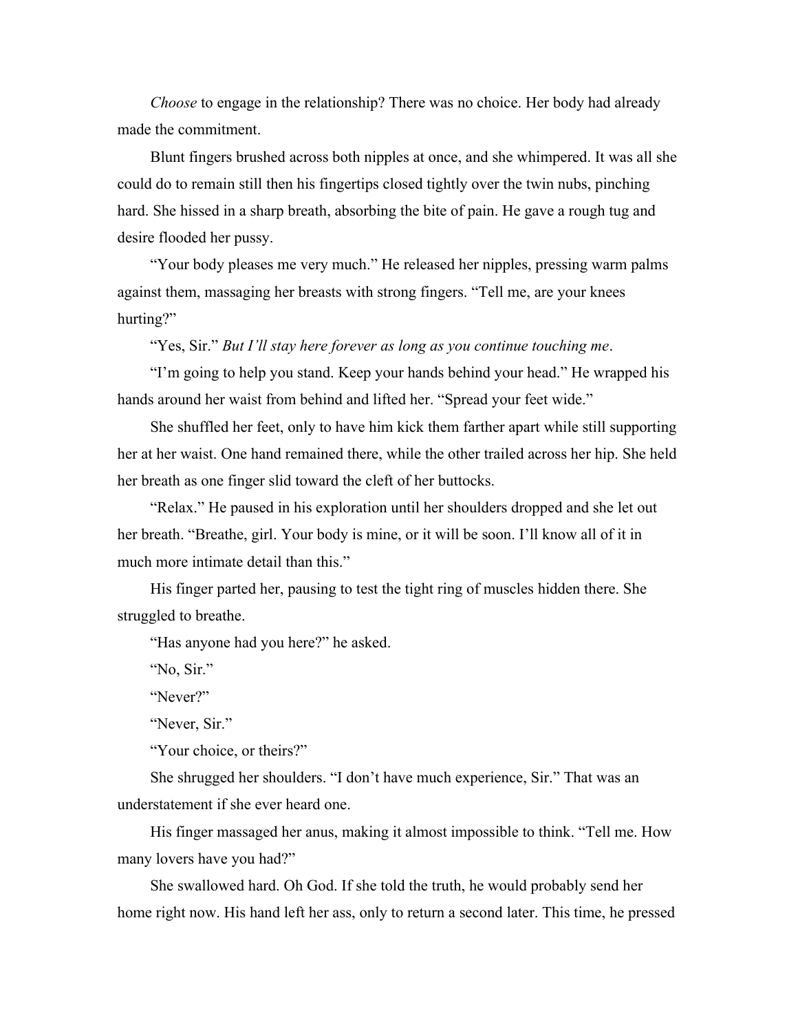*Choose* to engage in the relationship? There was no choice. Her body had already made the commitment.

Blunt fingers brushed across both nipples at once, and she whimpered. It was all she could do to remain still then his fingertips closed tightly over the twin nubs, pinching hard. She hissed in a sharp breath, absorbing the bite of pain. He gave a rough tug and desire flooded her pussy.

"Your body pleases me very much." He released her nipples, pressing warm palms against them, massaging her breasts with strong fingers. "Tell me, are your knees hurting?"

"Yes, Sir." *But I'll stay here forever as long as you continue touching me*.

"I'm going to help you stand. Keep your hands behind your head." He wrapped his hands around her waist from behind and lifted her. "Spread your feet wide."

She shuffled her feet, only to have him kick them farther apart while still supporting her at her waist. One hand remained there, while the other trailed across her hip. She held her breath as one finger slid toward the cleft of her buttocks.

"Relax." He paused in his exploration until her shoulders dropped and she let out her breath. "Breathe, girl. Your body is mine, or it will be soon. I'll know all of it in much more intimate detail than this."

His finger parted her, pausing to test the tight ring of muscles hidden there. She struggled to breathe.

"Has anyone had you here?" he asked.

"No, Sir."

"Never?"

"Never, Sir."

"Your choice, or theirs?"

She shrugged her shoulders. "I don't have much experience, Sir." That was an understatement if she ever heard one.

His finger massaged her anus, making it almost impossible to think. "Tell me. How many lovers have you had?"

She swallowed hard. Oh God. If she told the truth, he would probably send her home right now. His hand left her ass, only to return a second later. This time, he pressed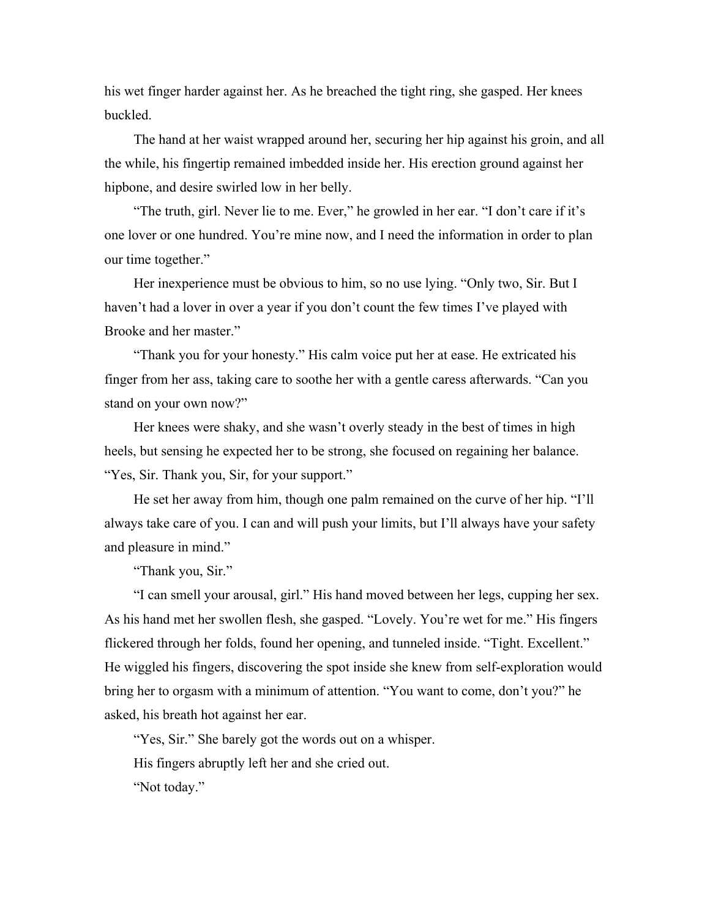his wet finger harder against her. As he breached the tight ring, she gasped. Her knees buckled.

The hand at her waist wrapped around her, securing her hip against his groin, and all the while, his fingertip remained imbedded inside her. His erection ground against her hipbone, and desire swirled low in her belly.

"The truth, girl. Never lie to me. Ever," he growled in her ear. "I don't care if it's one lover or one hundred. You're mine now, and I need the information in order to plan our time together."

Her inexperience must be obvious to him, so no use lying. "Only two, Sir. But I haven't had a lover in over a year if you don't count the few times I've played with Brooke and her master."

"Thank you for your honesty." His calm voice put her at ease. He extricated his finger from her ass, taking care to soothe her with a gentle caress afterwards. "Can you stand on your own now?"

Her knees were shaky, and she wasn't overly steady in the best of times in high heels, but sensing he expected her to be strong, she focused on regaining her balance. "Yes, Sir. Thank you, Sir, for your support."

He set her away from him, though one palm remained on the curve of her hip. "I'll always take care of you. I can and will push your limits, but I'll always have your safety and pleasure in mind."

"Thank you, Sir."

"I can smell your arousal, girl." His hand moved between her legs, cupping her sex. As his hand met her swollen flesh, she gasped. "Lovely. You're wet for me." His fingers flickered through her folds, found her opening, and tunneled inside. "Tight. Excellent." He wiggled his fingers, discovering the spot inside she knew from self-exploration would bring her to orgasm with a minimum of attention. "You want to come, don't you?" he asked, his breath hot against her ear.

"Yes, Sir." She barely got the words out on a whisper.

His fingers abruptly left her and she cried out.

"Not today."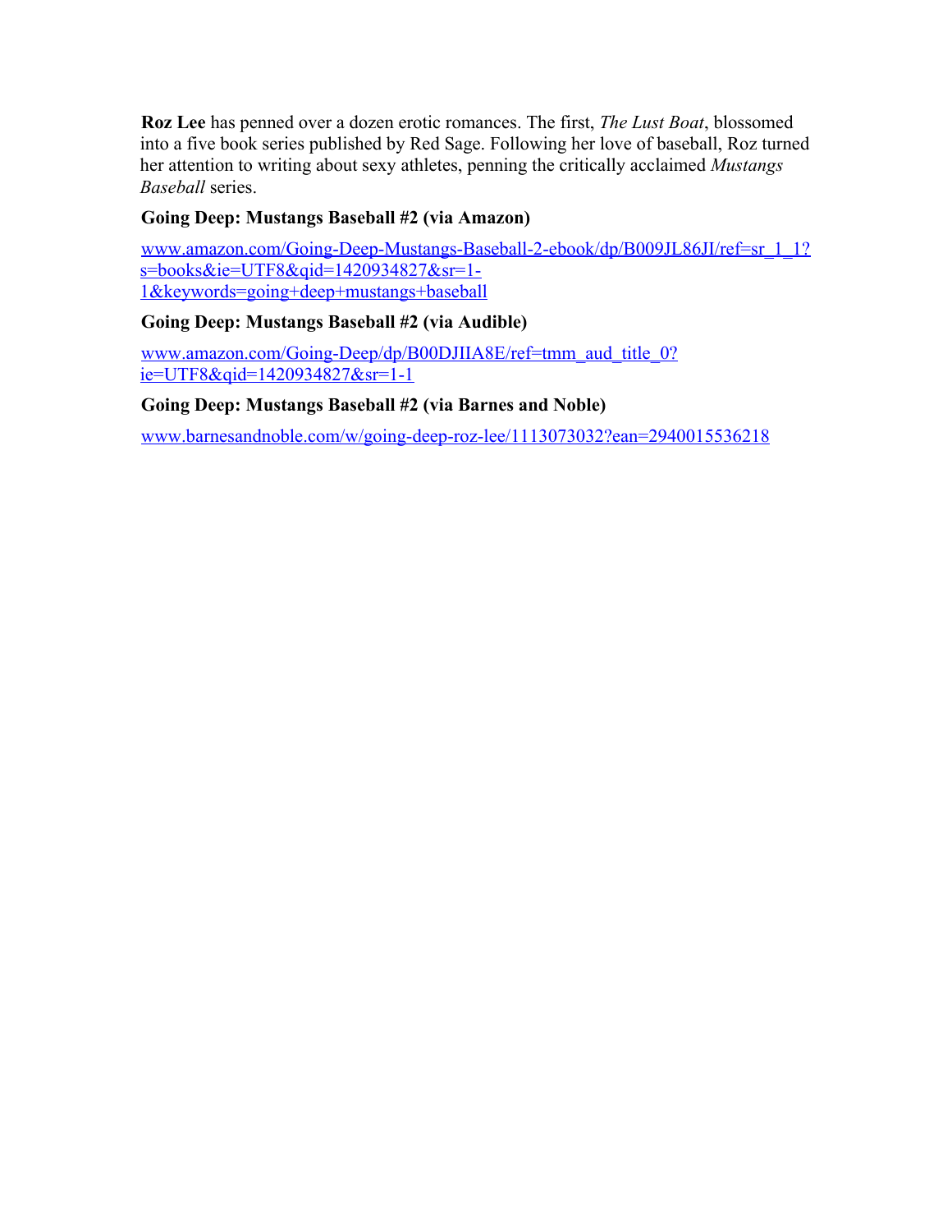**Roz Lee** has penned over a dozen erotic romances. The first, *The Lust Boat*, blossomed into a five book series published by Red Sage. Following her love of baseball, Roz turned her attention to writing about sexy athletes, penning the critically acclaimed *Mustangs Baseball* series.

**Going Deep: Mustangs Baseball #2 (via Amazon)**

www.amazon.com/Going-Deep-Mustangs-Baseball-2-ebook/dp/B009JL86JI/ref=sr_1_1?s=books&ie=UTF8&qid=1420934827&sr=1-1&keywords=going+deep+mustangs+baseball

**Going Deep: Mustangs Baseball #2 (via Audible)**

www.amazon.com/Going-Deep/dp/B00DJIIA8E/ref=tmm_aud_title_0?ie=UTF8&qid=1420934827&sr=1-1

**Going Deep: Mustangs Baseball #2 (via Barnes and Noble)**

www.barnesandnoble.com/w/going-deep-roz-lee/1113073032?ean=2940015536218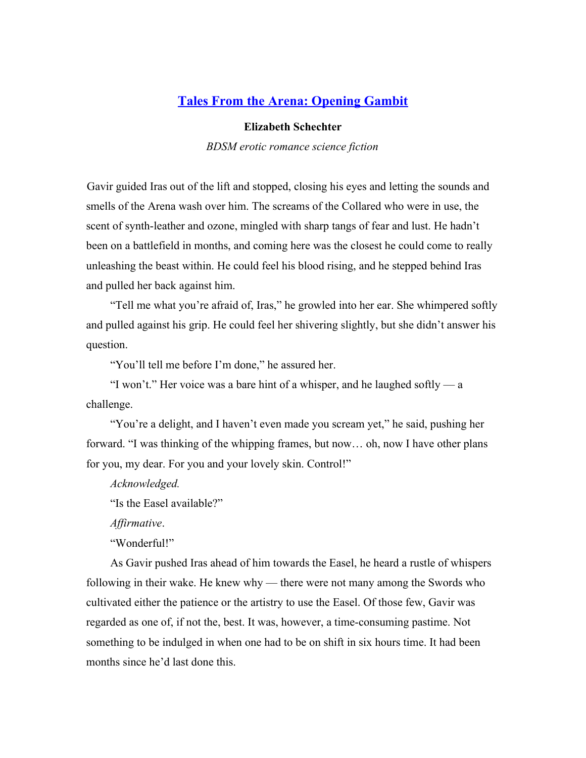## [Tales From the Arena: Opening Gambit]

**Elizabeth Schechter**

*BDSM erotic romance science fiction*

Gavir guided Iras out of the lift and stopped, closing his eyes and letting the sounds and smells of the Arena wash over him. The screams of the Collared who were in use, the scent of synth-leather and ozone, mingled with sharp tangs of fear and lust. He hadn't been on a battlefield in months, and coming here was the closest he could come to really unleashing the beast within. He could feel his blood rising, and he stepped behind Iras and pulled her back against him.

"Tell me what you're afraid of, Iras," he growled into her ear. She whimpered softly and pulled against his grip. He could feel her shivering slightly, but she didn't answer his question.

"You'll tell me before I'm done," he assured her.

"I won't." Her voice was a bare hint of a whisper, and he laughed softly — a challenge.

"You're a delight, and I haven't even made you scream yet," he said, pushing her forward. "I was thinking of the whipping frames, but now… oh, now I have other plans for you, my dear. For you and your lovely skin. Control!"

*Acknowledged.*

"Is the Easel available?"

*Affirmative*.

"Wonderful!"

As Gavir pushed Iras ahead of him towards the Easel, he heard a rustle of whispers following in their wake. He knew why — there were not many among the Swords who cultivated either the patience or the artistry to use the Easel. Of those few, Gavir was regarded as one of, if not the, best. It was, however, a time-consuming pastime. Not something to be indulged in when one had to be on shift in six hours time. It had been months since he'd last done this.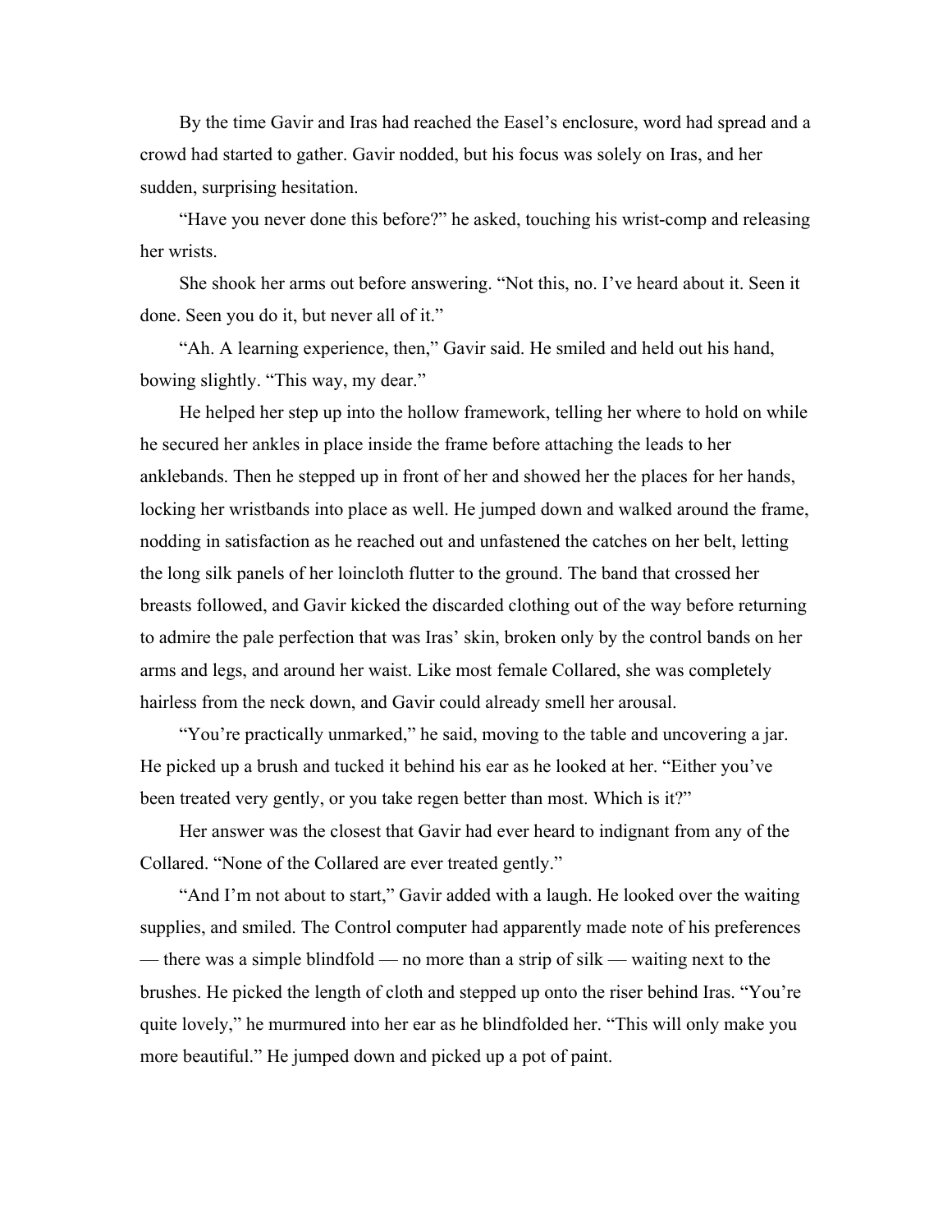By the time Gavir and Iras had reached the Easel's enclosure, word had spread and a crowd had started to gather. Gavir nodded, but his focus was solely on Iras, and her sudden, surprising hesitation.

"Have you never done this before?" he asked, touching his wrist-comp and releasing her wrists.

She shook her arms out before answering. "Not this, no. I've heard about it. Seen it done. Seen you do it, but never all of it."

"Ah. A learning experience, then," Gavir said. He smiled and held out his hand, bowing slightly. "This way, my dear."

He helped her step up into the hollow framework, telling her where to hold on while he secured her ankles in place inside the frame before attaching the leads to her anklebands. Then he stepped up in front of her and showed her the places for her hands, locking her wristbands into place as well. He jumped down and walked around the frame, nodding in satisfaction as he reached out and unfastened the catches on her belt, letting the long silk panels of her loincloth flutter to the ground. The band that crossed her breasts followed, and Gavir kicked the discarded clothing out of the way before returning to admire the pale perfection that was Iras' skin, broken only by the control bands on her arms and legs, and around her waist. Like most female Collared, she was completely hairless from the neck down, and Gavir could already smell her arousal.

"You're practically unmarked," he said, moving to the table and uncovering a jar. He picked up a brush and tucked it behind his ear as he looked at her. "Either you've been treated very gently, or you take regen better than most. Which is it?"

Her answer was the closest that Gavir had ever heard to indignant from any of the Collared. "None of the Collared are ever treated gently."

"And I'm not about to start," Gavir added with a laugh. He looked over the waiting supplies, and smiled. The Control computer had apparently made note of his preferences — there was a simple blindfold — no more than a strip of silk — waiting next to the brushes. He picked the length of cloth and stepped up onto the riser behind Iras. "You're quite lovely," he murmured into her ear as he blindfolded her. "This will only make you more beautiful." He jumped down and picked up a pot of paint.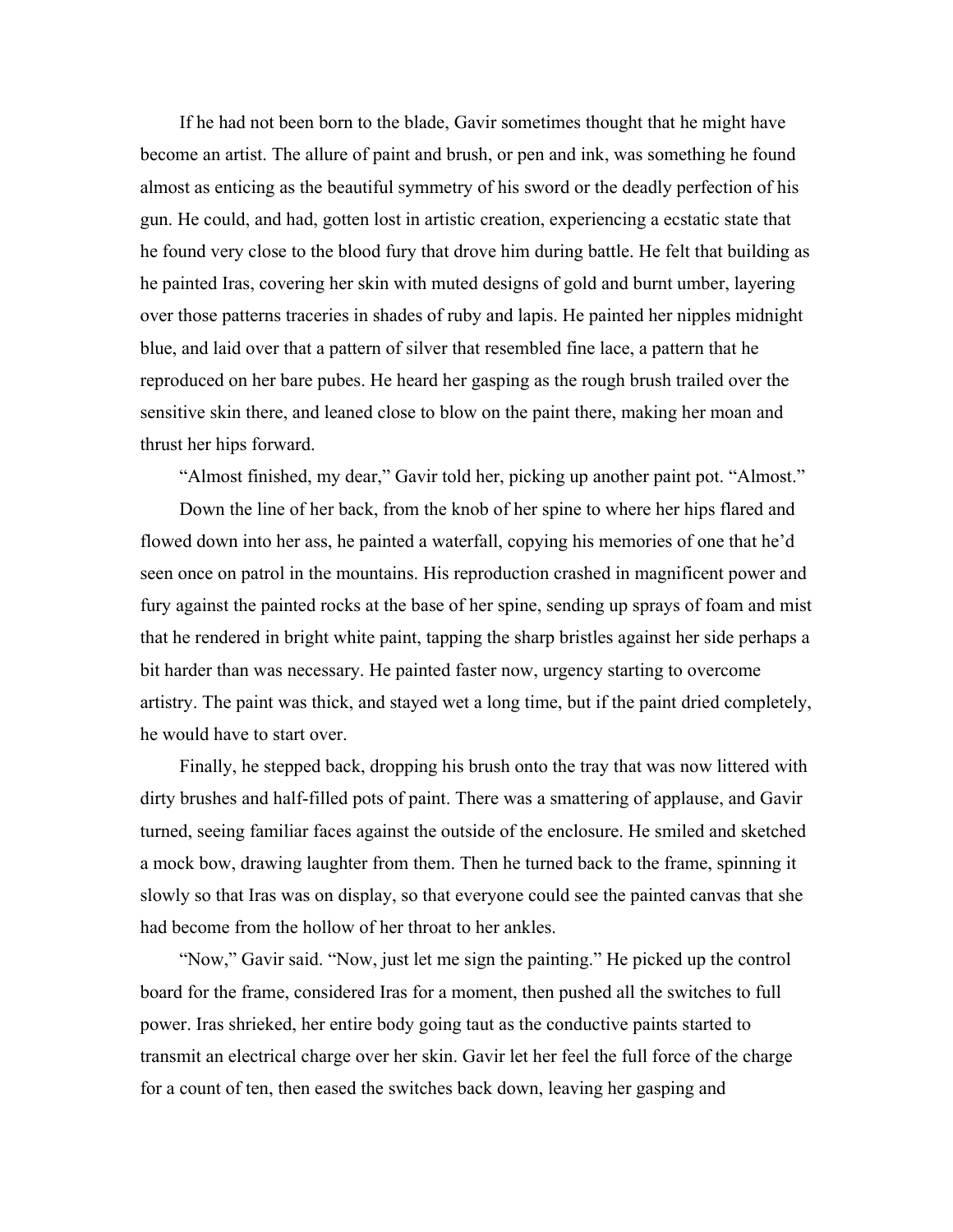If he had not been born to the blade, Gavir sometimes thought that he might have become an artist. The allure of paint and brush, or pen and ink, was something he found almost as enticing as the beautiful symmetry of his sword or the deadly perfection of his gun. He could, and had, gotten lost in artistic creation, experiencing a ecstatic state that he found very close to the blood fury that drove him during battle. He felt that building as he painted Iras, covering her skin with muted designs of gold and burnt umber, layering over those patterns traceries in shades of ruby and lapis. He painted her nipples midnight blue, and laid over that a pattern of silver that resembled fine lace, a pattern that he reproduced on her bare pubes. He heard her gasping as the rough brush trailed over the sensitive skin there, and leaned close to blow on the paint there, making her moan and thrust her hips forward.

"Almost finished, my dear," Gavir told her, picking up another paint pot. "Almost."

Down the line of her back, from the knob of her spine to where her hips flared and flowed down into her ass, he painted a waterfall, copying his memories of one that he'd seen once on patrol in the mountains. His reproduction crashed in magnificent power and fury against the painted rocks at the base of her spine, sending up sprays of foam and mist that he rendered in bright white paint, tapping the sharp bristles against her side perhaps a bit harder than was necessary. He painted faster now, urgency starting to overcome artistry. The paint was thick, and stayed wet a long time, but if the paint dried completely, he would have to start over.

Finally, he stepped back, dropping his brush onto the tray that was now littered with dirty brushes and half-filled pots of paint. There was a smattering of applause, and Gavir turned, seeing familiar faces against the outside of the enclosure. He smiled and sketched a mock bow, drawing laughter from them. Then he turned back to the frame, spinning it slowly so that Iras was on display, so that everyone could see the painted canvas that she had become from the hollow of her throat to her ankles.

"Now," Gavir said. "Now, just let me sign the painting." He picked up the control board for the frame, considered Iras for a moment, then pushed all the switches to full power. Iras shrieked, her entire body going taut as the conductive paints started to transmit an electrical charge over her skin. Gavir let her feel the full force of the charge for a count of ten, then eased the switches back down, leaving her gasping and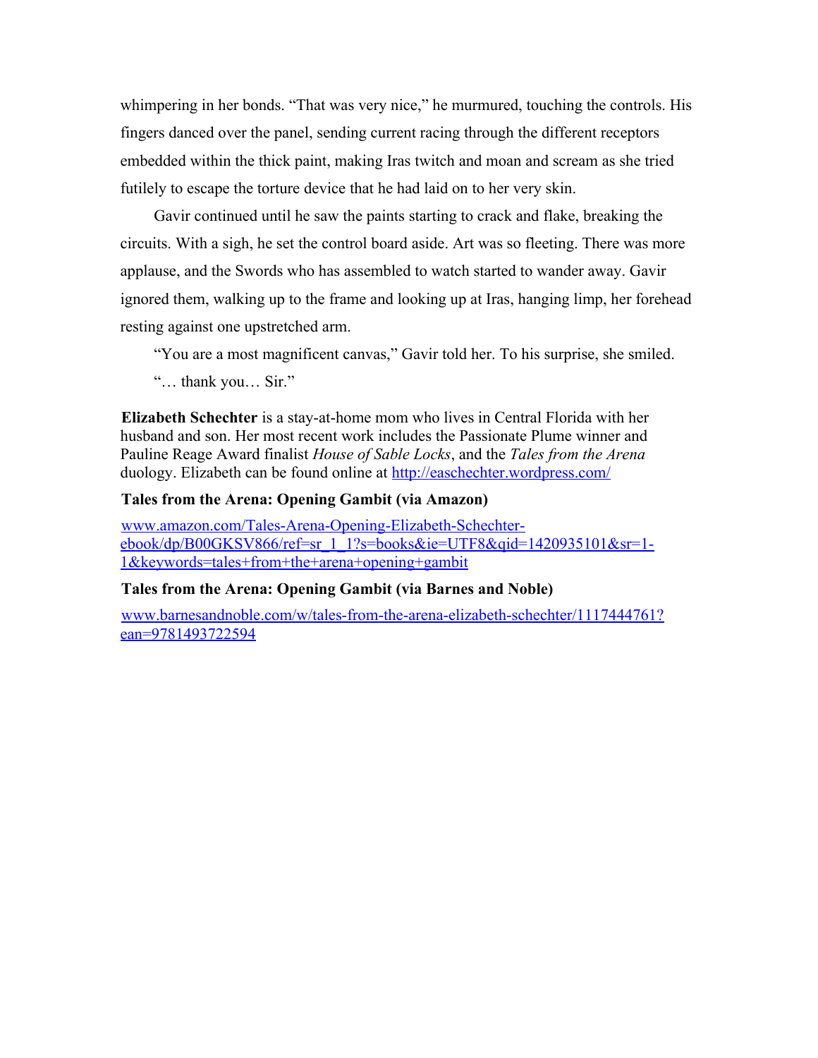whimpering in her bonds. "That was very nice," he murmured, touching the controls. His fingers danced over the panel, sending current racing through the different receptors embedded within the thick paint, making Iras twitch and moan and scream as she tried futilely to escape the torture device that he had laid on to her very skin.

Gavir continued until he saw the paints starting to crack and flake, breaking the circuits. With a sigh, he set the control board aside. Art was so fleeting. There was more applause, and the Swords who has assembled to watch started to wander away. Gavir ignored them, walking up to the frame and looking up at Iras, hanging limp, her forehead resting against one upstretched arm.

"You are a most magnificent canvas," Gavir told her. To his surprise, she smiled.

"… thank you… Sir."

**Elizabeth Schechter** is a stay-at-home mom who lives in Central Florida with her husband and son. Her most recent work includes the Passionate Plume winner and Pauline Reage Award finalist *House of Sable Locks*, and the *Tales from the Arena* duology. Elizabeth can be found online at [http://easchechter.wordpress.com/](http://easchechter.wordpress.com/)

**Tales from the Arena: Opening Gambit (via Amazon)**

[www.amazon.com/Tales-Arena-Opening-Elizabeth-Schechter-ebook/dp/B00GKSV866/ref=sr_1_1?s=books&ie=UTF8&qid=1420935101&sr=1-1&keywords=tales+from+the+arena+opening+gambit](www.amazon.com/Tales-Arena-Opening-Elizabeth-Schechter-ebook/dp/B00GKSV866/ref=sr_1_1?s=books&ie=UTF8&qid=1420935101&sr=1-1&keywords=tales+from+the+arena+opening+gambit)

**Tales from the Arena: Opening Gambit (via Barnes and Noble)**

[www.barnesandnoble.com/w/tales-from-the-arena-elizabeth-schechter/1117444761?ean=9781493722594](www.barnesandnoble.com/w/tales-from-the-arena-elizabeth-schechter/1117444761?ean=9781493722594)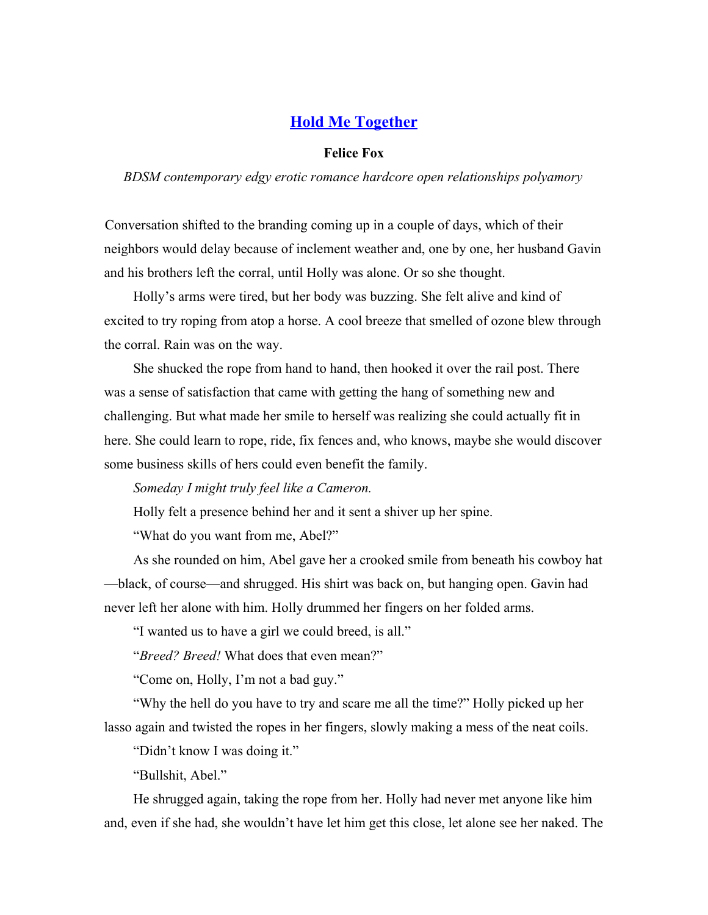## Hold Me Together

**Felice Fox**

*BDSM contemporary edgy erotic romance hardcore open relationships polyamory*

Conversation shifted to the branding coming up in a couple of days, which of their neighbors would delay because of inclement weather and, one by one, her husband Gavin and his brothers left the corral, until Holly was alone. Or so she thought.

Holly's arms were tired, but her body was buzzing. She felt alive and kind of excited to try roping from atop a horse. A cool breeze that smelled of ozone blew through the corral. Rain was on the way.

She shucked the rope from hand to hand, then hooked it over the rail post. There was a sense of satisfaction that came with getting the hang of something new and challenging. But what made her smile to herself was realizing she could actually fit in here. She could learn to rope, ride, fix fences and, who knows, maybe she would discover some business skills of hers could even benefit the family.

*Someday I might truly feel like a Cameron.*

Holly felt a presence behind her and it sent a shiver up her spine.

"What do you want from me, Abel?"

As she rounded on him, Abel gave her a crooked smile from beneath his cowboy hat—black, of course—and shrugged. His shirt was back on, but hanging open. Gavin had never left her alone with him. Holly drummed her fingers on her folded arms.

"I wanted us to have a girl we could breed, is all."

"*Breed? Breed!* What does that even mean?"

"Come on, Holly, I'm not a bad guy."

"Why the hell do you have to try and scare me all the time?" Holly picked up her lasso again and twisted the ropes in her fingers, slowly making a mess of the neat coils.

"Didn't know I was doing it."

"Bullshit, Abel."

He shrugged again, taking the rope from her. Holly had never met anyone like him and, even if she had, she wouldn't have let him get this close, let alone see her naked. The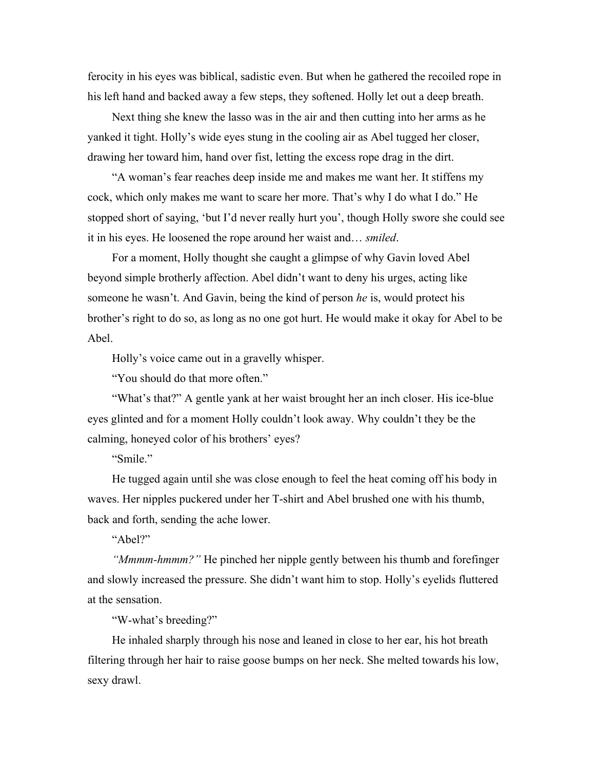ferocity in his eyes was biblical, sadistic even. But when he gathered the recoiled rope in his left hand and backed away a few steps, they softened. Holly let out a deep breath.

Next thing she knew the lasso was in the air and then cutting into her arms as he yanked it tight. Holly's wide eyes stung in the cooling air as Abel tugged her closer, drawing her toward him, hand over fist, letting the excess rope drag in the dirt.

"A woman's fear reaches deep inside me and makes me want her. It stiffens my cock, which only makes me want to scare her more. That's why I do what I do." He stopped short of saying, 'but I'd never really hurt you', though Holly swore she could see it in his eyes. He loosened the rope around her waist and… *smiled*.

For a moment, Holly thought she caught a glimpse of why Gavin loved Abel beyond simple brotherly affection. Abel didn't want to deny his urges, acting like someone he wasn't. And Gavin, being the kind of person *he* is, would protect his brother's right to do so, as long as no one got hurt. He would make it okay for Abel to be Abel.

Holly's voice came out in a gravelly whisper.

"You should do that more often."

"What's that?" A gentle yank at her waist brought her an inch closer. His ice-blue eyes glinted and for a moment Holly couldn't look away. Why couldn't they be the calming, honeyed color of his brothers' eyes?

"Smile."

He tugged again until she was close enough to feel the heat coming off his body in waves. Her nipples puckered under her T-shirt and Abel brushed one with his thumb, back and forth, sending the ache lower.

"Abel?"

*"Mmmm-hmmm?"* He pinched her nipple gently between his thumb and forefinger and slowly increased the pressure. She didn't want him to stop. Holly's eyelids fluttered at the sensation.

"W-what's breeding?"

He inhaled sharply through his nose and leaned in close to her ear, his hot breath filtering through her hair to raise goose bumps on her neck. She melted towards his low, sexy drawl.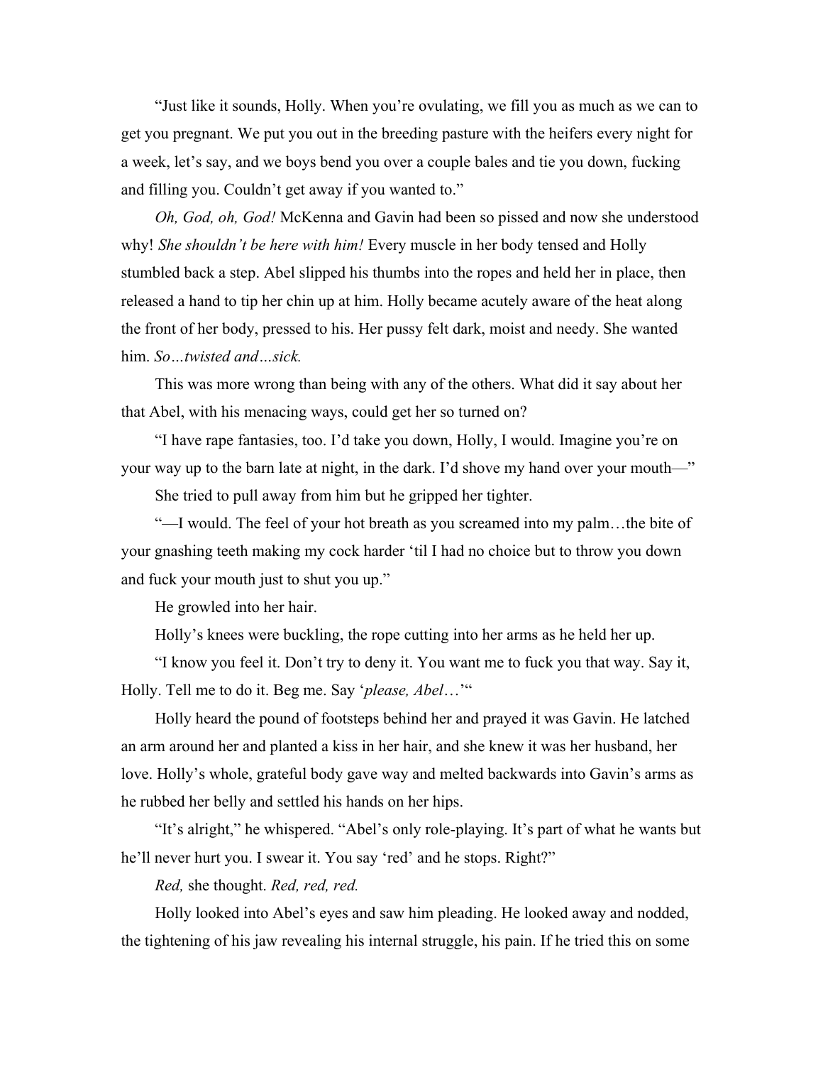"Just like it sounds, Holly. When you're ovulating, we fill you as much as we can to get you pregnant. We put you out in the breeding pasture with the heifers every night for a week, let's say, and we boys bend you over a couple bales and tie you down, fucking and filling you. Couldn't get away if you wanted to."

*Oh, God, oh, God!* McKenna and Gavin had been so pissed and now she understood why! *She shouldn't be here with him!* Every muscle in her body tensed and Holly stumbled back a step. Abel slipped his thumbs into the ropes and held her in place, then released a hand to tip her chin up at him. Holly became acutely aware of the heat along the front of her body, pressed to his. Her pussy felt dark, moist and needy. She wanted him. *So…twisted and…sick.*

This was more wrong than being with any of the others. What did it say about her that Abel, with his menacing ways, could get her so turned on?

"I have rape fantasies, too. I'd take you down, Holly, I would. Imagine you're on your way up to the barn late at night, in the dark. I'd shove my hand over your mouth—"

She tried to pull away from him but he gripped her tighter.

"—I would. The feel of your hot breath as you screamed into my palm…the bite of your gnashing teeth making my cock harder 'til I had no choice but to throw you down and fuck your mouth just to shut you up."

He growled into her hair.

Holly's knees were buckling, the rope cutting into her arms as he held her up.

"I know you feel it. Don't try to deny it. You want me to fuck you that way. Say it, Holly. Tell me to do it. Beg me. Say '*please, Abel*…'"

Holly heard the pound of footsteps behind her and prayed it was Gavin. He latched an arm around her and planted a kiss in her hair, and she knew it was her husband, her love. Holly's whole, grateful body gave way and melted backwards into Gavin's arms as he rubbed her belly and settled his hands on her hips.

"It's alright," he whispered. "Abel's only role-playing. It's part of what he wants but he'll never hurt you. I swear it. You say 'red' and he stops. Right?"

*Red,* she thought. *Red, red, red.*

Holly looked into Abel's eyes and saw him pleading. He looked away and nodded, the tightening of his jaw revealing his internal struggle, his pain. If he tried this on some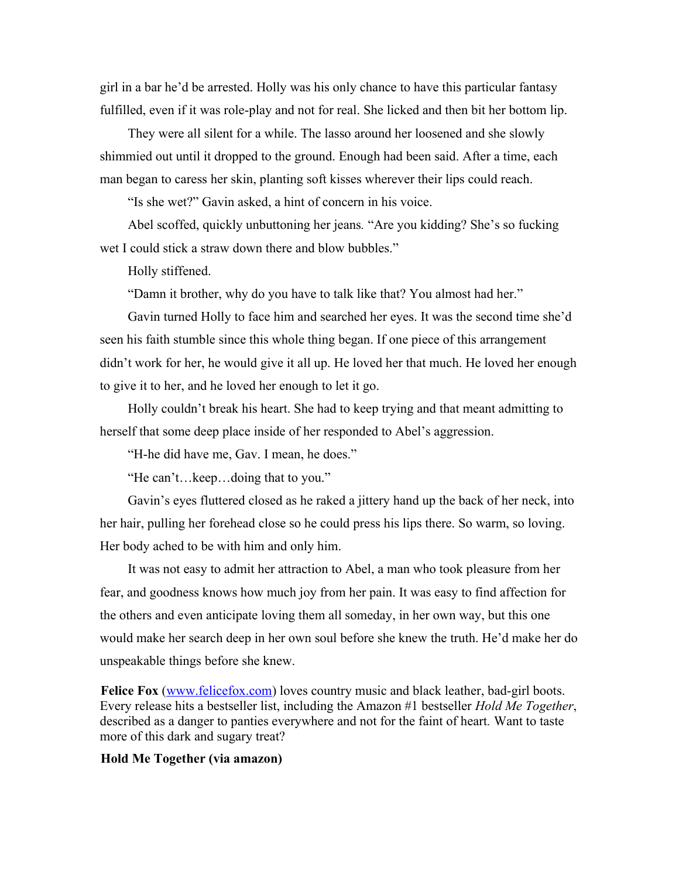girl in a bar he'd be arrested. Holly was his only chance to have this particular fantasy fulfilled, even if it was role-play and not for real. She licked and then bit her bottom lip.

They were all silent for a while. The lasso around her loosened and she slowly shimmied out until it dropped to the ground. Enough had been said. After a time, each man began to caress her skin, planting soft kisses wherever their lips could reach.

"Is she wet?" Gavin asked, a hint of concern in his voice.

Abel scoffed, quickly unbuttoning her jeans. "Are you kidding? She's so fucking wet I could stick a straw down there and blow bubbles."

Holly stiffened.

"Damn it brother, why do you have to talk like that? You almost had her."

Gavin turned Holly to face him and searched her eyes. It was the second time she'd seen his faith stumble since this whole thing began. If one piece of this arrangement didn't work for her, he would give it all up. He loved her that much. He loved her enough to give it to her, and he loved her enough to let it go.

Holly couldn't break his heart. She had to keep trying and that meant admitting to herself that some deep place inside of her responded to Abel's aggression.

"H-he did have me, Gav. I mean, he does."

"He can't…keep…doing that to you."

Gavin's eyes fluttered closed as he raked a jittery hand up the back of her neck, into her hair, pulling her forehead close so he could press his lips there. So warm, so loving. Her body ached to be with him and only him.

It was not easy to admit her attraction to Abel, a man who took pleasure from her fear, and goodness knows how much joy from her pain. It was easy to find affection for the others and even anticipate loving them all someday, in her own way, but this one would make her search deep in her own soul before she knew the truth. He'd make her do unspeakable things before she knew.

**Felice Fox** ([www.felicefox.com](www.felicefox.com)) loves country music and black leather, bad-girl boots. Every release hits a bestseller list, including the Amazon #1 bestseller *Hold Me Together*, described as a danger to panties everywhere and not for the faint of heart. Want to taste more of this dark and sugary treat?

**Hold Me Together (via amazon)**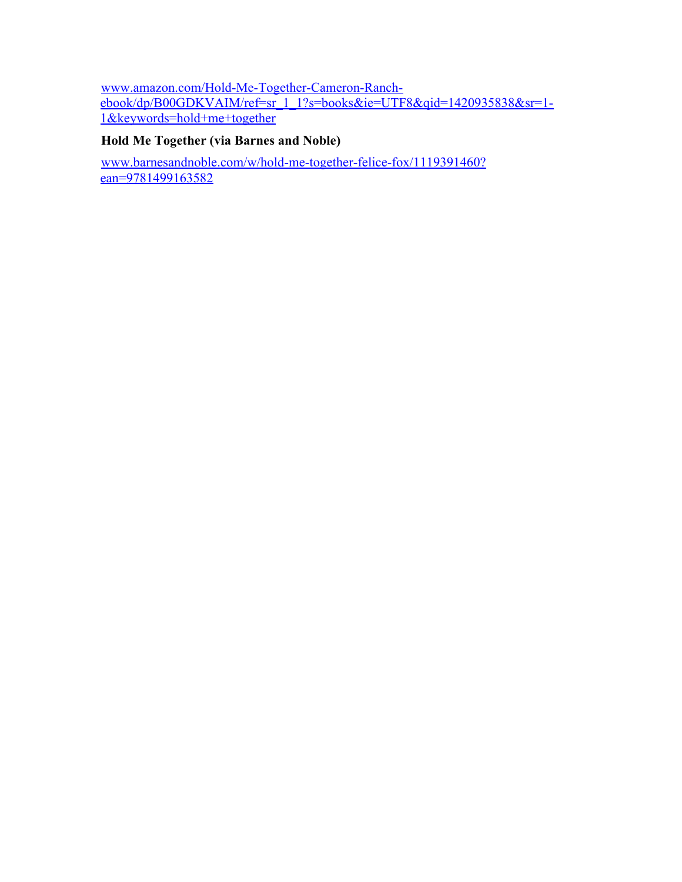[www.amazon.com/Hold-Me-Together-Cameron-Ranch-ebook/dp/B00GDKVAIM/ref=sr_1_1?s=books&ie=UTF8&qid=1420935838&sr=1-1&keywords=hold+me+together](www.amazon.com/Hold-Me-Together-Cameron-Ranch-ebook/dp/B00GDKVAIM/ref=sr_1_1?s=books&ie=UTF8&qid=1420935838&sr=1-1&keywords=hold+me+together)

**Hold Me Together (via Barnes and Noble)**

[www.barnesandnoble.com/w/hold-me-together-felice-fox/1119391460?ean=9781499163582](www.barnesandnoble.com/w/hold-me-together-felice-fox/1119391460?ean=9781499163582)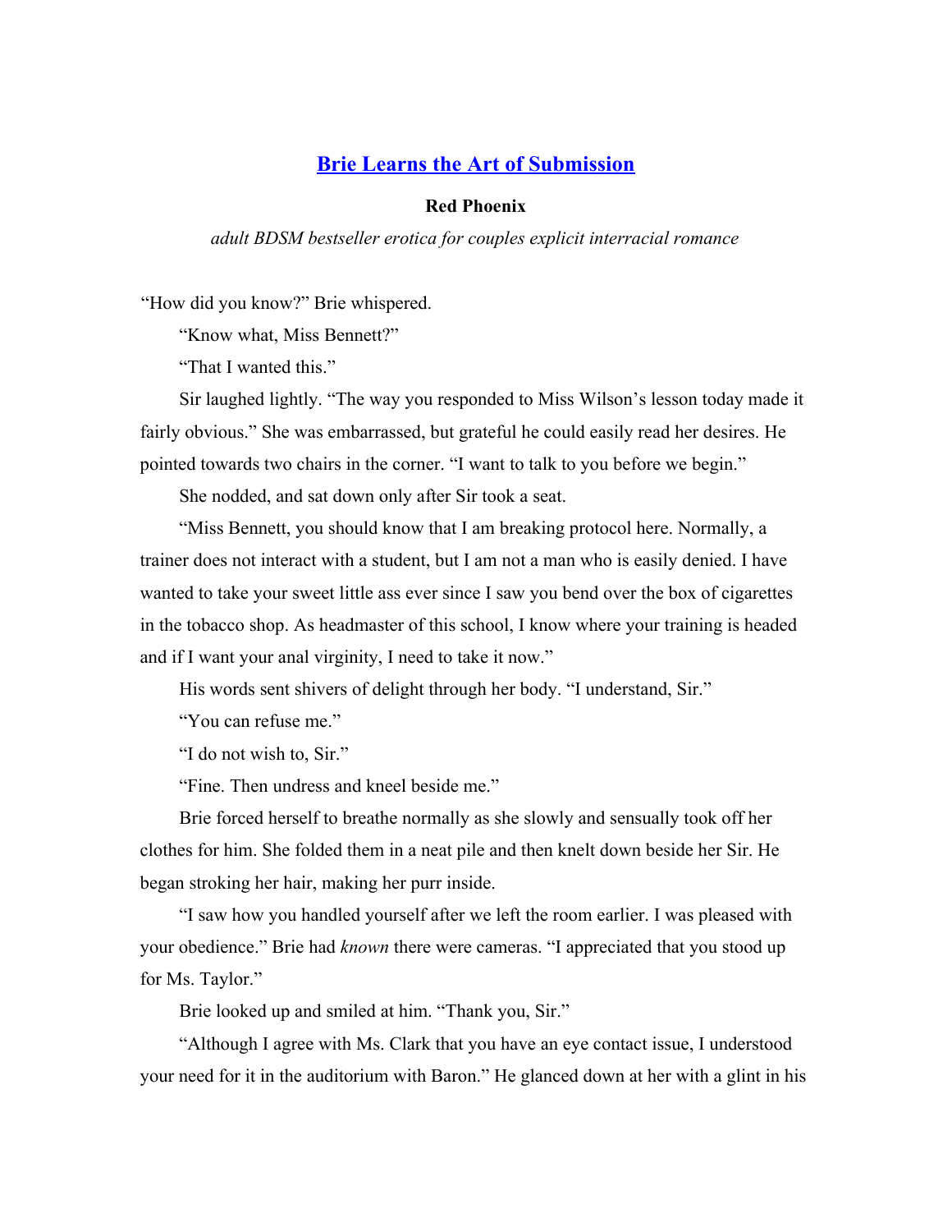## [Brie Learns the Art of Submission]()

**Red Phoenix**

*adult BDSM bestseller erotica for couples explicit interracial romance*

"How did you know?" Brie whispered.

"Know what, Miss Bennett?"

"That I wanted this."

Sir laughed lightly. "The way you responded to Miss Wilson's lesson today made it fairly obvious." She was embarrassed, but grateful he could easily read her desires. He pointed towards two chairs in the corner. "I want to talk to you before we begin."

She nodded, and sat down only after Sir took a seat.

"Miss Bennett, you should know that I am breaking protocol here. Normally, a trainer does not interact with a student, but I am not a man who is easily denied. I have wanted to take your sweet little ass ever since I saw you bend over the box of cigarettes in the tobacco shop. As headmaster of this school, I know where your training is headed and if I want your anal virginity, I need to take it now."

His words sent shivers of delight through her body. "I understand, Sir."

"You can refuse me."

"I do not wish to, Sir."

"Fine. Then undress and kneel beside me."

Brie forced herself to breathe normally as she slowly and sensually took off her clothes for him. She folded them in a neat pile and then knelt down beside her Sir. He began stroking her hair, making her purr inside.

"I saw how you handled yourself after we left the room earlier. I was pleased with your obedience." Brie had *known* there were cameras. "I appreciated that you stood up for Ms. Taylor."

Brie looked up and smiled at him. "Thank you, Sir."

"Although I agree with Ms. Clark that you have an eye contact issue, I understood your need for it in the auditorium with Baron." He glanced down at her with a glint in his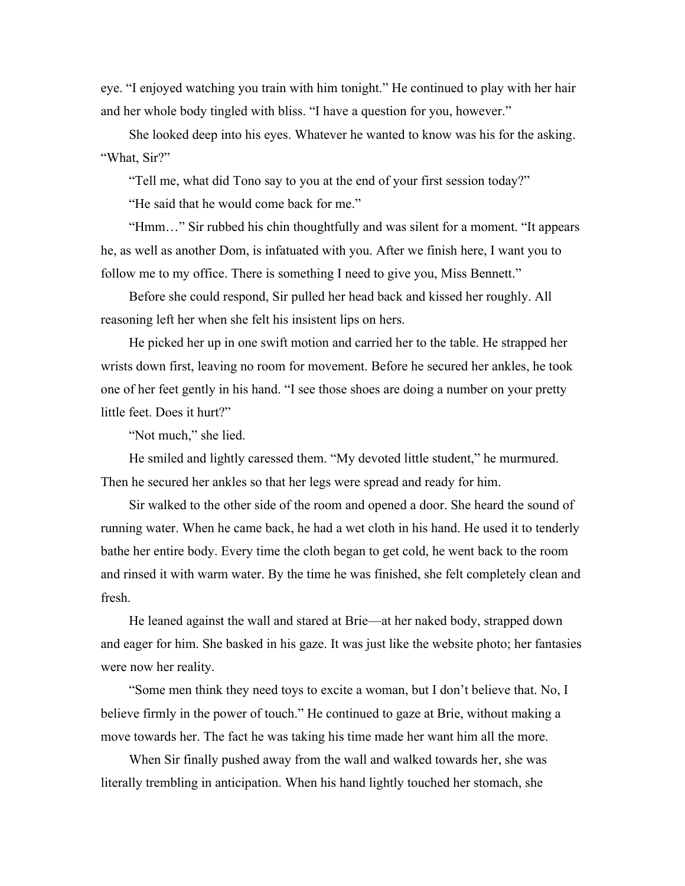eye. "I enjoyed watching you train with him tonight." He continued to play with her hair and her whole body tingled with bliss. "I have a question for you, however."

She looked deep into his eyes. Whatever he wanted to know was his for the asking. "What, Sir?"

"Tell me, what did Tono say to you at the end of your first session today?"

"He said that he would come back for me."

"Hmm…" Sir rubbed his chin thoughtfully and was silent for a moment. "It appears he, as well as another Dom, is infatuated with you. After we finish here, I want you to follow me to my office. There is something I need to give you, Miss Bennett."

Before she could respond, Sir pulled her head back and kissed her roughly. All reasoning left her when she felt his insistent lips on hers.

He picked her up in one swift motion and carried her to the table. He strapped her wrists down first, leaving no room for movement. Before he secured her ankles, he took one of her feet gently in his hand. "I see those shoes are doing a number on your pretty little feet. Does it hurt?"

"Not much," she lied.

He smiled and lightly caressed them. "My devoted little student," he murmured. Then he secured her ankles so that her legs were spread and ready for him.

Sir walked to the other side of the room and opened a door. She heard the sound of running water. When he came back, he had a wet cloth in his hand. He used it to tenderly bathe her entire body. Every time the cloth began to get cold, he went back to the room and rinsed it with warm water. By the time he was finished, she felt completely clean and fresh.

He leaned against the wall and stared at Brie—at her naked body, strapped down and eager for him. She basked in his gaze. It was just like the website photo; her fantasies were now her reality.

"Some men think they need toys to excite a woman, but I don't believe that. No, I believe firmly in the power of touch." He continued to gaze at Brie, without making a move towards her. The fact he was taking his time made her want him all the more.

When Sir finally pushed away from the wall and walked towards her, she was literally trembling in anticipation. When his hand lightly touched her stomach, she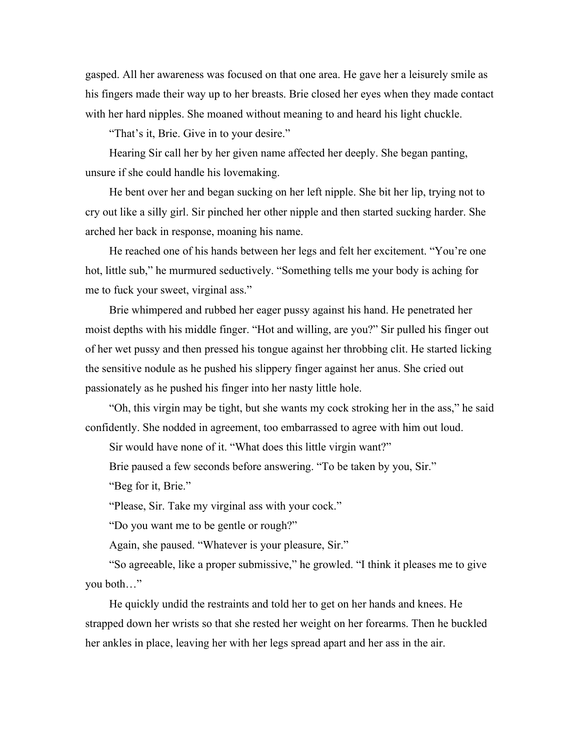gasped. All her awareness was focused on that one area. He gave her a leisurely smile as his fingers made their way up to her breasts. Brie closed her eyes when they made contact with her hard nipples. She moaned without meaning to and heard his light chuckle.

"That's it, Brie. Give in to your desire."

Hearing Sir call her by her given name affected her deeply. She began panting, unsure if she could handle his lovemaking.

He bent over her and began sucking on her left nipple. She bit her lip, trying not to cry out like a silly girl. Sir pinched her other nipple and then started sucking harder. She arched her back in response, moaning his name.

He reached one of his hands between her legs and felt her excitement. "You're one hot, little sub," he murmured seductively. "Something tells me your body is aching for me to fuck your sweet, virginal ass."

Brie whimpered and rubbed her eager pussy against his hand. He penetrated her moist depths with his middle finger. "Hot and willing, are you?" Sir pulled his finger out of her wet pussy and then pressed his tongue against her throbbing clit. He started licking the sensitive nodule as he pushed his slippery finger against her anus. She cried out passionately as he pushed his finger into her nasty little hole.

"Oh, this virgin may be tight, but she wants my cock stroking her in the ass," he said confidently. She nodded in agreement, too embarrassed to agree with him out loud.

Sir would have none of it. "What does this little virgin want?"

Brie paused a few seconds before answering. "To be taken by you, Sir."

"Beg for it, Brie."

"Please, Sir. Take my virginal ass with your cock."

"Do you want me to be gentle or rough?"

Again, she paused. "Whatever is your pleasure, Sir."

"So agreeable, like a proper submissive," he growled. "I think it pleases me to give you both…"

He quickly undid the restraints and told her to get on her hands and knees. He strapped down her wrists so that she rested her weight on her forearms. Then he buckled her ankles in place, leaving her with her legs spread apart and her ass in the air.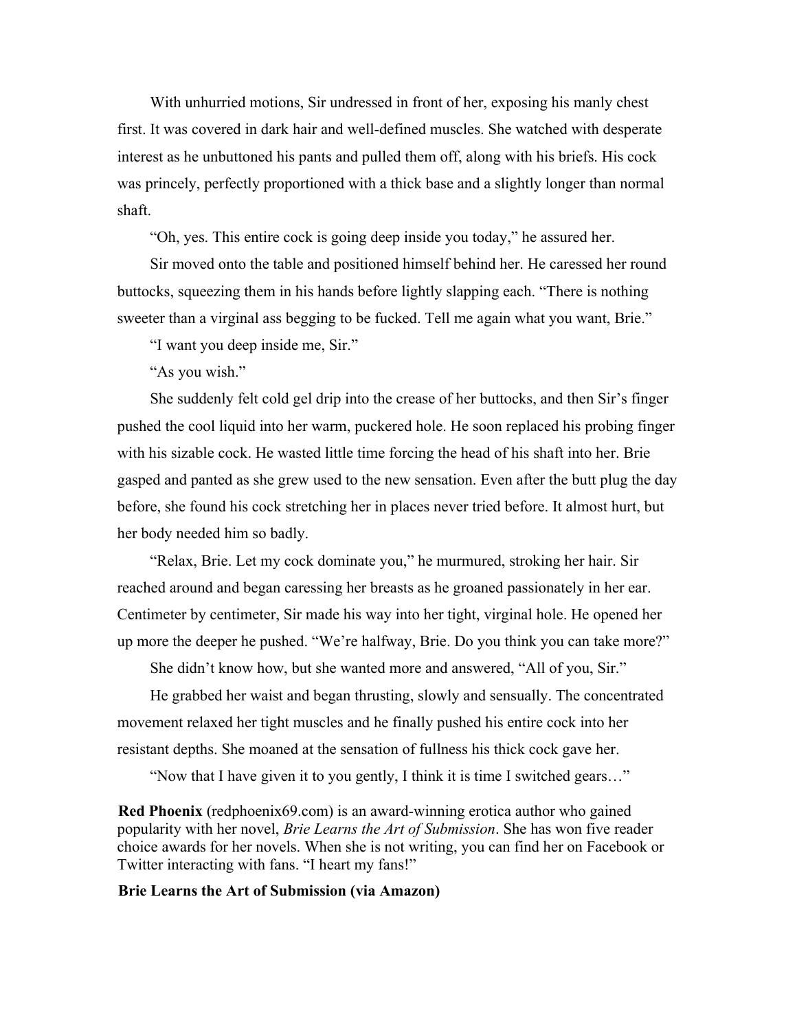With unhurried motions, Sir undressed in front of her, exposing his manly chest first. It was covered in dark hair and well-defined muscles. She watched with desperate interest as he unbuttoned his pants and pulled them off, along with his briefs. His cock was princely, perfectly proportioned with a thick base and a slightly longer than normal shaft.

"Oh, yes. This entire cock is going deep inside you today," he assured her.

Sir moved onto the table and positioned himself behind her. He caressed her round buttocks, squeezing them in his hands before lightly slapping each. "There is nothing sweeter than a virginal ass begging to be fucked. Tell me again what you want, Brie."

"I want you deep inside me, Sir."

"As you wish."

She suddenly felt cold gel drip into the crease of her buttocks, and then Sir's finger pushed the cool liquid into her warm, puckered hole. He soon replaced his probing finger with his sizable cock. He wasted little time forcing the head of his shaft into her. Brie gasped and panted as she grew used to the new sensation. Even after the butt plug the day before, she found his cock stretching her in places never tried before. It almost hurt, but her body needed him so badly.

"Relax, Brie. Let my cock dominate you," he murmured, stroking her hair. Sir reached around and began caressing her breasts as he groaned passionately in her ear. Centimeter by centimeter, Sir made his way into her tight, virginal hole. He opened her up more the deeper he pushed. "We're halfway, Brie. Do you think you can take more?"

She didn't know how, but she wanted more and answered, "All of you, Sir."

He grabbed her waist and began thrusting, slowly and sensually. The concentrated movement relaxed her tight muscles and he finally pushed his entire cock into her resistant depths. She moaned at the sensation of fullness his thick cock gave her.

"Now that I have given it to you gently, I think it is time I switched gears…"

**Red Phoenix** (redphoenix69.com) is an award-winning erotica author who gained popularity with her novel, *Brie Learns the Art of Submission*. She has won five reader choice awards for her novels. When she is not writing, you can find her on Facebook or Twitter interacting with fans. "I heart my fans!"

**Brie Learns the Art of Submission (via Amazon)**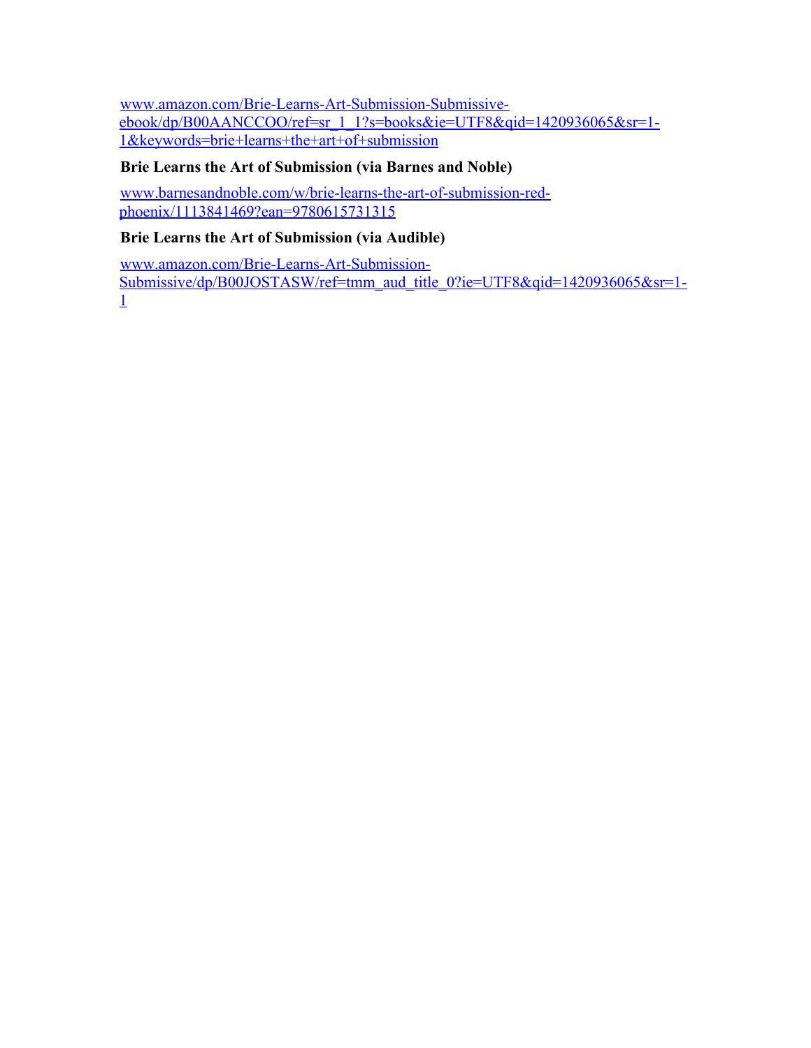www.amazon.com/Brie-Learns-Art-Submission-Submissive-ebook/dp/B00AANCCOO/ref=sr_1_1?s=books&ie=UTF8&qid=1420936065&sr=1-1&keywords=brie+learns+the+art+of+submission

**Brie Learns the Art of Submission (via Barnes and Noble)**

www.barnesandnoble.com/w/brie-learns-the-art-of-submission-red-phoenix/1113841469?ean=9780615731315

**Brie Learns the Art of Submission (via Audible)**

www.amazon.com/Brie-Learns-Art-Submission-Submissive/dp/B00JOSTASW/ref=tmm_aud_title_0?ie=UTF8&qid=1420936065&sr=1-1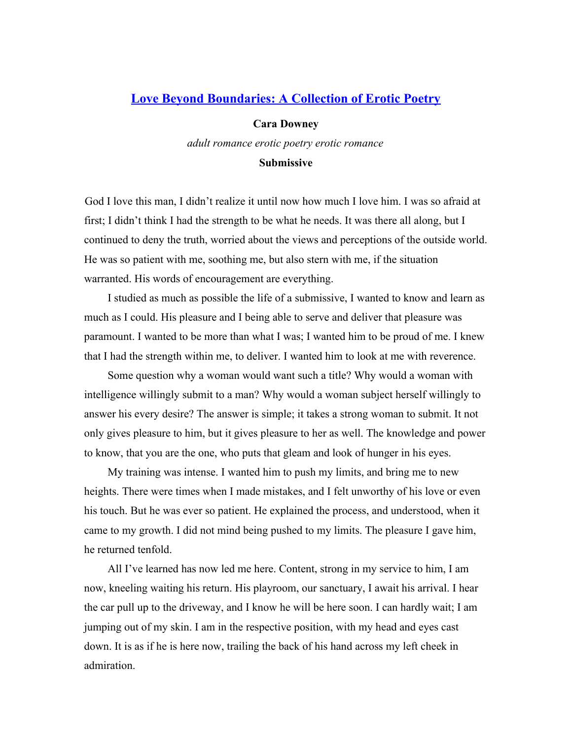## [Love Beyond Boundaries: A Collection of Erotic Poetry]

**Cara Downey**

*adult romance erotic poetry erotic romance*

### Submissive

God I love this man, I didn't realize it until now how much I love him. I was so afraid at first; I didn't think I had the strength to be what he needs. It was there all along, but I continued to deny the truth, worried about the views and perceptions of the outside world. He was so patient with me, soothing me, but also stern with me, if the situation warranted. His words of encouragement are everything.

I studied as much as possible the life of a submissive, I wanted to know and learn as much as I could. His pleasure and I being able to serve and deliver that pleasure was paramount. I wanted to be more than what I was; I wanted him to be proud of me. I knew that I had the strength within me, to deliver. I wanted him to look at me with reverence.

Some question why a woman would want such a title? Why would a woman with intelligence willingly submit to a man? Why would a woman subject herself willingly to answer his every desire? The answer is simple; it takes a strong woman to submit. It not only gives pleasure to him, but it gives pleasure to her as well. The knowledge and power to know, that you are the one, who puts that gleam and look of hunger in his eyes.

My training was intense. I wanted him to push my limits, and bring me to new heights. There were times when I made mistakes, and I felt unworthy of his love or even his touch. But he was ever so patient. He explained the process, and understood, when it came to my growth. I did not mind being pushed to my limits. The pleasure I gave him, he returned tenfold.

All I've learned has now led me here. Content, strong in my service to him, I am now, kneeling waiting his return. His playroom, our sanctuary, I await his arrival. I hear the car pull up to the driveway, and I know he will be here soon. I can hardly wait; I am jumping out of my skin. I am in the respective position, with my head and eyes cast down. It is as if he is here now, trailing the back of his hand across my left cheek in admiration.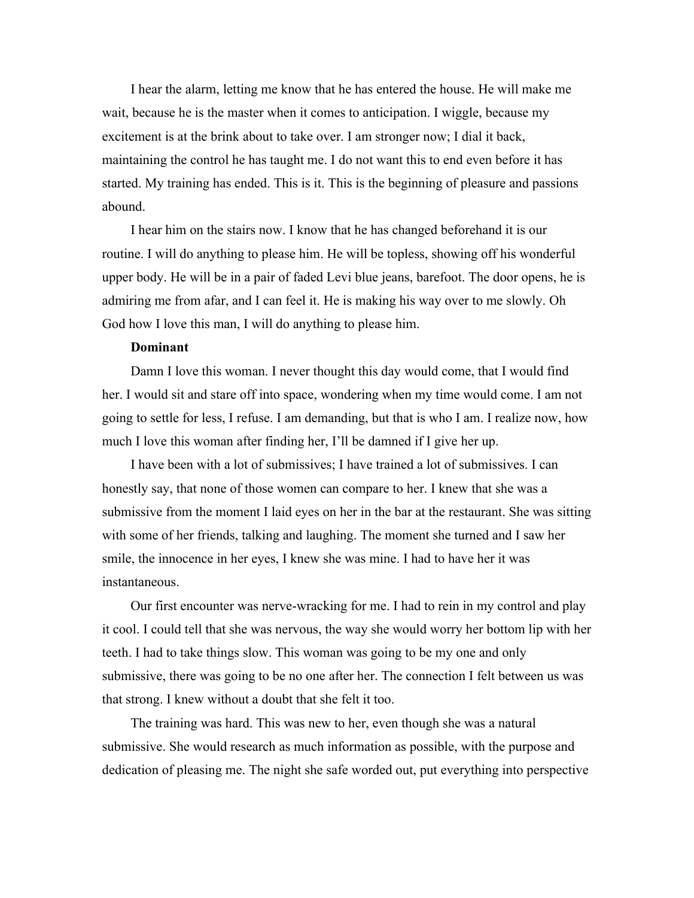I hear the alarm, letting me know that he has entered the house. He will make me wait, because he is the master when it comes to anticipation. I wiggle, because my excitement is at the brink about to take over. I am stronger now; I dial it back, maintaining the control he has taught me. I do not want this to end even before it has started. My training has ended. This is it. This is the beginning of pleasure and passions abound.

I hear him on the stairs now. I know that he has changed beforehand it is our routine. I will do anything to please him. He will be topless, showing off his wonderful upper body. He will be in a pair of faded Levi blue jeans, barefoot. The door opens, he is admiring me from afar, and I can feel it. He is making his way over to me slowly. Oh God how I love this man, I will do anything to please him.

**Dominant**

Damn I love this woman. I never thought this day would come, that I would find her. I would sit and stare off into space, wondering when my time would come. I am not going to settle for less, I refuse. I am demanding, but that is who I am. I realize now, how much I love this woman after finding her, I'll be damned if I give her up.

I have been with a lot of submissives; I have trained a lot of submissives. I can honestly say, that none of those women can compare to her. I knew that she was a submissive from the moment I laid eyes on her in the bar at the restaurant. She was sitting with some of her friends, talking and laughing. The moment she turned and I saw her smile, the innocence in her eyes, I knew she was mine. I had to have her it was instantaneous.

Our first encounter was nerve-wracking for me. I had to rein in my control and play it cool. I could tell that she was nervous, the way she would worry her bottom lip with her teeth. I had to take things slow. This woman was going to be my one and only submissive, there was going to be no one after her. The connection I felt between us was that strong. I knew without a doubt that she felt it too.

The training was hard. This was new to her, even though she was a natural submissive. She would research as much information as possible, with the purpose and dedication of pleasing me. The night she safe worded out, put everything into perspective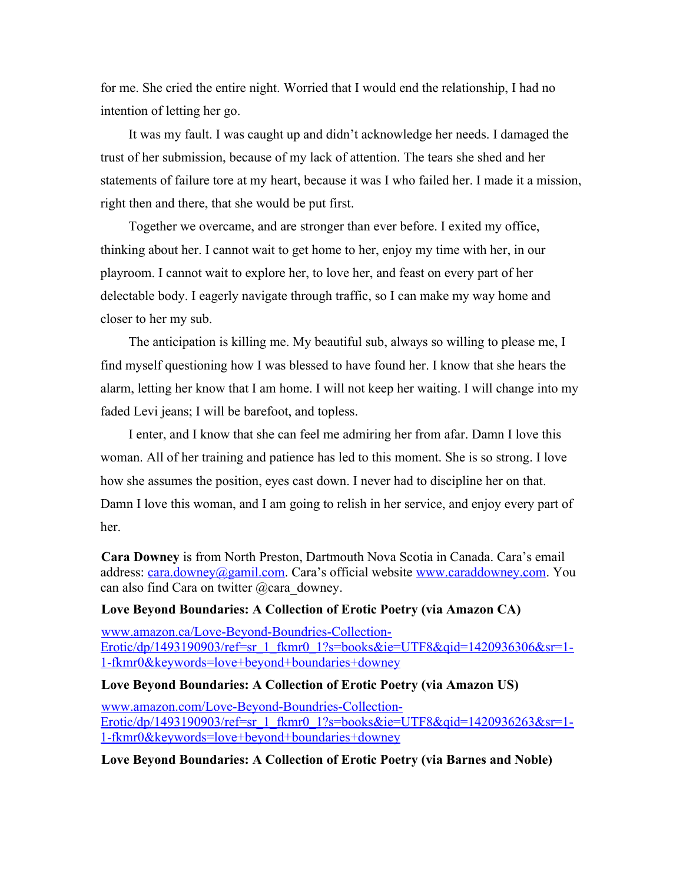for me. She cried the entire night. Worried that I would end the relationship, I had no intention of letting her go.

It was my fault. I was caught up and didn't acknowledge her needs. I damaged the trust of her submission, because of my lack of attention. The tears she shed and her statements of failure tore at my heart, because it was I who failed her. I made it a mission, right then and there, that she would be put first.

Together we overcame, and are stronger than ever before. I exited my office, thinking about her. I cannot wait to get home to her, enjoy my time with her, in our playroom. I cannot wait to explore her, to love her, and feast on every part of her delectable body. I eagerly navigate through traffic, so I can make my way home and closer to her my sub.

The anticipation is killing me. My beautiful sub, always so willing to please me, I find myself questioning how I was blessed to have found her. I know that she hears the alarm, letting her know that I am home. I will not keep her waiting. I will change into my faded Levi jeans; I will be barefoot, and topless.

I enter, and I know that she can feel me admiring her from afar. Damn I love this woman. All of her training and patience has led to this moment. She is so strong. I love how she assumes the position, eyes cast down. I never had to discipline her on that. Damn I love this woman, and I am going to relish in her service, and enjoy every part of her.

**Cara Downey** is from North Preston, Dartmouth Nova Scotia in Canada. Cara's email address: cara.downey@gamil.com. Cara's official website www.caraddowney.com. You can also find Cara on twitter @cara_downey.

**Love Beyond Boundaries: A Collection of Erotic Poetry (via Amazon CA)**

www.amazon.ca/Love-Beyond-Boundries-Collection-Erotic/dp/1493190903/ref=sr_1_fkmr0_1?s=books&ie=UTF8&qid=1420936306&sr=1-1-fkmr0&keywords=love+beyond+boundaries+downey

**Love Beyond Boundaries: A Collection of Erotic Poetry (via Amazon US)**

www.amazon.com/Love-Beyond-Boundries-Collection-Erotic/dp/1493190903/ref=sr_1_fkmr0_1?s=books&ie=UTF8&qid=1420936263&sr=1-1-fkmr0&keywords=love+beyond+boundaries+downey

**Love Beyond Boundaries: A Collection of Erotic Poetry (via Barnes and Noble)**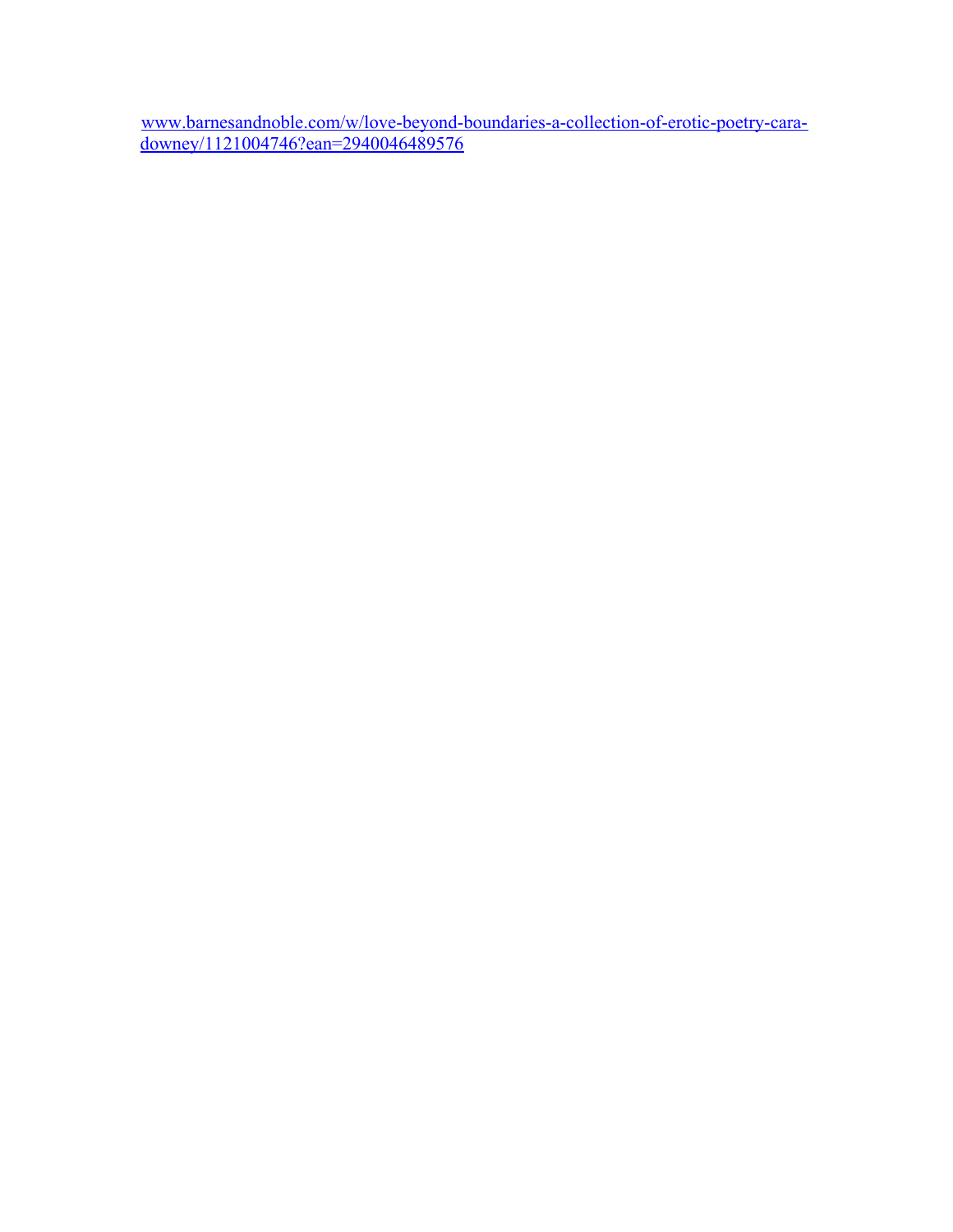[www.barnesandnoble.com/w/love-beyond-boundaries-a-collection-of-erotic-poetry-cara-downey/1121004746?ean=2940046489576](http://www.barnesandnoble.com/w/love-beyond-boundaries-a-collection-of-erotic-poetry-cara-downey/1121004746?ean=2940046489576)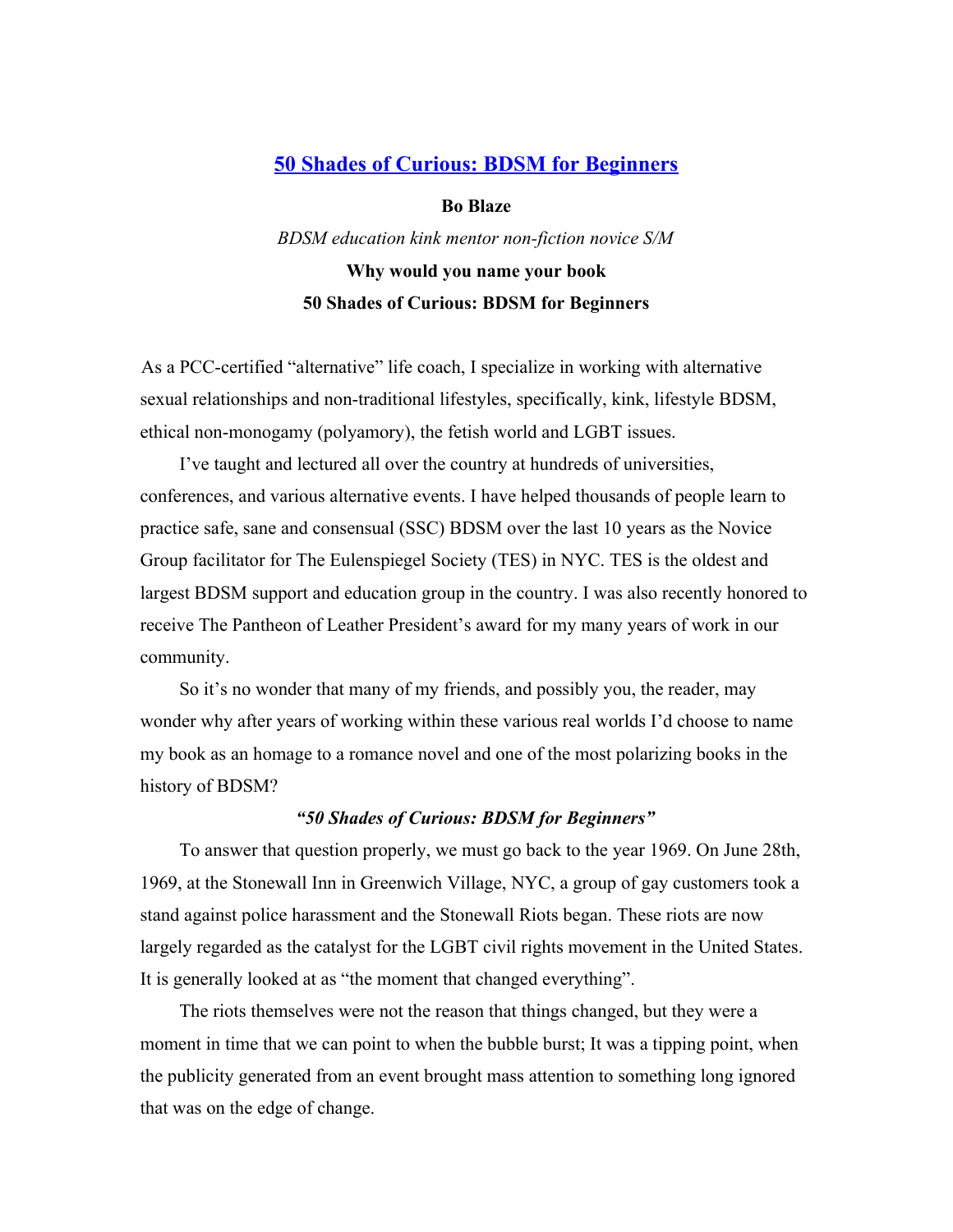## [50 Shades of Curious: BDSM for Beginners]

**Bo Blaze**

*BDSM education kink mentor non-fiction novice S/M*

**Why would you name your book**
**50 Shades of Curious: BDSM for Beginners**

As a PCC-certified "alternative" life coach, I specialize in working with alternative sexual relationships and non-traditional lifestyles, specifically, kink, lifestyle BDSM, ethical non-monogamy (polyamory), the fetish world and LGBT issues.

I've taught and lectured all over the country at hundreds of universities, conferences, and various alternative events. I have helped thousands of people learn to practice safe, sane and consensual (SSC) BDSM over the last 10 years as the Novice Group facilitator for The Eulenspiegel Society (TES) in NYC. TES is the oldest and largest BDSM support and education group in the country. I was also recently honored to receive The Pantheon of Leather President's award for my many years of work in our community.

So it's no wonder that many of my friends, and possibly you, the reader, may wonder why after years of working within these various real worlds I'd choose to name my book as an homage to a romance novel and one of the most polarizing books in the history of BDSM?

***"50 Shades of Curious: BDSM for Beginners"***

To answer that question properly, we must go back to the year 1969. On June 28th, 1969, at the Stonewall Inn in Greenwich Village, NYC, a group of gay customers took a stand against police harassment and the Stonewall Riots began. These riots are now largely regarded as the catalyst for the LGBT civil rights movement in the United States. It is generally looked at as "the moment that changed everything".

The riots themselves were not the reason that things changed, but they were a moment in time that we can point to when the bubble burst; It was a tipping point, when the publicity generated from an event brought mass attention to something long ignored that was on the edge of change.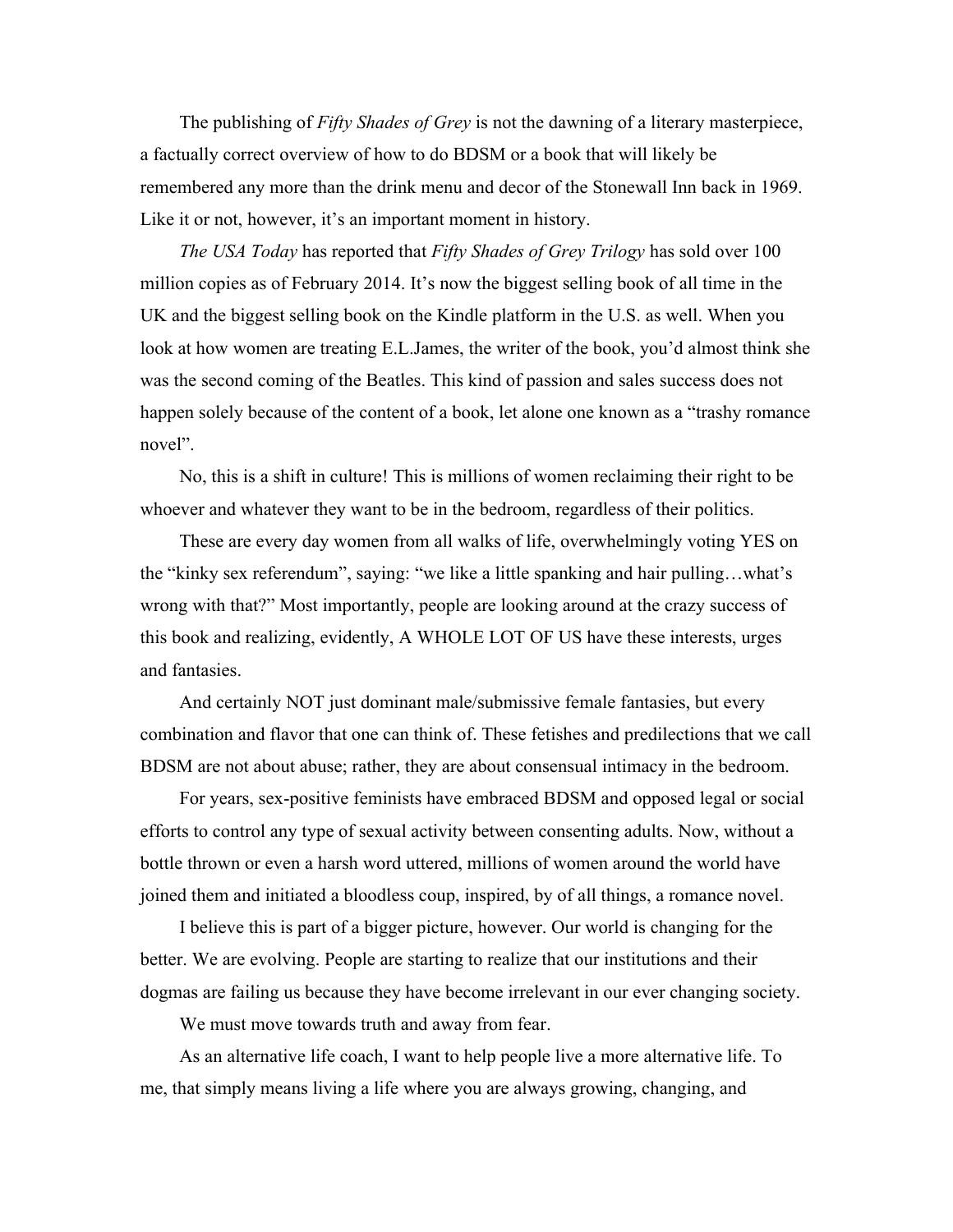The publishing of *Fifty Shades of Grey* is not the dawning of a literary masterpiece, a factually correct overview of how to do BDSM or a book that will likely be remembered any more than the drink menu and decor of the Stonewall Inn back in 1969. Like it or not, however, it's an important moment in history.

*The USA Today* has reported that *Fifty Shades of Grey Trilogy* has sold over 100 million copies as of February 2014. It's now the biggest selling book of all time in the UK and the biggest selling book on the Kindle platform in the U.S. as well. When you look at how women are treating E.L.James, the writer of the book, you'd almost think she was the second coming of the Beatles. This kind of passion and sales success does not happen solely because of the content of a book, let alone one known as a "trashy romance novel".

No, this is a shift in culture! This is millions of women reclaiming their right to be whoever and whatever they want to be in the bedroom, regardless of their politics.

These are every day women from all walks of life, overwhelmingly voting YES on the "kinky sex referendum", saying: "we like a little spanking and hair pulling…what's wrong with that?" Most importantly, people are looking around at the crazy success of this book and realizing, evidently, A WHOLE LOT OF US have these interests, urges and fantasies.

And certainly NOT just dominant male/submissive female fantasies, but every combination and flavor that one can think of. These fetishes and predilections that we call BDSM are not about abuse; rather, they are about consensual intimacy in the bedroom.

For years, sex-positive feminists have embraced BDSM and opposed legal or social efforts to control any type of sexual activity between consenting adults. Now, without a bottle thrown or even a harsh word uttered, millions of women around the world have joined them and initiated a bloodless coup, inspired, by of all things, a romance novel.

I believe this is part of a bigger picture, however. Our world is changing for the better. We are evolving. People are starting to realize that our institutions and their dogmas are failing us because they have become irrelevant in our ever changing society.

We must move towards truth and away from fear.

As an alternative life coach, I want to help people live a more alternative life. To me, that simply means living a life where you are always growing, changing, and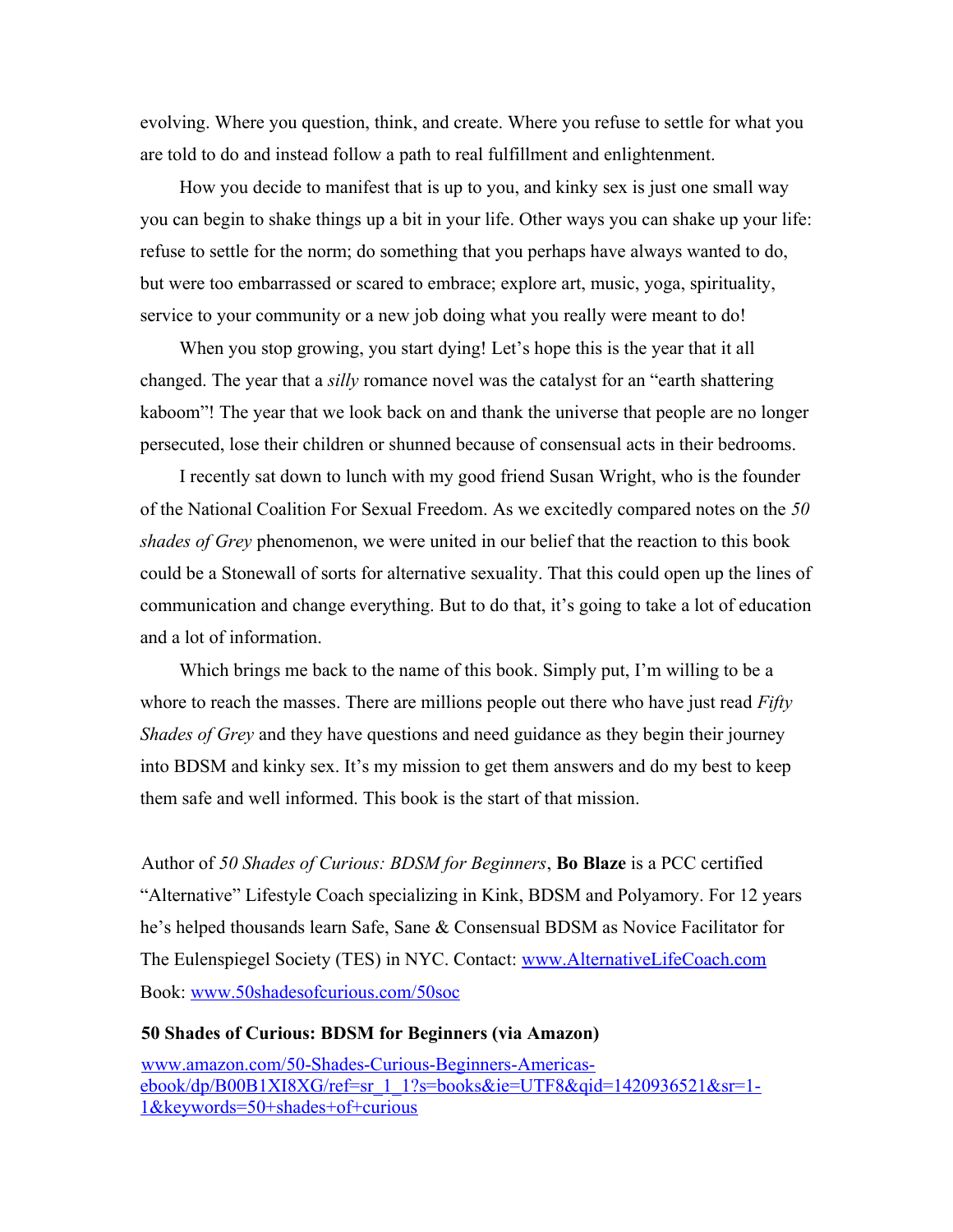evolving. Where you question, think, and create. Where you refuse to settle for what you are told to do and instead follow a path to real fulfillment and enlightenment.

How you decide to manifest that is up to you, and kinky sex is just one small way you can begin to shake things up a bit in your life. Other ways you can shake up your life: refuse to settle for the norm; do something that you perhaps have always wanted to do, but were too embarrassed or scared to embrace; explore art, music, yoga, spirituality, service to your community or a new job doing what you really were meant to do!

When you stop growing, you start dying! Let's hope this is the year that it all changed. The year that a *silly* romance novel was the catalyst for an "earth shattering kaboom"! The year that we look back on and thank the universe that people are no longer persecuted, lose their children or shunned because of consensual acts in their bedrooms.

I recently sat down to lunch with my good friend Susan Wright, who is the founder of the National Coalition For Sexual Freedom. As we excitedly compared notes on the *50 shades of Grey* phenomenon, we were united in our belief that the reaction to this book could be a Stonewall of sorts for alternative sexuality. That this could open up the lines of communication and change everything. But to do that, it's going to take a lot of education and a lot of information.

Which brings me back to the name of this book. Simply put, I'm willing to be a whore to reach the masses. There are millions people out there who have just read *Fifty Shades of Grey* and they have questions and need guidance as they begin their journey into BDSM and kinky sex. It's my mission to get them answers and do my best to keep them safe and well informed. This book is the start of that mission.

*Author of 50 Shades of Curious: BDSM for Beginners*, **Bo Blaze** is a PCC certified "Alternative" Lifestyle Coach specializing in Kink, BDSM and Polyamory. For 12 years he's helped thousands learn Safe, Sane & Consensual BDSM as Novice Facilitator for The Eulenspiegel Society (TES) in NYC. Contact: www.AlternativeLifeCoach.com
Book: www.50shadesofcurious.com/50soc

**50 Shades of Curious: BDSM for Beginners (via Amazon)**

www.amazon.com/50-Shades-Curious-Beginners-Americas-ebook/dp/B00B1XI8XG/ref=sr_1_1?s=books&ie=UTF8&qid=1420936521&sr=1-1&keywords=50+shades+of+curious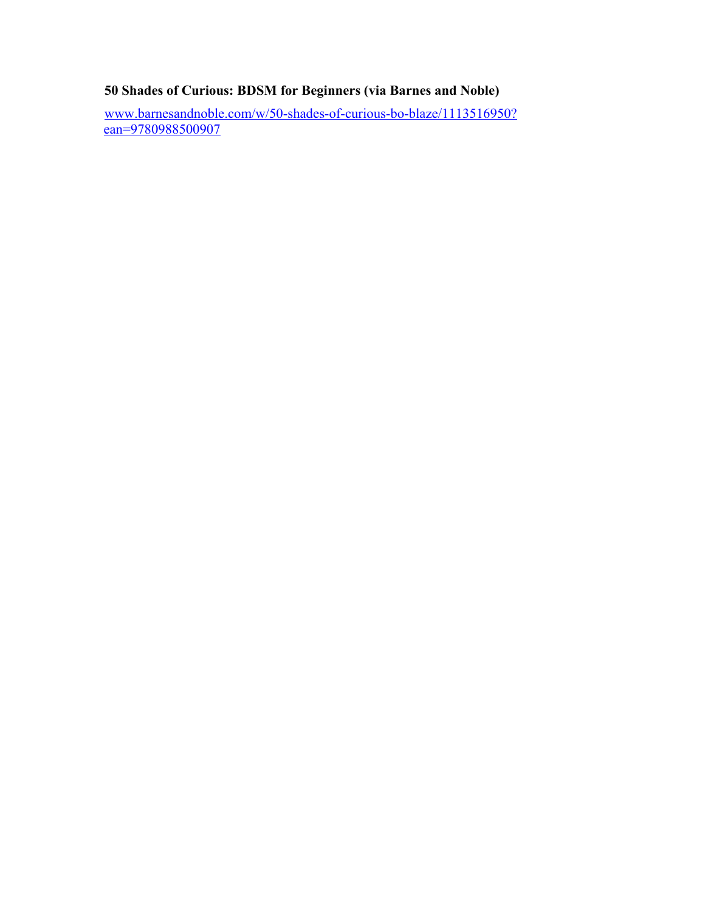**50 Shades of Curious: BDSM for Beginners (via Barnes and Noble)**

www.barnesandnoble.com/w/50-shades-of-curious-bo-blaze/1113516950?ean=9780988500907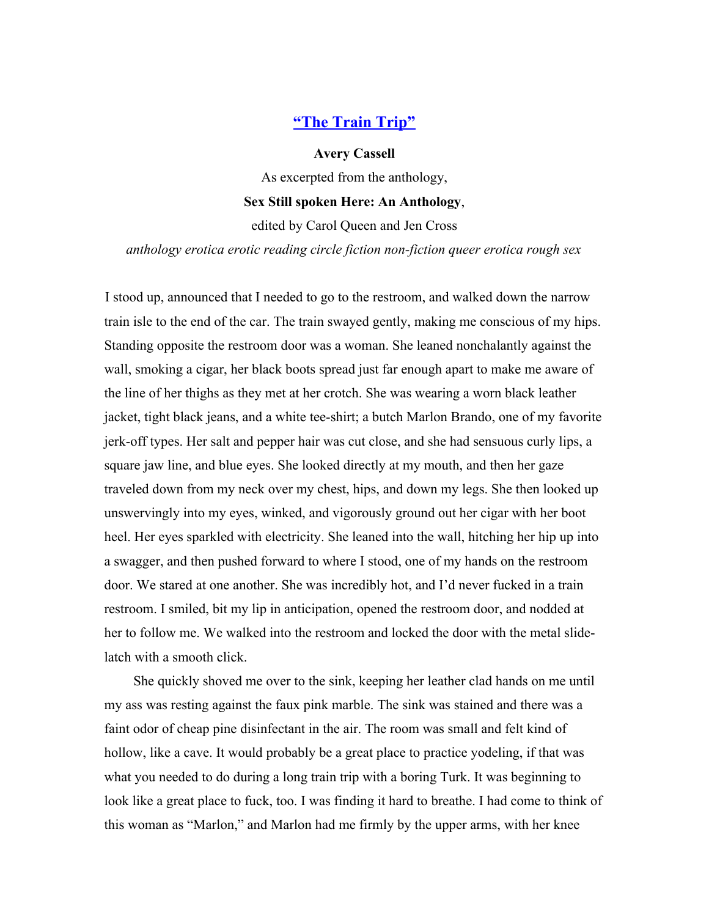## ["The Train Trip"]

**Avery Cassell**

As excerpted from the anthology,

**Sex Still spoken Here: An Anthology**,

edited by Carol Queen and Jen Cross

*anthology erotica erotic reading circle fiction non-fiction queer erotica rough sex*

I stood up, announced that I needed to go to the restroom, and walked down the narrow train isle to the end of the car. The train swayed gently, making me conscious of my hips. Standing opposite the restroom door was a woman. She leaned nonchalantly against the wall, smoking a cigar, her black boots spread just far enough apart to make me aware of the line of her thighs as they met at her crotch. She was wearing a worn black leather jacket, tight black jeans, and a white tee-shirt; a butch Marlon Brando, one of my favorite jerk-off types. Her salt and pepper hair was cut close, and she had sensuous curly lips, a square jaw line, and blue eyes. She looked directly at my mouth, and then her gaze traveled down from my neck over my chest, hips, and down my legs. She then looked up unswervingly into my eyes, winked, and vigorously ground out her cigar with her boot heel. Her eyes sparkled with electricity. She leaned into the wall, hitching her hip up into a swagger, and then pushed forward to where I stood, one of my hands on the restroom door. We stared at one another. She was incredibly hot, and I'd never fucked in a train restroom. I smiled, bit my lip in anticipation, opened the restroom door, and nodded at her to follow me. We walked into the restroom and locked the door with the metal slide-latch with a smooth click.

She quickly shoved me over to the sink, keeping her leather clad hands on me until my ass was resting against the faux pink marble. The sink was stained and there was a faint odor of cheap pine disinfectant in the air. The room was small and felt kind of hollow, like a cave. It would probably be a great place to practice yodeling, if that was what you needed to do during a long train trip with a boring Turk. It was beginning to look like a great place to fuck, too. I was finding it hard to breathe. I had come to think of this woman as "Marlon," and Marlon had me firmly by the upper arms, with her knee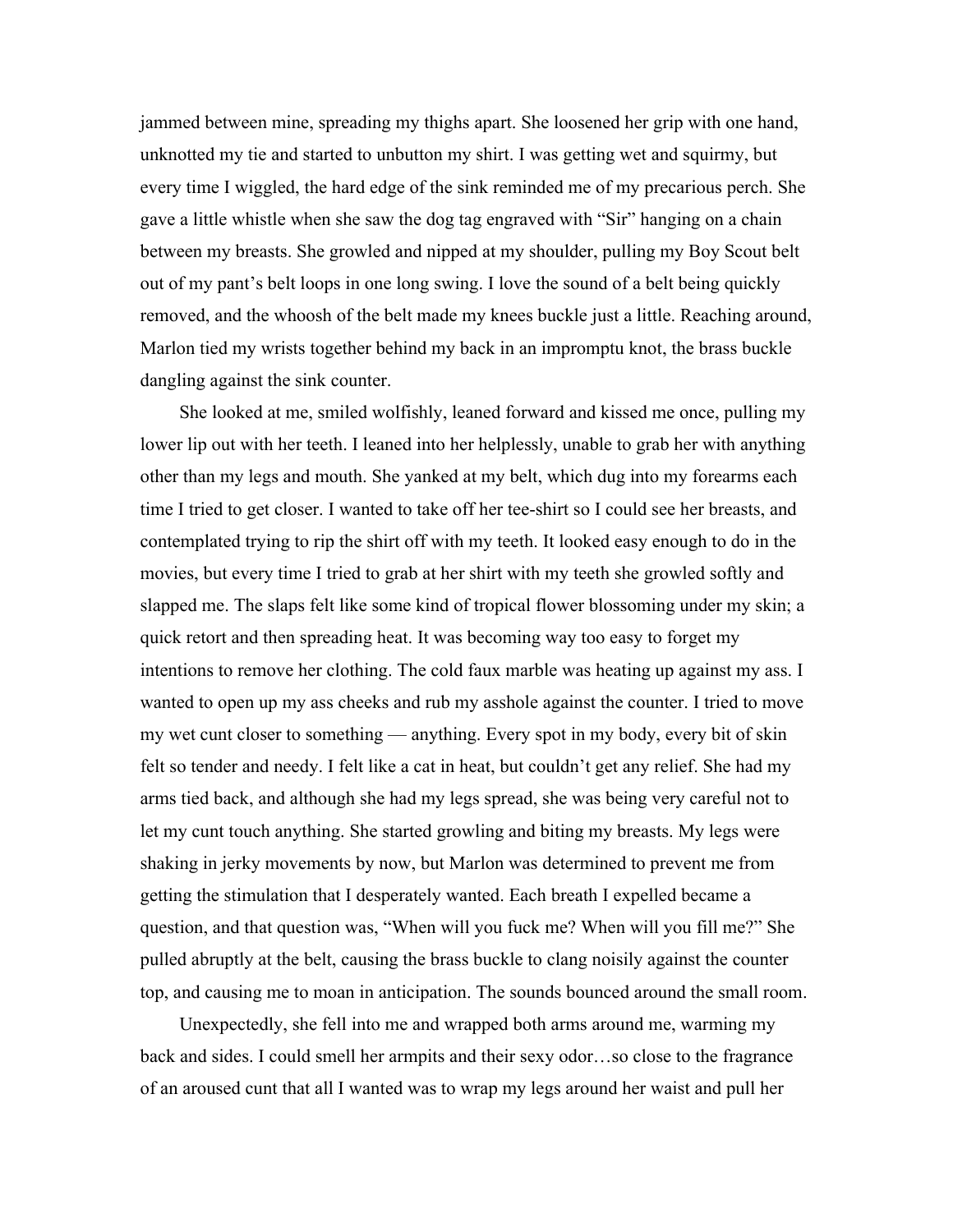jammed between mine, spreading my thighs apart. She loosened her grip with one hand, unknotted my tie and started to unbutton my shirt. I was getting wet and squirmy, but every time I wiggled, the hard edge of the sink reminded me of my precarious perch. She gave a little whistle when she saw the dog tag engraved with "Sir" hanging on a chain between my breasts. She growled and nipped at my shoulder, pulling my Boy Scout belt out of my pant's belt loops in one long swing. I love the sound of a belt being quickly removed, and the whoosh of the belt made my knees buckle just a little. Reaching around, Marlon tied my wrists together behind my back in an impromptu knot, the brass buckle dangling against the sink counter.

She looked at me, smiled wolfishly, leaned forward and kissed me once, pulling my lower lip out with her teeth. I leaned into her helplessly, unable to grab her with anything other than my legs and mouth. She yanked at my belt, which dug into my forearms each time I tried to get closer. I wanted to take off her tee-shirt so I could see her breasts, and contemplated trying to rip the shirt off with my teeth. It looked easy enough to do in the movies, but every time I tried to grab at her shirt with my teeth she growled softly and slapped me. The slaps felt like some kind of tropical flower blossoming under my skin; a quick retort and then spreading heat. It was becoming way too easy to forget my intentions to remove her clothing. The cold faux marble was heating up against my ass. I wanted to open up my ass cheeks and rub my asshole against the counter. I tried to move my wet cunt closer to something — anything. Every spot in my body, every bit of skin felt so tender and needy. I felt like a cat in heat, but couldn't get any relief. She had my arms tied back, and although she had my legs spread, she was being very careful not to let my cunt touch anything. She started growling and biting my breasts. My legs were shaking in jerky movements by now, but Marlon was determined to prevent me from getting the stimulation that I desperately wanted. Each breath I expelled became a question, and that question was, "When will you fuck me? When will you fill me?" She pulled abruptly at the belt, causing the brass buckle to clang noisily against the counter top, and causing me to moan in anticipation. The sounds bounced around the small room.

Unexpectedly, she fell into me and wrapped both arms around me, warming my back and sides. I could smell her armpits and their sexy odor…so close to the fragrance of an aroused cunt that all I wanted was to wrap my legs around her waist and pull her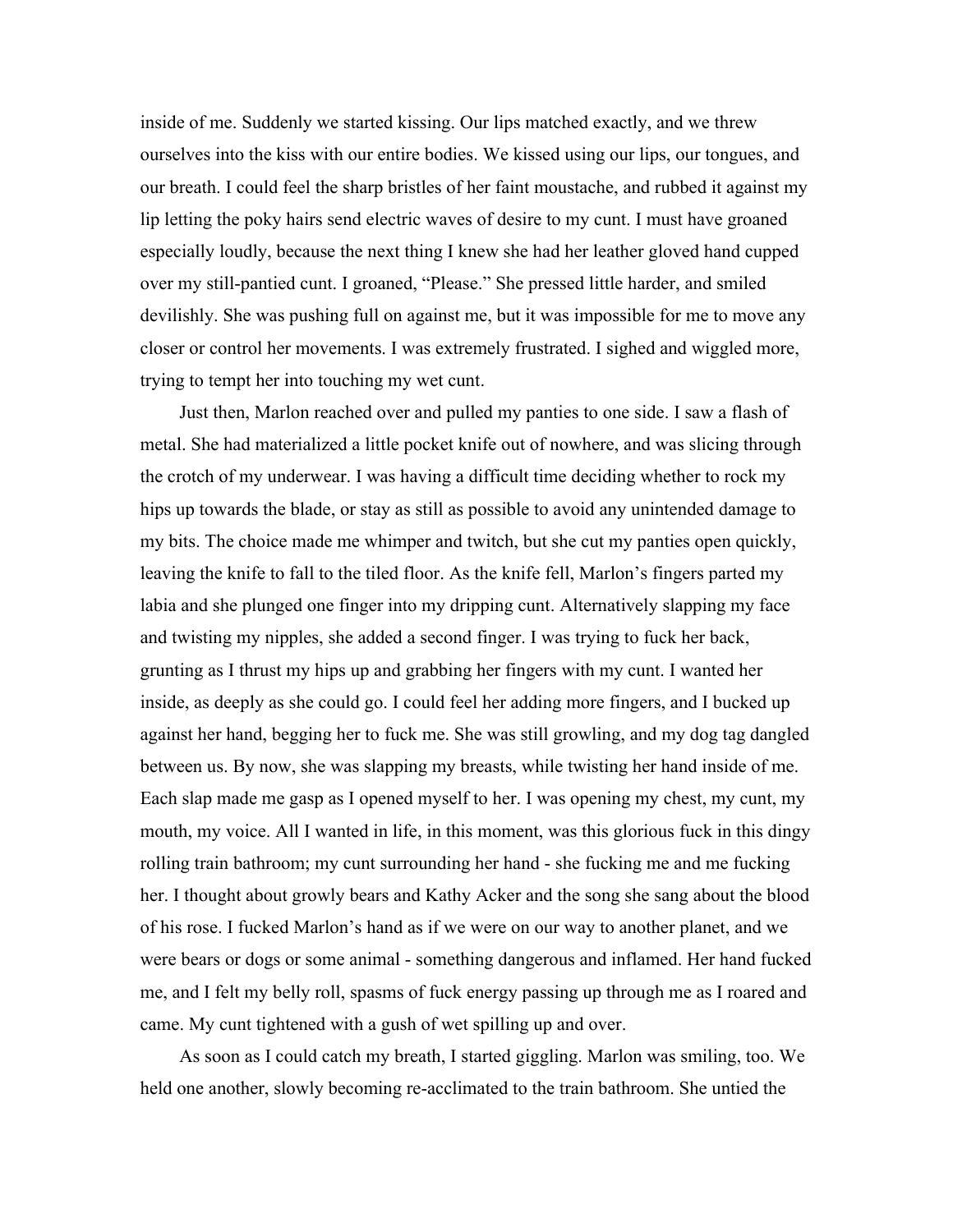inside of me. Suddenly we started kissing. Our lips matched exactly, and we threw ourselves into the kiss with our entire bodies. We kissed using our lips, our tongues, and our breath. I could feel the sharp bristles of her faint moustache, and rubbed it against my lip letting the poky hairs send electric waves of desire to my cunt. I must have groaned especially loudly, because the next thing I knew she had her leather gloved hand cupped over my still-pantied cunt. I groaned, "Please." She pressed little harder, and smiled devilishly. She was pushing full on against me, but it was impossible for me to move any closer or control her movements. I was extremely frustrated. I sighed and wiggled more, trying to tempt her into touching my wet cunt.

Just then, Marlon reached over and pulled my panties to one side. I saw a flash of metal. She had materialized a little pocket knife out of nowhere, and was slicing through the crotch of my underwear. I was having a difficult time deciding whether to rock my hips up towards the blade, or stay as still as possible to avoid any unintended damage to my bits. The choice made me whimper and twitch, but she cut my panties open quickly, leaving the knife to fall to the tiled floor. As the knife fell, Marlon's fingers parted my labia and she plunged one finger into my dripping cunt. Alternatively slapping my face and twisting my nipples, she added a second finger. I was trying to fuck her back, grunting as I thrust my hips up and grabbing her fingers with my cunt. I wanted her inside, as deeply as she could go. I could feel her adding more fingers, and I bucked up against her hand, begging her to fuck me. She was still growling, and my dog tag dangled between us. By now, she was slapping my breasts, while twisting her hand inside of me. Each slap made me gasp as I opened myself to her. I was opening my chest, my cunt, my mouth, my voice. All I wanted in life, in this moment, was this glorious fuck in this dingy rolling train bathroom; my cunt surrounding her hand - she fucking me and me fucking her. I thought about growly bears and Kathy Acker and the song she sang about the blood of his rose. I fucked Marlon's hand as if we were on our way to another planet, and we were bears or dogs or some animal - something dangerous and inflamed. Her hand fucked me, and I felt my belly roll, spasms of fuck energy passing up through me as I roared and came. My cunt tightened with a gush of wet spilling up and over.

As soon as I could catch my breath, I started giggling. Marlon was smiling, too. We held one another, slowly becoming re-acclimated to the train bathroom. She untied the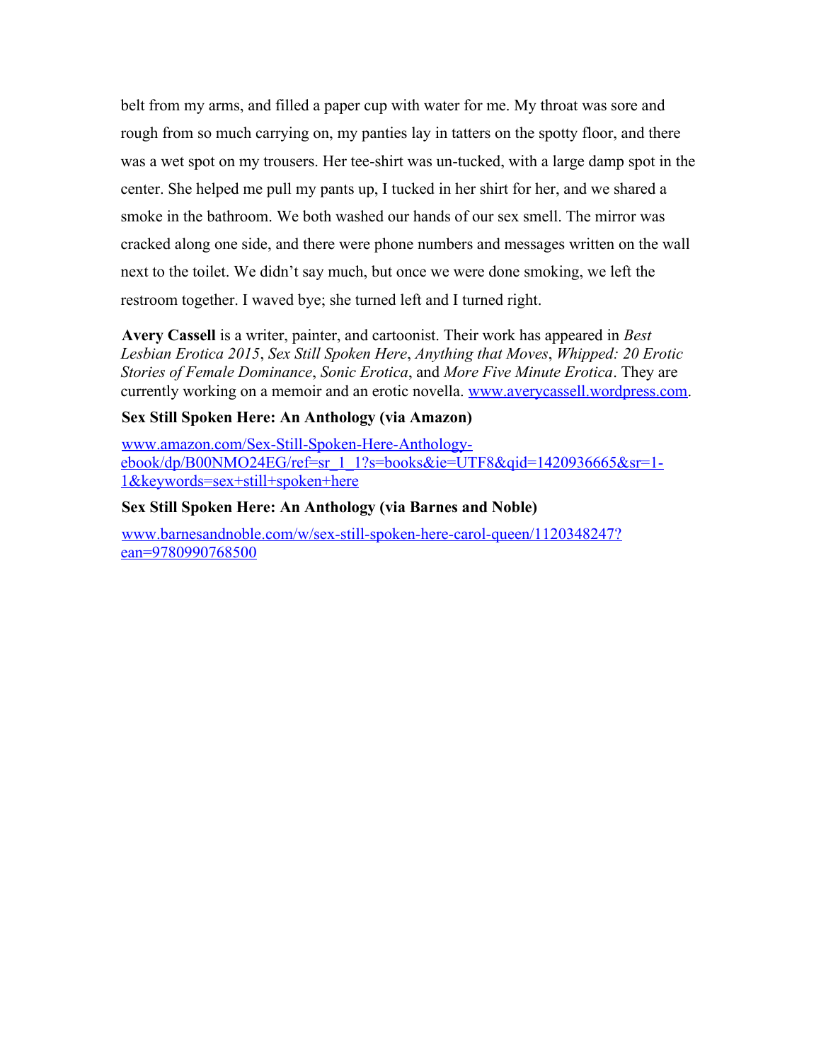belt from my arms, and filled a paper cup with water for me. My throat was sore and rough from so much carrying on, my panties lay in tatters on the spotty floor, and there was a wet spot on my trousers. Her tee-shirt was un-tucked, with a large damp spot in the center. She helped me pull my pants up, I tucked in her shirt for her, and we shared a smoke in the bathroom. We both washed our hands of our sex smell. The mirror was cracked along one side, and there were phone numbers and messages written on the wall next to the toilet. We didn't say much, but once we were done smoking, we left the restroom together. I waved bye; she turned left and I turned right.

**Avery Cassell** is a writer, painter, and cartoonist. Their work has appeared in *Best Lesbian Erotica 2015*, *Sex Still Spoken Here*, *Anything that Moves*, *Whipped: 20 Erotic Stories of Female Dominance*, *Sonic Erotica*, and *More Five Minute Erotica*. They are currently working on a memoir and an erotic novella. [www.averycassell.wordpress.com](http://www.averycassell.wordpress.com).

**Sex Still Spoken Here: An Anthology (via Amazon)**

[www.amazon.com/Sex-Still-Spoken-Here-Anthology-ebook/dp/B00NMO24EG/ref=sr_1_1?s=books&ie=UTF8&qid=1420936665&sr=1-1&keywords=sex+still+spoken+here](http://www.amazon.com/Sex-Still-Spoken-Here-Anthology-ebook/dp/B00NMO24EG/ref=sr_1_1?s=books&ie=UTF8&qid=1420936665&sr=1-1&keywords=sex+still+spoken+here)

**Sex Still Spoken Here: An Anthology (via Barnes and Noble)**

[www.barnesandnoble.com/w/sex-still-spoken-here-carol-queen/1120348247?ean=9780990768500](http://www.barnesandnoble.com/w/sex-still-spoken-here-carol-queen/1120348247?ean=9780990768500)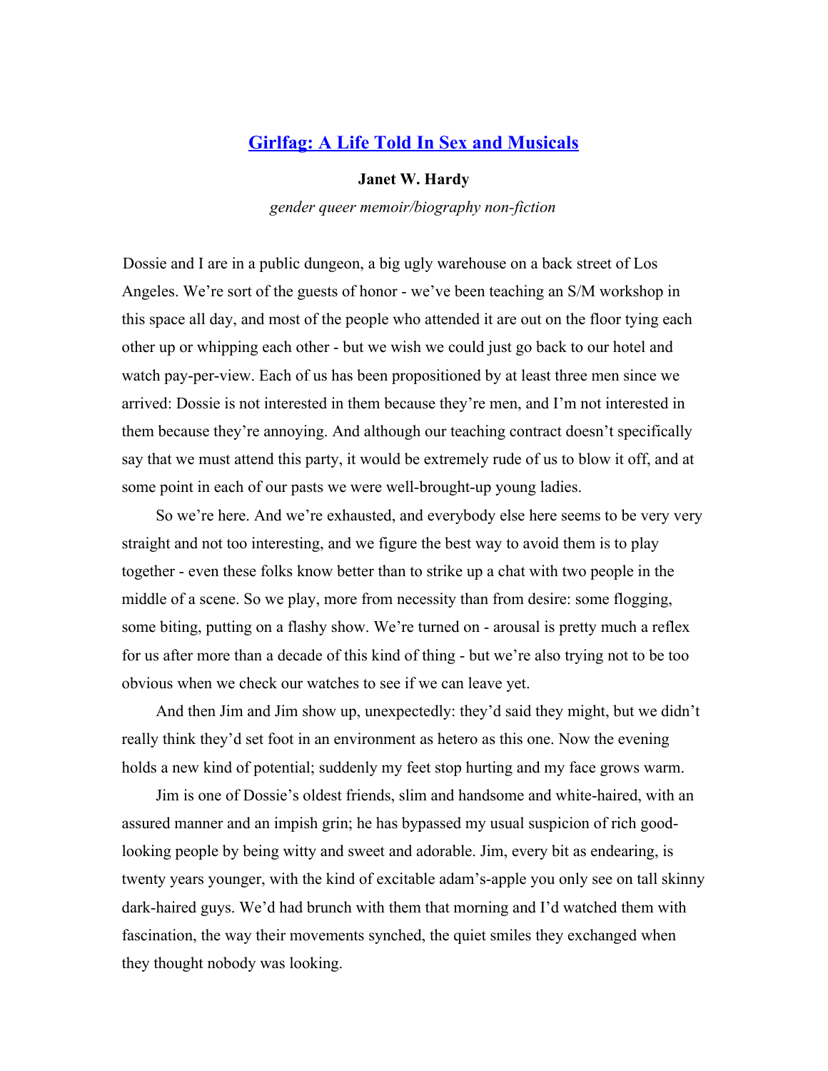## [Girlfag: A Life Told In Sex and Musicals]

**Janet W. Hardy**

*gender queer memoir/biography non-fiction*

Dossie and I are in a public dungeon, a big ugly warehouse on a back street of Los Angeles. We're sort of the guests of honor - we've been teaching an S/M workshop in this space all day, and most of the people who attended it are out on the floor tying each other up or whipping each other - but we wish we could just go back to our hotel and watch pay-per-view. Each of us has been propositioned by at least three men since we arrived: Dossie is not interested in them because they're men, and I'm not interested in them because they're annoying. And although our teaching contract doesn't specifically say that we must attend this party, it would be extremely rude of us to blow it off, and at some point in each of our pasts we were well-brought-up young ladies.

So we're here. And we're exhausted, and everybody else here seems to be very very straight and not too interesting, and we figure the best way to avoid them is to play together - even these folks know better than to strike up a chat with two people in the middle of a scene. So we play, more from necessity than from desire: some flogging, some biting, putting on a flashy show. We're turned on - arousal is pretty much a reflex for us after more than a decade of this kind of thing - but we're also trying not to be too obvious when we check our watches to see if we can leave yet.

And then Jim and Jim show up, unexpectedly: they'd said they might, but we didn't really think they'd set foot in an environment as hetero as this one. Now the evening holds a new kind of potential; suddenly my feet stop hurting and my face grows warm.

Jim is one of Dossie's oldest friends, slim and handsome and white-haired, with an assured manner and an impish grin; he has bypassed my usual suspicion of rich good-looking people by being witty and sweet and adorable. Jim, every bit as endearing, is twenty years younger, with the kind of excitable adam's-apple you only see on tall skinny dark-haired guys. We'd had brunch with them that morning and I'd watched them with fascination, the way their movements synched, the quiet smiles they exchanged when they thought nobody was looking.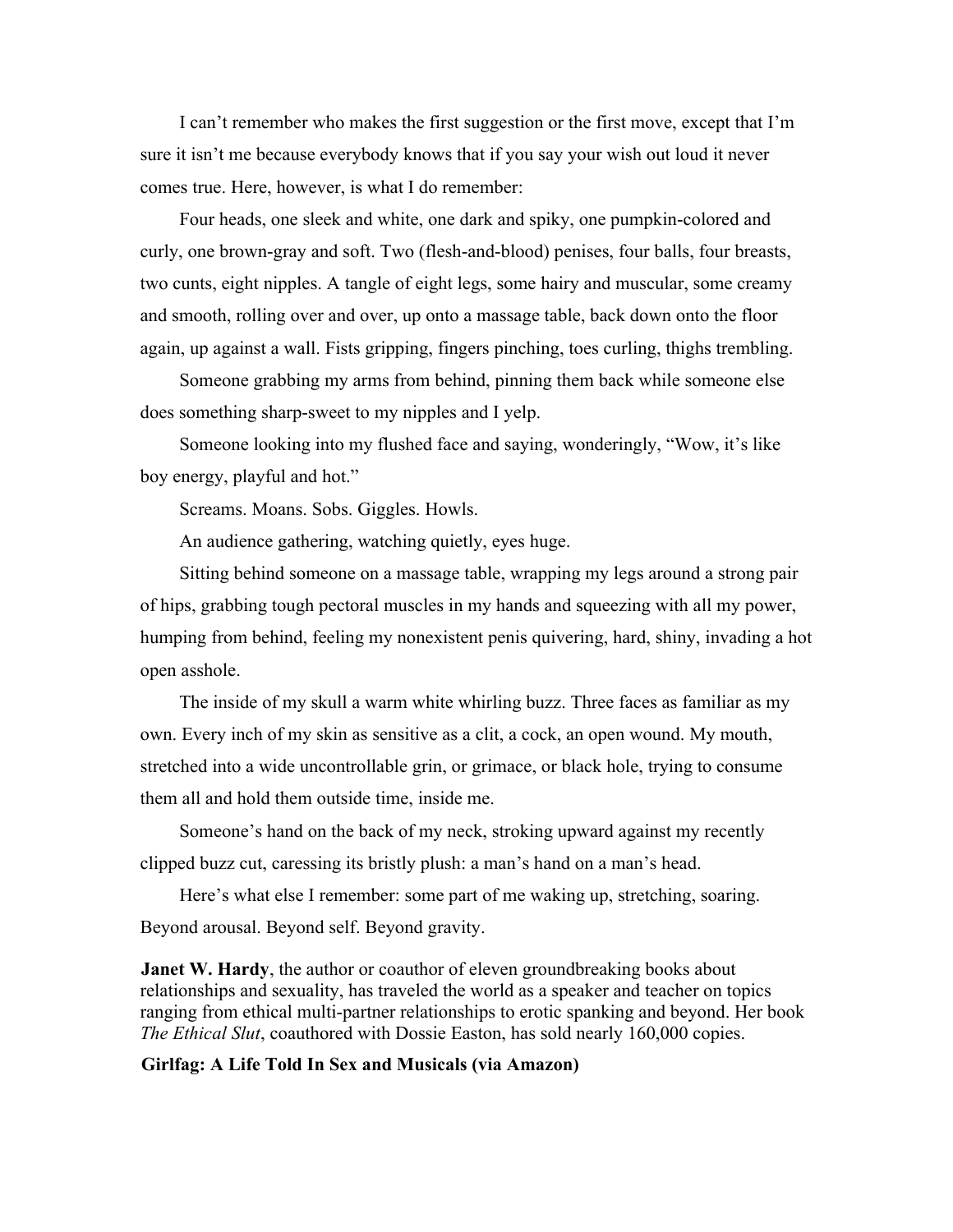I can't remember who makes the first suggestion or the first move, except that I'm sure it isn't me because everybody knows that if you say your wish out loud it never comes true. Here, however, is what I do remember:

Four heads, one sleek and white, one dark and spiky, one pumpkin-colored and curly, one brown-gray and soft. Two (flesh-and-blood) penises, four balls, four breasts, two cunts, eight nipples. A tangle of eight legs, some hairy and muscular, some creamy and smooth, rolling over and over, up onto a massage table, back down onto the floor again, up against a wall. Fists gripping, fingers pinching, toes curling, thighs trembling.

Someone grabbing my arms from behind, pinning them back while someone else does something sharp-sweet to my nipples and I yelp.

Someone looking into my flushed face and saying, wonderingly, "Wow, it's like boy energy, playful and hot."

Screams. Moans. Sobs. Giggles. Howls.

An audience gathering, watching quietly, eyes huge.

Sitting behind someone on a massage table, wrapping my legs around a strong pair of hips, grabbing tough pectoral muscles in my hands and squeezing with all my power, humping from behind, feeling my nonexistent penis quivering, hard, shiny, invading a hot open asshole.

The inside of my skull a warm white whirling buzz. Three faces as familiar as my own. Every inch of my skin as sensitive as a clit, a cock, an open wound. My mouth, stretched into a wide uncontrollable grin, or grimace, or black hole, trying to consume them all and hold them outside time, inside me.

Someone's hand on the back of my neck, stroking upward against my recently clipped buzz cut, caressing its bristly plush: a man's hand on a man's head.

Here's what else I remember: some part of me waking up, stretching, soaring. Beyond arousal. Beyond self. Beyond gravity.

**Janet W. Hardy**, the author or coauthor of eleven groundbreaking books about relationships and sexuality, has traveled the world as a speaker and teacher on topics ranging from ethical multi-partner relationships to erotic spanking and beyond. Her book *The Ethical Slut*, coauthored with Dossie Easton, has sold nearly 160,000 copies.

**Girlfag: A Life Told In Sex and Musicals (via Amazon)**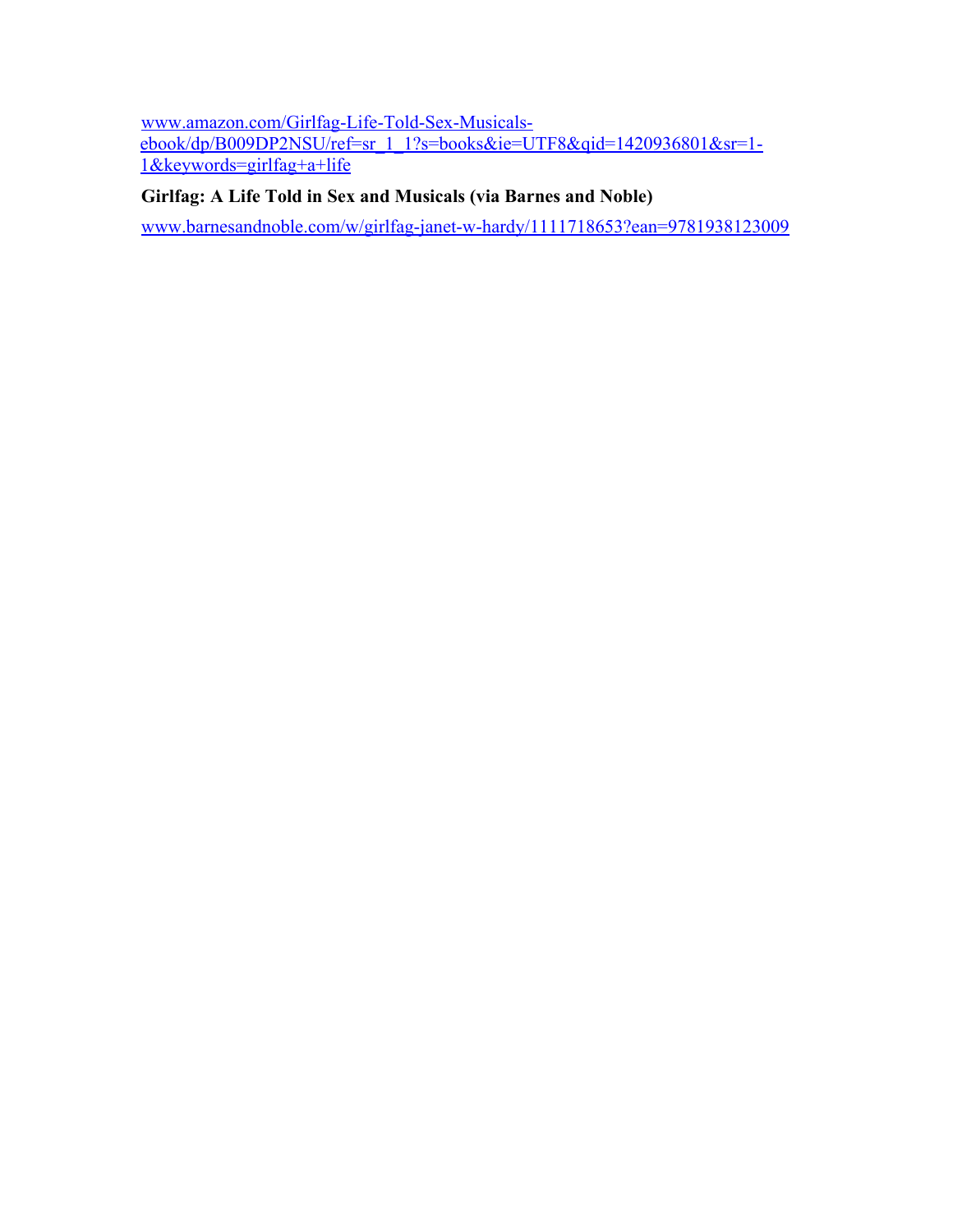www.amazon.com/Girlfag-Life-Told-Sex-Musicals-ebook/dp/B009DP2NSU/ref=sr_1_1?s=books&ie=UTF8&qid=1420936801&sr=1-1&keywords=girlfag+a+life

**Girlfag: A Life Told in Sex and Musicals (via Barnes and Noble)**

www.barnesandnoble.com/w/girlfag-janet-w-hardy/1111718653?ean=9781938123009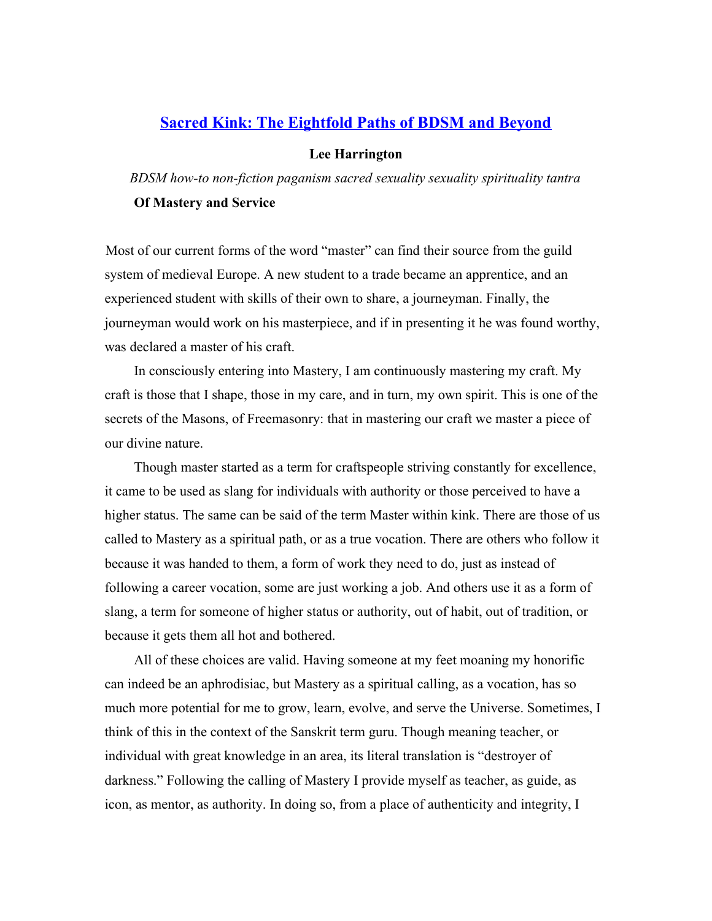# [Sacred Kink: The Eightfold Paths of BDSM and Beyond](#)

**Lee Harrington**

*BDSM how-to non-fiction paganism sacred sexuality sexuality spirituality tantra*

**Of Mastery and Service**

Most of our current forms of the word "master" can find their source from the guild system of medieval Europe. A new student to a trade became an apprentice, and an experienced student with skills of their own to share, a journeyman. Finally, the journeyman would work on his masterpiece, and if in presenting it he was found worthy, was declared a master of his craft.

In consciously entering into Mastery, I am continuously mastering my craft. My craft is those that I shape, those in my care, and in turn, my own spirit. This is one of the secrets of the Masons, of Freemasonry: that in mastering our craft we master a piece of our divine nature.

Though master started as a term for craftspeople striving constantly for excellence, it came to be used as slang for individuals with authority or those perceived to have a higher status. The same can be said of the term Master within kink. There are those of us called to Mastery as a spiritual path, or as a true vocation. There are others who follow it because it was handed to them, a form of work they need to do, just as instead of following a career vocation, some are just working a job. And others use it as a form of slang, a term for someone of higher status or authority, out of habit, out of tradition, or because it gets them all hot and bothered.

All of these choices are valid. Having someone at my feet moaning my honorific can indeed be an aphrodisiac, but Mastery as a spiritual calling, as a vocation, has so much more potential for me to grow, learn, evolve, and serve the Universe. Sometimes, I think of this in the context of the Sanskrit term guru. Though meaning teacher, or individual with great knowledge in an area, its literal translation is "destroyer of darkness." Following the calling of Mastery I provide myself as teacher, as guide, as icon, as mentor, as authority. In doing so, from a place of authenticity and integrity, I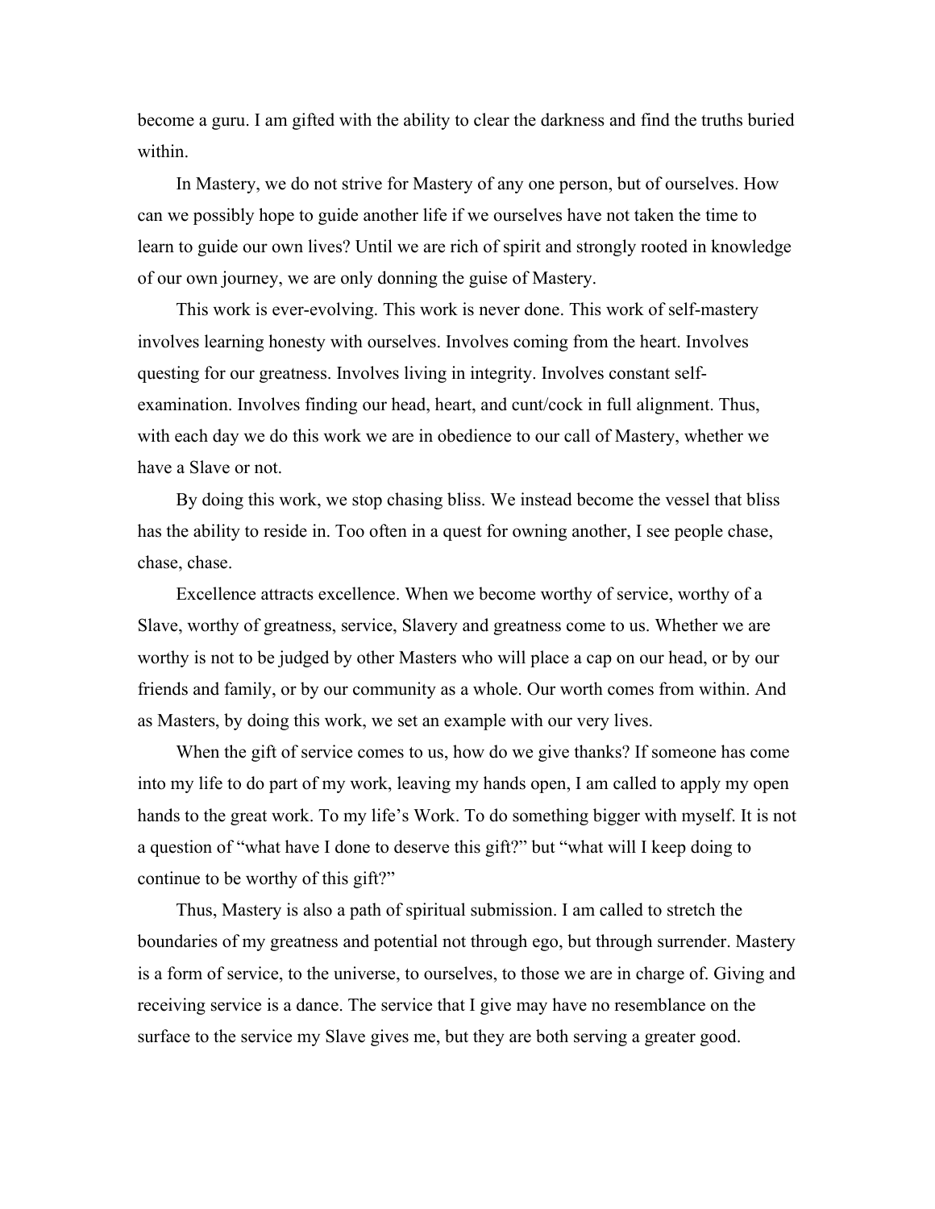become a guru. I am gifted with the ability to clear the darkness and find the truths buried within.

In Mastery, we do not strive for Mastery of any one person, but of ourselves. How can we possibly hope to guide another life if we ourselves have not taken the time to learn to guide our own lives? Until we are rich of spirit and strongly rooted in knowledge of our own journey, we are only donning the guise of Mastery.

This work is ever-evolving. This work is never done. This work of self-mastery involves learning honesty with ourselves. Involves coming from the heart. Involves questing for our greatness. Involves living in integrity. Involves constant self-examination. Involves finding our head, heart, and cunt/cock in full alignment. Thus, with each day we do this work we are in obedience to our call of Mastery, whether we have a Slave or not.

By doing this work, we stop chasing bliss. We instead become the vessel that bliss has the ability to reside in. Too often in a quest for owning another, I see people chase, chase, chase.

Excellence attracts excellence. When we become worthy of service, worthy of a Slave, worthy of greatness, service, Slavery and greatness come to us. Whether we are worthy is not to be judged by other Masters who will place a cap on our head, or by our friends and family, or by our community as a whole. Our worth comes from within. And as Masters, by doing this work, we set an example with our very lives.

When the gift of service comes to us, how do we give thanks? If someone has come into my life to do part of my work, leaving my hands open, I am called to apply my open hands to the great work. To my life's Work. To do something bigger with myself. It is not a question of "what have I done to deserve this gift?" but "what will I keep doing to continue to be worthy of this gift?"

Thus, Mastery is also a path of spiritual submission. I am called to stretch the boundaries of my greatness and potential not through ego, but through surrender. Mastery is a form of service, to the universe, to ourselves, to those we are in charge of. Giving and receiving service is a dance. The service that I give may have no resemblance on the surface to the service my Slave gives me, but they are both serving a greater good.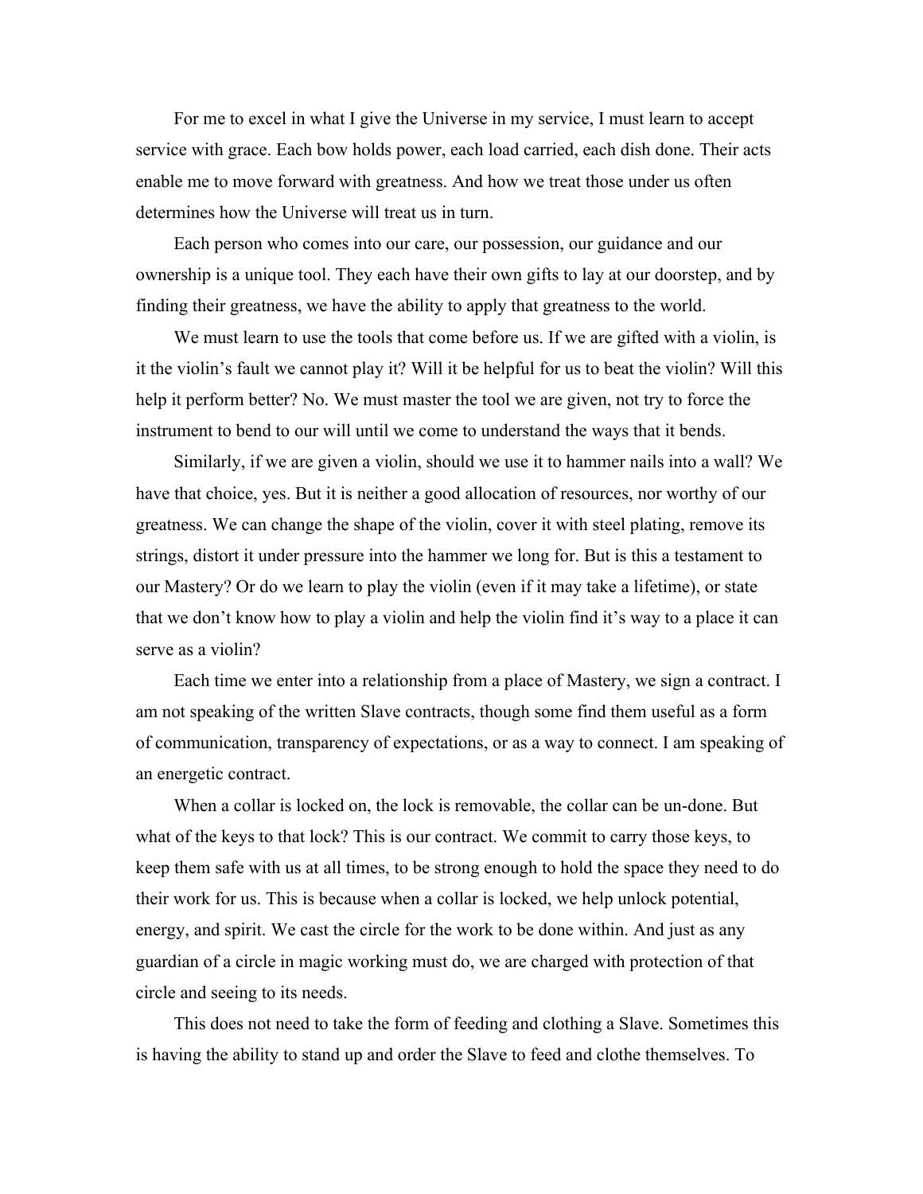For me to excel in what I give the Universe in my service, I must learn to accept service with grace. Each bow holds power, each load carried, each dish done. Their acts enable me to move forward with greatness. And how we treat those under us often determines how the Universe will treat us in turn.

Each person who comes into our care, our possession, our guidance and our ownership is a unique tool. They each have their own gifts to lay at our doorstep, and by finding their greatness, we have the ability to apply that greatness to the world.

We must learn to use the tools that come before us. If we are gifted with a violin, is it the violin's fault we cannot play it? Will it be helpful for us to beat the violin? Will this help it perform better? No. We must master the tool we are given, not try to force the instrument to bend to our will until we come to understand the ways that it bends.

Similarly, if we are given a violin, should we use it to hammer nails into a wall? We have that choice, yes. But it is neither a good allocation of resources, nor worthy of our greatness. We can change the shape of the violin, cover it with steel plating, remove its strings, distort it under pressure into the hammer we long for. But is this a testament to our Mastery? Or do we learn to play the violin (even if it may take a lifetime), or state that we don't know how to play a violin and help the violin find it's way to a place it can serve as a violin?

Each time we enter into a relationship from a place of Mastery, we sign a contract. I am not speaking of the written Slave contracts, though some find them useful as a form of communication, transparency of expectations, or as a way to connect. I am speaking of an energetic contract.

When a collar is locked on, the lock is removable, the collar can be un-done. But what of the keys to that lock? This is our contract. We commit to carry those keys, to keep them safe with us at all times, to be strong enough to hold the space they need to do their work for us. This is because when a collar is locked, we help unlock potential, energy, and spirit. We cast the circle for the work to be done within. And just as any guardian of a circle in magic working must do, we are charged with protection of that circle and seeing to its needs.

This does not need to take the form of feeding and clothing a Slave. Sometimes this is having the ability to stand up and order the Slave to feed and clothe themselves. To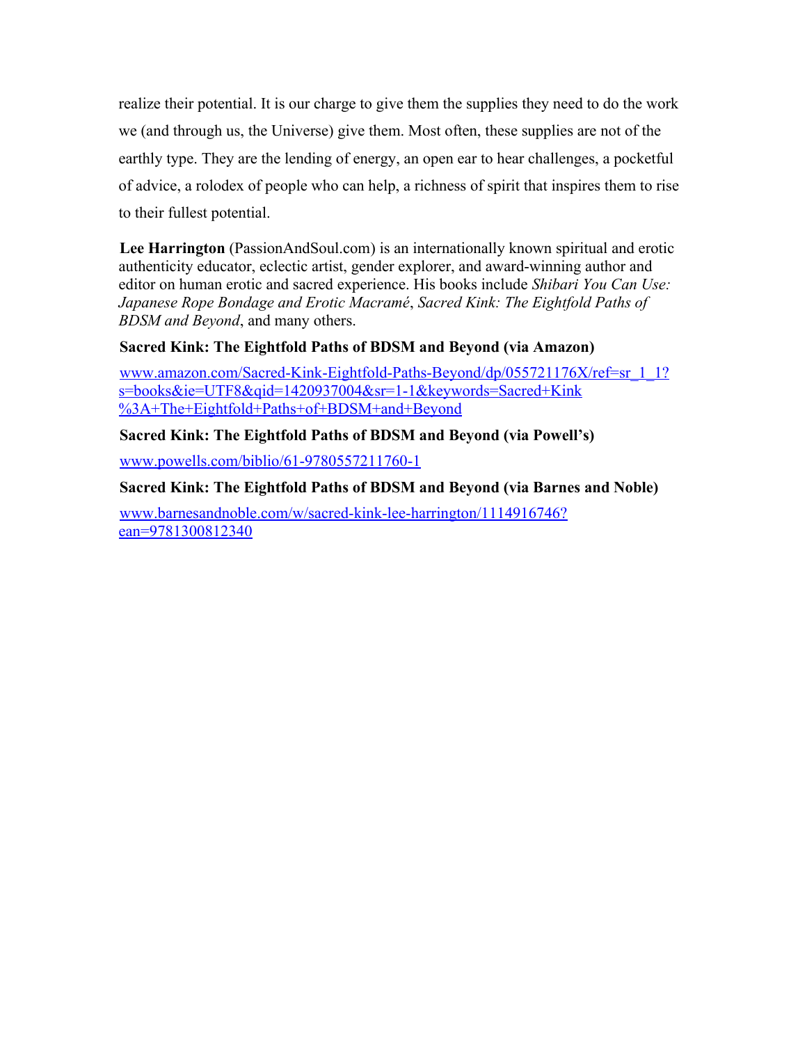realize their potential. It is our charge to give them the supplies they need to do the work we (and through us, the Universe) give them. Most often, these supplies are not of the earthly type. They are the lending of energy, an open ear to hear challenges, a pocketful of advice, a rolodex of people who can help, a richness of spirit that inspires them to rise to their fullest potential.

**Lee Harrington** (PassionAndSoul.com) is an internationally known spiritual and erotic authenticity educator, eclectic artist, gender explorer, and award-winning author and editor on human erotic and sacred experience. His books include *Shibari You Can Use: Japanese Rope Bondage and Erotic Macramé*, *Sacred Kink: The Eightfold Paths of BDSM and Beyond*, and many others.

**Sacred Kink: The Eightfold Paths of BDSM and Beyond (via Amazon)**

[www.amazon.com/Sacred-Kink-Eightfold-Paths-Beyond/dp/055721176X/ref=sr_1_1?s=books&ie=UTF8&qid=1420937004&sr=1-1&keywords=Sacred+Kink%3A+The+Eightfold+Paths+of+BDSM+and+Beyond](http://www.amazon.com/Sacred-Kink-Eightfold-Paths-Beyond/dp/055721176X/ref=sr_1_1?s=books&ie=UTF8&qid=1420937004&sr=1-1&keywords=Sacred+Kink%3A+The+Eightfold+Paths+of+BDSM+and+Beyond)

**Sacred Kink: The Eightfold Paths of BDSM and Beyond (via Powell's)**

[www.powells.com/biblio/61-9780557211760-1](http://www.powells.com/biblio/61-9780557211760-1)

**Sacred Kink: The Eightfold Paths of BDSM and Beyond (via Barnes and Noble)**

[www.barnesandnoble.com/w/sacred-kink-lee-harrington/1114916746?ean=9781300812340](http://www.barnesandnoble.com/w/sacred-kink-lee-harrington/1114916746?ean=9781300812340)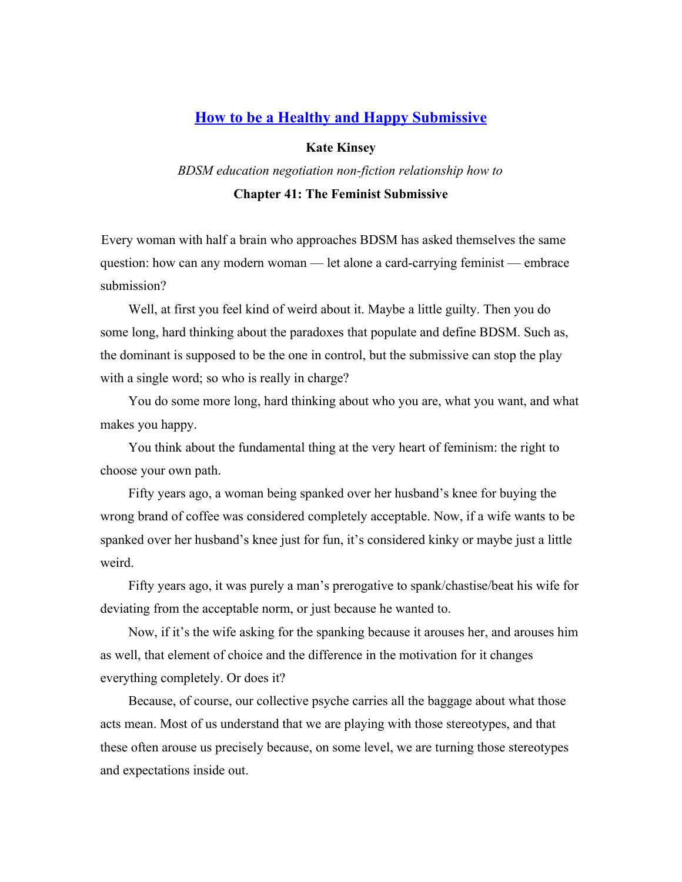## [How to be a Healthy and Happy Submissive]

**Kate Kinsey**

*BDSM education negotiation non-fiction relationship how to*

### Chapter 41: The Feminist Submissive

Every woman with half a brain who approaches BDSM has asked themselves the same question: how can any modern woman — let alone a card-carrying feminist — embrace submission?

Well, at first you feel kind of weird about it. Maybe a little guilty. Then you do some long, hard thinking about the paradoxes that populate and define BDSM. Such as, the dominant is supposed to be the one in control, but the submissive can stop the play with a single word; so who is really in charge?

You do some more long, hard thinking about who you are, what you want, and what makes you happy.

You think about the fundamental thing at the very heart of feminism: the right to choose your own path.

Fifty years ago, a woman being spanked over her husband's knee for buying the wrong brand of coffee was considered completely acceptable. Now, if a wife wants to be spanked over her husband's knee just for fun, it's considered kinky or maybe just a little weird.

Fifty years ago, it was purely a man's prerogative to spank/chastise/beat his wife for deviating from the acceptable norm, or just because he wanted to.

Now, if it's the wife asking for the spanking because it arouses her, and arouses him as well, that element of choice and the difference in the motivation for it changes everything completely. Or does it?

Because, of course, our collective psyche carries all the baggage about what those acts mean. Most of us understand that we are playing with those stereotypes, and that these often arouse us precisely because, on some level, we are turning those stereotypes and expectations inside out.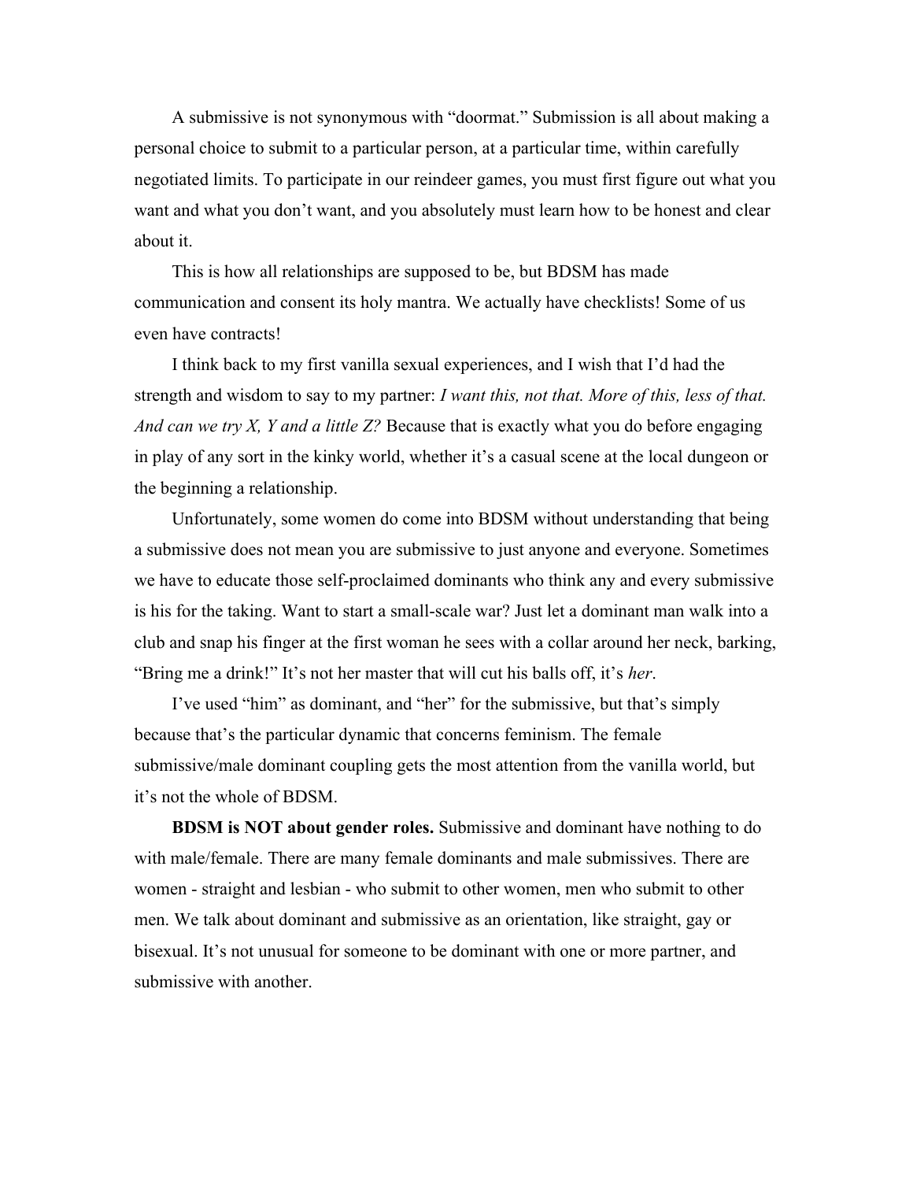A submissive is not synonymous with "doormat." Submission is all about making a personal choice to submit to a particular person, at a particular time, within carefully negotiated limits. To participate in our reindeer games, you must first figure out what you want and what you don't want, and you absolutely must learn how to be honest and clear about it.

This is how all relationships are supposed to be, but BDSM has made communication and consent its holy mantra. We actually have checklists! Some of us even have contracts!

I think back to my first vanilla sexual experiences, and I wish that I'd had the strength and wisdom to say to my partner: *I want this, not that. More of this, less of that. And can we try X, Y and a little Z?* Because that is exactly what you do before engaging in play of any sort in the kinky world, whether it's a casual scene at the local dungeon or the beginning a relationship.

Unfortunately, some women do come into BDSM without understanding that being a submissive does not mean you are submissive to just anyone and everyone. Sometimes we have to educate those self-proclaimed dominants who think any and every submissive is his for the taking. Want to start a small-scale war? Just let a dominant man walk into a club and snap his finger at the first woman he sees with a collar around her neck, barking, "Bring me a drink!" It's not her master that will cut his balls off, it's *her*.

I've used "him" as dominant, and "her" for the submissive, but that's simply because that's the particular dynamic that concerns feminism. The female submissive/male dominant coupling gets the most attention from the vanilla world, but it's not the whole of BDSM.

**BDSM is NOT about gender roles.** Submissive and dominant have nothing to do with male/female. There are many female dominants and male submissives. There are women - straight and lesbian - who submit to other women, men who submit to other men. We talk about dominant and submissive as an orientation, like straight, gay or bisexual. It's not unusual for someone to be dominant with one or more partner, and submissive with another.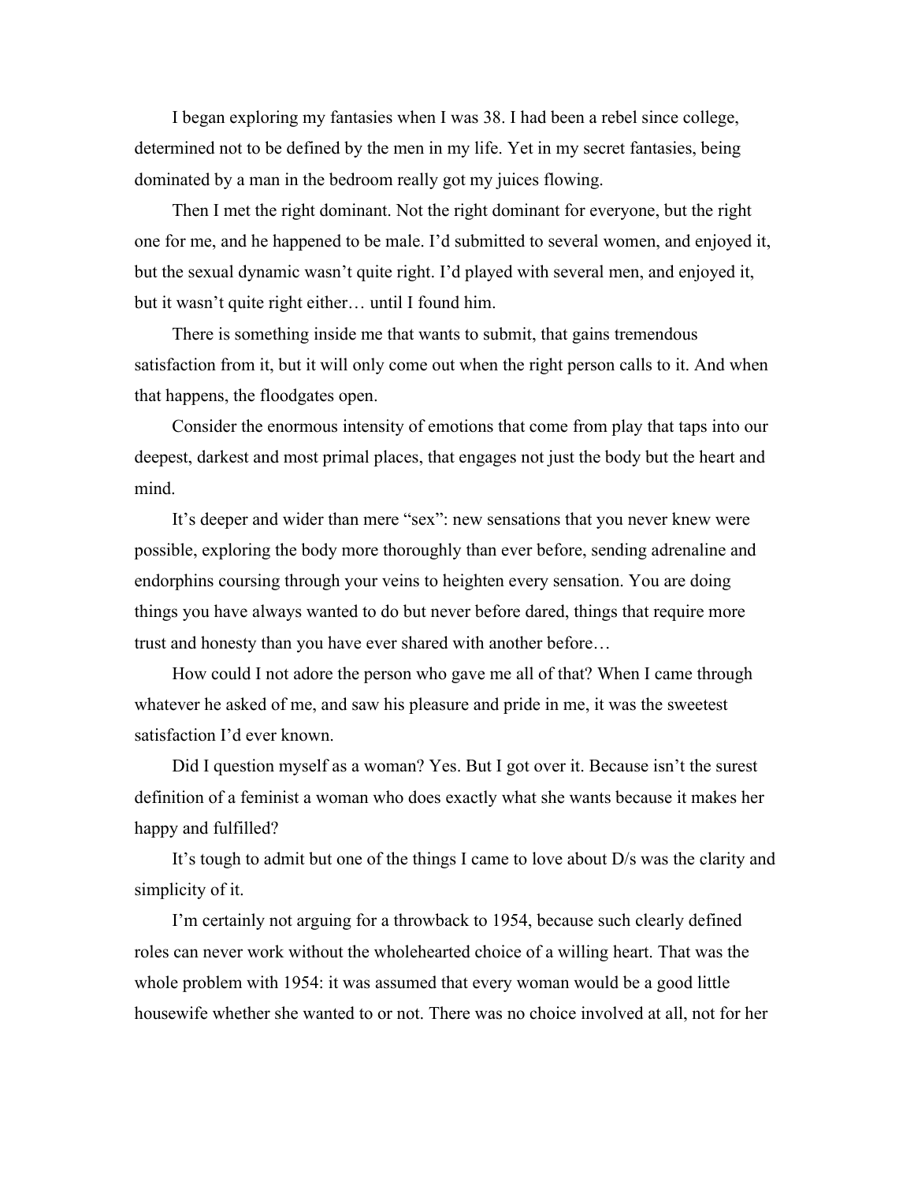I began exploring my fantasies when I was 38. I had been a rebel since college, determined not to be defined by the men in my life. Yet in my secret fantasies, being dominated by a man in the bedroom really got my juices flowing.

Then I met the right dominant. Not the right dominant for everyone, but the right one for me, and he happened to be male. I'd submitted to several women, and enjoyed it, but the sexual dynamic wasn't quite right. I'd played with several men, and enjoyed it, but it wasn't quite right either… until I found him.

There is something inside me that wants to submit, that gains tremendous satisfaction from it, but it will only come out when the right person calls to it. And when that happens, the floodgates open.

Consider the enormous intensity of emotions that come from play that taps into our deepest, darkest and most primal places, that engages not just the body but the heart and mind.

It's deeper and wider than mere "sex": new sensations that you never knew were possible, exploring the body more thoroughly than ever before, sending adrenaline and endorphins coursing through your veins to heighten every sensation. You are doing things you have always wanted to do but never before dared, things that require more trust and honesty than you have ever shared with another before…

How could I not adore the person who gave me all of that? When I came through whatever he asked of me, and saw his pleasure and pride in me, it was the sweetest satisfaction I'd ever known.

Did I question myself as a woman? Yes. But I got over it. Because isn't the surest definition of a feminist a woman who does exactly what she wants because it makes her happy and fulfilled?

It's tough to admit but one of the things I came to love about D/s was the clarity and simplicity of it.

I'm certainly not arguing for a throwback to 1954, because such clearly defined roles can never work without the wholehearted choice of a willing heart. That was the whole problem with 1954: it was assumed that every woman would be a good little housewife whether she wanted to or not. There was no choice involved at all, not for her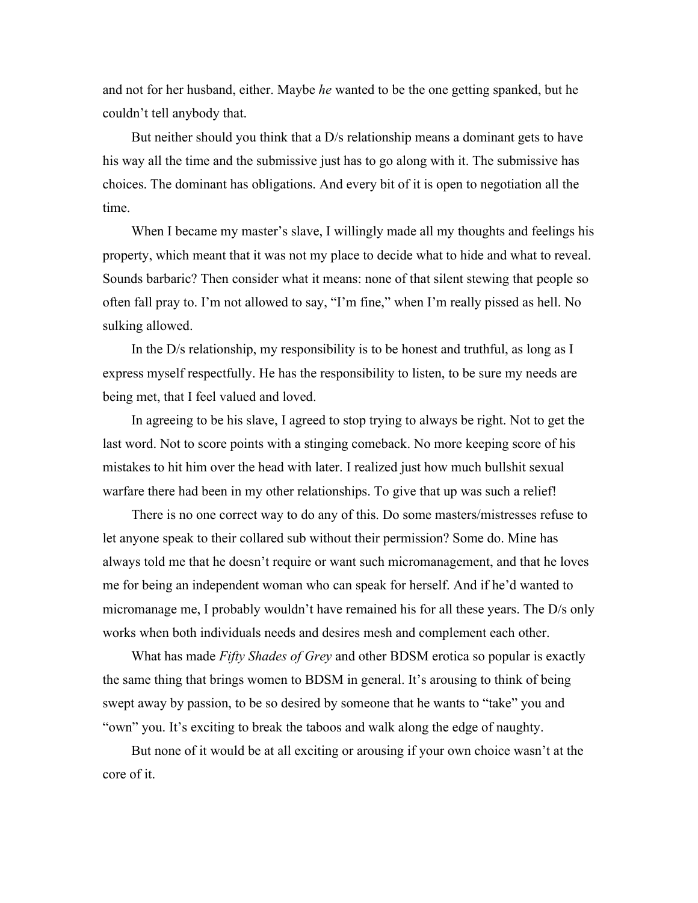and not for her husband, either. Maybe *he* wanted to be the one getting spanked, but he couldn't tell anybody that.

But neither should you think that a D/s relationship means a dominant gets to have his way all the time and the submissive just has to go along with it. The submissive has choices. The dominant has obligations. And every bit of it is open to negotiation all the time.

When I became my master's slave, I willingly made all my thoughts and feelings his property, which meant that it was not my place to decide what to hide and what to reveal. Sounds barbaric? Then consider what it means: none of that silent stewing that people so often fall pray to. I'm not allowed to say, "I'm fine," when I'm really pissed as hell. No sulking allowed.

In the D/s relationship, my responsibility is to be honest and truthful, as long as I express myself respectfully. He has the responsibility to listen, to be sure my needs are being met, that I feel valued and loved.

In agreeing to be his slave, I agreed to stop trying to always be right. Not to get the last word. Not to score points with a stinging comeback. No more keeping score of his mistakes to hit him over the head with later. I realized just how much bullshit sexual warfare there had been in my other relationships. To give that up was such a relief!

There is no one correct way to do any of this. Do some masters/mistresses refuse to let anyone speak to their collared sub without their permission? Some do. Mine has always told me that he doesn't require or want such micromanagement, and that he loves me for being an independent woman who can speak for herself. And if he'd wanted to micromanage me, I probably wouldn't have remained his for all these years. The D/s only works when both individuals needs and desires mesh and complement each other.

What has made *Fifty Shades of Grey* and other BDSM erotica so popular is exactly the same thing that brings women to BDSM in general. It's arousing to think of being swept away by passion, to be so desired by someone that he wants to "take" you and "own" you. It's exciting to break the taboos and walk along the edge of naughty.

But none of it would be at all exciting or arousing if your own choice wasn't at the core of it.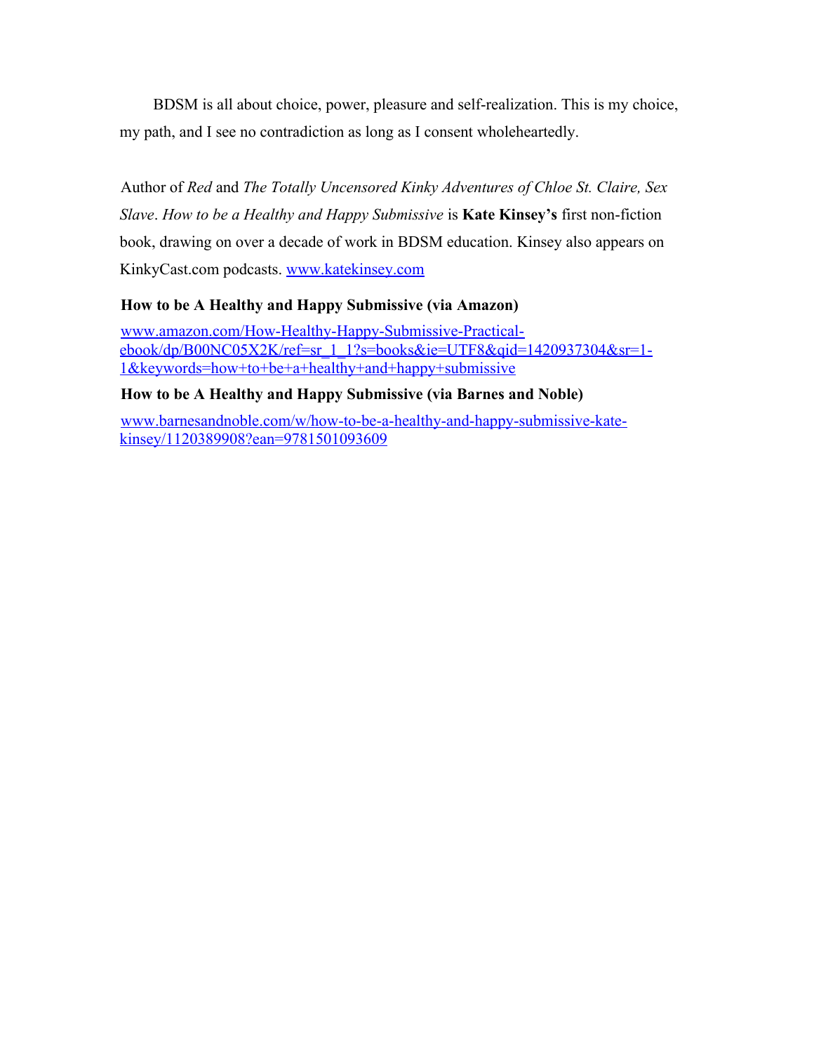BDSM is all about choice, power, pleasure and self-realization. This is my choice, my path, and I see no contradiction as long as I consent wholeheartedly.

Author of *Red* and *The Totally Uncensored Kinky Adventures of Chloe St. Claire, Sex Slave*. *How to be a Healthy and Happy Submissive* is **Kate Kinsey's** first non-fiction book, drawing on over a decade of work in BDSM education. Kinsey also appears on KinkyCast.com podcasts. [www.katekinsey.com](http://www.katekinsey.com)

**How to be A Healthy and Happy Submissive (via Amazon)**

[www.amazon.com/How-Healthy-Happy-Submissive-Practical-ebook/dp/B00NC05X2K/ref=sr_1_1?s=books&ie=UTF8&qid=1420937304&sr=1-1&keywords=how+to+be+a+healthy+and+happy+submissive](http://www.amazon.com/How-Healthy-Happy-Submissive-Practical-ebook/dp/B00NC05X2K/ref=sr_1_1?s=books&ie=UTF8&qid=1420937304&sr=1-1&keywords=how+to+be+a+healthy+and+happy+submissive)

**How to be A Healthy and Happy Submissive (via Barnes and Noble)**

[www.barnesandnoble.com/w/how-to-be-a-healthy-and-happy-submissive-kate-kinsey/1120389908?ean=9781501093609](http://www.barnesandnoble.com/w/how-to-be-a-healthy-and-happy-submissive-kate-kinsey/1120389908?ean=9781501093609)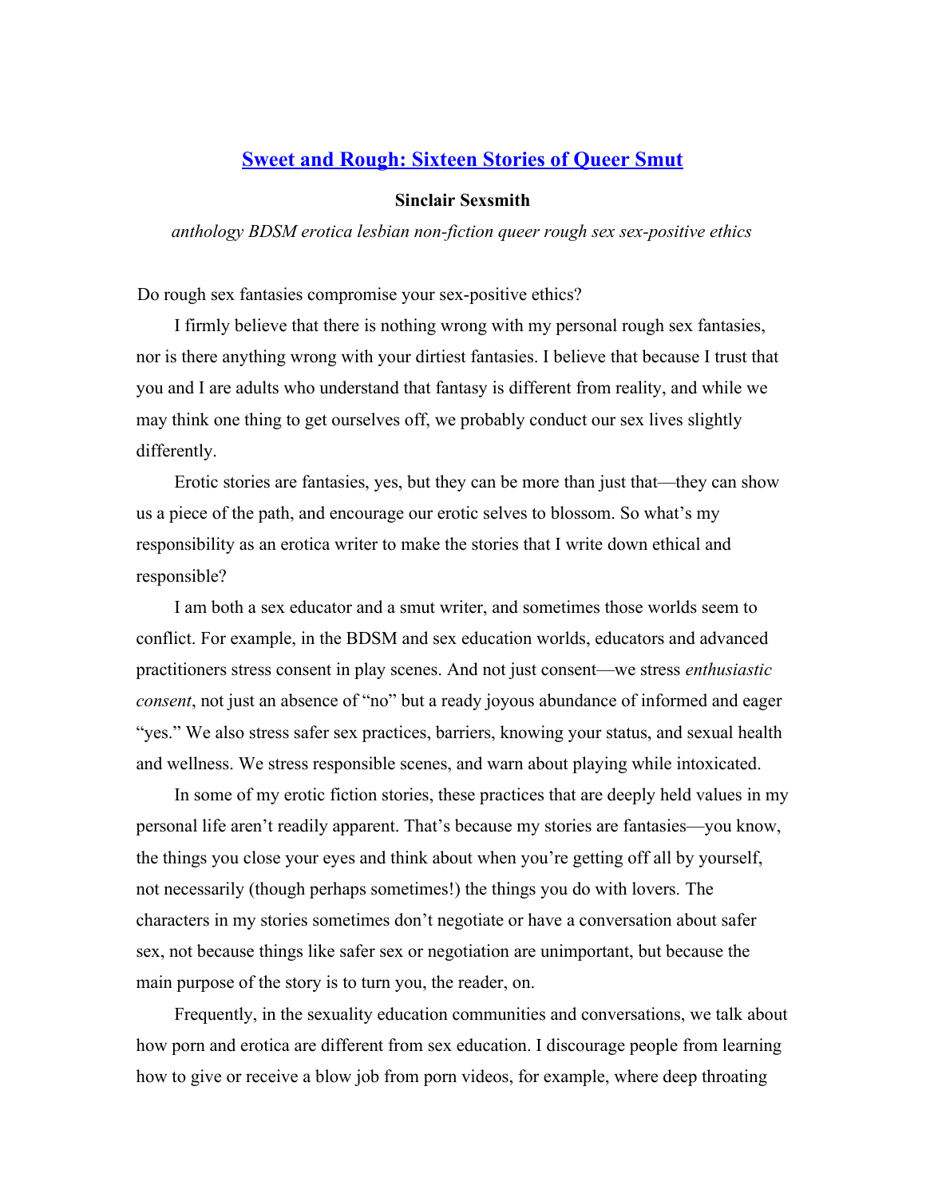## [Sweet and Rough: Sixteen Stories of Queer Smut]

**Sinclair Sexsmith**

*anthology BDSM erotica lesbian non-fiction queer rough sex sex-positive ethics*

Do rough sex fantasies compromise your sex-positive ethics?

I firmly believe that there is nothing wrong with my personal rough sex fantasies, nor is there anything wrong with your dirtiest fantasies. I believe that because I trust that you and I are adults who understand that fantasy is different from reality, and while we may think one thing to get ourselves off, we probably conduct our sex lives slightly differently.

Erotic stories are fantasies, yes, but they can be more than just that—they can show us a piece of the path, and encourage our erotic selves to blossom. So what's my responsibility as an erotica writer to make the stories that I write down ethical and responsible?

I am both a sex educator and a smut writer, and sometimes those worlds seem to conflict. For example, in the BDSM and sex education worlds, educators and advanced practitioners stress consent in play scenes. And not just consent—we stress *enthusiastic consent*, not just an absence of "no" but a ready joyous abundance of informed and eager "yes." We also stress safer sex practices, barriers, knowing your status, and sexual health and wellness. We stress responsible scenes, and warn about playing while intoxicated.

In some of my erotic fiction stories, these practices that are deeply held values in my personal life aren't readily apparent. That's because my stories are fantasies—you know, the things you close your eyes and think about when you're getting off all by yourself, not necessarily (though perhaps sometimes!) the things you do with lovers. The characters in my stories sometimes don't negotiate or have a conversation about safer sex, not because things like safer sex or negotiation are unimportant, but because the main purpose of the story is to turn you, the reader, on.

Frequently, in the sexuality education communities and conversations, we talk about how porn and erotica are different from sex education. I discourage people from learning how to give or receive a blow job from porn videos, for example, where deep throating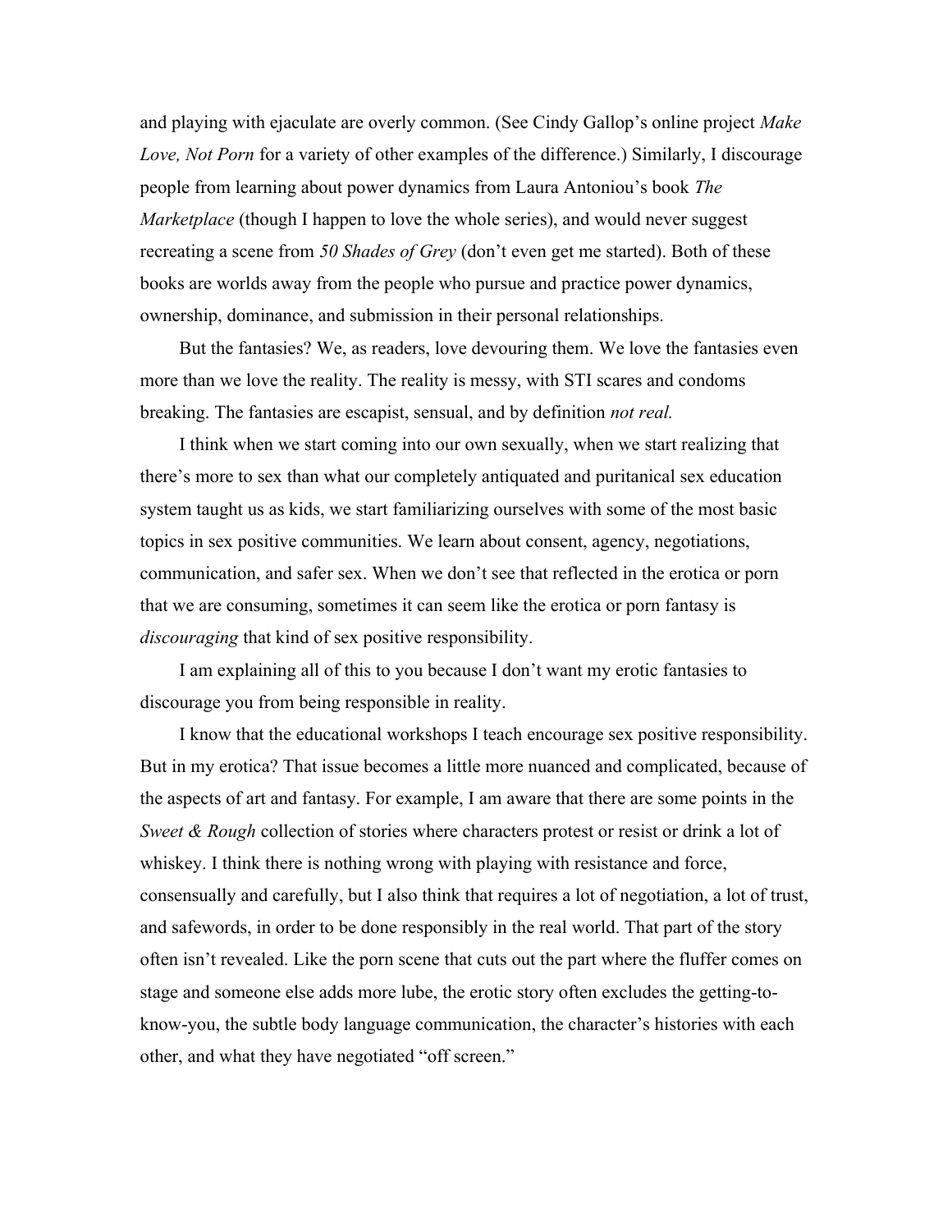and playing with ejaculate are overly common. (See Cindy Gallop's online project *Make Love, Not Porn* for a variety of other examples of the difference.) Similarly, I discourage people from learning about power dynamics from Laura Antoniou's book *The Marketplace* (though I happen to love the whole series), and would never suggest recreating a scene from *50 Shades of Grey* (don't even get me started). Both of these books are worlds away from the people who pursue and practice power dynamics, ownership, dominance, and submission in their personal relationships.

But the fantasies? We, as readers, love devouring them. We love the fantasies even more than we love the reality. The reality is messy, with STI scares and condoms breaking. The fantasies are escapist, sensual, and by definition *not real.*

I think when we start coming into our own sexually, when we start realizing that there's more to sex than what our completely antiquated and puritanical sex education system taught us as kids, we start familiarizing ourselves with some of the most basic topics in sex positive communities. We learn about consent, agency, negotiations, communication, and safer sex. When we don't see that reflected in the erotica or porn that we are consuming, sometimes it can seem like the erotica or porn fantasy is *discouraging* that kind of sex positive responsibility.

I am explaining all of this to you because I don't want my erotic fantasies to discourage you from being responsible in reality.

I know that the educational workshops I teach encourage sex positive responsibility. But in my erotica? That issue becomes a little more nuanced and complicated, because of the aspects of art and fantasy. For example, I am aware that there are some points in the *Sweet & Rough* collection of stories where characters protest or resist or drink a lot of whiskey. I think there is nothing wrong with playing with resistance and force, consensually and carefully, but I also think that requires a lot of negotiation, a lot of trust, and safewords, in order to be done responsibly in the real world. That part of the story often isn't revealed. Like the porn scene that cuts out the part where the fluffer comes on stage and someone else adds more lube, the erotic story often excludes the getting-to-know-you, the subtle body language communication, the character's histories with each other, and what they have negotiated "off screen."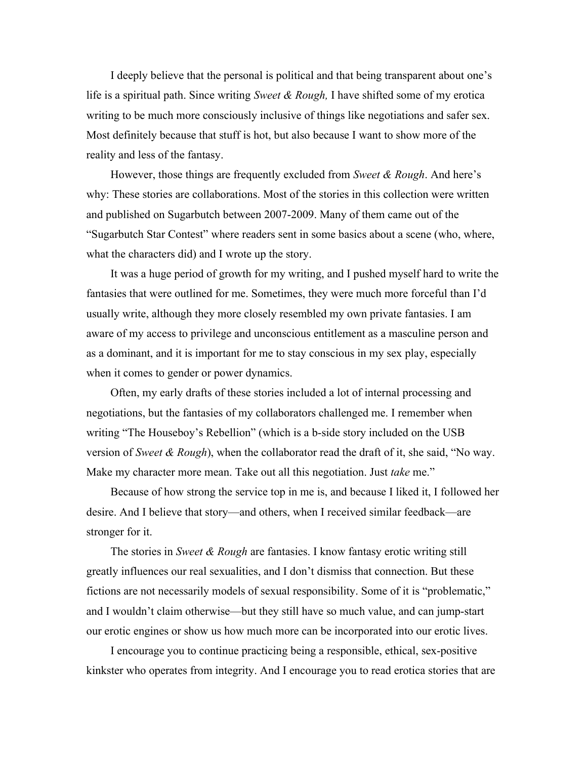I deeply believe that the personal is political and that being transparent about one's life is a spiritual path. Since writing *Sweet & Rough,* I have shifted some of my erotica writing to be much more consciously inclusive of things like negotiations and safer sex. Most definitely because that stuff is hot, but also because I want to show more of the reality and less of the fantasy.

However, those things are frequently excluded from *Sweet & Rough*. And here's why: These stories are collaborations. Most of the stories in this collection were written and published on Sugarbutch between 2007-2009. Many of them came out of the "Sugarbutch Star Contest" where readers sent in some basics about a scene (who, where, what the characters did) and I wrote up the story.

It was a huge period of growth for my writing, and I pushed myself hard to write the fantasies that were outlined for me. Sometimes, they were much more forceful than I'd usually write, although they more closely resembled my own private fantasies. I am aware of my access to privilege and unconscious entitlement as a masculine person and as a dominant, and it is important for me to stay conscious in my sex play, especially when it comes to gender or power dynamics.

Often, my early drafts of these stories included a lot of internal processing and negotiations, but the fantasies of my collaborators challenged me. I remember when writing "The Houseboy's Rebellion" (which is a b-side story included on the USB version of *Sweet & Rough*), when the collaborator read the draft of it, she said, "No way. Make my character more mean. Take out all this negotiation. Just *take* me."

Because of how strong the service top in me is, and because I liked it, I followed her desire. And I believe that story—and others, when I received similar feedback—are stronger for it.

The stories in *Sweet & Rough* are fantasies. I know fantasy erotic writing still greatly influences our real sexualities, and I don't dismiss that connection. But these fictions are not necessarily models of sexual responsibility. Some of it is "problematic," and I wouldn't claim otherwise—but they still have so much value, and can jump-start our erotic engines or show us how much more can be incorporated into our erotic lives.

I encourage you to continue practicing being a responsible, ethical, sex-positive kinkster who operates from integrity. And I encourage you to read erotica stories that are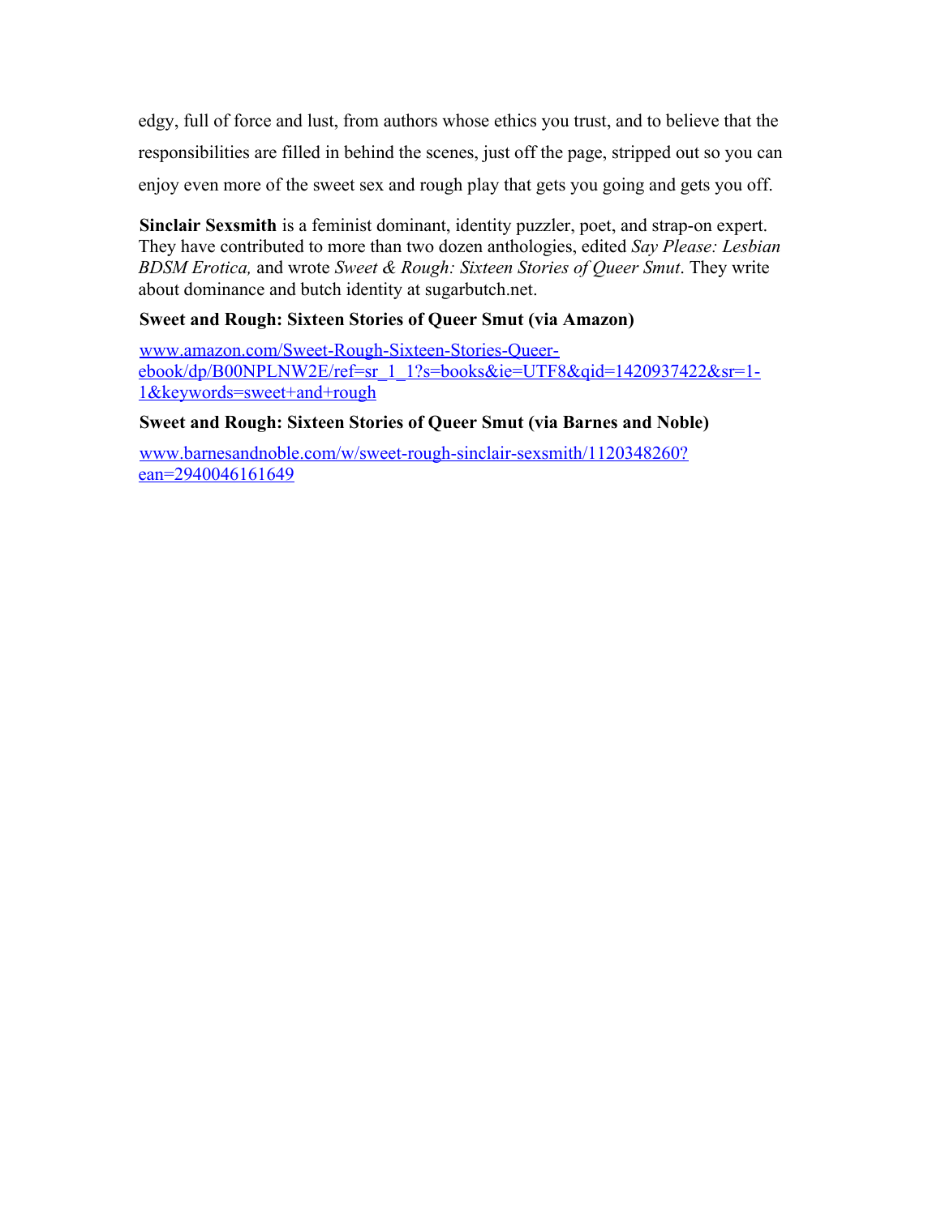edgy, full of force and lust, from authors whose ethics you trust, and to believe that the responsibilities are filled in behind the scenes, just off the page, stripped out so you can enjoy even more of the sweet sex and rough play that gets you going and gets you off.

**Sinclair Sexsmith** is a feminist dominant, identity puzzler, poet, and strap-on expert. They have contributed to more than two dozen anthologies, edited *Say Please: Lesbian BDSM Erotica,* and wrote *Sweet & Rough: Sixteen Stories of Queer Smut*. They write about dominance and butch identity at sugarbutch.net.

**Sweet and Rough: Sixteen Stories of Queer Smut (via Amazon)**

www.amazon.com/Sweet-Rough-Sixteen-Stories-Queer-ebook/dp/B00NPLNW2E/ref=sr_1_1?s=books&ie=UTF8&qid=1420937422&sr=1-1&keywords=sweet+and+rough

**Sweet and Rough: Sixteen Stories of Queer Smut (via Barnes and Noble)**

www.barnesandnoble.com/w/sweet-rough-sinclair-sexsmith/1120348260?ean=2940046161649